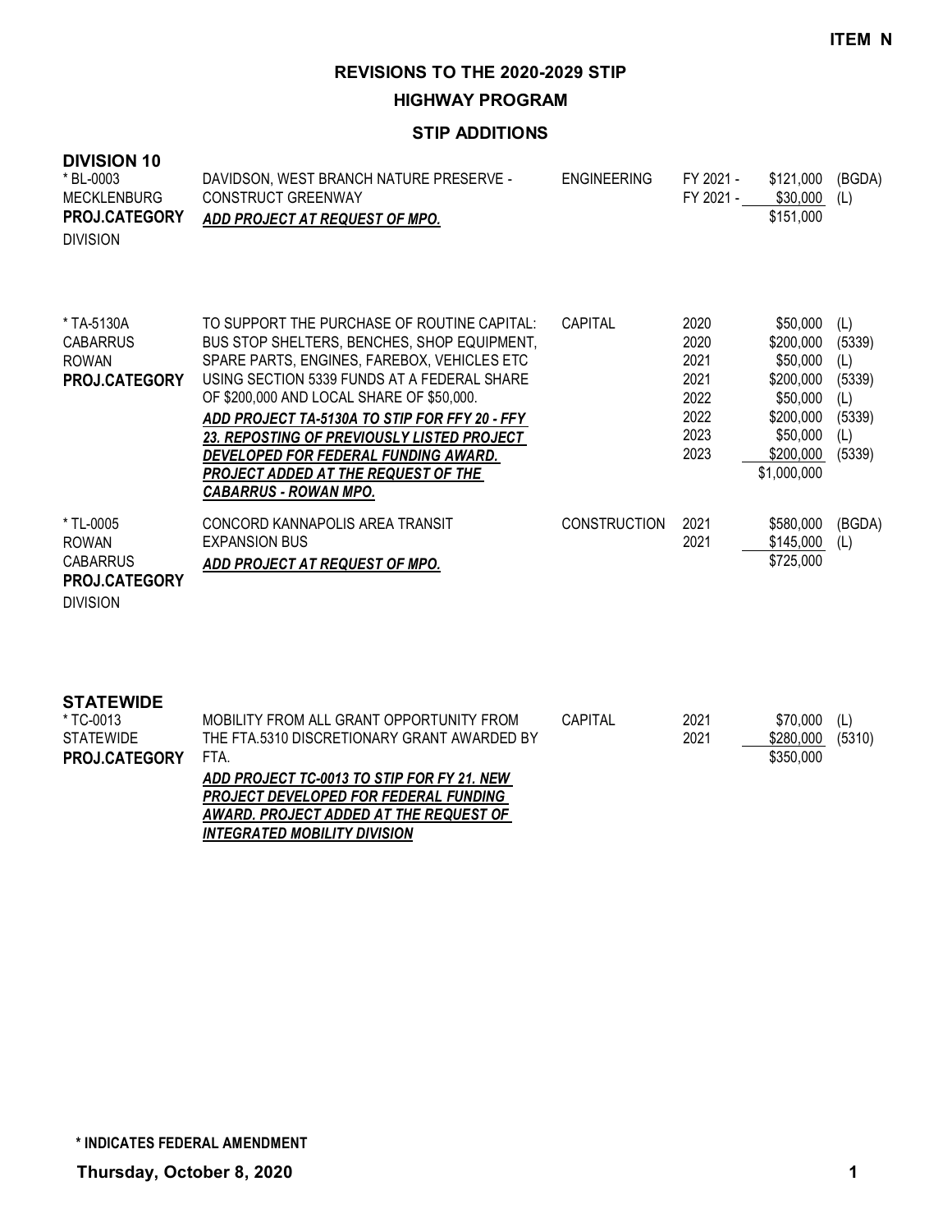ITEM N

# REVISIONS TO THE 2020-2029 STIP

## HIGHWAY PROGRAM

### STIP ADDITIONS

**DIVISION 10**

| Project | Description | Category | Year | Amount | Source |
|---|---|---|---|---|---|
| * BL-0003<br>MECKLENBURG<br>**PROJ.CATEGORY**<br>DIVISION | DAVIDSON, WEST BRANCH NATURE PRESERVE - CONSTRUCT GREENWAY<br>***ADD PROJECT AT REQUEST OF MPO.*** | ENGINEERING | FY 2021 -<br>FY 2021 - | \$121,000<br>\$30,000<br>\$151,000 | (BGDA)<br>(L) |
| * TA-5130A<br>CABARRUS<br>ROWAN<br>**PROJ.CATEGORY** | TO SUPPORT THE PURCHASE OF ROUTINE CAPITAL: BUS STOP SHELTERS, BENCHES, SHOP EQUIPMENT, SPARE PARTS, ENGINES, FAREBOX, VEHICLES ETC USING SECTION 5339 FUNDS AT A FEDERAL SHARE OF \$200,000 AND LOCAL SHARE OF \$50,000.<br>***ADD PROJECT TA-5130A TO STIP FOR FFY 20 - FFY 23. REPOSTING OF PREVIOUSLY LISTED PROJECT DEVELOPED FOR FEDERAL FUNDING AWARD. PROJECT ADDED AT THE REQUEST OF THE CABARRUS - ROWAN MPO.*** | CAPITAL | 2020<br>2020<br>2021<br>2021<br>2022<br>2022<br>2023<br>2023 | \$50,000<br>\$200,000<br>\$50,000<br>\$200,000<br>\$50,000<br>\$200,000<br>\$50,000<br>\$200,000<br>\$1,000,000 | (L)<br>(5339)<br>(L)<br>(5339)<br>(L)<br>(5339)<br>(L)<br>(5339) |
| * TL-0005<br>ROWAN<br>CABARRUS<br>**PROJ.CATEGORY**<br>DIVISION | CONCORD KANNAPOLIS AREA TRANSIT EXPANSION BUS<br>***ADD PROJECT AT REQUEST OF MPO.*** | CONSTRUCTION | 2021<br>2021 | \$580,000<br>\$145,000<br>\$725,000 | (BGDA)<br>(L) |

**STATEWIDE**

| Project | Description | Category | Year | Amount | Source |
|---|---|---|---|---|---|
| * TC-0013<br>STATEWIDE<br>**PROJ.CATEGORY** | MOBILITY FROM ALL GRANT OPPORTUNITY FROM THE FTA.5310 DISCRETIONARY GRANT AWARDED BY FTA.<br>***ADD PROJECT TC-0013 TO STIP FOR FY 21. NEW PROJECT DEVELOPED FOR FEDERAL FUNDING AWARD. PROJECT ADDED AT THE REQUEST OF INTEGRATED MOBILITY DIVISION*** | CAPITAL | 2021<br>2021 | \$70,000<br>\$280,000<br>\$350,000 | (L)<br>(5310) |

**\* INDICATES FEDERAL AMENDMENT**

**Thursday, October 8, 2020**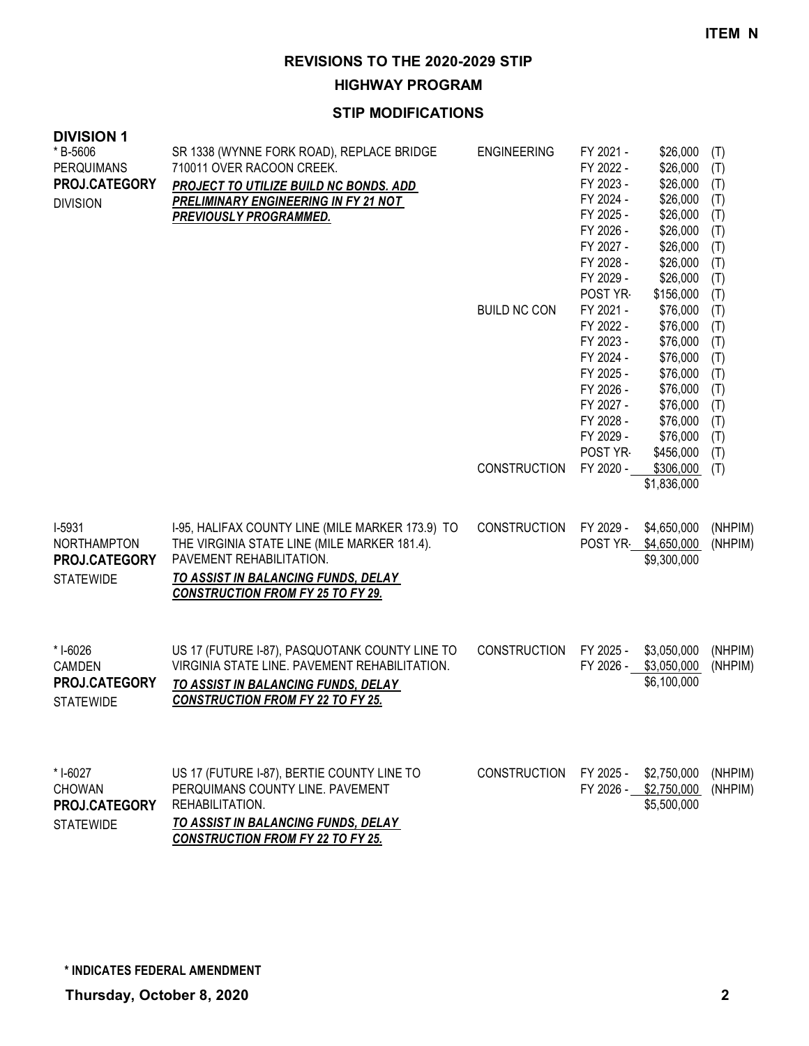**ITEM N**

## REVISIONS TO THE 2020-2029 STIP

### HIGHWAY PROGRAM

### STIP MODIFICATIONS

**DIVISION 1**

| Project | Description | Work Type | Fiscal Year | Amount | Fund |
|---|---|---|---|---|---|
| * B-5606<br>PERQUIMANS<br>**PROJ.CATEGORY**<br>DIVISION | SR 1338 (WYNNE FORK ROAD), REPLACE BRIDGE 710011 OVER RACOON CREEK.<br>***PROJECT TO UTILIZE BUILD NC BONDS. ADD PRELIMINARY ENGINEERING IN FY 21 NOT PREVIOUSLY PROGRAMMED.*** | ENGINEERING | FY 2021 - | $26,000 | (T) |
| | | | FY 2022 - | $26,000 | (T) |
| | | | FY 2023 - | $26,000 | (T) |
| | | | FY 2024 - | $26,000 | (T) |
| | | | FY 2025 - | $26,000 | (T) |
| | | | FY 2026 - | $26,000 | (T) |
| | | | FY 2027 - | $26,000 | (T) |
| | | | FY 2028 - | $26,000 | (T) |
| | | | FY 2029 - | $26,000 | (T) |
| | | | POST YR- | $156,000 | (T) |
| | | BUILD NC CON | FY 2021 - | $76,000 | (T) |
| | | | FY 2022 - | $76,000 | (T) |
| | | | FY 2023 - | $76,000 | (T) |
| | | | FY 2024 - | $76,000 | (T) |
| | | | FY 2025 - | $76,000 | (T) |
| | | | FY 2026 - | $76,000 | (T) |
| | | | FY 2027 - | $76,000 | (T) |
| | | | FY 2028 - | $76,000 | (T) |
| | | | FY 2029 - | $76,000 | (T) |
| | | | POST YR- | $456,000 | (T) |
| | | CONSTRUCTION | FY 2020 - | $306,000 | (T) |
| | | | | $1,836,000 | |
| I-5931<br>NORTHAMPTON<br>**PROJ.CATEGORY**<br>STATEWIDE | I-95, HALIFAX COUNTY LINE (MILE MARKER 173.9) TO THE VIRGINIA STATE LINE (MILE MARKER 181.4). PAVEMENT REHABILITATION.<br>***TO ASSIST IN BALANCING FUNDS, DELAY CONSTRUCTION FROM FY 25 TO FY 29.*** | CONSTRUCTION | FY 2029 - | $4,650,000 | (NHPIM) |
| | | | POST YR- | $4,650,000 | (NHPIM) |
| | | | | $9,300,000 | |
| * I-6026<br>CAMDEN<br>**PROJ.CATEGORY**<br>STATEWIDE | US 17 (FUTURE I-87), PASQUOTANK COUNTY LINE TO VIRGINIA STATE LINE. PAVEMENT REHABILITATION.<br>***TO ASSIST IN BALANCING FUNDS, DELAY CONSTRUCTION FROM FY 22 TO FY 25.*** | CONSTRUCTION | FY 2025 - | $3,050,000 | (NHPIM) |
| | | | FY 2026 - | $3,050,000 | (NHPIM) |
| | | | | $6,100,000 | |
| * I-6027<br>CHOWAN<br>**PROJ.CATEGORY**<br>STATEWIDE | US 17 (FUTURE I-87), BERTIE COUNTY LINE TO PERQUIMANS COUNTY LINE. PAVEMENT REHABILITATION.<br>***TO ASSIST IN BALANCING FUNDS, DELAY CONSTRUCTION FROM FY 22 TO FY 25.*** | CONSTRUCTION | FY 2025 - | $2,750,000 | (NHPIM) |
| | | | FY 2026 - | $2,750,000 | (NHPIM) |
| | | | | $5,500,000 | |

**\* INDICATES FEDERAL AMENDMENT**

**Thursday, October 8, 2020**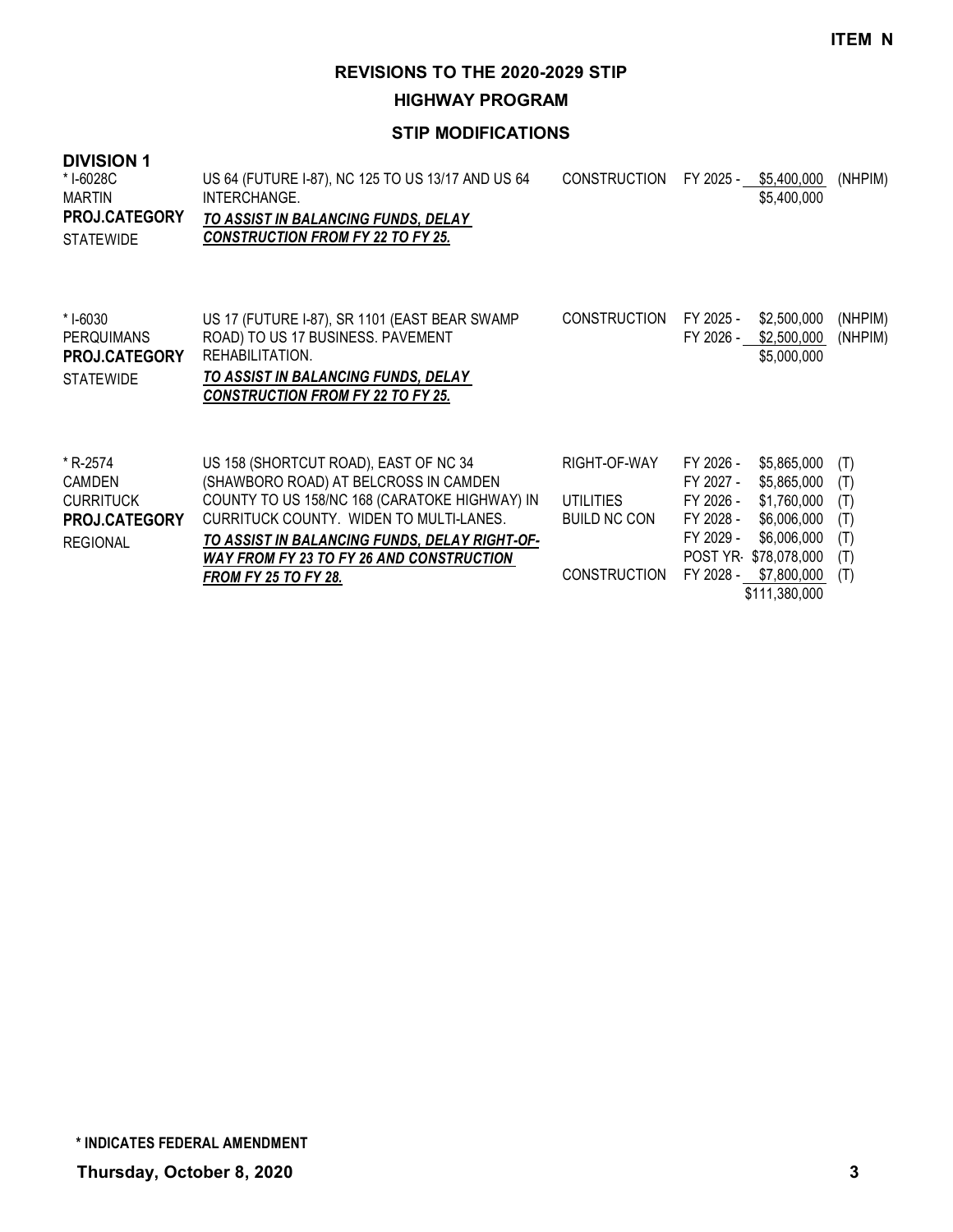**ITEM N**

# REVISIONS TO THE 2020-2029 STIP

## HIGHWAY PROGRAM

### STIP MODIFICATIONS

**DIVISION 1**

| Project | Description | Work Type | Fiscal Year | Amount | Funding |
|---|---|---|---|---|---|
| * I-6028C<br>MARTIN<br>**PROJ.CATEGORY**<br>STATEWIDE | US 64 (FUTURE I-87), NC 125 TO US 13/17 AND US 64 INTERCHANGE.<br>***TO ASSIST IN BALANCING FUNDS, DELAY CONSTRUCTION FROM FY 22 TO FY 25.*** | CONSTRUCTION | FY 2025 - | $5,400,000 | (NHPIM) |
| | | | | $5,400,000 | |
| * I-6030<br>PERQUIMANS<br>**PROJ.CATEGORY**<br>STATEWIDE | US 17 (FUTURE I-87), SR 1101 (EAST BEAR SWAMP ROAD) TO US 17 BUSINESS. PAVEMENT REHABILITATION.<br>***TO ASSIST IN BALANCING FUNDS, DELAY CONSTRUCTION FROM FY 22 TO FY 25.*** | CONSTRUCTION | FY 2025 - | $2,500,000 | (NHPIM) |
| | | | FY 2026 - | $2,500,000 | (NHPIM) |
| | | | | $5,000,000 | |
| * R-2574<br>CAMDEN<br>CURRITUCK<br>**PROJ.CATEGORY**<br>REGIONAL | US 158 (SHORTCUT ROAD), EAST OF NC 34 (SHAWBORO ROAD) AT BELCROSS IN CAMDEN COUNTY TO US 158/NC 168 (CARATOKE HIGHWAY) IN CURRITUCK COUNTY. WIDEN TO MULTI-LANES.<br>***TO ASSIST IN BALANCING FUNDS, DELAY RIGHT-OF-WAY FROM FY 23 TO FY 26 AND CONSTRUCTION FROM FY 25 TO FY 28.*** | RIGHT-OF-WAY | FY 2026 - | $5,865,000 | (T) |
| | | | FY 2027 - | $5,865,000 | (T) |
| | | UTILITIES | FY 2026 - | $1,760,000 | (T) |
| | | BUILD NC CON | FY 2028 - | $6,006,000 | (T) |
| | | | FY 2029 - | $6,006,000 | (T) |
| | | | POST YR- | $78,078,000 | (T) |
| | | CONSTRUCTION | FY 2028 - | $7,800,000 | (T) |
| | | | | $111,380,000 | |

**\* INDICATES FEDERAL AMENDMENT**

**Thursday, October 8, 2020**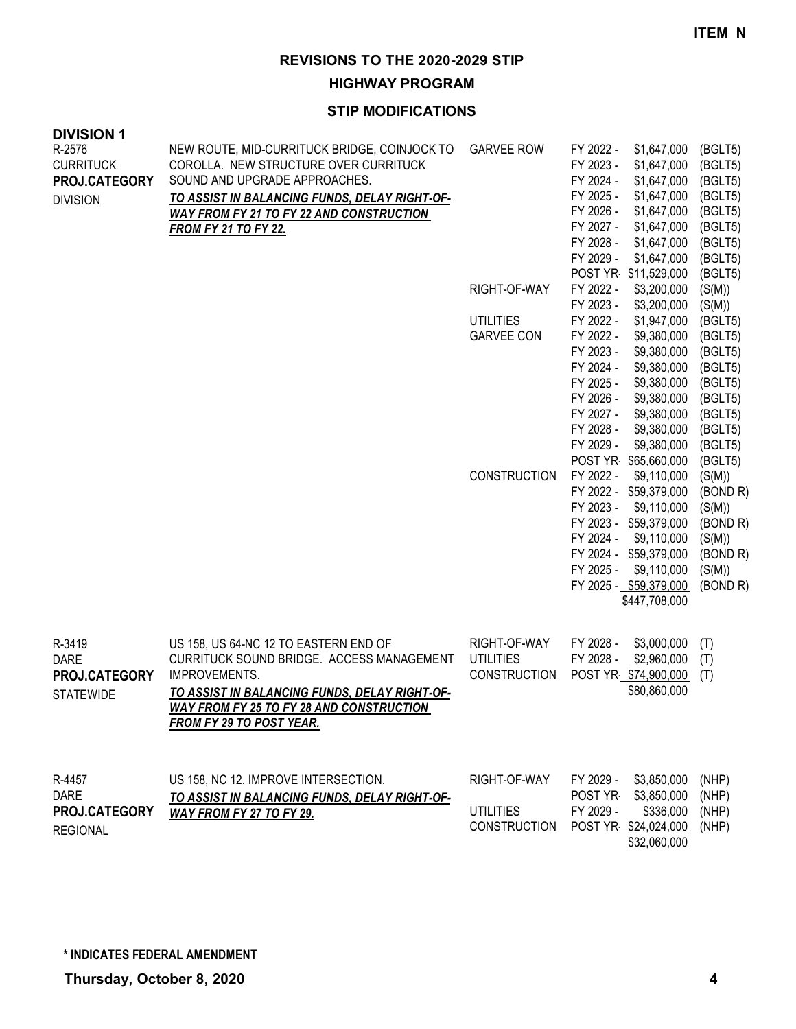ITEM N

# REVISIONS TO THE 2020-2029 STIP

## HIGHWAY PROGRAM

### STIP MODIFICATIONS

**DIVISION 1**

| Project | Description | Work Type | Fiscal Year / Amount | Fund |
|---|---|---|---|---|
| R-2576<br>CURRITUCK<br>**PROJ.CATEGORY**<br>DIVISION | NEW ROUTE, MID-CURRITUCK BRIDGE, COINJOCK TO COROLLA. NEW STRUCTURE OVER CURRITUCK SOUND AND UPGRADE APPROACHES.<br>***<u>TO ASSIST IN BALANCING FUNDS, DELAY RIGHT-OF-WAY FROM FY 21 TO FY 22 AND CONSTRUCTION FROM FY 21 TO FY 22.</u>*** | GARVEE ROW | FY 2022 - $1,647,000 | (BGLT5) |
| | | | FY 2023 - $1,647,000 | (BGLT5) |
| | | | FY 2024 - $1,647,000 | (BGLT5) |
| | | | FY 2025 - $1,647,000 | (BGLT5) |
| | | | FY 2026 - $1,647,000 | (BGLT5) |
| | | | FY 2027 - $1,647,000 | (BGLT5) |
| | | | FY 2028 - $1,647,000 | (BGLT5) |
| | | | FY 2029 - $1,647,000 | (BGLT5) |
| | | | POST YR- $11,529,000 | (BGLT5) |
| | | RIGHT-OF-WAY | FY 2022 - $3,200,000 | (S(M)) |
| | | | FY 2023 - $3,200,000 | (S(M)) |
| | | UTILITIES | FY 2022 - $1,947,000 | (BGLT5) |
| | | GARVEE CON | FY 2022 - $9,380,000 | (BGLT5) |
| | | | FY 2023 - $9,380,000 | (BGLT5) |
| | | | FY 2024 - $9,380,000 | (BGLT5) |
| | | | FY 2025 - $9,380,000 | (BGLT5) |
| | | | FY 2026 - $9,380,000 | (BGLT5) |
| | | | FY 2027 - $9,380,000 | (BGLT5) |
| | | | FY 2028 - $9,380,000 | (BGLT5) |
| | | | FY 2029 - $9,380,000 | (BGLT5) |
| | | | POST YR- $65,660,000 | (BGLT5) |
| | | CONSTRUCTION | FY 2022 - $9,110,000 | (S(M)) |
| | | | FY 2022 - $59,379,000 | (BOND R) |
| | | | FY 2023 - $9,110,000 | (S(M)) |
| | | | FY 2023 - $59,379,000 | (BOND R) |
| | | | FY 2024 - $9,110,000 | (S(M)) |
| | | | FY 2024 - $59,379,000 | (BOND R) |
| | | | FY 2025 - $9,110,000 | (S(M)) |
| | | | FY 2025 - $59,379,000 | (BOND R) |
| | | | $447,708,000 | |
| R-3419<br>DARE<br>**PROJ.CATEGORY**<br>STATEWIDE | US 158, US 64-NC 12 TO EASTERN END OF CURRITUCK SOUND BRIDGE. ACCESS MANAGEMENT IMPROVEMENTS.<br>***<u>TO ASSIST IN BALANCING FUNDS, DELAY RIGHT-OF-WAY FROM FY 25 TO FY 28 AND CONSTRUCTION FROM FY 29 TO POST YEAR.</u>*** | RIGHT-OF-WAY | FY 2028 - $3,000,000 | (T) |
| | | UTILITIES | FY 2028 - $2,960,000 | (T) |
| | | CONSTRUCTION | POST YR- $74,900,000 | (T) |
| | | | $80,860,000 | |
| R-4457<br>DARE<br>**PROJ.CATEGORY**<br>REGIONAL | US 158, NC 12. IMPROVE INTERSECTION.<br>***<u>TO ASSIST IN BALANCING FUNDS, DELAY RIGHT-OF-WAY FROM FY 27 TO FY 29.</u>*** | RIGHT-OF-WAY | FY 2029 - $3,850,000 | (NHP) |
| | | | POST YR- $3,850,000 | (NHP) |
| | | UTILITIES | FY 2029 - $336,000 | (NHP) |
| | | CONSTRUCTION | POST YR- $24,024,000 | (NHP) |
| | | | $32,060,000 | |

**\* INDICATES FEDERAL AMENDMENT**

**Thursday, October 8, 2020**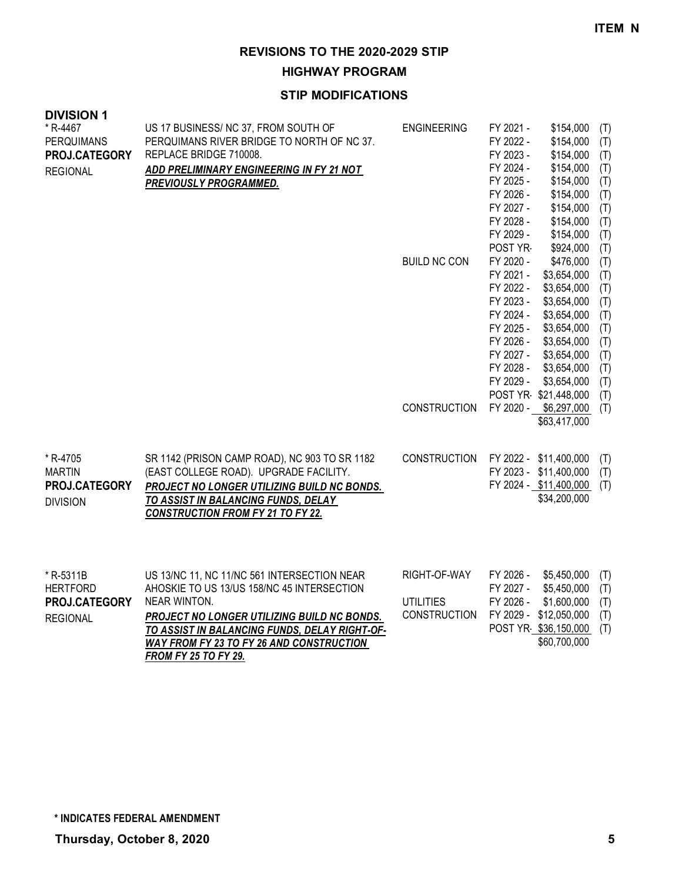**ITEM N**

# REVISIONS TO THE 2020-2029 STIP

## HIGHWAY PROGRAM

### STIP MODIFICATIONS

**DIVISION 1**

| Project | Description | Category | Year | Amount | |
|---|---|---|---|---|---|
| * R-4467<br>PERQUIMANS<br>**PROJ.CATEGORY**<br>REGIONAL | US 17 BUSINESS/ NC 37, FROM SOUTH OF PERQUIMANS RIVER BRIDGE TO NORTH OF NC 37. REPLACE BRIDGE 710008.<br>***ADD PRELIMINARY ENGINEERING IN FY 21 NOT PREVIOUSLY PROGRAMMED.*** | ENGINEERING | FY 2021 - | $154,000 | (T) |
| | | | FY 2022 - | $154,000 | (T) |
| | | | FY 2023 - | $154,000 | (T) |
| | | | FY 2024 - | $154,000 | (T) |
| | | | FY 2025 - | $154,000 | (T) |
| | | | FY 2026 - | $154,000 | (T) |
| | | | FY 2027 - | $154,000 | (T) |
| | | | FY 2028 - | $154,000 | (T) |
| | | | FY 2029 - | $154,000 | (T) |
| | | | POST YR- | $924,000 | (T) |
| | | BUILD NC CON | FY 2020 - | $476,000 | (T) |
| | | | FY 2021 - | $3,654,000 | (T) |
| | | | FY 2022 - | $3,654,000 | (T) |
| | | | FY 2023 - | $3,654,000 | (T) |
| | | | FY 2024 - | $3,654,000 | (T) |
| | | | FY 2025 - | $3,654,000 | (T) |
| | | | FY 2026 - | $3,654,000 | (T) |
| | | | FY 2027 - | $3,654,000 | (T) |
| | | | FY 2028 - | $3,654,000 | (T) |
| | | | FY 2029 - | $3,654,000 | (T) |
| | | | POST YR- | $21,448,000 | (T) |
| | | CONSTRUCTION | FY 2020 - | $6,297,000 | (T) |
| | | | | $63,417,000 | |
| * R-4705<br>MARTIN<br>**PROJ.CATEGORY**<br>DIVISION | SR 1142 (PRISON CAMP ROAD), NC 903 TO SR 1182 (EAST COLLEGE ROAD). UPGRADE FACILITY.<br>***PROJECT NO LONGER UTILIZING BUILD NC BONDS. TO ASSIST IN BALANCING FUNDS, DELAY CONSTRUCTION FROM FY 21 TO FY 22.*** | CONSTRUCTION | FY 2022 - | $11,400,000 | (T) |
| | | | FY 2023 - | $11,400,000 | (T) |
| | | | FY 2024 - | $11,400,000 | (T) |
| | | | | $34,200,000 | |
| * R-5311B<br>HERTFORD<br>**PROJ.CATEGORY**<br>REGIONAL | US 13/NC 11, NC 11/NC 561 INTERSECTION NEAR AHOSKIE TO US 13/US 158/NC 45 INTERSECTION NEAR WINTON.<br>***PROJECT NO LONGER UTILIZING BUILD NC BONDS. TO ASSIST IN BALANCING FUNDS, DELAY RIGHT-OF-WAY FROM FY 23 TO FY 26 AND CONSTRUCTION FROM FY 25 TO FY 29.*** | RIGHT-OF-WAY | FY 2026 - | $5,450,000 | (T) |
| | | | FY 2027 - | $5,450,000 | (T) |
| | | UTILITIES | FY 2026 - | $1,600,000 | (T) |
| | | CONSTRUCTION | FY 2029 - | $12,050,000 | (T) |
| | | | POST YR- | $36,150,000 | (T) |
| | | | | $60,700,000 | |

**\* INDICATES FEDERAL AMENDMENT**

**Thursday, October 8, 2020**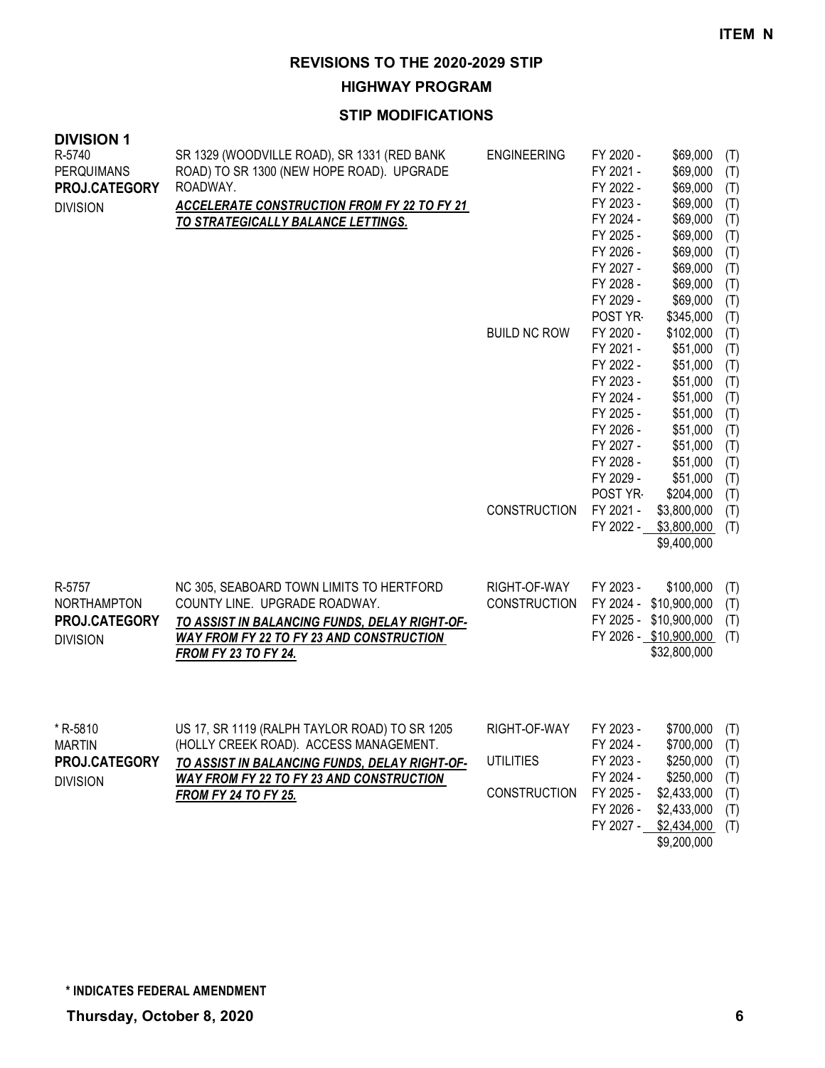**ITEM N**

# REVISIONS TO THE 2020-2029 STIP

## HIGHWAY PROGRAM

### STIP MODIFICATIONS

**DIVISION 1**

| Project | Description | Work Type | Fiscal Year | Amount | Fund |
|---|---|---|---|---|---|
| R-5740<br>PERQUIMANS<br>**PROJ.CATEGORY**<br>DIVISION | SR 1329 (WOODVILLE ROAD), SR 1331 (RED BANK ROAD) TO SR 1300 (NEW HOPE ROAD). UPGRADE ROADWAY.<br>***ACCELERATE CONSTRUCTION FROM FY 22 TO FY 21 TO STRATEGICALLY BALANCE LETTINGS.*** | ENGINEERING | FY 2020 - | $69,000 | (T) |
| | | | FY 2021 - | $69,000 | (T) |
| | | | FY 2022 - | $69,000 | (T) |
| | | | FY 2023 - | $69,000 | (T) |
| | | | FY 2024 - | $69,000 | (T) |
| | | | FY 2025 - | $69,000 | (T) |
| | | | FY 2026 - | $69,000 | (T) |
| | | | FY 2027 - | $69,000 | (T) |
| | | | FY 2028 - | $69,000 | (T) |
| | | | FY 2029 - | $69,000 | (T) |
| | | | POST YR- | $345,000 | (T) |
| | | BUILD NC ROW | FY 2020 - | $102,000 | (T) |
| | | | FY 2021 - | $51,000 | (T) |
| | | | FY 2022 - | $51,000 | (T) |
| | | | FY 2023 - | $51,000 | (T) |
| | | | FY 2024 - | $51,000 | (T) |
| | | | FY 2025 - | $51,000 | (T) |
| | | | FY 2026 - | $51,000 | (T) |
| | | | FY 2027 - | $51,000 | (T) |
| | | | FY 2028 - | $51,000 | (T) |
| | | | FY 2029 - | $51,000 | (T) |
| | | | POST YR- | $204,000 | (T) |
| | | CONSTRUCTION | FY 2021 - | $3,800,000 | (T) |
| | | | FY 2022 - | $3,800,000 | (T) |
| | | | | $9,400,000 | |
| R-5757<br>NORTHAMPTON<br>**PROJ.CATEGORY**<br>DIVISION | NC 305, SEABOARD TOWN LIMITS TO HERTFORD COUNTY LINE. UPGRADE ROADWAY.<br>***TO ASSIST IN BALANCING FUNDS, DELAY RIGHT-OF-WAY FROM FY 22 TO FY 23 AND CONSTRUCTION FROM FY 23 TO FY 24.*** | RIGHT-OF-WAY | FY 2023 - | $100,000 | (T) |
| | | CONSTRUCTION | FY 2024 - | $10,900,000 | (T) |
| | | | FY 2025 - | $10,900,000 | (T) |
| | | | FY 2026 - | $10,900,000 | (T) |
| | | | | $32,800,000 | |
| * R-5810<br>MARTIN<br>**PROJ.CATEGORY**<br>DIVISION | US 17, SR 1119 (RALPH TAYLOR ROAD) TO SR 1205 (HOLLY CREEK ROAD). ACCESS MANAGEMENT.<br>***TO ASSIST IN BALANCING FUNDS, DELAY RIGHT-OF-WAY FROM FY 22 TO FY 23 AND CONSTRUCTION FROM FY 24 TO FY 25.*** | RIGHT-OF-WAY | FY 2023 - | $700,000 | (T) |
| | | | FY 2024 - | $700,000 | (T) |
| | | UTILITIES | FY 2023 - | $250,000 | (T) |
| | | | FY 2024 - | $250,000 | (T) |
| | | CONSTRUCTION | FY 2025 - | $2,433,000 | (T) |
| | | | FY 2026 - | $2,433,000 | (T) |
| | | | FY 2027 - | $2,434,000 | (T) |
| | | | | $9,200,000 | |

**\* INDICATES FEDERAL AMENDMENT**

**Thursday, October 8, 2020**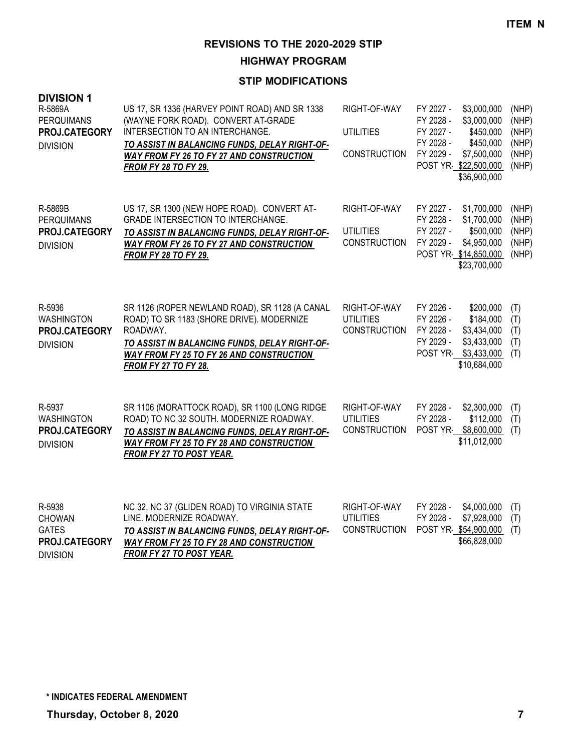**ITEM N**

# REVISIONS TO THE 2020-2029 STIP

## HIGHWAY PROGRAM

### STIP MODIFICATIONS

**DIVISION 1**

| Project | Description | Work Type | Schedule | Cost | Funding |
|---|---|---|---|---|---|
| R-5869A<br>PERQUIMANS<br>**PROJ.CATEGORY**<br>DIVISION | US 17, SR 1336 (HARVEY POINT ROAD) AND SR 1338 (WAYNE FORK ROAD). CONVERT AT-GRADE INTERSECTION TO AN INTERCHANGE.<br>***TO ASSIST IN BALANCING FUNDS, DELAY RIGHT-OF-WAY FROM FY 26 TO FY 27 AND CONSTRUCTION FROM FY 28 TO FY 29.*** | RIGHT-OF-WAY | FY 2027 - | $3,000,000 | (NHP) |
| | | | FY 2028 - | $3,000,000 | (NHP) |
| | | UTILITIES | FY 2027 - | $450,000 | (NHP) |
| | | | FY 2028 - | $450,000 | (NHP) |
| | | CONSTRUCTION | FY 2029 - | $7,500,000 | (NHP) |
| | | | POST YR- | $22,500,000 | (NHP) |
| | | | | $36,900,000 | |
| R-5869B<br>PERQUIMANS<br>**PROJ.CATEGORY**<br>DIVISION | US 17, SR 1300 (NEW HOPE ROAD). CONVERT AT-GRADE INTERSECTION TO INTERCHANGE.<br>***TO ASSIST IN BALANCING FUNDS, DELAY RIGHT-OF-WAY FROM FY 26 TO FY 27 AND CONSTRUCTION FROM FY 28 TO FY 29.*** | RIGHT-OF-WAY | FY 2027 - | $1,700,000 | (NHP) |
| | | | FY 2028 - | $1,700,000 | (NHP) |
| | | UTILITIES | FY 2027 - | $500,000 | (NHP) |
| | | CONSTRUCTION | FY 2029 - | $4,950,000 | (NHP) |
| | | | POST YR- | $14,850,000 | (NHP) |
| | | | | $23,700,000 | |
| R-5936<br>WASHINGTON<br>**PROJ.CATEGORY**<br>DIVISION | SR 1126 (ROPER NEWLAND ROAD), SR 1128 (A CANAL ROAD) TO SR 1183 (SHORE DRIVE). MODERNIZE ROADWAY.<br>***TO ASSIST IN BALANCING FUNDS, DELAY RIGHT-OF-WAY FROM FY 25 TO FY 26 AND CONSTRUCTION FROM FY 27 TO FY 28.*** | RIGHT-OF-WAY | FY 2026 - | $200,000 | (T) |
| | | UTILITIES | FY 2026 - | $184,000 | (T) |
| | | CONSTRUCTION | FY 2028 - | $3,434,000 | (T) |
| | | | FY 2029 - | $3,433,000 | (T) |
| | | | POST YR- | $3,433,000 | (T) |
| | | | | $10,684,000 | |
| R-5937<br>WASHINGTON<br>**PROJ.CATEGORY**<br>DIVISION | SR 1106 (MORATTOCK ROAD), SR 1100 (LONG RIDGE ROAD) TO NC 32 SOUTH. MODERNIZE ROADWAY.<br>***TO ASSIST IN BALANCING FUNDS, DELAY RIGHT-OF-WAY FROM FY 25 TO FY 28 AND CONSTRUCTION FROM FY 27 TO POST YEAR.*** | RIGHT-OF-WAY | FY 2028 - | $2,300,000 | (T) |
| | | UTILITIES | FY 2028 - | $112,000 | (T) |
| | | CONSTRUCTION | POST YR- | $8,600,000 | (T) |
| | | | | $11,012,000 | |
| R-5938<br>CHOWAN<br>GATES<br>**PROJ.CATEGORY**<br>DIVISION | NC 32, NC 37 (GLIDEN ROAD) TO VIRGINIA STATE LINE. MODERNIZE ROADWAY.<br>***TO ASSIST IN BALANCING FUNDS, DELAY RIGHT-OF-WAY FROM FY 25 TO FY 28 AND CONSTRUCTION FROM FY 27 TO POST YEAR.*** | RIGHT-OF-WAY | FY 2028 - | $4,000,000 | (T) |
| | | UTILITIES | FY 2028 - | $7,928,000 | (T) |
| | | CONSTRUCTION | POST YR- | $54,900,000 | (T) |
| | | | | $66,828,000 | |

**\* INDICATES FEDERAL AMENDMENT**

**Thursday, October 8, 2020**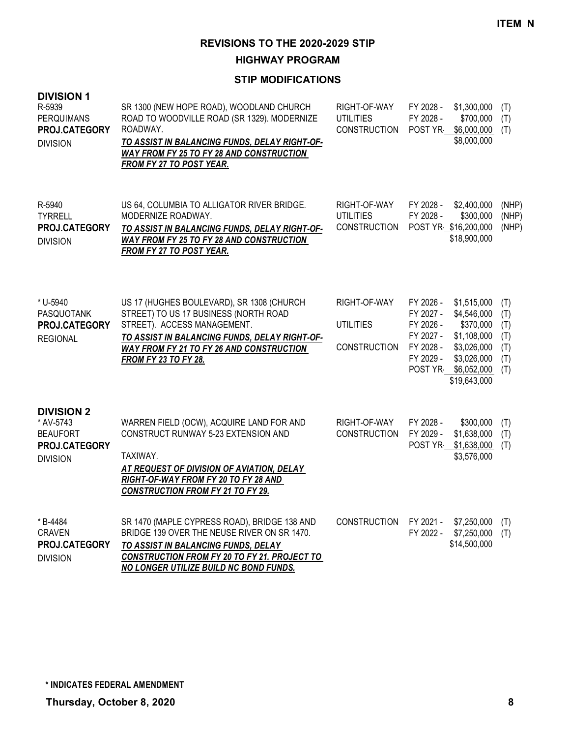**ITEM N**

# REVISIONS TO THE 2020-2029 STIP

## HIGHWAY PROGRAM

### STIP MODIFICATIONS

## DIVISION 1

| Project | Description | Work Type | Year | Amount | Fund |
|---|---|---|---|---|---|
| R-5939<br>PERQUIMANS<br>**PROJ.CATEGORY**<br>DIVISION | SR 1300 (NEW HOPE ROAD), WOODLAND CHURCH ROAD TO WOODVILLE ROAD (SR 1329). MODERNIZE ROADWAY.<br>***TO ASSIST IN BALANCING FUNDS, DELAY RIGHT-OF-WAY FROM FY 25 TO FY 28 AND CONSTRUCTION FROM FY 27 TO POST YEAR.*** | RIGHT-OF-WAY | FY 2028 - | $1,300,000 | (T) |
| | | UTILITIES | FY 2028 - | $700,000 | (T) |
| | | CONSTRUCTION | POST YR- | $6,000,000 | (T) |
| | | | | $8,000,000 | |
| R-5940<br>TYRRELL<br>**PROJ.CATEGORY**<br>DIVISION | US 64, COLUMBIA TO ALLIGATOR RIVER BRIDGE. MODERNIZE ROADWAY.<br>***TO ASSIST IN BALANCING FUNDS, DELAY RIGHT-OF-WAY FROM FY 25 TO FY 28 AND CONSTRUCTION FROM FY 27 TO POST YEAR.*** | RIGHT-OF-WAY | FY 2028 - | $2,400,000 | (NHP) |
| | | UTILITIES | FY 2028 - | $300,000 | (NHP) |
| | | CONSTRUCTION | POST YR- | $16,200,000 | (NHP) |
| | | | | $18,900,000 | |
| * U-5940<br>PASQUOTANK<br>**PROJ.CATEGORY**<br>REGIONAL | US 17 (HUGHES BOULEVARD), SR 1308 (CHURCH STREET) TO US 17 BUSINESS (NORTH ROAD STREET). ACCESS MANAGEMENT.<br>***TO ASSIST IN BALANCING FUNDS, DELAY RIGHT-OF-WAY FROM FY 21 TO FY 26 AND CONSTRUCTION FROM FY 23 TO FY 28.*** | RIGHT-OF-WAY | FY 2026 - | $1,515,000 | (T) |
| | | | FY 2027 - | $4,546,000 | (T) |
| | | UTILITIES | FY 2026 - | $370,000 | (T) |
| | | | FY 2027 - | $1,108,000 | (T) |
| | | CONSTRUCTION | FY 2028 - | $3,026,000 | (T) |
| | | | FY 2029 - | $3,026,000 | (T) |
| | | | POST YR- | $6,052,000 | (T) |
| | | | | $19,643,000 | |

## DIVISION 2

| Project | Description | Work Type | Year | Amount | Fund |
|---|---|---|---|---|---|
| * AV-5743<br>BEAUFORT<br>**PROJ.CATEGORY**<br>DIVISION | WARREN FIELD (OCW), ACQUIRE LAND FOR AND CONSTRUCT RUNWAY 5-23 EXTENSION AND TAXIWAY.<br>***AT REQUEST OF DIVISION OF AVIATION, DELAY RIGHT-OF-WAY FROM FY 20 TO FY 28 AND CONSTRUCTION FROM FY 21 TO FY 29.*** | RIGHT-OF-WAY | FY 2028 - | $300,000 | (T) |
| | | CONSTRUCTION | FY 2029 - | $1,638,000 | (T) |
| | | | POST YR- | $1,638,000 | (T) |
| | | | | $3,576,000 | |
| * B-4484<br>CRAVEN<br>**PROJ.CATEGORY**<br>DIVISION | SR 1470 (MAPLE CYPRESS ROAD), BRIDGE 138 AND BRIDGE 139 OVER THE NEUSE RIVER ON SR 1470.<br>***TO ASSIST IN BALANCING FUNDS, DELAY CONSTRUCTION FROM FY 20 TO FY 21. PROJECT TO NO LONGER UTILIZE BUILD NC BOND FUNDS.*** | CONSTRUCTION | FY 2021 - | $7,250,000 | (T) |
| | | | FY 2022 - | $7,250,000 | (T) |
| | | | | $14,500,000 | |

**\* INDICATES FEDERAL AMENDMENT**

**Thursday, October 8, 2020**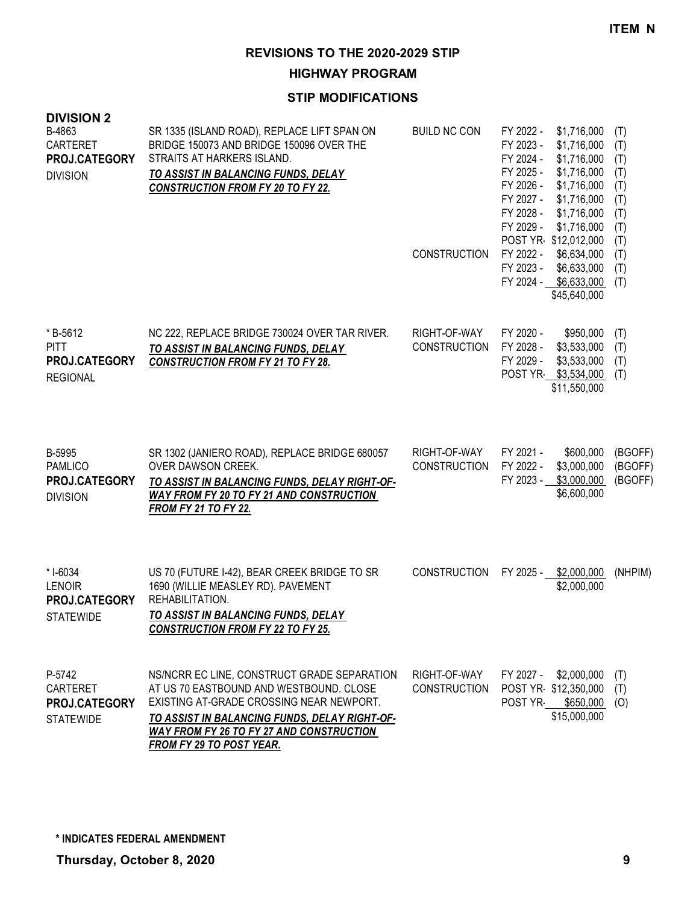**ITEM N**

## REVISIONS TO THE 2020-2029 STIP

### HIGHWAY PROGRAM

### STIP MODIFICATIONS

**DIVISION 2**

| Project | Description | Work Type | Fiscal Year | Amount | Fund |
|---|---|---|---|---|---|
| B-4863<br>CARTERET<br>**PROJ.CATEGORY**<br>DIVISION | SR 1335 (ISLAND ROAD), REPLACE LIFT SPAN ON BRIDGE 150073 AND BRIDGE 150096 OVER THE STRAITS AT HARKERS ISLAND.<br>***TO ASSIST IN BALANCING FUNDS, DELAY CONSTRUCTION FROM FY 20 TO FY 22.*** | BUILD NC CON | FY 2022 - | $1,716,000 | (T) |
| | | | FY 2023 - | $1,716,000 | (T) |
| | | | FY 2024 - | $1,716,000 | (T) |
| | | | FY 2025 - | $1,716,000 | (T) |
| | | | FY 2026 - | $1,716,000 | (T) |
| | | | FY 2027 - | $1,716,000 | (T) |
| | | | FY 2028 - | $1,716,000 | (T) |
| | | | FY 2029 - | $1,716,000 | (T) |
| | | | POST YR- | $12,012,000 | (T) |
| | | CONSTRUCTION | FY 2022 - | $6,634,000 | (T) |
| | | | FY 2023 - | $6,633,000 | (T) |
| | | | FY 2024 - | $6,633,000 | (T) |
| | | | | $45,640,000 | |
| * B-5612<br>PITT<br>**PROJ.CATEGORY**<br>REGIONAL | NC 222, REPLACE BRIDGE 730024 OVER TAR RIVER.<br>***TO ASSIST IN BALANCING FUNDS, DELAY CONSTRUCTION FROM FY 21 TO FY 28.*** | RIGHT-OF-WAY | FY 2020 - | $950,000 | (T) |
| | | CONSTRUCTION | FY 2028 - | $3,533,000 | (T) |
| | | | FY 2029 - | $3,533,000 | (T) |
| | | | POST YR- | $3,534,000 | (T) |
| | | | | $11,550,000 | |
| B-5995<br>PAMLICO<br>**PROJ.CATEGORY**<br>DIVISION | SR 1302 (JANIERO ROAD), REPLACE BRIDGE 680057 OVER DAWSON CREEK.<br>***TO ASSIST IN BALANCING FUNDS, DELAY RIGHT-OF-WAY FROM FY 20 TO FY 21 AND CONSTRUCTION FROM FY 21 TO FY 22.*** | RIGHT-OF-WAY | FY 2021 - | $600,000 | (BGOFF) |
| | | CONSTRUCTION | FY 2022 - | $3,000,000 | (BGOFF) |
| | | | FY 2023 - | $3,000,000 | (BGOFF) |
| | | | | $6,600,000 | |
| * I-6034<br>LENOIR<br>**PROJ.CATEGORY**<br>STATEWIDE | US 70 (FUTURE I-42), BEAR CREEK BRIDGE TO SR 1690 (WILLIE MEASLEY RD). PAVEMENT REHABILITATION.<br>***TO ASSIST IN BALANCING FUNDS, DELAY CONSTRUCTION FROM FY 22 TO FY 25.*** | CONSTRUCTION | FY 2025 - | $2,000,000 | (NHPIM) |
| | | | | $2,000,000 | |
| P-5742<br>CARTERET<br>**PROJ.CATEGORY**<br>STATEWIDE | NS/NCRR EC LINE, CONSTRUCT GRADE SEPARATION AT US 70 EASTBOUND AND WESTBOUND. CLOSE EXISTING AT-GRADE CROSSING NEAR NEWPORT.<br>***TO ASSIST IN BALANCING FUNDS, DELAY RIGHT-OF-WAY FROM FY 26 TO FY 27 AND CONSTRUCTION FROM FY 29 TO POST YEAR.*** | RIGHT-OF-WAY | FY 2027 - | $2,000,000 | (T) |
| | | CONSTRUCTION | POST YR- | $12,350,000 | (T) |
| | | | POST YR- | $650,000 | (O) |
| | | | | $15,000,000 | |

**\* INDICATES FEDERAL AMENDMENT**

**Thursday, October 8, 2020**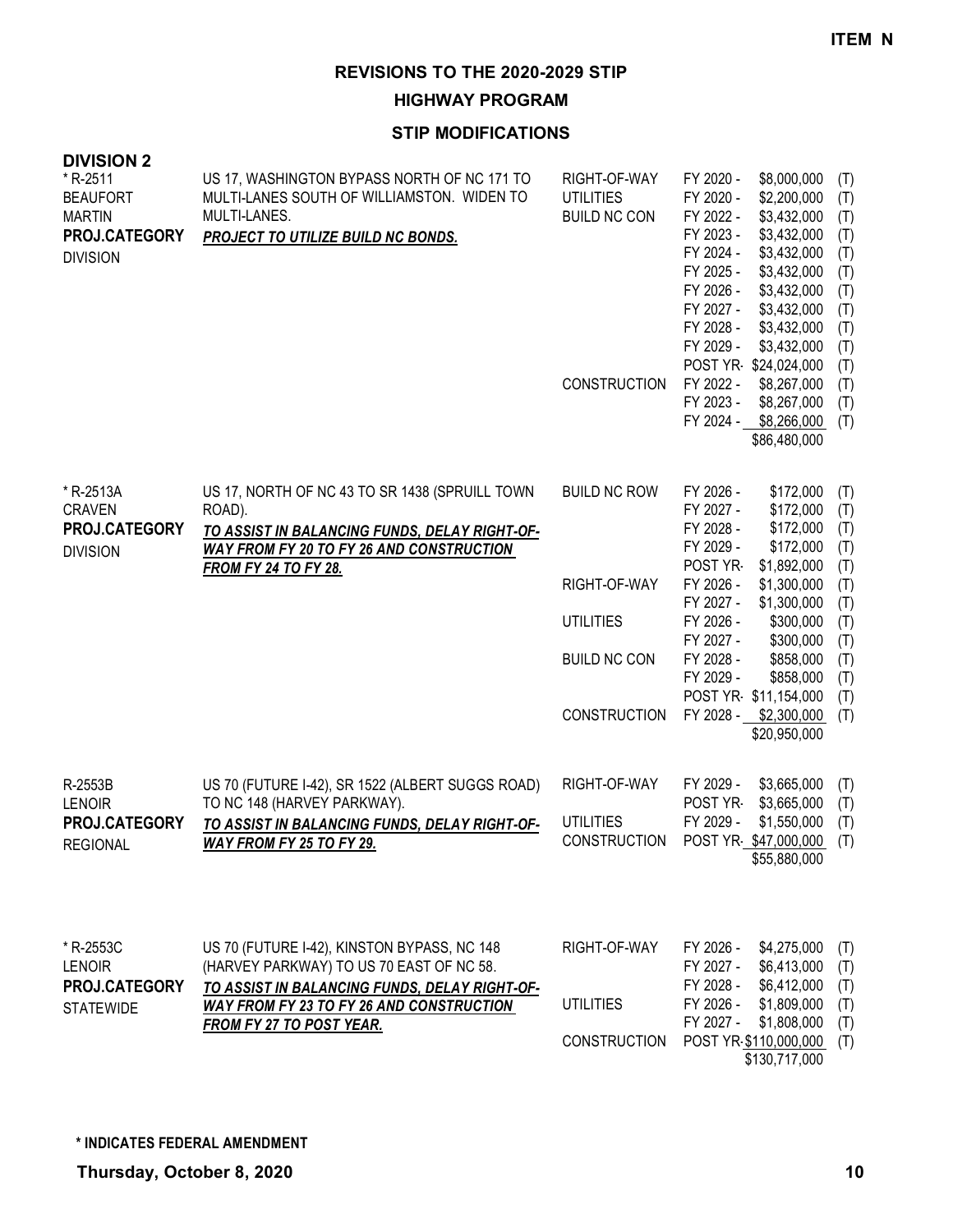ITEM N

# REVISIONS TO THE 2020-2029 STIP

## HIGHWAY PROGRAM

### STIP MODIFICATIONS

**DIVISION 2**

| Project | Description | Work Type | Fiscal Year | Amount | Fund |
|---|---|---|---|---|---|
| * R-2511<br>BEAUFORT<br>MARTIN<br>**PROJ.CATEGORY**<br>DIVISION | US 17, WASHINGTON BYPASS NORTH OF NC 171 TO MULTI-LANES SOUTH OF WILLIAMSTON. WIDEN TO MULTI-LANES.<br>***PROJECT TO UTILIZE BUILD NC BONDS.*** | RIGHT-OF-WAY | FY 2020 - | $8,000,000 | (T) |
| | | UTILITIES | FY 2020 - | $2,200,000 | (T) |
| | | BUILD NC CON | FY 2022 - | $3,432,000 | (T) |
| | | | FY 2023 - | $3,432,000 | (T) |
| | | | FY 2024 - | $3,432,000 | (T) |
| | | | FY 2025 - | $3,432,000 | (T) |
| | | | FY 2026 - | $3,432,000 | (T) |
| | | | FY 2027 - | $3,432,000 | (T) |
| | | | FY 2028 - | $3,432,000 | (T) |
| | | | FY 2029 - | $3,432,000 | (T) |
| | | | POST YR- | $24,024,000 | (T) |
| | | CONSTRUCTION | FY 2022 - | $8,267,000 | (T) |
| | | | FY 2023 - | $8,267,000 | (T) |
| | | | FY 2024 - | $8,266,000 | (T) |
| | | | | $86,480,000 | |
| * R-2513A<br>CRAVEN<br>**PROJ.CATEGORY**<br>DIVISION | US 17, NORTH OF NC 43 TO SR 1438 (SPRUILL TOWN ROAD).<br>***TO ASSIST IN BALANCING FUNDS, DELAY RIGHT-OF-WAY FROM FY 20 TO FY 26 AND CONSTRUCTION FROM FY 24 TO FY 28.*** | BUILD NC ROW | FY 2026 - | $172,000 | (T) |
| | | | FY 2027 - | $172,000 | (T) |
| | | | FY 2028 - | $172,000 | (T) |
| | | | FY 2029 - | $172,000 | (T) |
| | | | POST YR- | $1,892,000 | (T) |
| | | RIGHT-OF-WAY | FY 2026 - | $1,300,000 | (T) |
| | | | FY 2027 - | $1,300,000 | (T) |
| | | UTILITIES | FY 2026 - | $300,000 | (T) |
| | | | FY 2027 - | $300,000 | (T) |
| | | BUILD NC CON | FY 2028 - | $858,000 | (T) |
| | | | FY 2029 - | $858,000 | (T) |
| | | | POST YR- | $11,154,000 | (T) |
| | | CONSTRUCTION | FY 2028 - | $2,300,000 | (T) |
| | | | | $20,950,000 | |
| R-2553B<br>LENOIR<br>**PROJ.CATEGORY**<br>REGIONAL | US 70 (FUTURE I-42), SR 1522 (ALBERT SUGGS ROAD) TO NC 148 (HARVEY PARKWAY).<br>***TO ASSIST IN BALANCING FUNDS, DELAY RIGHT-OF-WAY FROM FY 25 TO FY 29.*** | RIGHT-OF-WAY | FY 2029 - | $3,665,000 | (T) |
| | | | POST YR- | $3,665,000 | (T) |
| | | UTILITIES | FY 2029 - | $1,550,000 | (T) |
| | | CONSTRUCTION | POST YR- | $47,000,000 | (T) |
| | | | | $55,880,000 | |
| * R-2553C<br>LENOIR<br>**PROJ.CATEGORY**<br>STATEWIDE | US 70 (FUTURE I-42), KINSTON BYPASS, NC 148 (HARVEY PARKWAY) TO US 70 EAST OF NC 58.<br>***TO ASSIST IN BALANCING FUNDS, DELAY RIGHT-OF-WAY FROM FY 23 TO FY 26 AND CONSTRUCTION FROM FY 27 TO POST YEAR.*** | RIGHT-OF-WAY | FY 2026 - | $4,275,000 | (T) |
| | | | FY 2027 - | $6,413,000 | (T) |
| | | | FY 2028 - | $6,412,000 | (T) |
| | | UTILITIES | FY 2026 - | $1,809,000 | (T) |
| | | | FY 2027 - | $1,808,000 | (T) |
| | | CONSTRUCTION | POST YR- | $110,000,000 | (T) |
| | | | | $130,717,000 | |

**\* INDICATES FEDERAL AMENDMENT**

**Thursday, October 8, 2020**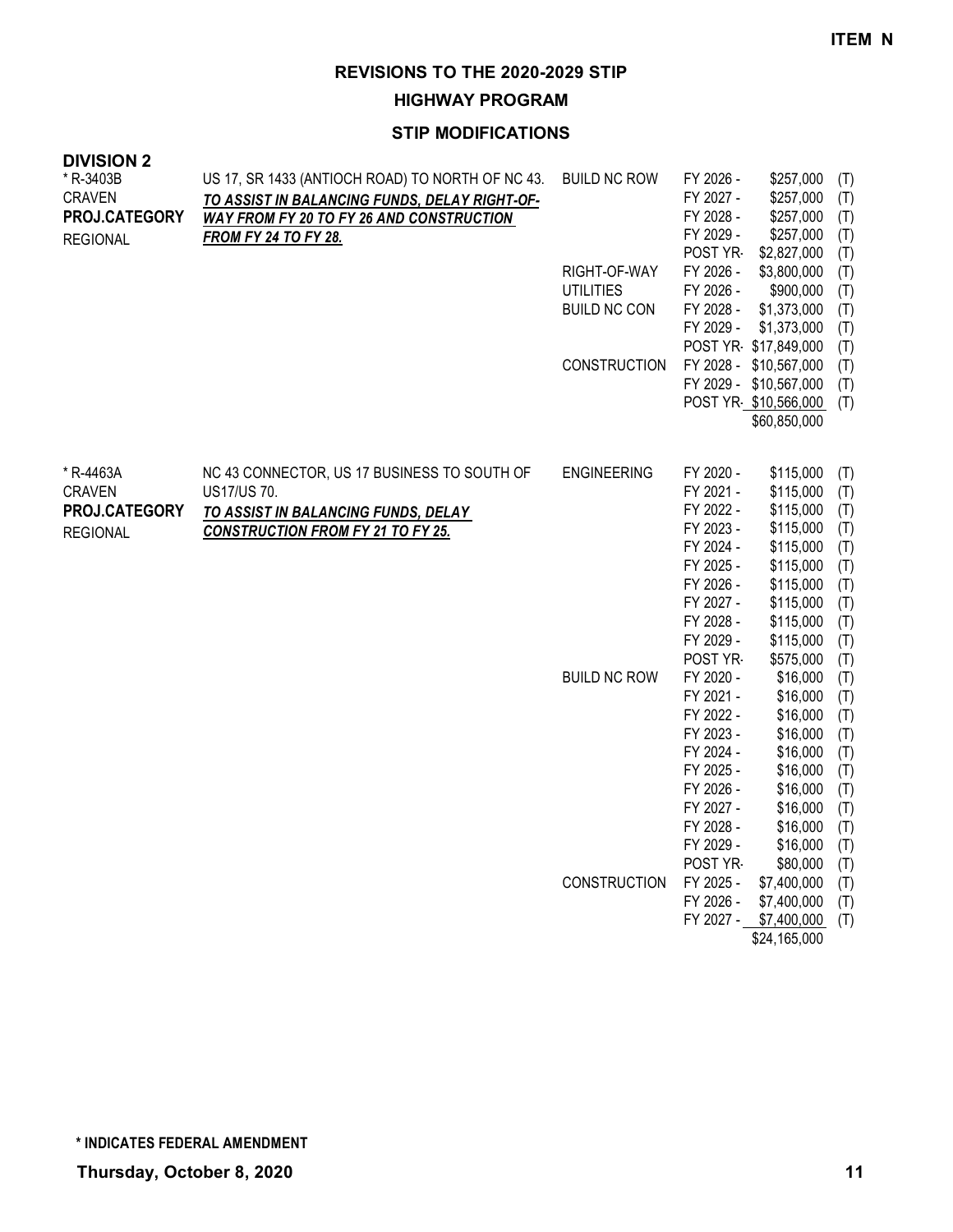**ITEM N**

# REVISIONS TO THE 2020-2029 STIP

## HIGHWAY PROGRAM

### STIP MODIFICATIONS

**DIVISION 2**

| Project | Description | Category | Year | Amount | |
|---|---|---|---|---|---|
| * R-3403B<br>CRAVEN<br>**PROJ.CATEGORY**<br>REGIONAL | US 17, SR 1433 (ANTIOCH ROAD) TO NORTH OF NC 43.<br>***TO ASSIST IN BALANCING FUNDS, DELAY RIGHT-OF-WAY FROM FY 20 TO FY 26 AND CONSTRUCTION FROM FY 24 TO FY 28.*** | BUILD NC ROW | FY 2026 - | $257,000 | (T) |
| | | | FY 2027 - | $257,000 | (T) |
| | | | FY 2028 - | $257,000 | (T) |
| | | | FY 2029 - | $257,000 | (T) |
| | | | POST YR- | $2,827,000 | (T) |
| | | RIGHT-OF-WAY | FY 2026 - | $3,800,000 | (T) |
| | | UTILITIES | FY 2026 - | $900,000 | (T) |
| | | BUILD NC CON | FY 2028 - | $1,373,000 | (T) |
| | | | FY 2029 - | $1,373,000 | (T) |
| | | | POST YR- | $17,849,000 | (T) |
| | | CONSTRUCTION | FY 2028 - | $10,567,000 | (T) |
| | | | FY 2029 - | $10,567,000 | (T) |
| | | | POST YR- | $10,566,000 | (T) |
| | | | | $60,850,000 | |
| * R-4463A<br>CRAVEN<br>**PROJ.CATEGORY**<br>REGIONAL | NC 43 CONNECTOR, US 17 BUSINESS TO SOUTH OF US17/US 70.<br>***TO ASSIST IN BALANCING FUNDS, DELAY CONSTRUCTION FROM FY 21 TO FY 25.*** | ENGINEERING | FY 2020 - | $115,000 | (T) |
| | | | FY 2021 - | $115,000 | (T) |
| | | | FY 2022 - | $115,000 | (T) |
| | | | FY 2023 - | $115,000 | (T) |
| | | | FY 2024 - | $115,000 | (T) |
| | | | FY 2025 - | $115,000 | (T) |
| | | | FY 2026 - | $115,000 | (T) |
| | | | FY 2027 - | $115,000 | (T) |
| | | | FY 2028 - | $115,000 | (T) |
| | | | FY 2029 - | $115,000 | (T) |
| | | | POST YR- | $575,000 | (T) |
| | | BUILD NC ROW | FY 2020 - | $16,000 | (T) |
| | | | FY 2021 - | $16,000 | (T) |
| | | | FY 2022 - | $16,000 | (T) |
| | | | FY 2023 - | $16,000 | (T) |
| | | | FY 2024 - | $16,000 | (T) |
| | | | FY 2025 - | $16,000 | (T) |
| | | | FY 2026 - | $16,000 | (T) |
| | | | FY 2027 - | $16,000 | (T) |
| | | | FY 2028 - | $16,000 | (T) |
| | | | FY 2029 - | $16,000 | (T) |
| | | | POST YR- | $80,000 | (T) |
| | | CONSTRUCTION | FY 2025 - | $7,400,000 | (T) |
| | | | FY 2026 - | $7,400,000 | (T) |
| | | | FY 2027 - | $7,400,000 | (T) |
| | | | | $24,165,000 | |

**\* INDICATES FEDERAL AMENDMENT**

**Thursday, October 8, 2020**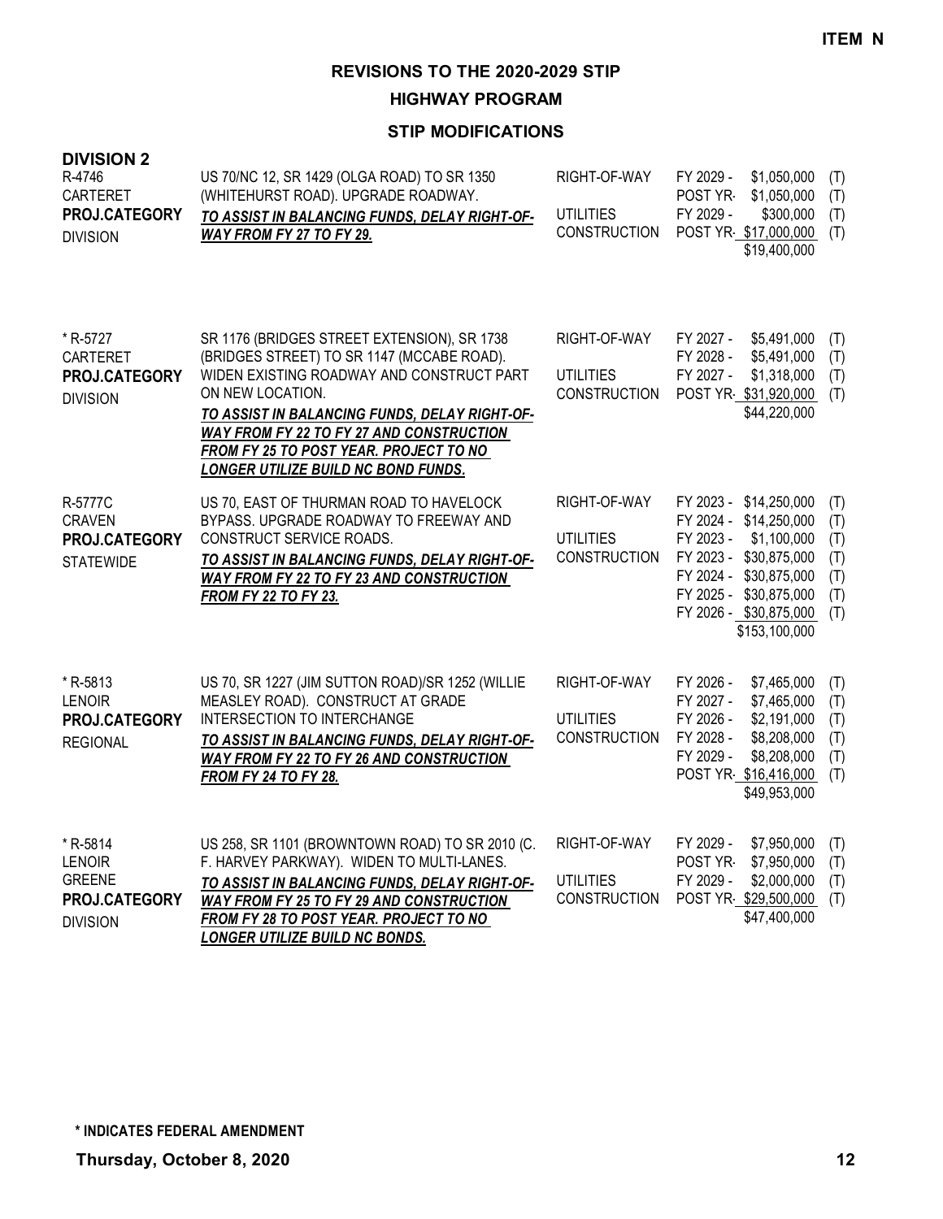**ITEM N**

# REVISIONS TO THE 2020-2029 STIP

## HIGHWAY PROGRAM

### STIP MODIFICATIONS

**DIVISION 2**

| Project | Description | Work Type | Schedule / Cost | |
|---|---|---|---|---|
| R-4746<br>CARTERET<br>**PROJ.CATEGORY**<br>DIVISION | US 70/NC 12, SR 1429 (OLGA ROAD) TO SR 1350 (WHITEHURST ROAD). UPGRADE ROADWAY.<br>***TO ASSIST IN BALANCING FUNDS, DELAY RIGHT-OF-WAY FROM FY 27 TO FY 29.*** | RIGHT-OF-WAY<br><br>UTILITIES<br>CONSTRUCTION | FY 2029 - $1,050,000<br>POST YR- $1,050,000<br>FY 2029 - $300,000<br>POST YR- $17,000,000<br>$19,400,000 | (T)<br>(T)<br>(T)<br>(T) |
| * R-5727<br>CARTERET<br>**PROJ.CATEGORY**<br>DIVISION | SR 1176 (BRIDGES STREET EXTENSION), SR 1738 (BRIDGES STREET) TO SR 1147 (MCCABE ROAD). WIDEN EXISTING ROADWAY AND CONSTRUCT PART ON NEW LOCATION.<br>***TO ASSIST IN BALANCING FUNDS, DELAY RIGHT-OF-WAY FROM FY 22 TO FY 27 AND CONSTRUCTION FROM FY 25 TO POST YEAR. PROJECT TO NO LONGER UTILIZE BUILD NC BOND FUNDS.*** | RIGHT-OF-WAY<br><br>UTILITIES<br>CONSTRUCTION | FY 2027 - $5,491,000<br>FY 2028 - $5,491,000<br>FY 2027 - $1,318,000<br>POST YR- $31,920,000<br>$44,220,000 | (T)<br>(T)<br>(T)<br>(T) |
| R-5777C<br>CRAVEN<br>**PROJ.CATEGORY**<br>STATEWIDE | US 70, EAST OF THURMAN ROAD TO HAVELOCK BYPASS. UPGRADE ROADWAY TO FREEWAY AND CONSTRUCT SERVICE ROADS.<br>***TO ASSIST IN BALANCING FUNDS, DELAY RIGHT-OF-WAY FROM FY 22 TO FY 23 AND CONSTRUCTION FROM FY 22 TO FY 23.*** | RIGHT-OF-WAY<br><br>UTILITIES<br>CONSTRUCTION | FY 2023 - $14,250,000<br>FY 2024 - $14,250,000<br>FY 2023 - $1,100,000<br>FY 2023 - $30,875,000<br>FY 2024 - $30,875,000<br>FY 2025 - $30,875,000<br>FY 2026 - $30,875,000<br>$153,100,000 | (T)<br>(T)<br>(T)<br>(T)<br>(T)<br>(T)<br>(T) |
| * R-5813<br>LENOIR<br>**PROJ.CATEGORY**<br>REGIONAL | US 70, SR 1227 (JIM SUTTON ROAD)/SR 1252 (WILLIE MEASLEY ROAD). CONSTRUCT AT GRADE INTERSECTION TO INTERCHANGE<br>***TO ASSIST IN BALANCING FUNDS, DELAY RIGHT-OF-WAY FROM FY 22 TO FY 26 AND CONSTRUCTION FROM FY 24 TO FY 28.*** | RIGHT-OF-WAY<br><br>UTILITIES<br>CONSTRUCTION | FY 2026 - $7,465,000<br>FY 2027 - $7,465,000<br>FY 2026 - $2,191,000<br>FY 2028 - $8,208,000<br>FY 2029 - $8,208,000<br>POST YR- $16,416,000<br>$49,953,000 | (T)<br>(T)<br>(T)<br>(T)<br>(T)<br>(T) |
| * R-5814<br>LENOIR<br>GREENE<br>**PROJ.CATEGORY**<br>DIVISION | US 258, SR 1101 (BROWNTOWN ROAD) TO SR 2010 (C. F. HARVEY PARKWAY). WIDEN TO MULTI-LANES.<br>***TO ASSIST IN BALANCING FUNDS, DELAY RIGHT-OF-WAY FROM FY 25 TO FY 29 AND CONSTRUCTION FROM FY 28 TO POST YEAR. PROJECT TO NO LONGER UTILIZE BUILD NC BONDS.*** | RIGHT-OF-WAY<br><br>UTILITIES<br>CONSTRUCTION | FY 2029 - $7,950,000<br>POST YR- $7,950,000<br>FY 2029 - $2,000,000<br>POST YR- $29,500,000<br>$47,400,000 | (T)<br>(T)<br>(T)<br>(T) |

**\* INDICATES FEDERAL AMENDMENT**

**Thursday, October 8, 2020**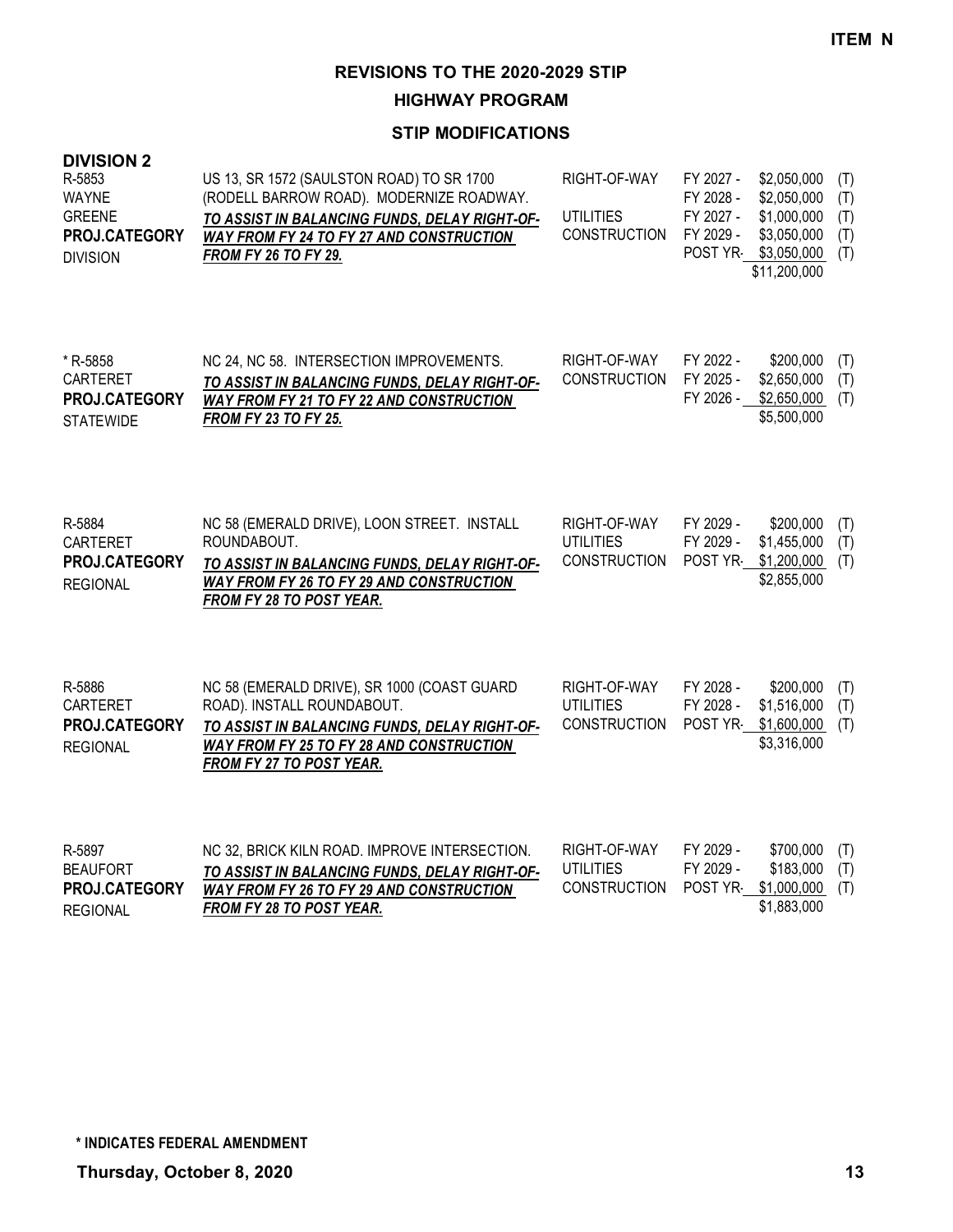**ITEM N**

## REVISIONS TO THE 2020-2029 STIP

### HIGHWAY PROGRAM

### STIP MODIFICATIONS

**DIVISION 2**

| Project | Description | Work Type | Year | Amount | |
|---|---|---|---|---|---|
| R-5853<br>WAYNE<br>GREENE<br>**PROJ.CATEGORY**<br>DIVISION | US 13, SR 1572 (SAULSTON ROAD) TO SR 1700 (RODELL BARROW ROAD). MODERNIZE ROADWAY.<br>***TO ASSIST IN BALANCING FUNDS, DELAY RIGHT-OF-WAY FROM FY 24 TO FY 27 AND CONSTRUCTION FROM FY 26 TO FY 29.*** | RIGHT-OF-WAY | FY 2027 - | $2,050,000 | (T) |
| | | | FY 2028 - | $2,050,000 | (T) |
| | | UTILITIES | FY 2027 - | $1,000,000 | (T) |
| | | CONSTRUCTION | FY 2029 - | $3,050,000 | (T) |
| | | | POST YR- | $3,050,000 | (T) |
| | | | | $11,200,000 | |
| * R-5858<br>CARTERET<br>**PROJ.CATEGORY**<br>STATEWIDE | NC 24, NC 58. INTERSECTION IMPROVEMENTS.<br>***TO ASSIST IN BALANCING FUNDS, DELAY RIGHT-OF-WAY FROM FY 21 TO FY 22 AND CONSTRUCTION FROM FY 23 TO FY 25.*** | RIGHT-OF-WAY | FY 2022 - | $200,000 | (T) |
| | | CONSTRUCTION | FY 2025 - | $2,650,000 | (T) |
| | | | FY 2026 - | $2,650,000 | (T) |
| | | | | $5,500,000 | |
| R-5884<br>CARTERET<br>**PROJ.CATEGORY**<br>REGIONAL | NC 58 (EMERALD DRIVE), LOON STREET. INSTALL ROUNDABOUT.<br>***TO ASSIST IN BALANCING FUNDS, DELAY RIGHT-OF-WAY FROM FY 26 TO FY 29 AND CONSTRUCTION FROM FY 28 TO POST YEAR.*** | RIGHT-OF-WAY | FY 2029 - | $200,000 | (T) |
| | | UTILITIES | FY 2029 - | $1,455,000 | (T) |
| | | CONSTRUCTION | POST YR- | $1,200,000 | (T) |
| | | | | $2,855,000 | |
| R-5886<br>CARTERET<br>**PROJ.CATEGORY**<br>REGIONAL | NC 58 (EMERALD DRIVE), SR 1000 (COAST GUARD ROAD). INSTALL ROUNDABOUT.<br>***TO ASSIST IN BALANCING FUNDS, DELAY RIGHT-OF-WAY FROM FY 25 TO FY 28 AND CONSTRUCTION FROM FY 27 TO POST YEAR.*** | RIGHT-OF-WAY | FY 2028 - | $200,000 | (T) |
| | | UTILITIES | FY 2028 - | $1,516,000 | (T) |
| | | CONSTRUCTION | POST YR- | $1,600,000 | (T) |
| | | | | $3,316,000 | |
| R-5897<br>BEAUFORT<br>**PROJ.CATEGORY**<br>REGIONAL | NC 32, BRICK KILN ROAD. IMPROVE INTERSECTION.<br>***TO ASSIST IN BALANCING FUNDS, DELAY RIGHT-OF-WAY FROM FY 26 TO FY 29 AND CONSTRUCTION FROM FY 28 TO POST YEAR.*** | RIGHT-OF-WAY | FY 2029 - | $700,000 | (T) |
| | | UTILITIES | FY 2029 - | $183,000 | (T) |
| | | CONSTRUCTION | POST YR- | $1,000,000 | (T) |
| | | | | $1,883,000 | |

**\* INDICATES FEDERAL AMENDMENT**

**Thursday, October 8, 2020**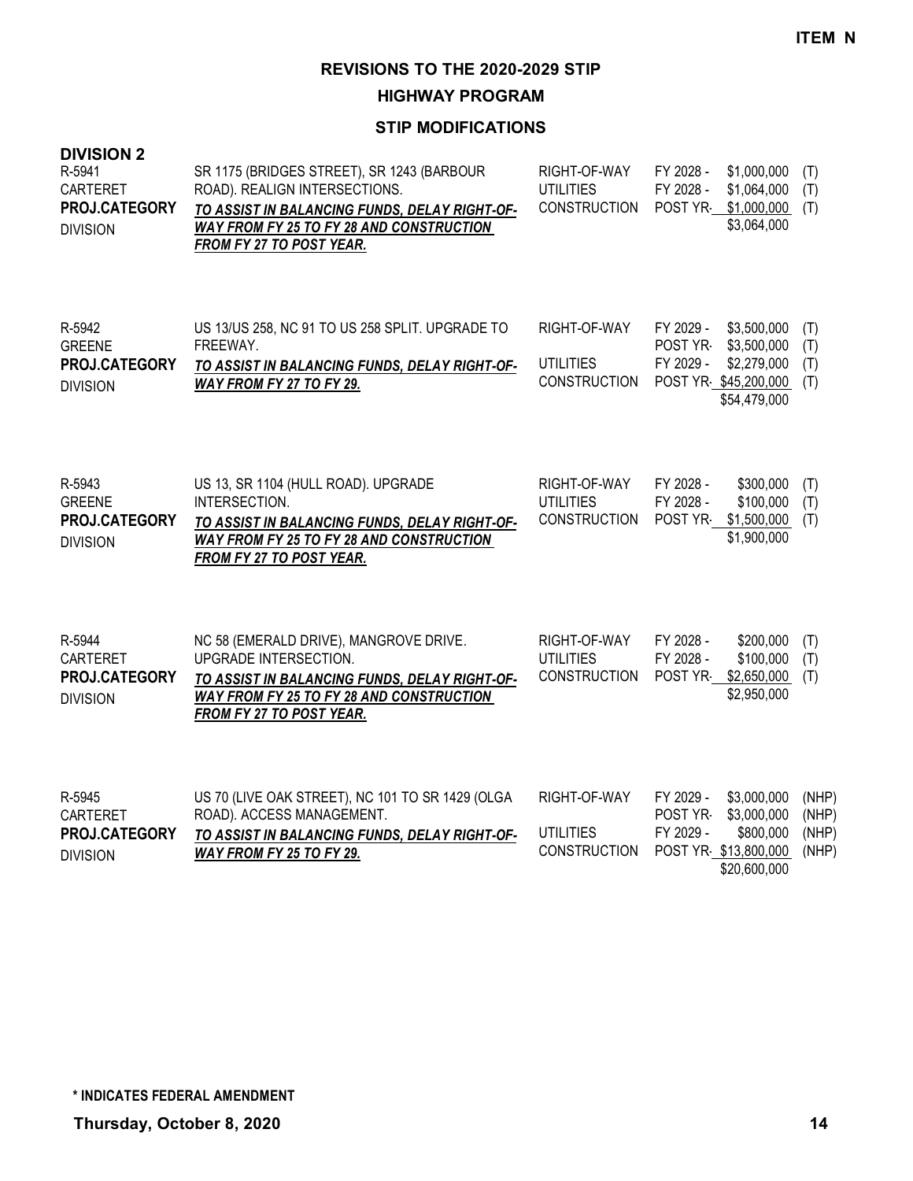**ITEM N**

# REVISIONS TO THE 2020-2029 STIP

## HIGHWAY PROGRAM

### STIP MODIFICATIONS

**DIVISION 2**

| Project | Description | Work Type | Fiscal Year | Amount | Fund |
|---|---|---|---|---|---|
| R-5941<br>CARTERET<br>**PROJ.CATEGORY**<br>DIVISION | SR 1175 (BRIDGES STREET), SR 1243 (BARBOUR ROAD). REALIGN INTERSECTIONS.<br>***TO ASSIST IN BALANCING FUNDS, DELAY RIGHT-OF-WAY FROM FY 25 TO FY 28 AND CONSTRUCTION FROM FY 27 TO POST YEAR.*** | RIGHT-OF-WAY | FY 2028 - | $1,000,000 | (T) |
| | | UTILITIES | FY 2028 - | $1,064,000 | (T) |
| | | CONSTRUCTION | POST YR- | $1,000,000 | (T) |
| | | | | $3,064,000 | |
| R-5942<br>GREENE<br>**PROJ.CATEGORY**<br>DIVISION | US 13/US 258, NC 91 TO US 258 SPLIT. UPGRADE TO FREEWAY.<br>***TO ASSIST IN BALANCING FUNDS, DELAY RIGHT-OF-WAY FROM FY 27 TO FY 29.*** | RIGHT-OF-WAY | FY 2029 - | $3,500,000 | (T) |
| | | | POST YR- | $3,500,000 | (T) |
| | | UTILITIES | FY 2029 - | $2,279,000 | (T) |
| | | CONSTRUCTION | POST YR- | $45,200,000 | (T) |
| | | | | $54,479,000 | |
| R-5943<br>GREENE<br>**PROJ.CATEGORY**<br>DIVISION | US 13, SR 1104 (HULL ROAD). UPGRADE INTERSECTION.<br>***TO ASSIST IN BALANCING FUNDS, DELAY RIGHT-OF-WAY FROM FY 25 TO FY 28 AND CONSTRUCTION FROM FY 27 TO POST YEAR.*** | RIGHT-OF-WAY | FY 2028 - | $300,000 | (T) |
| | | UTILITIES | FY 2028 - | $100,000 | (T) |
| | | CONSTRUCTION | POST YR- | $1,500,000 | (T) |
| | | | | $1,900,000 | |
| R-5944<br>CARTERET<br>**PROJ.CATEGORY**<br>DIVISION | NC 58 (EMERALD DRIVE), MANGROVE DRIVE. UPGRADE INTERSECTION.<br>***TO ASSIST IN BALANCING FUNDS, DELAY RIGHT-OF-WAY FROM FY 25 TO FY 28 AND CONSTRUCTION FROM FY 27 TO POST YEAR.*** | RIGHT-OF-WAY | FY 2028 - | $200,000 | (T) |
| | | UTILITIES | FY 2028 - | $100,000 | (T) |
| | | CONSTRUCTION | POST YR- | $2,650,000 | (T) |
| | | | | $2,950,000 | |
| R-5945<br>CARTERET<br>**PROJ.CATEGORY**<br>DIVISION | US 70 (LIVE OAK STREET), NC 101 TO SR 1429 (OLGA ROAD). ACCESS MANAGEMENT.<br>***TO ASSIST IN BALANCING FUNDS, DELAY RIGHT-OF-WAY FROM FY 25 TO FY 29.*** | RIGHT-OF-WAY | FY 2029 - | $3,000,000 | (NHP) |
| | | | POST YR- | $3,000,000 | (NHP) |
| | | UTILITIES | FY 2029 - | $800,000 | (NHP) |
| | | CONSTRUCTION | POST YR- | $13,800,000 | (NHP) |
| | | | | $20,600,000 | |

**\* INDICATES FEDERAL AMENDMENT**

**Thursday, October 8, 2020**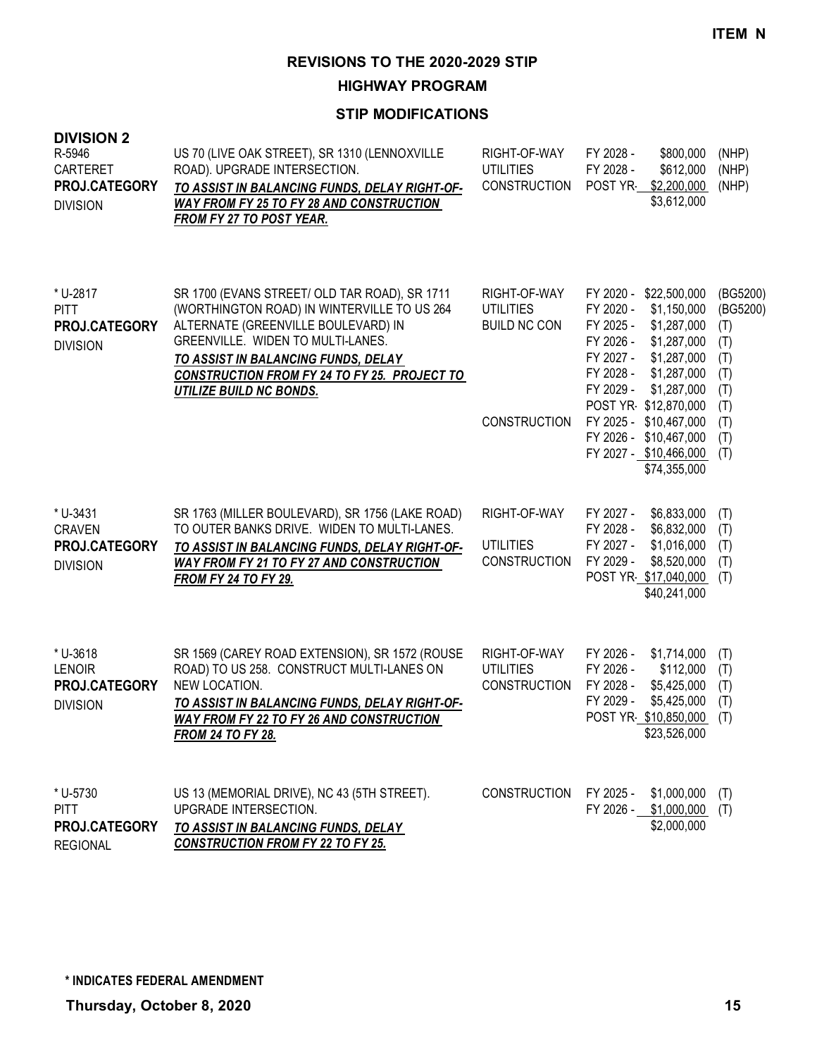ITEM N

# REVISIONS TO THE 2020-2029 STIP

## HIGHWAY PROGRAM

### STIP MODIFICATIONS

**DIVISION 2**

| Project | Description | Work Type | Fiscal Year | Amount | Fund |
|---|---|---|---|---|---|
| R-5946<br>CARTERET<br>**PROJ.CATEGORY**<br>DIVISION | US 70 (LIVE OAK STREET), SR 1310 (LENNOXVILLE ROAD). UPGRADE INTERSECTION.<br>***TO ASSIST IN BALANCING FUNDS, DELAY RIGHT-OF-WAY FROM FY 25 TO FY 28 AND CONSTRUCTION FROM FY 27 TO POST YEAR.*** | RIGHT-OF-WAY | FY 2028 - | $800,000 | (NHP) |
| | | UTILITIES | FY 2028 - | $612,000 | (NHP) |
| | | CONSTRUCTION | POST YR- | $2,200,000 | (NHP) |
| | | | | $3,612,000 | |
| * U-2817<br>PITT<br>**PROJ.CATEGORY**<br>DIVISION | SR 1700 (EVANS STREET/ OLD TAR ROAD), SR 1711 (WORTHINGTON ROAD) IN WINTERVILLE TO US 264 ALTERNATE (GREENVILLE BOULEVARD) IN GREENVILLE. WIDEN TO MULTI-LANES.<br>***TO ASSIST IN BALANCING FUNDS, DELAY CONSTRUCTION FROM FY 24 TO FY 25. PROJECT TO UTILIZE BUILD NC BONDS.*** | RIGHT-OF-WAY | FY 2020 - | $22,500,000 | (BG5200) |
| | | UTILITIES | FY 2020 - | $1,150,000 | (BG5200) |
| | | BUILD NC CON | FY 2025 - | $1,287,000 | (T) |
| | | | FY 2026 - | $1,287,000 | (T) |
| | | | FY 2027 - | $1,287,000 | (T) |
| | | | FY 2028 - | $1,287,000 | (T) |
| | | | FY 2029 - | $1,287,000 | (T) |
| | | | POST YR- | $12,870,000 | (T) |
| | | CONSTRUCTION | FY 2025 - | $10,467,000 | (T) |
| | | | FY 2026 - | $10,467,000 | (T) |
| | | | FY 2027 - | $10,466,000 | (T) |
| | | | | $74,355,000 | |
| * U-3431<br>CRAVEN<br>**PROJ.CATEGORY**<br>DIVISION | SR 1763 (MILLER BOULEVARD), SR 1756 (LAKE ROAD) TO OUTER BANKS DRIVE. WIDEN TO MULTI-LANES.<br>***TO ASSIST IN BALANCING FUNDS, DELAY RIGHT-OF-WAY FROM FY 21 TO FY 27 AND CONSTRUCTION FROM FY 24 TO FY 29.*** | RIGHT-OF-WAY | FY 2027 - | $6,833,000 | (T) |
| | | | FY 2028 - | $6,832,000 | (T) |
| | | UTILITIES | FY 2027 - | $1,016,000 | (T) |
| | | CONSTRUCTION | FY 2029 - | $8,520,000 | (T) |
| | | | POST YR- | $17,040,000 | (T) |
| | | | | $40,241,000 | |
| * U-3618<br>LENOIR<br>**PROJ.CATEGORY**<br>DIVISION | SR 1569 (CAREY ROAD EXTENSION), SR 1572 (ROUSE ROAD) TO US 258. CONSTRUCT MULTI-LANES ON NEW LOCATION.<br>***TO ASSIST IN BALANCING FUNDS, DELAY RIGHT-OF-WAY FROM FY 22 TO FY 26 AND CONSTRUCTION FROM 24 TO FY 28.*** | RIGHT-OF-WAY | FY 2026 - | $1,714,000 | (T) |
| | | UTILITIES | FY 2026 - | $112,000 | (T) |
| | | CONSTRUCTION | FY 2028 - | $5,425,000 | (T) |
| | | | FY 2029 - | $5,425,000 | (T) |
| | | | POST YR- | $10,850,000 | (T) |
| | | | | $23,526,000 | |
| * U-5730<br>PITT<br>**PROJ.CATEGORY**<br>REGIONAL | US 13 (MEMORIAL DRIVE), NC 43 (5TH STREET). UPGRADE INTERSECTION.<br>***TO ASSIST IN BALANCING FUNDS, DELAY CONSTRUCTION FROM FY 22 TO FY 25.*** | CONSTRUCTION | FY 2025 - | $1,000,000 | (T) |
| | | | FY 2026 - | $1,000,000 | (T) |
| | | | | $2,000,000 | |

**\* INDICATES FEDERAL AMENDMENT**

**Thursday, October 8, 2020**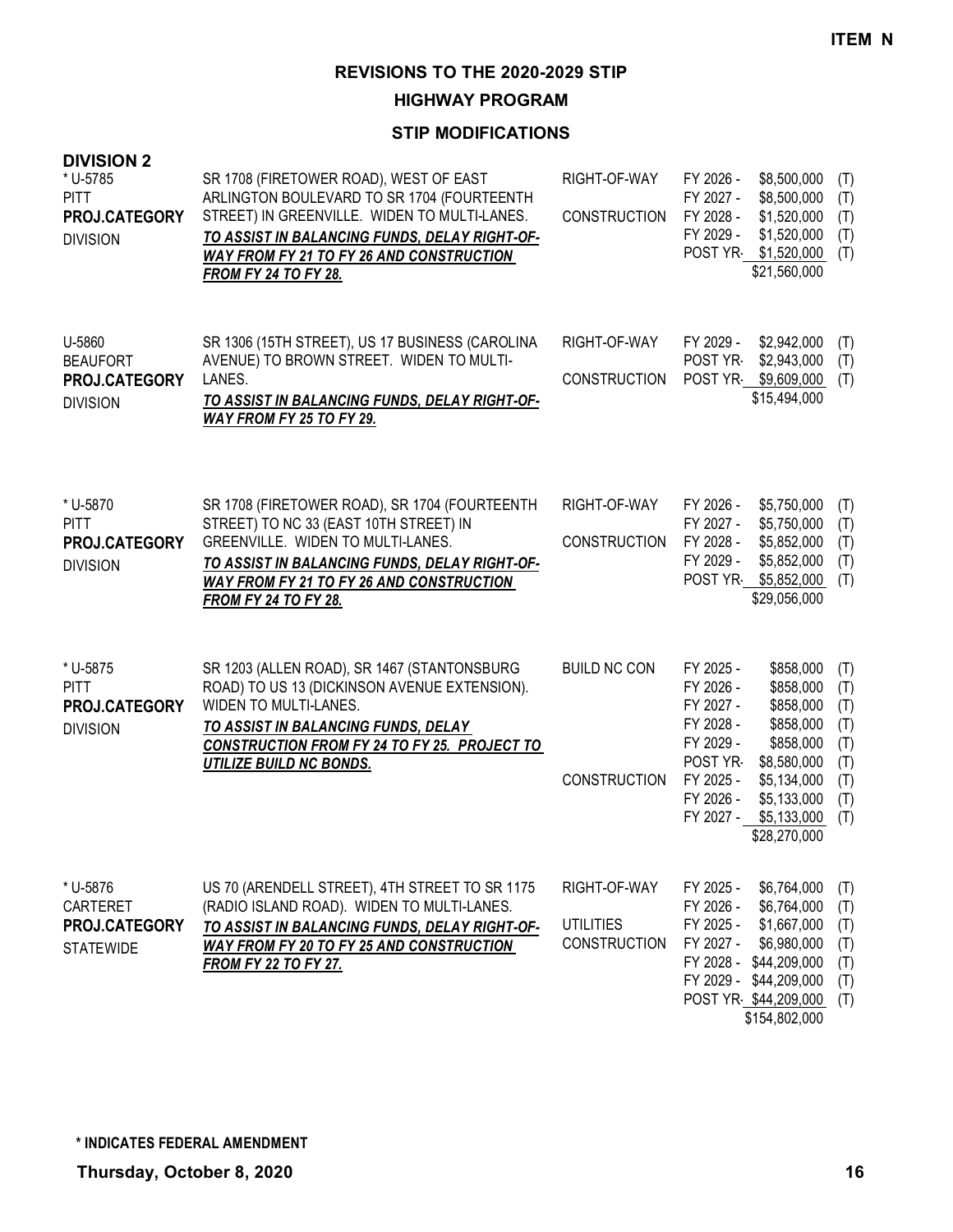## REVISIONS TO THE 2020-2029 STIP

## HIGHWAY PROGRAM

## STIP MODIFICATIONS

**ITEM N**

### DIVISION 2

| Project | Description | Work Type | Fiscal Year | Amount | Fund |
|---|---|---|---|---|---|
| * U-5785<br>PITT<br>**PROJ.CATEGORY**<br>DIVISION | SR 1708 (FIRETOWER ROAD), WEST OF EAST ARLINGTON BOULEVARD TO SR 1704 (FOURTEENTH STREET) IN GREENVILLE. WIDEN TO MULTI-LANES.<br>***TO ASSIST IN BALANCING FUNDS, DELAY RIGHT-OF-WAY FROM FY 21 TO FY 26 AND CONSTRUCTION FROM FY 24 TO FY 28.*** | RIGHT-OF-WAY | FY 2026 - | $8,500,000 | (T) |
| | | | FY 2027 - | $8,500,000 | (T) |
| | | CONSTRUCTION | FY 2028 - | $1,520,000 | (T) |
| | | | FY 2029 - | $1,520,000 | (T) |
| | | | POST YR- | $1,520,000 | (T) |
| | | | | $21,560,000 | |
| U-5860<br>BEAUFORT<br>**PROJ.CATEGORY**<br>DIVISION | SR 1306 (15TH STREET), US 17 BUSINESS (CAROLINA AVENUE) TO BROWN STREET. WIDEN TO MULTI-LANES.<br>***TO ASSIST IN BALANCING FUNDS, DELAY RIGHT-OF-WAY FROM FY 25 TO FY 29.*** | RIGHT-OF-WAY | FY 2029 - | $2,942,000 | (T) |
| | | | POST YR- | $2,943,000 | (T) |
| | | CONSTRUCTION | POST YR- | $9,609,000 | (T) |
| | | | | $15,494,000 | |
| * U-5870<br>PITT<br>**PROJ.CATEGORY**<br>DIVISION | SR 1708 (FIRETOWER ROAD), SR 1704 (FOURTEENTH STREET) TO NC 33 (EAST 10TH STREET) IN GREENVILLE. WIDEN TO MULTI-LANES.<br>***TO ASSIST IN BALANCING FUNDS, DELAY RIGHT-OF-WAY FROM FY 21 TO FY 26 AND CONSTRUCTION FROM FY 24 TO FY 28.*** | RIGHT-OF-WAY | FY 2026 - | $5,750,000 | (T) |
| | | | FY 2027 - | $5,750,000 | (T) |
| | | CONSTRUCTION | FY 2028 - | $5,852,000 | (T) |
| | | | FY 2029 - | $5,852,000 | (T) |
| | | | POST YR- | $5,852,000 | (T) |
| | | | | $29,056,000 | |
| * U-5875<br>PITT<br>**PROJ.CATEGORY**<br>DIVISION | SR 1203 (ALLEN ROAD), SR 1467 (STANTONSBURG ROAD) TO US 13 (DICKINSON AVENUE EXTENSION). WIDEN TO MULTI-LANES.<br>***TO ASSIST IN BALANCING FUNDS, DELAY CONSTRUCTION FROM FY 24 TO FY 25. PROJECT TO UTILIZE BUILD NC BONDS.*** | BUILD NC CON | FY 2025 - | $858,000 | (T) |
| | | | FY 2026 - | $858,000 | (T) |
| | | | FY 2027 - | $858,000 | (T) |
| | | | FY 2028 - | $858,000 | (T) |
| | | | FY 2029 - | $858,000 | (T) |
| | | | POST YR- | $8,580,000 | (T) |
| | | CONSTRUCTION | FY 2025 - | $5,134,000 | (T) |
| | | | FY 2026 - | $5,133,000 | (T) |
| | | | FY 2027 - | $5,133,000 | (T) |
| | | | | $28,270,000 | |
| * U-5876<br>CARTERET<br>**PROJ.CATEGORY**<br>STATEWIDE | US 70 (ARENDELL STREET), 4TH STREET TO SR 1175 (RADIO ISLAND ROAD). WIDEN TO MULTI-LANES.<br>***TO ASSIST IN BALANCING FUNDS, DELAY RIGHT-OF-WAY FROM FY 20 TO FY 25 AND CONSTRUCTION FROM FY 22 TO FY 27.*** | RIGHT-OF-WAY | FY 2025 - | $6,764,000 | (T) |
| | | | FY 2026 - | $6,764,000 | (T) |
| | | UTILITIES | FY 2025 - | $1,667,000 | (T) |
| | | CONSTRUCTION | FY 2027 - | $6,980,000 | (T) |
| | | | FY 2028 - | $44,209,000 | (T) |
| | | | FY 2029 - | $44,209,000 | (T) |
| | | | POST YR- | $44,209,000 | (T) |
| | | | | $154,802,000 | |

**\* INDICATES FEDERAL AMENDMENT**

**Thursday, October 8, 2020**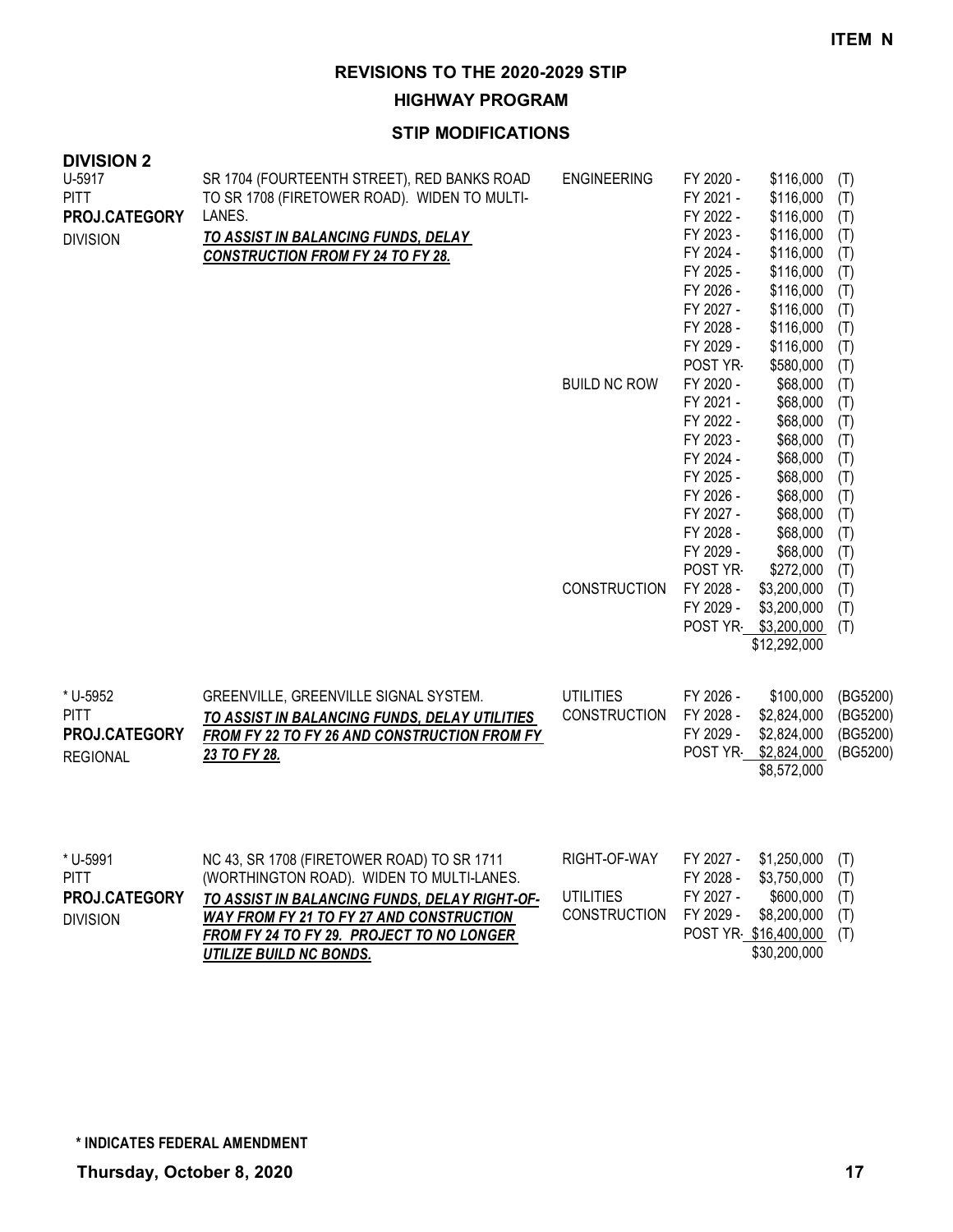ITEM N

# REVISIONS TO THE 2020-2029 STIP

## HIGHWAY PROGRAM

### STIP MODIFICATIONS

**DIVISION 2**

| Project | Description | Work Type | Fiscal Year | Amount | Fund |
|---|---|---|---|---|---|
| U-5917<br>PITT<br>**PROJ.CATEGORY**<br>DIVISION | SR 1704 (FOURTEENTH STREET), RED BANKS ROAD TO SR 1708 (FIRETOWER ROAD). WIDEN TO MULTI-LANES.<br>***TO ASSIST IN BALANCING FUNDS, DELAY CONSTRUCTION FROM FY 24 TO FY 28.*** | ENGINEERING | FY 2020 - | $116,000 | (T) |
| | | | FY 2021 - | $116,000 | (T) |
| | | | FY 2022 - | $116,000 | (T) |
| | | | FY 2023 - | $116,000 | (T) |
| | | | FY 2024 - | $116,000 | (T) |
| | | | FY 2025 - | $116,000 | (T) |
| | | | FY 2026 - | $116,000 | (T) |
| | | | FY 2027 - | $116,000 | (T) |
| | | | FY 2028 - | $116,000 | (T) |
| | | | FY 2029 - | $116,000 | (T) |
| | | | POST YR- | $580,000 | (T) |
| | | BUILD NC ROW | FY 2020 - | $68,000 | (T) |
| | | | FY 2021 - | $68,000 | (T) |
| | | | FY 2022 - | $68,000 | (T) |
| | | | FY 2023 - | $68,000 | (T) |
| | | | FY 2024 - | $68,000 | (T) |
| | | | FY 2025 - | $68,000 | (T) |
| | | | FY 2026 - | $68,000 | (T) |
| | | | FY 2027 - | $68,000 | (T) |
| | | | FY 2028 - | $68,000 | (T) |
| | | | FY 2029 - | $68,000 | (T) |
| | | | POST YR- | $272,000 | (T) |
| | | CONSTRUCTION | FY 2028 - | $3,200,000 | (T) |
| | | | FY 2029 - | $3,200,000 | (T) |
| | | | POST YR- | $3,200,000 | (T) |
| | | | | $12,292,000 | |
| * U-5952<br>PITT<br>**PROJ.CATEGORY**<br>REGIONAL | GREENVILLE, GREENVILLE SIGNAL SYSTEM.<br>***TO ASSIST IN BALANCING FUNDS, DELAY UTILITIES FROM FY 22 TO FY 26 AND CONSTRUCTION FROM FY 23 TO FY 28.*** | UTILITIES | FY 2026 - | $100,000 | (BG5200) |
| | | CONSTRUCTION | FY 2028 - | $2,824,000 | (BG5200) |
| | | | FY 2029 - | $2,824,000 | (BG5200) |
| | | | POST YR- | $2,824,000 | (BG5200) |
| | | | | $8,572,000 | |
| * U-5991<br>PITT<br>**PROJ.CATEGORY**<br>DIVISION | NC 43, SR 1708 (FIRETOWER ROAD) TO SR 1711 (WORTHINGTON ROAD). WIDEN TO MULTI-LANES.<br>***TO ASSIST IN BALANCING FUNDS, DELAY RIGHT-OF-WAY FROM FY 21 TO FY 27 AND CONSTRUCTION FROM FY 24 TO FY 29. PROJECT TO NO LONGER UTILIZE BUILD NC BONDS.*** | RIGHT-OF-WAY | FY 2027 - | $1,250,000 | (T) |
| | | | FY 2028 - | $3,750,000 | (T) |
| | | UTILITIES | FY 2027 - | $600,000 | (T) |
| | | CONSTRUCTION | FY 2029 - | $8,200,000 | (T) |
| | | | POST YR- | $16,400,000 | (T) |
| | | | | $30,200,000 | |

**\* INDICATES FEDERAL AMENDMENT**

**Thursday, October 8, 2020**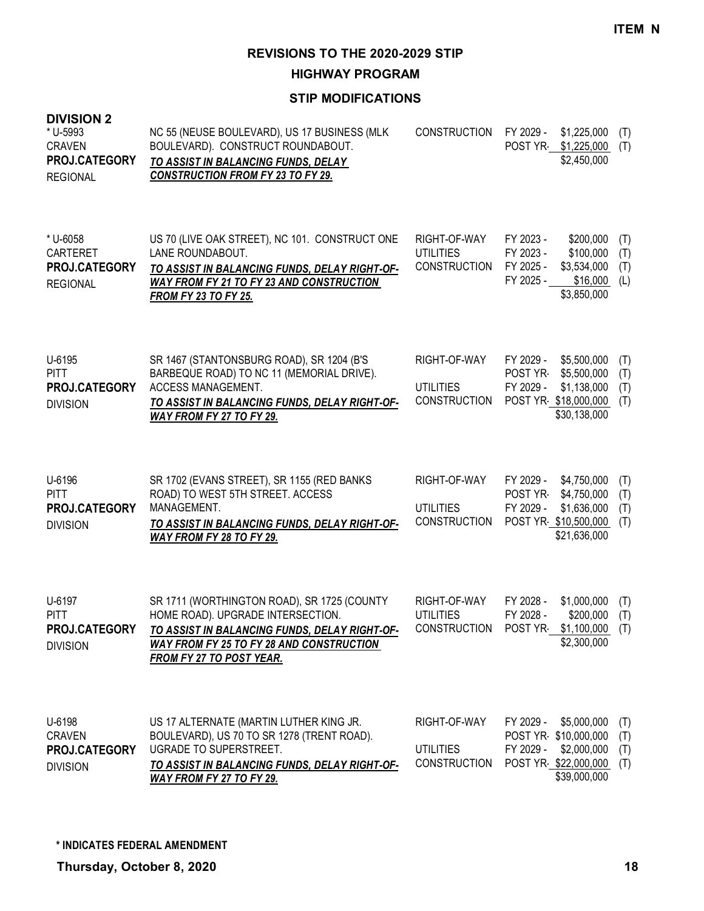**ITEM N**

# REVISIONS TO THE 2020-2029 STIP

## HIGHWAY PROGRAM

### STIP MODIFICATIONS

**DIVISION 2**

| Project | Description | Work Type | Year | Amount | Fund |
|---|---|---|---|---|---|
| * U-5993<br>CRAVEN<br>**PROJ.CATEGORY**<br>REGIONAL | NC 55 (NEUSE BOULEVARD), US 17 BUSINESS (MLK BOULEVARD). CONSTRUCT ROUNDABOUT.<br>***TO ASSIST IN BALANCING FUNDS, DELAY CONSTRUCTION FROM FY 23 TO FY 29.*** | CONSTRUCTION | FY 2029 - | $1,225,000 | (T) |
| | | | POST YR- | $1,225,000 | (T) |
| | | | | $2,450,000 | |
| * U-6058<br>CARTERET<br>**PROJ.CATEGORY**<br>REGIONAL | US 70 (LIVE OAK STREET), NC 101. CONSTRUCT ONE LANE ROUNDABOUT.<br>***TO ASSIST IN BALANCING FUNDS, DELAY RIGHT-OF-WAY FROM FY 21 TO FY 23 AND CONSTRUCTION FROM FY 23 TO FY 25.*** | RIGHT-OF-WAY | FY 2023 - | $200,000 | (T) |
| | | UTILITIES | FY 2023 - | $100,000 | (T) |
| | | CONSTRUCTION | FY 2025 - | $3,534,000 | (T) |
| | | | FY 2025 - | $16,000 | (L) |
| | | | | $3,850,000 | |
| U-6195<br>PITT<br>**PROJ.CATEGORY**<br>DIVISION | SR 1467 (STANTONSBURG ROAD), SR 1204 (B'S BARBEQUE ROAD) TO NC 11 (MEMORIAL DRIVE). ACCESS MANAGEMENT.<br>***TO ASSIST IN BALANCING FUNDS, DELAY RIGHT-OF-WAY FROM FY 27 TO FY 29.*** | RIGHT-OF-WAY | FY 2029 - | $5,500,000 | (T) |
| | | | POST YR- | $5,500,000 | (T) |
| | | UTILITIES | FY 2029 - | $1,138,000 | (T) |
| | | CONSTRUCTION | POST YR- | $18,000,000 | (T) |
| | | | | $30,138,000 | |
| U-6196<br>PITT<br>**PROJ.CATEGORY**<br>DIVISION | SR 1702 (EVANS STREET), SR 1155 (RED BANKS ROAD) TO WEST 5TH STREET. ACCESS MANAGEMENT.<br>***TO ASSIST IN BALANCING FUNDS, DELAY RIGHT-OF-WAY FROM FY 28 TO FY 29.*** | RIGHT-OF-WAY | FY 2029 - | $4,750,000 | (T) |
| | | | POST YR- | $4,750,000 | (T) |
| | | UTILITIES | FY 2029 - | $1,636,000 | (T) |
| | | CONSTRUCTION | POST YR- | $10,500,000 | (T) |
| | | | | $21,636,000 | |
| U-6197<br>PITT<br>**PROJ.CATEGORY**<br>DIVISION | SR 1711 (WORTHINGTON ROAD), SR 1725 (COUNTY HOME ROAD). UPGRADE INTERSECTION.<br>***TO ASSIST IN BALANCING FUNDS, DELAY RIGHT-OF-WAY FROM FY 25 TO FY 28 AND CONSTRUCTION FROM FY 27 TO POST YEAR.*** | RIGHT-OF-WAY | FY 2028 - | $1,000,000 | (T) |
| | | UTILITIES | FY 2028 - | $200,000 | (T) |
| | | CONSTRUCTION | POST YR- | $1,100,000 | (T) |
| | | | | $2,300,000 | |
| U-6198<br>CRAVEN<br>**PROJ.CATEGORY**<br>DIVISION | US 17 ALTERNATE (MARTIN LUTHER KING JR. BOULEVARD), US 70 TO SR 1278 (TRENT ROAD). UGRADE TO SUPERSTREET.<br>***TO ASSIST IN BALANCING FUNDS, DELAY RIGHT-OF-WAY FROM FY 27 TO FY 29.*** | RIGHT-OF-WAY | FY 2029 - | $5,000,000 | (T) |
| | | | POST YR- | $10,000,000 | (T) |
| | | UTILITIES | FY 2029 - | $2,000,000 | (T) |
| | | CONSTRUCTION | POST YR- | $22,000,000 | (T) |
| | | | | $39,000,000 | |

**\* INDICATES FEDERAL AMENDMENT**

**Thursday, October 8, 2020**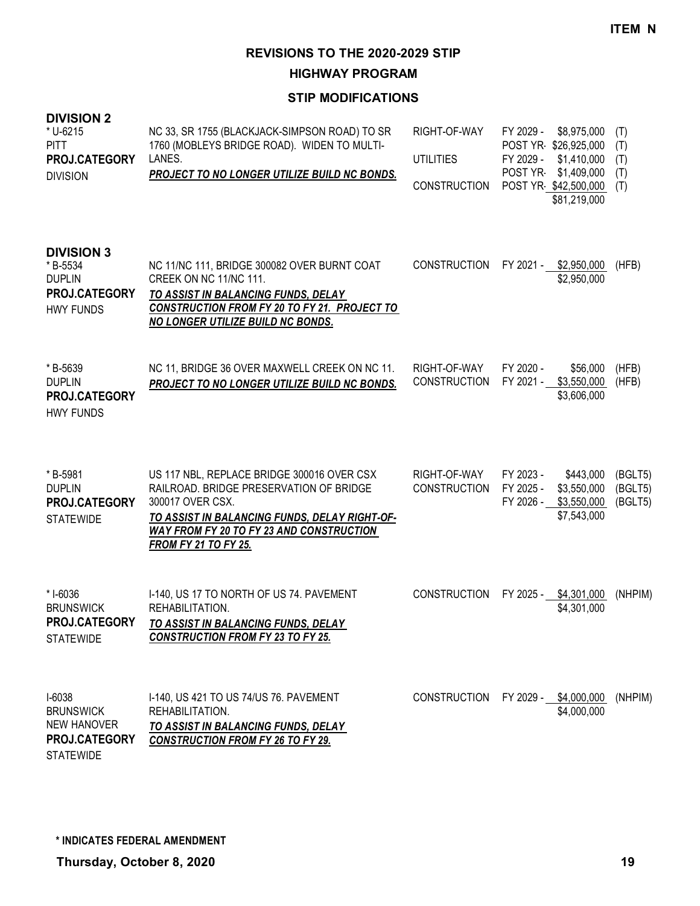**ITEM N**

# REVISIONS TO THE 2020-2029 STIP

## HIGHWAY PROGRAM

### STIP MODIFICATIONS

## DIVISION 2

| Project | Description | Phase | Schedule | Amount | Fund |
|---|---|---|---|---|---|
| * U-6215<br>PITT<br>**PROJ.CATEGORY**<br>DIVISION | NC 33, SR 1755 (BLACKJACK-SIMPSON ROAD) TO SR 1760 (MOBLEYS BRIDGE ROAD). WIDEN TO MULTI-LANES.<br>***PROJECT TO NO LONGER UTILIZE BUILD NC BONDS.*** | RIGHT-OF-WAY | FY 2029 - | $8,975,000 | (T) |
| | | | POST YR- | $26,925,000 | (T) |
| | | UTILITIES | FY 2029 - | $1,410,000 | (T) |
| | | | POST YR- | $1,409,000 | (T) |
| | | CONSTRUCTION | POST YR- | $42,500,000 | (T) |
| | | | | $81,219,000 | |

## DIVISION 3

| Project | Description | Phase | Schedule | Amount | Fund |
|---|---|---|---|---|---|
| * B-5534<br>DUPLIN<br>**PROJ.CATEGORY**<br>HWY FUNDS | NC 11/NC 111, BRIDGE 300082 OVER BURNT COAT CREEK ON NC 11/NC 111.<br>***TO ASSIST IN BALANCING FUNDS, DELAY CONSTRUCTION FROM FY 20 TO FY 21. PROJECT TO NO LONGER UTILIZE BUILD NC BONDS.*** | CONSTRUCTION | FY 2021 - | $2,950,000 | (HFB) |
| | | | | $2,950,000 | |
| * B-5639<br>DUPLIN<br>**PROJ.CATEGORY**<br>HWY FUNDS | NC 11, BRIDGE 36 OVER MAXWELL CREEK ON NC 11.<br>***PROJECT TO NO LONGER UTILIZE BUILD NC BONDS.*** | RIGHT-OF-WAY | FY 2020 - | $56,000 | (HFB) |
| | | CONSTRUCTION | FY 2021 - | $3,550,000 | (HFB) |
| | | | | $3,606,000 | |
| * B-5981<br>DUPLIN<br>**PROJ.CATEGORY**<br>STATEWIDE | US 117 NBL, REPLACE BRIDGE 300016 OVER CSX RAILROAD. BRIDGE PRESERVATION OF BRIDGE 300017 OVER CSX.<br>***TO ASSIST IN BALANCING FUNDS, DELAY RIGHT-OF-WAY FROM FY 20 TO FY 23 AND CONSTRUCTION FROM FY 21 TO FY 25.*** | RIGHT-OF-WAY | FY 2023 - | $443,000 | (BGLT5) |
| | | CONSTRUCTION | FY 2025 - | $3,550,000 | (BGLT5) |
| | | | FY 2026 - | $3,550,000 | (BGLT5) |
| | | | | $7,543,000 | |
| * I-6036<br>BRUNSWICK<br>**PROJ.CATEGORY**<br>STATEWIDE | I-140, US 17 TO NORTH OF US 74. PAVEMENT REHABILITATION.<br>***TO ASSIST IN BALANCING FUNDS, DELAY CONSTRUCTION FROM FY 23 TO FY 25.*** | CONSTRUCTION | FY 2025 - | $4,301,000 | (NHPIM) |
| | | | | $4,301,000 | |
| I-6038<br>BRUNSWICK<br>NEW HANOVER<br>**PROJ.CATEGORY**<br>STATEWIDE | I-140, US 421 TO US 74/US 76. PAVEMENT REHABILITATION.<br>***TO ASSIST IN BALANCING FUNDS, DELAY CONSTRUCTION FROM FY 26 TO FY 29.*** | CONSTRUCTION | FY 2029 - | $4,000,000 | (NHPIM) |
| | | | | $4,000,000 | |

**\* INDICATES FEDERAL AMENDMENT**

**Thursday, October 8, 2020**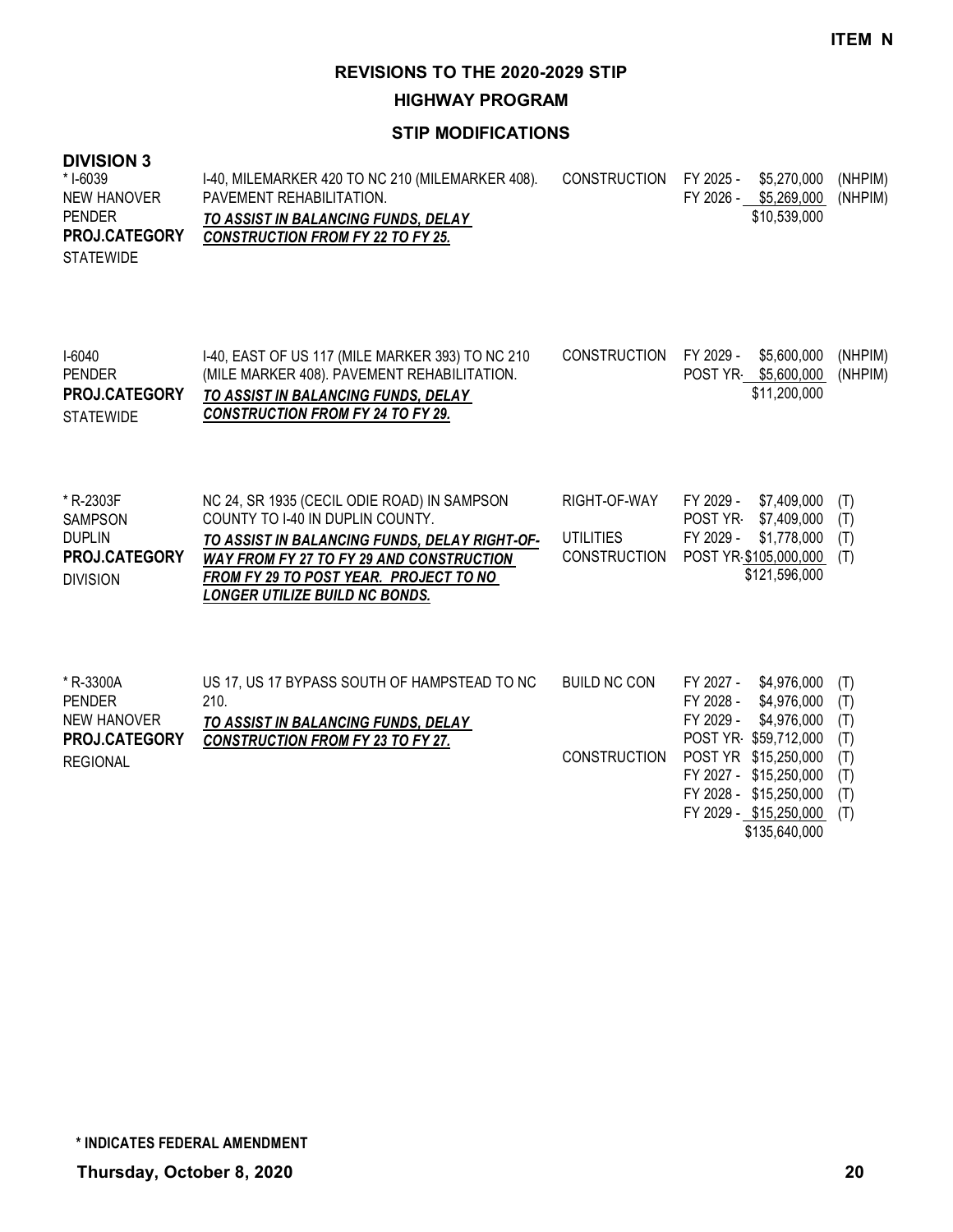**ITEM N**

## REVISIONS TO THE 2020-2029 STIP

### HIGHWAY PROGRAM

### STIP MODIFICATIONS

**DIVISION 3**

| Project | Description | Work Type | Schedule / Cost | Funding |
|---|---|---|---|---|
| * I-6039<br>NEW HANOVER<br>PENDER<br>**PROJ.CATEGORY**<br>STATEWIDE | I-40, MILEMARKER 420 TO NC 210 (MILEMARKER 408). PAVEMENT REHABILITATION.<br>***TO ASSIST IN BALANCING FUNDS, DELAY CONSTRUCTION FROM FY 22 TO FY 25.*** | CONSTRUCTION | FY 2025 - $5,270,000<br>FY 2026 - $5,269,000<br>$10,539,000 | (NHPIM)<br>(NHPIM) |
| I-6040<br>PENDER<br>**PROJ.CATEGORY**<br>STATEWIDE | I-40, EAST OF US 117 (MILE MARKER 393) TO NC 210 (MILE MARKER 408). PAVEMENT REHABILITATION.<br>***TO ASSIST IN BALANCING FUNDS, DELAY CONSTRUCTION FROM FY 24 TO FY 29.*** | CONSTRUCTION | FY 2029 - $5,600,000<br>POST YR- $5,600,000<br>$11,200,000 | (NHPIM)<br>(NHPIM) |
| * R-2303F<br>SAMPSON<br>DUPLIN<br>**PROJ.CATEGORY**<br>DIVISION | NC 24, SR 1935 (CECIL ODIE ROAD) IN SAMPSON COUNTY TO I-40 IN DUPLIN COUNTY.<br>***TO ASSIST IN BALANCING FUNDS, DELAY RIGHT-OF-WAY FROM FY 27 TO FY 29 AND CONSTRUCTION FROM FY 29 TO POST YEAR. PROJECT TO NO LONGER UTILIZE BUILD NC BONDS.*** | RIGHT-OF-WAY<br><br>UTILITIES<br>CONSTRUCTION | FY 2029 - $7,409,000<br>POST YR- $7,409,000<br>FY 2029 - $1,778,000<br>POST YR- $105,000,000<br>$121,596,000 | (T)<br>(T)<br>(T)<br>(T) |
| * R-3300A<br>PENDER<br>NEW HANOVER<br>**PROJ.CATEGORY**<br>REGIONAL | US 17, US 17 BYPASS SOUTH OF HAMPSTEAD TO NC 210.<br>***TO ASSIST IN BALANCING FUNDS, DELAY CONSTRUCTION FROM FY 23 TO FY 27.*** | BUILD NC CON<br><br><br><br>CONSTRUCTION | FY 2027 - $4,976,000<br>FY 2028 - $4,976,000<br>FY 2029 - $4,976,000<br>POST YR- $59,712,000<br>POST YR $15,250,000<br>FY 2027 - $15,250,000<br>FY 2028 - $15,250,000<br>FY 2029 - $15,250,000<br>$135,640,000 | (T)<br>(T)<br>(T)<br>(T)<br>(T)<br>(T)<br>(T)<br>(T) |

**\* INDICATES FEDERAL AMENDMENT**

**Thursday, October 8, 2020**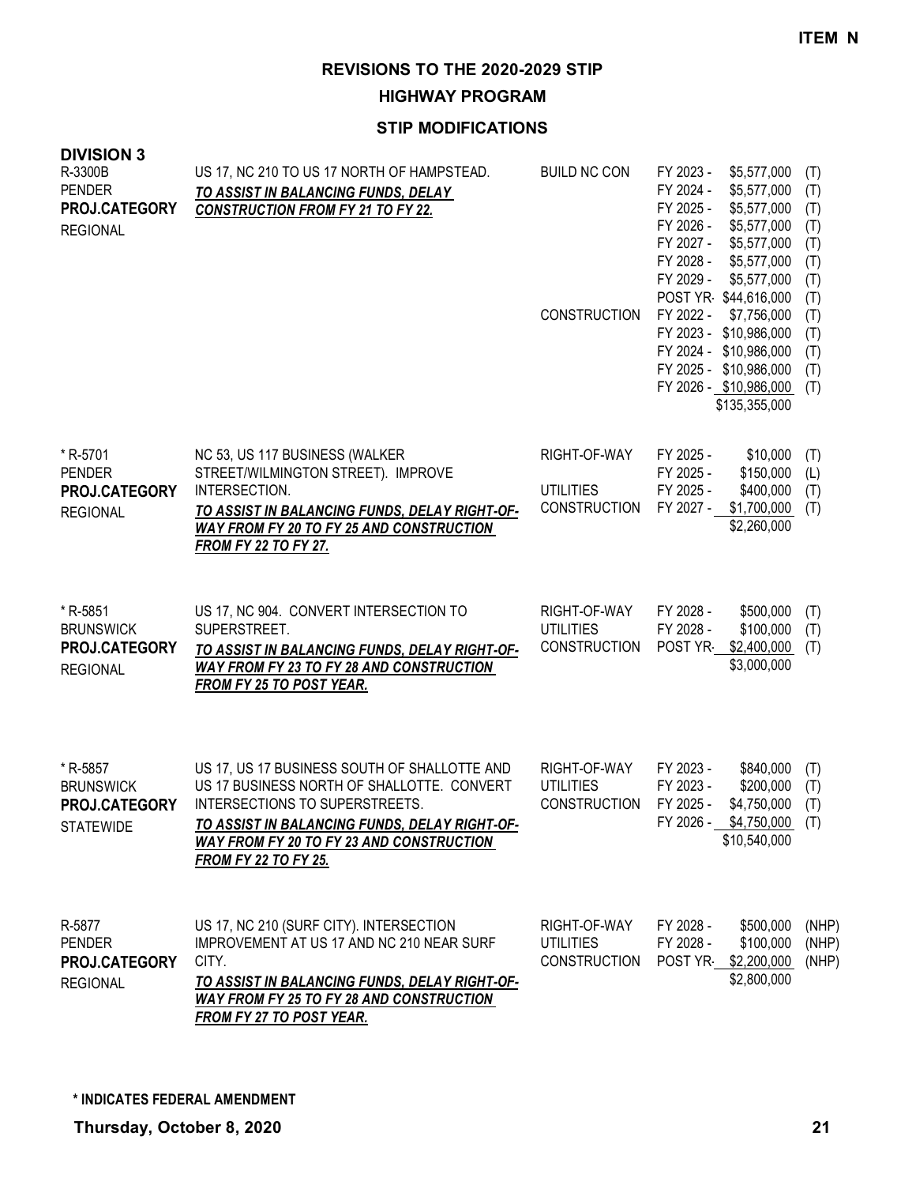**ITEM N**

# REVISIONS TO THE 2020-2029 STIP

## HIGHWAY PROGRAM

### STIP MODIFICATIONS

**DIVISION 3**

| Project | Description | Work Type | Fiscal Year | Amount | Fund |
|---|---|---|---|---|---|
| R-3300B<br>PENDER<br>**PROJ.CATEGORY**<br>REGIONAL | US 17, NC 210 TO US 17 NORTH OF HAMPSTEAD.<br>***TO ASSIST IN BALANCING FUNDS, DELAY CONSTRUCTION FROM FY 21 TO FY 22.*** | BUILD NC CON | FY 2023 - | $5,577,000 | (T) |
| | | | FY 2024 - | $5,577,000 | (T) |
| | | | FY 2025 - | $5,577,000 | (T) |
| | | | FY 2026 - | $5,577,000 | (T) |
| | | | FY 2027 - | $5,577,000 | (T) |
| | | | FY 2028 - | $5,577,000 | (T) |
| | | | FY 2029 - | $5,577,000 | (T) |
| | | | POST YR- | $44,616,000 | (T) |
| | | CONSTRUCTION | FY 2022 - | $7,756,000 | (T) |
| | | | FY 2023 - | $10,986,000 | (T) |
| | | | FY 2024 - | $10,986,000 | (T) |
| | | | FY 2025 - | $10,986,000 | (T) |
| | | | FY 2026 - | $10,986,000 | (T) |
| | | | | $135,355,000 | |
| * R-5701<br>PENDER<br>**PROJ.CATEGORY**<br>REGIONAL | NC 53, US 117 BUSINESS (WALKER STREET/WILMINGTON STREET). IMPROVE INTERSECTION.<br>***TO ASSIST IN BALANCING FUNDS, DELAY RIGHT-OF-WAY FROM FY 20 TO FY 25 AND CONSTRUCTION FROM FY 22 TO FY 27.*** | RIGHT-OF-WAY | FY 2025 - | $10,000 | (T) |
| | | | FY 2025 - | $150,000 | (L) |
| | | UTILITIES | FY 2025 - | $400,000 | (T) |
| | | CONSTRUCTION | FY 2027 - | $1,700,000 | (T) |
| | | | | $2,260,000 | |
| * R-5851<br>BRUNSWICK<br>**PROJ.CATEGORY**<br>REGIONAL | US 17, NC 904. CONVERT INTERSECTION TO SUPERSTREET.<br>***TO ASSIST IN BALANCING FUNDS, DELAY RIGHT-OF-WAY FROM FY 23 TO FY 28 AND CONSTRUCTION FROM FY 25 TO POST YEAR.*** | RIGHT-OF-WAY | FY 2028 - | $500,000 | (T) |
| | | UTILITIES | FY 2028 - | $100,000 | (T) |
| | | CONSTRUCTION | POST YR- | $2,400,000 | (T) |
| | | | | $3,000,000 | |
| * R-5857<br>BRUNSWICK<br>**PROJ.CATEGORY**<br>STATEWIDE | US 17, US 17 BUSINESS SOUTH OF SHALLOTTE AND US 17 BUSINESS NORTH OF SHALLOTTE. CONVERT INTERSECTIONS TO SUPERSTREETS.<br>***TO ASSIST IN BALANCING FUNDS, DELAY RIGHT-OF-WAY FROM FY 20 TO FY 23 AND CONSTRUCTION FROM FY 22 TO FY 25.*** | RIGHT-OF-WAY | FY 2023 - | $840,000 | (T) |
| | | UTILITIES | FY 2023 - | $200,000 | (T) |
| | | CONSTRUCTION | FY 2025 - | $4,750,000 | (T) |
| | | | FY 2026 - | $4,750,000 | (T) |
| | | | | $10,540,000 | |
| R-5877<br>PENDER<br>**PROJ.CATEGORY**<br>REGIONAL | US 17, NC 210 (SURF CITY). INTERSECTION IMPROVEMENT AT US 17 AND NC 210 NEAR SURF CITY.<br>***TO ASSIST IN BALANCING FUNDS, DELAY RIGHT-OF-WAY FROM FY 25 TO FY 28 AND CONSTRUCTION FROM FY 27 TO POST YEAR.*** | RIGHT-OF-WAY | FY 2028 - | $500,000 | (NHP) |
| | | UTILITIES | FY 2028 - | $100,000 | (NHP) |
| | | CONSTRUCTION | POST YR- | $2,200,000 | (NHP) |
| | | | | $2,800,000 | |

**\* INDICATES FEDERAL AMENDMENT**

**Thursday, October 8, 2020**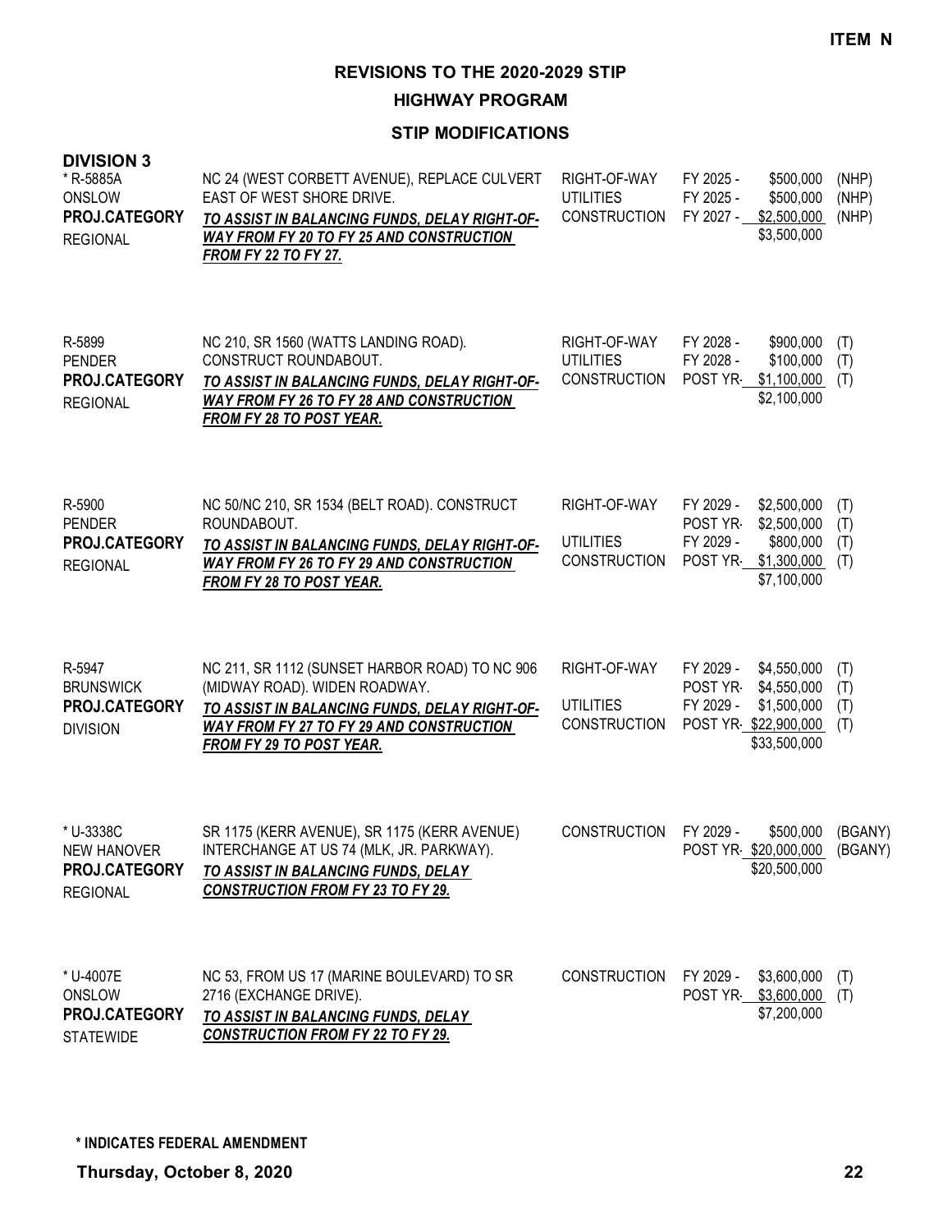**ITEM N**

# REVISIONS TO THE 2020-2029 STIP

## HIGHWAY PROGRAM

### STIP MODIFICATIONS

**DIVISION 3**

| Project | Description | Phase | Year | Amount | Fund |
|---|---|---|---|---|---|
| * R-5885A<br>ONSLOW<br>**PROJ.CATEGORY**<br>REGIONAL | NC 24 (WEST CORBETT AVENUE), REPLACE CULVERT EAST OF WEST SHORE DRIVE.<br>***TO ASSIST IN BALANCING FUNDS, DELAY RIGHT-OF-WAY FROM FY 20 TO FY 25 AND CONSTRUCTION FROM FY 22 TO FY 27.*** | RIGHT-OF-WAY | FY 2025 - | $500,000 | (NHP) |
| | | UTILITIES | FY 2025 - | $500,000 | (NHP) |
| | | CONSTRUCTION | FY 2027 - | $2,500,000 | (NHP) |
| | | | | $3,500,000 | |
| R-5899<br>PENDER<br>**PROJ.CATEGORY**<br>REGIONAL | NC 210, SR 1560 (WATTS LANDING ROAD). CONSTRUCT ROUNDABOUT.<br>***TO ASSIST IN BALANCING FUNDS, DELAY RIGHT-OF-WAY FROM FY 26 TO FY 28 AND CONSTRUCTION FROM FY 28 TO POST YEAR.*** | RIGHT-OF-WAY | FY 2028 - | $900,000 | (T) |
| | | UTILITIES | FY 2028 - | $100,000 | (T) |
| | | CONSTRUCTION | POST YR- | $1,100,000 | (T) |
| | | | | $2,100,000 | |
| R-5900<br>PENDER<br>**PROJ.CATEGORY**<br>REGIONAL | NC 50/NC 210, SR 1534 (BELT ROAD). CONSTRUCT ROUNDABOUT.<br>***TO ASSIST IN BALANCING FUNDS, DELAY RIGHT-OF-WAY FROM FY 26 TO FY 29 AND CONSTRUCTION FROM FY 28 TO POST YEAR.*** | RIGHT-OF-WAY | FY 2029 - | $2,500,000 | (T) |
| | | | POST YR- | $2,500,000 | (T) |
| | | UTILITIES | FY 2029 - | $800,000 | (T) |
| | | CONSTRUCTION | POST YR- | $1,300,000 | (T) |
| | | | | $7,100,000 | |
| R-5947<br>BRUNSWICK<br>**PROJ.CATEGORY**<br>DIVISION | NC 211, SR 1112 (SUNSET HARBOR ROAD) TO NC 906 (MIDWAY ROAD). WIDEN ROADWAY.<br>***TO ASSIST IN BALANCING FUNDS, DELAY RIGHT-OF-WAY FROM FY 27 TO FY 29 AND CONSTRUCTION FROM FY 29 TO POST YEAR.*** | RIGHT-OF-WAY | FY 2029 - | $4,550,000 | (T) |
| | | | POST YR- | $4,550,000 | (T) |
| | | UTILITIES | FY 2029 - | $1,500,000 | (T) |
| | | CONSTRUCTION | POST YR- | $22,900,000 | (T) |
| | | | | $33,500,000 | |
| * U-3338C<br>NEW HANOVER<br>**PROJ.CATEGORY**<br>REGIONAL | SR 1175 (KERR AVENUE), SR 1175 (KERR AVENUE) INTERCHANGE AT US 74 (MLK, JR. PARKWAY).<br>***TO ASSIST IN BALANCING FUNDS, DELAY CONSTRUCTION FROM FY 23 TO FY 29.*** | CONSTRUCTION | FY 2029 - | $500,000 | (BGANY) |
| | | | POST YR- | $20,000,000 | (BGANY) |
| | | | | $20,500,000 | |
| * U-4007E<br>ONSLOW<br>**PROJ.CATEGORY**<br>STATEWIDE | NC 53, FROM US 17 (MARINE BOULEVARD) TO SR 2716 (EXCHANGE DRIVE).<br>***TO ASSIST IN BALANCING FUNDS, DELAY CONSTRUCTION FROM FY 22 TO FY 29.*** | CONSTRUCTION | FY 2029 - | $3,600,000 | (T) |
| | | | POST YR- | $3,600,000 | (T) |
| | | | | $7,200,000 | |

**\* INDICATES FEDERAL AMENDMENT**

**Thursday, October 8, 2020**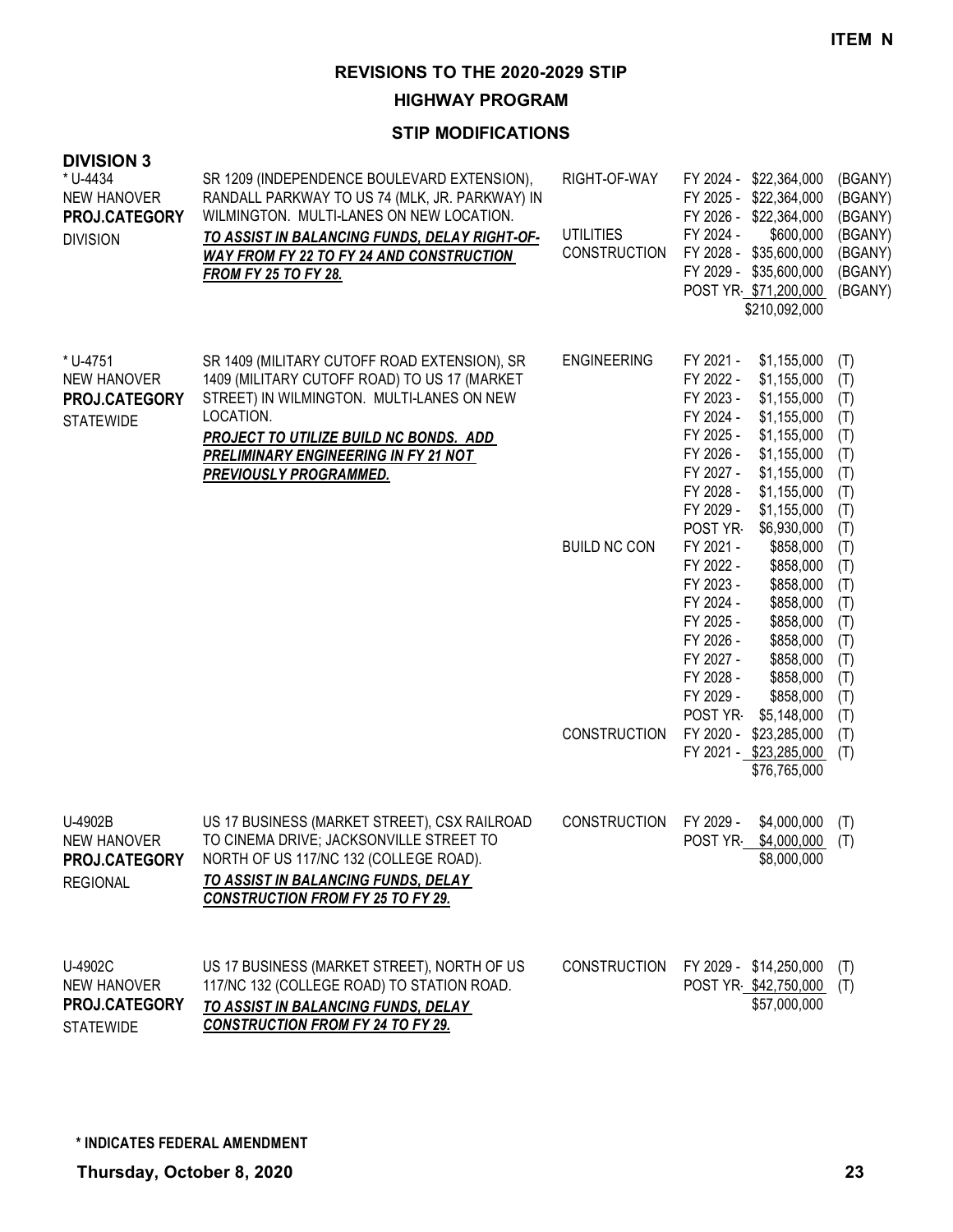**ITEM N**

# REVISIONS TO THE 2020-2029 STIP

## HIGHWAY PROGRAM

### STIP MODIFICATIONS

**DIVISION 3**

| Project | Description | Work Type | Fiscal Year | Amount | Fund |
|---|---|---|---|---|---|
| * U-4434<br>NEW HANOVER<br>**PROJ.CATEGORY**<br>DIVISION | SR 1209 (INDEPENDENCE BOULEVARD EXTENSION), RANDALL PARKWAY TO US 74 (MLK, JR. PARKWAY) IN WILMINGTON. MULTI-LANES ON NEW LOCATION.<br>***TO ASSIST IN BALANCING FUNDS, DELAY RIGHT-OF-WAY FROM FY 22 TO FY 24 AND CONSTRUCTION FROM FY 25 TO FY 28.*** | RIGHT-OF-WAY | FY 2024 - | $22,364,000 | (BGANY) |
| | | | FY 2025 - | $22,364,000 | (BGANY) |
| | | | FY 2026 - | $22,364,000 | (BGANY) |
| | | UTILITIES | FY 2024 - | $600,000 | (BGANY) |
| | | CONSTRUCTION | FY 2028 - | $35,600,000 | (BGANY) |
| | | | FY 2029 - | $35,600,000 | (BGANY) |
| | | | POST YR- | $71,200,000 | (BGANY) |
| | | | | $210,092,000 | |
| * U-4751<br>NEW HANOVER<br>**PROJ.CATEGORY**<br>STATEWIDE | SR 1409 (MILITARY CUTOFF ROAD EXTENSION), SR 1409 (MILITARY CUTOFF ROAD) TO US 17 (MARKET STREET) IN WILMINGTON. MULTI-LANES ON NEW LOCATION.<br>***PROJECT TO UTILIZE BUILD NC BONDS. ADD PRELIMINARY ENGINEERING IN FY 21 NOT PREVIOUSLY PROGRAMMED.*** | ENGINEERING | FY 2021 - | $1,155,000 | (T) |
| | | | FY 2022 - | $1,155,000 | (T) |
| | | | FY 2023 - | $1,155,000 | (T) |
| | | | FY 2024 - | $1,155,000 | (T) |
| | | | FY 2025 - | $1,155,000 | (T) |
| | | | FY 2026 - | $1,155,000 | (T) |
| | | | FY 2027 - | $1,155,000 | (T) |
| | | | FY 2028 - | $1,155,000 | (T) |
| | | | FY 2029 - | $1,155,000 | (T) |
| | | | POST YR- | $6,930,000 | (T) |
| | | BUILD NC CON | FY 2021 - | $858,000 | (T) |
| | | | FY 2022 - | $858,000 | (T) |
| | | | FY 2023 - | $858,000 | (T) |
| | | | FY 2024 - | $858,000 | (T) |
| | | | FY 2025 - | $858,000 | (T) |
| | | | FY 2026 - | $858,000 | (T) |
| | | | FY 2027 - | $858,000 | (T) |
| | | | FY 2028 - | $858,000 | (T) |
| | | | FY 2029 - | $858,000 | (T) |
| | | | POST YR- | $5,148,000 | (T) |
| | | CONSTRUCTION | FY 2020 - | $23,285,000 | (T) |
| | | | FY 2021 - | $23,285,000 | (T) |
| | | | | $76,765,000 | |
| U-4902B<br>NEW HANOVER<br>**PROJ.CATEGORY**<br>REGIONAL | US 17 BUSINESS (MARKET STREET), CSX RAILROAD TO CINEMA DRIVE; JACKSONVILLE STREET TO NORTH OF US 117/NC 132 (COLLEGE ROAD).<br>***TO ASSIST IN BALANCING FUNDS, DELAY CONSTRUCTION FROM FY 25 TO FY 29.*** | CONSTRUCTION | FY 2029 - | $4,000,000 | (T) |
| | | | POST YR- | $4,000,000 | (T) |
| | | | | $8,000,000 | |
| U-4902C<br>NEW HANOVER<br>**PROJ.CATEGORY**<br>STATEWIDE | US 17 BUSINESS (MARKET STREET), NORTH OF US 117/NC 132 (COLLEGE ROAD) TO STATION ROAD.<br>***TO ASSIST IN BALANCING FUNDS, DELAY CONSTRUCTION FROM FY 24 TO FY 29.*** | CONSTRUCTION | FY 2029 - | $14,250,000 | (T) |
| | | | POST YR- | $42,750,000 | (T) |
| | | | | $57,000,000 | |

**\* INDICATES FEDERAL AMENDMENT**

**Thursday, October 8, 2020**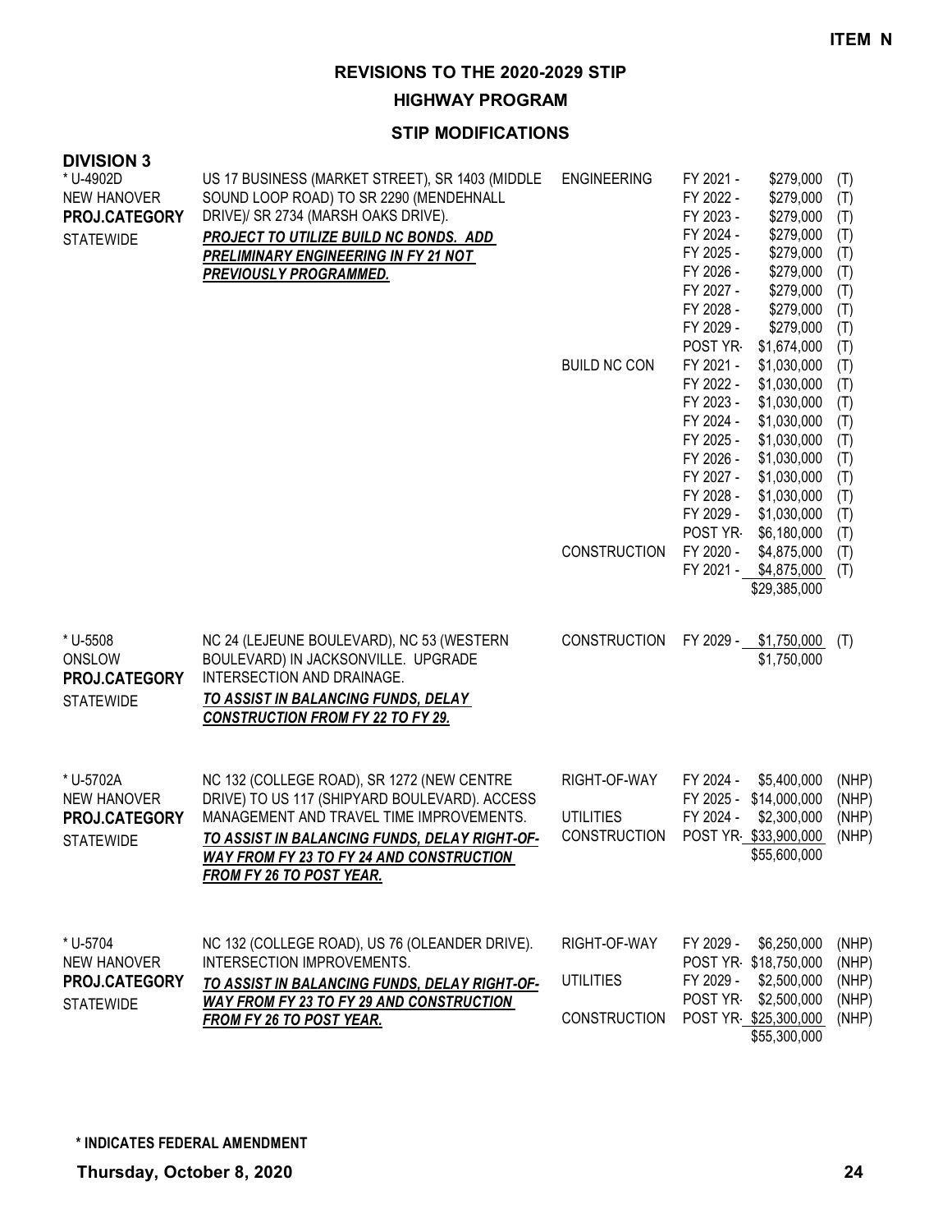**ITEM N**

# REVISIONS TO THE 2020-2029 STIP

## HIGHWAY PROGRAM

### STIP MODIFICATIONS

**DIVISION 3**

| Project | Description | Work Type | Fiscal Year | Amount | Fund |
|---|---|---|---|---|---|
| * U-4902D<br>NEW HANOVER<br>**PROJ.CATEGORY**<br>STATEWIDE | US 17 BUSINESS (MARKET STREET), SR 1403 (MIDDLE SOUND LOOP ROAD) TO SR 2290 (MENDEHNALL DRIVE)/ SR 2734 (MARSH OAKS DRIVE).<br>***PROJECT TO UTILIZE BUILD NC BONDS. ADD PRELIMINARY ENGINEERING IN FY 21 NOT PREVIOUSLY PROGRAMMED.*** | ENGINEERING | FY 2021 - | $279,000 | (T) |
| | | | FY 2022 - | $279,000 | (T) |
| | | | FY 2023 - | $279,000 | (T) |
| | | | FY 2024 - | $279,000 | (T) |
| | | | FY 2025 - | $279,000 | (T) |
| | | | FY 2026 - | $279,000 | (T) |
| | | | FY 2027 - | $279,000 | (T) |
| | | | FY 2028 - | $279,000 | (T) |
| | | | FY 2029 - | $279,000 | (T) |
| | | | POST YR- | $1,674,000 | (T) |
| | | BUILD NC CON | FY 2021 - | $1,030,000 | (T) |
| | | | FY 2022 - | $1,030,000 | (T) |
| | | | FY 2023 - | $1,030,000 | (T) |
| | | | FY 2024 - | $1,030,000 | (T) |
| | | | FY 2025 - | $1,030,000 | (T) |
| | | | FY 2026 - | $1,030,000 | (T) |
| | | | FY 2027 - | $1,030,000 | (T) |
| | | | FY 2028 - | $1,030,000 | (T) |
| | | | FY 2029 - | $1,030,000 | (T) |
| | | | POST YR- | $6,180,000 | (T) |
| | | CONSTRUCTION | FY 2020 - | $4,875,000 | (T) |
| | | | FY 2021 - | $4,875,000 | (T) |
| | | | | $29,385,000 | |
| * U-5508<br>ONSLOW<br>**PROJ.CATEGORY**<br>STATEWIDE | NC 24 (LEJEUNE BOULEVARD), NC 53 (WESTERN BOULEVARD) IN JACKSONVILLE. UPGRADE INTERSECTION AND DRAINAGE.<br>***TO ASSIST IN BALANCING FUNDS, DELAY CONSTRUCTION FROM FY 22 TO FY 29.*** | CONSTRUCTION | FY 2029 - | $1,750,000 | (T) |
| | | | | $1,750,000 | |
| * U-5702A<br>NEW HANOVER<br>**PROJ.CATEGORY**<br>STATEWIDE | NC 132 (COLLEGE ROAD), SR 1272 (NEW CENTRE DRIVE) TO US 117 (SHIPYARD BOULEVARD). ACCESS MANAGEMENT AND TRAVEL TIME IMPROVEMENTS.<br>***TO ASSIST IN BALANCING FUNDS, DELAY RIGHT-OF-WAY FROM FY 23 TO FY 24 AND CONSTRUCTION FROM FY 26 TO POST YEAR.*** | RIGHT-OF-WAY | FY 2024 - | $5,400,000 | (NHP) |
| | | | FY 2025 - | $14,000,000 | (NHP) |
| | | UTILITIES | FY 2024 - | $2,300,000 | (NHP) |
| | | CONSTRUCTION | POST YR- | $33,900,000 | (NHP) |
| | | | | $55,600,000 | |
| * U-5704<br>NEW HANOVER<br>**PROJ.CATEGORY**<br>STATEWIDE | NC 132 (COLLEGE ROAD), US 76 (OLEANDER DRIVE). INTERSECTION IMPROVEMENTS.<br>***TO ASSIST IN BALANCING FUNDS, DELAY RIGHT-OF-WAY FROM FY 23 TO FY 29 AND CONSTRUCTION FROM FY 26 TO POST YEAR.*** | RIGHT-OF-WAY | FY 2029 - | $6,250,000 | (NHP) |
| | | | POST YR- | $18,750,000 | (NHP) |
| | | UTILITIES | FY 2029 - | $2,500,000 | (NHP) |
| | | | POST YR- | $2,500,000 | (NHP) |
| | | CONSTRUCTION | POST YR- | $25,300,000 | (NHP) |
| | | | | $55,300,000 | |

**\* INDICATES FEDERAL AMENDMENT**

**Thursday, October 8, 2020**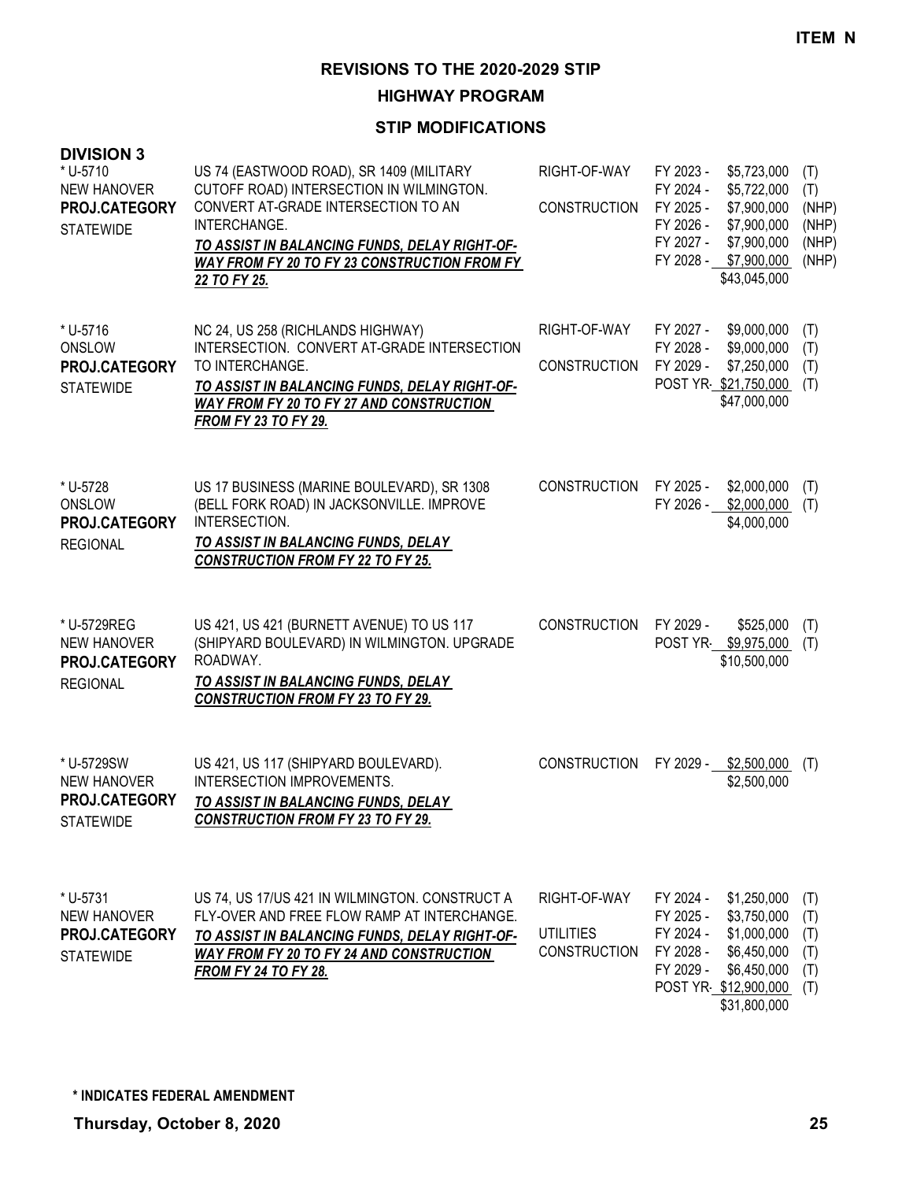**ITEM N**

# REVISIONS TO THE 2020-2029 STIP

## HIGHWAY PROGRAM

### STIP MODIFICATIONS

**DIVISION 3**

| Project | Description | Phase | Schedule / Cost | Fund |
|---|---|---|---|---|
| * U-5710<br>NEW HANOVER<br>**PROJ.CATEGORY**<br>STATEWIDE | US 74 (EASTWOOD ROAD), SR 1409 (MILITARY CUTOFF ROAD) INTERSECTION IN WILMINGTON. CONVERT AT-GRADE INTERSECTION TO AN INTERCHANGE.<br>***TO ASSIST IN BALANCING FUNDS, DELAY RIGHT-OF-WAY FROM FY 20 TO FY 23 CONSTRUCTION FROM FY 22 TO FY 25.*** | RIGHT-OF-WAY<br><br>CONSTRUCTION | FY 2023 - $5,723,000<br>FY 2024 - $5,722,000<br>FY 2025 - $7,900,000<br>FY 2026 - $7,900,000<br>FY 2027 - $7,900,000<br>FY 2028 - $7,900,000<br>$43,045,000 | (T)<br>(T)<br>(NHP)<br>(NHP)<br>(NHP)<br>(NHP) |
| * U-5716<br>ONSLOW<br>**PROJ.CATEGORY**<br>STATEWIDE | NC 24, US 258 (RICHLANDS HIGHWAY) INTERSECTION. CONVERT AT-GRADE INTERSECTION TO INTERCHANGE.<br>***TO ASSIST IN BALANCING FUNDS, DELAY RIGHT-OF-WAY FROM FY 20 TO FY 27 AND CONSTRUCTION FROM FY 23 TO FY 29.*** | RIGHT-OF-WAY<br><br>CONSTRUCTION | FY 2027 - $9,000,000<br>FY 2028 - $9,000,000<br>FY 2029 - $7,250,000<br>POST YR- $21,750,000<br>$47,000,000 | (T)<br>(T)<br>(T)<br>(T) |
| * U-5728<br>ONSLOW<br>**PROJ.CATEGORY**<br>REGIONAL | US 17 BUSINESS (MARINE BOULEVARD), SR 1308 (BELL FORK ROAD) IN JACKSONVILLE. IMPROVE INTERSECTION.<br>***TO ASSIST IN BALANCING FUNDS, DELAY CONSTRUCTION FROM FY 22 TO FY 25.*** | CONSTRUCTION | FY 2025 - $2,000,000<br>FY 2026 - $2,000,000<br>$4,000,000 | (T)<br>(T) |
| * U-5729REG<br>NEW HANOVER<br>**PROJ.CATEGORY**<br>REGIONAL | US 421, US 421 (BURNETT AVENUE) TO US 117 (SHIPYARD BOULEVARD) IN WILMINGTON. UPGRADE ROADWAY.<br>***TO ASSIST IN BALANCING FUNDS, DELAY CONSTRUCTION FROM FY 23 TO FY 29.*** | CONSTRUCTION | FY 2029 - $525,000<br>POST YR- $9,975,000<br>$10,500,000 | (T)<br>(T) |
| * U-5729SW<br>NEW HANOVER<br>**PROJ.CATEGORY**<br>STATEWIDE | US 421, US 117 (SHIPYARD BOULEVARD). INTERSECTION IMPROVEMENTS.<br>***TO ASSIST IN BALANCING FUNDS, DELAY CONSTRUCTION FROM FY 23 TO FY 29.*** | CONSTRUCTION | FY 2029 - $2,500,000<br>$2,500,000 | (T) |
| * U-5731<br>NEW HANOVER<br>**PROJ.CATEGORY**<br>STATEWIDE | US 74, US 17/US 421 IN WILMINGTON. CONSTRUCT A FLY-OVER AND FREE FLOW RAMP AT INTERCHANGE.<br>***TO ASSIST IN BALANCING FUNDS, DELAY RIGHT-OF-WAY FROM FY 20 TO FY 24 AND CONSTRUCTION FROM FY 24 TO FY 28.*** | RIGHT-OF-WAY<br><br>UTILITIES<br>CONSTRUCTION | FY 2024 - $1,250,000<br>FY 2025 - $3,750,000<br>FY 2024 - $1,000,000<br>FY 2028 - $6,450,000<br>FY 2029 - $6,450,000<br>POST YR- $12,900,000<br>$31,800,000 | (T)<br>(T)<br>(T)<br>(T)<br>(T)<br>(T) |

**\* INDICATES FEDERAL AMENDMENT**

**Thursday, October 8, 2020**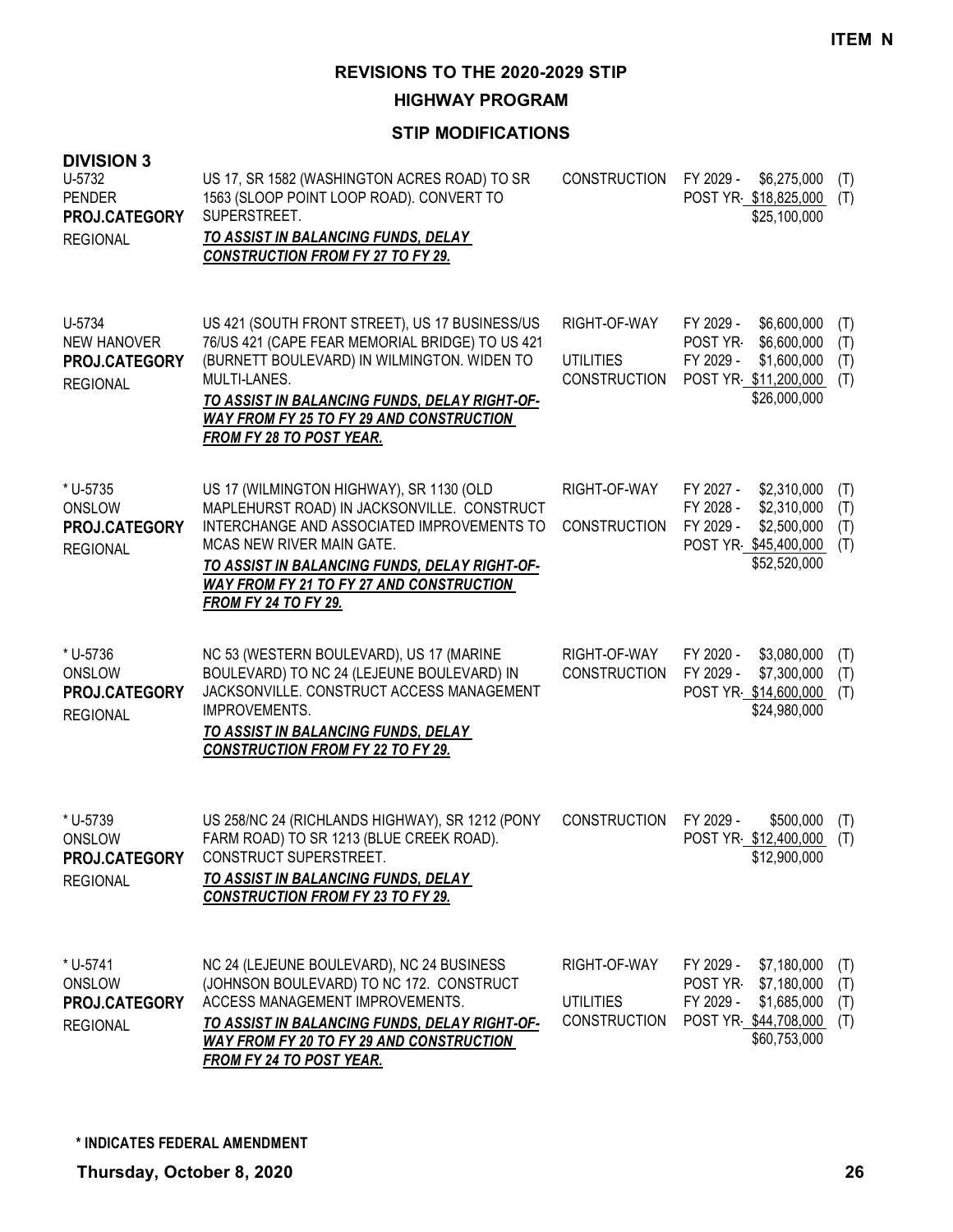**ITEM N**

# REVISIONS TO THE 2020-2029 STIP

## HIGHWAY PROGRAM

### STIP MODIFICATIONS

**DIVISION 3**

| Project | Description | Work Type | Schedule / Cost | Fund |
|---|---|---|---|---|
| U-5732<br>PENDER<br>**PROJ.CATEGORY**<br>REGIONAL | US 17, SR 1582 (WASHINGTON ACRES ROAD) TO SR 1563 (SLOOP POINT LOOP ROAD). CONVERT TO SUPERSTREET.<br>***TO ASSIST IN BALANCING FUNDS, DELAY CONSTRUCTION FROM FY 27 TO FY 29.*** | CONSTRUCTION | FY 2029 - $6,275,000<br>POST YR- $18,825,000<br>$25,100,000 | (T)<br>(T) |
| U-5734<br>NEW HANOVER<br>**PROJ.CATEGORY**<br>REGIONAL | US 421 (SOUTH FRONT STREET), US 17 BUSINESS/US 76/US 421 (CAPE FEAR MEMORIAL BRIDGE) TO US 421 (BURNETT BOULEVARD) IN WILMINGTON. WIDEN TO MULTI-LANES.<br>***TO ASSIST IN BALANCING FUNDS, DELAY RIGHT-OF-WAY FROM FY 25 TO FY 29 AND CONSTRUCTION FROM FY 28 TO POST YEAR.*** | RIGHT-OF-WAY<br><br>UTILITIES<br>CONSTRUCTION | FY 2029 - $6,600,000<br>POST YR- $6,600,000<br>FY 2029 - $1,600,000<br>POST YR- $11,200,000<br>$26,000,000 | (T)<br>(T)<br>(T)<br>(T) |
| * U-5735<br>ONSLOW<br>**PROJ.CATEGORY**<br>REGIONAL | US 17 (WILMINGTON HIGHWAY), SR 1130 (OLD MAPLEHURST ROAD) IN JACKSONVILLE. CONSTRUCT INTERCHANGE AND ASSOCIATED IMPROVEMENTS TO MCAS NEW RIVER MAIN GATE.<br>***TO ASSIST IN BALANCING FUNDS, DELAY RIGHT-OF-WAY FROM FY 21 TO FY 27 AND CONSTRUCTION FROM FY 24 TO FY 29.*** | RIGHT-OF-WAY<br><br>CONSTRUCTION | FY 2027 - $2,310,000<br>FY 2028 - $2,310,000<br>FY 2029 - $2,500,000<br>POST YR- $45,400,000<br>$52,520,000 | (T)<br>(T)<br>(T)<br>(T) |
| * U-5736<br>ONSLOW<br>**PROJ.CATEGORY**<br>REGIONAL | NC 53 (WESTERN BOULEVARD), US 17 (MARINE BOULEVARD) TO NC 24 (LEJEUNE BOULEVARD) IN JACKSONVILLE. CONSTRUCT ACCESS MANAGEMENT IMPROVEMENTS.<br>***TO ASSIST IN BALANCING FUNDS, DELAY CONSTRUCTION FROM FY 22 TO FY 29.*** | RIGHT-OF-WAY<br>CONSTRUCTION | FY 2020 - $3,080,000<br>FY 2029 - $7,300,000<br>POST YR- $14,600,000<br>$24,980,000 | (T)<br>(T)<br>(T) |
| * U-5739<br>ONSLOW<br>**PROJ.CATEGORY**<br>REGIONAL | US 258/NC 24 (RICHLANDS HIGHWAY), SR 1212 (PONY FARM ROAD) TO SR 1213 (BLUE CREEK ROAD). CONSTRUCT SUPERSTREET.<br>***TO ASSIST IN BALANCING FUNDS, DELAY CONSTRUCTION FROM FY 23 TO FY 29.*** | CONSTRUCTION | FY 2029 - $500,000<br>POST YR- $12,400,000<br>$12,900,000 | (T)<br>(T) |
| * U-5741<br>ONSLOW<br>**PROJ.CATEGORY**<br>REGIONAL | NC 24 (LEJEUNE BOULEVARD), NC 24 BUSINESS (JOHNSON BOULEVARD) TO NC 172. CONSTRUCT ACCESS MANAGEMENT IMPROVEMENTS.<br>***TO ASSIST IN BALANCING FUNDS, DELAY RIGHT-OF-WAY FROM FY 20 TO FY 29 AND CONSTRUCTION FROM FY 24 TO POST YEAR.*** | RIGHT-OF-WAY<br><br>UTILITIES<br>CONSTRUCTION | FY 2029 - $7,180,000<br>POST YR- $7,180,000<br>FY 2029 - $1,685,000<br>POST YR- $44,708,000<br>$60,753,000 | (T)<br>(T)<br>(T)<br>(T) |

**\* INDICATES FEDERAL AMENDMENT**

**Thursday, October 8, 2020**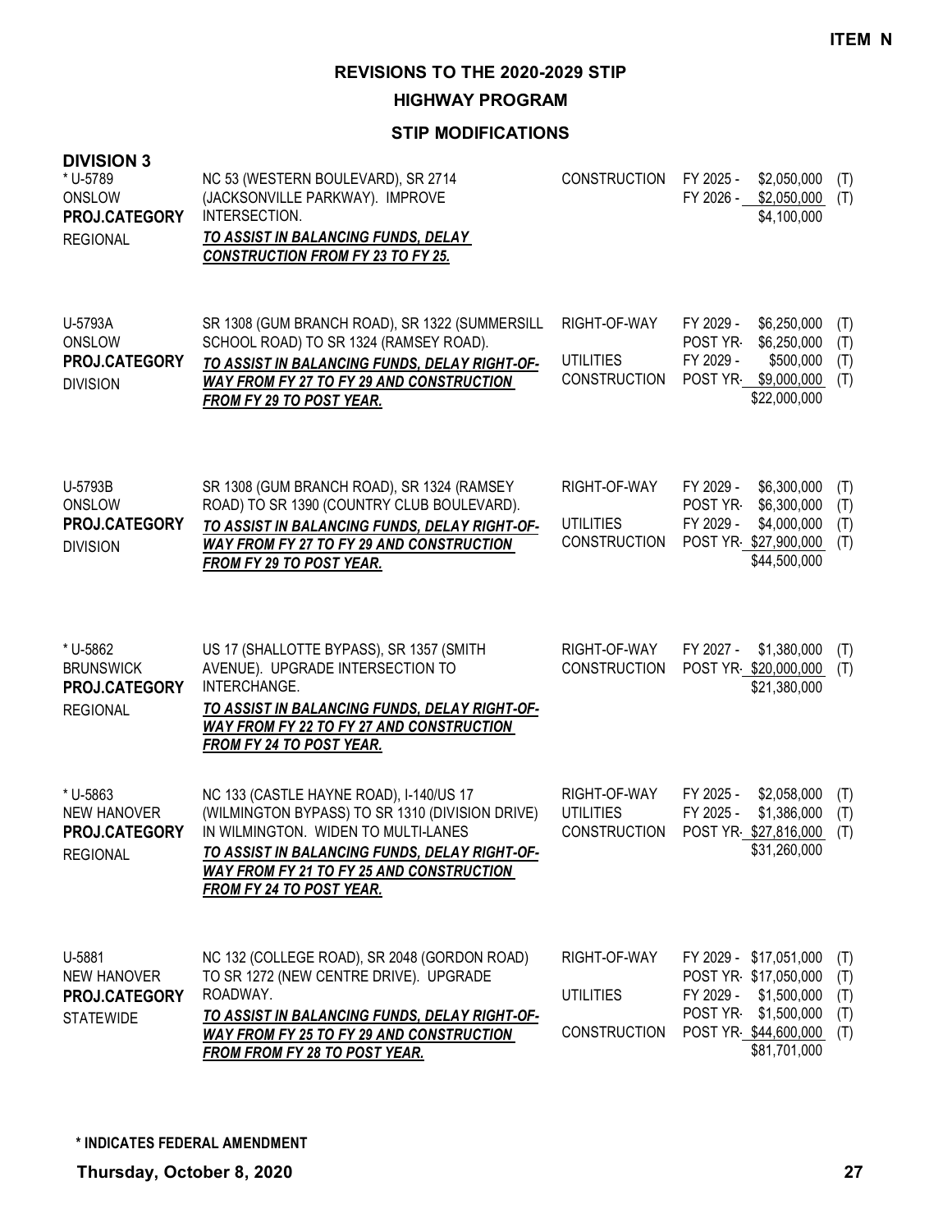ITEM N

# REVISIONS TO THE 2020-2029 STIP

## HIGHWAY PROGRAM

### STIP MODIFICATIONS

**DIVISION 3**

| Project | Description | Work Type | Fiscal Year | Amount | Fund |
|---|---|---|---|---|---|
| * U-5789<br>ONSLOW<br>**PROJ.CATEGORY**<br>REGIONAL | NC 53 (WESTERN BOULEVARD), SR 2714 (JACKSONVILLE PARKWAY). IMPROVE INTERSECTION.<br>***TO ASSIST IN BALANCING FUNDS, DELAY CONSTRUCTION FROM FY 23 TO FY 25.*** | CONSTRUCTION | FY 2025 - | $2,050,000 | (T) |
| | | | FY 2026 - | $2,050,000 | (T) |
| | | | | $4,100,000 | |
| U-5793A<br>ONSLOW<br>**PROJ.CATEGORY**<br>DIVISION | SR 1308 (GUM BRANCH ROAD), SR 1322 (SUMMERSILL SCHOOL ROAD) TO SR 1324 (RAMSEY ROAD).<br>***TO ASSIST IN BALANCING FUNDS, DELAY RIGHT-OF-WAY FROM FY 27 TO FY 29 AND CONSTRUCTION FROM FY 29 TO POST YEAR.*** | RIGHT-OF-WAY | FY 2029 - | $6,250,000 | (T) |
| | | | POST YR- | $6,250,000 | (T) |
| | | UTILITIES | FY 2029 - | $500,000 | (T) |
| | | CONSTRUCTION | POST YR- | $9,000,000 | (T) |
| | | | | $22,000,000 | |
| U-5793B<br>ONSLOW<br>**PROJ.CATEGORY**<br>DIVISION | SR 1308 (GUM BRANCH ROAD), SR 1324 (RAMSEY ROAD) TO SR 1390 (COUNTRY CLUB BOULEVARD).<br>***TO ASSIST IN BALANCING FUNDS, DELAY RIGHT-OF-WAY FROM FY 27 TO FY 29 AND CONSTRUCTION FROM FY 29 TO POST YEAR.*** | RIGHT-OF-WAY | FY 2029 - | $6,300,000 | (T) |
| | | | POST YR- | $6,300,000 | (T) |
| | | UTILITIES | FY 2029 - | $4,000,000 | (T) |
| | | CONSTRUCTION | POST YR- | $27,900,000 | (T) |
| | | | | $44,500,000 | |
| * U-5862<br>BRUNSWICK<br>**PROJ.CATEGORY**<br>REGIONAL | US 17 (SHALLOTTE BYPASS), SR 1357 (SMITH AVENUE). UPGRADE INTERSECTION TO INTERCHANGE.<br>***TO ASSIST IN BALANCING FUNDS, DELAY RIGHT-OF-WAY FROM FY 22 TO FY 27 AND CONSTRUCTION FROM FY 24 TO POST YEAR.*** | RIGHT-OF-WAY | FY 2027 - | $1,380,000 | (T) |
| | | CONSTRUCTION | POST YR- | $20,000,000 | (T) |
| | | | | $21,380,000 | |
| * U-5863<br>NEW HANOVER<br>**PROJ.CATEGORY**<br>REGIONAL | NC 133 (CASTLE HAYNE ROAD), I-140/US 17 (WILMINGTON BYPASS) TO SR 1310 (DIVISION DRIVE) IN WILMINGTON. WIDEN TO MULTI-LANES<br>***TO ASSIST IN BALANCING FUNDS, DELAY RIGHT-OF-WAY FROM FY 21 TO FY 25 AND CONSTRUCTION FROM FY 24 TO POST YEAR.*** | RIGHT-OF-WAY | FY 2025 - | $2,058,000 | (T) |
| | | UTILITIES | FY 2025 - | $1,386,000 | (T) |
| | | CONSTRUCTION | POST YR- | $27,816,000 | (T) |
| | | | | $31,260,000 | |
| U-5881<br>NEW HANOVER<br>**PROJ.CATEGORY**<br>STATEWIDE | NC 132 (COLLEGE ROAD), SR 2048 (GORDON ROAD) TO SR 1272 (NEW CENTRE DRIVE). UPGRADE ROADWAY.<br>***TO ASSIST IN BALANCING FUNDS, DELAY RIGHT-OF-WAY FROM FY 25 TO FY 29 AND CONSTRUCTION FROM FROM FY 28 TO POST YEAR.*** | RIGHT-OF-WAY | FY 2029 - | $17,051,000 | (T) |
| | | | POST YR- | $17,050,000 | (T) |
| | | UTILITIES | FY 2029 - | $1,500,000 | (T) |
| | | | POST YR- | $1,500,000 | (T) |
| | | CONSTRUCTION | POST YR- | $44,600,000 | (T) |
| | | | | $81,701,000 | |

**\* INDICATES FEDERAL AMENDMENT**

**Thursday, October 8, 2020**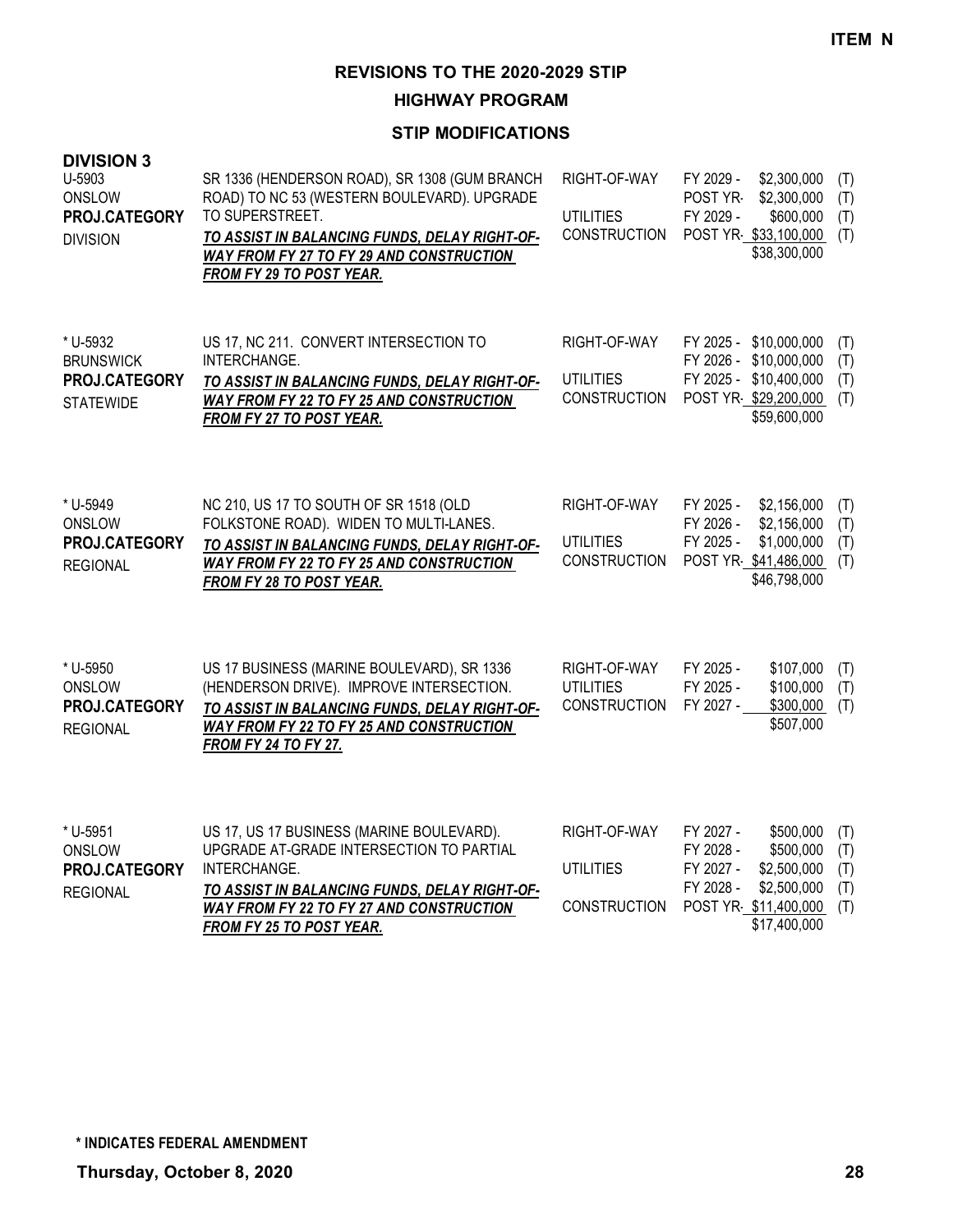ITEM N

# REVISIONS TO THE 2020-2029 STIP

## HIGHWAY PROGRAM

### STIP MODIFICATIONS

**DIVISION 3**

| Project | Description | Phase | Year | Amount | Fund |
|---|---|---|---|---|---|
| U-5903<br>ONSLOW<br>**PROJ.CATEGORY**<br>DIVISION | SR 1336 (HENDERSON ROAD), SR 1308 (GUM BRANCH ROAD) TO NC 53 (WESTERN BOULEVARD). UPGRADE TO SUPERSTREET.<br>***TO ASSIST IN BALANCING FUNDS, DELAY RIGHT-OF-WAY FROM FY 27 TO FY 29 AND CONSTRUCTION FROM FY 29 TO POST YEAR.*** | RIGHT-OF-WAY | FY 2029 - | $2,300,000 | (T) |
| | | | POST YR- | $2,300,000 | (T) |
| | | UTILITIES | FY 2029 - | $600,000 | (T) |
| | | CONSTRUCTION | POST YR- | $33,100,000 | (T) |
| | | | | $38,300,000 | |
| * U-5932<br>BRUNSWICK<br>**PROJ.CATEGORY**<br>STATEWIDE | US 17, NC 211. CONVERT INTERSECTION TO INTERCHANGE.<br>***TO ASSIST IN BALANCING FUNDS, DELAY RIGHT-OF-WAY FROM FY 22 TO FY 25 AND CONSTRUCTION FROM FY 27 TO POST YEAR.*** | RIGHT-OF-WAY | FY 2025 - | $10,000,000 | (T) |
| | | | FY 2026 - | $10,000,000 | (T) |
| | | UTILITIES | FY 2025 - | $10,400,000 | (T) |
| | | CONSTRUCTION | POST YR- | $29,200,000 | (T) |
| | | | | $59,600,000 | |
| * U-5949<br>ONSLOW<br>**PROJ.CATEGORY**<br>REGIONAL | NC 210, US 17 TO SOUTH OF SR 1518 (OLD FOLKSTONE ROAD). WIDEN TO MULTI-LANES.<br>***TO ASSIST IN BALANCING FUNDS, DELAY RIGHT-OF-WAY FROM FY 22 TO FY 25 AND CONSTRUCTION FROM FY 28 TO POST YEAR.*** | RIGHT-OF-WAY | FY 2025 - | $2,156,000 | (T) |
| | | | FY 2026 - | $2,156,000 | (T) |
| | | UTILITIES | FY 2025 - | $1,000,000 | (T) |
| | | CONSTRUCTION | POST YR- | $41,486,000 | (T) |
| | | | | $46,798,000 | |
| * U-5950<br>ONSLOW<br>**PROJ.CATEGORY**<br>REGIONAL | US 17 BUSINESS (MARINE BOULEVARD), SR 1336 (HENDERSON DRIVE). IMPROVE INTERSECTION.<br>***TO ASSIST IN BALANCING FUNDS, DELAY RIGHT-OF-WAY FROM FY 22 TO FY 25 AND CONSTRUCTION FROM FY 24 TO FY 27.*** | RIGHT-OF-WAY | FY 2025 - | $107,000 | (T) |
| | | UTILITIES | FY 2025 - | $100,000 | (T) |
| | | CONSTRUCTION | FY 2027 - | $300,000 | (T) |
| | | | | $507,000 | |
| * U-5951<br>ONSLOW<br>**PROJ.CATEGORY**<br>REGIONAL | US 17, US 17 BUSINESS (MARINE BOULEVARD). UPGRADE AT-GRADE INTERSECTION TO PARTIAL INTERCHANGE.<br>***TO ASSIST IN BALANCING FUNDS, DELAY RIGHT-OF-WAY FROM FY 22 TO FY 27 AND CONSTRUCTION FROM FY 25 TO POST YEAR.*** | RIGHT-OF-WAY | FY 2027 - | $500,000 | (T) |
| | | | FY 2028 - | $500,000 | (T) |
| | | UTILITIES | FY 2027 - | $2,500,000 | (T) |
| | | | FY 2028 - | $2,500,000 | (T) |
| | | CONSTRUCTION | POST YR- | $11,400,000 | (T) |
| | | | | $17,400,000 | |

**\* INDICATES FEDERAL AMENDMENT**

**Thursday, October 8, 2020**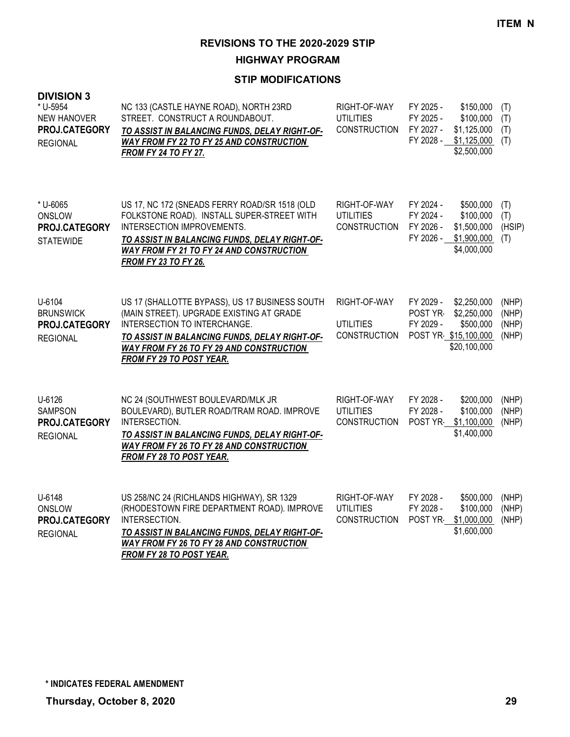ITEM N

# REVISIONS TO THE 2020-2029 STIP

## HIGHWAY PROGRAM

### STIP MODIFICATIONS

**DIVISION 3**

| Project | Description | Phase | Year | Amount | Fund |
|---|---|---|---|---|---|
| * U-5954<br>NEW HANOVER<br>**PROJ.CATEGORY**<br>REGIONAL | NC 133 (CASTLE HAYNE ROAD), NORTH 23RD STREET. CONSTRUCT A ROUNDABOUT.<br>***TO ASSIST IN BALANCING FUNDS, DELAY RIGHT-OF-WAY FROM FY 22 TO FY 25 AND CONSTRUCTION FROM FY 24 TO FY 27.*** | RIGHT-OF-WAY | FY 2025 - | $150,000 | (T) |
| | | UTILITIES | FY 2025 - | $100,000 | (T) |
| | | CONSTRUCTION | FY 2027 - | $1,125,000 | (T) |
| | | | FY 2028 - | $1,125,000 | (T) |
| | | | | $2,500,000 | |
| * U-6065<br>ONSLOW<br>**PROJ.CATEGORY**<br>STATEWIDE | US 17, NC 172 (SNEADS FERRY ROAD/SR 1518 (OLD FOLKSTONE ROAD). INSTALL SUPER-STREET WITH INTERSECTION IMPROVEMENTS.<br>***TO ASSIST IN BALANCING FUNDS, DELAY RIGHT-OF-WAY FROM FY 21 TO FY 24 AND CONSTRUCTION FROM FY 23 TO FY 26.*** | RIGHT-OF-WAY | FY 2024 - | $500,000 | (T) |
| | | UTILITIES | FY 2024 - | $100,000 | (T) |
| | | CONSTRUCTION | FY 2026 - | $1,500,000 | (HSIP) |
| | | | FY 2026 - | $1,900,000 | (T) |
| | | | | $4,000,000 | |
| U-6104<br>BRUNSWICK<br>**PROJ.CATEGORY**<br>REGIONAL | US 17 (SHALLOTTE BYPASS), US 17 BUSINESS SOUTH (MAIN STREET). UPGRADE EXISTING AT GRADE INTERSECTION TO INTERCHANGE.<br>***TO ASSIST IN BALANCING FUNDS, DELAY RIGHT-OF-WAY FROM FY 26 TO FY 29 AND CONSTRUCTION FROM FY 29 TO POST YEAR.*** | RIGHT-OF-WAY | FY 2029 - | $2,250,000 | (NHP) |
| | | | POST YR- | $2,250,000 | (NHP) |
| | | UTILITIES | FY 2029 - | $500,000 | (NHP) |
| | | CONSTRUCTION | POST YR- | $15,100,000 | (NHP) |
| | | | | $20,100,000 | |
| U-6126<br>SAMPSON<br>**PROJ.CATEGORY**<br>REGIONAL | NC 24 (SOUTHWEST BOULEVARD/MLK JR BOULEVARD), BUTLER ROAD/TRAM ROAD. IMPROVE INTERSECTION.<br>***TO ASSIST IN BALANCING FUNDS, DELAY RIGHT-OF-WAY FROM FY 26 TO FY 28 AND CONSTRUCTION FROM FY 28 TO POST YEAR.*** | RIGHT-OF-WAY | FY 2028 - | $200,000 | (NHP) |
| | | UTILITIES | FY 2028 - | $100,000 | (NHP) |
| | | CONSTRUCTION | POST YR- | $1,100,000 | (NHP) |
| | | | | $1,400,000 | |
| U-6148<br>ONSLOW<br>**PROJ.CATEGORY**<br>REGIONAL | US 258/NC 24 (RICHLANDS HIGHWAY), SR 1329 (RHODESTOWN FIRE DEPARTMENT ROAD). IMPROVE INTERSECTION.<br>***TO ASSIST IN BALANCING FUNDS, DELAY RIGHT-OF-WAY FROM FY 26 TO FY 28 AND CONSTRUCTION FROM FY 28 TO POST YEAR.*** | RIGHT-OF-WAY | FY 2028 - | $500,000 | (NHP) |
| | | UTILITIES | FY 2028 - | $100,000 | (NHP) |
| | | CONSTRUCTION | POST YR- | $1,000,000 | (NHP) |
| | | | | $1,600,000 | |

**\* INDICATES FEDERAL AMENDMENT**

**Thursday, October 8, 2020**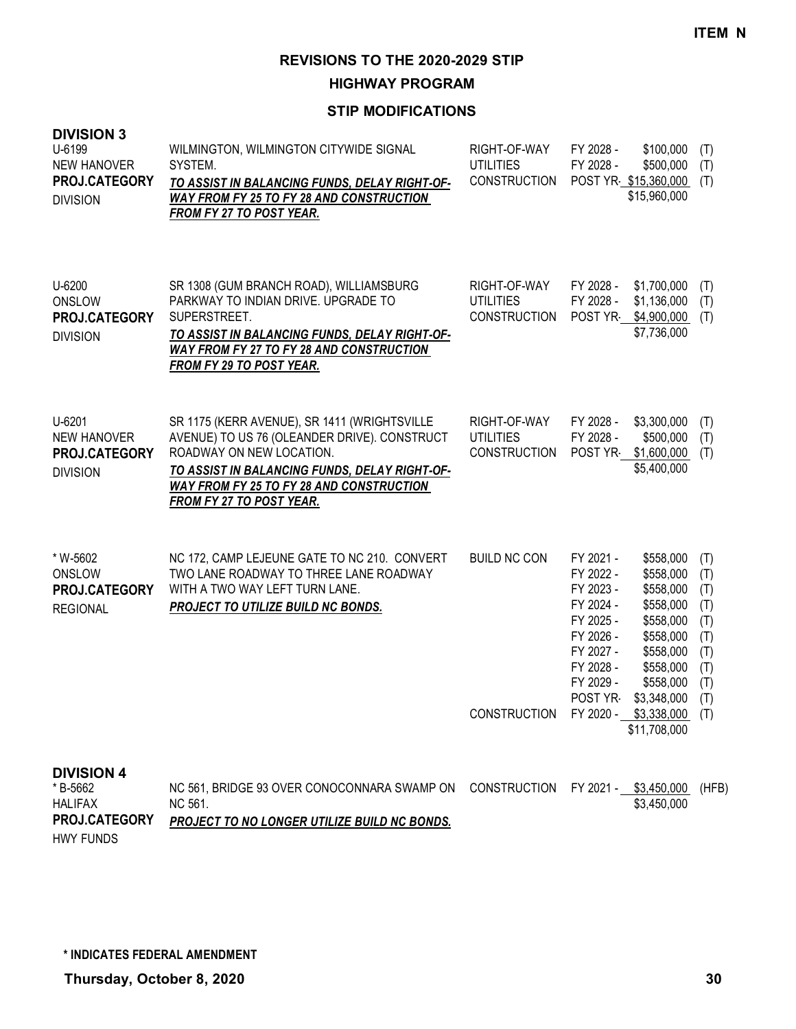**ITEM N**

# REVISIONS TO THE 2020-2029 STIP

## HIGHWAY PROGRAM

### STIP MODIFICATIONS

**DIVISION 3**

| Project | Description | Work Type | Year | Amount | Fund |
|---|---|---|---|---|---|
| U-6199<br>NEW HANOVER<br>**PROJ.CATEGORY**<br>DIVISION | WILMINGTON, WILMINGTON CITYWIDE SIGNAL SYSTEM.<br>***TO ASSIST IN BALANCING FUNDS, DELAY RIGHT-OF-WAY FROM FY 25 TO FY 28 AND CONSTRUCTION FROM FY 27 TO POST YEAR.*** | RIGHT-OF-WAY | FY 2028 - | $100,000 | (T) |
| | | UTILITIES | FY 2028 - | $500,000 | (T) |
| | | CONSTRUCTION | POST YR- | $15,360,000 | (T) |
| | | | | $15,960,000 | |
| U-6200<br>ONSLOW<br>**PROJ.CATEGORY**<br>DIVISION | SR 1308 (GUM BRANCH ROAD), WILLIAMSBURG PARKWAY TO INDIAN DRIVE. UPGRADE TO SUPERSTREET.<br>***TO ASSIST IN BALANCING FUNDS, DELAY RIGHT-OF-WAY FROM FY 27 TO FY 28 AND CONSTRUCTION FROM FY 29 TO POST YEAR.*** | RIGHT-OF-WAY | FY 2028 - | $1,700,000 | (T) |
| | | UTILITIES | FY 2028 - | $1,136,000 | (T) |
| | | CONSTRUCTION | POST YR- | $4,900,000 | (T) |
| | | | | $7,736,000 | |
| U-6201<br>NEW HANOVER<br>**PROJ.CATEGORY**<br>DIVISION | SR 1175 (KERR AVENUE), SR 1411 (WRIGHTSVILLE AVENUE) TO US 76 (OLEANDER DRIVE). CONSTRUCT ROADWAY ON NEW LOCATION.<br>***TO ASSIST IN BALANCING FUNDS, DELAY RIGHT-OF-WAY FROM FY 25 TO FY 28 AND CONSTRUCTION FROM FY 27 TO POST YEAR.*** | RIGHT-OF-WAY | FY 2028 - | $3,300,000 | (T) |
| | | UTILITIES | FY 2028 - | $500,000 | (T) |
| | | CONSTRUCTION | POST YR- | $1,600,000 | (T) |
| | | | | $5,400,000 | |
| * W-5602<br>ONSLOW<br>**PROJ.CATEGORY**<br>REGIONAL | NC 172, CAMP LEJEUNE GATE TO NC 210. CONVERT TWO LANE ROADWAY TO THREE LANE ROADWAY WITH A TWO WAY LEFT TURN LANE.<br>***PROJECT TO UTILIZE BUILD NC BONDS.*** | BUILD NC CON | FY 2021 - | $558,000 | (T) |
| | | | FY 2022 - | $558,000 | (T) |
| | | | FY 2023 - | $558,000 | (T) |
| | | | FY 2024 - | $558,000 | (T) |
| | | | FY 2025 - | $558,000 | (T) |
| | | | FY 2026 - | $558,000 | (T) |
| | | | FY 2027 - | $558,000 | (T) |
| | | | FY 2028 - | $558,000 | (T) |
| | | | FY 2029 - | $558,000 | (T) |
| | | | POST YR- | $3,348,000 | (T) |
| | | CONSTRUCTION | FY 2020 - | $3,338,000 | (T) |
| | | | | $11,708,000 | |

**DIVISION 4**

| Project | Description | Work Type | Year | Amount | Fund |
|---|---|---|---|---|---|
| * B-5662<br>HALIFAX<br>**PROJ.CATEGORY**<br>HWY FUNDS | NC 561, BRIDGE 93 OVER CONOCONNARA SWAMP ON NC 561.<br>***PROJECT TO NO LONGER UTILIZE BUILD NC BONDS.*** | CONSTRUCTION | FY 2021 - | $3,450,000 | (HFB) |
| | | | | $3,450,000 | |

**\* INDICATES FEDERAL AMENDMENT**

**Thursday, October 8, 2020**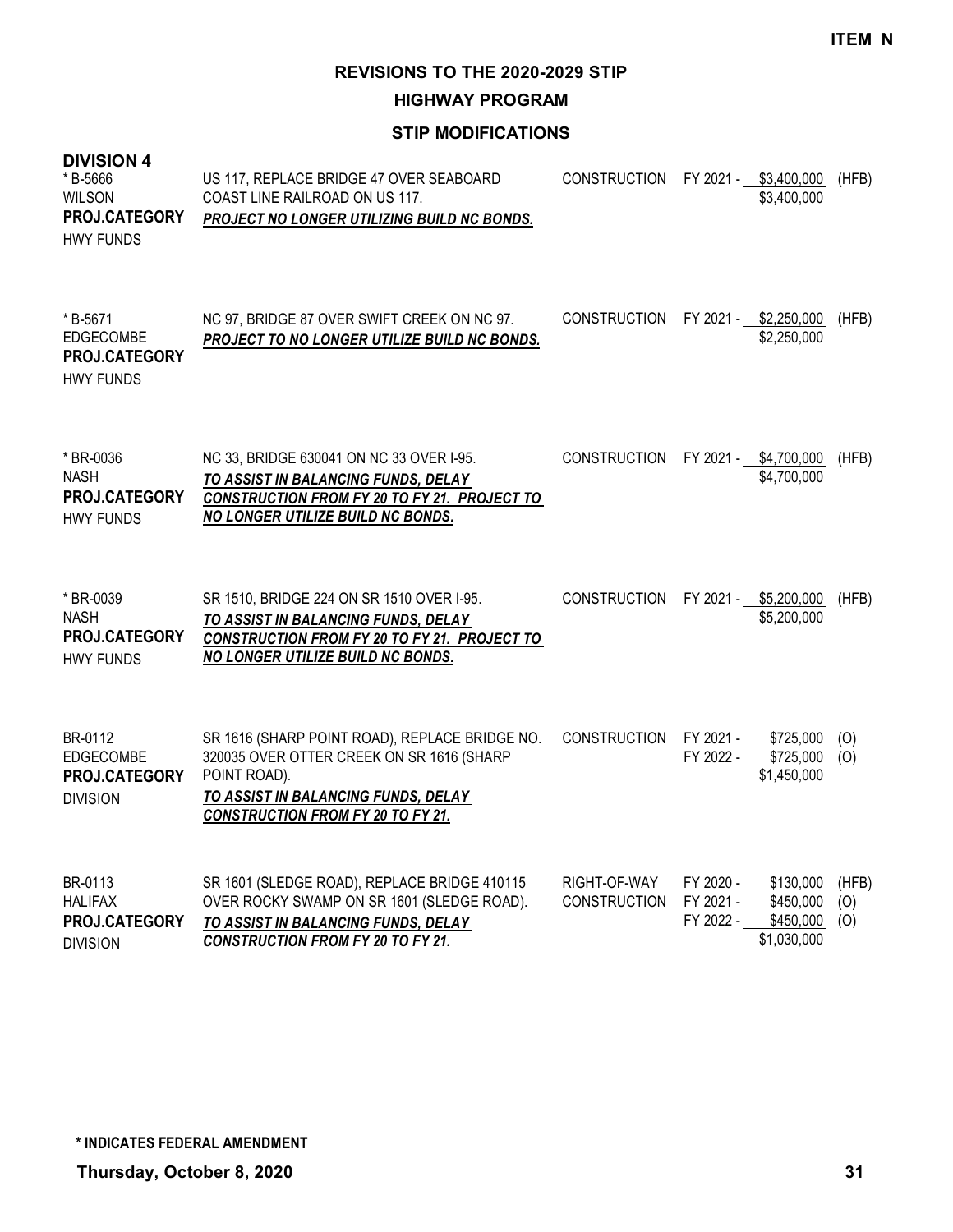**ITEM N**

# REVISIONS TO THE 2020-2029 STIP

## HIGHWAY PROGRAM

### STIP MODIFICATIONS

**DIVISION 4**

| Project | Description | Phase | Fiscal Year | Amount | Fund |
|---|---|---|---|---|---|
| * B-5666<br>WILSON<br>**PROJ.CATEGORY**<br>HWY FUNDS | US 117, REPLACE BRIDGE 47 OVER SEABOARD COAST LINE RAILROAD ON US 117.<br>***PROJECT NO LONGER UTILIZING BUILD NC BONDS.*** | CONSTRUCTION | FY 2021 - | $3,400,000<br>$3,400,000 | (HFB) |
| * B-5671<br>EDGECOMBE<br>**PROJ.CATEGORY**<br>HWY FUNDS | NC 97, BRIDGE 87 OVER SWIFT CREEK ON NC 97.<br>***PROJECT TO NO LONGER UTILIZE BUILD NC BONDS.*** | CONSTRUCTION | FY 2021 - | $2,250,000<br>$2,250,000 | (HFB) |
| * BR-0036<br>NASH<br>**PROJ.CATEGORY**<br>HWY FUNDS | NC 33, BRIDGE 630041 ON NC 33 OVER I-95.<br>***TO ASSIST IN BALANCING FUNDS, DELAY CONSTRUCTION FROM FY 20 TO FY 21. PROJECT TO NO LONGER UTILIZE BUILD NC BONDS.*** | CONSTRUCTION | FY 2021 - | $4,700,000<br>$4,700,000 | (HFB) |
| * BR-0039<br>NASH<br>**PROJ.CATEGORY**<br>HWY FUNDS | SR 1510, BRIDGE 224 ON SR 1510 OVER I-95.<br>***TO ASSIST IN BALANCING FUNDS, DELAY CONSTRUCTION FROM FY 20 TO FY 21. PROJECT TO NO LONGER UTILIZE BUILD NC BONDS.*** | CONSTRUCTION | FY 2021 - | $5,200,000<br>$5,200,000 | (HFB) |
| BR-0112<br>EDGECOMBE<br>**PROJ.CATEGORY**<br>DIVISION | SR 1616 (SHARP POINT ROAD), REPLACE BRIDGE NO. 320035 OVER OTTER CREEK ON SR 1616 (SHARP POINT ROAD).<br>***TO ASSIST IN BALANCING FUNDS, DELAY CONSTRUCTION FROM FY 20 TO FY 21.*** | CONSTRUCTION | FY 2021 -<br>FY 2022 - | $725,000<br>$725,000<br>$1,450,000 | (O)<br>(O) |
| BR-0113<br>HALIFAX<br>**PROJ.CATEGORY**<br>DIVISION | SR 1601 (SLEDGE ROAD), REPLACE BRIDGE 410115 OVER ROCKY SWAMP ON SR 1601 (SLEDGE ROAD).<br>***TO ASSIST IN BALANCING FUNDS, DELAY CONSTRUCTION FROM FY 20 TO FY 21.*** | RIGHT-OF-WAY<br>CONSTRUCTION | FY 2020 -<br>FY 2021 -<br>FY 2022 - | $130,000<br>$450,000<br>$450,000<br>$1,030,000 | (HFB)<br>(O)<br>(O) |

**\* INDICATES FEDERAL AMENDMENT**

**Thursday, October 8, 2020**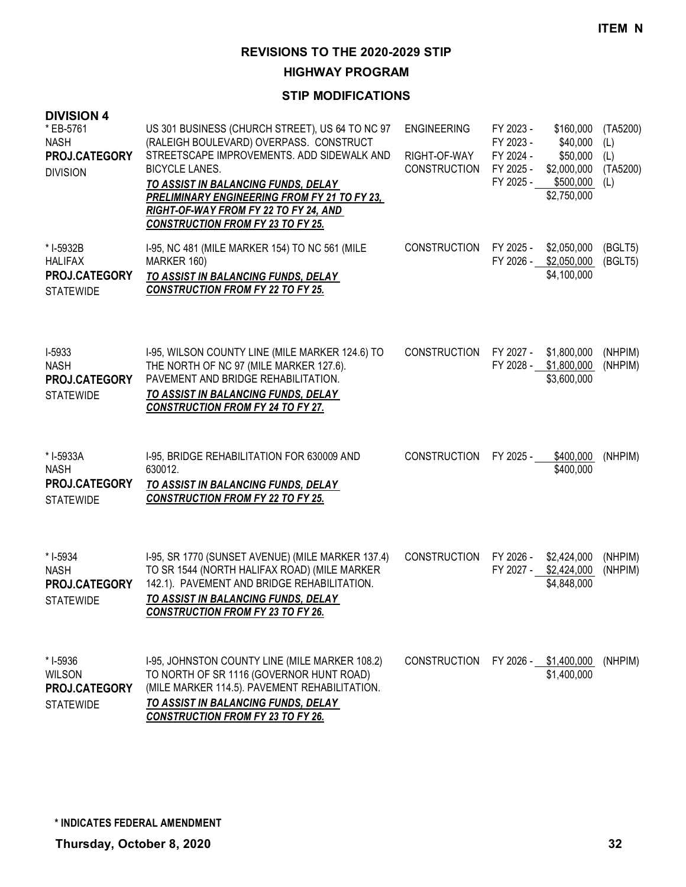**ITEM N**

## REVISIONS TO THE 2020-2029 STIP

### HIGHWAY PROGRAM

### STIP MODIFICATIONS

**DIVISION 4**

| Project | Description | Phase | Fiscal Year | Amount | Fund |
|---|---|---|---|---|---|
| * EB-5761<br>NASH<br>**PROJ.CATEGORY**<br>DIVISION | US 301 BUSINESS (CHURCH STREET), US 64 TO NC 97 (RALEIGH BOULEVARD) OVERPASS. CONSTRUCT STREETSCAPE IMPROVEMENTS. ADD SIDEWALK AND BICYCLE LANES.<br>***TO ASSIST IN BALANCING FUNDS, DELAY PRELIMINARY ENGINEERING FROM FY 21 TO FY 23, RIGHT-OF-WAY FROM FY 22 TO FY 24, AND CONSTRUCTION FROM FY 23 TO FY 25.*** | ENGINEERING | FY 2023 - | $160,000 | (TA5200) |
| | | | FY 2023 - | $40,000 | (L) |
| | | RIGHT-OF-WAY | FY 2024 - | $50,000 | (L) |
| | | CONSTRUCTION | FY 2025 - | $2,000,000 | (TA5200) |
| | | | FY 2025 - | $500,000 | (L) |
| | | | | $2,750,000 | |
| * I-5932B<br>HALIFAX<br>**PROJ.CATEGORY**<br>STATEWIDE | I-95, NC 481 (MILE MARKER 154) TO NC 561 (MILE MARKER 160)<br>***TO ASSIST IN BALANCING FUNDS, DELAY CONSTRUCTION FROM FY 22 TO FY 25.*** | CONSTRUCTION | FY 2025 - | $2,050,000 | (BGLT5) |
| | | | FY 2026 - | $2,050,000 | (BGLT5) |
| | | | | $4,100,000 | |
| I-5933<br>NASH<br>**PROJ.CATEGORY**<br>STATEWIDE | I-95, WILSON COUNTY LINE (MILE MARKER 124.6) TO THE NORTH OF NC 97 (MILE MARKER 127.6). PAVEMENT AND BRIDGE REHABILITATION.<br>***TO ASSIST IN BALANCING FUNDS, DELAY CONSTRUCTION FROM FY 24 TO FY 27.*** | CONSTRUCTION | FY 2027 - | $1,800,000 | (NHPIM) |
| | | | FY 2028 - | $1,800,000 | (NHPIM) |
| | | | | $3,600,000 | |
| * I-5933A<br>NASH<br>**PROJ.CATEGORY**<br>STATEWIDE | I-95, BRIDGE REHABILITATION FOR 630009 AND 630012.<br>***TO ASSIST IN BALANCING FUNDS, DELAY CONSTRUCTION FROM FY 22 TO FY 25.*** | CONSTRUCTION | FY 2025 - | $400,000 | (NHPIM) |
| | | | | $400,000 | |
| * I-5934<br>NASH<br>**PROJ.CATEGORY**<br>STATEWIDE | I-95, SR 1770 (SUNSET AVENUE) (MILE MARKER 137.4) TO SR 1544 (NORTH HALIFAX ROAD) (MILE MARKER 142.1). PAVEMENT AND BRIDGE REHABILITATION.<br>***TO ASSIST IN BALANCING FUNDS, DELAY CONSTRUCTION FROM FY 23 TO FY 26.*** | CONSTRUCTION | FY 2026 - | $2,424,000 | (NHPIM) |
| | | | FY 2027 - | $2,424,000 | (NHPIM) |
| | | | | $4,848,000 | |
| * I-5936<br>WILSON<br>**PROJ.CATEGORY**<br>STATEWIDE | I-95, JOHNSTON COUNTY LINE (MILE MARKER 108.2) TO NORTH OF SR 1116 (GOVERNOR HUNT ROAD) (MILE MARKER 114.5). PAVEMENT REHABILITATION.<br>***TO ASSIST IN BALANCING FUNDS, DELAY CONSTRUCTION FROM FY 23 TO FY 26.*** | CONSTRUCTION | FY 2026 - | $1,400,000 | (NHPIM) |
| | | | | $1,400,000 | |

**\* INDICATES FEDERAL AMENDMENT**

**Thursday, October 8, 2020**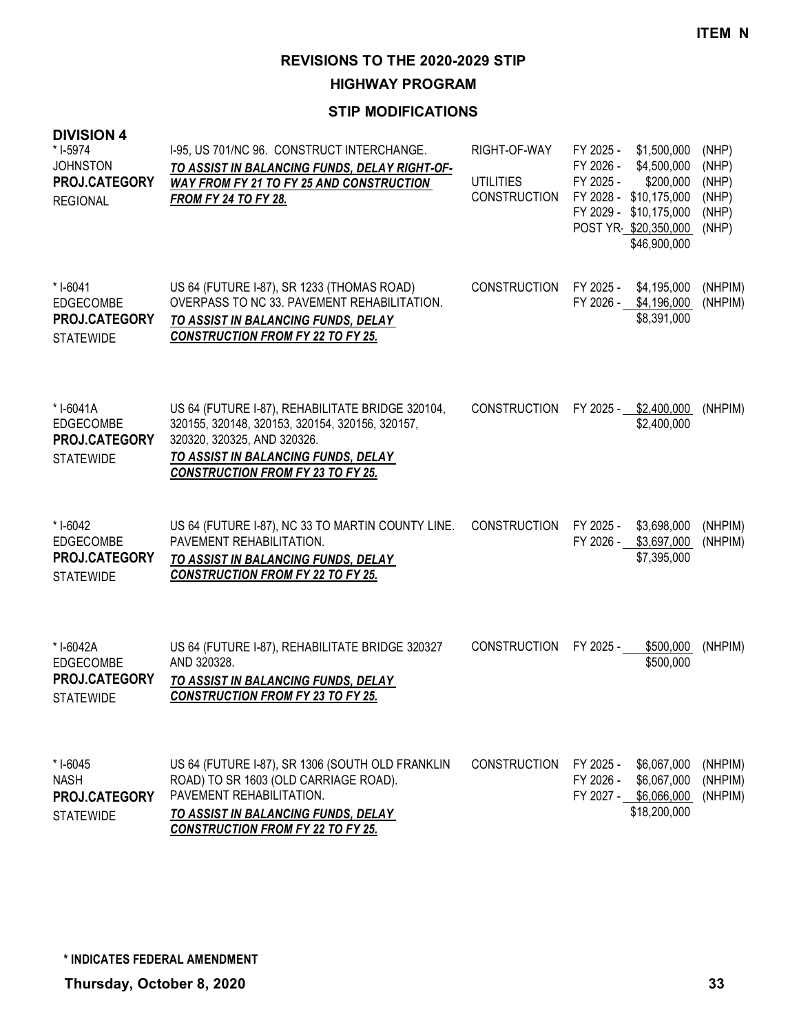**ITEM N**

# REVISIONS TO THE 2020-2029 STIP

## HIGHWAY PROGRAM

### STIP MODIFICATIONS

**DIVISION 4**

| Project | Description | Work Type | Fiscal Year | Amount | Funding |
|---|---|---|---|---|---|
| * I-5974<br>JOHNSTON<br>**PROJ.CATEGORY**<br>REGIONAL | I-95, US 701/NC 96. CONSTRUCT INTERCHANGE.<br>***TO ASSIST IN BALANCING FUNDS, DELAY RIGHT-OF-WAY FROM FY 21 TO FY 25 AND CONSTRUCTION FROM FY 24 TO FY 28.*** | RIGHT-OF-WAY | FY 2025 - | $1,500,000 | (NHP) |
| | | | FY 2026 - | $4,500,000 | (NHP) |
| | | UTILITIES | FY 2025 - | $200,000 | (NHP) |
| | | CONSTRUCTION | FY 2028 - | $10,175,000 | (NHP) |
| | | | FY 2029 - | $10,175,000 | (NHP) |
| | | | POST YR- | $20,350,000 | (NHP) |
| | | | | $46,900,000 | |
| * I-6041<br>EDGECOMBE<br>**PROJ.CATEGORY**<br>STATEWIDE | US 64 (FUTURE I-87), SR 1233 (THOMAS ROAD) OVERPASS TO NC 33. PAVEMENT REHABILITATION.<br>***TO ASSIST IN BALANCING FUNDS, DELAY CONSTRUCTION FROM FY 22 TO FY 25.*** | CONSTRUCTION | FY 2025 - | $4,195,000 | (NHPIM) |
| | | | FY 2026 - | $4,196,000 | (NHPIM) |
| | | | | $8,391,000 | |
| * I-6041A<br>EDGECOMBE<br>**PROJ.CATEGORY**<br>STATEWIDE | US 64 (FUTURE I-87), REHABILITATE BRIDGE 320104, 320155, 320148, 320153, 320154, 320156, 320157, 320320, 320325, AND 320326.<br>***TO ASSIST IN BALANCING FUNDS, DELAY CONSTRUCTION FROM FY 23 TO FY 25.*** | CONSTRUCTION | FY 2025 - | $2,400,000 | (NHPIM) |
| | | | | $2,400,000 | |
| * I-6042<br>EDGECOMBE<br>**PROJ.CATEGORY**<br>STATEWIDE | US 64 (FUTURE I-87), NC 33 TO MARTIN COUNTY LINE. PAVEMENT REHABILITATION.<br>***TO ASSIST IN BALANCING FUNDS, DELAY CONSTRUCTION FROM FY 22 TO FY 25.*** | CONSTRUCTION | FY 2025 - | $3,698,000 | (NHPIM) |
| | | | FY 2026 - | $3,697,000 | (NHPIM) |
| | | | | $7,395,000 | |
| * I-6042A<br>EDGECOMBE<br>**PROJ.CATEGORY**<br>STATEWIDE | US 64 (FUTURE I-87), REHABILITATE BRIDGE 320327 AND 320328.<br>***TO ASSIST IN BALANCING FUNDS, DELAY CONSTRUCTION FROM FY 23 TO FY 25.*** | CONSTRUCTION | FY 2025 - | $500,000 | (NHPIM) |
| | | | | $500,000 | |
| * I-6045<br>NASH<br>**PROJ.CATEGORY**<br>STATEWIDE | US 64 (FUTURE I-87), SR 1306 (SOUTH OLD FRANKLIN ROAD) TO SR 1603 (OLD CARRIAGE ROAD). PAVEMENT REHABILITATION.<br>***TO ASSIST IN BALANCING FUNDS, DELAY CONSTRUCTION FROM FY 22 TO FY 25.*** | CONSTRUCTION | FY 2025 - | $6,067,000 | (NHPIM) |
| | | | FY 2026 - | $6,067,000 | (NHPIM) |
| | | | FY 2027 - | $6,066,000 | (NHPIM) |
| | | | | $18,200,000 | |

**\* INDICATES FEDERAL AMENDMENT**

**Thursday, October 8, 2020**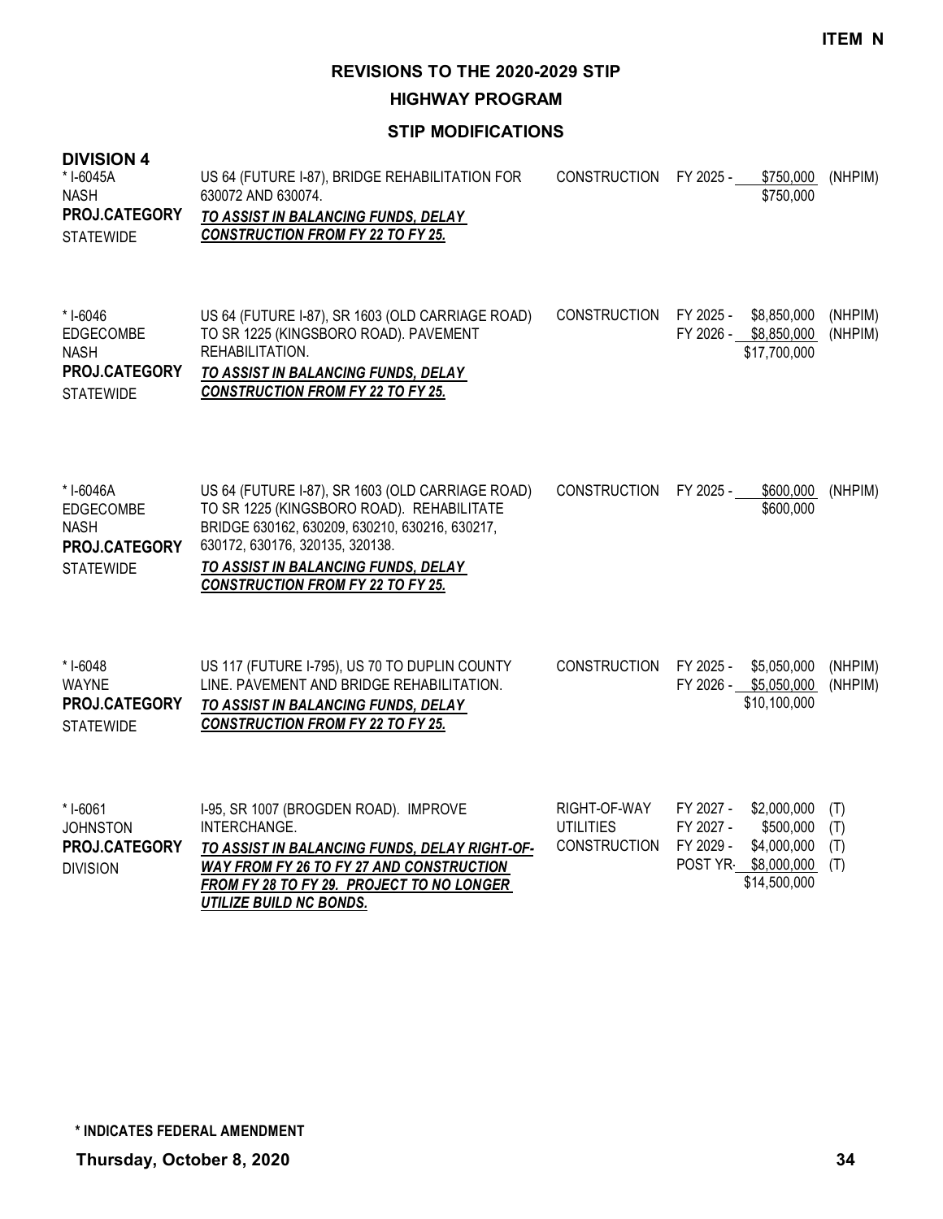**ITEM N**

# REVISIONS TO THE 2020-2029 STIP

## HIGHWAY PROGRAM

### STIP MODIFICATIONS

**DIVISION 4**

| Project | Description | Phase | Year | Amount | Funding |
|---|---|---|---|---|---|
| * I-6045A<br>NASH<br>**PROJ.CATEGORY**<br>STATEWIDE | US 64 (FUTURE I-87), BRIDGE REHABILITATION FOR 630072 AND 630074.<br>***TO ASSIST IN BALANCING FUNDS, DELAY CONSTRUCTION FROM FY 22 TO FY 25.*** | CONSTRUCTION | FY 2025 - | $750,000 | (NHPIM) |
| | | | | $750,000 | |
| * I-6046<br>EDGECOMBE<br>NASH<br>**PROJ.CATEGORY**<br>STATEWIDE | US 64 (FUTURE I-87), SR 1603 (OLD CARRIAGE ROAD) TO SR 1225 (KINGSBORO ROAD). PAVEMENT REHABILITATION.<br>***TO ASSIST IN BALANCING FUNDS, DELAY CONSTRUCTION FROM FY 22 TO FY 25.*** | CONSTRUCTION | FY 2025 - | $8,850,000 | (NHPIM) |
| | | | FY 2026 - | $8,850,000 | (NHPIM) |
| | | | | $17,700,000 | |
| * I-6046A<br>EDGECOMBE<br>NASH<br>**PROJ.CATEGORY**<br>STATEWIDE | US 64 (FUTURE I-87), SR 1603 (OLD CARRIAGE ROAD) TO SR 1225 (KINGSBORO ROAD). REHABILITATE BRIDGE 630162, 630209, 630210, 630216, 630217, 630172, 630176, 320135, 320138.<br>***TO ASSIST IN BALANCING FUNDS, DELAY CONSTRUCTION FROM FY 22 TO FY 25.*** | CONSTRUCTION | FY 2025 - | $600,000 | (NHPIM) |
| | | | | $600,000 | |
| * I-6048<br>WAYNE<br>**PROJ.CATEGORY**<br>STATEWIDE | US 117 (FUTURE I-795), US 70 TO DUPLIN COUNTY LINE. PAVEMENT AND BRIDGE REHABILITATION.<br>***TO ASSIST IN BALANCING FUNDS, DELAY CONSTRUCTION FROM FY 22 TO FY 25.*** | CONSTRUCTION | FY 2025 - | $5,050,000 | (NHPIM) |
| | | | FY 2026 - | $5,050,000 | (NHPIM) |
| | | | | $10,100,000 | |
| * I-6061<br>JOHNSTON<br>**PROJ.CATEGORY**<br>DIVISION | I-95, SR 1007 (BROGDEN ROAD). IMPROVE INTERCHANGE.<br>***TO ASSIST IN BALANCING FUNDS, DELAY RIGHT-OF-WAY FROM FY 26 TO FY 27 AND CONSTRUCTION FROM FY 28 TO FY 29. PROJECT TO NO LONGER UTILIZE BUILD NC BONDS.*** | RIGHT-OF-WAY | FY 2027 - | $2,000,000 | (T) |
| | | UTILITIES | FY 2027 - | $500,000 | (T) |
| | | CONSTRUCTION | FY 2029 - | $4,000,000 | (T) |
| | | | POST YR- | $8,000,000 | (T) |
| | | | | $14,500,000 | |

**\* INDICATES FEDERAL AMENDMENT**

**Thursday, October 8, 2020**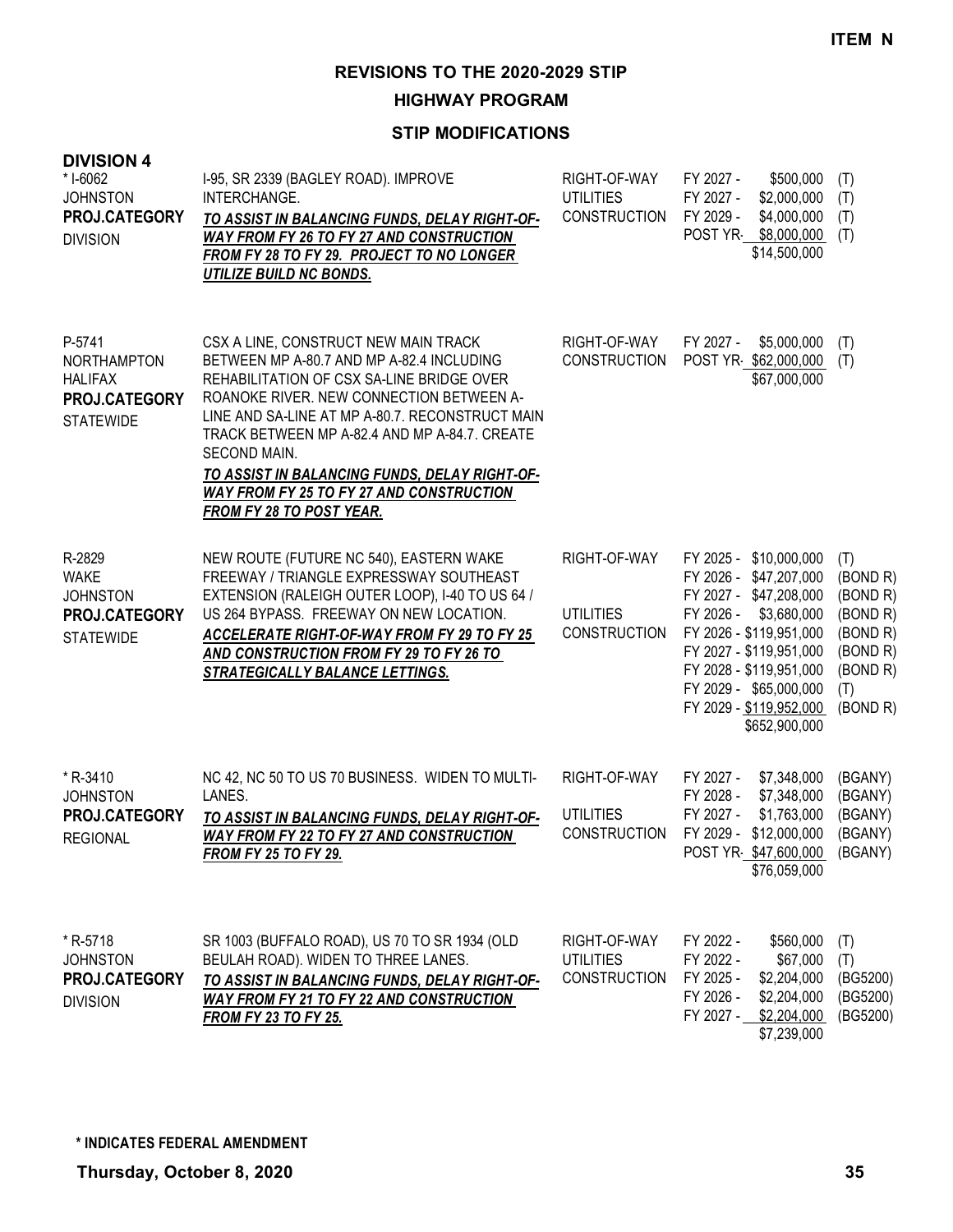**ITEM N**

## REVISIONS TO THE 2020-2029 STIP

### HIGHWAY PROGRAM

### STIP MODIFICATIONS

**DIVISION 4**

| Project | Description | Work Type | Fiscal Year / Cost | Fund |
|---|---|---|---|---|
| * I-6062<br>JOHNSTON<br>**PROJ.CATEGORY**<br>DIVISION | I-95, SR 2339 (BAGLEY ROAD). IMPROVE INTERCHANGE.<br>***TO ASSIST IN BALANCING FUNDS, DELAY RIGHT-OF-WAY FROM FY 26 TO FY 27 AND CONSTRUCTION FROM FY 28 TO FY 29. PROJECT TO NO LONGER UTILIZE BUILD NC BONDS.*** | RIGHT-OF-WAY<br>UTILITIES<br>CONSTRUCTION | FY 2027 - $500,000<br>FY 2027 - $2,000,000<br>FY 2029 - $4,000,000<br>POST YR- $8,000,000<br>$14,500,000 | (T)<br>(T)<br>(T)<br>(T) |
| P-5741<br>NORTHAMPTON<br>HALIFAX<br>**PROJ.CATEGORY**<br>STATEWIDE | CSX A LINE, CONSTRUCT NEW MAIN TRACK BETWEEN MP A-80.7 AND MP A-82.4 INCLUDING REHABILITATION OF CSX SA-LINE BRIDGE OVER ROANOKE RIVER. NEW CONNECTION BETWEEN A-LINE AND SA-LINE AT MP A-80.7. RECONSTRUCT MAIN TRACK BETWEEN MP A-82.4 AND MP A-84.7. CREATE SECOND MAIN.<br>***TO ASSIST IN BALANCING FUNDS, DELAY RIGHT-OF-WAY FROM FY 25 TO FY 27 AND CONSTRUCTION FROM FY 28 TO POST YEAR.*** | RIGHT-OF-WAY<br>CONSTRUCTION | FY 2027 - $5,000,000<br>POST YR- $62,000,000<br>$67,000,000 | (T)<br>(T) |
| R-2829<br>WAKE<br>JOHNSTON<br>**PROJ.CATEGORY**<br>STATEWIDE | NEW ROUTE (FUTURE NC 540), EASTERN WAKE FREEWAY / TRIANGLE EXPRESSWAY SOUTHEAST EXTENSION (RALEIGH OUTER LOOP), I-40 TO US 64 / US 264 BYPASS. FREEWAY ON NEW LOCATION.<br>***ACCELERATE RIGHT-OF-WAY FROM FY 29 TO FY 25 AND CONSTRUCTION FROM FY 29 TO FY 26 TO STRATEGICALLY BALANCE LETTINGS.*** | RIGHT-OF-WAY<br><br><br>UTILITIES<br>CONSTRUCTION | FY 2025 - $10,000,000<br>FY 2026 - $47,207,000<br>FY 2027 - $47,208,000<br>FY 2026 - $3,680,000<br>FY 2026 - $119,951,000<br>FY 2027 - $119,951,000<br>FY 2028 - $119,951,000<br>FY 2029 - $65,000,000<br>FY 2029 - $119,952,000<br>$652,900,000 | (T)<br>(BOND R)<br>(BOND R)<br>(BOND R)<br>(BOND R)<br>(BOND R)<br>(BOND R)<br>(T)<br>(BOND R) |
| * R-3410<br>JOHNSTON<br>**PROJ.CATEGORY**<br>REGIONAL | NC 42, NC 50 TO US 70 BUSINESS. WIDEN TO MULTI-LANES.<br>***TO ASSIST IN BALANCING FUNDS, DELAY RIGHT-OF-WAY FROM FY 22 TO FY 27 AND CONSTRUCTION FROM FY 25 TO FY 29.*** | RIGHT-OF-WAY<br><br>UTILITIES<br>CONSTRUCTION | FY 2027 - $7,348,000<br>FY 2028 - $7,348,000<br>FY 2027 - $1,763,000<br>FY 2029 - $12,000,000<br>POST YR- $47,600,000<br>$76,059,000 | (BGANY)<br>(BGANY)<br>(BGANY)<br>(BGANY)<br>(BGANY) |
| * R-5718<br>JOHNSTON<br>**PROJ.CATEGORY**<br>DIVISION | SR 1003 (BUFFALO ROAD), US 70 TO SR 1934 (OLD BEULAH ROAD). WIDEN TO THREE LANES.<br>***TO ASSIST IN BALANCING FUNDS, DELAY RIGHT-OF-WAY FROM FY 21 TO FY 22 AND CONSTRUCTION FROM FY 23 TO FY 25.*** | RIGHT-OF-WAY<br>UTILITIES<br>CONSTRUCTION | FY 2022 - $560,000<br>FY 2022 - $67,000<br>FY 2025 - $2,204,000<br>FY 2026 - $2,204,000<br>FY 2027 - $2,204,000<br>$7,239,000 | (T)<br>(T)<br>(BG5200)<br>(BG5200)<br>(BG5200) |

**\* INDICATES FEDERAL AMENDMENT**

**Thursday, October 8, 2020**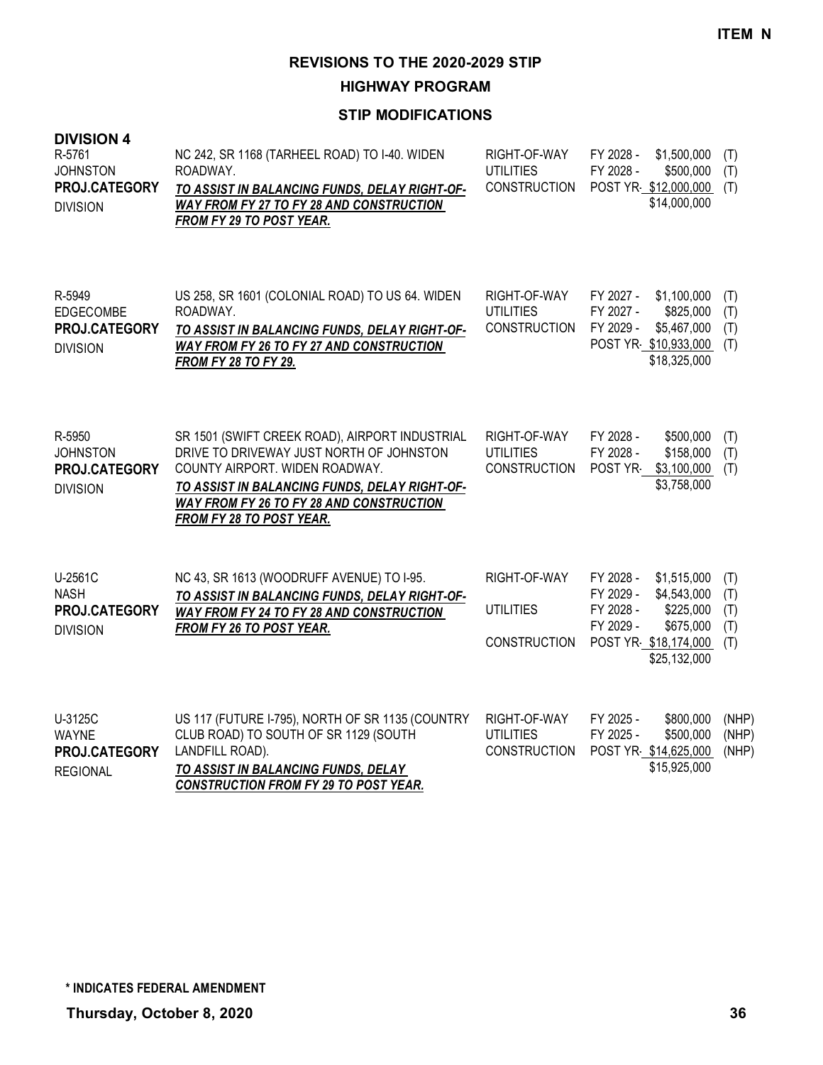ITEM N

# REVISIONS TO THE 2020-2029 STIP

## HIGHWAY PROGRAM

### STIP MODIFICATIONS

**DIVISION 4**

| Project | Description | Work Type | Year | Amount | Fund |
|---|---|---|---|---|---|
| R-5761<br>JOHNSTON<br>**PROJ.CATEGORY**<br>DIVISION | NC 242, SR 1168 (TARHEEL ROAD) TO I-40. WIDEN ROADWAY.<br>***TO ASSIST IN BALANCING FUNDS, DELAY RIGHT-OF-WAY FROM FY 27 TO FY 28 AND CONSTRUCTION FROM FY 29 TO POST YEAR.*** | RIGHT-OF-WAY | FY 2028 - | $1,500,000 | (T) |
| | | UTILITIES | FY 2028 - | $500,000 | (T) |
| | | CONSTRUCTION | POST YR- | $12,000,000 | (T) |
| | | | | $14,000,000 | |
| R-5949<br>EDGECOMBE<br>**PROJ.CATEGORY**<br>DIVISION | US 258, SR 1601 (COLONIAL ROAD) TO US 64. WIDEN ROADWAY.<br>***TO ASSIST IN BALANCING FUNDS, DELAY RIGHT-OF-WAY FROM FY 26 TO FY 27 AND CONSTRUCTION FROM FY 28 TO FY 29.*** | RIGHT-OF-WAY | FY 2027 - | $1,100,000 | (T) |
| | | UTILITIES | FY 2027 - | $825,000 | (T) |
| | | CONSTRUCTION | FY 2029 - | $5,467,000 | (T) |
| | | | POST YR- | $10,933,000 | (T) |
| | | | | $18,325,000 | |
| R-5950<br>JOHNSTON<br>**PROJ.CATEGORY**<br>DIVISION | SR 1501 (SWIFT CREEK ROAD), AIRPORT INDUSTRIAL DRIVE TO DRIVEWAY JUST NORTH OF JOHNSTON COUNTY AIRPORT. WIDEN ROADWAY.<br>***TO ASSIST IN BALANCING FUNDS, DELAY RIGHT-OF-WAY FROM FY 26 TO FY 28 AND CONSTRUCTION FROM FY 28 TO POST YEAR.*** | RIGHT-OF-WAY | FY 2028 - | $500,000 | (T) |
| | | UTILITIES | FY 2028 - | $158,000 | (T) |
| | | CONSTRUCTION | POST YR- | $3,100,000 | (T) |
| | | | | $3,758,000 | |
| U-2561C<br>NASH<br>**PROJ.CATEGORY**<br>DIVISION | NC 43, SR 1613 (WOODRUFF AVENUE) TO I-95.<br>***TO ASSIST IN BALANCING FUNDS, DELAY RIGHT-OF-WAY FROM FY 24 TO FY 28 AND CONSTRUCTION FROM FY 26 TO POST YEAR.*** | RIGHT-OF-WAY | FY 2028 - | $1,515,000 | (T) |
| | | | FY 2029 - | $4,543,000 | (T) |
| | | UTILITIES | FY 2028 - | $225,000 | (T) |
| | | | FY 2029 - | $675,000 | (T) |
| | | CONSTRUCTION | POST YR- | $18,174,000 | (T) |
| | | | | $25,132,000 | |
| U-3125C<br>WAYNE<br>**PROJ.CATEGORY**<br>REGIONAL | US 117 (FUTURE I-795), NORTH OF SR 1135 (COUNTRY CLUB ROAD) TO SOUTH OF SR 1129 (SOUTH LANDFILL ROAD).<br>***TO ASSIST IN BALANCING FUNDS, DELAY CONSTRUCTION FROM FY 29 TO POST YEAR.*** | RIGHT-OF-WAY | FY 2025 - | $800,000 | (NHP) |
| | | UTILITIES | FY 2025 - | $500,000 | (NHP) |
| | | CONSTRUCTION | POST YR- | $14,625,000 | (NHP) |
| | | | | $15,925,000 | |

**\* INDICATES FEDERAL AMENDMENT**

**Thursday, October 8, 2020**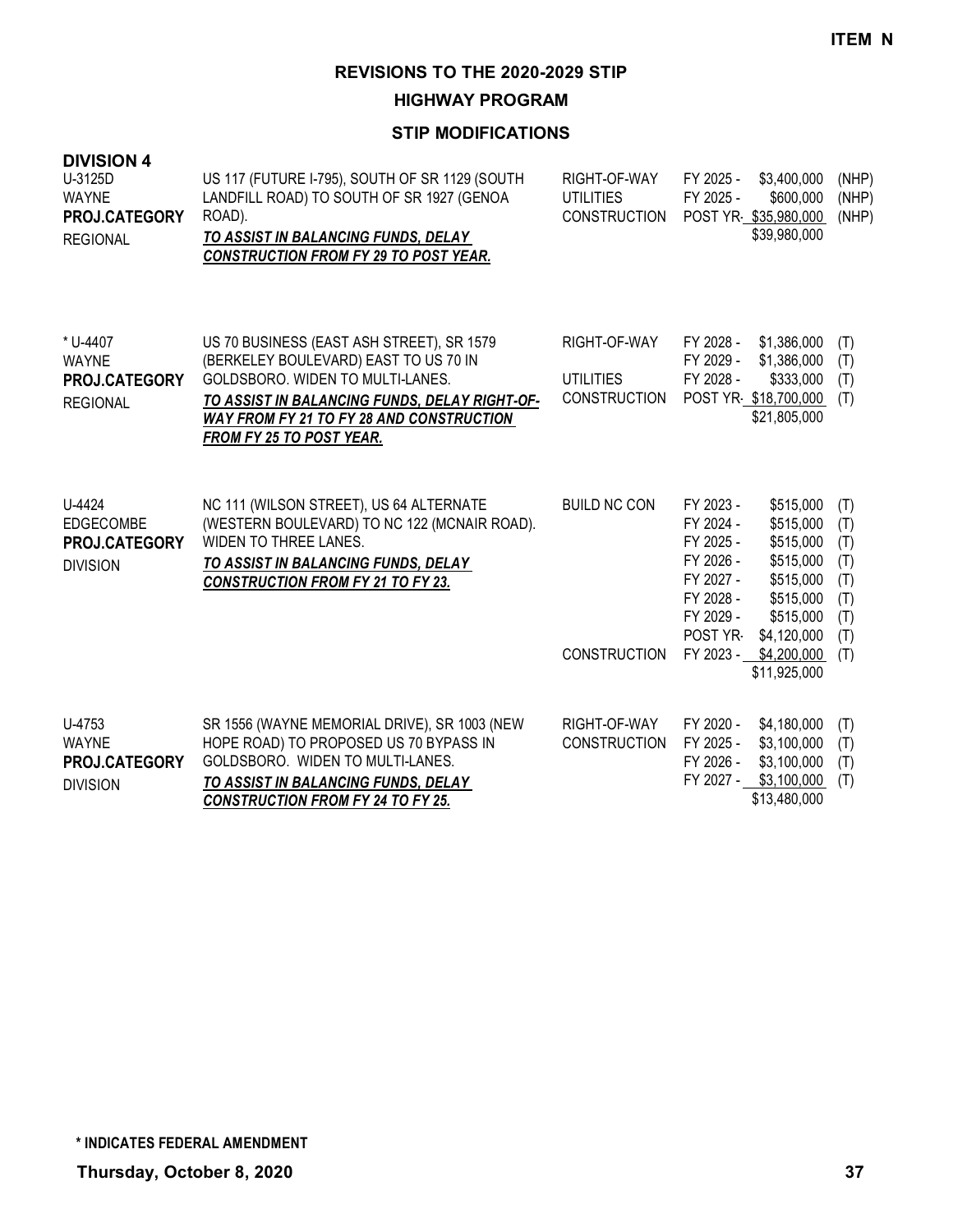**ITEM N**

# REVISIONS TO THE 2020-2029 STIP

## HIGHWAY PROGRAM

### STIP MODIFICATIONS

**DIVISION 4**

| Project | Description | Work Type | Fiscal Year / Amount | Fund |
|---|---|---|---|---|
| U-3125D<br>WAYNE<br>**PROJ.CATEGORY**<br>REGIONAL | US 117 (FUTURE I-795), SOUTH OF SR 1129 (SOUTH LANDFILL ROAD) TO SOUTH OF SR 1927 (GENOA ROAD).<br>***TO ASSIST IN BALANCING FUNDS, DELAY CONSTRUCTION FROM FY 29 TO POST YEAR.*** | RIGHT-OF-WAY<br>UTILITIES<br>CONSTRUCTION | FY 2025 - $3,400,000<br>FY 2025 - $600,000<br>POST YR- $35,980,000<br>$39,980,000 | (NHP)<br>(NHP)<br>(NHP) |
| * U-4407<br>WAYNE<br>**PROJ.CATEGORY**<br>REGIONAL | US 70 BUSINESS (EAST ASH STREET), SR 1579 (BERKELEY BOULEVARD) EAST TO US 70 IN GOLDSBORO. WIDEN TO MULTI-LANES.<br>***TO ASSIST IN BALANCING FUNDS, DELAY RIGHT-OF-WAY FROM FY 21 TO FY 28 AND CONSTRUCTION FROM FY 25 TO POST YEAR.*** | RIGHT-OF-WAY<br><br>UTILITIES<br>CONSTRUCTION | FY 2028 - $1,386,000<br>FY 2029 - $1,386,000<br>FY 2028 - $333,000<br>POST YR- $18,700,000<br>$21,805,000 | (T)<br>(T)<br>(T)<br>(T) |
| U-4424<br>EDGECOMBE<br>**PROJ.CATEGORY**<br>DIVISION | NC 111 (WILSON STREET), US 64 ALTERNATE (WESTERN BOULEVARD) TO NC 122 (MCNAIR ROAD). WIDEN TO THREE LANES.<br>***TO ASSIST IN BALANCING FUNDS, DELAY CONSTRUCTION FROM FY 21 TO FY 23.*** | BUILD NC CON<br><br><br><br><br><br><br><br>CONSTRUCTION | FY 2023 - $515,000<br>FY 2024 - $515,000<br>FY 2025 - $515,000<br>FY 2026 - $515,000<br>FY 2027 - $515,000<br>FY 2028 - $515,000<br>FY 2029 - $515,000<br>POST YR- $4,120,000<br>FY 2023 - $4,200,000<br>$11,925,000 | (T)<br>(T)<br>(T)<br>(T)<br>(T)<br>(T)<br>(T)<br>(T)<br>(T) |
| U-4753<br>WAYNE<br>**PROJ.CATEGORY**<br>DIVISION | SR 1556 (WAYNE MEMORIAL DRIVE), SR 1003 (NEW HOPE ROAD) TO PROPOSED US 70 BYPASS IN GOLDSBORO. WIDEN TO MULTI-LANES.<br>***TO ASSIST IN BALANCING FUNDS, DELAY CONSTRUCTION FROM FY 24 TO FY 25.*** | RIGHT-OF-WAY<br>CONSTRUCTION | FY 2020 - $4,180,000<br>FY 2025 - $3,100,000<br>FY 2026 - $3,100,000<br>FY 2027 - $3,100,000<br>$13,480,000 | (T)<br>(T)<br>(T)<br>(T) |

**\* INDICATES FEDERAL AMENDMENT**

**Thursday, October 8, 2020**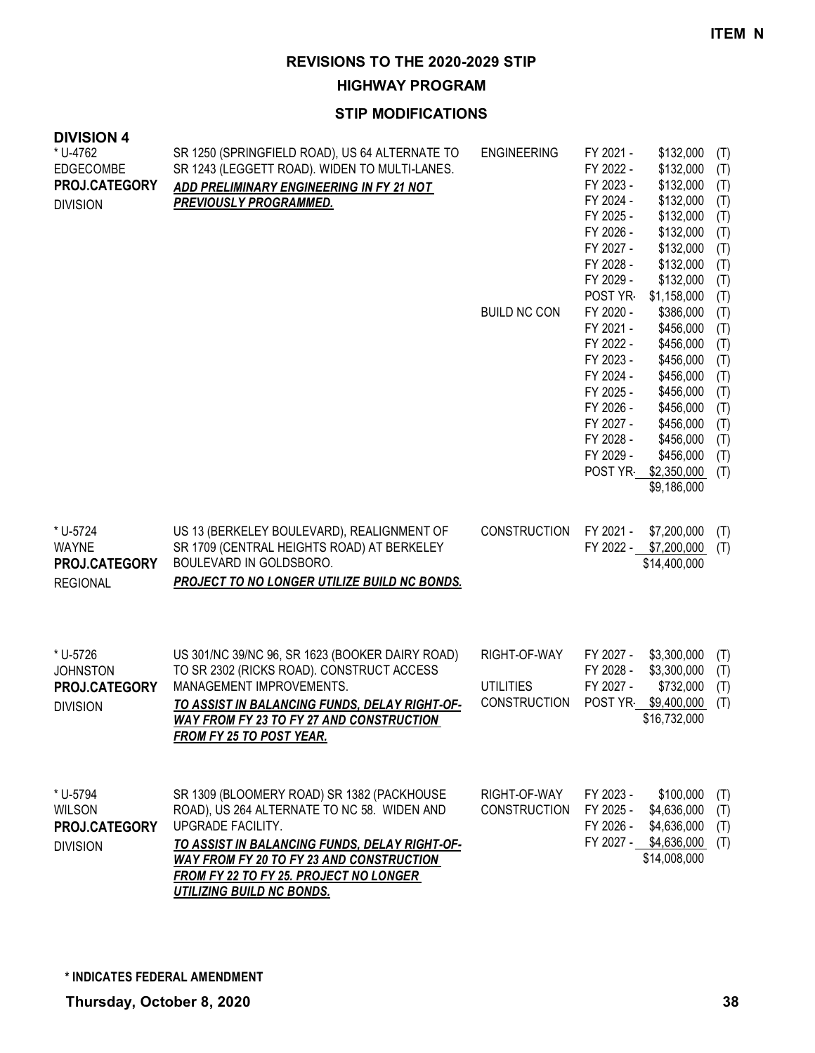ITEM N

# REVISIONS TO THE 2020-2029 STIP

## HIGHWAY PROGRAM

### STIP MODIFICATIONS

**DIVISION 4**

| Project | Description | Work Type | Fiscal Year | Amount | Source |
|---|---|---|---|---|---|
| * U-4762<br>EDGECOMBE<br>**PROJ.CATEGORY**<br>DIVISION | SR 1250 (SPRINGFIELD ROAD), US 64 ALTERNATE TO SR 1243 (LEGGETT ROAD). WIDEN TO MULTI-LANES.<br>***ADD PRELIMINARY ENGINEERING IN FY 21 NOT PREVIOUSLY PROGRAMMED.*** | ENGINEERING | FY 2021 - | $132,000 | (T) |
| | | | FY 2022 - | $132,000 | (T) |
| | | | FY 2023 - | $132,000 | (T) |
| | | | FY 2024 - | $132,000 | (T) |
| | | | FY 2025 - | $132,000 | (T) |
| | | | FY 2026 - | $132,000 | (T) |
| | | | FY 2027 - | $132,000 | (T) |
| | | | FY 2028 - | $132,000 | (T) |
| | | | FY 2029 - | $132,000 | (T) |
| | | | POST YR- | $1,158,000 | (T) |
| | | BUILD NC CON | FY 2020 - | $386,000 | (T) |
| | | | FY 2021 - | $456,000 | (T) |
| | | | FY 2022 - | $456,000 | (T) |
| | | | FY 2023 - | $456,000 | (T) |
| | | | FY 2024 - | $456,000 | (T) |
| | | | FY 2025 - | $456,000 | (T) |
| | | | FY 2026 - | $456,000 | (T) |
| | | | FY 2027 - | $456,000 | (T) |
| | | | FY 2028 - | $456,000 | (T) |
| | | | FY 2029 - | $456,000 | (T) |
| | | | POST YR- | $2,350,000 | (T) |
| | | | | $9,186,000 | |
| * U-5724<br>WAYNE<br>**PROJ.CATEGORY**<br>REGIONAL | US 13 (BERKELEY BOULEVARD), REALIGNMENT OF SR 1709 (CENTRAL HEIGHTS ROAD) AT BERKELEY BOULEVARD IN GOLDSBORO.<br>***PROJECT TO NO LONGER UTILIZE BUILD NC BONDS.*** | CONSTRUCTION | FY 2021 - | $7,200,000 | (T) |
| | | | FY 2022 - | $7,200,000 | (T) |
| | | | | $14,400,000 | |
| * U-5726<br>JOHNSTON<br>**PROJ.CATEGORY**<br>DIVISION | US 301/NC 39/NC 96, SR 1623 (BOOKER DAIRY ROAD) TO SR 2302 (RICKS ROAD). CONSTRUCT ACCESS MANAGEMENT IMPROVEMENTS.<br>***TO ASSIST IN BALANCING FUNDS, DELAY RIGHT-OF-WAY FROM FY 23 TO FY 27 AND CONSTRUCTION FROM FY 25 TO POST YEAR.*** | RIGHT-OF-WAY | FY 2027 - | $3,300,000 | (T) |
| | | | FY 2028 - | $3,300,000 | (T) |
| | | UTILITIES | FY 2027 - | $732,000 | (T) |
| | | CONSTRUCTION | POST YR- | $9,400,000 | (T) |
| | | | | $16,732,000 | |
| * U-5794<br>WILSON<br>**PROJ.CATEGORY**<br>DIVISION | SR 1309 (BLOOMERY ROAD) SR 1382 (PACKHOUSE ROAD), US 264 ALTERNATE TO NC 58. WIDEN AND UPGRADE FACILITY.<br>***TO ASSIST IN BALANCING FUNDS, DELAY RIGHT-OF-WAY FROM FY 20 TO FY 23 AND CONSTRUCTION FROM FY 22 TO FY 25. PROJECT NO LONGER UTILIZING BUILD NC BONDS.*** | RIGHT-OF-WAY | FY 2023 - | $100,000 | (T) |
| | | CONSTRUCTION | FY 2025 - | $4,636,000 | (T) |
| | | | FY 2026 - | $4,636,000 | (T) |
| | | | FY 2027 - | $4,636,000 | (T) |
| | | | | $14,008,000 | |

**\* INDICATES FEDERAL AMENDMENT**

**Thursday, October 8, 2020**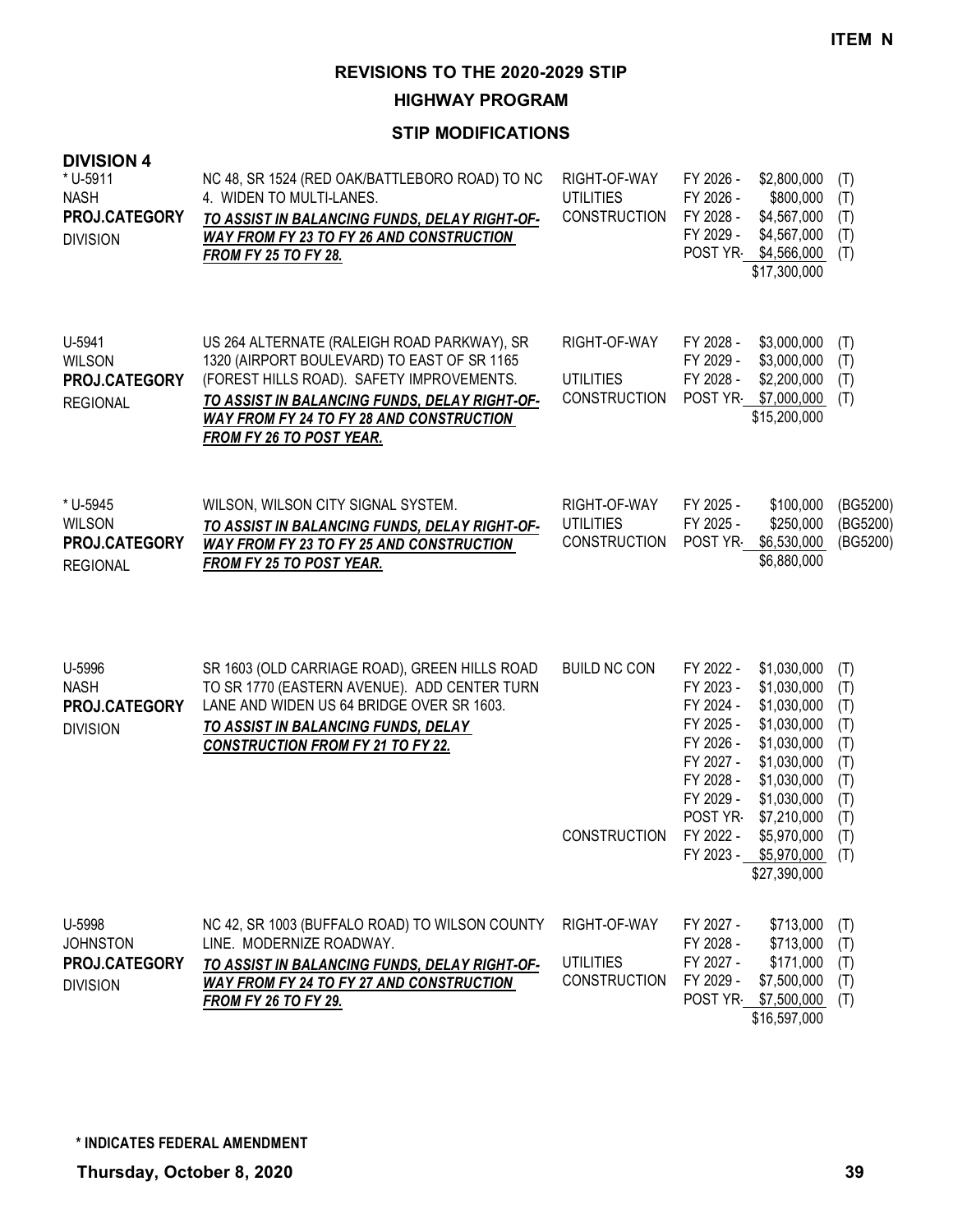**ITEM N**

# REVISIONS TO THE 2020-2029 STIP

## HIGHWAY PROGRAM

### STIP MODIFICATIONS

**DIVISION 4**

| Project | Description | Work Type | Fiscal Year | Amount | Fund |
|---|---|---|---|---|---|
| * U-5911<br>NASH<br>**PROJ.CATEGORY**<br>DIVISION | NC 48, SR 1524 (RED OAK/BATTLEBORO ROAD) TO NC 4. WIDEN TO MULTI-LANES.<br>***TO ASSIST IN BALANCING FUNDS, DELAY RIGHT-OF-WAY FROM FY 23 TO FY 26 AND CONSTRUCTION FROM FY 25 TO FY 28.*** | RIGHT-OF-WAY | FY 2026 - | $2,800,000 | (T) |
| | | UTILITIES | FY 2026 - | $800,000 | (T) |
| | | CONSTRUCTION | FY 2028 - | $4,567,000 | (T) |
| | | | FY 2029 - | $4,567,000 | (T) |
| | | | POST YR- | $4,566,000 | (T) |
| | | | | $17,300,000 | |
| U-5941<br>WILSON<br>**PROJ.CATEGORY**<br>REGIONAL | US 264 ALTERNATE (RALEIGH ROAD PARKWAY), SR 1320 (AIRPORT BOULEVARD) TO EAST OF SR 1165 (FOREST HILLS ROAD). SAFETY IMPROVEMENTS.<br>***TO ASSIST IN BALANCING FUNDS, DELAY RIGHT-OF-WAY FROM FY 24 TO FY 28 AND CONSTRUCTION FROM FY 26 TO POST YEAR.*** | RIGHT-OF-WAY | FY 2028 - | $3,000,000 | (T) |
| | | | FY 2029 - | $3,000,000 | (T) |
| | | UTILITIES | FY 2028 - | $2,200,000 | (T) |
| | | CONSTRUCTION | POST YR- | $7,000,000 | (T) |
| | | | | $15,200,000 | |
| * U-5945<br>WILSON<br>**PROJ.CATEGORY**<br>REGIONAL | WILSON, WILSON CITY SIGNAL SYSTEM.<br>***TO ASSIST IN BALANCING FUNDS, DELAY RIGHT-OF-WAY FROM FY 23 TO FY 25 AND CONSTRUCTION FROM FY 25 TO POST YEAR.*** | RIGHT-OF-WAY | FY 2025 - | $100,000 | (BG5200) |
| | | UTILITIES | FY 2025 - | $250,000 | (BG5200) |
| | | CONSTRUCTION | POST YR- | $6,530,000 | (BG5200) |
| | | | | $6,880,000 | |
| U-5996<br>NASH<br>**PROJ.CATEGORY**<br>DIVISION | SR 1603 (OLD CARRIAGE ROAD), GREEN HILLS ROAD TO SR 1770 (EASTERN AVENUE). ADD CENTER TURN LANE AND WIDEN US 64 BRIDGE OVER SR 1603.<br>***TO ASSIST IN BALANCING FUNDS, DELAY CONSTRUCTION FROM FY 21 TO FY 22.*** | BUILD NC CON | FY 2022 - | $1,030,000 | (T) |
| | | | FY 2023 - | $1,030,000 | (T) |
| | | | FY 2024 - | $1,030,000 | (T) |
| | | | FY 2025 - | $1,030,000 | (T) |
| | | | FY 2026 - | $1,030,000 | (T) |
| | | | FY 2027 - | $1,030,000 | (T) |
| | | | FY 2028 - | $1,030,000 | (T) |
| | | | FY 2029 - | $1,030,000 | (T) |
| | | | POST YR- | $7,210,000 | (T) |
| | | CONSTRUCTION | FY 2022 - | $5,970,000 | (T) |
| | | | FY 2023 - | $5,970,000 | (T) |
| | | | | $27,390,000 | |
| U-5998<br>JOHNSTON<br>**PROJ.CATEGORY**<br>DIVISION | NC 42, SR 1003 (BUFFALO ROAD) TO WILSON COUNTY LINE. MODERNIZE ROADWAY.<br>***TO ASSIST IN BALANCING FUNDS, DELAY RIGHT-OF-WAY FROM FY 24 TO FY 27 AND CONSTRUCTION FROM FY 26 TO FY 29.*** | RIGHT-OF-WAY | FY 2027 - | $713,000 | (T) |
| | | | FY 2028 - | $713,000 | (T) |
| | | UTILITIES | FY 2027 - | $171,000 | (T) |
| | | CONSTRUCTION | FY 2029 - | $7,500,000 | (T) |
| | | | POST YR- | $7,500,000 | (T) |
| | | | | $16,597,000 | |

**\* INDICATES FEDERAL AMENDMENT**

**Thursday, October 8, 2020**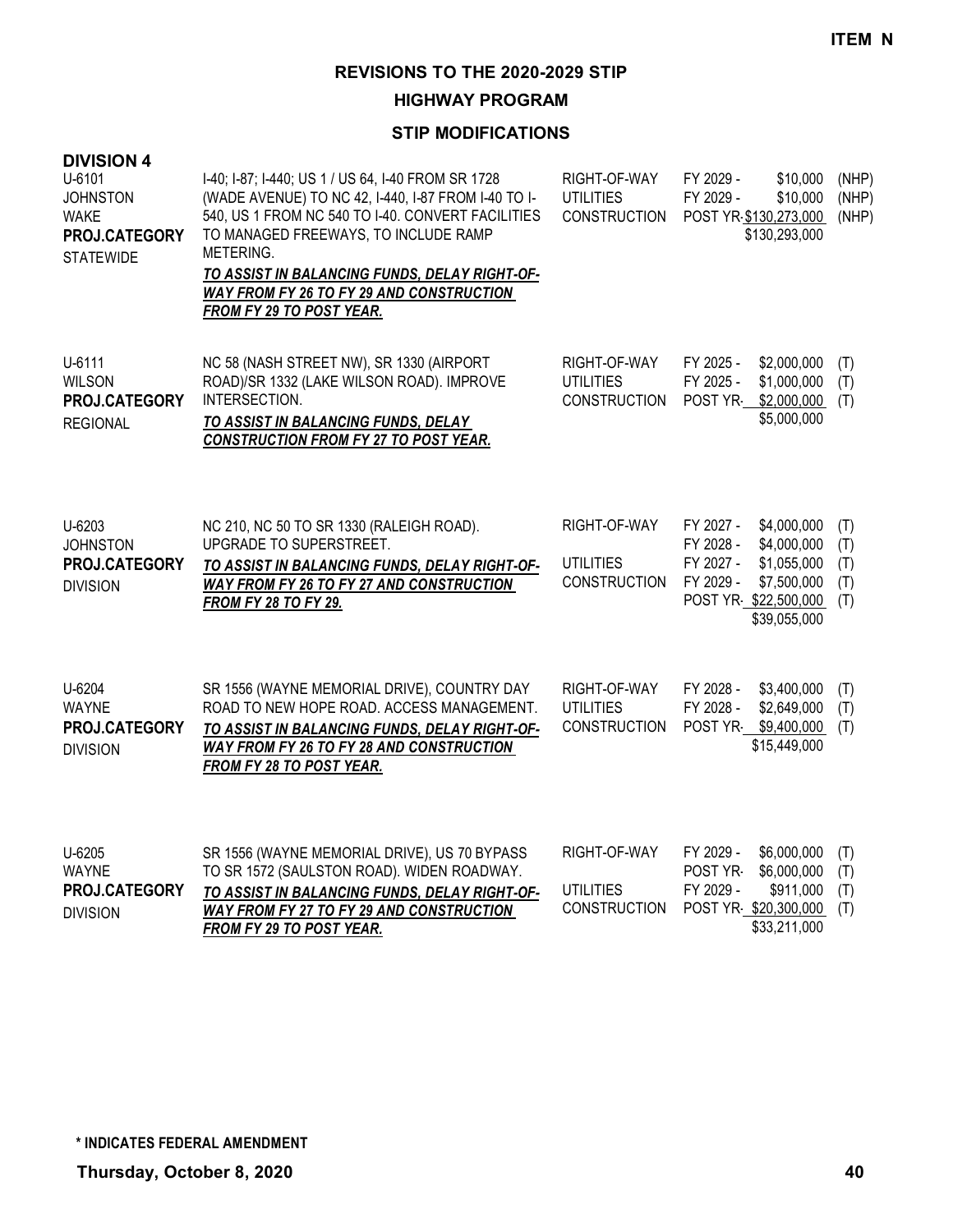**ITEM N**

# REVISIONS TO THE 2020-2029 STIP

## HIGHWAY PROGRAM

### STIP MODIFICATIONS

**DIVISION 4**

| Project | Description | Phase | Year | Amount | Fund |
|---|---|---|---|---|---|
| U-6101<br>JOHNSTON<br>WAKE<br>**PROJ.CATEGORY**<br>STATEWIDE | I-40; I-87; I-440; US 1 / US 64, I-40 FROM SR 1728 (WADE AVENUE) TO NC 42, I-440, I-87 FROM I-40 TO I-540, US 1 FROM NC 540 TO I-40. CONVERT FACILITIES TO MANAGED FREEWAYS, TO INCLUDE RAMP METERING.<br>***TO ASSIST IN BALANCING FUNDS, DELAY RIGHT-OF-WAY FROM FY 26 TO FY 29 AND CONSTRUCTION FROM FY 29 TO POST YEAR.*** | RIGHT-OF-WAY<br>UTILITIES<br>CONSTRUCTION | FY 2029 -<br>FY 2029 -<br>POST YR- | \$10,000<br>\$10,000<br>\$130,273,000<br>\$130,293,000 | (NHP)<br>(NHP)<br>(NHP) |
| U-6111<br>WILSON<br>**PROJ.CATEGORY**<br>REGIONAL | NC 58 (NASH STREET NW), SR 1330 (AIRPORT ROAD)/SR 1332 (LAKE WILSON ROAD). IMPROVE INTERSECTION.<br>***TO ASSIST IN BALANCING FUNDS, DELAY CONSTRUCTION FROM FY 27 TO POST YEAR.*** | RIGHT-OF-WAY<br>UTILITIES<br>CONSTRUCTION | FY 2025 -<br>FY 2025 -<br>POST YR- | \$2,000,000<br>\$1,000,000<br>\$2,000,000<br>\$5,000,000 | (T)<br>(T)<br>(T) |
| U-6203<br>JOHNSTON<br>**PROJ.CATEGORY**<br>DIVISION | NC 210, NC 50 TO SR 1330 (RALEIGH ROAD). UPGRADE TO SUPERSTREET.<br>***TO ASSIST IN BALANCING FUNDS, DELAY RIGHT-OF-WAY FROM FY 26 TO FY 27 AND CONSTRUCTION FROM FY 28 TO FY 29.*** | RIGHT-OF-WAY<br><br>UTILITIES<br>CONSTRUCTION | FY 2027 -<br>FY 2028 -<br>FY 2027 -<br>FY 2029 -<br>POST YR- | \$4,000,000<br>\$4,000,000<br>\$1,055,000<br>\$7,500,000<br>\$22,500,000<br>\$39,055,000 | (T)<br>(T)<br>(T)<br>(T)<br>(T) |
| U-6204<br>WAYNE<br>**PROJ.CATEGORY**<br>DIVISION | SR 1556 (WAYNE MEMORIAL DRIVE), COUNTRY DAY ROAD TO NEW HOPE ROAD. ACCESS MANAGEMENT.<br>***TO ASSIST IN BALANCING FUNDS, DELAY RIGHT-OF-WAY FROM FY 26 TO FY 28 AND CONSTRUCTION FROM FY 28 TO POST YEAR.*** | RIGHT-OF-WAY<br>UTILITIES<br>CONSTRUCTION | FY 2028 -<br>FY 2028 -<br>POST YR- | \$3,400,000<br>\$2,649,000<br>\$9,400,000<br>\$15,449,000 | (T)<br>(T)<br>(T) |
| U-6205<br>WAYNE<br>**PROJ.CATEGORY**<br>DIVISION | SR 1556 (WAYNE MEMORIAL DRIVE), US 70 BYPASS TO SR 1572 (SAULSTON ROAD). WIDEN ROADWAY.<br>***TO ASSIST IN BALANCING FUNDS, DELAY RIGHT-OF-WAY FROM FY 27 TO FY 29 AND CONSTRUCTION FROM FY 29 TO POST YEAR.*** | RIGHT-OF-WAY<br><br>UTILITIES<br>CONSTRUCTION | FY 2029 -<br>POST YR-<br>FY 2029 -<br>POST YR- | \$6,000,000<br>\$6,000,000<br>\$911,000<br>\$20,300,000<br>\$33,211,000 | (T)<br>(T)<br>(T)<br>(T) |

**\* INDICATES FEDERAL AMENDMENT**

**Thursday, October 8, 2020**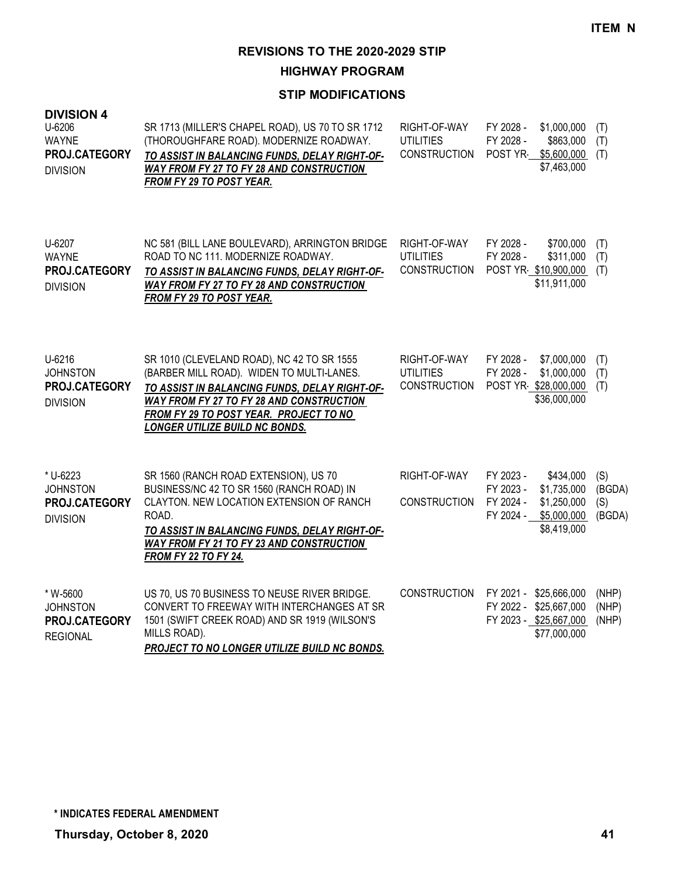**ITEM N**

# REVISIONS TO THE 2020-2029 STIP

## HIGHWAY PROGRAM

### STIP MODIFICATIONS

**DIVISION 4**

| Project | Description | Work Type | Fiscal Year | Amount | Fund |
|---|---|---|---|---|---|
| U-6206<br>WAYNE<br>**PROJ.CATEGORY**<br>DIVISION | SR 1713 (MILLER'S CHAPEL ROAD), US 70 TO SR 1712 (THOROUGHFARE ROAD). MODERNIZE ROADWAY.<br>***TO ASSIST IN BALANCING FUNDS, DELAY RIGHT-OF-WAY FROM FY 27 TO FY 28 AND CONSTRUCTION FROM FY 29 TO POST YEAR.*** | RIGHT-OF-WAY<br>UTILITIES<br>CONSTRUCTION | FY 2028 -<br>FY 2028 -<br>POST YR- | $1,000,000<br>$863,000<br>$5,600,000<br>$7,463,000 | (T)<br>(T)<br>(T) |
| U-6207<br>WAYNE<br>**PROJ.CATEGORY**<br>DIVISION | NC 581 (BILL LANE BOULEVARD), ARRINGTON BRIDGE ROAD TO NC 111. MODERNIZE ROADWAY.<br>***TO ASSIST IN BALANCING FUNDS, DELAY RIGHT-OF-WAY FROM FY 27 TO FY 28 AND CONSTRUCTION FROM FY 29 TO POST YEAR.*** | RIGHT-OF-WAY<br>UTILITIES<br>CONSTRUCTION | FY 2028 -<br>FY 2028 -<br>POST YR- | $700,000<br>$311,000<br>$10,900,000<br>$11,911,000 | (T)<br>(T)<br>(T) |
| U-6216<br>JOHNSTON<br>**PROJ.CATEGORY**<br>DIVISION | SR 1010 (CLEVELAND ROAD), NC 42 TO SR 1555 (BARBER MILL ROAD). WIDEN TO MULTI-LANES.<br>***TO ASSIST IN BALANCING FUNDS, DELAY RIGHT-OF-WAY FROM FY 27 TO FY 28 AND CONSTRUCTION FROM FY 29 TO POST YEAR. PROJECT TO NO LONGER UTILIZE BUILD NC BONDS.*** | RIGHT-OF-WAY<br>UTILITIES<br>CONSTRUCTION | FY 2028 -<br>FY 2028 -<br>POST YR- | $7,000,000<br>$1,000,000<br>$28,000,000<br>$36,000,000 | (T)<br>(T)<br>(T) |
| * U-6223<br>JOHNSTON<br>**PROJ.CATEGORY**<br>DIVISION | SR 1560 (RANCH ROAD EXTENSION), US 70 BUSINESS/NC 42 TO SR 1560 (RANCH ROAD) IN CLAYTON. NEW LOCATION EXTENSION OF RANCH ROAD.<br>***TO ASSIST IN BALANCING FUNDS, DELAY RIGHT-OF-WAY FROM FY 21 TO FY 23 AND CONSTRUCTION FROM FY 22 TO FY 24.*** | RIGHT-OF-WAY<br><br>CONSTRUCTION | FY 2023 -<br>FY 2023 -<br>FY 2024 -<br>FY 2024 - | $434,000<br>$1,735,000<br>$1,250,000<br>$5,000,000<br>$8,419,000 | (S)<br>(BGDA)<br>(S)<br>(BGDA) |
| * W-5600<br>JOHNSTON<br>**PROJ.CATEGORY**<br>REGIONAL | US 70, US 70 BUSINESS TO NEUSE RIVER BRIDGE. CONVERT TO FREEWAY WITH INTERCHANGES AT SR 1501 (SWIFT CREEK ROAD) AND SR 1919 (WILSON'S MILLS ROAD).<br>***PROJECT TO NO LONGER UTILIZE BUILD NC BONDS.*** | CONSTRUCTION | FY 2021 -<br>FY 2022 -<br>FY 2023 - | $25,666,000<br>$25,667,000<br>$25,667,000<br>$77,000,000 | (NHP)<br>(NHP)<br>(NHP) |

**\* INDICATES FEDERAL AMENDMENT**

**Thursday, October 8, 2020**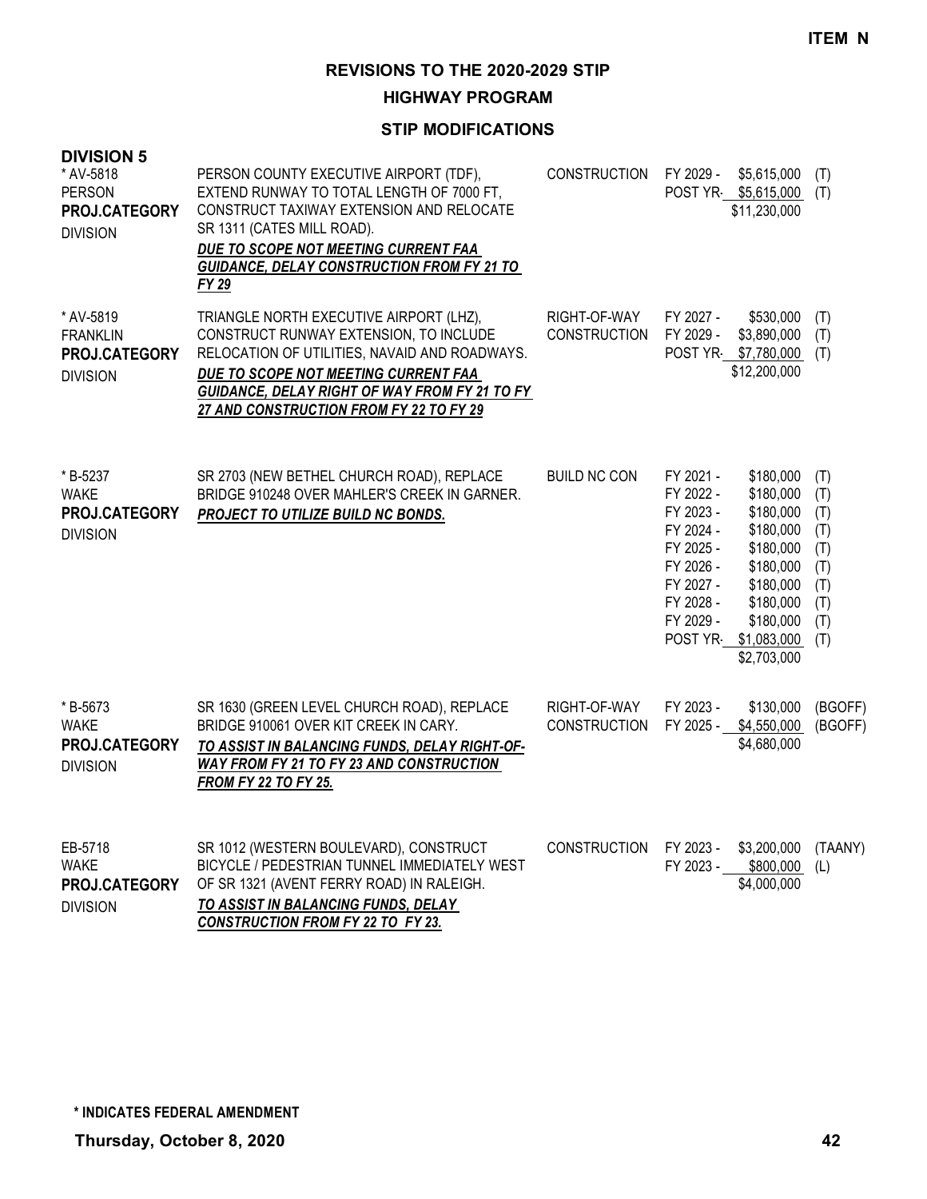**ITEM N**

## REVISIONS TO THE 2020-2029 STIP

### HIGHWAY PROGRAM

### STIP MODIFICATIONS

**DIVISION 5**

| Project | Description | Work Type | Fiscal Year | Amount | Fund |
|---|---|---|---|---|---|
| * AV-5818<br>PERSON<br>**PROJ.CATEGORY**<br>DIVISION | PERSON COUNTY EXECUTIVE AIRPORT (TDF), EXTEND RUNWAY TO TOTAL LENGTH OF 7000 FT, CONSTRUCT TAXIWAY EXTENSION AND RELOCATE SR 1311 (CATES MILL ROAD).<br>***DUE TO SCOPE NOT MEETING CURRENT FAA GUIDANCE, DELAY CONSTRUCTION FROM FY 21 TO FY 29*** | CONSTRUCTION | FY 2029 -<br>POST YR- | $5,615,000<br>$5,615,000<br>$11,230,000 | (T)<br>(T) |
| * AV-5819<br>FRANKLIN<br>**PROJ.CATEGORY**<br>DIVISION | TRIANGLE NORTH EXECUTIVE AIRPORT (LHZ), CONSTRUCT RUNWAY EXTENSION, TO INCLUDE RELOCATION OF UTILITIES, NAVAID AND ROADWAYS.<br>***DUE TO SCOPE NOT MEETING CURRENT FAA GUIDANCE, DELAY RIGHT OF WAY FROM FY 21 TO FY 27 AND CONSTRUCTION FROM FY 22 TO FY 29*** | RIGHT-OF-WAY<br>CONSTRUCTION | FY 2027 -<br>FY 2029 -<br>POST YR- | $530,000<br>$3,890,000<br>$7,780,000<br>$12,200,000 | (T)<br>(T)<br>(T) |
| * B-5237<br>WAKE<br>**PROJ.CATEGORY**<br>DIVISION | SR 2703 (NEW BETHEL CHURCH ROAD), REPLACE BRIDGE 910248 OVER MAHLER'S CREEK IN GARNER.<br>***PROJECT TO UTILIZE BUILD NC BONDS.*** | BUILD NC CON | FY 2021 -<br>FY 2022 -<br>FY 2023 -<br>FY 2024 -<br>FY 2025 -<br>FY 2026 -<br>FY 2027 -<br>FY 2028 -<br>FY 2029 -<br>POST YR- | $180,000<br>$180,000<br>$180,000<br>$180,000<br>$180,000<br>$180,000<br>$180,000<br>$180,000<br>$180,000<br>$1,083,000<br>$2,703,000 | (T)<br>(T)<br>(T)<br>(T)<br>(T)<br>(T)<br>(T)<br>(T)<br>(T)<br>(T) |
| * B-5673<br>WAKE<br>**PROJ.CATEGORY**<br>DIVISION | SR 1630 (GREEN LEVEL CHURCH ROAD), REPLACE BRIDGE 910061 OVER KIT CREEK IN CARY.<br>***TO ASSIST IN BALANCING FUNDS, DELAY RIGHT-OF-WAY FROM FY 21 TO FY 23 AND CONSTRUCTION FROM FY 22 TO FY 25.*** | RIGHT-OF-WAY<br>CONSTRUCTION | FY 2023 -<br>FY 2025 - | $130,000<br>$4,550,000<br>$4,680,000 | (BGOFF)<br>(BGOFF) |
| EB-5718<br>WAKE<br>**PROJ.CATEGORY**<br>DIVISION | SR 1012 (WESTERN BOULEVARD), CONSTRUCT BICYCLE / PEDESTRIAN TUNNEL IMMEDIATELY WEST OF SR 1321 (AVENT FERRY ROAD) IN RALEIGH.<br>***TO ASSIST IN BALANCING FUNDS, DELAY CONSTRUCTION FROM FY 22 TO FY 23.*** | CONSTRUCTION | FY 2023 -<br>FY 2023 - | $3,200,000<br>$800,000<br>$4,000,000 | (TAANY)<br>(L) |

**\* INDICATES FEDERAL AMENDMENT**

**Thursday, October 8, 2020**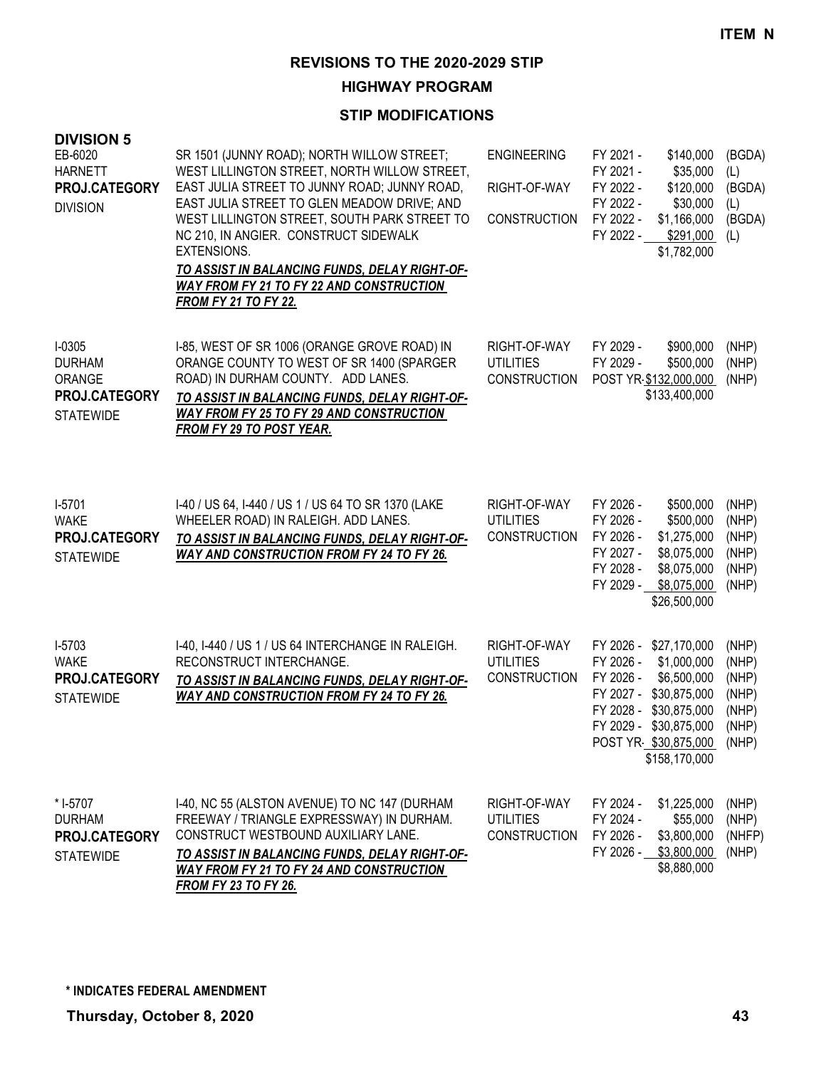**ITEM N**

# REVISIONS TO THE 2020-2029 STIP

## HIGHWAY PROGRAM

### STIP MODIFICATIONS

**DIVISION 5**

| Project | Description | Phase | Fiscal Year | Amount | Fund |
|---|---|---|---|---|---|
| EB-6020<br>HARNETT<br>**PROJ.CATEGORY**<br>DIVISION | SR 1501 (JUNNY ROAD); NORTH WILLOW STREET; WEST LILLINGTON STREET, NORTH WILLOW STREET, EAST JULIA STREET TO JUNNY ROAD; JUNNY ROAD, EAST JULIA STREET TO GLEN MEADOW DRIVE; AND WEST LILLINGTON STREET, SOUTH PARK STREET TO NC 210, IN ANGIER. CONSTRUCT SIDEWALK EXTENSIONS.<br>***TO ASSIST IN BALANCING FUNDS, DELAY RIGHT-OF-WAY FROM FY 21 TO FY 22 AND CONSTRUCTION FROM FY 21 TO FY 22.*** | ENGINEERING | FY 2021 - | $140,000 | (BGDA) |
| | | | FY 2021 - | $35,000 | (L) |
| | | RIGHT-OF-WAY | FY 2022 - | $120,000 | (BGDA) |
| | | | FY 2022 - | $30,000 | (L) |
| | | CONSTRUCTION | FY 2022 - | $1,166,000 | (BGDA) |
| | | | FY 2022 - | $291,000 | (L) |
| | | | | $1,782,000 | |
| I-0305<br>DURHAM<br>ORANGE<br>**PROJ.CATEGORY**<br>STATEWIDE | I-85, WEST OF SR 1006 (ORANGE GROVE ROAD) IN ORANGE COUNTY TO WEST OF SR 1400 (SPARGER ROAD) IN DURHAM COUNTY. ADD LANES.<br>***TO ASSIST IN BALANCING FUNDS, DELAY RIGHT-OF-WAY FROM FY 25 TO FY 29 AND CONSTRUCTION FROM FY 29 TO POST YEAR.*** | RIGHT-OF-WAY | FY 2029 - | $900,000 | (NHP) |
| | | UTILITIES | FY 2029 - | $500,000 | (NHP) |
| | | CONSTRUCTION | POST YR- | $132,000,000 | (NHP) |
| | | | | $133,400,000 | |
| I-5701<br>WAKE<br>**PROJ.CATEGORY**<br>STATEWIDE | I-40 / US 64, I-440 / US 1 / US 64 TO SR 1370 (LAKE WHEELER ROAD) IN RALEIGH. ADD LANES.<br>***TO ASSIST IN BALANCING FUNDS, DELAY RIGHT-OF-WAY AND CONSTRUCTION FROM FY 24 TO FY 26.*** | RIGHT-OF-WAY | FY 2026 - | $500,000 | (NHP) |
| | | UTILITIES | FY 2026 - | $500,000 | (NHP) |
| | | CONSTRUCTION | FY 2026 - | $1,275,000 | (NHP) |
| | | | FY 2027 - | $8,075,000 | (NHP) |
| | | | FY 2028 - | $8,075,000 | (NHP) |
| | | | FY 2029 - | $8,075,000 | (NHP) |
| | | | | $26,500,000 | |
| I-5703<br>WAKE<br>**PROJ.CATEGORY**<br>STATEWIDE | I-40, I-440 / US 1 / US 64 INTERCHANGE IN RALEIGH. RECONSTRUCT INTERCHANGE.<br>***TO ASSIST IN BALANCING FUNDS, DELAY RIGHT-OF-WAY AND CONSTRUCTION FROM FY 24 TO FY 26.*** | RIGHT-OF-WAY | FY 2026 - | $27,170,000 | (NHP) |
| | | UTILITIES | FY 2026 - | $1,000,000 | (NHP) |
| | | CONSTRUCTION | FY 2026 - | $6,500,000 | (NHP) |
| | | | FY 2027 - | $30,875,000 | (NHP) |
| | | | FY 2028 - | $30,875,000 | (NHP) |
| | | | FY 2029 - | $30,875,000 | (NHP) |
| | | | POST YR- | $30,875,000 | (NHP) |
| | | | | $158,170,000 | |
| * I-5707<br>DURHAM<br>**PROJ.CATEGORY**<br>STATEWIDE | I-40, NC 55 (ALSTON AVENUE) TO NC 147 (DURHAM FREEWAY / TRIANGLE EXPRESSWAY) IN DURHAM. CONSTRUCT WESTBOUND AUXILIARY LANE.<br>***TO ASSIST IN BALANCING FUNDS, DELAY RIGHT-OF-WAY FROM FY 21 TO FY 24 AND CONSTRUCTION FROM FY 23 TO FY 26.*** | RIGHT-OF-WAY | FY 2024 - | $1,225,000 | (NHP) |
| | | UTILITIES | FY 2024 - | $55,000 | (NHP) |
| | | CONSTRUCTION | FY 2026 - | $3,800,000 | (NHFP) |
| | | | FY 2026 - | $3,800,000 | (NHP) |
| | | | | $8,880,000 | |

**\* INDICATES FEDERAL AMENDMENT**

**Thursday, October 8, 2020**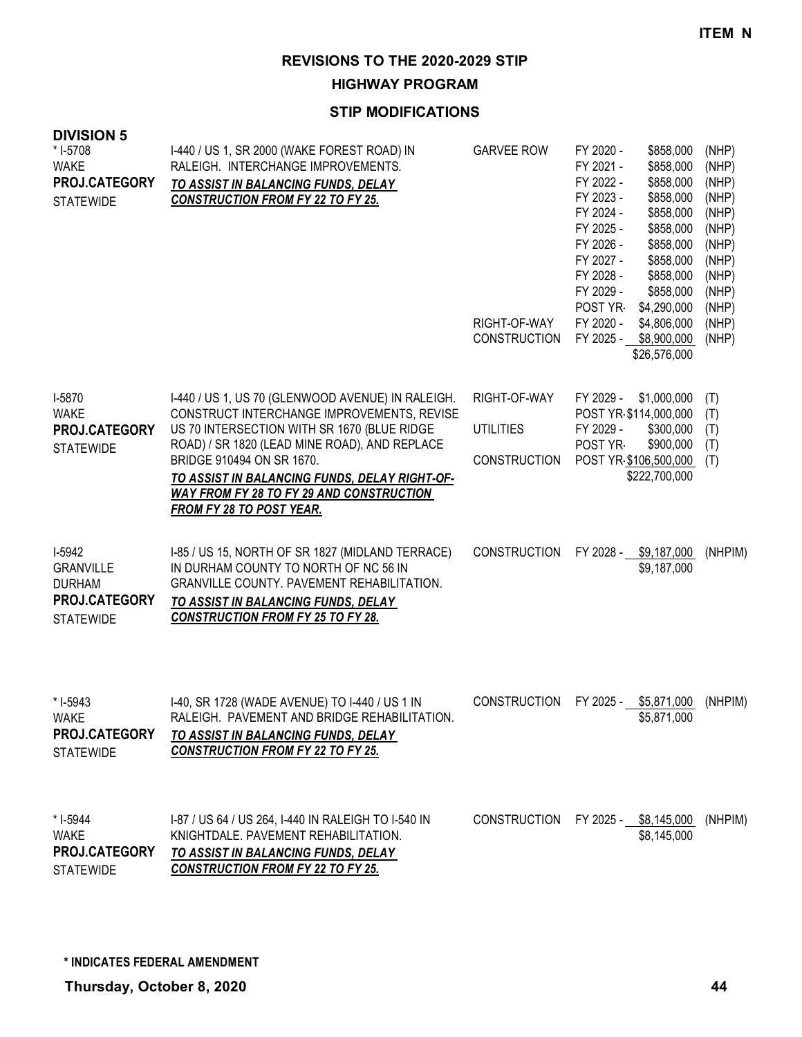**ITEM N**

## REVISIONS TO THE 2020-2029 STIP

### HIGHWAY PROGRAM

### STIP MODIFICATIONS

**DIVISION 5**

| Project | Description | Work Type | Fiscal Year / Amount | Fund |
|---|---|---|---|---|
| * I-5708<br>WAKE<br>**PROJ.CATEGORY**<br>STATEWIDE | I-440 / US 1, SR 2000 (WAKE FOREST ROAD) IN RALEIGH. INTERCHANGE IMPROVEMENTS.<br>***TO ASSIST IN BALANCING FUNDS, DELAY CONSTRUCTION FROM FY 22 TO FY 25.*** | GARVEE ROW | FY 2020 - $858,000<br>FY 2021 - $858,000<br>FY 2022 - $858,000<br>FY 2023 - $858,000<br>FY 2024 - $858,000<br>FY 2025 - $858,000<br>FY 2026 - $858,000<br>FY 2027 - $858,000<br>FY 2028 - $858,000<br>FY 2029 - $858,000<br>POST YR - $4,290,000 | (NHP)<br>(NHP)<br>(NHP)<br>(NHP)<br>(NHP)<br>(NHP)<br>(NHP)<br>(NHP)<br>(NHP)<br>(NHP)<br>(NHP) |
| | | RIGHT-OF-WAY | FY 2020 - $4,806,000 | (NHP) |
| | | CONSTRUCTION | FY 2025 - $8,900,000 | (NHP) |
| | | | $26,576,000 | |
| I-5870<br>WAKE<br>**PROJ.CATEGORY**<br>STATEWIDE | I-440 / US 1, US 70 (GLENWOOD AVENUE) IN RALEIGH. CONSTRUCT INTERCHANGE IMPROVEMENTS, REVISE US 70 INTERSECTION WITH SR 1670 (BLUE RIDGE ROAD) / SR 1820 (LEAD MINE ROAD), AND REPLACE BRIDGE 910494 ON SR 1670.<br>***TO ASSIST IN BALANCING FUNDS, DELAY RIGHT-OF-WAY FROM FY 28 TO FY 29 AND CONSTRUCTION FROM FY 28 TO POST YEAR.*** | RIGHT-OF-WAY | FY 2029 - $1,000,000<br>POST YR - $114,000,000 | (T)<br>(T) |
| | | UTILITIES | FY 2029 - $300,000<br>POST YR - $900,000 | (T)<br>(T) |
| | | CONSTRUCTION | POST YR - $106,500,000 | (T) |
| | | | $222,700,000 | |
| I-5942<br>GRANVILLE<br>DURHAM<br>**PROJ.CATEGORY**<br>STATEWIDE | I-85 / US 15, NORTH OF SR 1827 (MIDLAND TERRACE) IN DURHAM COUNTY TO NORTH OF NC 56 IN GRANVILLE COUNTY. PAVEMENT REHABILITATION.<br>***TO ASSIST IN BALANCING FUNDS, DELAY CONSTRUCTION FROM FY 25 TO FY 28.*** | CONSTRUCTION | FY 2028 - $9,187,000 | (NHPIM) |
| | | | $9,187,000 | |
| * I-5943<br>WAKE<br>**PROJ.CATEGORY**<br>STATEWIDE | I-40, SR 1728 (WADE AVENUE) TO I-440 / US 1 IN RALEIGH. PAVEMENT AND BRIDGE REHABILITATION.<br>***TO ASSIST IN BALANCING FUNDS, DELAY CONSTRUCTION FROM FY 22 TO FY 25.*** | CONSTRUCTION | FY 2025 - $5,871,000 | (NHPIM) |
| | | | $5,871,000 | |
| * I-5944<br>WAKE<br>**PROJ.CATEGORY**<br>STATEWIDE | I-87 / US 64 / US 264, I-440 IN RALEIGH TO I-540 IN KNIGHTDALE. PAVEMENT REHABILITATION.<br>***TO ASSIST IN BALANCING FUNDS, DELAY CONSTRUCTION FROM FY 22 TO FY 25.*** | CONSTRUCTION | FY 2025 - $8,145,000 | (NHPIM) |
| | | | $8,145,000 | |

**\* INDICATES FEDERAL AMENDMENT**

**Thursday, October 8, 2020**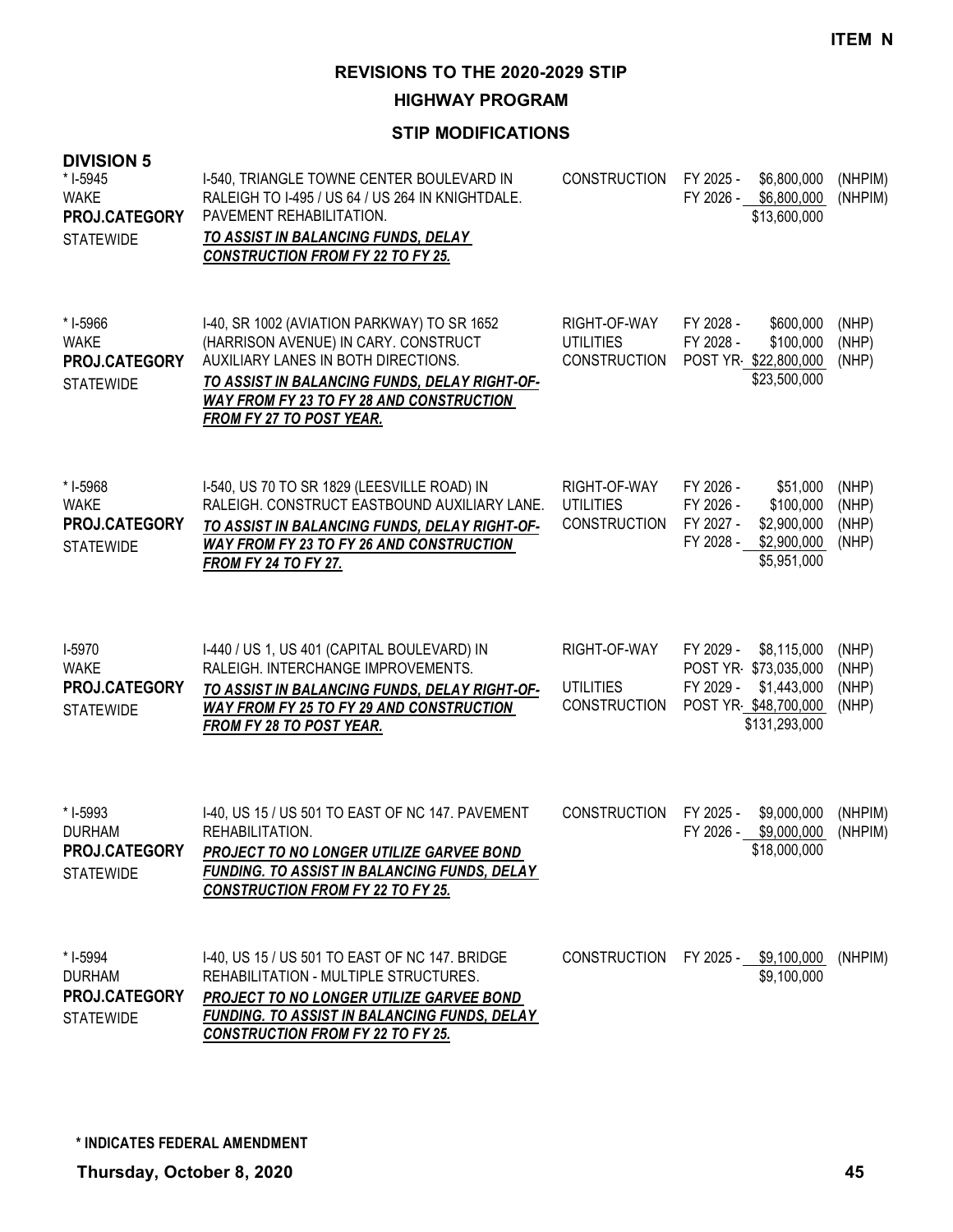**ITEM N**

# REVISIONS TO THE 2020-2029 STIP

## HIGHWAY PROGRAM

### STIP MODIFICATIONS

**DIVISION 5**

| Project | Description | Work Type | Fiscal Year | Amount | Funding |
|---|---|---|---|---|---|
| * I-5945<br>WAKE<br>**PROJ.CATEGORY**<br>STATEWIDE | I-540, TRIANGLE TOWNE CENTER BOULEVARD IN RALEIGH TO I-495 / US 64 / US 264 IN KNIGHTDALE. PAVEMENT REHABILITATION.<br>***TO ASSIST IN BALANCING FUNDS, DELAY CONSTRUCTION FROM FY 22 TO FY 25.*** | CONSTRUCTION<br><br> | FY 2025 -<br>FY 2026 -<br> | $6,800,000<br>$6,800,000<br>$13,600,000 | (NHPIM)<br>(NHPIM)<br> |
| * I-5966<br>WAKE<br>**PROJ.CATEGORY**<br>STATEWIDE | I-40, SR 1002 (AVIATION PARKWAY) TO SR 1652 (HARRISON AVENUE) IN CARY. CONSTRUCT AUXILIARY LANES IN BOTH DIRECTIONS.<br>***TO ASSIST IN BALANCING FUNDS, DELAY RIGHT-OF-WAY FROM FY 23 TO FY 28 AND CONSTRUCTION FROM FY 27 TO POST YEAR.*** | RIGHT-OF-WAY<br>UTILITIES<br>CONSTRUCTION<br> | FY 2028 -<br>FY 2028 -<br>POST YR-<br> | $600,000<br>$100,000<br>$22,800,000<br>$23,500,000 | (NHP)<br>(NHP)<br>(NHP)<br> |
| * I-5968<br>WAKE<br>**PROJ.CATEGORY**<br>STATEWIDE | I-540, US 70 TO SR 1829 (LEESVILLE ROAD) IN RALEIGH. CONSTRUCT EASTBOUND AUXILIARY LANE.<br>***TO ASSIST IN BALANCING FUNDS, DELAY RIGHT-OF-WAY FROM FY 23 TO FY 26 AND CONSTRUCTION FROM FY 24 TO FY 27.*** | RIGHT-OF-WAY<br>UTILITIES<br>CONSTRUCTION<br><br> | FY 2026 -<br>FY 2026 -<br>FY 2027 -<br>FY 2028 -<br> | $51,000<br>$100,000<br>$2,900,000<br>$2,900,000<br>$5,951,000 | (NHP)<br>(NHP)<br>(NHP)<br>(NHP)<br> |
| I-5970<br>WAKE<br>**PROJ.CATEGORY**<br>STATEWIDE | I-440 / US 1, US 401 (CAPITAL BOULEVARD) IN RALEIGH. INTERCHANGE IMPROVEMENTS.<br>***TO ASSIST IN BALANCING FUNDS, DELAY RIGHT-OF-WAY FROM FY 25 TO FY 29 AND CONSTRUCTION FROM FY 28 TO POST YEAR.*** | RIGHT-OF-WAY<br><br>UTILITIES<br>CONSTRUCTION<br> | FY 2029 -<br>POST YR-<br>FY 2029 -<br>POST YR-<br> | $8,115,000<br>$73,035,000<br>$1,443,000<br>$48,700,000<br>$131,293,000 | (NHP)<br>(NHP)<br>(NHP)<br>(NHP)<br> |
| * I-5993<br>DURHAM<br>**PROJ.CATEGORY**<br>STATEWIDE | I-40, US 15 / US 501 TO EAST OF NC 147. PAVEMENT REHABILITATION.<br>***PROJECT TO NO LONGER UTILIZE GARVEE BOND FUNDING. TO ASSIST IN BALANCING FUNDS, DELAY CONSTRUCTION FROM FY 22 TO FY 25.*** | CONSTRUCTION<br><br> | FY 2025 -<br>FY 2026 -<br> | $9,000,000<br>$9,000,000<br>$18,000,000 | (NHPIM)<br>(NHPIM)<br> |
| * I-5994<br>DURHAM<br>**PROJ.CATEGORY**<br>STATEWIDE | I-40, US 15 / US 501 TO EAST OF NC 147. BRIDGE REHABILITATION - MULTIPLE STRUCTURES.<br>***PROJECT TO NO LONGER UTILIZE GARVEE BOND FUNDING. TO ASSIST IN BALANCING FUNDS, DELAY CONSTRUCTION FROM FY 22 TO FY 25.*** | CONSTRUCTION<br> | FY 2025 -<br> | $9,100,000<br>$9,100,000 | (NHPIM)<br> |

**\* INDICATES FEDERAL AMENDMENT**

**Thursday, October 8, 2020**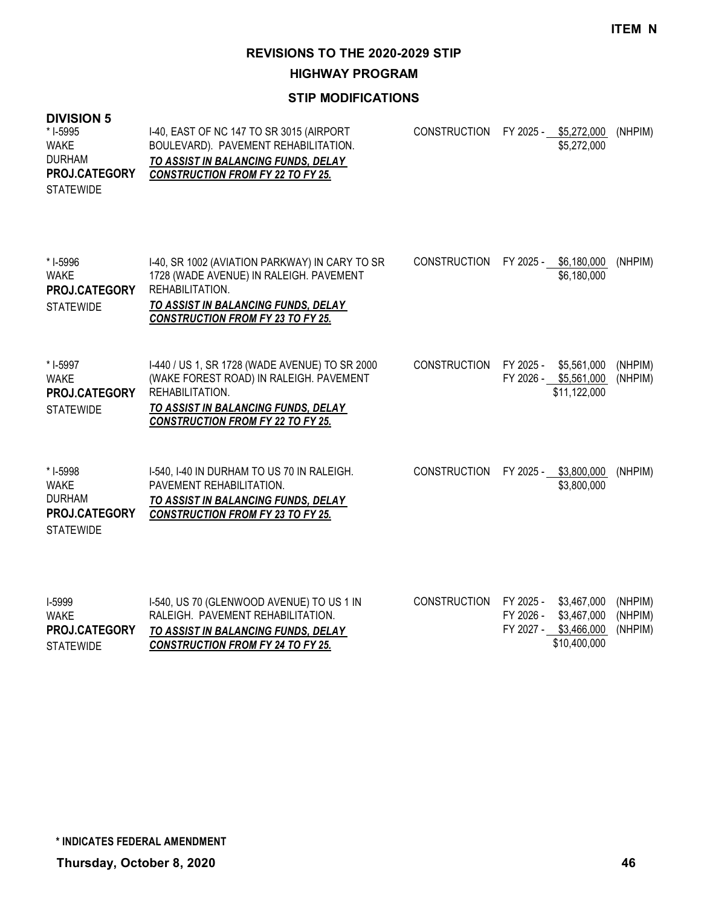**ITEM N**

# REVISIONS TO THE 2020-2029 STIP

## HIGHWAY PROGRAM

### STIP MODIFICATIONS

**DIVISION 5**

| Project | Description | Work Type | Fiscal Year | Amount | Fund |
|---|---|---|---|---|---|
| * I-5995<br>WAKE<br>DURHAM<br>**PROJ.CATEGORY**<br>STATEWIDE | I-40, EAST OF NC 147 TO SR 3015 (AIRPORT BOULEVARD). PAVEMENT REHABILITATION.<br>***TO ASSIST IN BALANCING FUNDS, DELAY CONSTRUCTION FROM FY 22 TO FY 25.*** | CONSTRUCTION | FY 2025 - | $5,272,000 | (NHPIM) |
| | | | | $5,272,000 | |
| * I-5996<br>WAKE<br>**PROJ.CATEGORY**<br>STATEWIDE | I-40, SR 1002 (AVIATION PARKWAY) IN CARY TO SR 1728 (WADE AVENUE) IN RALEIGH. PAVEMENT REHABILITATION.<br>***TO ASSIST IN BALANCING FUNDS, DELAY CONSTRUCTION FROM FY 23 TO FY 25.*** | CONSTRUCTION | FY 2025 - | $6,180,000 | (NHPIM) |
| | | | | $6,180,000 | |
| * I-5997<br>WAKE<br>**PROJ.CATEGORY**<br>STATEWIDE | I-440 / US 1, SR 1728 (WADE AVENUE) TO SR 2000 (WAKE FOREST ROAD) IN RALEIGH. PAVEMENT REHABILITATION.<br>***TO ASSIST IN BALANCING FUNDS, DELAY CONSTRUCTION FROM FY 22 TO FY 25.*** | CONSTRUCTION | FY 2025 - | $5,561,000 | (NHPIM) |
| | | | FY 2026 - | $5,561,000 | (NHPIM) |
| | | | | $11,122,000 | |
| * I-5998<br>WAKE<br>DURHAM<br>**PROJ.CATEGORY**<br>STATEWIDE | I-540, I-40 IN DURHAM TO US 70 IN RALEIGH. PAVEMENT REHABILITATION.<br>***TO ASSIST IN BALANCING FUNDS, DELAY CONSTRUCTION FROM FY 23 TO FY 25.*** | CONSTRUCTION | FY 2025 - | $3,800,000 | (NHPIM) |
| | | | | $3,800,000 | |
| I-5999<br>WAKE<br>**PROJ.CATEGORY**<br>STATEWIDE | I-540, US 70 (GLENWOOD AVENUE) TO US 1 IN RALEIGH. PAVEMENT REHABILITATION.<br>***TO ASSIST IN BALANCING FUNDS, DELAY CONSTRUCTION FROM FY 24 TO FY 25.*** | CONSTRUCTION | FY 2025 - | $3,467,000 | (NHPIM) |
| | | | FY 2026 - | $3,467,000 | (NHPIM) |
| | | | FY 2027 - | $3,466,000 | (NHPIM) |
| | | | | $10,400,000 | |

**\* INDICATES FEDERAL AMENDMENT**

**Thursday, October 8, 2020**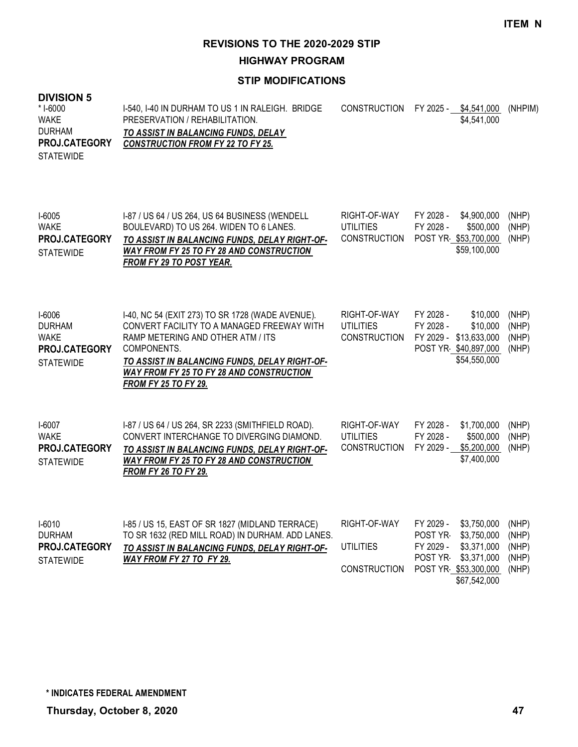ITEM N

# REVISIONS TO THE 2020-2029 STIP

## HIGHWAY PROGRAM

### STIP MODIFICATIONS

**DIVISION 5**

| Project | Description | Work Type | Fiscal Year / Amount | Fund |
|---|---|---|---|---|
| * I-6000<br>WAKE<br>DURHAM<br>**PROJ.CATEGORY**<br>STATEWIDE | I-540, I-40 IN DURHAM TO US 1 IN RALEIGH. BRIDGE PRESERVATION / REHABILITATION.<br>***TO ASSIST IN BALANCING FUNDS, DELAY CONSTRUCTION FROM FY 22 TO FY 25.*** | CONSTRUCTION | FY 2025 - $4,541,000<br>$4,541,000 | (NHPIM) |
| I-6005<br>WAKE<br>**PROJ.CATEGORY**<br>STATEWIDE | I-87 / US 64 / US 264, US 64 BUSINESS (WENDELL BOULEVARD) TO US 264. WIDEN TO 6 LANES.<br>***TO ASSIST IN BALANCING FUNDS, DELAY RIGHT-OF-WAY FROM FY 25 TO FY 28 AND CONSTRUCTION FROM FY 29 TO POST YEAR.*** | RIGHT-OF-WAY<br>UTILITIES<br>CONSTRUCTION | FY 2028 - $4,900,000<br>FY 2028 - $500,000<br>POST YR- $53,700,000<br>$59,100,000 | (NHP)<br>(NHP)<br>(NHP) |
| I-6006<br>DURHAM<br>WAKE<br>**PROJ.CATEGORY**<br>STATEWIDE | I-40, NC 54 (EXIT 273) TO SR 1728 (WADE AVENUE). CONVERT FACILITY TO A MANAGED FREEWAY WITH RAMP METERING AND OTHER ATM / ITS COMPONENTS.<br>***TO ASSIST IN BALANCING FUNDS, DELAY RIGHT-OF-WAY FROM FY 25 TO FY 28 AND CONSTRUCTION FROM FY 25 TO FY 29.*** | RIGHT-OF-WAY<br>UTILITIES<br>CONSTRUCTION | FY 2028 - $10,000<br>FY 2028 - $10,000<br>FY 2029 - $13,633,000<br>POST YR- $40,897,000<br>$54,550,000 | (NHP)<br>(NHP)<br>(NHP)<br>(NHP) |
| I-6007<br>WAKE<br>**PROJ.CATEGORY**<br>STATEWIDE | I-87 / US 64 / US 264, SR 2233 (SMITHFIELD ROAD). CONVERT INTERCHANGE TO DIVERGING DIAMOND.<br>***TO ASSIST IN BALANCING FUNDS, DELAY RIGHT-OF-WAY FROM FY 25 TO FY 28 AND CONSTRUCTION FROM FY 26 TO FY 29.*** | RIGHT-OF-WAY<br>UTILITIES<br>CONSTRUCTION | FY 2028 - $1,700,000<br>FY 2028 - $500,000<br>FY 2029 - $5,200,000<br>$7,400,000 | (NHP)<br>(NHP)<br>(NHP) |
| I-6010<br>DURHAM<br>**PROJ.CATEGORY**<br>STATEWIDE | I-85 / US 15, EAST OF SR 1827 (MIDLAND TERRACE) TO SR 1632 (RED MILL ROAD) IN DURHAM. ADD LANES.<br>***TO ASSIST IN BALANCING FUNDS, DELAY RIGHT-OF-WAY FROM FY 27 TO FY 29.*** | RIGHT-OF-WAY<br><br>UTILITIES<br><br>CONSTRUCTION | FY 2029 - $3,750,000<br>POST YR- $3,750,000<br>FY 2029 - $3,371,000<br>POST YR- $3,371,000<br>POST YR- $53,300,000<br>$67,542,000 | (NHP)<br>(NHP)<br>(NHP)<br>(NHP)<br>(NHP) |

**\* INDICATES FEDERAL AMENDMENT**

**Thursday, October 8, 2020**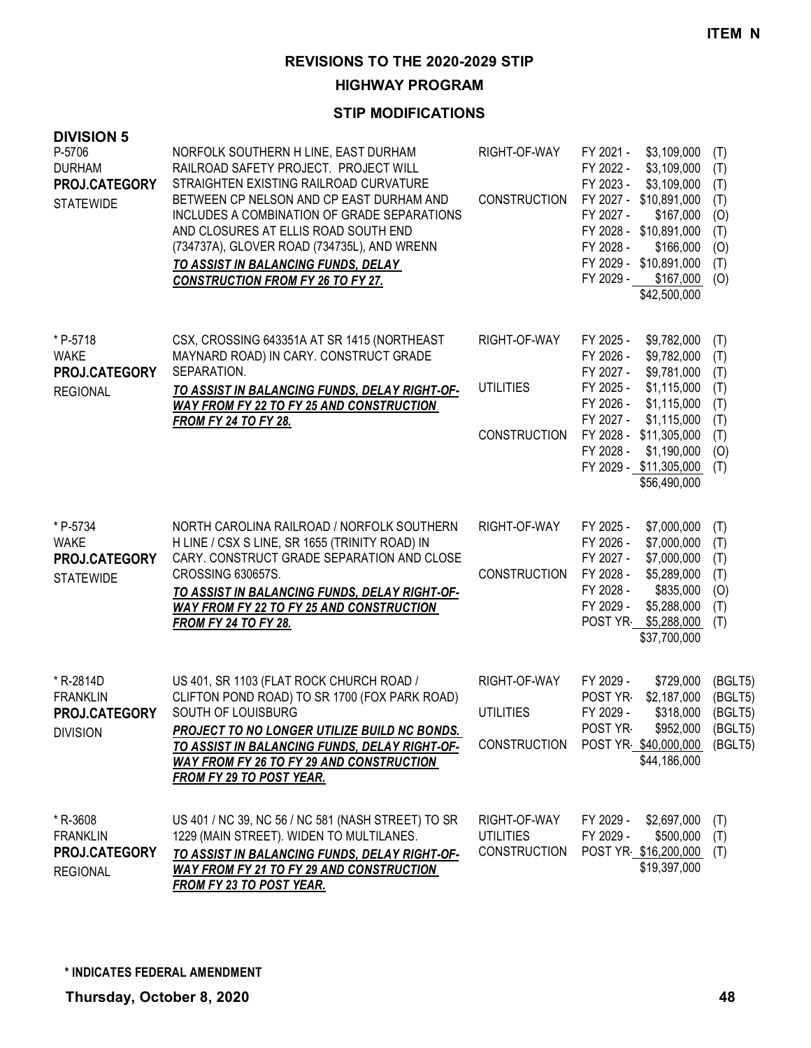**ITEM N**

# REVISIONS TO THE 2020-2029 STIP

## HIGHWAY PROGRAM

### STIP MODIFICATIONS

**DIVISION 5**

| Project | Description | Phase | Fiscal Year / Amount | Fund |
|---|---|---|---|---|
| P-5706<br>DURHAM<br>**PROJ.CATEGORY**<br>STATEWIDE | NORFOLK SOUTHERN H LINE, EAST DURHAM RAILROAD SAFETY PROJECT. PROJECT WILL STRAIGHTEN EXISTING RAILROAD CURVATURE BETWEEN CP NELSON AND CP EAST DURHAM AND INCLUDES A COMBINATION OF GRADE SEPARATIONS AND CLOSURES AT ELLIS ROAD SOUTH END (734737A), GLOVER ROAD (734735L), AND WRENN<br>***TO ASSIST IN BALANCING FUNDS, DELAY CONSTRUCTION FROM FY 26 TO FY 27.*** | RIGHT-OF-WAY | FY 2021 - $3,109,000 | (T) |
| | | | FY 2022 - $3,109,000 | (T) |
| | | | FY 2023 - $3,109,000 | (T) |
| | | CONSTRUCTION | FY 2027 - $10,891,000 | (T) |
| | | | FY 2027 - $167,000 | (O) |
| | | | FY 2028 - $10,891,000 | (T) |
| | | | FY 2028 - $166,000 | (O) |
| | | | FY 2029 - $10,891,000 | (T) |
| | | | FY 2029 - $167,000 | (O) |
| | | | $42,500,000 | |
| * P-5718<br>WAKE<br>**PROJ.CATEGORY**<br>REGIONAL | CSX, CROSSING 643351A AT SR 1415 (NORTHEAST MAYNARD ROAD) IN CARY. CONSTRUCT GRADE SEPARATION.<br>***TO ASSIST IN BALANCING FUNDS, DELAY RIGHT-OF-WAY FROM FY 22 TO FY 25 AND CONSTRUCTION FROM FY 24 TO FY 28.*** | RIGHT-OF-WAY | FY 2025 - $9,782,000 | (T) |
| | | | FY 2026 - $9,782,000 | (T) |
| | | | FY 2027 - $9,781,000 | (T) |
| | | UTILITIES | FY 2025 - $1,115,000 | (T) |
| | | | FY 2026 - $1,115,000 | (T) |
| | | | FY 2027 - $1,115,000 | (T) |
| | | CONSTRUCTION | FY 2028 - $11,305,000 | (T) |
| | | | FY 2028 - $1,190,000 | (O) |
| | | | FY 2029 - $11,305,000 | (T) |
| | | | $56,490,000 | |
| * P-5734<br>WAKE<br>**PROJ.CATEGORY**<br>STATEWIDE | NORTH CAROLINA RAILROAD / NORFOLK SOUTHERN H LINE / CSX S LINE, SR 1655 (TRINITY ROAD) IN CARY. CONSTRUCT GRADE SEPARATION AND CLOSE CROSSING 630657S.<br>***TO ASSIST IN BALANCING FUNDS, DELAY RIGHT-OF-WAY FROM FY 22 TO FY 25 AND CONSTRUCTION FROM FY 24 TO FY 28.*** | RIGHT-OF-WAY | FY 2025 - $7,000,000 | (T) |
| | | | FY 2026 - $7,000,000 | (T) |
| | | | FY 2027 - $7,000,000 | (T) |
| | | CONSTRUCTION | FY 2028 - $5,289,000 | (T) |
| | | | FY 2028 - $835,000 | (O) |
| | | | FY 2029 - $5,288,000 | (T) |
| | | | POST YR- $5,288,000 | (T) |
| | | | $37,700,000 | |
| * R-2814D<br>FRANKLIN<br>**PROJ.CATEGORY**<br>DIVISION | US 401, SR 1103 (FLAT ROCK CHURCH ROAD / CLIFTON POND ROAD) TO SR 1700 (FOX PARK ROAD) SOUTH OF LOUISBURG<br>***PROJECT TO NO LONGER UTILIZE BUILD NC BONDS. TO ASSIST IN BALANCING FUNDS, DELAY RIGHT-OF-WAY FROM FY 26 TO FY 29 AND CONSTRUCTION FROM FY 29 TO POST YEAR.*** | RIGHT-OF-WAY | FY 2029 - $729,000 | (BGLT5) |
| | | | POST YR- $2,187,000 | (BGLT5) |
| | | UTILITIES | FY 2029 - $318,000 | (BGLT5) |
| | | | POST YR- $952,000 | (BGLT5) |
| | | CONSTRUCTION | POST YR- $40,000,000 | (BGLT5) |
| | | | $44,186,000 | |
| * R-3608<br>FRANKLIN<br>**PROJ.CATEGORY**<br>REGIONAL | US 401 / NC 39, NC 56 / NC 581 (NASH STREET) TO SR 1229 (MAIN STREET). WIDEN TO MULTILANES.<br>***TO ASSIST IN BALANCING FUNDS, DELAY RIGHT-OF-WAY FROM FY 21 TO FY 29 AND CONSTRUCTION FROM FY 23 TO POST YEAR.*** | RIGHT-OF-WAY | FY 2029 - $2,697,000 | (T) |
| | | UTILITIES | FY 2029 - $500,000 | (T) |
| | | CONSTRUCTION | POST YR- $16,200,000 | (T) |
| | | | $19,397,000 | |

**\* INDICATES FEDERAL AMENDMENT**

**Thursday, October 8, 2020**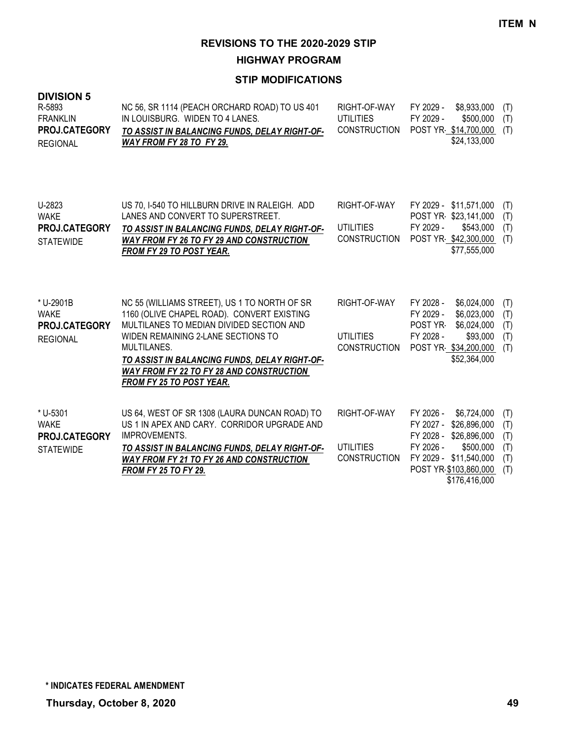**ITEM N**

# REVISIONS TO THE 2020-2029 STIP

## HIGHWAY PROGRAM

### STIP MODIFICATIONS

**DIVISION 5**

| Project | Description | Work Type | Fiscal Year / Amount | Funding |
|---|---|---|---|---|
| R-5893<br>FRANKLIN<br>**PROJ.CATEGORY**<br>REGIONAL | NC 56, SR 1114 (PEACH ORCHARD ROAD) TO US 401 IN LOUISBURG. WIDEN TO 4 LANES.<br>***TO ASSIST IN BALANCING FUNDS, DELAY RIGHT-OF-WAY FROM FY 28 TO FY 29.*** | RIGHT-OF-WAY | FY 2029 - $8,933,000 | (T) |
| | | UTILITIES | FY 2029 - $500,000 | (T) |
| | | CONSTRUCTION | POST YR - $14,700,000 | (T) |
| | | | $24,133,000 | |
| U-2823<br>WAKE<br>**PROJ.CATEGORY**<br>STATEWIDE | US 70, I-540 TO HILLBURN DRIVE IN RALEIGH. ADD LANES AND CONVERT TO SUPERSTREET.<br>***TO ASSIST IN BALANCING FUNDS, DELAY RIGHT-OF-WAY FROM FY 26 TO FY 29 AND CONSTRUCTION FROM FY 29 TO POST YEAR.*** | RIGHT-OF-WAY | FY 2029 - $11,571,000 | (T) |
| | | | POST YR - $23,141,000 | (T) |
| | | UTILITIES | FY 2029 - $543,000 | (T) |
| | | CONSTRUCTION | POST YR - $42,300,000 | (T) |
| | | | $77,555,000 | |
| * U-2901B<br>WAKE<br>**PROJ.CATEGORY**<br>REGIONAL | NC 55 (WILLIAMS STREET), US 1 TO NORTH OF SR 1160 (OLIVE CHAPEL ROAD). CONVERT EXISTING MULTILANES TO MEDIAN DIVIDED SECTION AND WIDEN REMAINING 2-LANE SECTIONS TO MULTILANES.<br>***TO ASSIST IN BALANCING FUNDS, DELAY RIGHT-OF-WAY FROM FY 22 TO FY 28 AND CONSTRUCTION FROM FY 25 TO POST YEAR.*** | RIGHT-OF-WAY | FY 2028 - $6,024,000 | (T) |
| | | | FY 2029 - $6,023,000 | (T) |
| | | | POST YR - $6,024,000 | (T) |
| | | UTILITIES | FY 2028 - $93,000 | (T) |
| | | CONSTRUCTION | POST YR - $34,200,000 | (T) |
| | | | $52,364,000 | |
| * U-5301<br>WAKE<br>**PROJ.CATEGORY**<br>STATEWIDE | US 64, WEST OF SR 1308 (LAURA DUNCAN ROAD) TO US 1 IN APEX AND CARY. CORRIDOR UPGRADE AND IMPROVEMENTS.<br>***TO ASSIST IN BALANCING FUNDS, DELAY RIGHT-OF-WAY FROM FY 21 TO FY 26 AND CONSTRUCTION FROM FY 25 TO FY 29.*** | RIGHT-OF-WAY | FY 2026 - $6,724,000 | (T) |
| | | | FY 2027 - $26,896,000 | (T) |
| | | | FY 2028 - $26,896,000 | (T) |
| | | UTILITIES | FY 2026 - $500,000 | (T) |
| | | CONSTRUCTION | FY 2029 - $11,540,000 | (T) |
| | | | POST YR - $103,860,000 | (T) |
| | | | $176,416,000 | |

**\* INDICATES FEDERAL AMENDMENT**

**Thursday, October 8, 2020**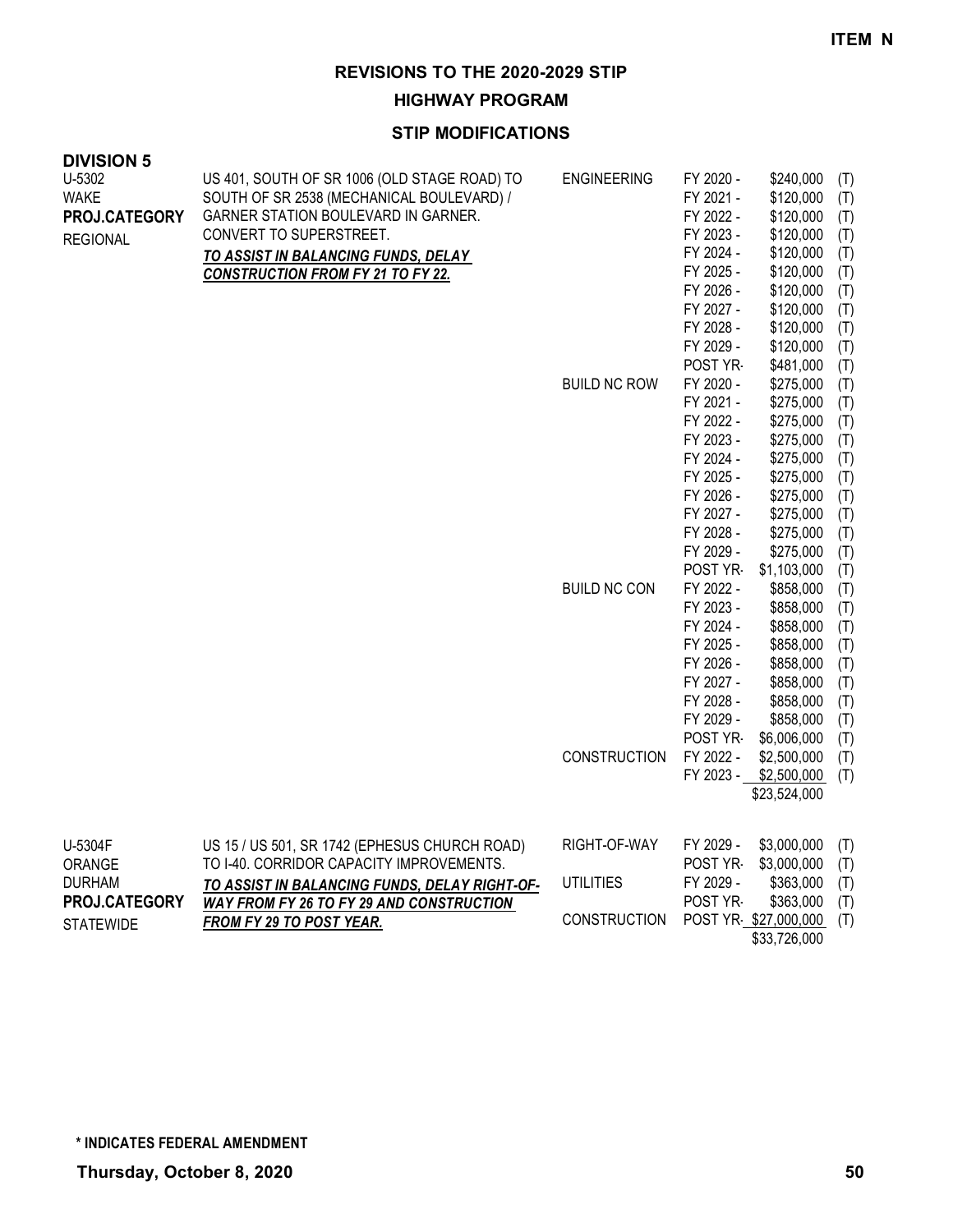**ITEM N**

## REVISIONS TO THE 2020-2029 STIP

### HIGHWAY PROGRAM

### STIP MODIFICATIONS

**DIVISION 5**

| Project | Description | Work Type | Year | Amount | Source |
|---|---|---|---|---|---|
| U-5302<br>WAKE<br>**PROJ.CATEGORY**<br>REGIONAL | US 401, SOUTH OF SR 1006 (OLD STAGE ROAD) TO SOUTH OF SR 2538 (MECHANICAL BOULEVARD) / GARNER STATION BOULEVARD IN GARNER. CONVERT TO SUPERSTREET.<br>***TO ASSIST IN BALANCING FUNDS, DELAY CONSTRUCTION FROM FY 21 TO FY 22.*** | ENGINEERING | FY 2020 - | $240,000 | (T) |
| | | | FY 2021 - | $120,000 | (T) |
| | | | FY 2022 - | $120,000 | (T) |
| | | | FY 2023 - | $120,000 | (T) |
| | | | FY 2024 - | $120,000 | (T) |
| | | | FY 2025 - | $120,000 | (T) |
| | | | FY 2026 - | $120,000 | (T) |
| | | | FY 2027 - | $120,000 | (T) |
| | | | FY 2028 - | $120,000 | (T) |
| | | | FY 2029 - | $120,000 | (T) |
| | | | POST YR- | $481,000 | (T) |
| | | BUILD NC ROW | FY 2020 - | $275,000 | (T) |
| | | | FY 2021 - | $275,000 | (T) |
| | | | FY 2022 - | $275,000 | (T) |
| | | | FY 2023 - | $275,000 | (T) |
| | | | FY 2024 - | $275,000 | (T) |
| | | | FY 2025 - | $275,000 | (T) |
| | | | FY 2026 - | $275,000 | (T) |
| | | | FY 2027 - | $275,000 | (T) |
| | | | FY 2028 - | $275,000 | (T) |
| | | | FY 2029 - | $275,000 | (T) |
| | | | POST YR- | $1,103,000 | (T) |
| | | BUILD NC CON | FY 2022 - | $858,000 | (T) |
| | | | FY 2023 - | $858,000 | (T) |
| | | | FY 2024 - | $858,000 | (T) |
| | | | FY 2025 - | $858,000 | (T) |
| | | | FY 2026 - | $858,000 | (T) |
| | | | FY 2027 - | $858,000 | (T) |
| | | | FY 2028 - | $858,000 | (T) |
| | | | FY 2029 - | $858,000 | (T) |
| | | | POST YR- | $6,006,000 | (T) |
| | | CONSTRUCTION | FY 2022 - | $2,500,000 | (T) |
| | | | FY 2023 - | $2,500,000 | (T) |
| | | | | $23,524,000 | |
| U-5304F<br>ORANGE<br>DURHAM<br>**PROJ.CATEGORY**<br>STATEWIDE | US 15 / US 501, SR 1742 (EPHESUS CHURCH ROAD) TO I-40. CORRIDOR CAPACITY IMPROVEMENTS.<br>***TO ASSIST IN BALANCING FUNDS, DELAY RIGHT-OF-WAY FROM FY 26 TO FY 29 AND CONSTRUCTION FROM FY 29 TO POST YEAR.*** | RIGHT-OF-WAY | FY 2029 - | $3,000,000 | (T) |
| | | | POST YR- | $3,000,000 | (T) |
| | | UTILITIES | FY 2029 - | $363,000 | (T) |
| | | | POST YR- | $363,000 | (T) |
| | | CONSTRUCTION | POST YR- | $27,000,000 | (T) |
| | | | | $33,726,000 | |

**\* INDICATES FEDERAL AMENDMENT**

**Thursday, October 8, 2020**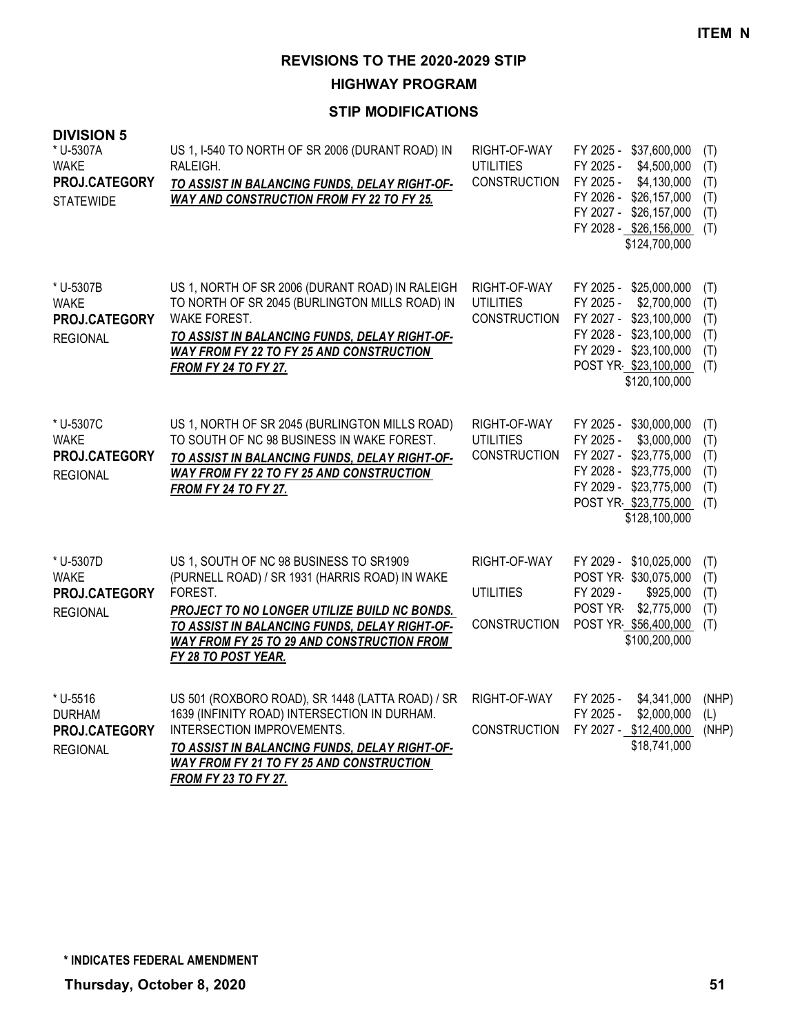**ITEM N**

## REVISIONS TO THE 2020-2029 STIP

### HIGHWAY PROGRAM

### STIP MODIFICATIONS

**DIVISION 5**

| Project | Description | Work Type | Funding | Fund Type |
|---|---|---|---|---|
| * U-5307A<br>WAKE<br>**PROJ.CATEGORY**<br>STATEWIDE | US 1, I-540 TO NORTH OF SR 2006 (DURANT ROAD) IN RALEIGH.<br>***TO ASSIST IN BALANCING FUNDS, DELAY RIGHT-OF-WAY AND CONSTRUCTION FROM FY 22 TO FY 25.*** | RIGHT-OF-WAY<br>UTILITIES<br>CONSTRUCTION | FY 2025 - $37,600,000<br>FY 2025 - $4,500,000<br>FY 2025 - $4,130,000<br>FY 2026 - $26,157,000<br>FY 2027 - $26,157,000<br>FY 2028 - $26,156,000<br>$124,700,000 | (T)<br>(T)<br>(T)<br>(T)<br>(T)<br>(T) |
| * U-5307B<br>WAKE<br>**PROJ.CATEGORY**<br>REGIONAL | US 1, NORTH OF SR 2006 (DURANT ROAD) IN RALEIGH TO NORTH OF SR 2045 (BURLINGTON MILLS ROAD) IN WAKE FOREST.<br>***TO ASSIST IN BALANCING FUNDS, DELAY RIGHT-OF-WAY FROM FY 22 TO FY 25 AND CONSTRUCTION FROM FY 24 TO FY 27.*** | RIGHT-OF-WAY<br>UTILITIES<br>CONSTRUCTION | FY 2025 - $25,000,000<br>FY 2025 - $2,700,000<br>FY 2027 - $23,100,000<br>FY 2028 - $23,100,000<br>FY 2029 - $23,100,000<br>POST YR- $23,100,000<br>$120,100,000 | (T)<br>(T)<br>(T)<br>(T)<br>(T)<br>(T) |
| * U-5307C<br>WAKE<br>**PROJ.CATEGORY**<br>REGIONAL | US 1, NORTH OF SR 2045 (BURLINGTON MILLS ROAD) TO SOUTH OF NC 98 BUSINESS IN WAKE FOREST.<br>***TO ASSIST IN BALANCING FUNDS, DELAY RIGHT-OF-WAY FROM FY 22 TO FY 25 AND CONSTRUCTION FROM FY 24 TO FY 27.*** | RIGHT-OF-WAY<br>UTILITIES<br>CONSTRUCTION | FY 2025 - $30,000,000<br>FY 2025 - $3,000,000<br>FY 2027 - $23,775,000<br>FY 2028 - $23,775,000<br>FY 2029 - $23,775,000<br>POST YR- $23,775,000<br>$128,100,000 | (T)<br>(T)<br>(T)<br>(T)<br>(T)<br>(T) |
| * U-5307D<br>WAKE<br>**PROJ.CATEGORY**<br>REGIONAL | US 1, SOUTH OF NC 98 BUSINESS TO SR1909 (PURNELL ROAD) / SR 1931 (HARRIS ROAD) IN WAKE FOREST.<br>***PROJECT TO NO LONGER UTILIZE BUILD NC BONDS. TO ASSIST IN BALANCING FUNDS, DELAY RIGHT-OF-WAY FROM FY 25 TO 29 AND CONSTRUCTION FROM FY 28 TO POST YEAR.*** | RIGHT-OF-WAY<br><br>UTILITIES<br><br>CONSTRUCTION | FY 2029 - $10,025,000<br>POST YR- $30,075,000<br>FY 2029 - $925,000<br>POST YR- $2,775,000<br>POST YR- $56,400,000<br>$100,200,000 | (T)<br>(T)<br>(T)<br>(T)<br>(T) |
| * U-5516<br>DURHAM<br>**PROJ.CATEGORY**<br>REGIONAL | US 501 (ROXBORO ROAD), SR 1448 (LATTA ROAD) / SR 1639 (INFINITY ROAD) INTERSECTION IN DURHAM. INTERSECTION IMPROVEMENTS.<br>***TO ASSIST IN BALANCING FUNDS, DELAY RIGHT-OF-WAY FROM FY 21 TO FY 25 AND CONSTRUCTION FROM FY 23 TO FY 27.*** | RIGHT-OF-WAY<br><br>CONSTRUCTION | FY 2025 - $4,341,000<br>FY 2025 - $2,000,000<br>FY 2027 - $12,400,000<br>$18,741,000 | (NHP)<br>(L)<br>(NHP) |

**\* INDICATES FEDERAL AMENDMENT**

**Thursday, October 8, 2020**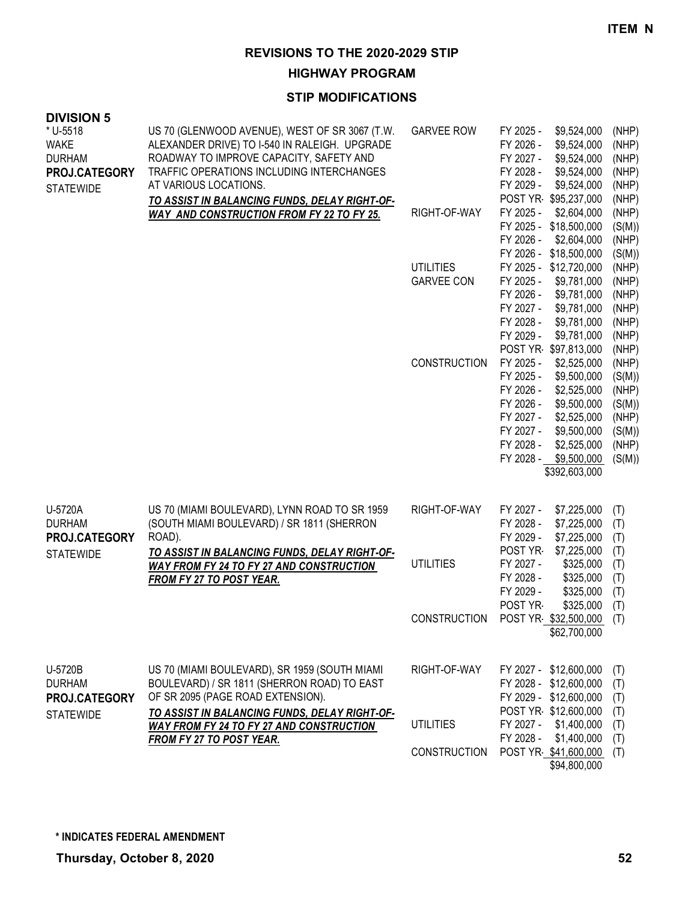**ITEM N**

## REVISIONS TO THE 2020-2029 STIP

### HIGHWAY PROGRAM

### STIP MODIFICATIONS

**DIVISION 5**

| Project | Description | Work Type | Fiscal Year | Amount | Fund |
|---|---|---|---|---|---|
| * U-5518<br>WAKE<br>DURHAM<br>**PROJ.CATEGORY**<br>STATEWIDE | US 70 (GLENWOOD AVENUE), WEST OF SR 3067 (T.W. ALEXANDER DRIVE) TO I-540 IN RALEIGH. UPGRADE ROADWAY TO IMPROVE CAPACITY, SAFETY AND TRAFFIC OPERATIONS INCLUDING INTERCHANGES AT VARIOUS LOCATIONS.<br>***TO ASSIST IN BALANCING FUNDS, DELAY RIGHT-OF-WAY AND CONSTRUCTION FROM FY 22 TO FY 25.*** | GARVEE ROW | FY 2025 - | $9,524,000 | (NHP) |
| | | | FY 2026 - | $9,524,000 | (NHP) |
| | | | FY 2027 - | $9,524,000 | (NHP) |
| | | | FY 2028 - | $9,524,000 | (NHP) |
| | | | FY 2029 - | $9,524,000 | (NHP) |
| | | | POST YR- | $95,237,000 | (NHP) |
| | | RIGHT-OF-WAY | FY 2025 - | $2,604,000 | (NHP) |
| | | | FY 2025 - | $18,500,000 | (S(M)) |
| | | | FY 2026 - | $2,604,000 | (NHP) |
| | | | FY 2026 - | $18,500,000 | (S(M)) |
| | | UTILITIES | FY 2025 - | $12,720,000 | (NHP) |
| | | GARVEE CON | FY 2025 - | $9,781,000 | (NHP) |
| | | | FY 2026 - | $9,781,000 | (NHP) |
| | | | FY 2027 - | $9,781,000 | (NHP) |
| | | | FY 2028 - | $9,781,000 | (NHP) |
| | | | FY 2029 - | $9,781,000 | (NHP) |
| | | | POST YR- | $97,813,000 | (NHP) |
| | | CONSTRUCTION | FY 2025 - | $2,525,000 | (NHP) |
| | | | FY 2025 - | $9,500,000 | (S(M)) |
| | | | FY 2026 - | $2,525,000 | (NHP) |
| | | | FY 2026 - | $9,500,000 | (S(M)) |
| | | | FY 2027 - | $2,525,000 | (NHP) |
| | | | FY 2027 - | $9,500,000 | (S(M)) |
| | | | FY 2028 - | $2,525,000 | (NHP) |
| | | | FY 2028 - | $9,500,000 | (S(M)) |
| | | | | $392,603,000 | |
| U-5720A<br>DURHAM<br>**PROJ.CATEGORY**<br>STATEWIDE | US 70 (MIAMI BOULEVARD), LYNN ROAD TO SR 1959 (SOUTH MIAMI BOULEVARD) / SR 1811 (SHERRON ROAD).<br>***TO ASSIST IN BALANCING FUNDS, DELAY RIGHT-OF-WAY FROM FY 24 TO FY 27 AND CONSTRUCTION FROM FY 27 TO POST YEAR.*** | RIGHT-OF-WAY | FY 2027 - | $7,225,000 | (T) |
| | | | FY 2028 - | $7,225,000 | (T) |
| | | | FY 2029 - | $7,225,000 | (T) |
| | | | POST YR- | $7,225,000 | (T) |
| | | UTILITIES | FY 2027 - | $325,000 | (T) |
| | | | FY 2028 - | $325,000 | (T) |
| | | | FY 2029 - | $325,000 | (T) |
| | | | POST YR- | $325,000 | (T) |
| | | CONSTRUCTION | POST YR- | $32,500,000 | (T) |
| | | | | $62,700,000 | |
| U-5720B<br>DURHAM<br>**PROJ.CATEGORY**<br>STATEWIDE | US 70 (MIAMI BOULEVARD), SR 1959 (SOUTH MIAMI BOULEVARD) / SR 1811 (SHERRON ROAD) TO EAST OF SR 2095 (PAGE ROAD EXTENSION).<br>***TO ASSIST IN BALANCING FUNDS, DELAY RIGHT-OF-WAY FROM FY 24 TO FY 27 AND CONSTRUCTION FROM FY 27 TO POST YEAR.*** | RIGHT-OF-WAY | FY 2027 - | $12,600,000 | (T) |
| | | | FY 2028 - | $12,600,000 | (T) |
| | | | FY 2029 - | $12,600,000 | (T) |
| | | | POST YR- | $12,600,000 | (T) |
| | | UTILITIES | FY 2027 - | $1,400,000 | (T) |
| | | | FY 2028 - | $1,400,000 | (T) |
| | | CONSTRUCTION | POST YR- | $41,600,000 | (T) |
| | | | | $94,800,000 | |

**\* INDICATES FEDERAL AMENDMENT**

**Thursday, October 8, 2020**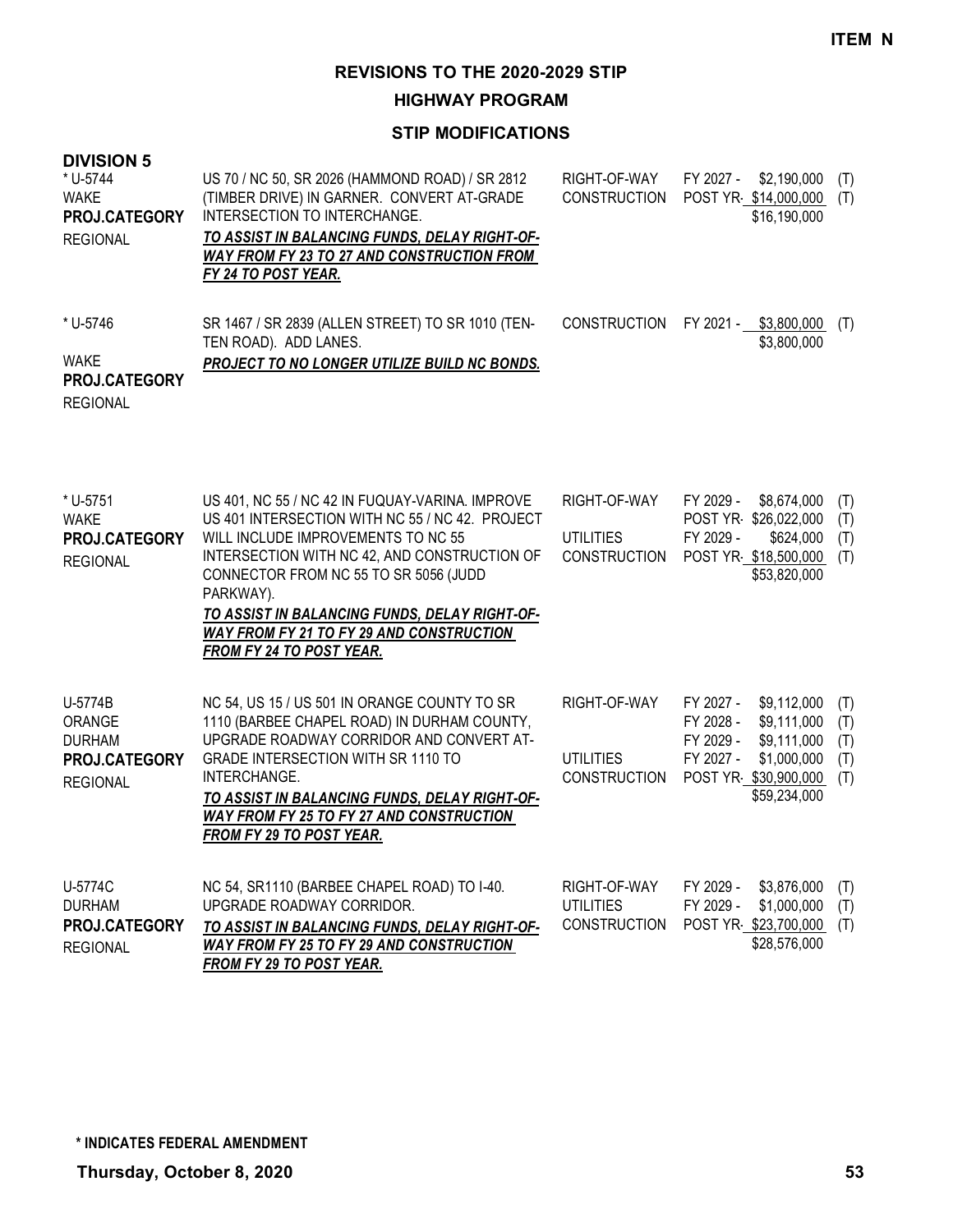**ITEM N**

# REVISIONS TO THE 2020-2029 STIP

## HIGHWAY PROGRAM

### STIP MODIFICATIONS

**DIVISION 5**

| Project | Description | Work Type | Fiscal Year / Amount | |
|---|---|---|---|---|
| * U-5744<br>WAKE<br>**PROJ.CATEGORY**<br>REGIONAL | US 70 / NC 50, SR 2026 (HAMMOND ROAD) / SR 2812 (TIMBER DRIVE) IN GARNER. CONVERT AT-GRADE INTERSECTION TO INTERCHANGE.<br>***TO ASSIST IN BALANCING FUNDS, DELAY RIGHT-OF-WAY FROM FY 23 TO 27 AND CONSTRUCTION FROM FY 24 TO POST YEAR.*** | RIGHT-OF-WAY<br>CONSTRUCTION | FY 2027 - $2,190,000<br>POST YR- $14,000,000<br>$16,190,000 | (T)<br>(T) |
| * U-5746<br>WAKE<br>**PROJ.CATEGORY**<br>REGIONAL | SR 1467 / SR 2839 (ALLEN STREET) TO SR 1010 (TEN-TEN ROAD). ADD LANES.<br>***PROJECT TO NO LONGER UTILIZE BUILD NC BONDS.*** | CONSTRUCTION | FY 2021 - $3,800,000<br>$3,800,000 | (T) |
| * U-5751<br>WAKE<br>**PROJ.CATEGORY**<br>REGIONAL | US 401, NC 55 / NC 42 IN FUQUAY-VARINA. IMPROVE US 401 INTERSECTION WITH NC 55 / NC 42. PROJECT WILL INCLUDE IMPROVEMENTS TO NC 55 INTERSECTION WITH NC 42, AND CONSTRUCTION OF CONNECTOR FROM NC 55 TO SR 5056 (JUDD PARKWAY).<br>***TO ASSIST IN BALANCING FUNDS, DELAY RIGHT-OF-WAY FROM FY 21 TO FY 29 AND CONSTRUCTION FROM FY 24 TO POST YEAR.*** | RIGHT-OF-WAY<br><br>UTILITIES<br>CONSTRUCTION | FY 2029 - $8,674,000<br>POST YR- $26,022,000<br>FY 2029 - $624,000<br>POST YR- $18,500,000<br>$53,820,000 | (T)<br>(T)<br>(T)<br>(T) |
| U-5774B<br>ORANGE<br>DURHAM<br>**PROJ.CATEGORY**<br>REGIONAL | NC 54, US 15 / US 501 IN ORANGE COUNTY TO SR 1110 (BARBEE CHAPEL ROAD) IN DURHAM COUNTY, UPGRADE ROADWAY CORRIDOR AND CONVERT AT-GRADE INTERSECTION WITH SR 1110 TO INTERCHANGE.<br>***TO ASSIST IN BALANCING FUNDS, DELAY RIGHT-OF-WAY FROM FY 25 TO FY 27 AND CONSTRUCTION FROM FY 29 TO POST YEAR.*** | RIGHT-OF-WAY<br><br><br>UTILITIES<br>CONSTRUCTION | FY 2027 - $9,112,000<br>FY 2028 - $9,111,000<br>FY 2029 - $9,111,000<br>FY 2027 - $1,000,000<br>POST YR- $30,900,000<br>$59,234,000 | (T)<br>(T)<br>(T)<br>(T)<br>(T) |
| U-5774C<br>DURHAM<br>**PROJ.CATEGORY**<br>REGIONAL | NC 54, SR1110 (BARBEE CHAPEL ROAD) TO I-40. UPGRADE ROADWAY CORRIDOR.<br>***TO ASSIST IN BALANCING FUNDS, DELAY RIGHT-OF-WAY FROM FY 25 TO FY 29 AND CONSTRUCTION FROM FY 29 TO POST YEAR.*** | RIGHT-OF-WAY<br>UTILITIES<br>CONSTRUCTION | FY 2029 - $3,876,000<br>FY 2029 - $1,000,000<br>POST YR- $23,700,000<br>$28,576,000 | (T)<br>(T)<br>(T) |

**\* INDICATES FEDERAL AMENDMENT**

**Thursday, October 8, 2020**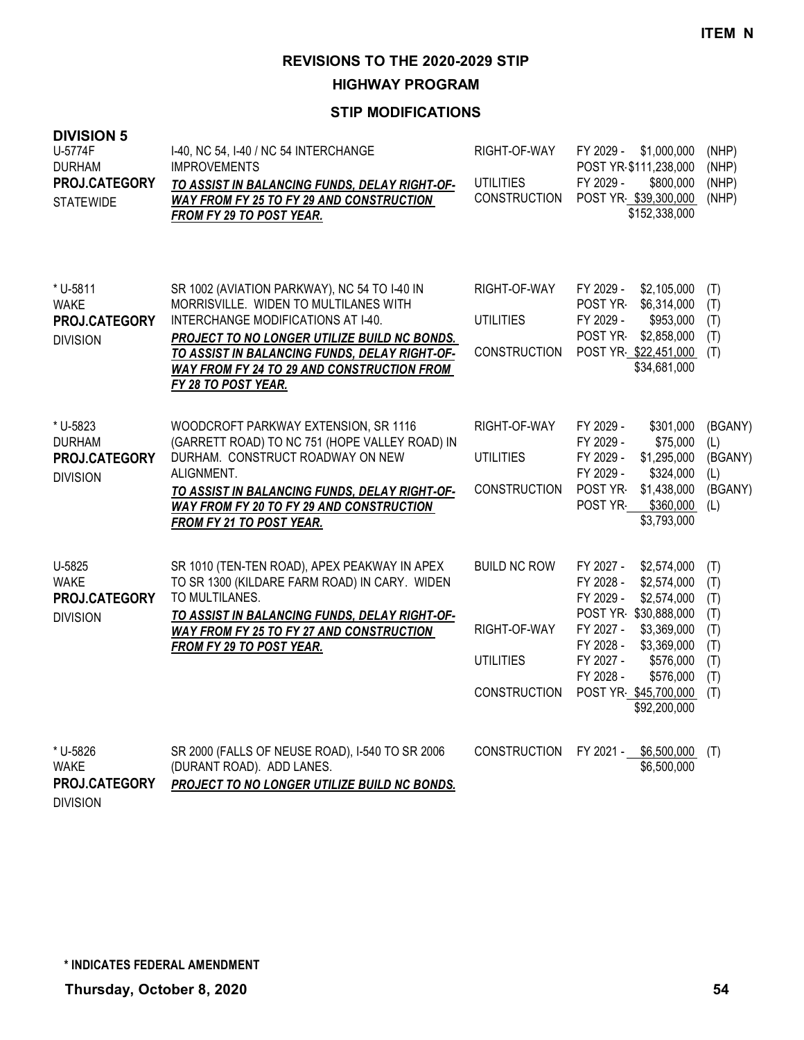ITEM N

# REVISIONS TO THE 2020-2029 STIP

## HIGHWAY PROGRAM

### STIP MODIFICATIONS

**DIVISION 5**

| Project | Description | Phase | Schedule / Cost | Fund |
|---|---|---|---|---|
| U-5774F<br>DURHAM<br>**PROJ.CATEGORY**<br>STATEWIDE | I-40, NC 54, I-40 / NC 54 INTERCHANGE IMPROVEMENTS<br>***TO ASSIST IN BALANCING FUNDS, DELAY RIGHT-OF-WAY FROM FY 25 TO FY 29 AND CONSTRUCTION FROM FY 29 TO POST YEAR.*** | RIGHT-OF-WAY | FY 2029 - $1,000,000 | (NHP) |
| | | | POST YR- $111,238,000 | (NHP) |
| | | UTILITIES | FY 2029 - $800,000 | (NHP) |
| | | CONSTRUCTION | POST YR- $39,300,000 | (NHP) |
| | | | $152,338,000 | |
| * U-5811<br>WAKE<br>**PROJ.CATEGORY**<br>DIVISION | SR 1002 (AVIATION PARKWAY), NC 54 TO I-40 IN MORRISVILLE. WIDEN TO MULTILANES WITH INTERCHANGE MODIFICATIONS AT I-40.<br>***PROJECT TO NO LONGER UTILIZE BUILD NC BONDS. TO ASSIST IN BALANCING FUNDS, DELAY RIGHT-OF-WAY FROM FY 24 TO 29 AND CONSTRUCTION FROM FY 28 TO POST YEAR.*** | RIGHT-OF-WAY | FY 2029 - $2,105,000 | (T) |
| | | | POST YR- $6,314,000 | (T) |
| | | UTILITIES | FY 2029 - $953,000 | (T) |
| | | | POST YR- $2,858,000 | (T) |
| | | CONSTRUCTION | POST YR- $22,451,000 | (T) |
| | | | $34,681,000 | |
| * U-5823<br>DURHAM<br>**PROJ.CATEGORY**<br>DIVISION | WOODCROFT PARKWAY EXTENSION, SR 1116 (GARRETT ROAD) TO NC 751 (HOPE VALLEY ROAD) IN DURHAM. CONSTRUCT ROADWAY ON NEW ALIGNMENT.<br>***TO ASSIST IN BALANCING FUNDS, DELAY RIGHT-OF-WAY FROM FY 20 TO FY 29 AND CONSTRUCTION FROM FY 21 TO POST YEAR.*** | RIGHT-OF-WAY | FY 2029 - $301,000 | (BGANY) |
| | | | FY 2029 - $75,000 | (L) |
| | | UTILITIES | FY 2029 - $1,295,000 | (BGANY) |
| | | | FY 2029 - $324,000 | (L) |
| | | CONSTRUCTION | POST YR- $1,438,000 | (BGANY) |
| | | | POST YR- $360,000 | (L) |
| | | | $3,793,000 | |
| U-5825<br>WAKE<br>**PROJ.CATEGORY**<br>DIVISION | SR 1010 (TEN-TEN ROAD), APEX PEAKWAY IN APEX TO SR 1300 (KILDARE FARM ROAD) IN CARY. WIDEN TO MULTILANES.<br>***TO ASSIST IN BALANCING FUNDS, DELAY RIGHT-OF-WAY FROM FY 25 TO FY 27 AND CONSTRUCTION FROM FY 29 TO POST YEAR.*** | BUILD NC ROW | FY 2027 - $2,574,000 | (T) |
| | | | FY 2028 - $2,574,000 | (T) |
| | | | FY 2029 - $2,574,000 | (T) |
| | | | POST YR- $30,888,000 | (T) |
| | | RIGHT-OF-WAY | FY 2027 - $3,369,000 | (T) |
| | | | FY 2028 - $3,369,000 | (T) |
| | | UTILITIES | FY 2027 - $576,000 | (T) |
| | | | FY 2028 - $576,000 | (T) |
| | | CONSTRUCTION | POST YR- $45,700,000 | (T) |
| | | | $92,200,000 | |
| * U-5826<br>WAKE<br>**PROJ.CATEGORY**<br>DIVISION | SR 2000 (FALLS OF NEUSE ROAD), I-540 TO SR 2006 (DURANT ROAD). ADD LANES.<br>***PROJECT TO NO LONGER UTILIZE BUILD NC BONDS.*** | CONSTRUCTION | FY 2021 - $6,500,000 | (T) |
| | | | $6,500,000 | |

**\* INDICATES FEDERAL AMENDMENT**

**Thursday, October 8, 2020**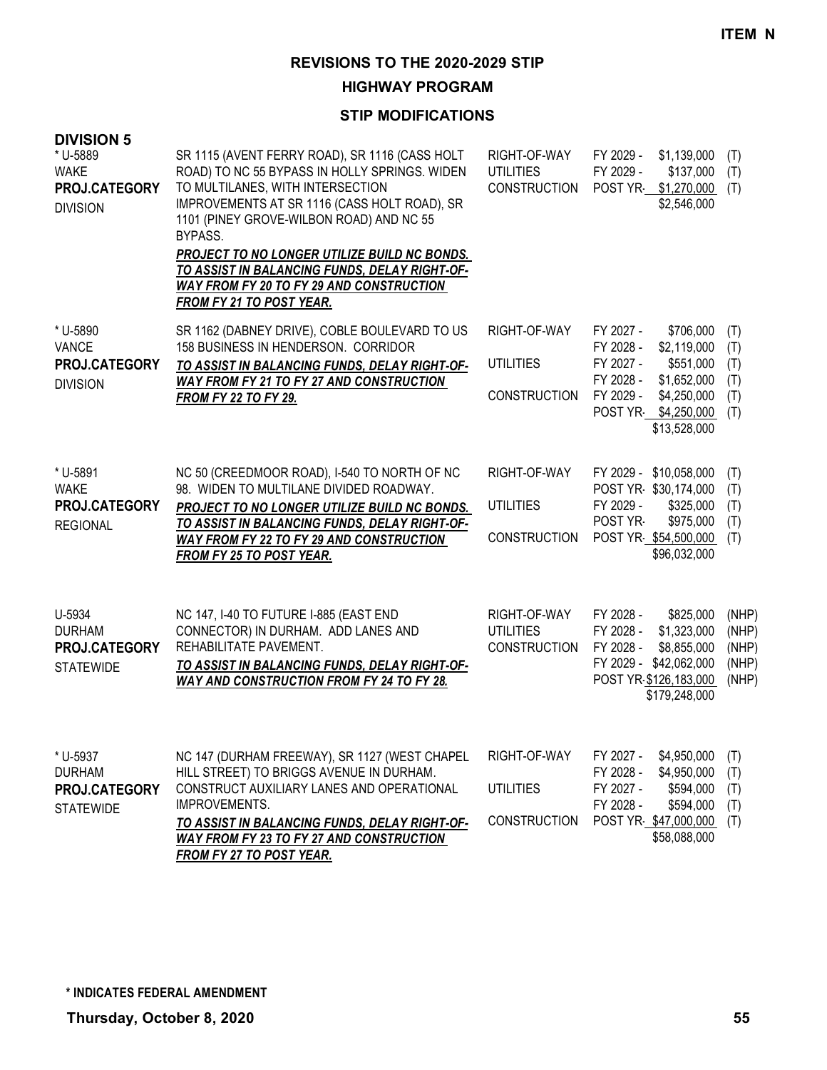**ITEM N**

# REVISIONS TO THE 2020-2029 STIP

## HIGHWAY PROGRAM

### STIP MODIFICATIONS

**DIVISION 5**

| Project | Description | Phase | Schedule / Cost | Fund |
|---|---|---|---|---|
| * U-5889<br>WAKE<br>**PROJ.CATEGORY**<br>DIVISION | SR 1115 (AVENT FERRY ROAD), SR 1116 (CASS HOLT ROAD) TO NC 55 BYPASS IN HOLLY SPRINGS. WIDEN TO MULTILANES, WITH INTERSECTION IMPROVEMENTS AT SR 1116 (CASS HOLT ROAD), SR 1101 (PINEY GROVE-WILBON ROAD) AND NC 55 BYPASS.<br>***PROJECT TO NO LONGER UTILIZE BUILD NC BONDS. TO ASSIST IN BALANCING FUNDS, DELAY RIGHT-OF-WAY FROM FY 20 TO FY 29 AND CONSTRUCTION FROM FY 21 TO POST YEAR.*** | RIGHT-OF-WAY<br>UTILITIES<br>CONSTRUCTION | FY 2029 - $1,139,000<br>FY 2029 - $137,000<br>POST YR- $1,270,000<br>$2,546,000 | (T)<br>(T)<br>(T) |
| * U-5890<br>VANCE<br>**PROJ.CATEGORY**<br>DIVISION | SR 1162 (DABNEY DRIVE), COBLE BOULEVARD TO US 158 BUSINESS IN HENDERSON. CORRIDOR<br>***TO ASSIST IN BALANCING FUNDS, DELAY RIGHT-OF-WAY FROM FY 21 TO FY 27 AND CONSTRUCTION FROM FY 22 TO FY 29.*** | RIGHT-OF-WAY<br><br>UTILITIES<br><br>CONSTRUCTION | FY 2027 - $706,000<br>FY 2028 - $2,119,000<br>FY 2027 - $551,000<br>FY 2028 - $1,652,000<br>FY 2029 - $4,250,000<br>POST YR- $4,250,000<br>$13,528,000 | (T)<br>(T)<br>(T)<br>(T)<br>(T)<br>(T) |
| * U-5891<br>WAKE<br>**PROJ.CATEGORY**<br>REGIONAL | NC 50 (CREEDMOOR ROAD), I-540 TO NORTH OF NC 98. WIDEN TO MULTILANE DIVIDED ROADWAY.<br>***PROJECT TO NO LONGER UTILIZE BUILD NC BONDS. TO ASSIST IN BALANCING FUNDS, DELAY RIGHT-OF-WAY FROM FY 22 TO FY 29 AND CONSTRUCTION FROM FY 25 TO POST YEAR.*** | RIGHT-OF-WAY<br><br>UTILITIES<br><br>CONSTRUCTION | FY 2029 - $10,058,000<br>POST YR- $30,174,000<br>FY 2029 - $325,000<br>POST YR- $975,000<br>POST YR- $54,500,000<br>$96,032,000 | (T)<br>(T)<br>(T)<br>(T)<br>(T) |
| U-5934<br>DURHAM<br>**PROJ.CATEGORY**<br>STATEWIDE | NC 147, I-40 TO FUTURE I-885 (EAST END CONNECTOR) IN DURHAM. ADD LANES AND REHABILITATE PAVEMENT.<br>***TO ASSIST IN BALANCING FUNDS, DELAY RIGHT-OF-WAY AND CONSTRUCTION FROM FY 24 TO FY 28.*** | RIGHT-OF-WAY<br>UTILITIES<br>CONSTRUCTION | FY 2028 - $825,000<br>FY 2028 - $1,323,000<br>FY 2028 - $8,855,000<br>FY 2029 - $42,062,000<br>POST YR- $126,183,000<br>$179,248,000 | (NHP)<br>(NHP)<br>(NHP)<br>(NHP)<br>(NHP) |
| * U-5937<br>DURHAM<br>**PROJ.CATEGORY**<br>STATEWIDE | NC 147 (DURHAM FREEWAY), SR 1127 (WEST CHAPEL HILL STREET) TO BRIGGS AVENUE IN DURHAM. CONSTRUCT AUXILIARY LANES AND OPERATIONAL IMPROVEMENTS.<br>***TO ASSIST IN BALANCING FUNDS, DELAY RIGHT-OF-WAY FROM FY 23 TO FY 27 AND CONSTRUCTION FROM FY 27 TO POST YEAR.*** | RIGHT-OF-WAY<br><br>UTILITIES<br><br>CONSTRUCTION | FY 2027 - $4,950,000<br>FY 2028 - $4,950,000<br>FY 2027 - $594,000<br>FY 2028 - $594,000<br>POST YR- $47,000,000<br>$58,088,000 | (T)<br>(T)<br>(T)<br>(T)<br>(T) |

**\* INDICATES FEDERAL AMENDMENT**

**Thursday, October 8, 2020**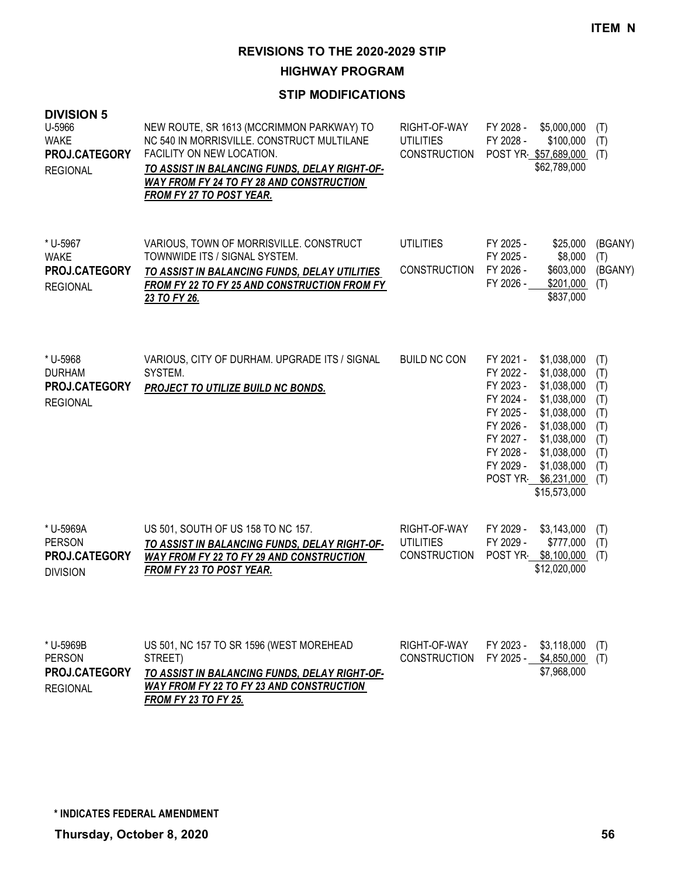**ITEM N**

# REVISIONS TO THE 2020-2029 STIP

## HIGHWAY PROGRAM

### STIP MODIFICATIONS

**DIVISION 5**

| Project | Description | Work Type | Fiscal Year | Amount | Fund |
|---|---|---|---|---|---|
| U-5966<br>WAKE<br>**PROJ.CATEGORY**<br>REGIONAL | NEW ROUTE, SR 1613 (MCCRIMMON PARKWAY) TO NC 540 IN MORRISVILLE. CONSTRUCT MULTILANE FACILITY ON NEW LOCATION.<br>***TO ASSIST IN BALANCING FUNDS, DELAY RIGHT-OF-WAY FROM FY 24 TO FY 28 AND CONSTRUCTION FROM FY 27 TO POST YEAR.*** | RIGHT-OF-WAY | FY 2028 - | $5,000,000 | (T) |
| | | UTILITIES | FY 2028 - | $100,000 | (T) |
| | | CONSTRUCTION | POST YR- | $57,689,000 | (T) |
| | | | | $62,789,000 | |
| * U-5967<br>WAKE<br>**PROJ.CATEGORY**<br>REGIONAL | VARIOUS, TOWN OF MORRISVILLE. CONSTRUCT TOWNWIDE ITS / SIGNAL SYSTEM.<br>***TO ASSIST IN BALANCING FUNDS, DELAY UTILITIES FROM FY 22 TO FY 25 AND CONSTRUCTION FROM FY 23 TO FY 26.*** | UTILITIES | FY 2025 - | $25,000 | (BGANY) |
| | | | FY 2025 - | $8,000 | (T) |
| | | CONSTRUCTION | FY 2026 - | $603,000 | (BGANY) |
| | | | FY 2026 - | $201,000 | (T) |
| | | | | $837,000 | |
| * U-5968<br>DURHAM<br>**PROJ.CATEGORY**<br>REGIONAL | VARIOUS, CITY OF DURHAM. UPGRADE ITS / SIGNAL SYSTEM.<br>***PROJECT TO UTILIZE BUILD NC BONDS.*** | BUILD NC CON | FY 2021 - | $1,038,000 | (T) |
| | | | FY 2022 - | $1,038,000 | (T) |
| | | | FY 2023 - | $1,038,000 | (T) |
| | | | FY 2024 - | $1,038,000 | (T) |
| | | | FY 2025 - | $1,038,000 | (T) |
| | | | FY 2026 - | $1,038,000 | (T) |
| | | | FY 2027 - | $1,038,000 | (T) |
| | | | FY 2028 - | $1,038,000 | (T) |
| | | | FY 2029 - | $1,038,000 | (T) |
| | | | POST YR- | $6,231,000 | (T) |
| | | | | $15,573,000 | |
| * U-5969A<br>PERSON<br>**PROJ.CATEGORY**<br>DIVISION | US 501, SOUTH OF US 158 TO NC 157.<br>***TO ASSIST IN BALANCING FUNDS, DELAY RIGHT-OF-WAY FROM FY 22 TO FY 29 AND CONSTRUCTION FROM FY 23 TO POST YEAR.*** | RIGHT-OF-WAY | FY 2029 - | $3,143,000 | (T) |
| | | UTILITIES | FY 2029 - | $777,000 | (T) |
| | | CONSTRUCTION | POST YR- | $8,100,000 | (T) |
| | | | | $12,020,000 | |
| * U-5969B<br>PERSON<br>**PROJ.CATEGORY**<br>REGIONAL | US 501, NC 157 TO SR 1596 (WEST MOREHEAD STREET)<br>***TO ASSIST IN BALANCING FUNDS, DELAY RIGHT-OF-WAY FROM FY 22 TO FY 23 AND CONSTRUCTION FROM FY 23 TO FY 25.*** | RIGHT-OF-WAY | FY 2023 - | $3,118,000 | (T) |
| | | CONSTRUCTION | FY 2025 - | $4,850,000 | (T) |
| | | | | $7,968,000 | |

**\* INDICATES FEDERAL AMENDMENT**

**Thursday, October 8, 2020**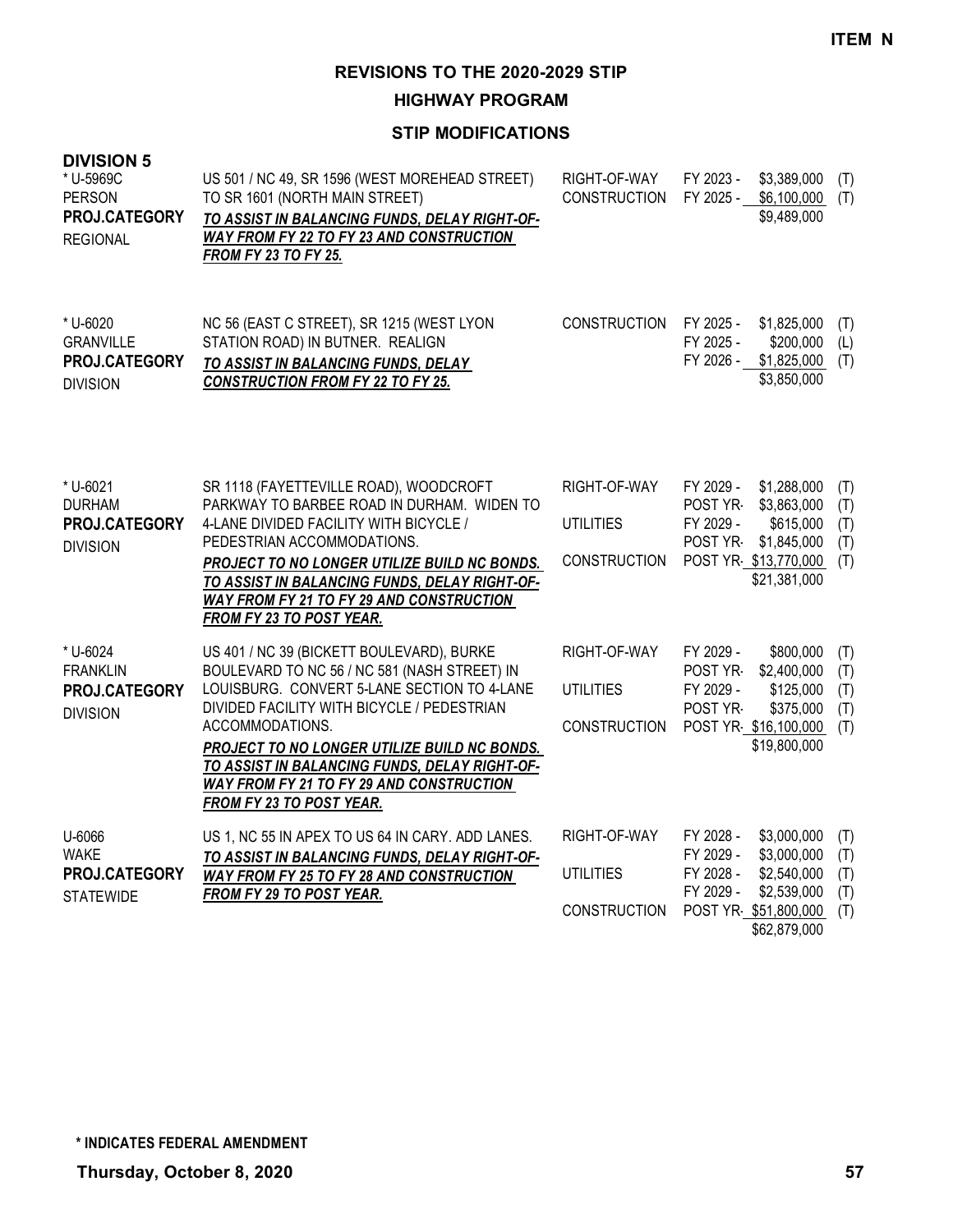**ITEM N**

# REVISIONS TO THE 2020-2029 STIP

## HIGHWAY PROGRAM

### STIP MODIFICATIONS

**DIVISION 5**

| Project | Description | Phase | Year | Amount | Source |
|---|---|---|---|---|---|
| * U-5969C<br>PERSON<br>**PROJ.CATEGORY**<br>REGIONAL | US 501 / NC 49, SR 1596 (WEST MOREHEAD STREET) TO SR 1601 (NORTH MAIN STREET)<br>***TO ASSIST IN BALANCING FUNDS, DELAY RIGHT-OF-WAY FROM FY 22 TO FY 23 AND CONSTRUCTION FROM FY 23 TO FY 25.*** | RIGHT-OF-WAY | FY 2023 - | $3,389,000 | (T) |
| | | CONSTRUCTION | FY 2025 - | $6,100,000 | (T) |
| | | | | $9,489,000 | |
| * U-6020<br>GRANVILLE<br>**PROJ.CATEGORY**<br>DIVISION | NC 56 (EAST C STREET), SR 1215 (WEST LYON STATION ROAD) IN BUTNER. REALIGN<br>***TO ASSIST IN BALANCING FUNDS, DELAY CONSTRUCTION FROM FY 22 TO FY 25.*** | CONSTRUCTION | FY 2025 - | $1,825,000 | (T) |
| | | | FY 2025 - | $200,000 | (L) |
| | | | FY 2026 - | $1,825,000 | (T) |
| | | | | $3,850,000 | |
| * U-6021<br>DURHAM<br>**PROJ.CATEGORY**<br>DIVISION | SR 1118 (FAYETTEVILLE ROAD), WOODCROFT PARKWAY TO BARBEE ROAD IN DURHAM. WIDEN TO 4-LANE DIVIDED FACILITY WITH BICYCLE / PEDESTRIAN ACCOMMODATIONS.<br>***PROJECT TO NO LONGER UTILIZE BUILD NC BONDS. TO ASSIST IN BALANCING FUNDS, DELAY RIGHT-OF-WAY FROM FY 21 TO FY 29 AND CONSTRUCTION FROM FY 23 TO POST YEAR.*** | RIGHT-OF-WAY | FY 2029 - | $1,288,000 | (T) |
| | | | POST YR- | $3,863,000 | (T) |
| | | UTILITIES | FY 2029 - | $615,000 | (T) |
| | | | POST YR- | $1,845,000 | (T) |
| | | CONSTRUCTION | POST YR- | $13,770,000 | (T) |
| | | | | $21,381,000 | |
| * U-6024<br>FRANKLIN<br>**PROJ.CATEGORY**<br>DIVISION | US 401 / NC 39 (BICKETT BOULEVARD), BURKE BOULEVARD TO NC 56 / NC 581 (NASH STREET) IN LOUISBURG. CONVERT 5-LANE SECTION TO 4-LANE DIVIDED FACILITY WITH BICYCLE / PEDESTRIAN ACCOMMODATIONS.<br>***PROJECT TO NO LONGER UTILIZE BUILD NC BONDS. TO ASSIST IN BALANCING FUNDS, DELAY RIGHT-OF-WAY FROM FY 21 TO FY 29 AND CONSTRUCTION FROM FY 23 TO POST YEAR.*** | RIGHT-OF-WAY | FY 2029 - | $800,000 | (T) |
| | | | POST YR- | $2,400,000 | (T) |
| | | UTILITIES | FY 2029 - | $125,000 | (T) |
| | | | POST YR- | $375,000 | (T) |
| | | CONSTRUCTION | POST YR- | $16,100,000 | (T) |
| | | | | $19,800,000 | |
| U-6066<br>WAKE<br>**PROJ.CATEGORY**<br>STATEWIDE | US 1, NC 55 IN APEX TO US 64 IN CARY. ADD LANES.<br>***TO ASSIST IN BALANCING FUNDS, DELAY RIGHT-OF-WAY FROM FY 25 TO FY 28 AND CONSTRUCTION FROM FY 29 TO POST YEAR.*** | RIGHT-OF-WAY | FY 2028 - | $3,000,000 | (T) |
| | | | FY 2029 - | $3,000,000 | (T) |
| | | UTILITIES | FY 2028 - | $2,540,000 | (T) |
| | | | FY 2029 - | $2,539,000 | (T) |
| | | CONSTRUCTION | POST YR- | $51,800,000 | (T) |
| | | | | $62,879,000 | |

**\* INDICATES FEDERAL AMENDMENT**

**Thursday, October 8, 2020**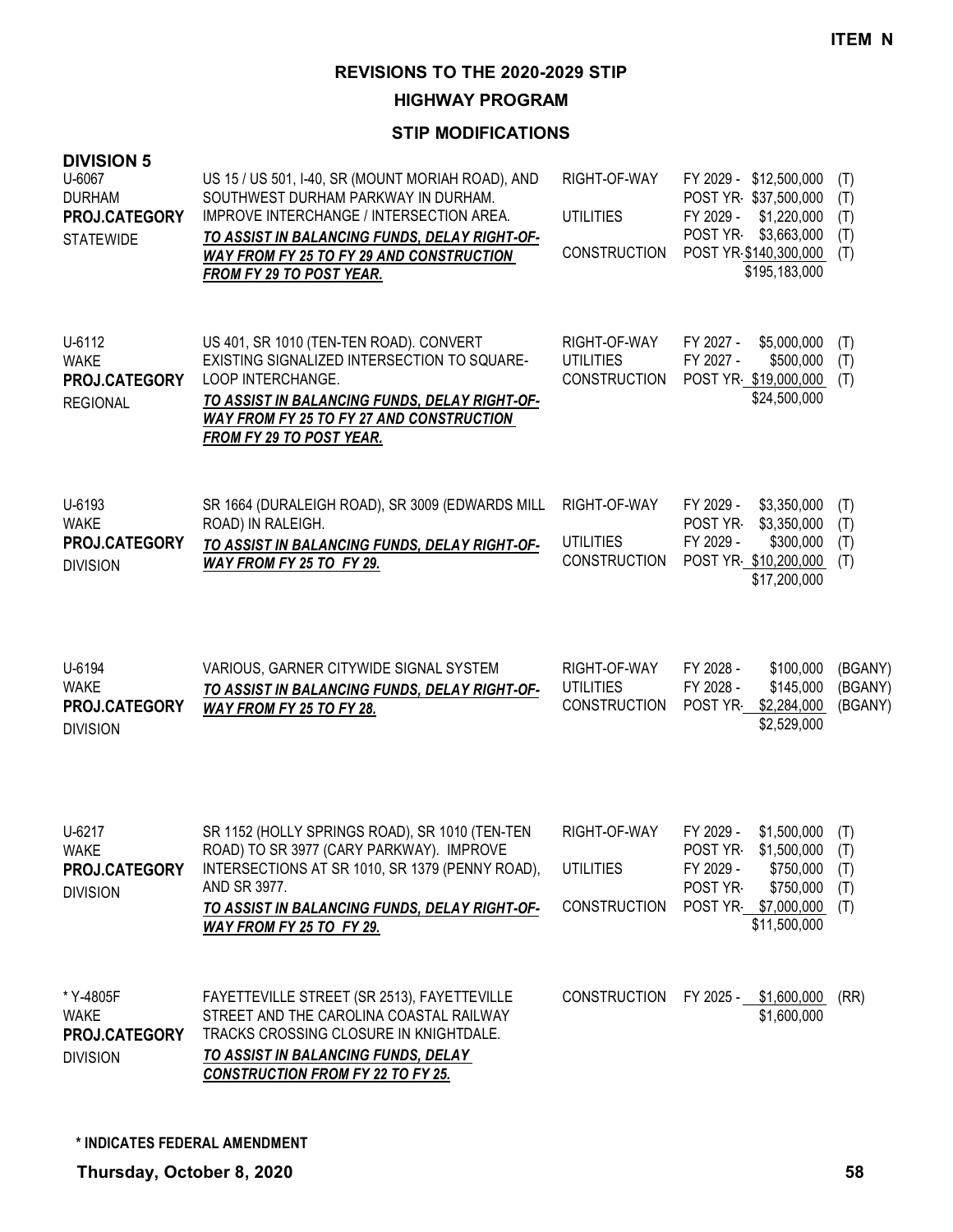**ITEM N**

# REVISIONS TO THE 2020-2029 STIP

## HIGHWAY PROGRAM

### STIP MODIFICATIONS

**DIVISION 5**

| Project | Description | Phase | Schedule / Cost | Fund |
|---|---|---|---|---|
| U-6067<br>DURHAM<br>**PROJ.CATEGORY**<br>STATEWIDE | US 15 / US 501, I-40, SR (MOUNT MORIAH ROAD), AND SOUTHWEST DURHAM PARKWAY IN DURHAM. IMPROVE INTERCHANGE / INTERSECTION AREA.<br>***TO ASSIST IN BALANCING FUNDS, DELAY RIGHT-OF-WAY FROM FY 25 TO FY 29 AND CONSTRUCTION FROM FY 29 TO POST YEAR.*** | RIGHT-OF-WAY<br><br>UTILITIES<br><br>CONSTRUCTION | FY 2029 - $12,500,000<br>POST YR- $37,500,000<br>FY 2029 - $1,220,000<br>POST YR- $3,663,000<br>POST YR- $140,300,000<br>$195,183,000 | (T)<br>(T)<br>(T)<br>(T)<br>(T) |
| U-6112<br>WAKE<br>**PROJ.CATEGORY**<br>REGIONAL | US 401, SR 1010 (TEN-TEN ROAD). CONVERT EXISTING SIGNALIZED INTERSECTION TO SQUARE-LOOP INTERCHANGE.<br>***TO ASSIST IN BALANCING FUNDS, DELAY RIGHT-OF-WAY FROM FY 25 TO FY 27 AND CONSTRUCTION FROM FY 29 TO POST YEAR.*** | RIGHT-OF-WAY<br>UTILITIES<br>CONSTRUCTION | FY 2027 - $5,000,000<br>FY 2027 - $500,000<br>POST YR- $19,000,000<br>$24,500,000 | (T)<br>(T)<br>(T) |
| U-6193<br>WAKE<br>**PROJ.CATEGORY**<br>DIVISION | SR 1664 (DURALEIGH ROAD), SR 3009 (EDWARDS MILL ROAD) IN RALEIGH.<br>***TO ASSIST IN BALANCING FUNDS, DELAY RIGHT-OF-WAY FROM FY 25 TO FY 29.*** | RIGHT-OF-WAY<br><br>UTILITIES<br>CONSTRUCTION | FY 2029 - $3,350,000<br>POST YR- $3,350,000<br>FY 2029 - $300,000<br>POST YR- $10,200,000<br>$17,200,000 | (T)<br>(T)<br>(T)<br>(T) |
| U-6194<br>WAKE<br>**PROJ.CATEGORY**<br>DIVISION | VARIOUS, GARNER CITYWIDE SIGNAL SYSTEM<br>***TO ASSIST IN BALANCING FUNDS, DELAY RIGHT-OF-WAY FROM FY 25 TO FY 28.*** | RIGHT-OF-WAY<br>UTILITIES<br>CONSTRUCTION | FY 2028 - $100,000<br>FY 2028 - $145,000<br>POST YR- $2,284,000<br>$2,529,000 | (BGANY)<br>(BGANY)<br>(BGANY) |
| U-6217<br>WAKE<br>**PROJ.CATEGORY**<br>DIVISION | SR 1152 (HOLLY SPRINGS ROAD), SR 1010 (TEN-TEN ROAD) TO SR 3977 (CARY PARKWAY). IMPROVE INTERSECTIONS AT SR 1010, SR 1379 (PENNY ROAD), AND SR 3977.<br>***TO ASSIST IN BALANCING FUNDS, DELAY RIGHT-OF-WAY FROM FY 25 TO FY 29.*** | RIGHT-OF-WAY<br><br>UTILITIES<br><br>CONSTRUCTION | FY 2029 - $1,500,000<br>POST YR- $1,500,000<br>FY 2029 - $750,000<br>POST YR- $750,000<br>POST YR- $7,000,000<br>$11,500,000 | (T)<br>(T)<br>(T)<br>(T)<br>(T) |
| * Y-4805F<br>WAKE<br>**PROJ.CATEGORY**<br>DIVISION | FAYETTEVILLE STREET (SR 2513), FAYETTEVILLE STREET AND THE CAROLINA COASTAL RAILWAY TRACKS CROSSING CLOSURE IN KNIGHTDALE.<br>***TO ASSIST IN BALANCING FUNDS, DELAY CONSTRUCTION FROM FY 22 TO FY 25.*** | CONSTRUCTION | FY 2025 - $1,600,000<br>$1,600,000 | (RR) |

**\* INDICATES FEDERAL AMENDMENT**

**Thursday, October 8, 2020**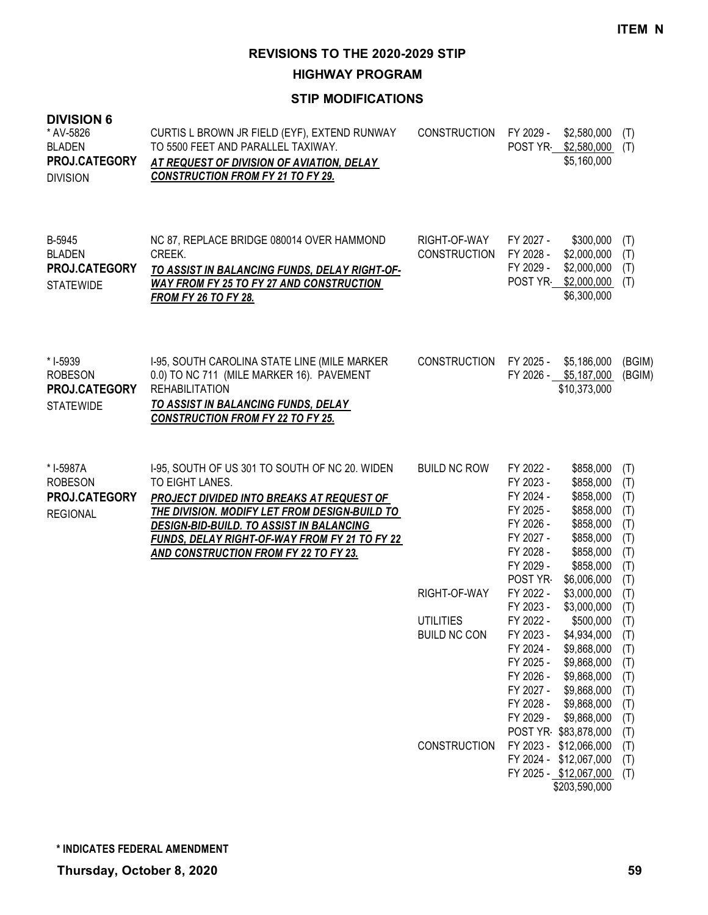**ITEM N**

# REVISIONS TO THE 2020-2029 STIP

## HIGHWAY PROGRAM

### STIP MODIFICATIONS

**DIVISION 6**

| Project | Description | Work Type | Year | Amount | Fund |
|---|---|---|---|---|---|
| * AV-5826<br>BLADEN<br>**PROJ.CATEGORY**<br>DIVISION | CURTIS L BROWN JR FIELD (EYF), EXTEND RUNWAY TO 5500 FEET AND PARALLEL TAXIWAY.<br>***AT REQUEST OF DIVISION OF AVIATION, DELAY CONSTRUCTION FROM FY 21 TO FY 29.*** | CONSTRUCTION | FY 2029 - | $2,580,000 | (T) |
| | | | POST YR- | $2,580,000 | (T) |
| | | | | $5,160,000 | |
| B-5945<br>BLADEN<br>**PROJ.CATEGORY**<br>STATEWIDE | NC 87, REPLACE BRIDGE 080014 OVER HAMMOND CREEK.<br>***TO ASSIST IN BALANCING FUNDS, DELAY RIGHT-OF-WAY FROM FY 25 TO FY 27 AND CONSTRUCTION FROM FY 26 TO FY 28.*** | RIGHT-OF-WAY | FY 2027 - | $300,000 | (T) |
| | | CONSTRUCTION | FY 2028 - | $2,000,000 | (T) |
| | | | FY 2029 - | $2,000,000 | (T) |
| | | | POST YR- | $2,000,000 | (T) |
| | | | | $6,300,000 | |
| * I-5939<br>ROBESON<br>**PROJ.CATEGORY**<br>STATEWIDE | I-95, SOUTH CAROLINA STATE LINE (MILE MARKER 0.0) TO NC 711 (MILE MARKER 16). PAVEMENT REHABILITATION<br>***TO ASSIST IN BALANCING FUNDS, DELAY CONSTRUCTION FROM FY 22 TO FY 25.*** | CONSTRUCTION | FY 2025 - | $5,186,000 | (BGIM) |
| | | | FY 2026 - | $5,187,000 | (BGIM) |
| | | | | $10,373,000 | |
| * I-5987A<br>ROBESON<br>**PROJ.CATEGORY**<br>REGIONAL | I-95, SOUTH OF US 301 TO SOUTH OF NC 20. WIDEN TO EIGHT LANES.<br>***PROJECT DIVIDED INTO BREAKS AT REQUEST OF THE DIVISION. MODIFY LET FROM DESIGN-BUILD TO DESIGN-BID-BUILD. TO ASSIST IN BALANCING FUNDS, DELAY RIGHT-OF-WAY FROM FY 21 TO FY 22 AND CONSTRUCTION FROM FY 22 TO FY 23.*** | BUILD NC ROW | FY 2022 - | $858,000 | (T) |
| | | | FY 2023 - | $858,000 | (T) |
| | | | FY 2024 - | $858,000 | (T) |
| | | | FY 2025 - | $858,000 | (T) |
| | | | FY 2026 - | $858,000 | (T) |
| | | | FY 2027 - | $858,000 | (T) |
| | | | FY 2028 - | $858,000 | (T) |
| | | | FY 2029 - | $858,000 | (T) |
| | | | POST YR- | $6,006,000 | (T) |
| | | RIGHT-OF-WAY | FY 2022 - | $3,000,000 | (T) |
| | | | FY 2023 - | $3,000,000 | (T) |
| | | UTILITIES | FY 2022 - | $500,000 | (T) |
| | | BUILD NC CON | FY 2023 - | $4,934,000 | (T) |
| | | | FY 2024 - | $9,868,000 | (T) |
| | | | FY 2025 - | $9,868,000 | (T) |
| | | | FY 2026 - | $9,868,000 | (T) |
| | | | FY 2027 - | $9,868,000 | (T) |
| | | | FY 2028 - | $9,868,000 | (T) |
| | | | FY 2029 - | $9,868,000 | (T) |
| | | | POST YR- | $83,878,000 | (T) |
| | | CONSTRUCTION | FY 2023 - | $12,066,000 | (T) |
| | | | FY 2024 - | $12,067,000 | (T) |
| | | | FY 2025 - | $12,067,000 | (T) |
| | | | | $203,590,000 | |

**\* INDICATES FEDERAL AMENDMENT**

**Thursday, October 8, 2020**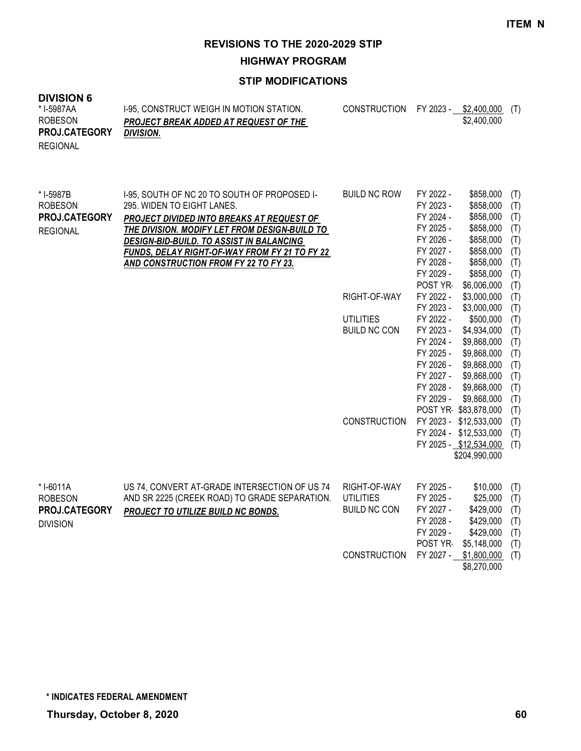**ITEM N**

# REVISIONS TO THE 2020-2029 STIP

## HIGHWAY PROGRAM

### STIP MODIFICATIONS

**DIVISION 6**

| Project | Description | Phase | Fiscal Year | Amount | Source |
|---|---|---|---|---|---|
| * I-5987AA<br>ROBESON<br>**PROJ.CATEGORY**<br>REGIONAL | I-95, CONSTRUCT WEIGH IN MOTION STATION.<br>***PROJECT BREAK ADDED AT REQUEST OF THE DIVISION.*** | CONSTRUCTION | FY 2023 - | $2,400,000 | (T) |
| | | | | $2,400,000 | |
| * I-5987B<br>ROBESON<br>**PROJ.CATEGORY**<br>REGIONAL | I-95, SOUTH OF NC 20 TO SOUTH OF PROPOSED I-295. WIDEN TO EIGHT LANES.<br>***PROJECT DIVIDED INTO BREAKS AT REQUEST OF THE DIVISION. MODIFY LET FROM DESIGN-BUILD TO DESIGN-BID-BUILD. TO ASSIST IN BALANCING FUNDS, DELAY RIGHT-OF-WAY FROM FY 21 TO FY 22 AND CONSTRUCTION FROM FY 22 TO FY 23.*** | BUILD NC ROW | FY 2022 - | $858,000 | (T) |
| | | | FY 2023 - | $858,000 | (T) |
| | | | FY 2024 - | $858,000 | (T) |
| | | | FY 2025 - | $858,000 | (T) |
| | | | FY 2026 - | $858,000 | (T) |
| | | | FY 2027 - | $858,000 | (T) |
| | | | FY 2028 - | $858,000 | (T) |
| | | | FY 2029 - | $858,000 | (T) |
| | | | POST YR- | $6,006,000 | (T) |
| | | RIGHT-OF-WAY | FY 2022 - | $3,000,000 | (T) |
| | | | FY 2023 - | $3,000,000 | (T) |
| | | UTILITIES | FY 2022 - | $500,000 | (T) |
| | | BUILD NC CON | FY 2023 - | $4,934,000 | (T) |
| | | | FY 2024 - | $9,868,000 | (T) |
| | | | FY 2025 - | $9,868,000 | (T) |
| | | | FY 2026 - | $9,868,000 | (T) |
| | | | FY 2027 - | $9,868,000 | (T) |
| | | | FY 2028 - | $9,868,000 | (T) |
| | | | FY 2029 - | $9,868,000 | (T) |
| | | | POST YR- | $83,878,000 | (T) |
| | | CONSTRUCTION | FY 2023 - | $12,533,000 | (T) |
| | | | FY 2024 - | $12,533,000 | (T) |
| | | | FY 2025 - | $12,534,000 | (T) |
| | | | | $204,990,000 | |
| * I-6011A<br>ROBESON<br>**PROJ.CATEGORY**<br>DIVISION | US 74, CONVERT AT-GRADE INTERSECTION OF US 74 AND SR 2225 (CREEK ROAD) TO GRADE SEPARATION.<br>***PROJECT TO UTILIZE BUILD NC BONDS.*** | RIGHT-OF-WAY | FY 2025 - | $10,000 | (T) |
| | | UTILITIES | FY 2025 - | $25,000 | (T) |
| | | BUILD NC CON | FY 2027 - | $429,000 | (T) |
| | | | FY 2028 - | $429,000 | (T) |
| | | | FY 2029 - | $429,000 | (T) |
| | | | POST YR- | $5,148,000 | (T) |
| | | CONSTRUCTION | FY 2027 - | $1,800,000 | (T) |
| | | | | $8,270,000 | |

**\* INDICATES FEDERAL AMENDMENT**

**Thursday, October 8, 2020**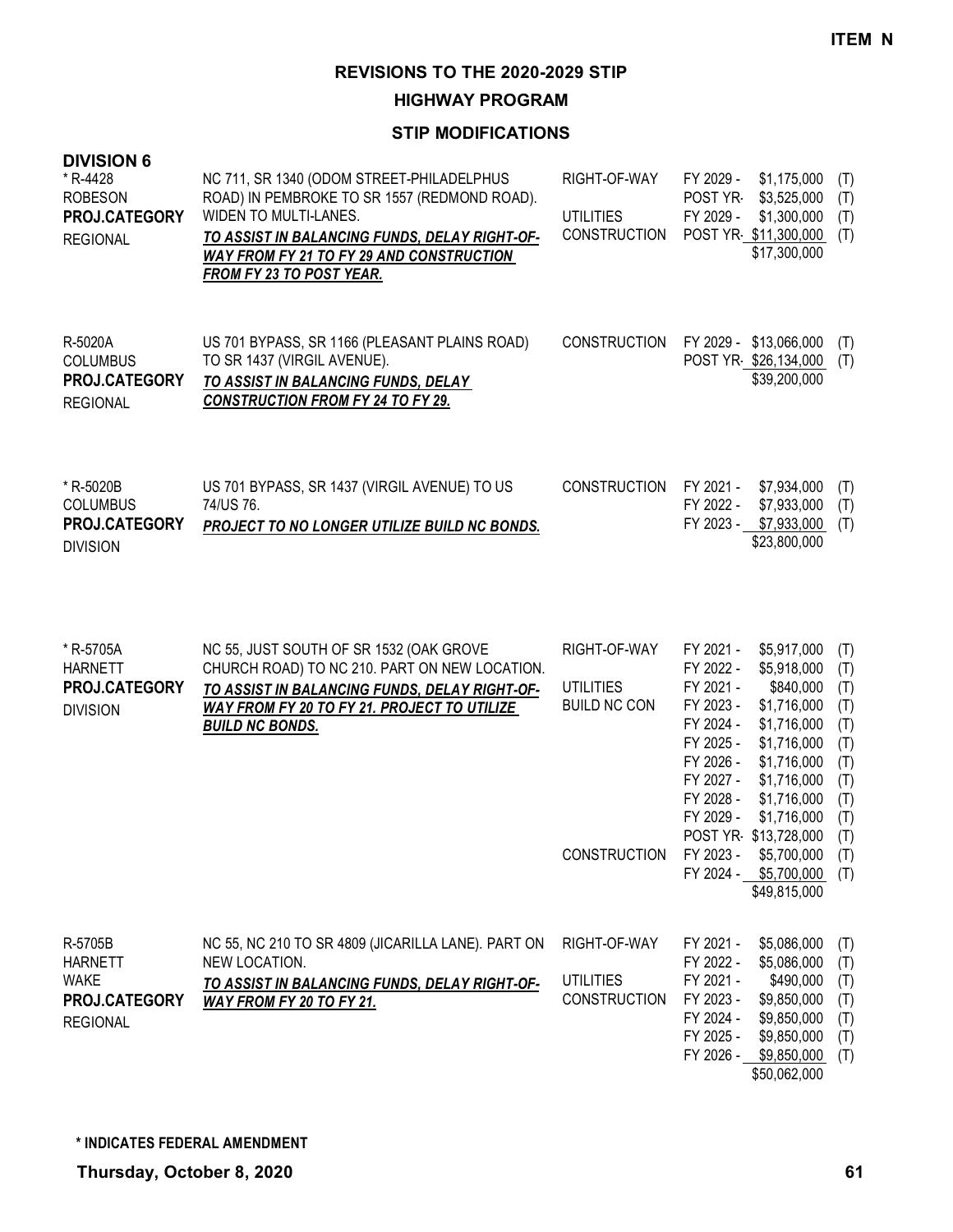ITEM N

# REVISIONS TO THE 2020-2029 STIP

## HIGHWAY PROGRAM

### STIP MODIFICATIONS

**DIVISION 6**

| Project | Description | Work Type | Fiscal Year | Amount | |
|---|---|---|---|---|---|
| * R-4428<br>ROBESON<br>**PROJ.CATEGORY**<br>REGIONAL | NC 711, SR 1340 (ODOM STREET-PHILADELPHUS ROAD) IN PEMBROKE TO SR 1557 (REDMOND ROAD). WIDEN TO MULTI-LANES.<br>***TO ASSIST IN BALANCING FUNDS, DELAY RIGHT-OF-WAY FROM FY 21 TO FY 29 AND CONSTRUCTION FROM FY 23 TO POST YEAR.*** | RIGHT-OF-WAY | FY 2029 - | $1,175,000 | (T) |
| | | | POST YR- | $3,525,000 | (T) |
| | | UTILITIES | FY 2029 - | $1,300,000 | (T) |
| | | CONSTRUCTION | POST YR- | $11,300,000 | (T) |
| | | | | $17,300,000 | |
| R-5020A<br>COLUMBUS<br>**PROJ.CATEGORY**<br>REGIONAL | US 701 BYPASS, SR 1166 (PLEASANT PLAINS ROAD) TO SR 1437 (VIRGIL AVENUE).<br>***TO ASSIST IN BALANCING FUNDS, DELAY CONSTRUCTION FROM FY 24 TO FY 29.*** | CONSTRUCTION | FY 2029 - | $13,066,000 | (T) |
| | | | POST YR- | $26,134,000 | (T) |
| | | | | $39,200,000 | |
| * R-5020B<br>COLUMBUS<br>**PROJ.CATEGORY**<br>DIVISION | US 701 BYPASS, SR 1437 (VIRGIL AVENUE) TO US 74/US 76.<br>***PROJECT TO NO LONGER UTILIZE BUILD NC BONDS.*** | CONSTRUCTION | FY 2021 - | $7,934,000 | (T) |
| | | | FY 2022 - | $7,933,000 | (T) |
| | | | FY 2023 - | $7,933,000 | (T) |
| | | | | $23,800,000 | |
| * R-5705A<br>HARNETT<br>**PROJ.CATEGORY**<br>DIVISION | NC 55, JUST SOUTH OF SR 1532 (OAK GROVE CHURCH ROAD) TO NC 210. PART ON NEW LOCATION.<br>***TO ASSIST IN BALANCING FUNDS, DELAY RIGHT-OF-WAY FROM FY 20 TO FY 21. PROJECT TO UTILIZE BUILD NC BONDS.*** | RIGHT-OF-WAY | FY 2021 - | $5,917,000 | (T) |
| | | | FY 2022 - | $5,918,000 | (T) |
| | | UTILITIES | FY 2021 - | $840,000 | (T) |
| | | BUILD NC CON | FY 2023 - | $1,716,000 | (T) |
| | | | FY 2024 - | $1,716,000 | (T) |
| | | | FY 2025 - | $1,716,000 | (T) |
| | | | FY 2026 - | $1,716,000 | (T) |
| | | | FY 2027 - | $1,716,000 | (T) |
| | | | FY 2028 - | $1,716,000 | (T) |
| | | | FY 2029 - | $1,716,000 | (T) |
| | | | POST YR- | $13,728,000 | (T) |
| | | CONSTRUCTION | FY 2023 - | $5,700,000 | (T) |
| | | | FY 2024 - | $5,700,000 | (T) |
| | | | | $49,815,000 | |
| R-5705B<br>HARNETT<br>WAKE<br>**PROJ.CATEGORY**<br>REGIONAL | NC 55, NC 210 TO SR 4809 (JICARILLA LANE). PART ON NEW LOCATION.<br>***TO ASSIST IN BALANCING FUNDS, DELAY RIGHT-OF-WAY FROM FY 20 TO FY 21.*** | RIGHT-OF-WAY | FY 2021 - | $5,086,000 | (T) |
| | | | FY 2022 - | $5,086,000 | (T) |
| | | UTILITIES | FY 2021 - | $490,000 | (T) |
| | | CONSTRUCTION | FY 2023 - | $9,850,000 | (T) |
| | | | FY 2024 - | $9,850,000 | (T) |
| | | | FY 2025 - | $9,850,000 | (T) |
| | | | FY 2026 - | $9,850,000 | (T) |
| | | | | $50,062,000 | |

**\* INDICATES FEDERAL AMENDMENT**

**Thursday, October 8, 2020**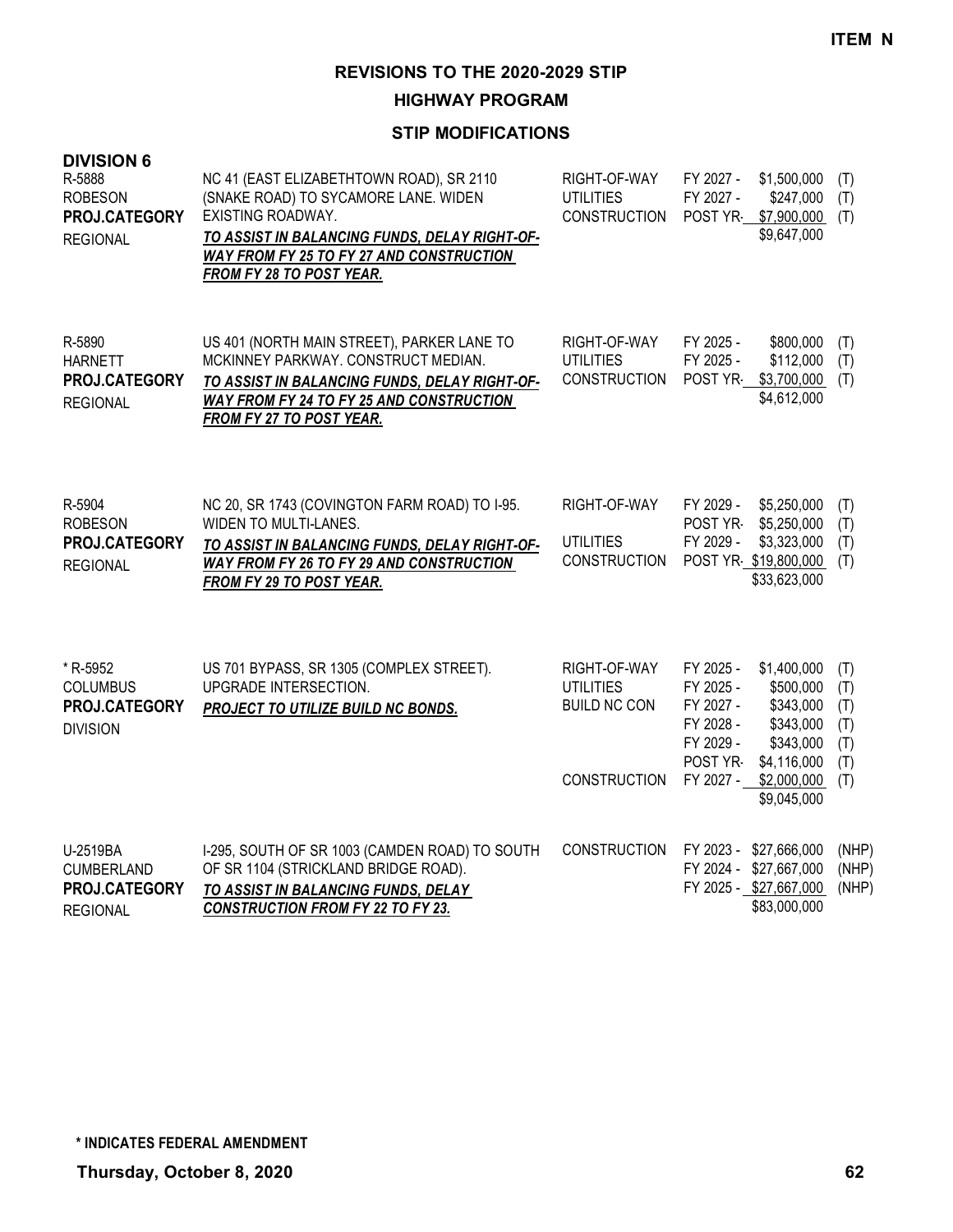**ITEM N**

# REVISIONS TO THE 2020-2029 STIP

## HIGHWAY PROGRAM

### STIP MODIFICATIONS

**DIVISION 6**

| Project | Description | Work Type | Fiscal Year | Amount | Fund |
|---|---|---|---|---|---|
| R-5888<br>ROBESON<br>**PROJ.CATEGORY**<br>REGIONAL | NC 41 (EAST ELIZABETHTOWN ROAD), SR 2110 (SNAKE ROAD) TO SYCAMORE LANE. WIDEN EXISTING ROADWAY.<br>***TO ASSIST IN BALANCING FUNDS, DELAY RIGHT-OF-WAY FROM FY 25 TO FY 27 AND CONSTRUCTION FROM FY 28 TO POST YEAR.*** | RIGHT-OF-WAY | FY 2027 - | $1,500,000 | (T) |
| | | UTILITIES | FY 2027 - | $247,000 | (T) |
| | | CONSTRUCTION | POST YR- | $7,900,000 | (T) |
| | | | | $9,647,000 | |
| R-5890<br>HARNETT<br>**PROJ.CATEGORY**<br>REGIONAL | US 401 (NORTH MAIN STREET), PARKER LANE TO MCKINNEY PARKWAY. CONSTRUCT MEDIAN.<br>***TO ASSIST IN BALANCING FUNDS, DELAY RIGHT-OF-WAY FROM FY 24 TO FY 25 AND CONSTRUCTION FROM FY 27 TO POST YEAR.*** | RIGHT-OF-WAY | FY 2025 - | $800,000 | (T) |
| | | UTILITIES | FY 2025 - | $112,000 | (T) |
| | | CONSTRUCTION | POST YR- | $3,700,000 | (T) |
| | | | | $4,612,000 | |
| R-5904<br>ROBESON<br>**PROJ.CATEGORY**<br>REGIONAL | NC 20, SR 1743 (COVINGTON FARM ROAD) TO I-95. WIDEN TO MULTI-LANES.<br>***TO ASSIST IN BALANCING FUNDS, DELAY RIGHT-OF-WAY FROM FY 26 TO FY 29 AND CONSTRUCTION FROM FY 29 TO POST YEAR.*** | RIGHT-OF-WAY | FY 2029 - | $5,250,000 | (T) |
| | | | POST YR- | $5,250,000 | (T) |
| | | UTILITIES | FY 2029 - | $3,323,000 | (T) |
| | | CONSTRUCTION | POST YR- | $19,800,000 | (T) |
| | | | | $33,623,000 | |
| * R-5952<br>COLUMBUS<br>**PROJ.CATEGORY**<br>DIVISION | US 701 BYPASS, SR 1305 (COMPLEX STREET). UPGRADE INTERSECTION.<br>***PROJECT TO UTILIZE BUILD NC BONDS.*** | RIGHT-OF-WAY | FY 2025 - | $1,400,000 | (T) |
| | | UTILITIES | FY 2025 - | $500,000 | (T) |
| | | BUILD NC CON | FY 2027 - | $343,000 | (T) |
| | | | FY 2028 - | $343,000 | (T) |
| | | | FY 2029 - | $343,000 | (T) |
| | | | POST YR- | $4,116,000 | (T) |
| | | CONSTRUCTION | FY 2027 - | $2,000,000 | (T) |
| | | | | $9,045,000 | |
| U-2519BA<br>CUMBERLAND<br>**PROJ.CATEGORY**<br>REGIONAL | I-295, SOUTH OF SR 1003 (CAMDEN ROAD) TO SOUTH OF SR 1104 (STRICKLAND BRIDGE ROAD).<br>***TO ASSIST IN BALANCING FUNDS, DELAY CONSTRUCTION FROM FY 22 TO FY 23.*** | CONSTRUCTION | FY 2023 - | $27,666,000 | (NHP) |
| | | | FY 2024 - | $27,667,000 | (NHP) |
| | | | FY 2025 - | $27,667,000 | (NHP) |
| | | | | $83,000,000 | |

**\* INDICATES FEDERAL AMENDMENT**

**Thursday, October 8, 2020**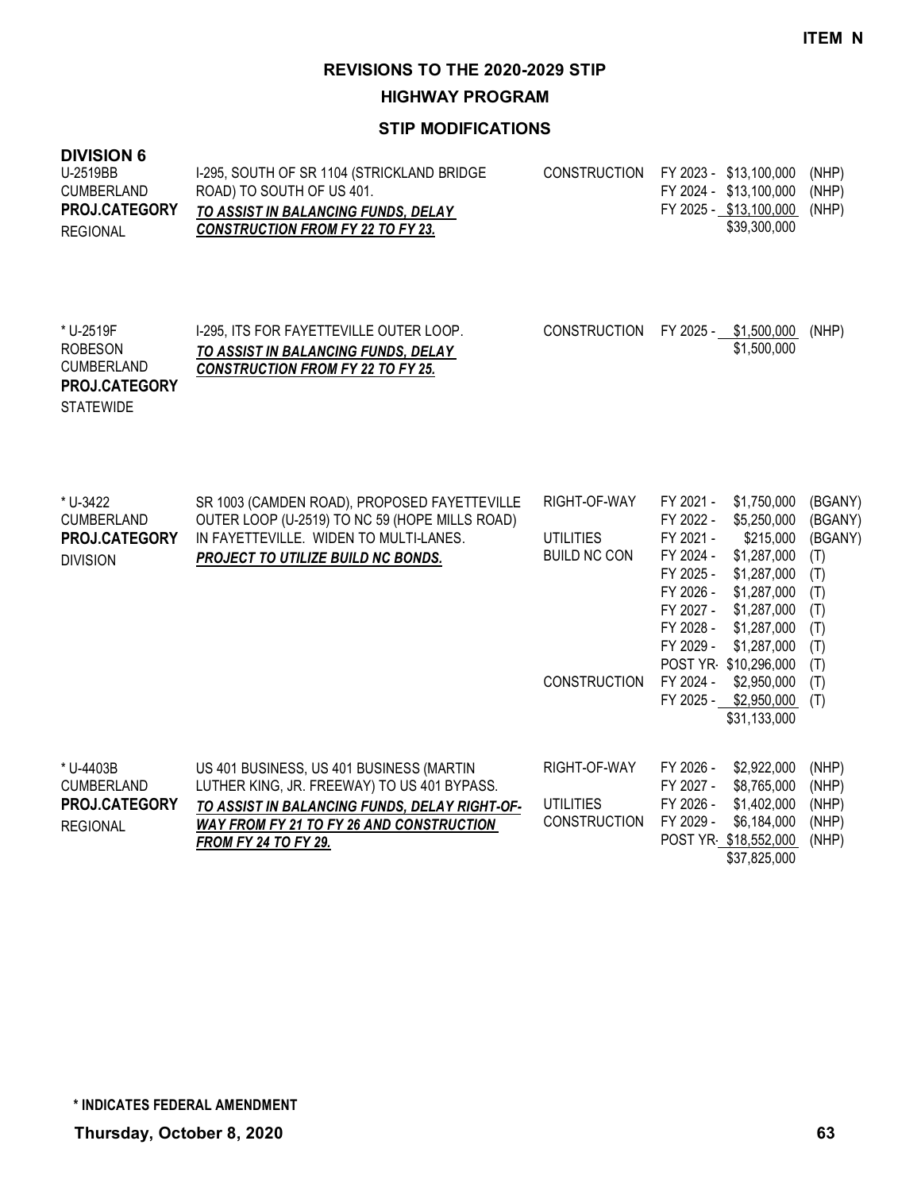**ITEM N**

## REVISIONS TO THE 2020-2029 STIP

### HIGHWAY PROGRAM

### STIP MODIFICATIONS

**DIVISION 6**

| Project | Description | Work Type | Schedule / Cost | Funding |
|---|---|---|---|---|
| U-2519BB<br>CUMBERLAND<br>**PROJ.CATEGORY**<br>REGIONAL | I-295, SOUTH OF SR 1104 (STRICKLAND BRIDGE ROAD) TO SOUTH OF US 401.<br>***TO ASSIST IN BALANCING FUNDS, DELAY CONSTRUCTION FROM FY 22 TO FY 23.*** | CONSTRUCTION | FY 2023 - $13,100,000<br>FY 2024 - $13,100,000<br>FY 2025 - $13,100,000<br>$39,300,000 | (NHP)<br>(NHP)<br>(NHP) |
| * U-2519F<br>ROBESON<br>CUMBERLAND<br>**PROJ.CATEGORY**<br>STATEWIDE | I-295, ITS FOR FAYETTEVILLE OUTER LOOP.<br>***TO ASSIST IN BALANCING FUNDS, DELAY CONSTRUCTION FROM FY 22 TO FY 25.*** | CONSTRUCTION | FY 2025 - $1,500,000<br>$1,500,000 | (NHP) |
| * U-3422<br>CUMBERLAND<br>**PROJ.CATEGORY**<br>DIVISION | SR 1003 (CAMDEN ROAD), PROPOSED FAYETTEVILLE OUTER LOOP (U-2519) TO NC 59 (HOPE MILLS ROAD) IN FAYETTEVILLE. WIDEN TO MULTI-LANES.<br>***PROJECT TO UTILIZE BUILD NC BONDS.*** | RIGHT-OF-WAY<br><br>UTILITIES<br>BUILD NC CON<br><br><br><br><br><br><br>CONSTRUCTION | FY 2021 - $1,750,000<br>FY 2022 - $5,250,000<br>FY 2021 - $215,000<br>FY 2024 - $1,287,000<br>FY 2025 - $1,287,000<br>FY 2026 - $1,287,000<br>FY 2027 - $1,287,000<br>FY 2028 - $1,287,000<br>FY 2029 - $1,287,000<br>POST YR- $10,296,000<br>FY 2024 - $2,950,000<br>FY 2025 - $2,950,000<br>$31,133,000 | (BGANY)<br>(BGANY)<br>(BGANY)<br>(T)<br>(T)<br>(T)<br>(T)<br>(T)<br>(T)<br>(T)<br>(T)<br>(T) |
| * U-4403B<br>CUMBERLAND<br>**PROJ.CATEGORY**<br>REGIONAL | US 401 BUSINESS, US 401 BUSINESS (MARTIN LUTHER KING, JR. FREEWAY) TO US 401 BYPASS.<br>***TO ASSIST IN BALANCING FUNDS, DELAY RIGHT-OF-WAY FROM FY 21 TO FY 26 AND CONSTRUCTION FROM FY 24 TO FY 29.*** | RIGHT-OF-WAY<br><br>UTILITIES<br>CONSTRUCTION | FY 2026 - $2,922,000<br>FY 2027 - $8,765,000<br>FY 2026 - $1,402,000<br>FY 2029 - $6,184,000<br>POST YR- $18,552,000<br>$37,825,000 | (NHP)<br>(NHP)<br>(NHP)<br>(NHP)<br>(NHP) |

**\* INDICATES FEDERAL AMENDMENT**

**Thursday, October 8, 2020**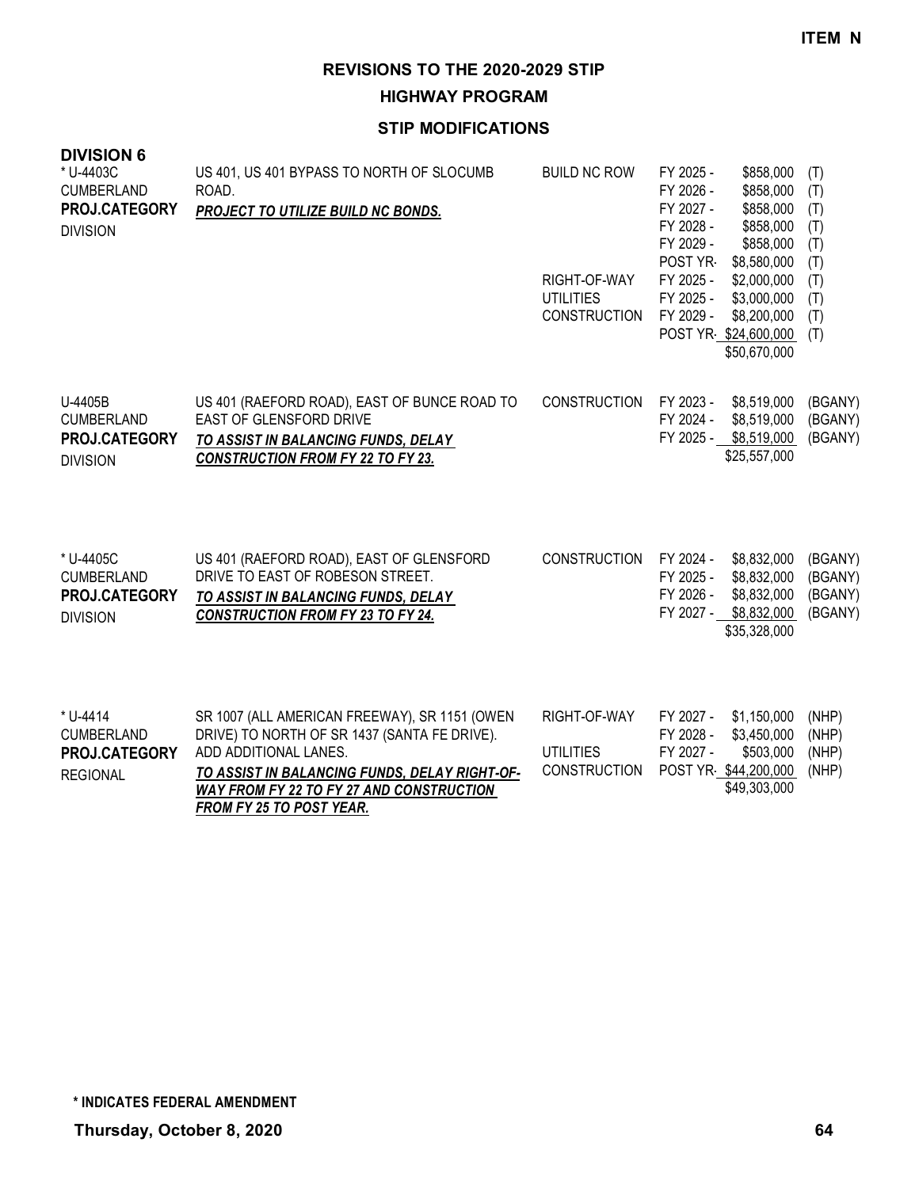ITEM N

# REVISIONS TO THE 2020-2029 STIP

## HIGHWAY PROGRAM

### STIP MODIFICATIONS

**DIVISION 6**

| Project | Description | Work Type | Fiscal Year | Amount | Fund |
|---|---|---|---|---|---|
| * U-4403C<br>CUMBERLAND<br>**PROJ.CATEGORY**<br>DIVISION | US 401, US 401 BYPASS TO NORTH OF SLOCUMB ROAD.<br>***PROJECT TO UTILIZE BUILD NC BONDS.*** | BUILD NC ROW | FY 2025 - | $858,000 | (T) |
| | | | FY 2026 - | $858,000 | (T) |
| | | | FY 2027 - | $858,000 | (T) |
| | | | FY 2028 - | $858,000 | (T) |
| | | | FY 2029 - | $858,000 | (T) |
| | | | POST YR- | $8,580,000 | (T) |
| | | RIGHT-OF-WAY | FY 2025 - | $2,000,000 | (T) |
| | | UTILITIES | FY 2025 - | $3,000,000 | (T) |
| | | CONSTRUCTION | FY 2029 - | $8,200,000 | (T) |
| | | | POST YR- | $24,600,000 | (T) |
| | | | | $50,670,000 | |
| U-4405B<br>CUMBERLAND<br>**PROJ.CATEGORY**<br>DIVISION | US 401 (RAEFORD ROAD), EAST OF BUNCE ROAD TO EAST OF GLENSFORD DRIVE<br>***TO ASSIST IN BALANCING FUNDS, DELAY CONSTRUCTION FROM FY 22 TO FY 23.*** | CONSTRUCTION | FY 2023 - | $8,519,000 | (BGANY) |
| | | | FY 2024 - | $8,519,000 | (BGANY) |
| | | | FY 2025 - | $8,519,000 | (BGANY) |
| | | | | $25,557,000 | |
| * U-4405C<br>CUMBERLAND<br>**PROJ.CATEGORY**<br>DIVISION | US 401 (RAEFORD ROAD), EAST OF GLENSFORD DRIVE TO EAST OF ROBESON STREET.<br>***TO ASSIST IN BALANCING FUNDS, DELAY CONSTRUCTION FROM FY 23 TO FY 24.*** | CONSTRUCTION | FY 2024 - | $8,832,000 | (BGANY) |
| | | | FY 2025 - | $8,832,000 | (BGANY) |
| | | | FY 2026 - | $8,832,000 | (BGANY) |
| | | | FY 2027 - | $8,832,000 | (BGANY) |
| | | | | $35,328,000 | |
| * U-4414<br>CUMBERLAND<br>**PROJ.CATEGORY**<br>REGIONAL | SR 1007 (ALL AMERICAN FREEWAY), SR 1151 (OWEN DRIVE) TO NORTH OF SR 1437 (SANTA FE DRIVE). ADD ADDITIONAL LANES.<br>***TO ASSIST IN BALANCING FUNDS, DELAY RIGHT-OF-WAY FROM FY 22 TO FY 27 AND CONSTRUCTION FROM FY 25 TO POST YEAR.*** | RIGHT-OF-WAY | FY 2027 - | $1,150,000 | (NHP) |
| | | | FY 2028 - | $3,450,000 | (NHP) |
| | | UTILITIES | FY 2027 - | $503,000 | (NHP) |
| | | CONSTRUCTION | POST YR- | $44,200,000 | (NHP) |
| | | | | $49,303,000 | |

**\* INDICATES FEDERAL AMENDMENT**

**Thursday, October 8, 2020**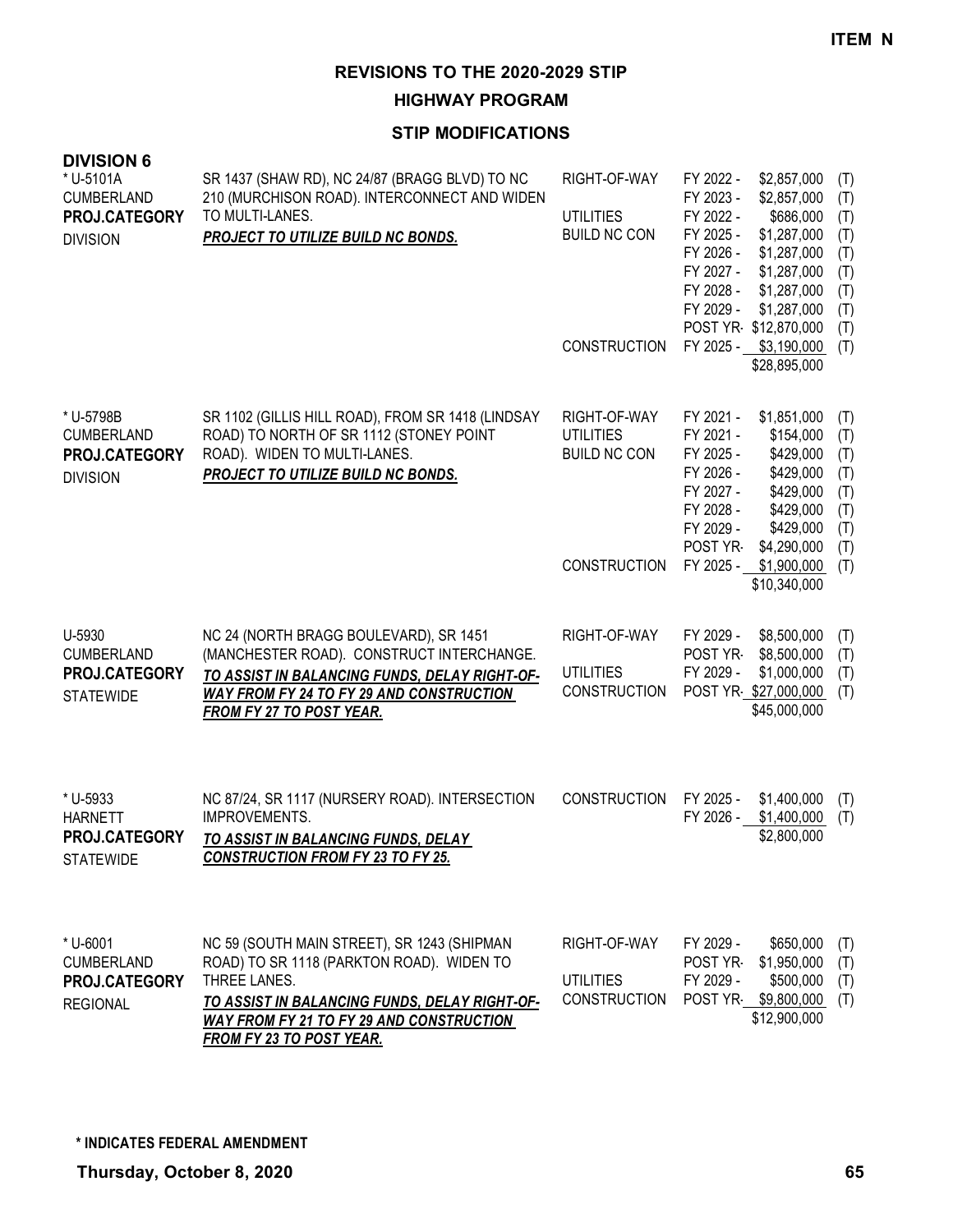**ITEM N**

# REVISIONS TO THE 2020-2029 STIP

## HIGHWAY PROGRAM

### STIP MODIFICATIONS

**DIVISION 6**

| Project | Description | Category | Year | Amount | |
|---|---|---|---|---|---|
| * U-5101A<br>CUMBERLAND<br>**PROJ.CATEGORY**<br>DIVISION | SR 1437 (SHAW RD), NC 24/87 (BRAGG BLVD) TO NC 210 (MURCHISON ROAD). INTERCONNECT AND WIDEN TO MULTI-LANES.<br>***PROJECT TO UTILIZE BUILD NC BONDS.*** | RIGHT-OF-WAY | FY 2022 - | $2,857,000 | (T) |
| | | | FY 2023 - | $2,857,000 | (T) |
| | | UTILITIES | FY 2022 - | $686,000 | (T) |
| | | BUILD NC CON | FY 2025 - | $1,287,000 | (T) |
| | | | FY 2026 - | $1,287,000 | (T) |
| | | | FY 2027 - | $1,287,000 | (T) |
| | | | FY 2028 - | $1,287,000 | (T) |
| | | | FY 2029 - | $1,287,000 | (T) |
| | | | POST YR- | $12,870,000 | (T) |
| | | CONSTRUCTION | FY 2025 - | $3,190,000 | (T) |
| | | | | $28,895,000 | |
| * U-5798B<br>CUMBERLAND<br>**PROJ.CATEGORY**<br>DIVISION | SR 1102 (GILLIS HILL ROAD), FROM SR 1418 (LINDSAY ROAD) TO NORTH OF SR 1112 (STONEY POINT ROAD). WIDEN TO MULTI-LANES.<br>***PROJECT TO UTILIZE BUILD NC BONDS.*** | RIGHT-OF-WAY | FY 2021 - | $1,851,000 | (T) |
| | | UTILITIES | FY 2021 - | $154,000 | (T) |
| | | BUILD NC CON | FY 2025 - | $429,000 | (T) |
| | | | FY 2026 - | $429,000 | (T) |
| | | | FY 2027 - | $429,000 | (T) |
| | | | FY 2028 - | $429,000 | (T) |
| | | | FY 2029 - | $429,000 | (T) |
| | | | POST YR- | $4,290,000 | (T) |
| | | CONSTRUCTION | FY 2025 - | $1,900,000 | (T) |
| | | | | $10,340,000 | |
| U-5930<br>CUMBERLAND<br>**PROJ.CATEGORY**<br>STATEWIDE | NC 24 (NORTH BRAGG BOULEVARD), SR 1451 (MANCHESTER ROAD). CONSTRUCT INTERCHANGE.<br>***TO ASSIST IN BALANCING FUNDS, DELAY RIGHT-OF-WAY FROM FY 24 TO FY 29 AND CONSTRUCTION FROM FY 27 TO POST YEAR.*** | RIGHT-OF-WAY | FY 2029 - | $8,500,000 | (T) |
| | | | POST YR- | $8,500,000 | (T) |
| | | UTILITIES | FY 2029 - | $1,000,000 | (T) |
| | | CONSTRUCTION | POST YR- | $27,000,000 | (T) |
| | | | | $45,000,000 | |
| * U-5933<br>HARNETT<br>**PROJ.CATEGORY**<br>STATEWIDE | NC 87/24, SR 1117 (NURSERY ROAD). INTERSECTION IMPROVEMENTS.<br>***TO ASSIST IN BALANCING FUNDS, DELAY CONSTRUCTION FROM FY 23 TO FY 25.*** | CONSTRUCTION | FY 2025 - | $1,400,000 | (T) |
| | | | FY 2026 - | $1,400,000 | (T) |
| | | | | $2,800,000 | |
| * U-6001<br>CUMBERLAND<br>**PROJ.CATEGORY**<br>REGIONAL | NC 59 (SOUTH MAIN STREET), SR 1243 (SHIPMAN ROAD) TO SR 1118 (PARKTON ROAD). WIDEN TO THREE LANES.<br>***TO ASSIST IN BALANCING FUNDS, DELAY RIGHT-OF-WAY FROM FY 21 TO FY 29 AND CONSTRUCTION FROM FY 23 TO POST YEAR.*** | RIGHT-OF-WAY | FY 2029 - | $650,000 | (T) |
| | | | POST YR- | $1,950,000 | (T) |
| | | UTILITIES | FY 2029 - | $500,000 | (T) |
| | | CONSTRUCTION | POST YR- | $9,800,000 | (T) |
| | | | | $12,900,000 | |

**\* INDICATES FEDERAL AMENDMENT**

**Thursday, October 8, 2020**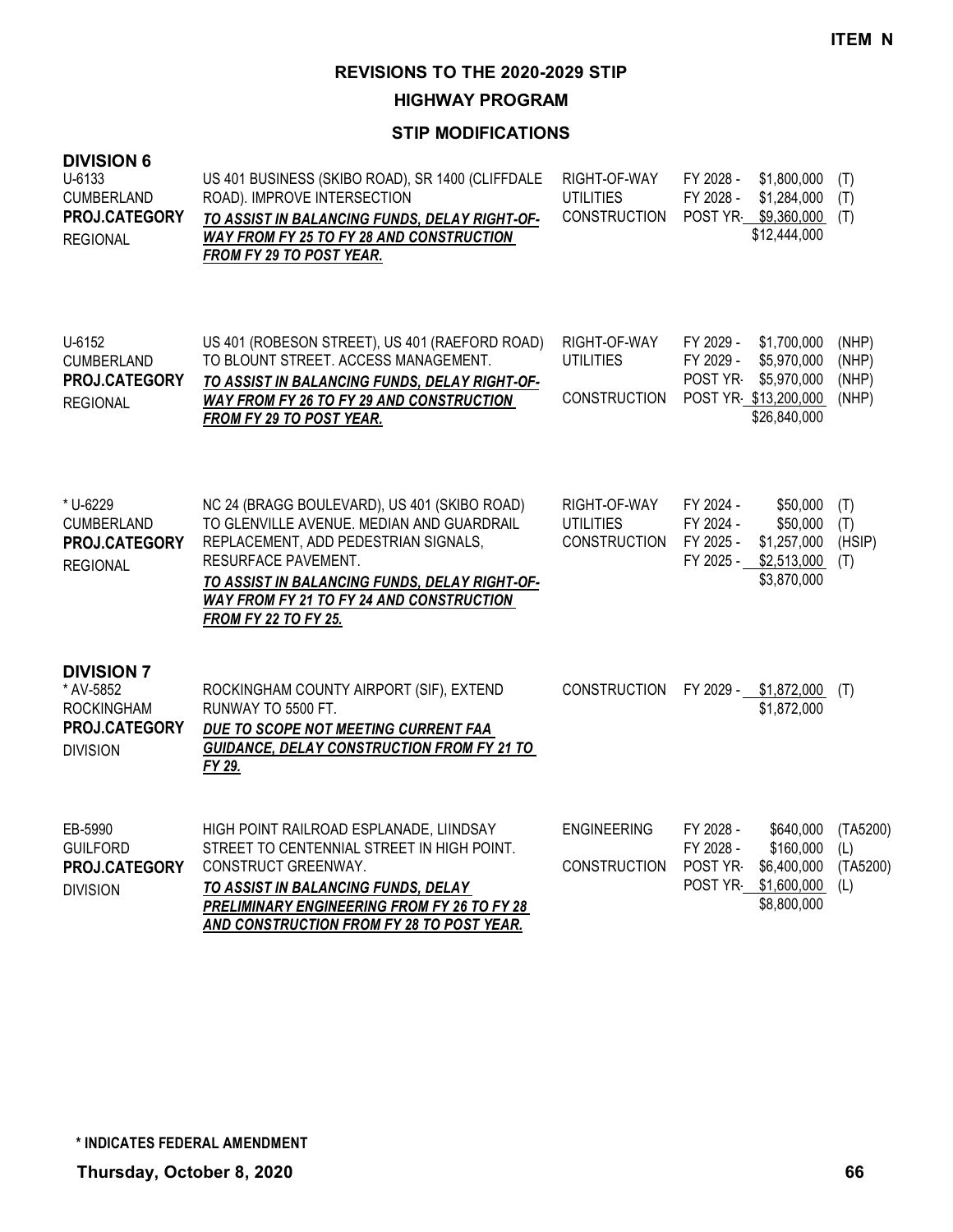**ITEM N**

# REVISIONS TO THE 2020-2029 STIP

## HIGHWAY PROGRAM

### STIP MODIFICATIONS

**DIVISION 6**

| Project | Description | Work Type | Year | Amount | Fund |
|---|---|---|---|---|---|
| U-6133<br>CUMBERLAND<br>**PROJ.CATEGORY**<br>REGIONAL | US 401 BUSINESS (SKIBO ROAD), SR 1400 (CLIFFDALE ROAD). IMPROVE INTERSECTION<br>***TO ASSIST IN BALANCING FUNDS, DELAY RIGHT-OF-WAY FROM FY 25 TO FY 28 AND CONSTRUCTION FROM FY 29 TO POST YEAR.*** | RIGHT-OF-WAY<br>UTILITIES<br>CONSTRUCTION | FY 2028 -<br>FY 2028 -<br>POST YR- | \$1,800,000<br>\$1,284,000<br>\$9,360,000<br>\$12,444,000 | (T)<br>(T)<br>(T) |
| U-6152<br>CUMBERLAND<br>**PROJ.CATEGORY**<br>REGIONAL | US 401 (ROBESON STREET), US 401 (RAEFORD ROAD) TO BLOUNT STREET. ACCESS MANAGEMENT.<br>***TO ASSIST IN BALANCING FUNDS, DELAY RIGHT-OF-WAY FROM FY 26 TO FY 29 AND CONSTRUCTION FROM FY 29 TO POST YEAR.*** | RIGHT-OF-WAY<br>UTILITIES<br><br>CONSTRUCTION | FY 2029 -<br>FY 2029 -<br>POST YR-<br>POST YR- | \$1,700,000<br>\$5,970,000<br>\$5,970,000<br>\$13,200,000<br>\$26,840,000 | (NHP)<br>(NHP)<br>(NHP)<br>(NHP) |
| * U-6229<br>CUMBERLAND<br>**PROJ.CATEGORY**<br>REGIONAL | NC 24 (BRAGG BOULEVARD), US 401 (SKIBO ROAD) TO GLENVILLE AVENUE. MEDIAN AND GUARDRAIL REPLACEMENT, ADD PEDESTRIAN SIGNALS, RESURFACE PAVEMENT.<br>***TO ASSIST IN BALANCING FUNDS, DELAY RIGHT-OF-WAY FROM FY 21 TO FY 24 AND CONSTRUCTION FROM FY 22 TO FY 25.*** | RIGHT-OF-WAY<br>UTILITIES<br>CONSTRUCTION | FY 2024 -<br>FY 2024 -<br>FY 2025 -<br>FY 2025 - | \$50,000<br>\$50,000<br>\$1,257,000<br>\$2,513,000<br>\$3,870,000 | (T)<br>(T)<br>(HSIP)<br>(T) |

**DIVISION 7**

| Project | Description | Work Type | Year | Amount | Fund |
|---|---|---|---|---|---|
| * AV-5852<br>ROCKINGHAM<br>**PROJ.CATEGORY**<br>DIVISION | ROCKINGHAM COUNTY AIRPORT (SIF), EXTEND RUNWAY TO 5500 FT.<br>***DUE TO SCOPE NOT MEETING CURRENT FAA GUIDANCE, DELAY CONSTRUCTION FROM FY 21 TO FY 29.*** | CONSTRUCTION | FY 2029 - | \$1,872,000<br>\$1,872,000 | (T) |
| EB-5990<br>GUILFORD<br>**PROJ.CATEGORY**<br>DIVISION | HIGH POINT RAILROAD ESPLANADE, LIINDSAY STREET TO CENTENNIAL STREET IN HIGH POINT. CONSTRUCT GREENWAY.<br>***TO ASSIST IN BALANCING FUNDS, DELAY PRELIMINARY ENGINEERING FROM FY 26 TO FY 28 AND CONSTRUCTION FROM FY 28 TO POST YEAR.*** | ENGINEERING<br><br>CONSTRUCTION | FY 2028 -<br>FY 2028 -<br>POST YR-<br>POST YR- | \$640,000<br>\$160,000<br>\$6,400,000<br>\$1,600,000<br>\$8,800,000 | (TA5200)<br>(L)<br>(TA5200)<br>(L) |

**\* INDICATES FEDERAL AMENDMENT**

**Thursday, October 8, 2020**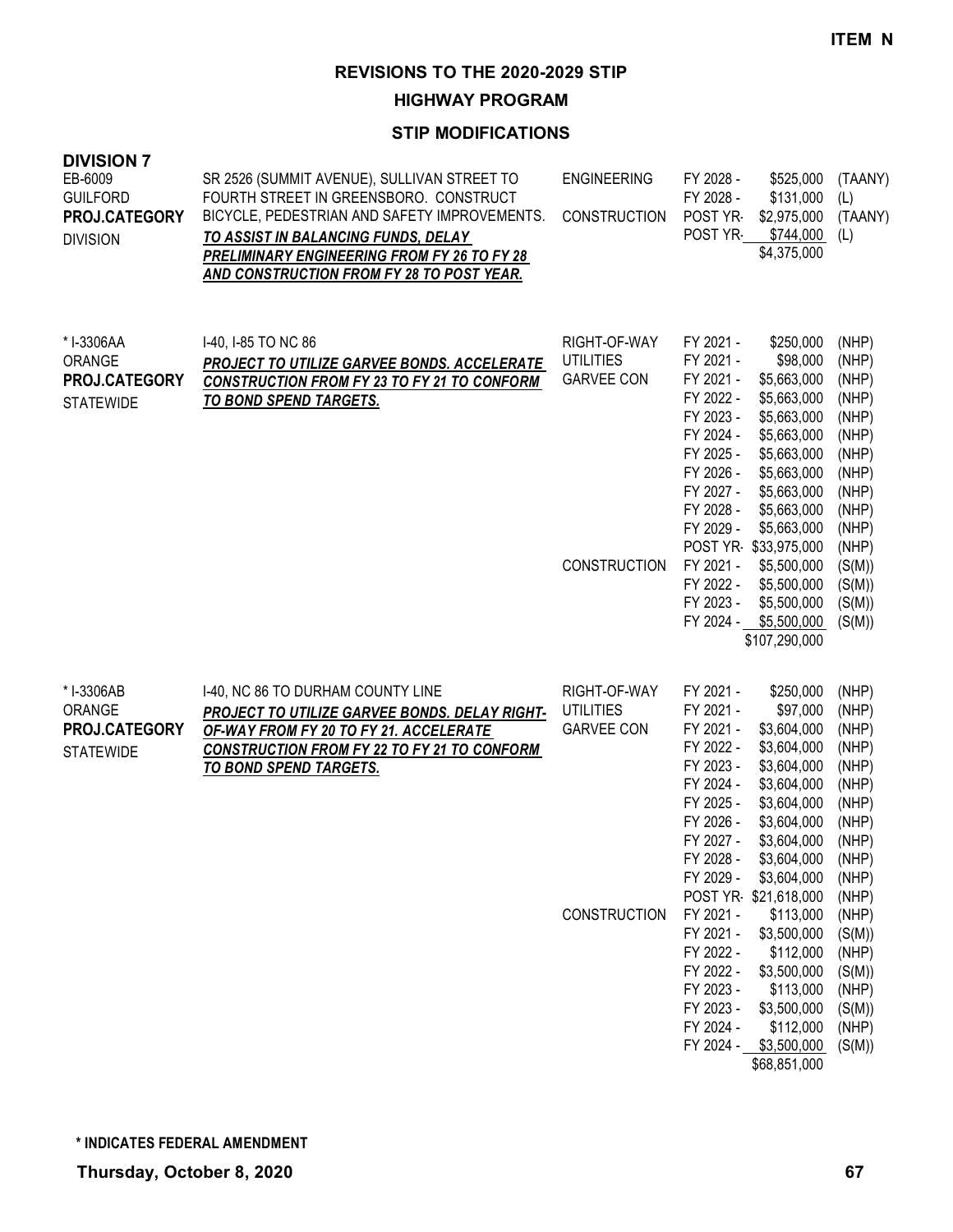**ITEM N**

# REVISIONS TO THE 2020-2029 STIP

## HIGHWAY PROGRAM

### STIP MODIFICATIONS

**DIVISION 7**

| Project | Description | Phase | Year | Amount | Funding |
|---|---|---|---|---|---|
| EB-6009<br>GUILFORD<br>**PROJ.CATEGORY**<br>DIVISION | SR 2526 (SUMMIT AVENUE), SULLIVAN STREET TO FOURTH STREET IN GREENSBORO. CONSTRUCT BICYCLE, PEDESTRIAN AND SAFETY IMPROVEMENTS.<br>***TO ASSIST IN BALANCING FUNDS, DELAY PRELIMINARY ENGINEERING FROM FY 26 TO FY 28 AND CONSTRUCTION FROM FY 28 TO POST YEAR.*** | ENGINEERING | FY 2028 - | $525,000 | (TAANY) |
| | | | FY 2028 - | $131,000 | (L) |
| | | CONSTRUCTION | POST YR- | $2,975,000 | (TAANY) |
| | | | POST YR- | $744,000 | (L) |
| | | | | $4,375,000 | |
| * I-3306AA<br>ORANGE<br>**PROJ.CATEGORY**<br>STATEWIDE | I-40, I-85 TO NC 86<br>***PROJECT TO UTILIZE GARVEE BONDS. ACCELERATE CONSTRUCTION FROM FY 23 TO FY 21 TO CONFORM TO BOND SPEND TARGETS.*** | RIGHT-OF-WAY | FY 2021 - | $250,000 | (NHP) |
| | | UTILITIES | FY 2021 - | $98,000 | (NHP) |
| | | GARVEE CON | FY 2021 - | $5,663,000 | (NHP) |
| | | | FY 2022 - | $5,663,000 | (NHP) |
| | | | FY 2023 - | $5,663,000 | (NHP) |
| | | | FY 2024 - | $5,663,000 | (NHP) |
| | | | FY 2025 - | $5,663,000 | (NHP) |
| | | | FY 2026 - | $5,663,000 | (NHP) |
| | | | FY 2027 - | $5,663,000 | (NHP) |
| | | | FY 2028 - | $5,663,000 | (NHP) |
| | | | FY 2029 - | $5,663,000 | (NHP) |
| | | | POST YR- | $33,975,000 | (NHP) |
| | | CONSTRUCTION | FY 2021 - | $5,500,000 | (S(M)) |
| | | | FY 2022 - | $5,500,000 | (S(M)) |
| | | | FY 2023 - | $5,500,000 | (S(M)) |
| | | | FY 2024 - | $5,500,000 | (S(M)) |
| | | | | $107,290,000 | |
| * I-3306AB<br>ORANGE<br>**PROJ.CATEGORY**<br>STATEWIDE | I-40, NC 86 TO DURHAM COUNTY LINE<br>***PROJECT TO UTILIZE GARVEE BONDS. DELAY RIGHT-OF-WAY FROM FY 20 TO FY 21. ACCELERATE CONSTRUCTION FROM FY 22 TO FY 21 TO CONFORM TO BOND SPEND TARGETS.*** | RIGHT-OF-WAY | FY 2021 - | $250,000 | (NHP) |
| | | UTILITIES | FY 2021 - | $97,000 | (NHP) |
| | | GARVEE CON | FY 2021 - | $3,604,000 | (NHP) |
| | | | FY 2022 - | $3,604,000 | (NHP) |
| | | | FY 2023 - | $3,604,000 | (NHP) |
| | | | FY 2024 - | $3,604,000 | (NHP) |
| | | | FY 2025 - | $3,604,000 | (NHP) |
| | | | FY 2026 - | $3,604,000 | (NHP) |
| | | | FY 2027 - | $3,604,000 | (NHP) |
| | | | FY 2028 - | $3,604,000 | (NHP) |
| | | | FY 2029 - | $3,604,000 | (NHP) |
| | | | POST YR- | $21,618,000 | (NHP) |
| | | CONSTRUCTION | FY 2021 - | $113,000 | (NHP) |
| | | | FY 2021 - | $3,500,000 | (S(M)) |
| | | | FY 2022 - | $112,000 | (NHP) |
| | | | FY 2022 - | $3,500,000 | (S(M)) |
| | | | FY 2023 - | $113,000 | (NHP) |
| | | | FY 2023 - | $3,500,000 | (S(M)) |
| | | | FY 2024 - | $112,000 | (NHP) |
| | | | FY 2024 - | $3,500,000 | (S(M)) |
| | | | | $68,851,000 | |

**\* INDICATES FEDERAL AMENDMENT**

**Thursday, October 8, 2020**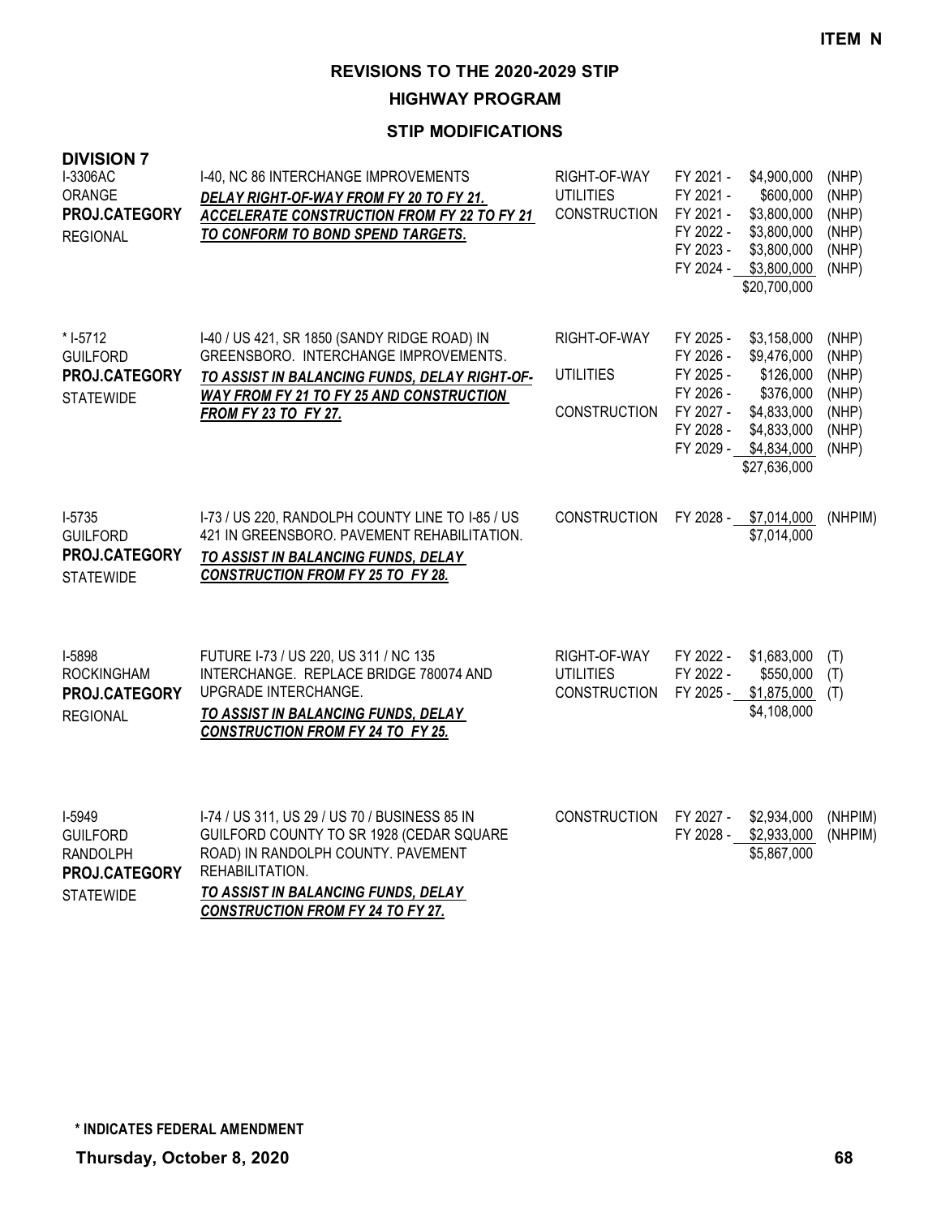**ITEM N**

# REVISIONS TO THE 2020-2029 STIP

## HIGHWAY PROGRAM

### STIP MODIFICATIONS

**DIVISION 7**

| Project | Description | Category | Fiscal Year | Amount | Funding |
|---|---|---|---|---|---|
| I-3306AC<br>ORANGE<br>**PROJ.CATEGORY**<br>REGIONAL | I-40, NC 86 INTERCHANGE IMPROVEMENTS<br>***DELAY RIGHT-OF-WAY FROM FY 20 TO FY 21. ACCELERATE CONSTRUCTION FROM FY 22 TO FY 21 TO CONFORM TO BOND SPEND TARGETS.*** | RIGHT-OF-WAY | FY 2021 - | $4,900,000 | (NHP) |
| | | UTILITIES | FY 2021 - | $600,000 | (NHP) |
| | | CONSTRUCTION | FY 2021 - | $3,800,000 | (NHP) |
| | | | FY 2022 - | $3,800,000 | (NHP) |
| | | | FY 2023 - | $3,800,000 | (NHP) |
| | | | FY 2024 - | $3,800,000 | (NHP) |
| | | | | $20,700,000 | |
| * I-5712<br>GUILFORD<br>**PROJ.CATEGORY**<br>STATEWIDE | I-40 / US 421, SR 1850 (SANDY RIDGE ROAD) IN GREENSBORO. INTERCHANGE IMPROVEMENTS.<br>***TO ASSIST IN BALANCING FUNDS, DELAY RIGHT-OF-WAY FROM FY 21 TO FY 25 AND CONSTRUCTION FROM FY 23 TO FY 27.*** | RIGHT-OF-WAY | FY 2025 - | $3,158,000 | (NHP) |
| | | | FY 2026 - | $9,476,000 | (NHP) |
| | | UTILITIES | FY 2025 - | $126,000 | (NHP) |
| | | | FY 2026 - | $376,000 | (NHP) |
| | | CONSTRUCTION | FY 2027 - | $4,833,000 | (NHP) |
| | | | FY 2028 - | $4,833,000 | (NHP) |
| | | | FY 2029 - | $4,834,000 | (NHP) |
| | | | | $27,636,000 | |
| I-5735<br>GUILFORD<br>**PROJ.CATEGORY**<br>STATEWIDE | I-73 / US 220, RANDOLPH COUNTY LINE TO I-85 / US 421 IN GREENSBORO. PAVEMENT REHABILITATION.<br>***TO ASSIST IN BALANCING FUNDS, DELAY CONSTRUCTION FROM FY 25 TO FY 28.*** | CONSTRUCTION | FY 2028 - | $7,014,000 | (NHPIM) |
| | | | | $7,014,000 | |
| I-5898<br>ROCKINGHAM<br>**PROJ.CATEGORY**<br>REGIONAL | FUTURE I-73 / US 220, US 311 / NC 135 INTERCHANGE. REPLACE BRIDGE 780074 AND UPGRADE INTERCHANGE.<br>***TO ASSIST IN BALANCING FUNDS, DELAY CONSTRUCTION FROM FY 24 TO FY 25.*** | RIGHT-OF-WAY | FY 2022 - | $1,683,000 | (T) |
| | | UTILITIES | FY 2022 - | $550,000 | (T) |
| | | CONSTRUCTION | FY 2025 - | $1,875,000 | (T) |
| | | | | $4,108,000 | |
| I-5949<br>GUILFORD<br>RANDOLPH<br>**PROJ.CATEGORY**<br>STATEWIDE | I-74 / US 311, US 29 / US 70 / BUSINESS 85 IN GUILFORD COUNTY TO SR 1928 (CEDAR SQUARE ROAD) IN RANDOLPH COUNTY. PAVEMENT REHABILITATION.<br>***TO ASSIST IN BALANCING FUNDS, DELAY CONSTRUCTION FROM FY 24 TO FY 27.*** | CONSTRUCTION | FY 2027 - | $2,934,000 | (NHPIM) |
| | | | FY 2028 - | $2,933,000 | (NHPIM) |
| | | | | $5,867,000 | |

**\* INDICATES FEDERAL AMENDMENT**

**Thursday, October 8, 2020**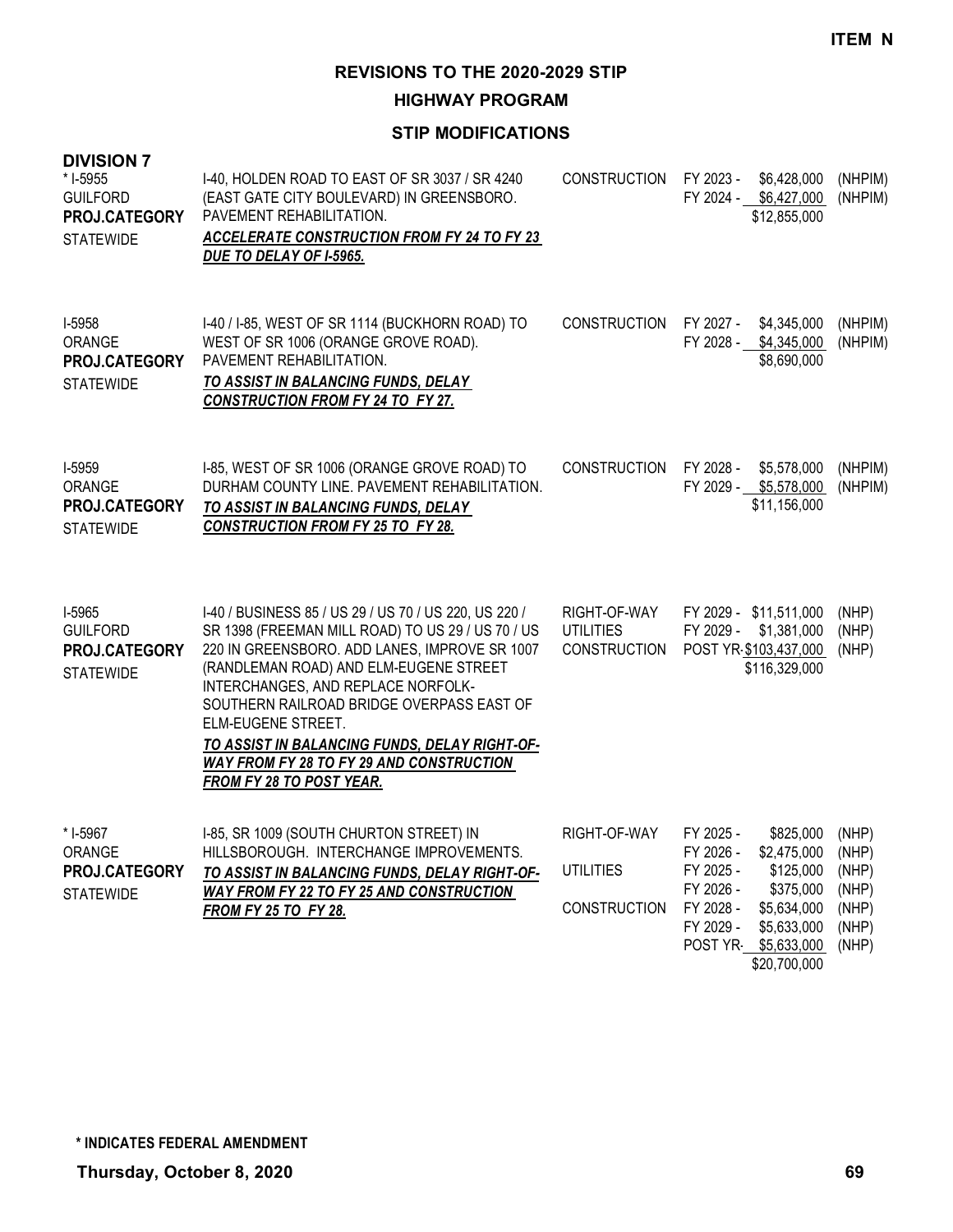**ITEM N**

## REVISIONS TO THE 2020-2029 STIP

### HIGHWAY PROGRAM

### STIP MODIFICATIONS

**DIVISION 7**

| Project | Description | Work Type | Fiscal Year / Cost | Funding |
|---|---|---|---|---|
| * I-5955<br>GUILFORD<br>**PROJ.CATEGORY**<br>STATEWIDE | I-40, HOLDEN ROAD TO EAST OF SR 3037 / SR 4240 (EAST GATE CITY BOULEVARD) IN GREENSBORO. PAVEMENT REHABILITATION.<br>***ACCELERATE CONSTRUCTION FROM FY 24 TO FY 23 DUE TO DELAY OF I-5965.*** | CONSTRUCTION | FY 2023 - $6,428,000<br>FY 2024 - $6,427,000<br>$12,855,000 | (NHPIM)<br>(NHPIM) |
| I-5958<br>ORANGE<br>**PROJ.CATEGORY**<br>STATEWIDE | I-40 / I-85, WEST OF SR 1114 (BUCKHORN ROAD) TO WEST OF SR 1006 (ORANGE GROVE ROAD). PAVEMENT REHABILITATION.<br>***TO ASSIST IN BALANCING FUNDS, DELAY CONSTRUCTION FROM FY 24 TO FY 27.*** | CONSTRUCTION | FY 2027 - $4,345,000<br>FY 2028 - $4,345,000<br>$8,690,000 | (NHPIM)<br>(NHPIM) |
| I-5959<br>ORANGE<br>**PROJ.CATEGORY**<br>STATEWIDE | I-85, WEST OF SR 1006 (ORANGE GROVE ROAD) TO DURHAM COUNTY LINE. PAVEMENT REHABILITATION.<br>***TO ASSIST IN BALANCING FUNDS, DELAY CONSTRUCTION FROM FY 25 TO FY 28.*** | CONSTRUCTION | FY 2028 - $5,578,000<br>FY 2029 - $5,578,000<br>$11,156,000 | (NHPIM)<br>(NHPIM) |
| I-5965<br>GUILFORD<br>**PROJ.CATEGORY**<br>STATEWIDE | I-40 / BUSINESS 85 / US 29 / US 70 / US 220, US 220 / SR 1398 (FREEMAN MILL ROAD) TO US 29 / US 70 / US 220 IN GREENSBORO. ADD LANES, IMPROVE SR 1007 (RANDLEMAN ROAD) AND ELM-EUGENE STREET INTERCHANGES, AND REPLACE NORFOLK-SOUTHERN RAILROAD BRIDGE OVERPASS EAST OF ELM-EUGENE STREET.<br>***TO ASSIST IN BALANCING FUNDS, DELAY RIGHT-OF-WAY FROM FY 28 TO FY 29 AND CONSTRUCTION FROM FY 28 TO POST YEAR.*** | RIGHT-OF-WAY<br>UTILITIES<br>CONSTRUCTION | FY 2029 - $11,511,000<br>FY 2029 - $1,381,000<br>POST YR- $103,437,000<br>$116,329,000 | (NHP)<br>(NHP)<br>(NHP) |
| * I-5967<br>ORANGE<br>**PROJ.CATEGORY**<br>STATEWIDE | I-85, SR 1009 (SOUTH CHURTON STREET) IN HILLSBOROUGH. INTERCHANGE IMPROVEMENTS.<br>***TO ASSIST IN BALANCING FUNDS, DELAY RIGHT-OF-WAY FROM FY 22 TO FY 25 AND CONSTRUCTION FROM FY 25 TO FY 28.*** | RIGHT-OF-WAY<br><br>UTILITIES<br><br>CONSTRUCTION | FY 2025 - $825,000<br>FY 2026 - $2,475,000<br>FY 2025 - $125,000<br>FY 2026 - $375,000<br>FY 2028 - $5,634,000<br>FY 2029 - $5,633,000<br>POST YR- $5,633,000<br>$20,700,000 | (NHP)<br>(NHP)<br>(NHP)<br>(NHP)<br>(NHP)<br>(NHP)<br>(NHP) |

**\* INDICATES FEDERAL AMENDMENT**

**Thursday, October 8, 2020**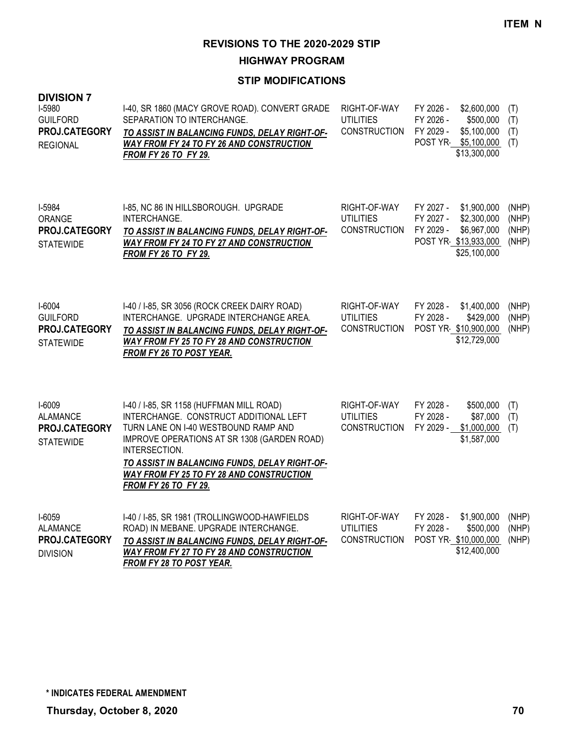**ITEM N**

# REVISIONS TO THE 2020-2029 STIP

## HIGHWAY PROGRAM

### STIP MODIFICATIONS

**DIVISION 7**

| Project | Description | Phase | Year | Amount | Fund |
|---|---|---|---|---|---|
| I-5980<br>GUILFORD<br>**PROJ.CATEGORY**<br>REGIONAL | I-40, SR 1860 (MACY GROVE ROAD). CONVERT GRADE SEPARATION TO INTERCHANGE.<br>***TO ASSIST IN BALANCING FUNDS, DELAY RIGHT-OF-WAY FROM FY 24 TO FY 26 AND CONSTRUCTION FROM FY 26 TO FY 29.*** | RIGHT-OF-WAY<br>UTILITIES<br>CONSTRUCTION | FY 2026 -<br>FY 2026 -<br>FY 2029 -<br>POST YR- | \$2,600,000<br>\$500,000<br>\$5,100,000<br>\$5,100,000<br>\$13,300,000 | (T)<br>(T)<br>(T)<br>(T) |
| I-5984<br>ORANGE<br>**PROJ.CATEGORY**<br>STATEWIDE | I-85, NC 86 IN HILLSBOROUGH. UPGRADE INTERCHANGE.<br>***TO ASSIST IN BALANCING FUNDS, DELAY RIGHT-OF-WAY FROM FY 24 TO FY 27 AND CONSTRUCTION FROM FY 26 TO FY 29.*** | RIGHT-OF-WAY<br>UTILITIES<br>CONSTRUCTION | FY 2027 -<br>FY 2027 -<br>FY 2029 -<br>POST YR- | \$1,900,000<br>\$2,300,000<br>\$6,967,000<br>\$13,933,000<br>\$25,100,000 | (NHP)<br>(NHP)<br>(NHP)<br>(NHP) |
| I-6004<br>GUILFORD<br>**PROJ.CATEGORY**<br>STATEWIDE | I-40 / I-85, SR 3056 (ROCK CREEK DAIRY ROAD) INTERCHANGE. UPGRADE INTERCHANGE AREA.<br>***TO ASSIST IN BALANCING FUNDS, DELAY RIGHT-OF-WAY FROM FY 25 TO FY 28 AND CONSTRUCTION FROM FY 26 TO POST YEAR.*** | RIGHT-OF-WAY<br>UTILITIES<br>CONSTRUCTION | FY 2028 -<br>FY 2028 -<br>POST YR- | \$1,400,000<br>\$429,000<br>\$10,900,000<br>\$12,729,000 | (NHP)<br>(NHP)<br>(NHP) |
| I-6009<br>ALAMANCE<br>**PROJ.CATEGORY**<br>STATEWIDE | I-40 / I-85, SR 1158 (HUFFMAN MILL ROAD) INTERCHANGE. CONSTRUCT ADDITIONAL LEFT TURN LANE ON I-40 WESTBOUND RAMP AND IMPROVE OPERATIONS AT SR 1308 (GARDEN ROAD) INTERSECTION.<br>***TO ASSIST IN BALANCING FUNDS, DELAY RIGHT-OF-WAY FROM FY 25 TO FY 28 AND CONSTRUCTION FROM FY 26 TO FY 29.*** | RIGHT-OF-WAY<br>UTILITIES<br>CONSTRUCTION | FY 2028 -<br>FY 2028 -<br>FY 2029 - | \$500,000<br>\$87,000<br>\$1,000,000<br>\$1,587,000 | (T)<br>(T)<br>(T) |
| I-6059<br>ALAMANCE<br>**PROJ.CATEGORY**<br>DIVISION | I-40 / I-85, SR 1981 (TROLLINGWOOD-HAWFIELDS ROAD) IN MEBANE. UPGRADE INTERCHANGE.<br>***TO ASSIST IN BALANCING FUNDS, DELAY RIGHT-OF-WAY FROM FY 27 TO FY 28 AND CONSTRUCTION FROM FY 28 TO POST YEAR.*** | RIGHT-OF-WAY<br>UTILITIES<br>CONSTRUCTION | FY 2028 -<br>FY 2028 -<br>POST YR- | \$1,900,000<br>\$500,000<br>\$10,000,000<br>\$12,400,000 | (NHP)<br>(NHP)<br>(NHP) |

**\* INDICATES FEDERAL AMENDMENT**

**Thursday, October 8, 2020**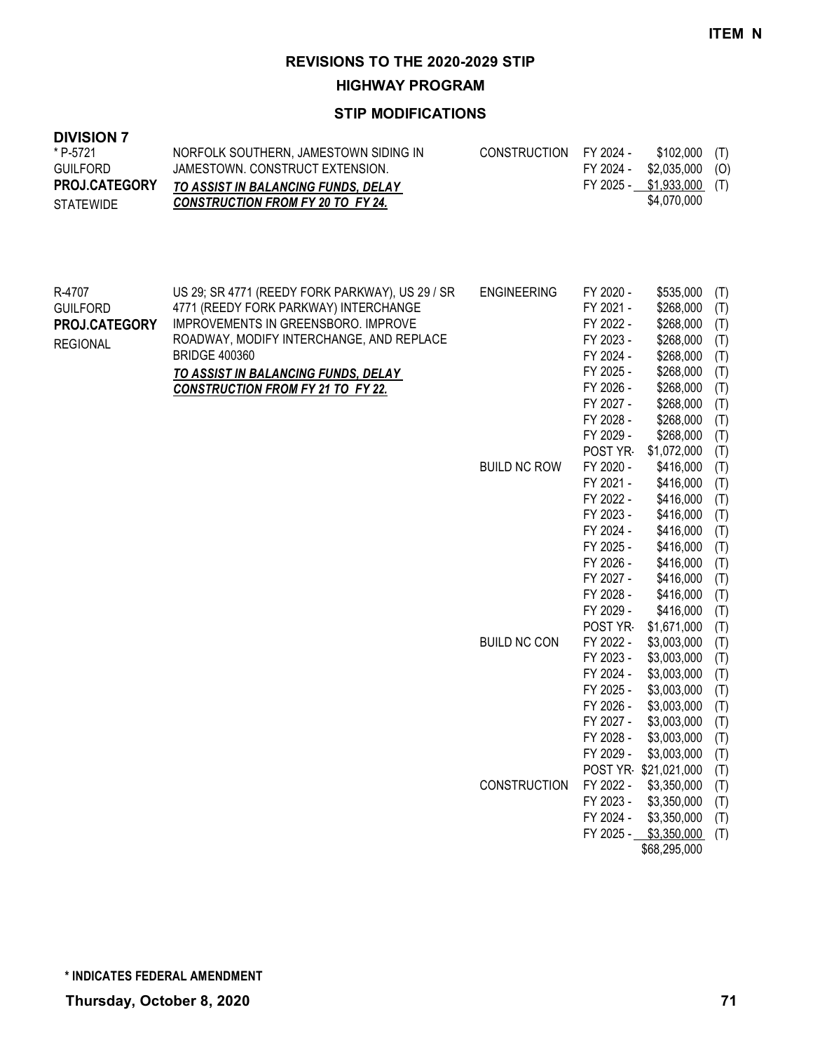**ITEM N**

# REVISIONS TO THE 2020-2029 STIP

## HIGHWAY PROGRAM

### STIP MODIFICATIONS

**DIVISION 7**

| Project | Description | Work Type | Fiscal Year | Amount | Source |
|---|---|---|---|---|---|
| * P-5721 | NORFOLK SOUTHERN, JAMESTOWN SIDING IN | CONSTRUCTION | FY 2024 - | $102,000 | (T) |
| GUILFORD | JAMESTOWN. CONSTRUCT EXTENSION. | | FY 2024 - | $2,035,000 | (O) |
| **PROJ.CATEGORY** | ***TO ASSIST IN BALANCING FUNDS, DELAY*** | | FY 2025 - | $1,933,000 | (T) |
| STATEWIDE | ***CONSTRUCTION FROM FY 20 TO FY 24.*** | | | $4,070,000 | |

| Project | Description | Work Type | Fiscal Year | Amount | Source |
|---|---|---|---|---|---|
| R-4707 | US 29; SR 4771 (REEDY FORK PARKWAY), US 29 / SR | ENGINEERING | FY 2020 - | $535,000 | (T) |
| GUILFORD | 4771 (REEDY FORK PARKWAY) INTERCHANGE | | FY 2021 - | $268,000 | (T) |
| **PROJ.CATEGORY** | IMPROVEMENTS IN GREENSBORO. IMPROVE | | FY 2022 - | $268,000 | (T) |
| REGIONAL | ROADWAY, MODIFY INTERCHANGE, AND REPLACE | | FY 2023 - | $268,000 | (T) |
| | BRIDGE 400360 | | FY 2024 - | $268,000 | (T) |
| | ***TO ASSIST IN BALANCING FUNDS, DELAY*** | | FY 2025 - | $268,000 | (T) |
| | ***CONSTRUCTION FROM FY 21 TO FY 22.*** | | FY 2026 - | $268,000 | (T) |
| | | | FY 2027 - | $268,000 | (T) |
| | | | FY 2028 - | $268,000 | (T) |
| | | | FY 2029 - | $268,000 | (T) |
| | | | POST YR- | $1,072,000 | (T) |
| | | BUILD NC ROW | FY 2020 - | $416,000 | (T) |
| | | | FY 2021 - | $416,000 | (T) |
| | | | FY 2022 - | $416,000 | (T) |
| | | | FY 2023 - | $416,000 | (T) |
| | | | FY 2024 - | $416,000 | (T) |
| | | | FY 2025 - | $416,000 | (T) |
| | | | FY 2026 - | $416,000 | (T) |
| | | | FY 2027 - | $416,000 | (T) |
| | | | FY 2028 - | $416,000 | (T) |
| | | | FY 2029 - | $416,000 | (T) |
| | | | POST YR- | $1,671,000 | (T) |
| | | BUILD NC CON | FY 2022 - | $3,003,000 | (T) |
| | | | FY 2023 - | $3,003,000 | (T) |
| | | | FY 2024 - | $3,003,000 | (T) |
| | | | FY 2025 - | $3,003,000 | (T) |
| | | | FY 2026 - | $3,003,000 | (T) |
| | | | FY 2027 - | $3,003,000 | (T) |
| | | | FY 2028 - | $3,003,000 | (T) |
| | | | FY 2029 - | $3,003,000 | (T) |
| | | | POST YR- | $21,021,000 | (T) |
| | | CONSTRUCTION | FY 2022 - | $3,350,000 | (T) |
| | | | FY 2023 - | $3,350,000 | (T) |
| | | | FY 2024 - | $3,350,000 | (T) |
| | | | FY 2025 - | $3,350,000 | (T) |
| | | | | $68,295,000 | |

**\* INDICATES FEDERAL AMENDMENT**

**Thursday, October 8, 2020**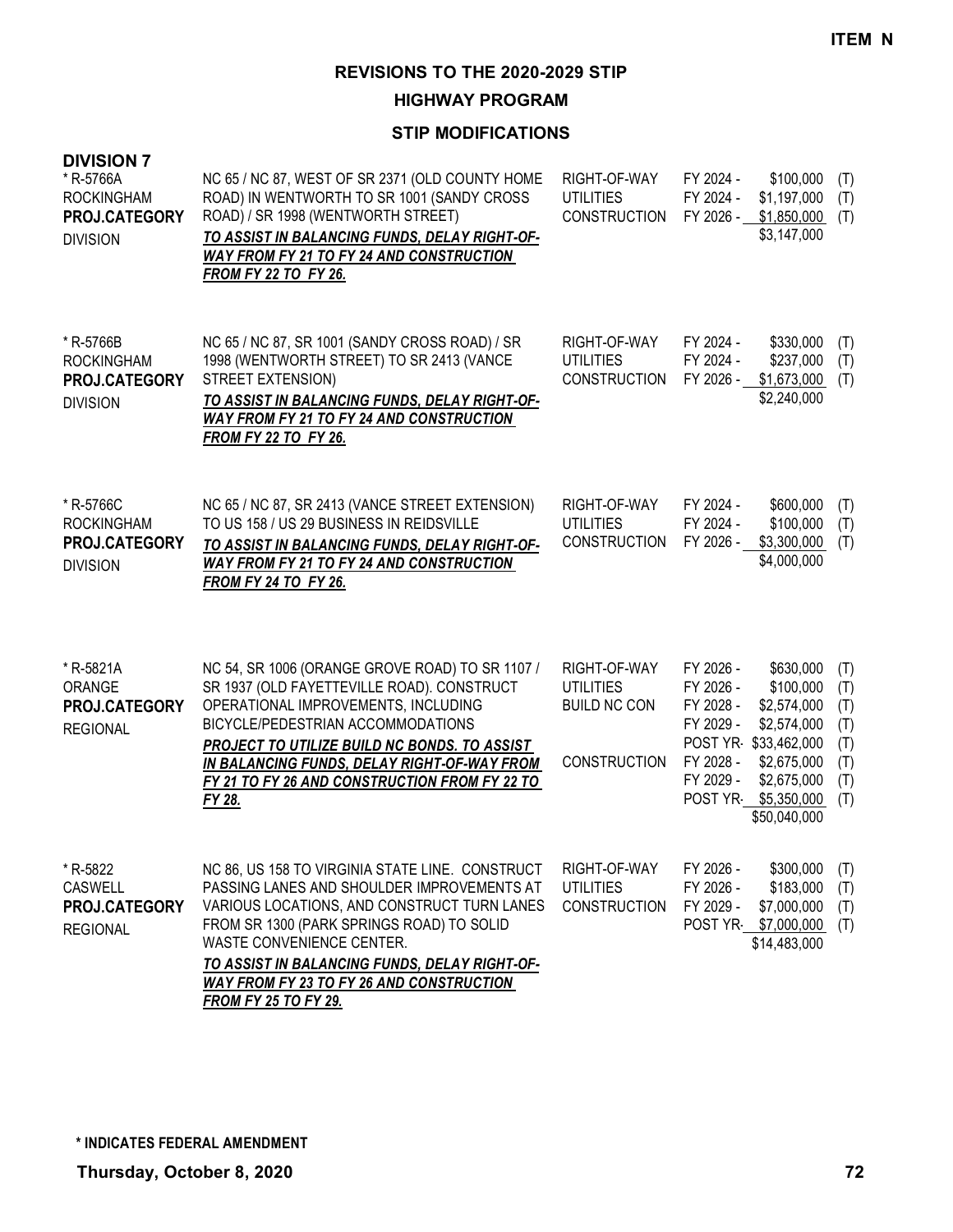**ITEM N**

# REVISIONS TO THE 2020-2029 STIP

## HIGHWAY PROGRAM

### STIP MODIFICATIONS

**DIVISION 7**

* R-5766A
ROCKINGHAM
**PROJ.CATEGORY**
DIVISION

NC 65 / NC 87, WEST OF SR 2371 (OLD COUNTY HOME ROAD) IN WENTWORTH TO SR 1001 (SANDY CROSS ROAD) / SR 1998 (WENTWORTH STREET)
***TO ASSIST IN BALANCING FUNDS, DELAY RIGHT-OF-WAY FROM FY 21 TO FY 24 AND CONSTRUCTION FROM FY 22 TO FY 26.***

| Phase | Year | Amount | |
|---|---|---|---|
| RIGHT-OF-WAY | FY 2024 - | $100,000 | (T) |
| UTILITIES | FY 2024 - | $1,197,000 | (T) |
| CONSTRUCTION | FY 2026 - | $1,850,000 | (T) |
| | | $3,147,000 | |

* R-5766B
ROCKINGHAM
**PROJ.CATEGORY**
DIVISION

NC 65 / NC 87, SR 1001 (SANDY CROSS ROAD) / SR 1998 (WENTWORTH STREET) TO SR 2413 (VANCE STREET EXTENSION)
***TO ASSIST IN BALANCING FUNDS, DELAY RIGHT-OF-WAY FROM FY 21 TO FY 24 AND CONSTRUCTION FROM FY 22 TO FY 26.***

| Phase | Year | Amount | |
|---|---|---|---|
| RIGHT-OF-WAY | FY 2024 - | $330,000 | (T) |
| UTILITIES | FY 2024 - | $237,000 | (T) |
| CONSTRUCTION | FY 2026 - | $1,673,000 | (T) |
| | | $2,240,000 | |

* R-5766C
ROCKINGHAM
**PROJ.CATEGORY**
DIVISION

NC 65 / NC 87, SR 2413 (VANCE STREET EXTENSION) TO US 158 / US 29 BUSINESS IN REIDSVILLE
***TO ASSIST IN BALANCING FUNDS, DELAY RIGHT-OF-WAY FROM FY 21 TO FY 24 AND CONSTRUCTION FROM FY 24 TO FY 26.***

| Phase | Year | Amount | |
|---|---|---|---|
| RIGHT-OF-WAY | FY 2024 - | $600,000 | (T) |
| UTILITIES | FY 2024 - | $100,000 | (T) |
| CONSTRUCTION | FY 2026 - | $3,300,000 | (T) |
| | | $4,000,000 | |

* R-5821A
ORANGE
**PROJ.CATEGORY**
REGIONAL

NC 54, SR 1006 (ORANGE GROVE ROAD) TO SR 1107 / SR 1937 (OLD FAYETTEVILLE ROAD). CONSTRUCT OPERATIONAL IMPROVEMENTS, INCLUDING BICYCLE/PEDESTRIAN ACCOMMODATIONS
***PROJECT TO UTILIZE BUILD NC BONDS. TO ASSIST IN BALANCING FUNDS, DELAY RIGHT-OF-WAY FROM FY 21 TO FY 26 AND CONSTRUCTION FROM FY 22 TO FY 28.***

| Phase | Year | Amount | |
|---|---|---|---|
| RIGHT-OF-WAY | FY 2026 - | $630,000 | (T) |
| UTILITIES | FY 2026 - | $100,000 | (T) |
| BUILD NC CON | FY 2028 - | $2,574,000 | (T) |
| | FY 2029 - | $2,574,000 | (T) |
| | POST YR- | $33,462,000 | (T) |
| CONSTRUCTION | FY 2028 - | $2,675,000 | (T) |
| | FY 2029 - | $2,675,000 | (T) |
| | POST YR- | $5,350,000 | (T) |
| | | $50,040,000 | |

* R-5822
CASWELL
**PROJ.CATEGORY**
REGIONAL

NC 86, US 158 TO VIRGINIA STATE LINE. CONSTRUCT PASSING LANES AND SHOULDER IMPROVEMENTS AT VARIOUS LOCATIONS, AND CONSTRUCT TURN LANES FROM SR 1300 (PARK SPRINGS ROAD) TO SOLID WASTE CONVENIENCE CENTER.
***TO ASSIST IN BALANCING FUNDS, DELAY RIGHT-OF-WAY FROM FY 23 TO FY 26 AND CONSTRUCTION FROM FY 25 TO FY 29.***

| Phase | Year | Amount | |
|---|---|---|---|
| RIGHT-OF-WAY | FY 2026 - | $300,000 | (T) |
| UTILITIES | FY 2026 - | $183,000 | (T) |
| CONSTRUCTION | FY 2029 - | $7,000,000 | (T) |
| | POST YR- | $7,000,000 | (T) |
| | | $14,483,000 | |

**\* INDICATES FEDERAL AMENDMENT**

**Thursday, October 8, 2020**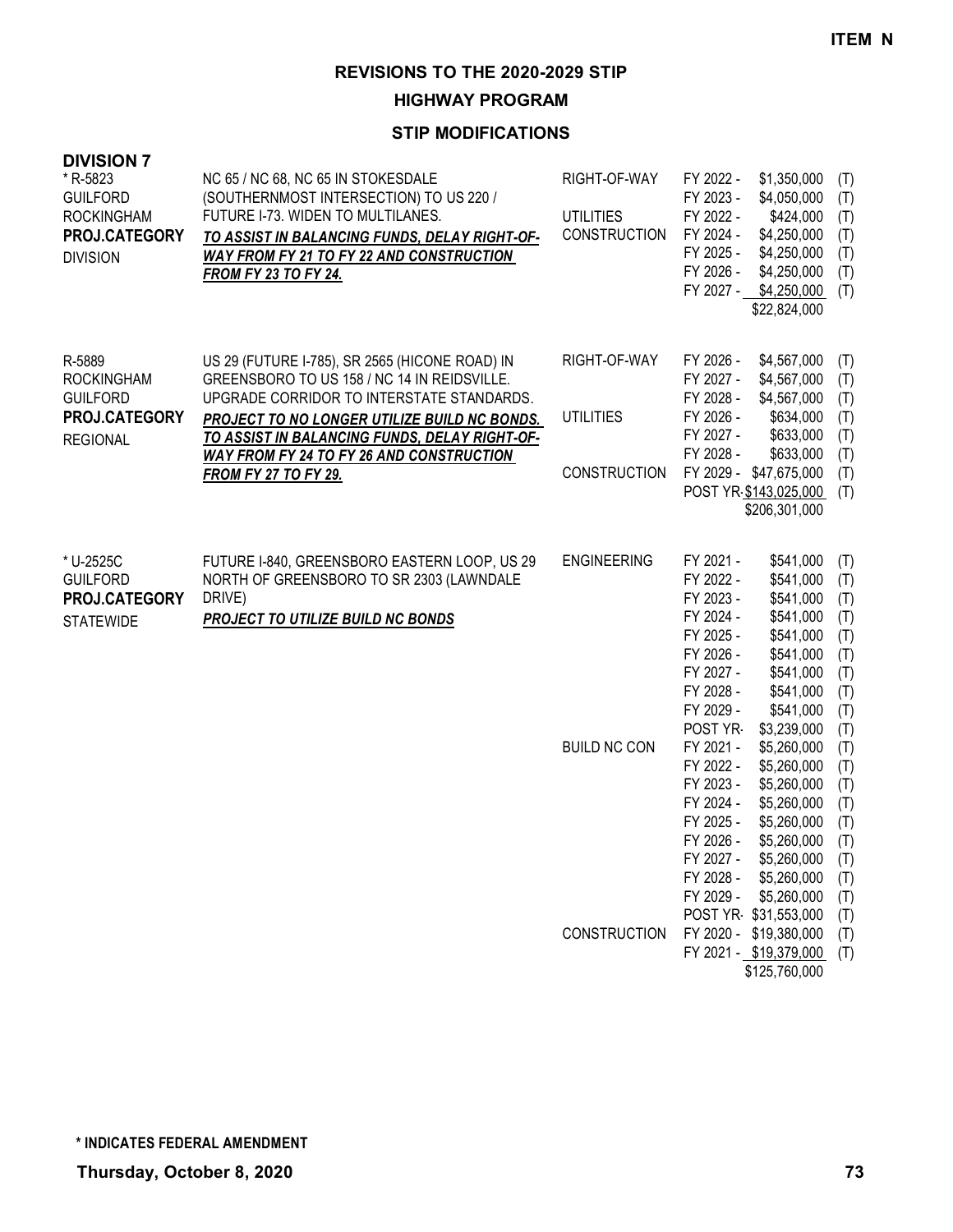**ITEM N**

# REVISIONS TO THE 2020-2029 STIP

## HIGHWAY PROGRAM

### STIP MODIFICATIONS

**DIVISION 7**

| Project | Description | Work Type | Fiscal Year | Amount | Fund |
|---|---|---|---|---|---|
| * R-5823<br>GUILFORD<br>ROCKINGHAM<br>**PROJ.CATEGORY**<br>DIVISION | NC 65 / NC 68, NC 65 IN STOKESDALE (SOUTHERNMOST INTERSECTION) TO US 220 / FUTURE I-73. WIDEN TO MULTILANES.<br>***TO ASSIST IN BALANCING FUNDS, DELAY RIGHT-OF-WAY FROM FY 21 TO FY 22 AND CONSTRUCTION FROM FY 23 TO FY 24.*** | RIGHT-OF-WAY | FY 2022 - | $1,350,000 | (T) |
| | | | FY 2023 - | $4,050,000 | (T) |
| | | UTILITIES | FY 2022 - | $424,000 | (T) |
| | | CONSTRUCTION | FY 2024 - | $4,250,000 | (T) |
| | | | FY 2025 - | $4,250,000 | (T) |
| | | | FY 2026 - | $4,250,000 | (T) |
| | | | FY 2027 - | $4,250,000 | (T) |
| | | | | $22,824,000 | |
| R-5889<br>ROCKINGHAM<br>GUILFORD<br>**PROJ.CATEGORY**<br>REGIONAL | US 29 (FUTURE I-785), SR 2565 (HICONE ROAD) IN GREENSBORO TO US 158 / NC 14 IN REIDSVILLE. UPGRADE CORRIDOR TO INTERSTATE STANDARDS.<br>***PROJECT TO NO LONGER UTILIZE BUILD NC BONDS. TO ASSIST IN BALANCING FUNDS, DELAY RIGHT-OF-WAY FROM FY 24 TO FY 26 AND CONSTRUCTION FROM FY 27 TO FY 29.*** | RIGHT-OF-WAY | FY 2026 - | $4,567,000 | (T) |
| | | | FY 2027 - | $4,567,000 | (T) |
| | | | FY 2028 - | $4,567,000 | (T) |
| | | UTILITIES | FY 2026 - | $634,000 | (T) |
| | | | FY 2027 - | $633,000 | (T) |
| | | | FY 2028 - | $633,000 | (T) |
| | | CONSTRUCTION | FY 2029 - | $47,675,000 | (T) |
| | | | POST YR- | $143,025,000 | (T) |
| | | | | $206,301,000 | |
| * U-2525C<br>GUILFORD<br>**PROJ.CATEGORY**<br>STATEWIDE | FUTURE I-840, GREENSBORO EASTERN LOOP, US 29 NORTH OF GREENSBORO TO SR 2303 (LAWNDALE DRIVE)<br>***PROJECT TO UTILIZE BUILD NC BONDS*** | ENGINEERING | FY 2021 - | $541,000 | (T) |
| | | | FY 2022 - | $541,000 | (T) |
| | | | FY 2023 - | $541,000 | (T) |
| | | | FY 2024 - | $541,000 | (T) |
| | | | FY 2025 - | $541,000 | (T) |
| | | | FY 2026 - | $541,000 | (T) |
| | | | FY 2027 - | $541,000 | (T) |
| | | | FY 2028 - | $541,000 | (T) |
| | | | FY 2029 - | $541,000 | (T) |
| | | | POST YR- | $3,239,000 | (T) |
| | | BUILD NC CON | FY 2021 - | $5,260,000 | (T) |
| | | | FY 2022 - | $5,260,000 | (T) |
| | | | FY 2023 - | $5,260,000 | (T) |
| | | | FY 2024 - | $5,260,000 | (T) |
| | | | FY 2025 - | $5,260,000 | (T) |
| | | | FY 2026 - | $5,260,000 | (T) |
| | | | FY 2027 - | $5,260,000 | (T) |
| | | | FY 2028 - | $5,260,000 | (T) |
| | | | FY 2029 - | $5,260,000 | (T) |
| | | | POST YR- | $31,553,000 | (T) |
| | | CONSTRUCTION | FY 2020 - | $19,380,000 | (T) |
| | | | FY 2021 - | $19,379,000 | (T) |
| | | | | $125,760,000 | |

**\* INDICATES FEDERAL AMENDMENT**

**Thursday, October 8, 2020**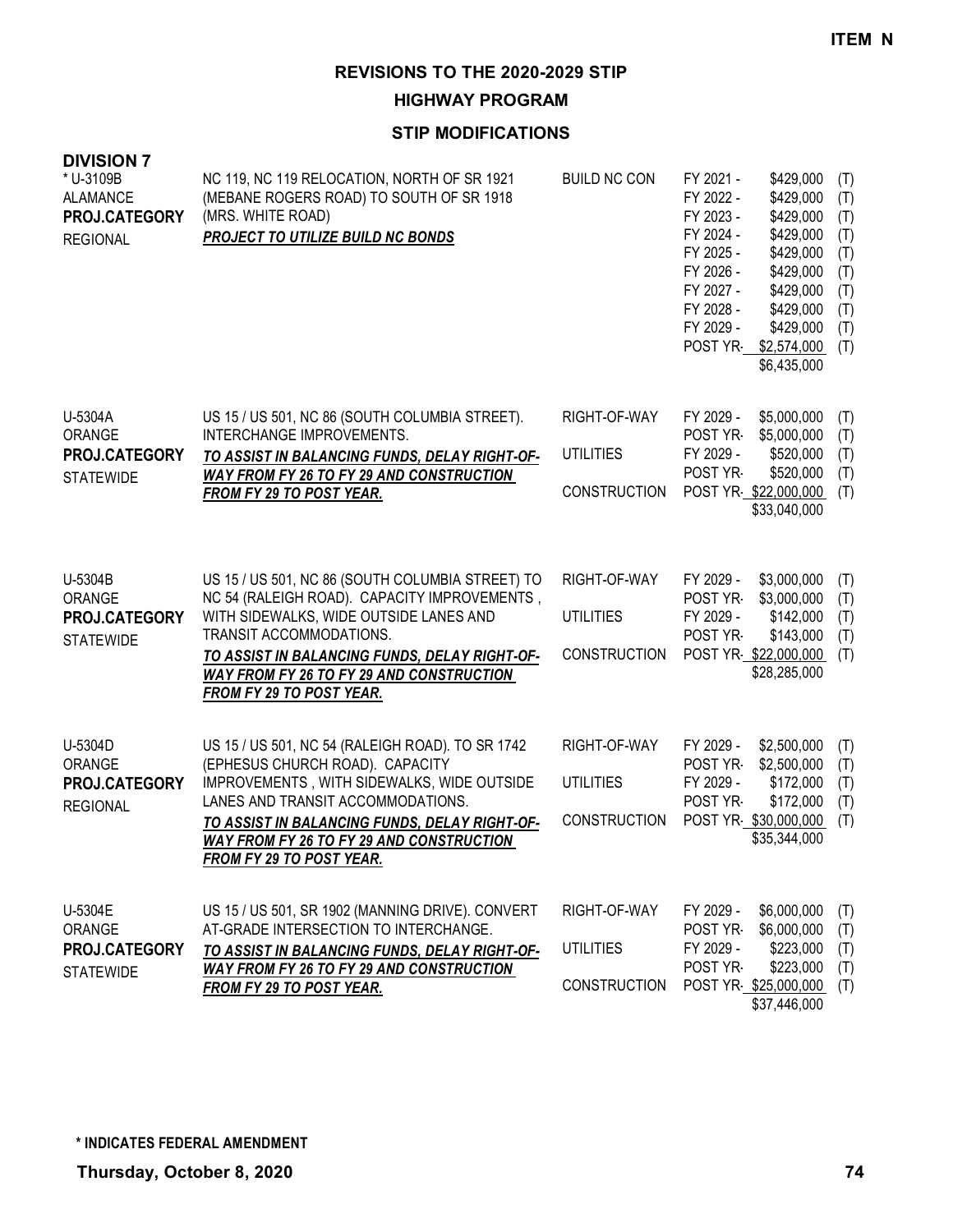**ITEM N**

# REVISIONS TO THE 2020-2029 STIP

## HIGHWAY PROGRAM

### STIP MODIFICATIONS

**DIVISION 7**

| Project | Description | Work Type | Fiscal Year | Amount | |
|---|---|---|---|---|---|
| * U-3109B<br>ALAMANCE<br>**PROJ.CATEGORY**<br>REGIONAL | NC 119, NC 119 RELOCATION, NORTH OF SR 1921 (MEBANE ROGERS ROAD) TO SOUTH OF SR 1918 (MRS. WHITE ROAD)<br>***PROJECT TO UTILIZE BUILD NC BONDS*** | BUILD NC CON | FY 2021 - | $429,000 | (T) |
| | | | FY 2022 - | $429,000 | (T) |
| | | | FY 2023 - | $429,000 | (T) |
| | | | FY 2024 - | $429,000 | (T) |
| | | | FY 2025 - | $429,000 | (T) |
| | | | FY 2026 - | $429,000 | (T) |
| | | | FY 2027 - | $429,000 | (T) |
| | | | FY 2028 - | $429,000 | (T) |
| | | | FY 2029 - | $429,000 | (T) |
| | | | POST YR- | $2,574,000 | (T) |
| | | | | $6,435,000 | |
| U-5304A<br>ORANGE<br>**PROJ.CATEGORY**<br>STATEWIDE | US 15 / US 501, NC 86 (SOUTH COLUMBIA STREET). INTERCHANGE IMPROVEMENTS.<br>***TO ASSIST IN BALANCING FUNDS, DELAY RIGHT-OF-WAY FROM FY 26 TO FY 29 AND CONSTRUCTION FROM FY 29 TO POST YEAR.*** | RIGHT-OF-WAY | FY 2029 - | $5,000,000 | (T) |
| | | | POST YR- | $5,000,000 | (T) |
| | | UTILITIES | FY 2029 - | $520,000 | (T) |
| | | | POST YR- | $520,000 | (T) |
| | | CONSTRUCTION | POST YR- | $22,000,000 | (T) |
| | | | | $33,040,000 | |
| U-5304B<br>ORANGE<br>**PROJ.CATEGORY**<br>STATEWIDE | US 15 / US 501, NC 86 (SOUTH COLUMBIA STREET) TO NC 54 (RALEIGH ROAD). CAPACITY IMPROVEMENTS , WITH SIDEWALKS, WIDE OUTSIDE LANES AND TRANSIT ACCOMMODATIONS.<br>***TO ASSIST IN BALANCING FUNDS, DELAY RIGHT-OF-WAY FROM FY 26 TO FY 29 AND CONSTRUCTION FROM FY 29 TO POST YEAR.*** | RIGHT-OF-WAY | FY 2029 - | $3,000,000 | (T) |
| | | | POST YR- | $3,000,000 | (T) |
| | | UTILITIES | FY 2029 - | $142,000 | (T) |
| | | | POST YR- | $143,000 | (T) |
| | | CONSTRUCTION | POST YR- | $22,000,000 | (T) |
| | | | | $28,285,000 | |
| U-5304D<br>ORANGE<br>**PROJ.CATEGORY**<br>REGIONAL | US 15 / US 501, NC 54 (RALEIGH ROAD). TO SR 1742 (EPHESUS CHURCH ROAD). CAPACITY IMPROVEMENTS , WITH SIDEWALKS, WIDE OUTSIDE LANES AND TRANSIT ACCOMMODATIONS.<br>***TO ASSIST IN BALANCING FUNDS, DELAY RIGHT-OF-WAY FROM FY 26 TO FY 29 AND CONSTRUCTION FROM FY 29 TO POST YEAR.*** | RIGHT-OF-WAY | FY 2029 - | $2,500,000 | (T) |
| | | | POST YR- | $2,500,000 | (T) |
| | | UTILITIES | FY 2029 - | $172,000 | (T) |
| | | | POST YR- | $172,000 | (T) |
| | | CONSTRUCTION | POST YR- | $30,000,000 | (T) |
| | | | | $35,344,000 | |
| U-5304E<br>ORANGE<br>**PROJ.CATEGORY**<br>STATEWIDE | US 15 / US 501, SR 1902 (MANNING DRIVE). CONVERT AT-GRADE INTERSECTION TO INTERCHANGE.<br>***TO ASSIST IN BALANCING FUNDS, DELAY RIGHT-OF-WAY FROM FY 26 TO FY 29 AND CONSTRUCTION FROM FY 29 TO POST YEAR.*** | RIGHT-OF-WAY | FY 2029 - | $6,000,000 | (T) |
| | | | POST YR- | $6,000,000 | (T) |
| | | UTILITIES | FY 2029 - | $223,000 | (T) |
| | | | POST YR- | $223,000 | (T) |
| | | CONSTRUCTION | POST YR- | $25,000,000 | (T) |
| | | | | $37,446,000 | |

**\* INDICATES FEDERAL AMENDMENT**

**Thursday, October 8, 2020**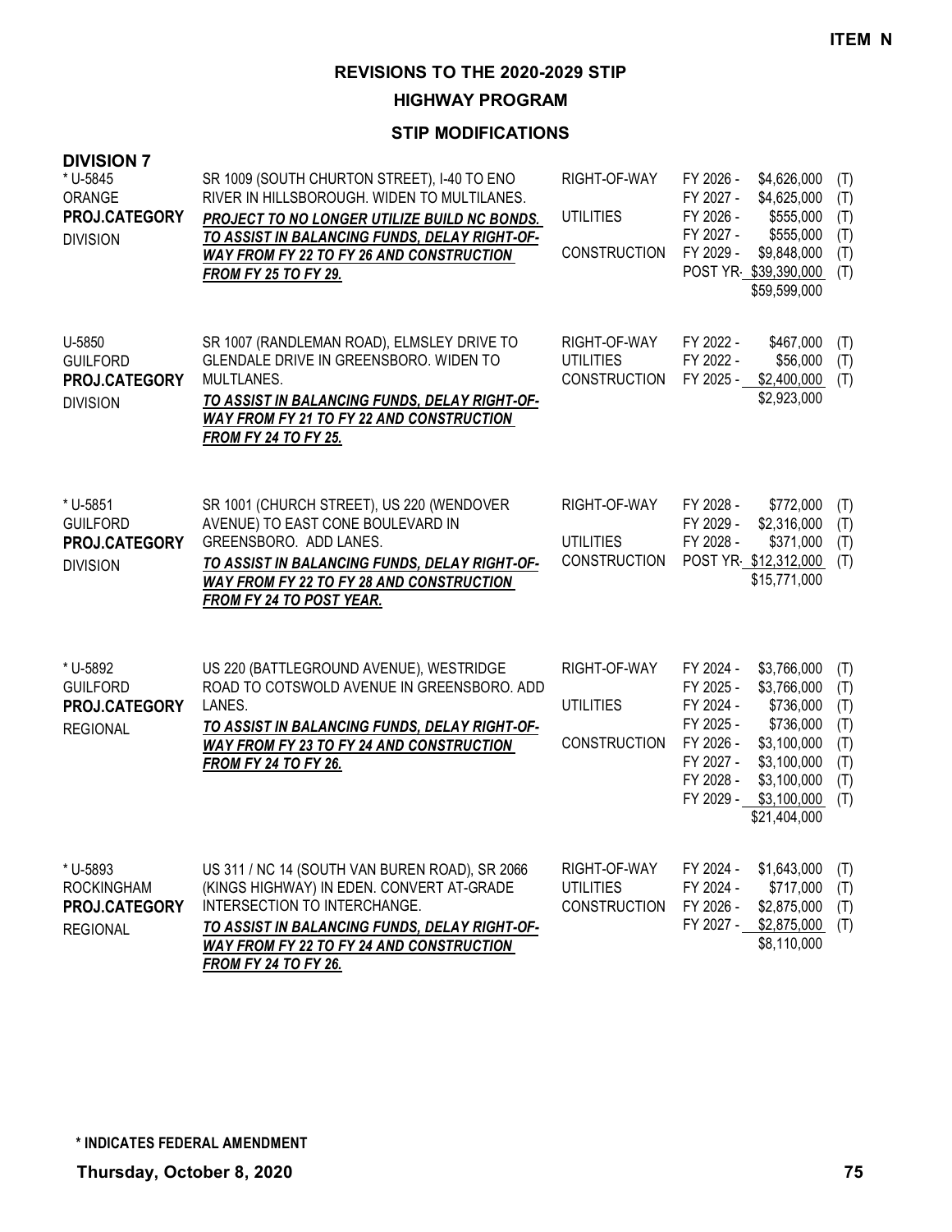**ITEM N**

# REVISIONS TO THE 2020-2029 STIP

## HIGHWAY PROGRAM

### STIP MODIFICATIONS

**DIVISION 7**

| Project | Description | Work Type | Fiscal Year | Amount | Fund |
|---|---|---|---|---|---|
| * U-5845<br>ORANGE<br>**PROJ.CATEGORY**<br>DIVISION | SR 1009 (SOUTH CHURTON STREET), I-40 TO ENO RIVER IN HILLSBOROUGH. WIDEN TO MULTILANES.<br>***PROJECT TO NO LONGER UTILIZE BUILD NC BONDS. TO ASSIST IN BALANCING FUNDS, DELAY RIGHT-OF-WAY FROM FY 22 TO FY 26 AND CONSTRUCTION FROM FY 25 TO FY 29.*** | RIGHT-OF-WAY | FY 2026 - | $4,626,000 | (T) |
| | | | FY 2027 - | $4,625,000 | (T) |
| | | UTILITIES | FY 2026 - | $555,000 | (T) |
| | | | FY 2027 - | $555,000 | (T) |
| | | CONSTRUCTION | FY 2029 - | $9,848,000 | (T) |
| | | | POST YR- | $39,390,000 | (T) |
| | | | | $59,599,000 | |
| U-5850<br>GUILFORD<br>**PROJ.CATEGORY**<br>DIVISION | SR 1007 (RANDLEMAN ROAD), ELMSLEY DRIVE TO GLENDALE DRIVE IN GREENSBORO. WIDEN TO MULTLANES.<br>***TO ASSIST IN BALANCING FUNDS, DELAY RIGHT-OF-WAY FROM FY 21 TO FY 22 AND CONSTRUCTION FROM FY 24 TO FY 25.*** | RIGHT-OF-WAY | FY 2022 - | $467,000 | (T) |
| | | UTILITIES | FY 2022 - | $56,000 | (T) |
| | | CONSTRUCTION | FY 2025 - | $2,400,000 | (T) |
| | | | | $2,923,000 | |
| * U-5851<br>GUILFORD<br>**PROJ.CATEGORY**<br>DIVISION | SR 1001 (CHURCH STREET), US 220 (WENDOVER AVENUE) TO EAST CONE BOULEVARD IN GREENSBORO. ADD LANES.<br>***TO ASSIST IN BALANCING FUNDS, DELAY RIGHT-OF-WAY FROM FY 22 TO FY 28 AND CONSTRUCTION FROM FY 24 TO POST YEAR.*** | RIGHT-OF-WAY | FY 2028 - | $772,000 | (T) |
| | | | FY 2029 - | $2,316,000 | (T) |
| | | UTILITIES | FY 2028 - | $371,000 | (T) |
| | | CONSTRUCTION | POST YR- | $12,312,000 | (T) |
| | | | | $15,771,000 | |
| * U-5892<br>GUILFORD<br>**PROJ.CATEGORY**<br>REGIONAL | US 220 (BATTLEGROUND AVENUE), WESTRIDGE ROAD TO COTSWOLD AVENUE IN GREENSBORO. ADD LANES.<br>***TO ASSIST IN BALANCING FUNDS, DELAY RIGHT-OF-WAY FROM FY 23 TO FY 24 AND CONSTRUCTION FROM FY 24 TO FY 26.*** | RIGHT-OF-WAY | FY 2024 - | $3,766,000 | (T) |
| | | | FY 2025 - | $3,766,000 | (T) |
| | | UTILITIES | FY 2024 - | $736,000 | (T) |
| | | | FY 2025 - | $736,000 | (T) |
| | | CONSTRUCTION | FY 2026 - | $3,100,000 | (T) |
| | | | FY 2027 - | $3,100,000 | (T) |
| | | | FY 2028 - | $3,100,000 | (T) |
| | | | FY 2029 - | $3,100,000 | (T) |
| | | | | $21,404,000 | |
| * U-5893<br>ROCKINGHAM<br>**PROJ.CATEGORY**<br>REGIONAL | US 311 / NC 14 (SOUTH VAN BUREN ROAD), SR 2066 (KINGS HIGHWAY) IN EDEN. CONVERT AT-GRADE INTERSECTION TO INTERCHANGE.<br>***TO ASSIST IN BALANCING FUNDS, DELAY RIGHT-OF-WAY FROM FY 22 TO FY 24 AND CONSTRUCTION FROM FY 24 TO FY 26.*** | RIGHT-OF-WAY | FY 2024 - | $1,643,000 | (T) |
| | | UTILITIES | FY 2024 - | $717,000 | (T) |
| | | CONSTRUCTION | FY 2026 - | $2,875,000 | (T) |
| | | | FY 2027 - | $2,875,000 | (T) |
| | | | | $8,110,000 | |

**\* INDICATES FEDERAL AMENDMENT**

**Thursday, October 8, 2020**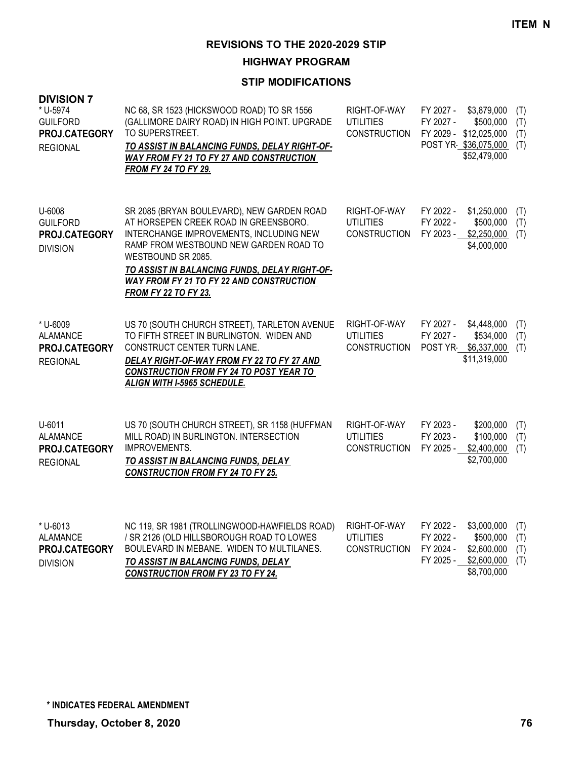**ITEM N**

# REVISIONS TO THE 2020-2029 STIP

## HIGHWAY PROGRAM

### STIP MODIFICATIONS

**DIVISION 7**

| Project | Description | Work Type | Schedule | Cost | |
|---|---|---|---|---|---|
| * U-5974<br>GUILFORD<br>**PROJ.CATEGORY**<br>REGIONAL | NC 68, SR 1523 (HICKSWOOD ROAD) TO SR 1556 (GALLIMORE DAIRY ROAD) IN HIGH POINT. UPGRADE TO SUPERSTREET.<br>***TO ASSIST IN BALANCING FUNDS, DELAY RIGHT-OF-WAY FROM FY 21 TO FY 27 AND CONSTRUCTION FROM FY 24 TO FY 29.*** | RIGHT-OF-WAY<br>UTILITIES<br>CONSTRUCTION | FY 2027 -<br>FY 2027 -<br>FY 2029 -<br>POST YR- | $3,879,000<br>$500,000<br>$12,025,000<br>$36,075,000<br>$52,479,000 | (T)<br>(T)<br>(T)<br>(T) |
| U-6008<br>GUILFORD<br>**PROJ.CATEGORY**<br>DIVISION | SR 2085 (BRYAN BOULEVARD), NEW GARDEN ROAD AT HORSEPEN CREEK ROAD IN GREENSBORO. INTERCHANGE IMPROVEMENTS, INCLUDING NEW RAMP FROM WESTBOUND NEW GARDEN ROAD TO WESTBOUND SR 2085.<br>***TO ASSIST IN BALANCING FUNDS, DELAY RIGHT-OF-WAY FROM FY 21 TO FY 22 AND CONSTRUCTION FROM FY 22 TO FY 23.*** | RIGHT-OF-WAY<br>UTILITIES<br>CONSTRUCTION | FY 2022 -<br>FY 2022 -<br>FY 2023 - | $1,250,000<br>$500,000<br>$2,250,000<br>$4,000,000 | (T)<br>(T)<br>(T) |
| * U-6009<br>ALAMANCE<br>**PROJ.CATEGORY**<br>REGIONAL | US 70 (SOUTH CHURCH STREET), TARLETON AVENUE TO FIFTH STREET IN BURLINGTON. WIDEN AND CONSTRUCT CENTER TURN LANE.<br>***DELAY RIGHT-OF-WAY FROM FY 22 TO FY 27 AND CONSTRUCTION FROM FY 24 TO POST YEAR TO ALIGN WITH I-5965 SCHEDULE.*** | RIGHT-OF-WAY<br>UTILITIES<br>CONSTRUCTION | FY 2027 -<br>FY 2027 -<br>POST YR- | $4,448,000<br>$534,000<br>$6,337,000<br>$11,319,000 | (T)<br>(T)<br>(T) |
| U-6011<br>ALAMANCE<br>**PROJ.CATEGORY**<br>REGIONAL | US 70 (SOUTH CHURCH STREET), SR 1158 (HUFFMAN MILL ROAD) IN BURLINGTON. INTERSECTION IMPROVEMENTS.<br>***TO ASSIST IN BALANCING FUNDS, DELAY CONSTRUCTION FROM FY 24 TO FY 25.*** | RIGHT-OF-WAY<br>UTILITIES<br>CONSTRUCTION | FY 2023 -<br>FY 2023 -<br>FY 2025 - | $200,000<br>$100,000<br>$2,400,000<br>$2,700,000 | (T)<br>(T)<br>(T) |
| * U-6013<br>ALAMANCE<br>**PROJ.CATEGORY**<br>DIVISION | NC 119, SR 1981 (TROLLINGWOOD-HAWFIELDS ROAD) / SR 2126 (OLD HILLSBOROUGH ROAD TO LOWES BOULEVARD IN MEBANE. WIDEN TO MULTILANES.<br>***TO ASSIST IN BALANCING FUNDS, DELAY CONSTRUCTION FROM FY 23 TO FY 24.*** | RIGHT-OF-WAY<br>UTILITIES<br>CONSTRUCTION | FY 2022 -<br>FY 2022 -<br>FY 2024 -<br>FY 2025 - | $3,000,000<br>$500,000<br>$2,600,000<br>$2,600,000<br>$8,700,000 | (T)<br>(T)<br>(T)<br>(T) |

**\* INDICATES FEDERAL AMENDMENT**

**Thursday, October 8, 2020**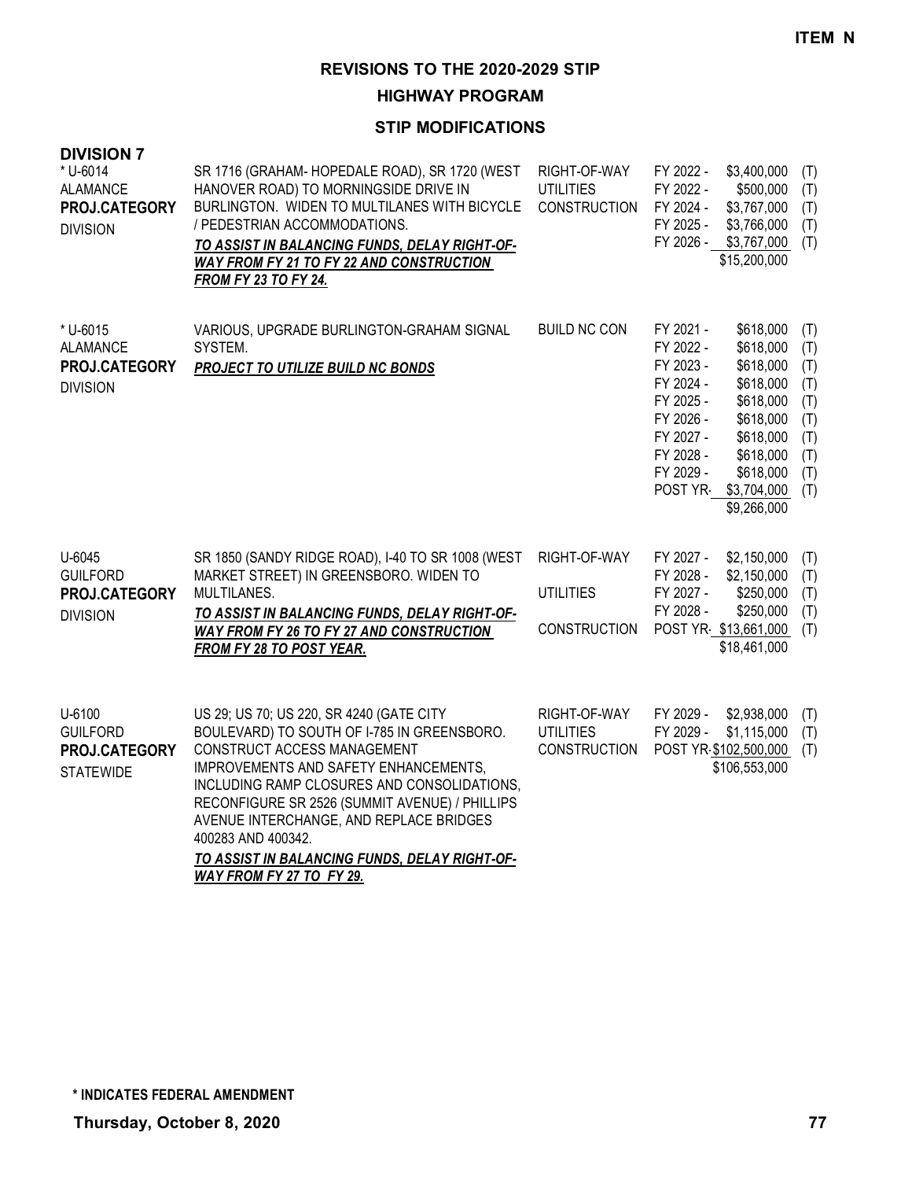**ITEM N**

# REVISIONS TO THE 2020-2029 STIP

## HIGHWAY PROGRAM

### STIP MODIFICATIONS

**DIVISION 7**

| Project | Description | Work Type | Fiscal Year | Amount | Fund |
|---|---|---|---|---|---|
| * U-6014<br>ALAMANCE<br>**PROJ.CATEGORY**<br>DIVISION | SR 1716 (GRAHAM- HOPEDALE ROAD), SR 1720 (WEST HANOVER ROAD) TO MORNINGSIDE DRIVE IN BURLINGTON. WIDEN TO MULTILANES WITH BICYCLE / PEDESTRIAN ACCOMMODATIONS.<br>***TO ASSIST IN BALANCING FUNDS, DELAY RIGHT-OF-WAY FROM FY 21 TO FY 22 AND CONSTRUCTION FROM FY 23 TO FY 24.*** | RIGHT-OF-WAY | FY 2022 - | $3,400,000 | (T) |
| | | UTILITIES | FY 2022 - | $500,000 | (T) |
| | | CONSTRUCTION | FY 2024 - | $3,767,000 | (T) |
| | | | FY 2025 - | $3,766,000 | (T) |
| | | | FY 2026 - | $3,767,000 | (T) |
| | | | | $15,200,000 | |
| * U-6015<br>ALAMANCE<br>**PROJ.CATEGORY**<br>DIVISION | VARIOUS, UPGRADE BURLINGTON-GRAHAM SIGNAL SYSTEM.<br>***PROJECT TO UTILIZE BUILD NC BONDS*** | BUILD NC CON | FY 2021 - | $618,000 | (T) |
| | | | FY 2022 - | $618,000 | (T) |
| | | | FY 2023 - | $618,000 | (T) |
| | | | FY 2024 - | $618,000 | (T) |
| | | | FY 2025 - | $618,000 | (T) |
| | | | FY 2026 - | $618,000 | (T) |
| | | | FY 2027 - | $618,000 | (T) |
| | | | FY 2028 - | $618,000 | (T) |
| | | | FY 2029 - | $618,000 | (T) |
| | | | POST YR- | $3,704,000 | (T) |
| | | | | $9,266,000 | |
| U-6045<br>GUILFORD<br>**PROJ.CATEGORY**<br>DIVISION | SR 1850 (SANDY RIDGE ROAD), I-40 TO SR 1008 (WEST MARKET STREET) IN GREENSBORO. WIDEN TO MULTILANES.<br>***TO ASSIST IN BALANCING FUNDS, DELAY RIGHT-OF-WAY FROM FY 26 TO FY 27 AND CONSTRUCTION FROM FY 28 TO POST YEAR.*** | RIGHT-OF-WAY | FY 2027 - | $2,150,000 | (T) |
| | | | FY 2028 - | $2,150,000 | (T) |
| | | UTILITIES | FY 2027 - | $250,000 | (T) |
| | | | FY 2028 - | $250,000 | (T) |
| | | CONSTRUCTION | POST YR- | $13,661,000 | (T) |
| | | | | $18,461,000 | |
| U-6100<br>GUILFORD<br>**PROJ.CATEGORY**<br>STATEWIDE | US 29; US 70; US 220, SR 4240 (GATE CITY BOULEVARD) TO SOUTH OF I-785 IN GREENSBORO. CONSTRUCT ACCESS MANAGEMENT IMPROVEMENTS AND SAFETY ENHANCEMENTS, INCLUDING RAMP CLOSURES AND CONSOLIDATIONS, RECONFIGURE SR 2526 (SUMMIT AVENUE) / PHILLIPS AVENUE INTERCHANGE, AND REPLACE BRIDGES 400283 AND 400342.<br>***TO ASSIST IN BALANCING FUNDS, DELAY RIGHT-OF-WAY FROM FY 27 TO FY 29.*** | RIGHT-OF-WAY | FY 2029 - | $2,938,000 | (T) |
| | | UTILITIES | FY 2029 - | $1,115,000 | (T) |
| | | CONSTRUCTION | POST YR- | $102,500,000 | (T) |
| | | | | $106,553,000 | |

**\* INDICATES FEDERAL AMENDMENT**

**Thursday, October 8, 2020**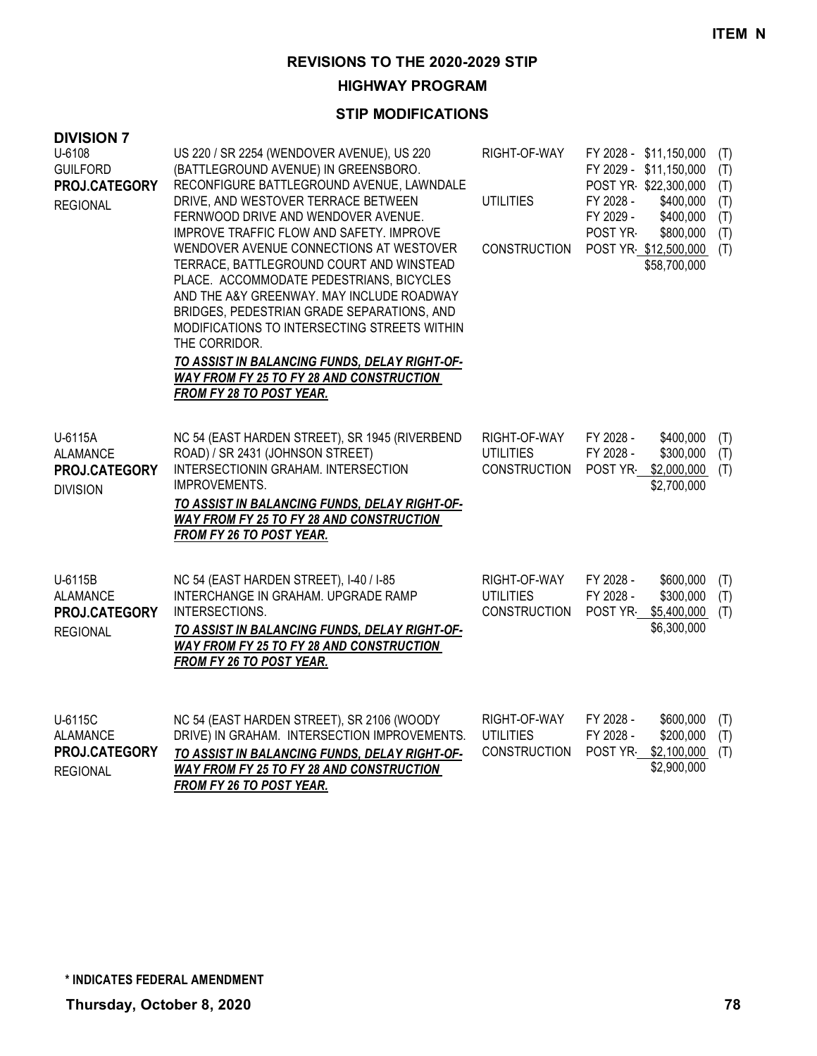ITEM N

# REVISIONS TO THE 2020-2029 STIP

## HIGHWAY PROGRAM

### STIP MODIFICATIONS

**DIVISION 7**

| Project | Description | Phase | Schedule | Amount | |
|---|---|---|---|---|---|
| U-6108<br>GUILFORD<br>**PROJ.CATEGORY**<br>REGIONAL | US 220 / SR 2254 (WENDOVER AVENUE), US 220 (BATTLEGROUND AVENUE) IN GREENSBORO. RECONFIGURE BATTLEGROUND AVENUE, LAWNDALE DRIVE, AND WESTOVER TERRACE BETWEEN FERNWOOD DRIVE AND WENDOVER AVENUE. IMPROVE TRAFFIC FLOW AND SAFETY. IMPROVE WENDOVER AVENUE CONNECTIONS AT WESTOVER TERRACE, BATTLEGROUND COURT AND WINSTEAD PLACE. ACCOMMODATE PEDESTRIANS, BICYCLES AND THE A&Y GREENWAY. MAY INCLUDE ROADWAY BRIDGES, PEDESTRIAN GRADE SEPARATIONS, AND MODIFICATIONS TO INTERSECTING STREETS WITHIN THE CORRIDOR.<br>***TO ASSIST IN BALANCING FUNDS, DELAY RIGHT-OF-WAY FROM FY 25 TO FY 28 AND CONSTRUCTION FROM FY 28 TO POST YEAR.*** | RIGHT-OF-WAY | FY 2028 - | $11,150,000 | (T) |
| | | | FY 2029 - | $11,150,000 | (T) |
| | | | POST YR- | $22,300,000 | (T) |
| | | UTILITIES | FY 2028 - | $400,000 | (T) |
| | | | FY 2029 - | $400,000 | (T) |
| | | | POST YR- | $800,000 | (T) |
| | | CONSTRUCTION | POST YR- | $12,500,000 | (T) |
| | | | | $58,700,000 | |
| U-6115A<br>ALAMANCE<br>**PROJ.CATEGORY**<br>DIVISION | NC 54 (EAST HARDEN STREET), SR 1945 (RIVERBEND ROAD) / SR 2431 (JOHNSON STREET) INTERSECTIONIN GRAHAM. INTERSECTION IMPROVEMENTS.<br>***TO ASSIST IN BALANCING FUNDS, DELAY RIGHT-OF-WAY FROM FY 25 TO FY 28 AND CONSTRUCTION FROM FY 26 TO POST YEAR.*** | RIGHT-OF-WAY | FY 2028 - | $400,000 | (T) |
| | | UTILITIES | FY 2028 - | $300,000 | (T) |
| | | CONSTRUCTION | POST YR- | $2,000,000 | (T) |
| | | | | $2,700,000 | |
| U-6115B<br>ALAMANCE<br>**PROJ.CATEGORY**<br>REGIONAL | NC 54 (EAST HARDEN STREET), I-40 / I-85 INTERCHANGE IN GRAHAM. UPGRADE RAMP INTERSECTIONS.<br>***TO ASSIST IN BALANCING FUNDS, DELAY RIGHT-OF-WAY FROM FY 25 TO FY 28 AND CONSTRUCTION FROM FY 26 TO POST YEAR.*** | RIGHT-OF-WAY | FY 2028 - | $600,000 | (T) |
| | | UTILITIES | FY 2028 - | $300,000 | (T) |
| | | CONSTRUCTION | POST YR- | $5,400,000 | (T) |
| | | | | $6,300,000 | |
| U-6115C<br>ALAMANCE<br>**PROJ.CATEGORY**<br>REGIONAL | NC 54 (EAST HARDEN STREET), SR 2106 (WOODY DRIVE) IN GRAHAM. INTERSECTION IMPROVEMENTS.<br>***TO ASSIST IN BALANCING FUNDS, DELAY RIGHT-OF-WAY FROM FY 25 TO FY 28 AND CONSTRUCTION FROM FY 26 TO POST YEAR.*** | RIGHT-OF-WAY | FY 2028 - | $600,000 | (T) |
| | | UTILITIES | FY 2028 - | $200,000 | (T) |
| | | CONSTRUCTION | POST YR- | $2,100,000 | (T) |
| | | | | $2,900,000 | |

**\* INDICATES FEDERAL AMENDMENT**

**Thursday, October 8, 2020**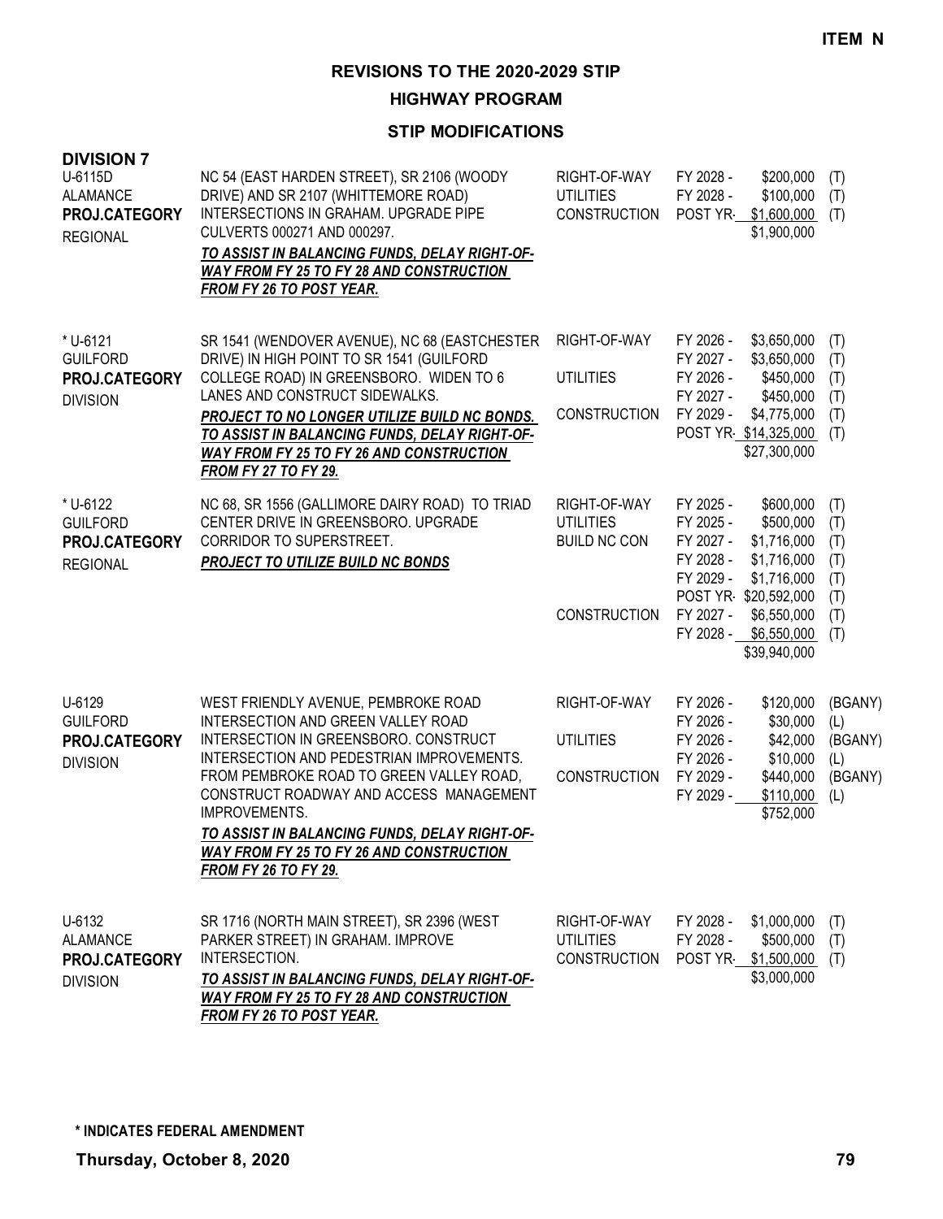**ITEM N**

## REVISIONS TO THE 2020-2029 STIP

### HIGHWAY PROGRAM

### STIP MODIFICATIONS

**DIVISION 7**

| Project | Description | Work Type | Fiscal Year | Amount | Source |
|---|---|---|---|---|---|
| U-6115D<br>ALAMANCE<br>**PROJ.CATEGORY**<br>REGIONAL | NC 54 (EAST HARDEN STREET), SR 2106 (WOODY DRIVE) AND SR 2107 (WHITTEMORE ROAD) INTERSECTIONS IN GRAHAM. UPGRADE PIPE CULVERTS 000271 AND 000297.<br>***TO ASSIST IN BALANCING FUNDS, DELAY RIGHT-OF-WAY FROM FY 25 TO FY 28 AND CONSTRUCTION FROM FY 26 TO POST YEAR.*** | RIGHT-OF-WAY | FY 2028 - | $200,000 | (T) |
| | | UTILITIES | FY 2028 - | $100,000 | (T) |
| | | CONSTRUCTION | POST YR- | $1,600,000 | (T) |
| | | | | $1,900,000 | |
| * U-6121<br>GUILFORD<br>**PROJ.CATEGORY**<br>DIVISION | SR 1541 (WENDOVER AVENUE), NC 68 (EASTCHESTER DRIVE) IN HIGH POINT TO SR 1541 (GUILFORD COLLEGE ROAD) IN GREENSBORO. WIDEN TO 6 LANES AND CONSTRUCT SIDEWALKS.<br>***PROJECT TO NO LONGER UTILIZE BUILD NC BONDS. TO ASSIST IN BALANCING FUNDS, DELAY RIGHT-OF-WAY FROM FY 25 TO FY 26 AND CONSTRUCTION FROM FY 27 TO FY 29.*** | RIGHT-OF-WAY | FY 2026 - | $3,650,000 | (T) |
| | | | FY 2027 - | $3,650,000 | (T) |
| | | UTILITIES | FY 2026 - | $450,000 | (T) |
| | | | FY 2027 - | $450,000 | (T) |
| | | CONSTRUCTION | FY 2029 - | $4,775,000 | (T) |
| | | | POST YR- | $14,325,000 | (T) |
| | | | | $27,300,000 | |
| * U-6122<br>GUILFORD<br>**PROJ.CATEGORY**<br>REGIONAL | NC 68, SR 1556 (GALLIMORE DAIRY ROAD) TO TRIAD CENTER DRIVE IN GREENSBORO. UPGRADE CORRIDOR TO SUPERSTREET.<br>***PROJECT TO UTILIZE BUILD NC BONDS*** | RIGHT-OF-WAY | FY 2025 - | $600,000 | (T) |
| | | UTILITIES | FY 2025 - | $500,000 | (T) |
| | | BUILD NC CON | FY 2027 - | $1,716,000 | (T) |
| | | | FY 2028 - | $1,716,000 | (T) |
| | | | FY 2029 - | $1,716,000 | (T) |
| | | | POST YR- | $20,592,000 | (T) |
| | | CONSTRUCTION | FY 2027 - | $6,550,000 | (T) |
| | | | FY 2028 - | $6,550,000 | (T) |
| | | | | $39,940,000 | |
| U-6129<br>GUILFORD<br>**PROJ.CATEGORY**<br>DIVISION | WEST FRIENDLY AVENUE, PEMBROKE ROAD INTERSECTION AND GREEN VALLEY ROAD INTERSECTION IN GREENSBORO. CONSTRUCT INTERSECTION AND PEDESTRIAN IMPROVEMENTS. FROM PEMBROKE ROAD TO GREEN VALLEY ROAD, CONSTRUCT ROADWAY AND ACCESS MANAGEMENT IMPROVEMENTS.<br>***TO ASSIST IN BALANCING FUNDS, DELAY RIGHT-OF-WAY FROM FY 25 TO FY 26 AND CONSTRUCTION FROM FY 26 TO FY 29.*** | RIGHT-OF-WAY | FY 2026 - | $120,000 | (BGANY) |
| | | | FY 2026 - | $30,000 | (L) |
| | | UTILITIES | FY 2026 - | $42,000 | (BGANY) |
| | | | FY 2026 - | $10,000 | (L) |
| | | CONSTRUCTION | FY 2029 - | $440,000 | (BGANY) |
| | | | FY 2029 - | $110,000 | (L) |
| | | | | $752,000 | |
| U-6132<br>ALAMANCE<br>**PROJ.CATEGORY**<br>DIVISION | SR 1716 (NORTH MAIN STREET), SR 2396 (WEST PARKER STREET) IN GRAHAM. IMPROVE INTERSECTION.<br>***TO ASSIST IN BALANCING FUNDS, DELAY RIGHT-OF-WAY FROM FY 25 TO FY 28 AND CONSTRUCTION FROM FY 26 TO POST YEAR.*** | RIGHT-OF-WAY | FY 2028 - | $1,000,000 | (T) |
| | | UTILITIES | FY 2028 - | $500,000 | (T) |
| | | CONSTRUCTION | POST YR- | $1,500,000 | (T) |
| | | | | $3,000,000 | |

**\* INDICATES FEDERAL AMENDMENT**

**Thursday, October 8, 2020**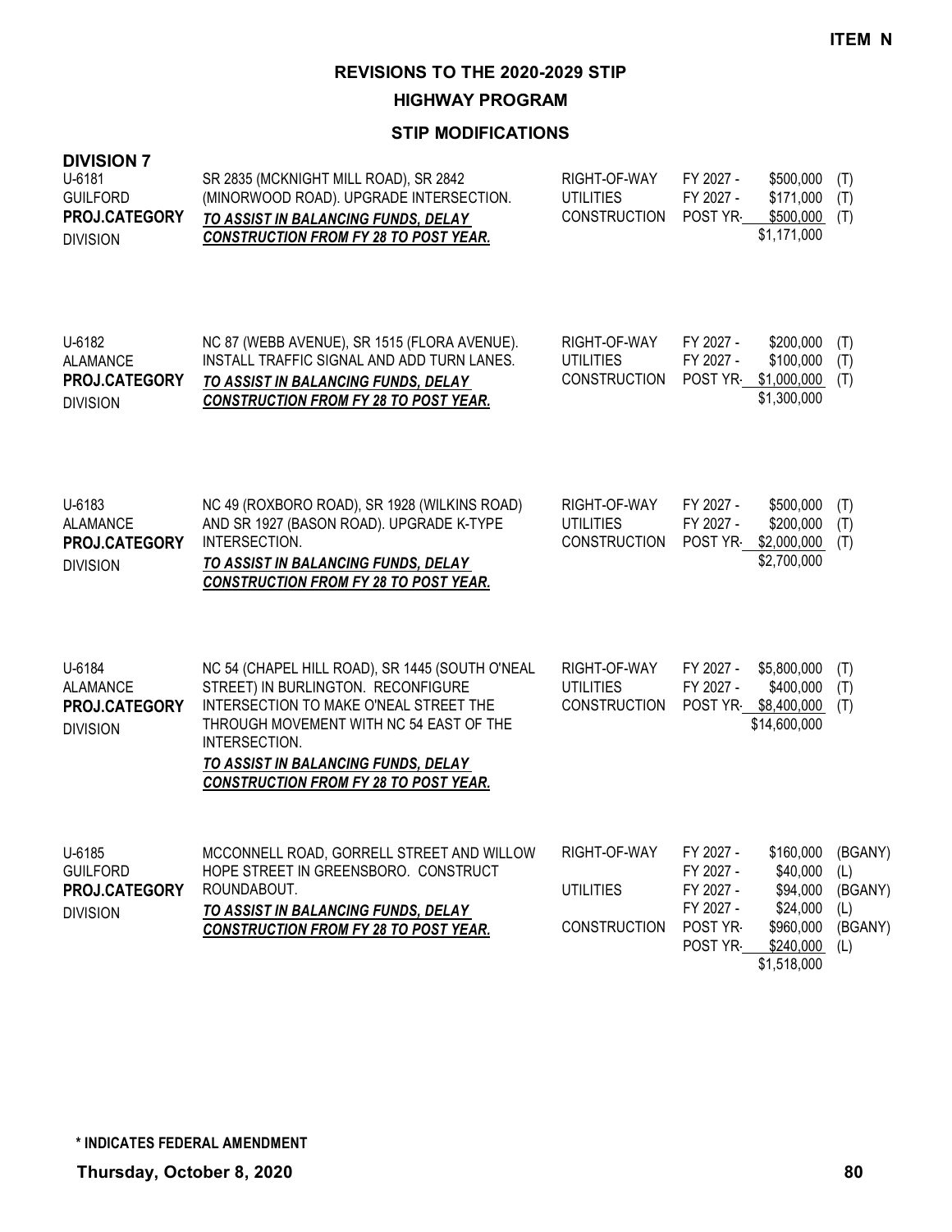**ITEM N**

# REVISIONS TO THE 2020-2029 STIP

## HIGHWAY PROGRAM

### STIP MODIFICATIONS

**DIVISION 7**

| Project | Description | Phase | Year | Amount | Fund |
|---|---|---|---|---|---|
| U-6181<br>GUILFORD<br>**PROJ.CATEGORY**<br>DIVISION | SR 2835 (MCKNIGHT MILL ROAD), SR 2842 (MINORWOOD ROAD). UPGRADE INTERSECTION.<br>***TO ASSIST IN BALANCING FUNDS, DELAY CONSTRUCTION FROM FY 28 TO POST YEAR.*** | RIGHT-OF-WAY | FY 2027 - | $500,000 | (T) |
| | | UTILITIES | FY 2027 - | $171,000 | (T) |
| | | CONSTRUCTION | POST YR- | $500,000 | (T) |
| | | | | $1,171,000 | |
| U-6182<br>ALAMANCE<br>**PROJ.CATEGORY**<br>DIVISION | NC 87 (WEBB AVENUE), SR 1515 (FLORA AVENUE). INSTALL TRAFFIC SIGNAL AND ADD TURN LANES.<br>***TO ASSIST IN BALANCING FUNDS, DELAY CONSTRUCTION FROM FY 28 TO POST YEAR.*** | RIGHT-OF-WAY | FY 2027 - | $200,000 | (T) |
| | | UTILITIES | FY 2027 - | $100,000 | (T) |
| | | CONSTRUCTION | POST YR- | $1,000,000 | (T) |
| | | | | $1,300,000 | |
| U-6183<br>ALAMANCE<br>**PROJ.CATEGORY**<br>DIVISION | NC 49 (ROXBORO ROAD), SR 1928 (WILKINS ROAD) AND SR 1927 (BASON ROAD). UPGRADE K-TYPE INTERSECTION.<br>***TO ASSIST IN BALANCING FUNDS, DELAY CONSTRUCTION FROM FY 28 TO POST YEAR.*** | RIGHT-OF-WAY | FY 2027 - | $500,000 | (T) |
| | | UTILITIES | FY 2027 - | $200,000 | (T) |
| | | CONSTRUCTION | POST YR- | $2,000,000 | (T) |
| | | | | $2,700,000 | |
| U-6184<br>ALAMANCE<br>**PROJ.CATEGORY**<br>DIVISION | NC 54 (CHAPEL HILL ROAD), SR 1445 (SOUTH O'NEAL STREET) IN BURLINGTON. RECONFIGURE INTERSECTION TO MAKE O'NEAL STREET THE THROUGH MOVEMENT WITH NC 54 EAST OF THE INTERSECTION.<br>***TO ASSIST IN BALANCING FUNDS, DELAY CONSTRUCTION FROM FY 28 TO POST YEAR.*** | RIGHT-OF-WAY | FY 2027 - | $5,800,000 | (T) |
| | | UTILITIES | FY 2027 - | $400,000 | (T) |
| | | CONSTRUCTION | POST YR- | $8,400,000 | (T) |
| | | | | $14,600,000 | |
| U-6185<br>GUILFORD<br>**PROJ.CATEGORY**<br>DIVISION | MCCONNELL ROAD, GORRELL STREET AND WILLOW HOPE STREET IN GREENSBORO. CONSTRUCT ROUNDABOUT.<br>***TO ASSIST IN BALANCING FUNDS, DELAY CONSTRUCTION FROM FY 28 TO POST YEAR.*** | RIGHT-OF-WAY | FY 2027 - | $160,000 | (BGANY) |
| | | | FY 2027 - | $40,000 | (L) |
| | | UTILITIES | FY 2027 - | $94,000 | (BGANY) |
| | | | FY 2027 - | $24,000 | (L) |
| | | CONSTRUCTION | POST YR- | $960,000 | (BGANY) |
| | | | POST YR- | $240,000 | (L) |
| | | | | $1,518,000 | |

**\* INDICATES FEDERAL AMENDMENT**

**Thursday, October 8, 2020**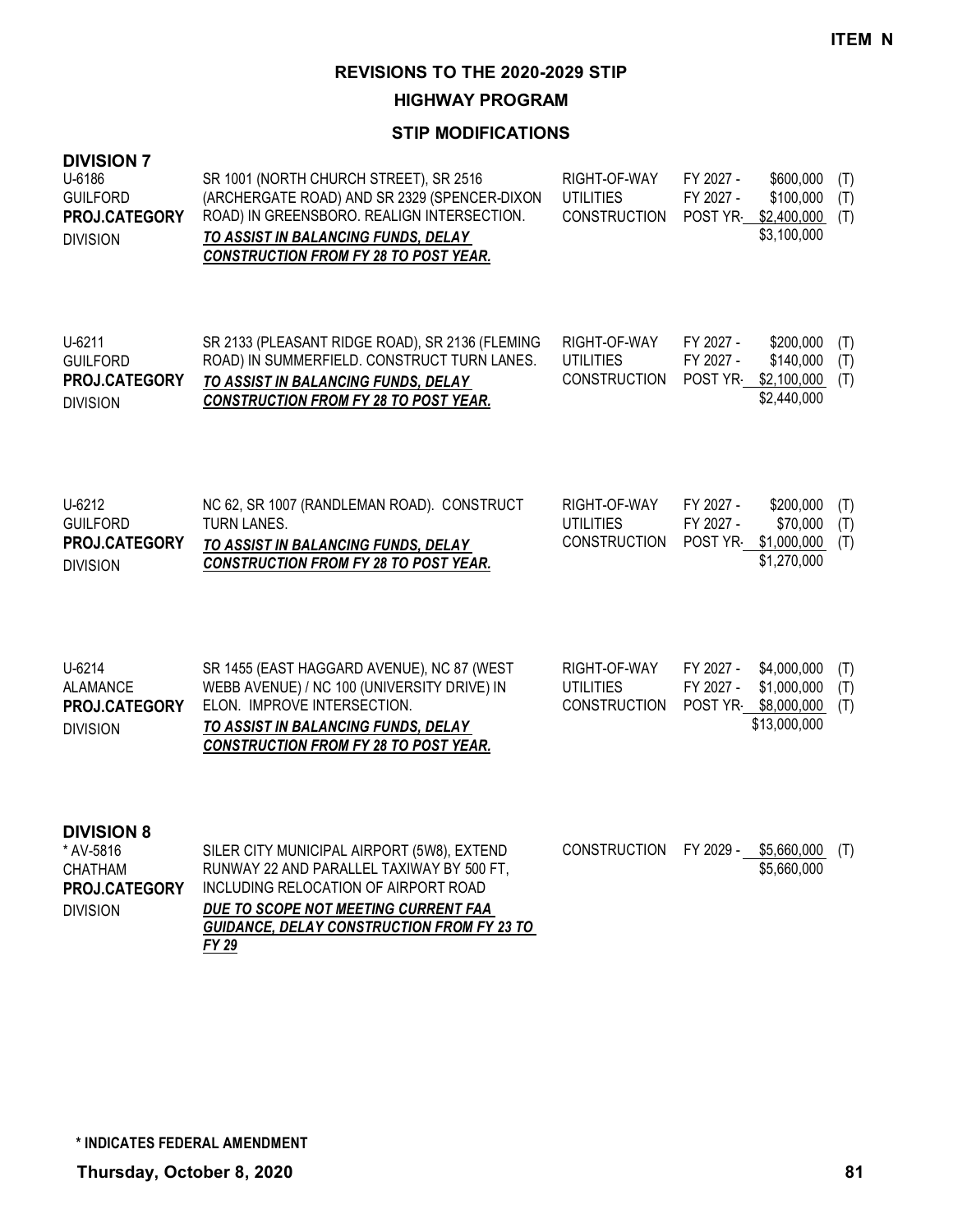**ITEM N**

# REVISIONS TO THE 2020-2029 STIP

## HIGHWAY PROGRAM

### STIP MODIFICATIONS

**DIVISION 7**

| Project | Description | Work Type | Year | Cost | Fund |
|---|---|---|---|---|---|
| U-6186<br>GUILFORD<br>**PROJ.CATEGORY**<br>DIVISION | SR 1001 (NORTH CHURCH STREET), SR 2516 (ARCHERGATE ROAD) AND SR 2329 (SPENCER-DIXON ROAD) IN GREENSBORO. REALIGN INTERSECTION.<br>***TO ASSIST IN BALANCING FUNDS, DELAY CONSTRUCTION FROM FY 28 TO POST YEAR.*** | RIGHT-OF-WAY<br>UTILITIES<br>CONSTRUCTION | FY 2027 -<br>FY 2027 -<br>POST YR- | $600,000<br>$100,000<br>$2,400,000<br>$3,100,000 | (T)<br>(T)<br>(T) |
| U-6211<br>GUILFORD<br>**PROJ.CATEGORY**<br>DIVISION | SR 2133 (PLEASANT RIDGE ROAD), SR 2136 (FLEMING ROAD) IN SUMMERFIELD. CONSTRUCT TURN LANES.<br>***TO ASSIST IN BALANCING FUNDS, DELAY CONSTRUCTION FROM FY 28 TO POST YEAR.*** | RIGHT-OF-WAY<br>UTILITIES<br>CONSTRUCTION | FY 2027 -<br>FY 2027 -<br>POST YR- | $200,000<br>$140,000<br>$2,100,000<br>$2,440,000 | (T)<br>(T)<br>(T) |
| U-6212<br>GUILFORD<br>**PROJ.CATEGORY**<br>DIVISION | NC 62, SR 1007 (RANDLEMAN ROAD). CONSTRUCT TURN LANES.<br>***TO ASSIST IN BALANCING FUNDS, DELAY CONSTRUCTION FROM FY 28 TO POST YEAR.*** | RIGHT-OF-WAY<br>UTILITIES<br>CONSTRUCTION | FY 2027 -<br>FY 2027 -<br>POST YR- | $200,000<br>$70,000<br>$1,000,000<br>$1,270,000 | (T)<br>(T)<br>(T) |
| U-6214<br>ALAMANCE<br>**PROJ.CATEGORY**<br>DIVISION | SR 1455 (EAST HAGGARD AVENUE), NC 87 (WEST WEBB AVENUE) / NC 100 (UNIVERSITY DRIVE) IN ELON. IMPROVE INTERSECTION.<br>***TO ASSIST IN BALANCING FUNDS, DELAY CONSTRUCTION FROM FY 28 TO POST YEAR.*** | RIGHT-OF-WAY<br>UTILITIES<br>CONSTRUCTION | FY 2027 -<br>FY 2027 -<br>POST YR- | $4,000,000<br>$1,000,000<br>$8,000,000<br>$13,000,000 | (T)<br>(T)<br>(T) |

**DIVISION 8**

| Project | Description | Work Type | Year | Cost | Fund |
|---|---|---|---|---|---|
| * AV-5816<br>CHATHAM<br>**PROJ.CATEGORY**<br>DIVISION | SILER CITY MUNICIPAL AIRPORT (5W8), EXTEND RUNWAY 22 AND PARALLEL TAXIWAY BY 500 FT, INCLUDING RELOCATION OF AIRPORT ROAD<br>***DUE TO SCOPE NOT MEETING CURRENT FAA GUIDANCE, DELAY CONSTRUCTION FROM FY 23 TO FY 29*** | CONSTRUCTION | FY 2029 - | $5,660,000<br>$5,660,000 | (T) |

**\* INDICATES FEDERAL AMENDMENT**

**Thursday, October 8, 2020**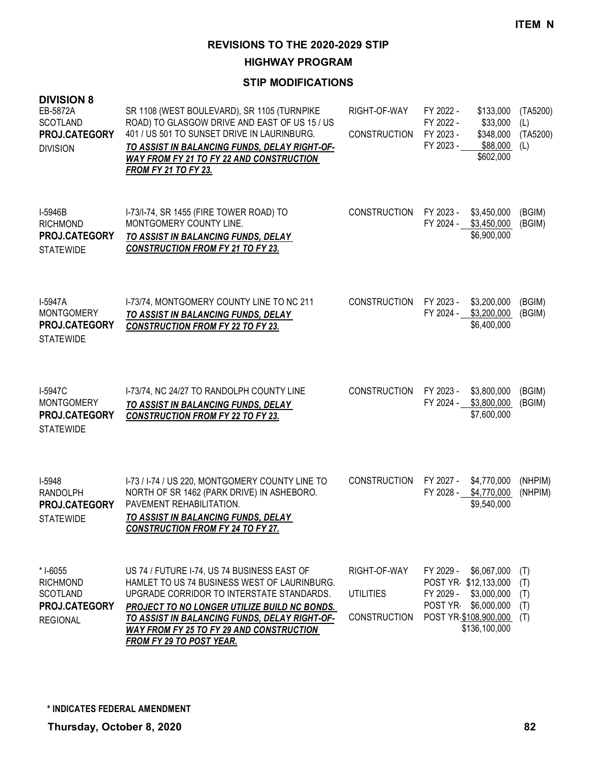**ITEM N**

# REVISIONS TO THE 2020-2029 STIP

## HIGHWAY PROGRAM

### STIP MODIFICATIONS

**DIVISION 8**

| Project | Description | Work | Year | Amount | Fund |
|---|---|---|---|---|---|
| EB-5872A<br>SCOTLAND<br>**PROJ.CATEGORY**<br>DIVISION | SR 1108 (WEST BOULEVARD), SR 1105 (TURNPIKE ROAD) TO GLASGOW DRIVE AND EAST OF US 15 / US 401 / US 501 TO SUNSET DRIVE IN LAURINBURG.<br>***TO ASSIST IN BALANCING FUNDS, DELAY RIGHT-OF-WAY FROM FY 21 TO FY 22 AND CONSTRUCTION FROM FY 21 TO FY 23.*** | RIGHT-OF-WAY<br><br>CONSTRUCTION | FY 2022 -<br>FY 2022 -<br>FY 2023 -<br>FY 2023 - | $133,000<br>$33,000<br>$348,000<br>$88,000<br>$602,000 | (TA5200)<br>(L)<br>(TA5200)<br>(L) |
| I-5946B<br>RICHMOND<br>**PROJ.CATEGORY**<br>STATEWIDE | I-73/I-74, SR 1455 (FIRE TOWER ROAD) TO MONTGOMERY COUNTY LINE.<br>***TO ASSIST IN BALANCING FUNDS, DELAY CONSTRUCTION FROM FY 21 TO FY 23.*** | CONSTRUCTION | FY 2023 -<br>FY 2024 - | $3,450,000<br>$3,450,000<br>$6,900,000 | (BGIM)<br>(BGIM) |
| I-5947A<br>MONTGOMERY<br>**PROJ.CATEGORY**<br>STATEWIDE | I-73/74, MONTGOMERY COUNTY LINE TO NC 211<br>***TO ASSIST IN BALANCING FUNDS, DELAY CONSTRUCTION FROM FY 22 TO FY 23.*** | CONSTRUCTION | FY 2023 -<br>FY 2024 - | $3,200,000<br>$3,200,000<br>$6,400,000 | (BGIM)<br>(BGIM) |
| I-5947C<br>MONTGOMERY<br>**PROJ.CATEGORY**<br>STATEWIDE | I-73/74, NC 24/27 TO RANDOLPH COUNTY LINE<br>***TO ASSIST IN BALANCING FUNDS, DELAY CONSTRUCTION FROM FY 22 TO FY 23.*** | CONSTRUCTION | FY 2023 -<br>FY 2024 - | $3,800,000<br>$3,800,000<br>$7,600,000 | (BGIM)<br>(BGIM) |
| I-5948<br>RANDOLPH<br>**PROJ.CATEGORY**<br>STATEWIDE | I-73 / I-74 / US 220, MONTGOMERY COUNTY LINE TO NORTH OF SR 1462 (PARK DRIVE) IN ASHEBORO. PAVEMENT REHABILITATION.<br>***TO ASSIST IN BALANCING FUNDS, DELAY CONSTRUCTION FROM FY 24 TO FY 27.*** | CONSTRUCTION | FY 2027 -<br>FY 2028 - | $4,770,000<br>$4,770,000<br>$9,540,000 | (NHPIM)<br>(NHPIM) |
| * I-6055<br>RICHMOND<br>SCOTLAND<br>**PROJ.CATEGORY**<br>REGIONAL | US 74 / FUTURE I-74, US 74 BUSINESS EAST OF HAMLET TO US 74 BUSINESS WEST OF LAURINBURG. UPGRADE CORRIDOR TO INTERSTATE STANDARDS.<br>***PROJECT TO NO LONGER UTILIZE BUILD NC BONDS. TO ASSIST IN BALANCING FUNDS, DELAY RIGHT-OF-WAY FROM FY 25 TO FY 29 AND CONSTRUCTION FROM FY 29 TO POST YEAR.*** | RIGHT-OF-WAY<br><br>UTILITIES<br><br>CONSTRUCTION | FY 2029 -<br>POST YR-<br>FY 2029 -<br>POST YR-<br>POST YR- | $6,067,000<br>$12,133,000<br>$3,000,000<br>$6,000,000<br>$108,900,000<br>$136,100,000 | (T)<br>(T)<br>(T)<br>(T)<br>(T) |

**\* INDICATES FEDERAL AMENDMENT**

**Thursday, October 8, 2020**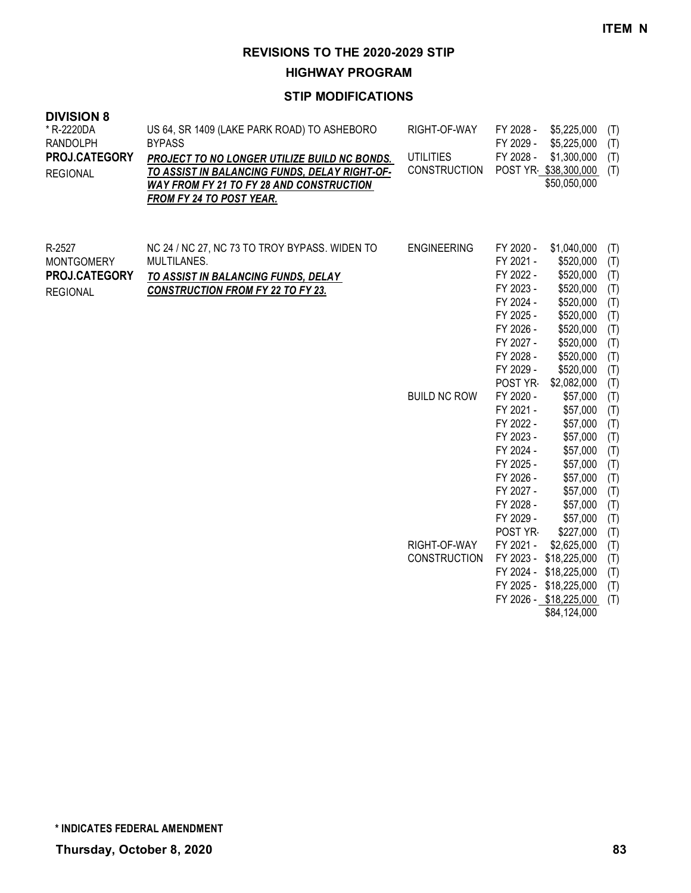**ITEM N**

# REVISIONS TO THE 2020-2029 STIP

## HIGHWAY PROGRAM

### STIP MODIFICATIONS

**DIVISION 8**

| Project | Description | Work Type | Fiscal Year | Amount | Fund |
|---|---|---|---|---|---|
| * R-2220DA<br>RANDOLPH<br>**PROJ.CATEGORY**<br>REGIONAL | US 64, SR 1409 (LAKE PARK ROAD) TO ASHEBORO BYPASS<br>***PROJECT TO NO LONGER UTILIZE BUILD NC BONDS. TO ASSIST IN BALANCING FUNDS, DELAY RIGHT-OF-WAY FROM FY 21 TO FY 28 AND CONSTRUCTION FROM FY 24 TO POST YEAR.*** | RIGHT-OF-WAY | FY 2028 - | $5,225,000 | (T) |
| | | | FY 2029 - | $5,225,000 | (T) |
| | | UTILITIES | FY 2028 - | $1,300,000 | (T) |
| | | CONSTRUCTION | POST YR- | $38,300,000 | (T) |
| | | | | $50,050,000 | |
| R-2527<br>MONTGOMERY<br>**PROJ.CATEGORY**<br>REGIONAL | NC 24 / NC 27, NC 73 TO TROY BYPASS. WIDEN TO MULTILANES.<br>***TO ASSIST IN BALANCING FUNDS, DELAY CONSTRUCTION FROM FY 22 TO FY 23.*** | ENGINEERING | FY 2020 - | $1,040,000 | (T) |
| | | | FY 2021 - | $520,000 | (T) |
| | | | FY 2022 - | $520,000 | (T) |
| | | | FY 2023 - | $520,000 | (T) |
| | | | FY 2024 - | $520,000 | (T) |
| | | | FY 2025 - | $520,000 | (T) |
| | | | FY 2026 - | $520,000 | (T) |
| | | | FY 2027 - | $520,000 | (T) |
| | | | FY 2028 - | $520,000 | (T) |
| | | | FY 2029 - | $520,000 | (T) |
| | | | POST YR- | $2,082,000 | (T) |
| | | BUILD NC ROW | FY 2020 - | $57,000 | (T) |
| | | | FY 2021 - | $57,000 | (T) |
| | | | FY 2022 - | $57,000 | (T) |
| | | | FY 2023 - | $57,000 | (T) |
| | | | FY 2024 - | $57,000 | (T) |
| | | | FY 2025 - | $57,000 | (T) |
| | | | FY 2026 - | $57,000 | (T) |
| | | | FY 2027 - | $57,000 | (T) |
| | | | FY 2028 - | $57,000 | (T) |
| | | | FY 2029 - | $57,000 | (T) |
| | | | POST YR- | $227,000 | (T) |
| | | RIGHT-OF-WAY | FY 2021 - | $2,625,000 | (T) |
| | | CONSTRUCTION | FY 2023 - | $18,225,000 | (T) |
| | | | FY 2024 - | $18,225,000 | (T) |
| | | | FY 2025 - | $18,225,000 | (T) |
| | | | FY 2026 - | $18,225,000 | (T) |
| | | | | $84,124,000 | |

**\* INDICATES FEDERAL AMENDMENT**

**Thursday, October 8, 2020**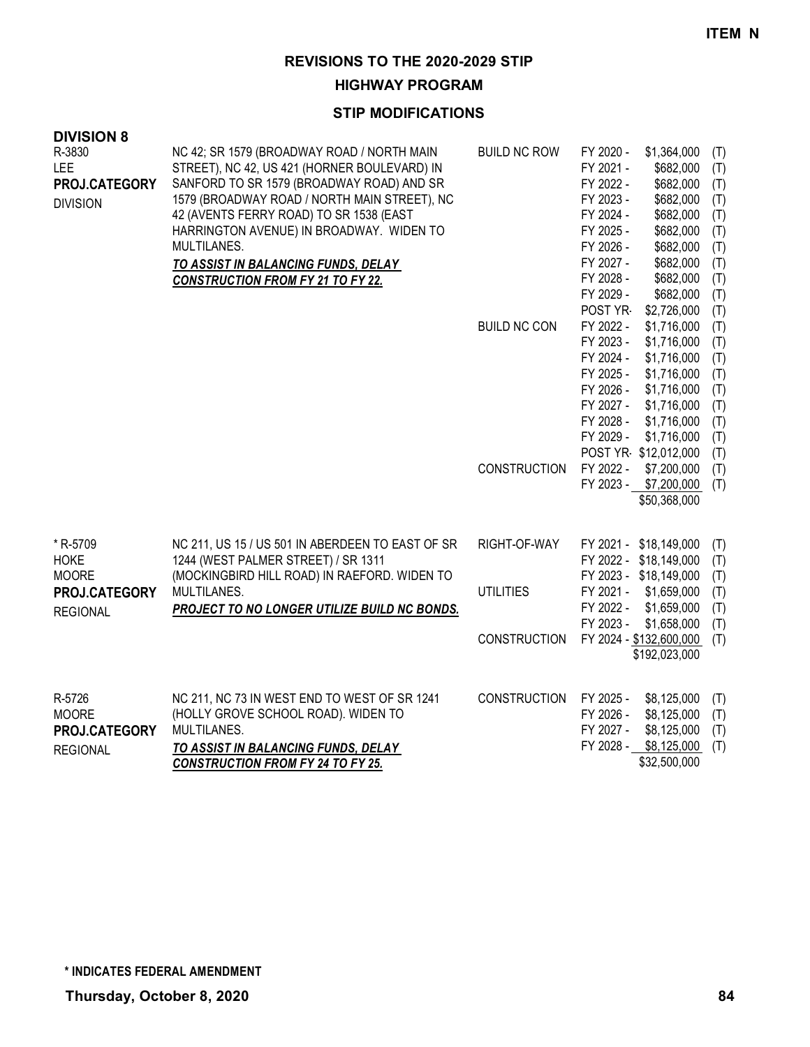**ITEM N**

# REVISIONS TO THE 2020-2029 STIP

## HIGHWAY PROGRAM

### STIP MODIFICATIONS

**DIVISION 8**

| Project | Description | Work Type | Fiscal Year | Amount | Fund |
|---|---|---|---|---|---|
| R-3830<br>LEE<br>**PROJ.CATEGORY**<br>DIVISION | NC 42; SR 1579 (BROADWAY ROAD / NORTH MAIN STREET), NC 42, US 421 (HORNER BOULEVARD) IN SANFORD TO SR 1579 (BROADWAY ROAD) AND SR 1579 (BROADWAY ROAD / NORTH MAIN STREET), NC 42 (AVENTS FERRY ROAD) TO SR 1538 (EAST HARRINGTON AVENUE) IN BROADWAY. WIDEN TO MULTILANES.<br>***TO ASSIST IN BALANCING FUNDS, DELAY CONSTRUCTION FROM FY 21 TO FY 22.*** | BUILD NC ROW | FY 2020 - | $1,364,000 | (T) |
| | | | FY 2021 - | $682,000 | (T) |
| | | | FY 2022 - | $682,000 | (T) |
| | | | FY 2023 - | $682,000 | (T) |
| | | | FY 2024 - | $682,000 | (T) |
| | | | FY 2025 - | $682,000 | (T) |
| | | | FY 2026 - | $682,000 | (T) |
| | | | FY 2027 - | $682,000 | (T) |
| | | | FY 2028 - | $682,000 | (T) |
| | | | FY 2029 - | $682,000 | (T) |
| | | | POST YR- | $2,726,000 | (T) |
| | | BUILD NC CON | FY 2022 - | $1,716,000 | (T) |
| | | | FY 2023 - | $1,716,000 | (T) |
| | | | FY 2024 - | $1,716,000 | (T) |
| | | | FY 2025 - | $1,716,000 | (T) |
| | | | FY 2026 - | $1,716,000 | (T) |
| | | | FY 2027 - | $1,716,000 | (T) |
| | | | FY 2028 - | $1,716,000 | (T) |
| | | | FY 2029 - | $1,716,000 | (T) |
| | | | POST YR- | $12,012,000 | (T) |
| | | CONSTRUCTION | FY 2022 - | $7,200,000 | (T) |
| | | | FY 2023 - | $7,200,000 | (T) |
| | | | | $50,368,000 | |
| * R-5709<br>HOKE<br>MOORE<br>**PROJ.CATEGORY**<br>REGIONAL | NC 211, US 15 / US 501 IN ABERDEEN TO EAST OF SR 1244 (WEST PALMER STREET) / SR 1311 (MOCKINGBIRD HILL ROAD) IN RAEFORD. WIDEN TO MULTILANES.<br>***PROJECT TO NO LONGER UTILIZE BUILD NC BONDS.*** | RIGHT-OF-WAY | FY 2021 - | $18,149,000 | (T) |
| | | | FY 2022 - | $18,149,000 | (T) |
| | | | FY 2023 - | $18,149,000 | (T) |
| | | UTILITIES | FY 2021 - | $1,659,000 | (T) |
| | | | FY 2022 - | $1,659,000 | (T) |
| | | | FY 2023 - | $1,658,000 | (T) |
| | | CONSTRUCTION | FY 2024 - | $132,600,000 | (T) |
| | | | | $192,023,000 | |
| R-5726<br>MOORE<br>**PROJ.CATEGORY**<br>REGIONAL | NC 211, NC 73 IN WEST END TO WEST OF SR 1241 (HOLLY GROVE SCHOOL ROAD). WIDEN TO MULTILANES.<br>***TO ASSIST IN BALANCING FUNDS, DELAY CONSTRUCTION FROM FY 24 TO FY 25.*** | CONSTRUCTION | FY 2025 - | $8,125,000 | (T) |
| | | | FY 2026 - | $8,125,000 | (T) |
| | | | FY 2027 - | $8,125,000 | (T) |
| | | | FY 2028 - | $8,125,000 | (T) |
| | | | | $32,500,000 | |

**\* INDICATES FEDERAL AMENDMENT**

**Thursday, October 8, 2020**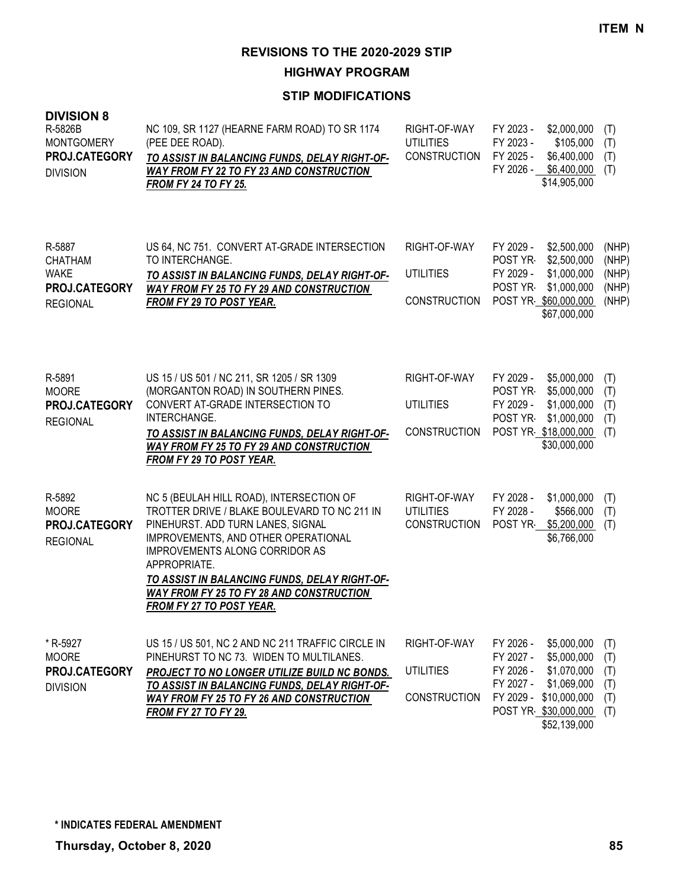**ITEM N**

# REVISIONS TO THE 2020-2029 STIP

## HIGHWAY PROGRAM

### STIP MODIFICATIONS

**DIVISION 8**

| Project | Description | Phase | Year | Amount | Source |
|---|---|---|---|---|---|
| R-5826B<br>MONTGOMERY<br>**PROJ.CATEGORY**<br>DIVISION | NC 109, SR 1127 (HEARNE FARM ROAD) TO SR 1174 (PEE DEE ROAD).<br>***TO ASSIST IN BALANCING FUNDS, DELAY RIGHT-OF-WAY FROM FY 22 TO FY 23 AND CONSTRUCTION FROM FY 24 TO FY 25.*** | RIGHT-OF-WAY | FY 2023 - | $2,000,000 | (T) |
| | | UTILITIES | FY 2023 - | $105,000 | (T) |
| | | CONSTRUCTION | FY 2025 - | $6,400,000 | (T) |
| | | | FY 2026 - | $6,400,000 | (T) |
| | | | | $14,905,000 | |
| R-5887<br>CHATHAM<br>WAKE<br>**PROJ.CATEGORY**<br>REGIONAL | US 64, NC 751. CONVERT AT-GRADE INTERSECTION TO INTERCHANGE.<br>***TO ASSIST IN BALANCING FUNDS, DELAY RIGHT-OF-WAY FROM FY 25 TO FY 29 AND CONSTRUCTION FROM FY 29 TO POST YEAR.*** | RIGHT-OF-WAY | FY 2029 - | $2,500,000 | (NHP) |
| | | | POST YR- | $2,500,000 | (NHP) |
| | | UTILITIES | FY 2029 - | $1,000,000 | (NHP) |
| | | | POST YR- | $1,000,000 | (NHP) |
| | | CONSTRUCTION | POST YR- | $60,000,000 | (NHP) |
| | | | | $67,000,000 | |
| R-5891<br>MOORE<br>**PROJ.CATEGORY**<br>REGIONAL | US 15 / US 501 / NC 211, SR 1205 / SR 1309 (MORGANTON ROAD) IN SOUTHERN PINES. CONVERT AT-GRADE INTERSECTION TO INTERCHANGE.<br>***TO ASSIST IN BALANCING FUNDS, DELAY RIGHT-OF-WAY FROM FY 25 TO FY 29 AND CONSTRUCTION FROM FY 29 TO POST YEAR.*** | RIGHT-OF-WAY | FY 2029 - | $5,000,000 | (T) |
| | | | POST YR- | $5,000,000 | (T) |
| | | UTILITIES | FY 2029 - | $1,000,000 | (T) |
| | | | POST YR- | $1,000,000 | (T) |
| | | CONSTRUCTION | POST YR- | $18,000,000 | (T) |
| | | | | $30,000,000 | |
| R-5892<br>MOORE<br>**PROJ.CATEGORY**<br>REGIONAL | NC 5 (BEULAH HILL ROAD), INTERSECTION OF TROTTER DRIVE / BLAKE BOULEVARD TO NC 211 IN PINEHURST. ADD TURN LANES, SIGNAL IMPROVEMENTS, AND OTHER OPERATIONAL IMPROVEMENTS ALONG CORRIDOR AS APPROPRIATE.<br>***TO ASSIST IN BALANCING FUNDS, DELAY RIGHT-OF-WAY FROM FY 25 TO FY 28 AND CONSTRUCTION FROM FY 27 TO POST YEAR.*** | RIGHT-OF-WAY | FY 2028 - | $1,000,000 | (T) |
| | | UTILITIES | FY 2028 - | $566,000 | (T) |
| | | CONSTRUCTION | POST YR- | $5,200,000 | (T) |
| | | | | $6,766,000 | |
| * R-5927<br>MOORE<br>**PROJ.CATEGORY**<br>DIVISION | US 15 / US 501, NC 2 AND NC 211 TRAFFIC CIRCLE IN PINEHURST TO NC 73. WIDEN TO MULTILANES.<br>***PROJECT TO NO LONGER UTILIZE BUILD NC BONDS. TO ASSIST IN BALANCING FUNDS, DELAY RIGHT-OF-WAY FROM FY 25 TO FY 26 AND CONSTRUCTION FROM FY 27 TO FY 29.*** | RIGHT-OF-WAY | FY 2026 - | $5,000,000 | (T) |
| | | | FY 2027 - | $5,000,000 | (T) |
| | | UTILITIES | FY 2026 - | $1,070,000 | (T) |
| | | | FY 2027 - | $1,069,000 | (T) |
| | | CONSTRUCTION | FY 2029 - | $10,000,000 | (T) |
| | | | POST YR- | $30,000,000 | (T) |
| | | | | $52,139,000 | |

**\* INDICATES FEDERAL AMENDMENT**

**Thursday, October 8, 2020**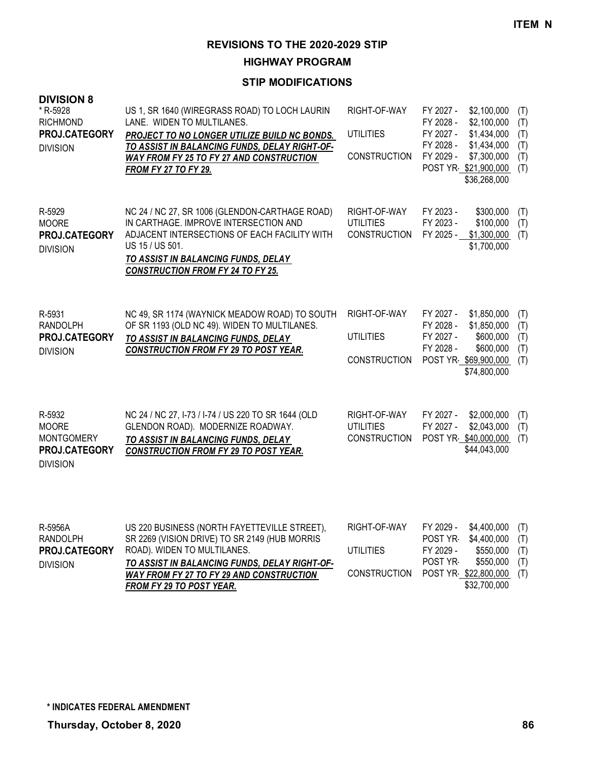**ITEM N**

# REVISIONS TO THE 2020-2029 STIP

## HIGHWAY PROGRAM

### STIP MODIFICATIONS

**DIVISION 8**

| Project | Description | Work Type | Funding | |
|---|---|---|---|---|
| * R-5928<br>RICHMOND<br>**PROJ.CATEGORY**<br>DIVISION | US 1, SR 1640 (WIREGRASS ROAD) TO LOCH LAURIN LANE. WIDEN TO MULTILANES.<br>***PROJECT TO NO LONGER UTILIZE BUILD NC BONDS. TO ASSIST IN BALANCING FUNDS, DELAY RIGHT-OF-WAY FROM FY 25 TO FY 27 AND CONSTRUCTION FROM FY 27 TO FY 29.*** | RIGHT-OF-WAY<br><br>UTILITIES<br><br>CONSTRUCTION | FY 2027 - $2,100,000<br>FY 2028 - $2,100,000<br>FY 2027 - $1,434,000<br>FY 2028 - $1,434,000<br>FY 2029 - $7,300,000<br>POST YR- $21,900,000<br>$36,268,000 | (T)<br>(T)<br>(T)<br>(T)<br>(T)<br>(T) |
| R-5929<br>MOORE<br>**PROJ.CATEGORY**<br>DIVISION | NC 24 / NC 27, SR 1006 (GLENDON-CARTHAGE ROAD) IN CARTHAGE. IMPROVE INTERSECTION AND ADJACENT INTERSECTIONS OF EACH FACILITY WITH US 15 / US 501.<br>***TO ASSIST IN BALANCING FUNDS, DELAY CONSTRUCTION FROM FY 24 TO FY 25.*** | RIGHT-OF-WAY<br>UTILITIES<br>CONSTRUCTION | FY 2023 - $300,000<br>FY 2023 - $100,000<br>FY 2025 - $1,300,000<br>$1,700,000 | (T)<br>(T)<br>(T) |
| R-5931<br>RANDOLPH<br>**PROJ.CATEGORY**<br>DIVISION | NC 49, SR 1174 (WAYNICK MEADOW ROAD) TO SOUTH OF SR 1193 (OLD NC 49). WIDEN TO MULTILANES.<br>***TO ASSIST IN BALANCING FUNDS, DELAY CONSTRUCTION FROM FY 29 TO POST YEAR.*** | RIGHT-OF-WAY<br><br>UTILITIES<br><br>CONSTRUCTION | FY 2027 - $1,850,000<br>FY 2028 - $1,850,000<br>FY 2027 - $600,000<br>FY 2028 - $600,000<br>POST YR- $69,900,000<br>$74,800,000 | (T)<br>(T)<br>(T)<br>(T)<br>(T) |
| R-5932<br>MOORE<br>MONTGOMERY<br>**PROJ.CATEGORY**<br>DIVISION | NC 24 / NC 27, I-73 / I-74 / US 220 TO SR 1644 (OLD GLENDON ROAD). MODERNIZE ROADWAY.<br>***TO ASSIST IN BALANCING FUNDS, DELAY CONSTRUCTION FROM FY 29 TO POST YEAR.*** | RIGHT-OF-WAY<br>UTILITIES<br>CONSTRUCTION | FY 2027 - $2,000,000<br>FY 2027 - $2,043,000<br>POST YR- $40,000,000<br>$44,043,000 | (T)<br>(T)<br>(T) |
| R-5956A<br>RANDOLPH<br>**PROJ.CATEGORY**<br>DIVISION | US 220 BUSINESS (NORTH FAYETTEVILLE STREET), SR 2269 (VISION DRIVE) TO SR 2149 (HUB MORRIS ROAD). WIDEN TO MULTILANES.<br>***TO ASSIST IN BALANCING FUNDS, DELAY RIGHT-OF-WAY FROM FY 27 TO FY 29 AND CONSTRUCTION FROM FY 29 TO POST YEAR.*** | RIGHT-OF-WAY<br><br>UTILITIES<br><br>CONSTRUCTION | FY 2029 - $4,400,000<br>POST YR- $4,400,000<br>FY 2029 - $550,000<br>POST YR- $550,000<br>POST YR- $22,800,000<br>$32,700,000 | (T)<br>(T)<br>(T)<br>(T)<br>(T) |

**\* INDICATES FEDERAL AMENDMENT**

**Thursday, October 8, 2020**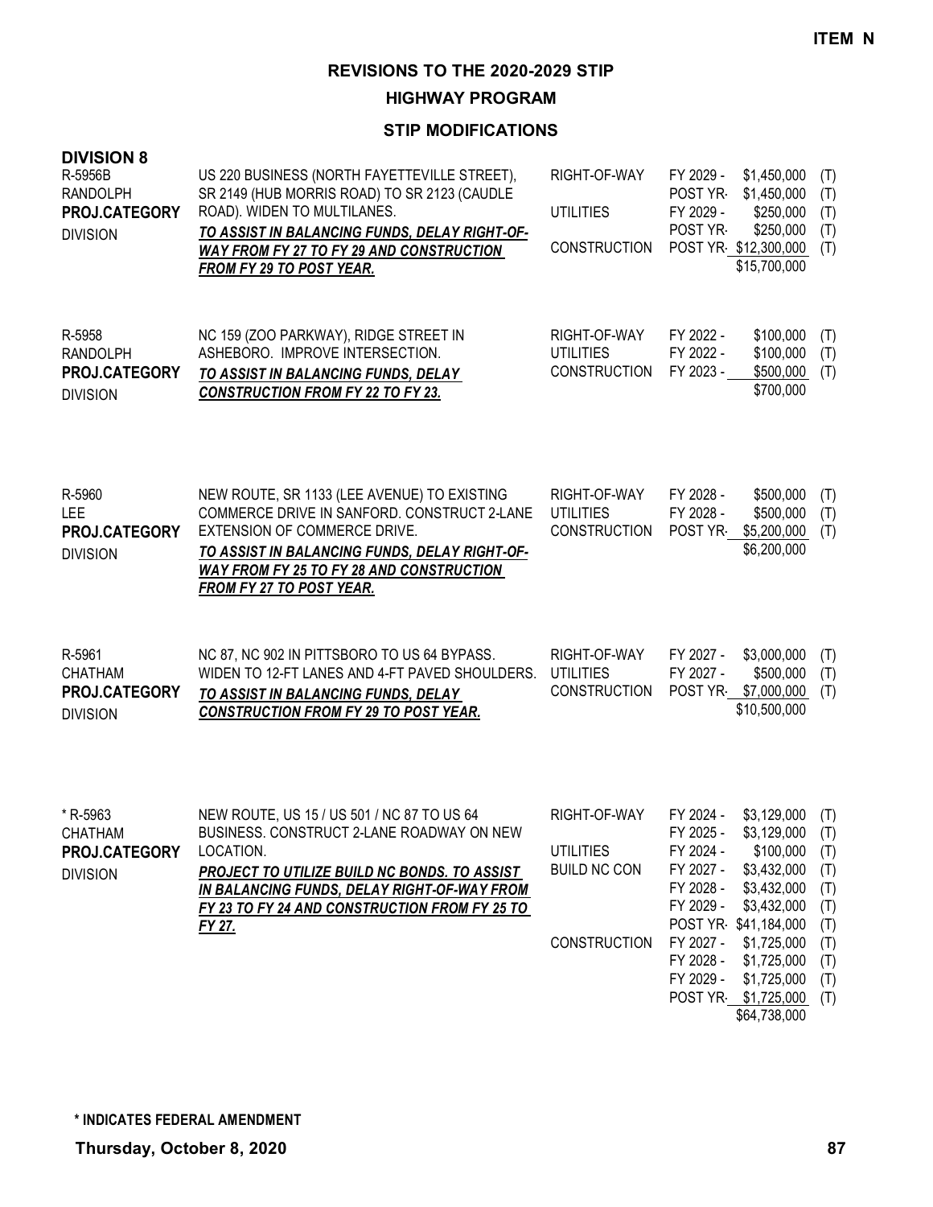ITEM N

# REVISIONS TO THE 2020-2029 STIP

## HIGHWAY PROGRAM

### STIP MODIFICATIONS

**DIVISION 8**

| Project | Description | Work Type | Year | Amount | Fund |
|---|---|---|---|---|---|
| R-5956B<br>RANDOLPH<br>**PROJ.CATEGORY**<br>DIVISION | US 220 BUSINESS (NORTH FAYETTEVILLE STREET), SR 2149 (HUB MORRIS ROAD) TO SR 2123 (CAUDLE ROAD). WIDEN TO MULTILANES.<br>***TO ASSIST IN BALANCING FUNDS, DELAY RIGHT-OF-WAY FROM FY 27 TO FY 29 AND CONSTRUCTION FROM FY 29 TO POST YEAR.*** | RIGHT-OF-WAY | FY 2029 - | $1,450,000 | (T) |
| | | | POST YR- | $1,450,000 | (T) |
| | | UTILITIES | FY 2029 - | $250,000 | (T) |
| | | | POST YR- | $250,000 | (T) |
| | | CONSTRUCTION | POST YR- | $12,300,000 | (T) |
| | | | | $15,700,000 | |
| R-5958<br>RANDOLPH<br>**PROJ.CATEGORY**<br>DIVISION | NC 159 (ZOO PARKWAY), RIDGE STREET IN ASHEBORO. IMPROVE INTERSECTION.<br>***TO ASSIST IN BALANCING FUNDS, DELAY CONSTRUCTION FROM FY 22 TO FY 23.*** | RIGHT-OF-WAY | FY 2022 - | $100,000 | (T) |
| | | UTILITIES | FY 2022 - | $100,000 | (T) |
| | | CONSTRUCTION | FY 2023 - | $500,000 | (T) |
| | | | | $700,000 | |
| R-5960<br>LEE<br>**PROJ.CATEGORY**<br>DIVISION | NEW ROUTE, SR 1133 (LEE AVENUE) TO EXISTING COMMERCE DRIVE IN SANFORD. CONSTRUCT 2-LANE EXTENSION OF COMMERCE DRIVE.<br>***TO ASSIST IN BALANCING FUNDS, DELAY RIGHT-OF-WAY FROM FY 25 TO FY 28 AND CONSTRUCTION FROM FY 27 TO POST YEAR.*** | RIGHT-OF-WAY | FY 2028 - | $500,000 | (T) |
| | | UTILITIES | FY 2028 - | $500,000 | (T) |
| | | CONSTRUCTION | POST YR- | $5,200,000 | (T) |
| | | | | $6,200,000 | |
| R-5961<br>CHATHAM<br>**PROJ.CATEGORY**<br>DIVISION | NC 87, NC 902 IN PITTSBORO TO US 64 BYPASS. WIDEN TO 12-FT LANES AND 4-FT PAVED SHOULDERS.<br>***TO ASSIST IN BALANCING FUNDS, DELAY CONSTRUCTION FROM FY 29 TO POST YEAR.*** | RIGHT-OF-WAY | FY 2027 - | $3,000,000 | (T) |
| | | UTILITIES | FY 2027 - | $500,000 | (T) |
| | | CONSTRUCTION | POST YR- | $7,000,000 | (T) |
| | | | | $10,500,000 | |
| * R-5963<br>CHATHAM<br>**PROJ.CATEGORY**<br>DIVISION | NEW ROUTE, US 15 / US 501 / NC 87 TO US 64 BUSINESS. CONSTRUCT 2-LANE ROADWAY ON NEW LOCATION.<br>***PROJECT TO UTILIZE BUILD NC BONDS. TO ASSIST IN BALANCING FUNDS, DELAY RIGHT-OF-WAY FROM FY 23 TO FY 24 AND CONSTRUCTION FROM FY 25 TO FY 27.*** | RIGHT-OF-WAY | FY 2024 - | $3,129,000 | (T) |
| | | | FY 2025 - | $3,129,000 | (T) |
| | | UTILITIES | FY 2024 - | $100,000 | (T) |
| | | BUILD NC CON | FY 2027 - | $3,432,000 | (T) |
| | | | FY 2028 - | $3,432,000 | (T) |
| | | | FY 2029 - | $3,432,000 | (T) |
| | | | POST YR- | $41,184,000 | (T) |
| | | CONSTRUCTION | FY 2027 - | $1,725,000 | (T) |
| | | | FY 2028 - | $1,725,000 | (T) |
| | | | FY 2029 - | $1,725,000 | (T) |
| | | | POST YR- | $1,725,000 | (T) |
| | | | | $64,738,000 | |

**\* INDICATES FEDERAL AMENDMENT**

**Thursday, October 8, 2020**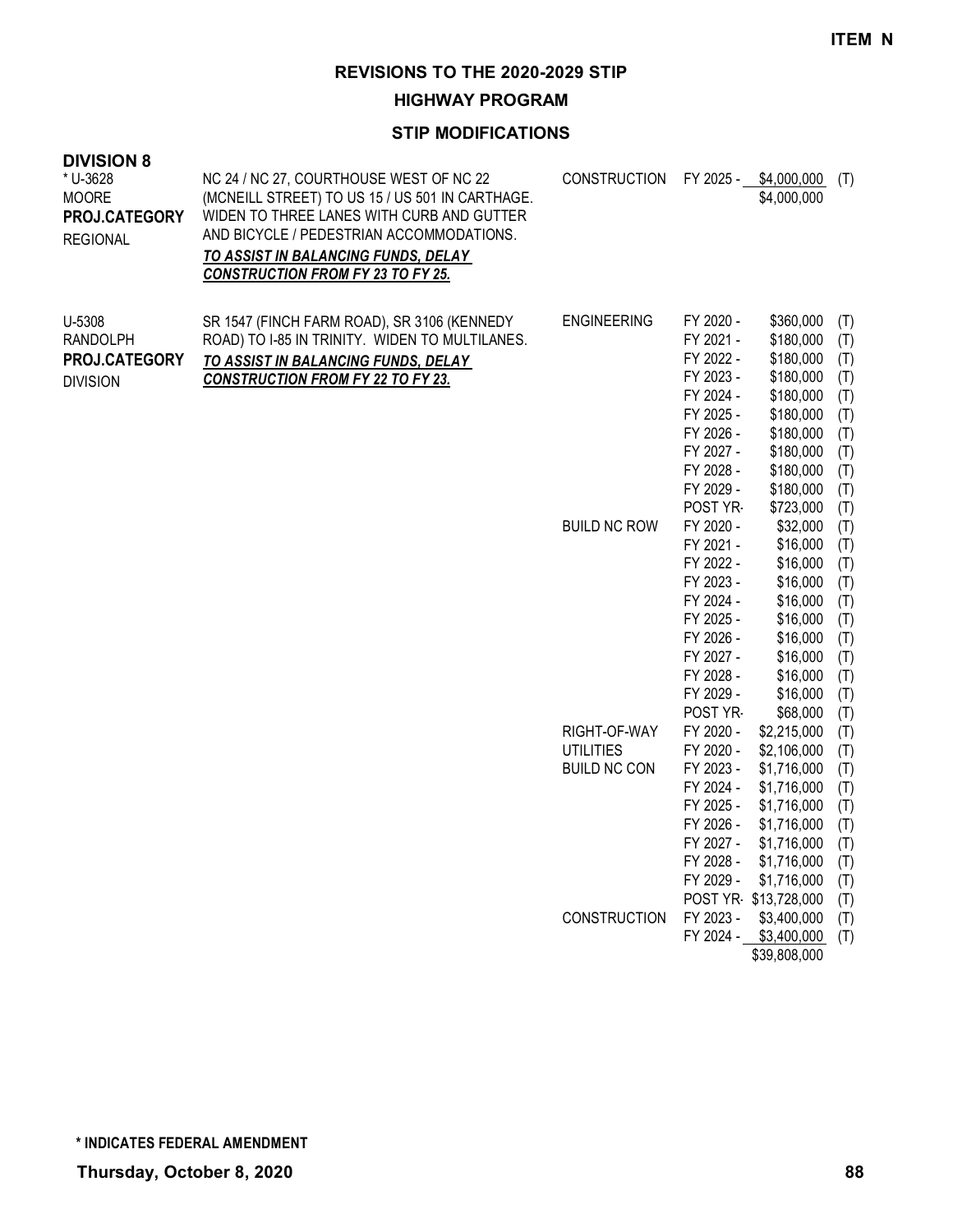**ITEM N**

# REVISIONS TO THE 2020-2029 STIP

## HIGHWAY PROGRAM

### STIP MODIFICATIONS

**DIVISION 8**

| Project | Description | Work Type | Fiscal Year | Amount | Fund |
|---|---|---|---|---|---|
| * U-3628<br>MOORE<br>**PROJ.CATEGORY**<br>REGIONAL | NC 24 / NC 27, COURTHOUSE WEST OF NC 22 (MCNEILL STREET) TO US 15 / US 501 IN CARTHAGE. WIDEN TO THREE LANES WITH CURB AND GUTTER AND BICYCLE / PEDESTRIAN ACCOMMODATIONS.<br>***TO ASSIST IN BALANCING FUNDS, DELAY CONSTRUCTION FROM FY 23 TO FY 25.*** | CONSTRUCTION | FY 2025 - | $4,000,000 | (T) |
| | | | | $4,000,000 | |
| U-5308<br>RANDOLPH<br>**PROJ.CATEGORY**<br>DIVISION | SR 1547 (FINCH FARM ROAD), SR 3106 (KENNEDY ROAD) TO I-85 IN TRINITY. WIDEN TO MULTILANES.<br>***TO ASSIST IN BALANCING FUNDS, DELAY CONSTRUCTION FROM FY 22 TO FY 23.*** | ENGINEERING | FY 2020 - | $360,000 | (T) |
| | | | FY 2021 - | $180,000 | (T) |
| | | | FY 2022 - | $180,000 | (T) |
| | | | FY 2023 - | $180,000 | (T) |
| | | | FY 2024 - | $180,000 | (T) |
| | | | FY 2025 - | $180,000 | (T) |
| | | | FY 2026 - | $180,000 | (T) |
| | | | FY 2027 - | $180,000 | (T) |
| | | | FY 2028 - | $180,000 | (T) |
| | | | FY 2029 - | $180,000 | (T) |
| | | | POST YR- | $723,000 | (T) |
| | | BUILD NC ROW | FY 2020 - | $32,000 | (T) |
| | | | FY 2021 - | $16,000 | (T) |
| | | | FY 2022 - | $16,000 | (T) |
| | | | FY 2023 - | $16,000 | (T) |
| | | | FY 2024 - | $16,000 | (T) |
| | | | FY 2025 - | $16,000 | (T) |
| | | | FY 2026 - | $16,000 | (T) |
| | | | FY 2027 - | $16,000 | (T) |
| | | | FY 2028 - | $16,000 | (T) |
| | | | FY 2029 - | $16,000 | (T) |
| | | | POST YR- | $68,000 | (T) |
| | | RIGHT-OF-WAY | FY 2020 - | $2,215,000 | (T) |
| | | UTILITIES | FY 2020 - | $2,106,000 | (T) |
| | | BUILD NC CON | FY 2023 - | $1,716,000 | (T) |
| | | | FY 2024 - | $1,716,000 | (T) |
| | | | FY 2025 - | $1,716,000 | (T) |
| | | | FY 2026 - | $1,716,000 | (T) |
| | | | FY 2027 - | $1,716,000 | (T) |
| | | | FY 2028 - | $1,716,000 | (T) |
| | | | FY 2029 - | $1,716,000 | (T) |
| | | | POST YR- | $13,728,000 | (T) |
| | | CONSTRUCTION | FY 2023 - | $3,400,000 | (T) |
| | | | FY 2024 - | $3,400,000 | (T) |
| | | | | $39,808,000 | |

**\* INDICATES FEDERAL AMENDMENT**

**Thursday, October 8, 2020**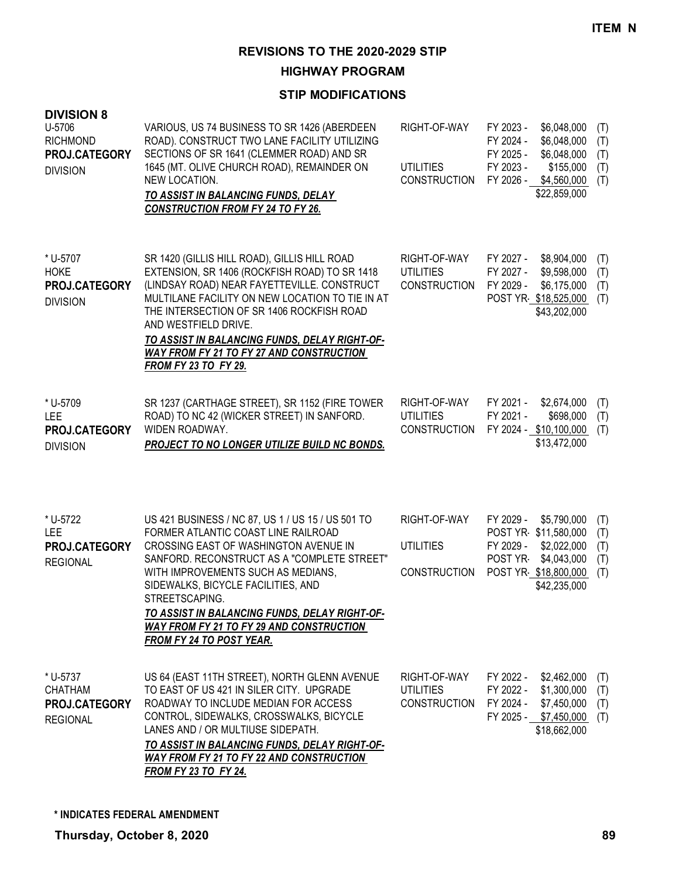**ITEM N**

## REVISIONS TO THE 2020-2029 STIP

### HIGHWAY PROGRAM

### STIP MODIFICATIONS

**DIVISION 8**

| Project | Description | Work Type | Fiscal Year | Amount | Funding |
|---|---|---|---|---|---|
| U-5706<br>RICHMOND<br>**PROJ.CATEGORY**<br>DIVISION | VARIOUS, US 74 BUSINESS TO SR 1426 (ABERDEEN ROAD). CONSTRUCT TWO LANE FACILITY UTILIZING SECTIONS OF SR 1641 (CLEMMER ROAD) AND SR 1645 (MT. OLIVE CHURCH ROAD), REMAINDER ON NEW LOCATION.<br>***TO ASSIST IN BALANCING FUNDS, DELAY CONSTRUCTION FROM FY 24 TO FY 26.*** | RIGHT-OF-WAY | FY 2023 - | $6,048,000 | (T) |
| | | | FY 2024 - | $6,048,000 | (T) |
| | | | FY 2025 - | $6,048,000 | (T) |
| | | UTILITIES | FY 2023 - | $155,000 | (T) |
| | | CONSTRUCTION | FY 2026 - | $4,560,000 | (T) |
| | | | | $22,859,000 | |
| * U-5707<br>HOKE<br>**PROJ.CATEGORY**<br>DIVISION | SR 1420 (GILLIS HILL ROAD), GILLIS HILL ROAD EXTENSION, SR 1406 (ROCKFISH ROAD) TO SR 1418 (LINDSAY ROAD) NEAR FAYETTEVILLE. CONSTRUCT MULTILANE FACILITY ON NEW LOCATION TO TIE IN AT THE INTERSECTION OF SR 1406 ROCKFISH ROAD AND WESTFIELD DRIVE.<br>***TO ASSIST IN BALANCING FUNDS, DELAY RIGHT-OF-WAY FROM FY 21 TO FY 27 AND CONSTRUCTION FROM FY 23 TO FY 29.*** | RIGHT-OF-WAY | FY 2027 - | $8,904,000 | (T) |
| | | UTILITIES | FY 2027 - | $9,598,000 | (T) |
| | | CONSTRUCTION | FY 2029 - | $6,175,000 | (T) |
| | | | POST YR- | $18,525,000 | (T) |
| | | | | $43,202,000 | |
| * U-5709<br>LEE<br>**PROJ.CATEGORY**<br>DIVISION | SR 1237 (CARTHAGE STREET), SR 1152 (FIRE TOWER ROAD) TO NC 42 (WICKER STREET) IN SANFORD. WIDEN ROADWAY.<br>***PROJECT TO NO LONGER UTILIZE BUILD NC BONDS.*** | RIGHT-OF-WAY | FY 2021 - | $2,674,000 | (T) |
| | | UTILITIES | FY 2021 - | $698,000 | (T) |
| | | CONSTRUCTION | FY 2024 - | $10,100,000 | (T) |
| | | | | $13,472,000 | |
| * U-5722<br>LEE<br>**PROJ.CATEGORY**<br>REGIONAL | US 421 BUSINESS / NC 87, US 1 / US 15 / US 501 TO FORMER ATLANTIC COAST LINE RAILROAD CROSSING EAST OF WASHINGTON AVENUE IN SANFORD. RECONSTRUCT AS A "COMPLETE STREET" WITH IMPROVEMENTS SUCH AS MEDIANS, SIDEWALKS, BICYCLE FACILITIES, AND STREETSCAPING.<br>***TO ASSIST IN BALANCING FUNDS, DELAY RIGHT-OF-WAY FROM FY 21 TO FY 29 AND CONSTRUCTION FROM FY 24 TO POST YEAR.*** | RIGHT-OF-WAY | FY 2029 - | $5,790,000 | (T) |
| | | | POST YR- | $11,580,000 | (T) |
| | | UTILITIES | FY 2029 - | $2,022,000 | (T) |
| | | | POST YR- | $4,043,000 | (T) |
| | | CONSTRUCTION | POST YR- | $18,800,000 | (T) |
| | | | | $42,235,000 | |
| * U-5737<br>CHATHAM<br>**PROJ.CATEGORY**<br>REGIONAL | US 64 (EAST 11TH STREET), NORTH GLENN AVENUE TO EAST OF US 421 IN SILER CITY. UPGRADE ROADWAY TO INCLUDE MEDIAN FOR ACCESS CONTROL, SIDEWALKS, CROSSWALKS, BICYCLE LANES AND / OR MULTIUSE SIDEPATH.<br>***TO ASSIST IN BALANCING FUNDS, DELAY RIGHT-OF-WAY FROM FY 21 TO FY 22 AND CONSTRUCTION FROM FY 23 TO FY 24.*** | RIGHT-OF-WAY | FY 2022 - | $2,462,000 | (T) |
| | | UTILITIES | FY 2022 - | $1,300,000 | (T) |
| | | CONSTRUCTION | FY 2024 - | $7,450,000 | (T) |
| | | | FY 2025 - | $7,450,000 | (T) |
| | | | | $18,662,000 | |

**\* INDICATES FEDERAL AMENDMENT**

**Thursday, October 8, 2020**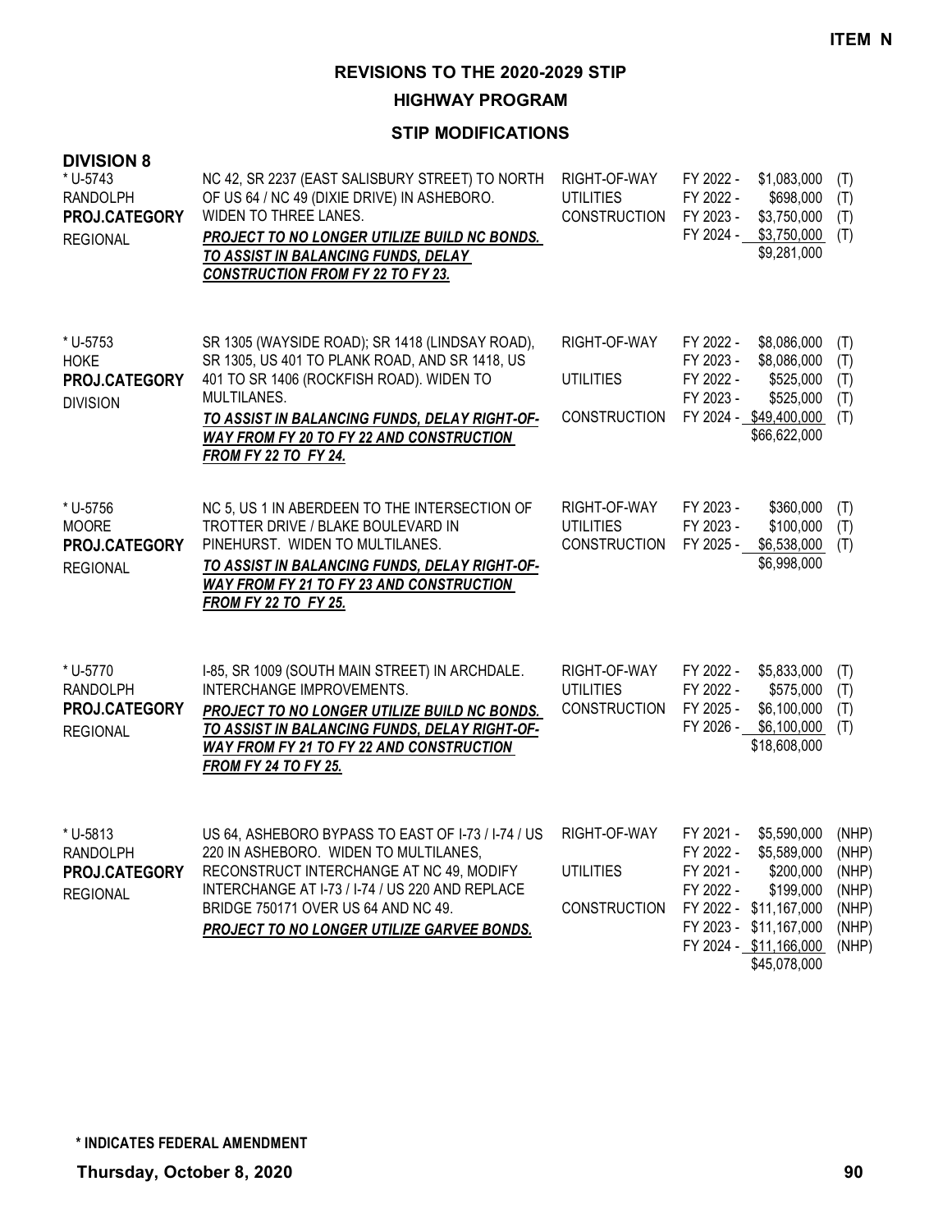**ITEM N**

## REVISIONS TO THE 2020-2029 STIP

### HIGHWAY PROGRAM

### STIP MODIFICATIONS

**DIVISION 8**

| Project | Description | Work Type | Fiscal Year | Amount | Fund |
|---|---|---|---|---|---|
| * U-5743<br>RANDOLPH<br>**PROJ.CATEGORY**<br>REGIONAL | NC 42, SR 2237 (EAST SALISBURY STREET) TO NORTH OF US 64 / NC 49 (DIXIE DRIVE) IN ASHEBORO. WIDEN TO THREE LANES.<br>***PROJECT TO NO LONGER UTILIZE BUILD NC BONDS. TO ASSIST IN BALANCING FUNDS, DELAY CONSTRUCTION FROM FY 22 TO FY 23.*** | RIGHT-OF-WAY | FY 2022 - | $1,083,000 | (T) |
| | | UTILITIES | FY 2022 - | $698,000 | (T) |
| | | CONSTRUCTION | FY 2023 - | $3,750,000 | (T) |
| | | | FY 2024 - | $3,750,000 | (T) |
| | | | | $9,281,000 | |
| * U-5753<br>HOKE<br>**PROJ.CATEGORY**<br>DIVISION | SR 1305 (WAYSIDE ROAD); SR 1418 (LINDSAY ROAD), SR 1305, US 401 TO PLANK ROAD, AND SR 1418, US 401 TO SR 1406 (ROCKFISH ROAD). WIDEN TO MULTILANES.<br>***TO ASSIST IN BALANCING FUNDS, DELAY RIGHT-OF-WAY FROM FY 20 TO FY 22 AND CONSTRUCTION FROM FY 22 TO FY 24.*** | RIGHT-OF-WAY | FY 2022 - | $8,086,000 | (T) |
| | | | FY 2023 - | $8,086,000 | (T) |
| | | UTILITIES | FY 2022 - | $525,000 | (T) |
| | | | FY 2023 - | $525,000 | (T) |
| | | CONSTRUCTION | FY 2024 - | $49,400,000 | (T) |
| | | | | $66,622,000 | |
| * U-5756<br>MOORE<br>**PROJ.CATEGORY**<br>REGIONAL | NC 5, US 1 IN ABERDEEN TO THE INTERSECTION OF TROTTER DRIVE / BLAKE BOULEVARD IN PINEHURST. WIDEN TO MULTILANES.<br>***TO ASSIST IN BALANCING FUNDS, DELAY RIGHT-OF-WAY FROM FY 21 TO FY 23 AND CONSTRUCTION FROM FY 22 TO FY 25.*** | RIGHT-OF-WAY | FY 2023 - | $360,000 | (T) |
| | | UTILITIES | FY 2023 - | $100,000 | (T) |
| | | CONSTRUCTION | FY 2025 - | $6,538,000 | (T) |
| | | | | $6,998,000 | |
| * U-5770<br>RANDOLPH<br>**PROJ.CATEGORY**<br>REGIONAL | I-85, SR 1009 (SOUTH MAIN STREET) IN ARCHDALE. INTERCHANGE IMPROVEMENTS.<br>***PROJECT TO NO LONGER UTILIZE BUILD NC BONDS. TO ASSIST IN BALANCING FUNDS, DELAY RIGHT-OF-WAY FROM FY 21 TO FY 22 AND CONSTRUCTION FROM FY 24 TO FY 25.*** | RIGHT-OF-WAY | FY 2022 - | $5,833,000 | (T) |
| | | UTILITIES | FY 2022 - | $575,000 | (T) |
| | | CONSTRUCTION | FY 2025 - | $6,100,000 | (T) |
| | | | FY 2026 - | $6,100,000 | (T) |
| | | | | $18,608,000 | |
| * U-5813<br>RANDOLPH<br>**PROJ.CATEGORY**<br>REGIONAL | US 64, ASHEBORO BYPASS TO EAST OF I-73 / I-74 / US 220 IN ASHEBORO. WIDEN TO MULTILANES, RECONSTRUCT INTERCHANGE AT NC 49, MODIFY INTERCHANGE AT I-73 / I-74 / US 220 AND REPLACE BRIDGE 750171 OVER US 64 AND NC 49.<br>***PROJECT TO NO LONGER UTILIZE GARVEE BONDS.*** | RIGHT-OF-WAY | FY 2021 - | $5,590,000 | (NHP) |
| | | | FY 2022 - | $5,589,000 | (NHP) |
| | | UTILITIES | FY 2021 - | $200,000 | (NHP) |
| | | | FY 2022 - | $199,000 | (NHP) |
| | | CONSTRUCTION | FY 2022 - | $11,167,000 | (NHP) |
| | | | FY 2023 - | $11,167,000 | (NHP) |
| | | | FY 2024 - | $11,166,000 | (NHP) |
| | | | | $45,078,000 | |

**\* INDICATES FEDERAL AMENDMENT**

**Thursday, October 8, 2020**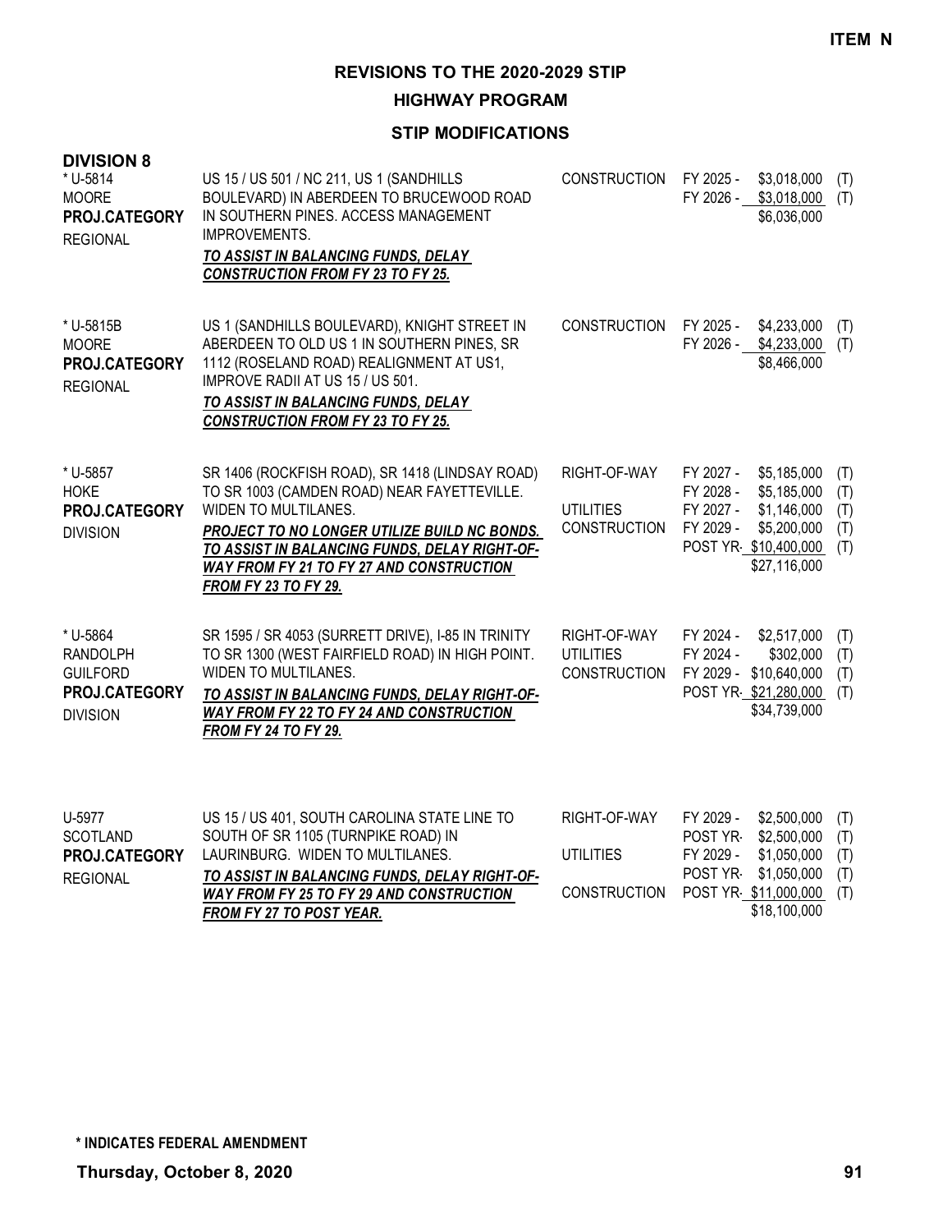**ITEM N**

# REVISIONS TO THE 2020-2029 STIP

## HIGHWAY PROGRAM

### STIP MODIFICATIONS

**DIVISION 8**

| Project | Description | Phase | Fiscal Year | Amount | Fund |
|---|---|---|---|---|---|
| * U-5814<br>MOORE<br>**PROJ.CATEGORY**<br>REGIONAL | US 15 / US 501 / NC 211, US 1 (SANDHILLS BOULEVARD) IN ABERDEEN TO BRUCEWOOD ROAD IN SOUTHERN PINES. ACCESS MANAGEMENT IMPROVEMENTS.<br>***TO ASSIST IN BALANCING FUNDS, DELAY CONSTRUCTION FROM FY 23 TO FY 25.*** | CONSTRUCTION<br><br> | FY 2025 -<br>FY 2026 -<br> | $3,018,000<br>$3,018,000<br>$6,036,000 | (T)<br>(T)<br> |
| * U-5815B<br>MOORE<br>**PROJ.CATEGORY**<br>REGIONAL | US 1 (SANDHILLS BOULEVARD), KNIGHT STREET IN ABERDEEN TO OLD US 1 IN SOUTHERN PINES, SR 1112 (ROSELAND ROAD) REALIGNMENT AT US1, IMPROVE RADII AT US 15 / US 501.<br>***TO ASSIST IN BALANCING FUNDS, DELAY CONSTRUCTION FROM FY 23 TO FY 25.*** | CONSTRUCTION<br><br> | FY 2025 -<br>FY 2026 -<br> | $4,233,000<br>$4,233,000<br>$8,466,000 | (T)<br>(T)<br> |
| * U-5857<br>HOKE<br>**PROJ.CATEGORY**<br>DIVISION | SR 1406 (ROCKFISH ROAD), SR 1418 (LINDSAY ROAD) TO SR 1003 (CAMDEN ROAD) NEAR FAYETTEVILLE. WIDEN TO MULTILANES.<br>***PROJECT TO NO LONGER UTILIZE BUILD NC BONDS. TO ASSIST IN BALANCING FUNDS, DELAY RIGHT-OF-WAY FROM FY 21 TO FY 27 AND CONSTRUCTION FROM FY 23 TO FY 29.*** | RIGHT-OF-WAY<br><br>UTILITIES<br>CONSTRUCTION<br><br> | FY 2027 -<br>FY 2028 -<br>FY 2027 -<br>FY 2029 -<br>POST YR-<br> | $5,185,000<br>$5,185,000<br>$1,146,000<br>$5,200,000<br>$10,400,000<br>$27,116,000 | (T)<br>(T)<br>(T)<br>(T)<br>(T)<br> |
| * U-5864<br>RANDOLPH<br>GUILFORD<br>**PROJ.CATEGORY**<br>DIVISION | SR 1595 / SR 4053 (SURRETT DRIVE), I-85 IN TRINITY TO SR 1300 (WEST FAIRFIELD ROAD) IN HIGH POINT. WIDEN TO MULTILANES.<br>***TO ASSIST IN BALANCING FUNDS, DELAY RIGHT-OF-WAY FROM FY 22 TO FY 24 AND CONSTRUCTION FROM FY 24 TO FY 29.*** | RIGHT-OF-WAY<br>UTILITIES<br>CONSTRUCTION<br><br> | FY 2024 -<br>FY 2024 -<br>FY 2029 -<br>POST YR-<br> | $2,517,000<br>$302,000<br>$10,640,000<br>$21,280,000<br>$34,739,000 | (T)<br>(T)<br>(T)<br>(T)<br> |
| U-5977<br>SCOTLAND<br>**PROJ.CATEGORY**<br>REGIONAL | US 15 / US 401, SOUTH CAROLINA STATE LINE TO SOUTH OF SR 1105 (TURNPIKE ROAD) IN LAURINBURG. WIDEN TO MULTILANES.<br>***TO ASSIST IN BALANCING FUNDS, DELAY RIGHT-OF-WAY FROM FY 25 TO FY 29 AND CONSTRUCTION FROM FY 27 TO POST YEAR.*** | RIGHT-OF-WAY<br><br>UTILITIES<br><br>CONSTRUCTION<br><br> | FY 2029 -<br>POST YR-<br>FY 2029 -<br>POST YR-<br>POST YR-<br> | $2,500,000<br>$2,500,000<br>$1,050,000<br>$1,050,000<br>$11,000,000<br>$18,100,000 | (T)<br>(T)<br>(T)<br>(T)<br>(T)<br> |

**\* INDICATES FEDERAL AMENDMENT**

**Thursday, October 8, 2020**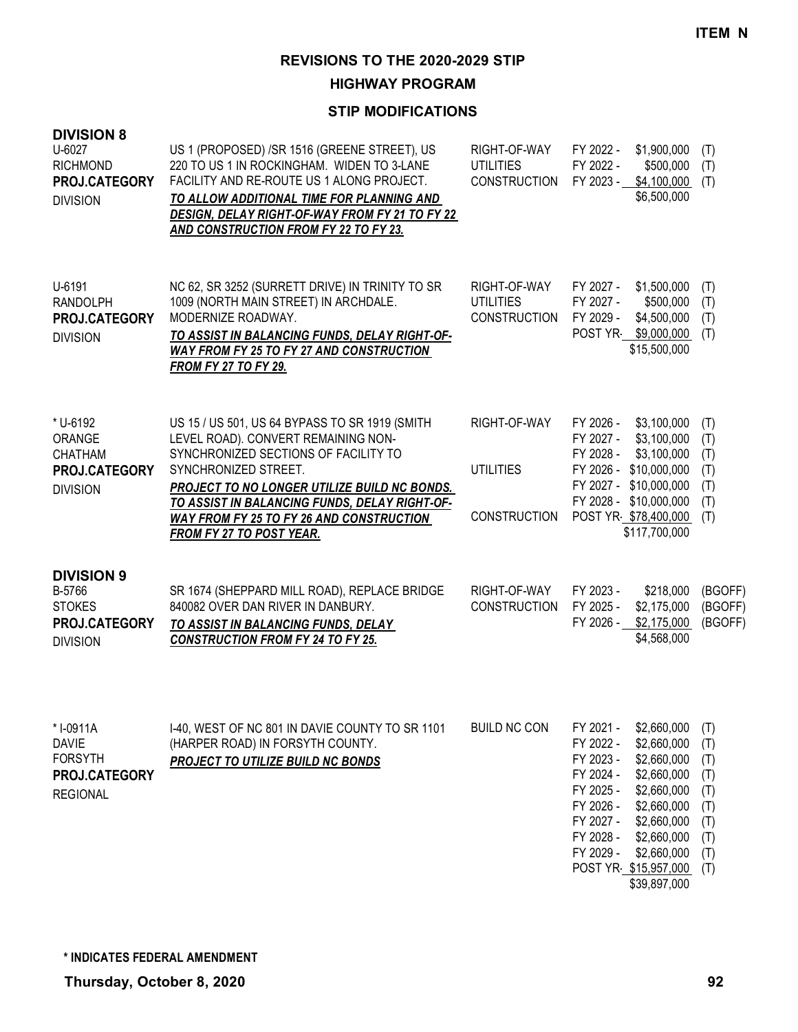**ITEM N**

# REVISIONS TO THE 2020-2029 STIP

## HIGHWAY PROGRAM

### STIP MODIFICATIONS

## DIVISION 8

| Project | Description | Phase | Year | Amount | Fund |
|---|---|---|---|---|---|
| U-6027<br>RICHMOND<br>**PROJ.CATEGORY**<br>DIVISION | US 1 (PROPOSED) /SR 1516 (GREENE STREET), US 220 TO US 1 IN ROCKINGHAM. WIDEN TO 3-LANE FACILITY AND RE-ROUTE US 1 ALONG PROJECT.<br>***TO ALLOW ADDITIONAL TIME FOR PLANNING AND DESIGN, DELAY RIGHT-OF-WAY FROM FY 21 TO FY 22 AND CONSTRUCTION FROM FY 22 TO FY 23.*** | RIGHT-OF-WAY | FY 2022 - | $1,900,000 | (T) |
| | | UTILITIES | FY 2022 - | $500,000 | (T) |
| | | CONSTRUCTION | FY 2023 - | $4,100,000 | (T) |
| | | | | $6,500,000 | |
| U-6191<br>RANDOLPH<br>**PROJ.CATEGORY**<br>DIVISION | NC 62, SR 3252 (SURRETT DRIVE) IN TRINITY TO SR 1009 (NORTH MAIN STREET) IN ARCHDALE. MODERNIZE ROADWAY.<br>***TO ASSIST IN BALANCING FUNDS, DELAY RIGHT-OF-WAY FROM FY 25 TO FY 27 AND CONSTRUCTION FROM FY 27 TO FY 29.*** | RIGHT-OF-WAY | FY 2027 - | $1,500,000 | (T) |
| | | UTILITIES | FY 2027 - | $500,000 | (T) |
| | | CONSTRUCTION | FY 2029 - | $4,500,000 | (T) |
| | | | POST YR- | $9,000,000 | (T) |
| | | | | $15,500,000 | |
| * U-6192<br>ORANGE<br>CHATHAM<br>**PROJ.CATEGORY**<br>DIVISION | US 15 / US 501, US 64 BYPASS TO SR 1919 (SMITH LEVEL ROAD). CONVERT REMAINING NON-SYNCHRONIZED SECTIONS OF FACILITY TO SYNCHRONIZED STREET.<br>***PROJECT TO NO LONGER UTILIZE BUILD NC BONDS. TO ASSIST IN BALANCING FUNDS, DELAY RIGHT-OF-WAY FROM FY 25 TO FY 26 AND CONSTRUCTION FROM FY 27 TO POST YEAR.*** | RIGHT-OF-WAY | FY 2026 - | $3,100,000 | (T) |
| | | | FY 2027 - | $3,100,000 | (T) |
| | | | FY 2028 - | $3,100,000 | (T) |
| | | UTILITIES | FY 2026 - | $10,000,000 | (T) |
| | | | FY 2027 - | $10,000,000 | (T) |
| | | | FY 2028 - | $10,000,000 | (T) |
| | | CONSTRUCTION | POST YR- | $78,400,000 | (T) |
| | | | | $117,700,000 | |

## DIVISION 9

| Project | Description | Phase | Year | Amount | Fund |
|---|---|---|---|---|---|
| B-5766<br>STOKES<br>**PROJ.CATEGORY**<br>DIVISION | SR 1674 (SHEPPARD MILL ROAD), REPLACE BRIDGE 840082 OVER DAN RIVER IN DANBURY.<br>***TO ASSIST IN BALANCING FUNDS, DELAY CONSTRUCTION FROM FY 24 TO FY 25.*** | RIGHT-OF-WAY | FY 2023 - | $218,000 | (BGOFF) |
| | | CONSTRUCTION | FY 2025 - | $2,175,000 | (BGOFF) |
| | | | FY 2026 - | $2,175,000 | (BGOFF) |
| | | | | $4,568,000 | |
| * I-0911A<br>DAVIE<br>FORSYTH<br>**PROJ.CATEGORY**<br>REGIONAL | I-40, WEST OF NC 801 IN DAVIE COUNTY TO SR 1101 (HARPER ROAD) IN FORSYTH COUNTY.<br>***PROJECT TO UTILIZE BUILD NC BONDS*** | BUILD NC CON | FY 2021 - | $2,660,000 | (T) |
| | | | FY 2022 - | $2,660,000 | (T) |
| | | | FY 2023 - | $2,660,000 | (T) |
| | | | FY 2024 - | $2,660,000 | (T) |
| | | | FY 2025 - | $2,660,000 | (T) |
| | | | FY 2026 - | $2,660,000 | (T) |
| | | | FY 2027 - | $2,660,000 | (T) |
| | | | FY 2028 - | $2,660,000 | (T) |
| | | | FY 2029 - | $2,660,000 | (T) |
| | | | POST YR- | $15,957,000 | (T) |
| | | | | $39,897,000 | |

**\* INDICATES FEDERAL AMENDMENT**

**Thursday, October 8, 2020**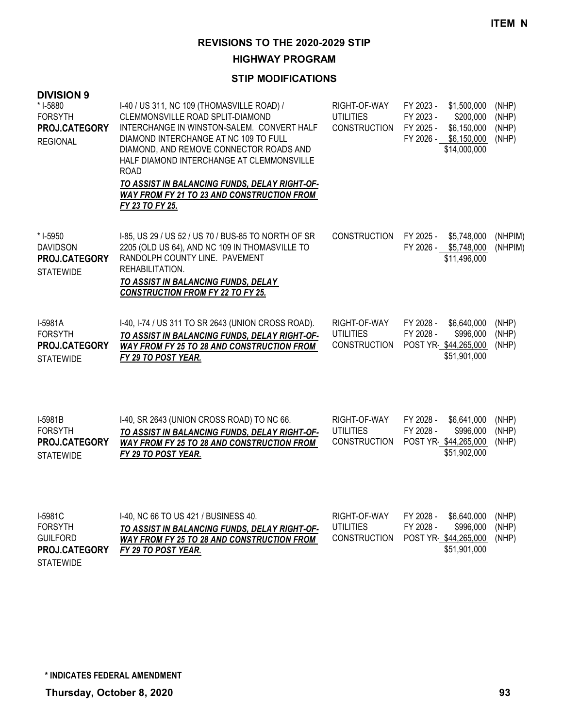**ITEM N**

## REVISIONS TO THE 2020-2029 STIP

### HIGHWAY PROGRAM

### STIP MODIFICATIONS

**DIVISION 9**

| Project | Description | Phase | Year | Amount | Fund |
|---|---|---|---|---|---|
| * I-5880<br>FORSYTH<br>**PROJ.CATEGORY**<br>REGIONAL | I-40 / US 311, NC 109 (THOMASVILLE ROAD) / CLEMMONSVILLE ROAD SPLIT-DIAMOND INTERCHANGE IN WINSTON-SALEM. CONVERT HALF DIAMOND INTERCHANGE AT NC 109 TO FULL DIAMOND, AND REMOVE CONNECTOR ROADS AND HALF DIAMOND INTERCHANGE AT CLEMMONSVILLE ROAD<br>***TO ASSIST IN BALANCING FUNDS, DELAY RIGHT-OF-WAY FROM FY 21 TO 23 AND CONSTRUCTION FROM FY 23 TO FY 25.*** | RIGHT-OF-WAY<br>UTILITIES<br>CONSTRUCTION | FY 2023 -<br>FY 2023 -<br>FY 2025 -<br>FY 2026 - | \$1,500,000<br>\$200,000<br>\$6,150,000<br>\$6,150,000<br>\$14,000,000 | (NHP)<br>(NHP)<br>(NHP)<br>(NHP) |
| * I-5950<br>DAVIDSON<br>**PROJ.CATEGORY**<br>STATEWIDE | I-85, US 29 / US 52 / US 70 / BUS-85 TO NORTH OF SR 2205 (OLD US 64), AND NC 109 IN THOMASVILLE TO RANDOLPH COUNTY LINE. PAVEMENT REHABILITATION.<br>***TO ASSIST IN BALANCING FUNDS, DELAY CONSTRUCTION FROM FY 22 TO FY 25.*** | CONSTRUCTION | FY 2025 -<br>FY 2026 - | \$5,748,000<br>\$5,748,000<br>\$11,496,000 | (NHPIM)<br>(NHPIM) |
| I-5981A<br>FORSYTH<br>**PROJ.CATEGORY**<br>STATEWIDE | I-40, I-74 / US 311 TO SR 2643 (UNION CROSS ROAD).<br>***TO ASSIST IN BALANCING FUNDS, DELAY RIGHT-OF-WAY FROM FY 25 TO 28 AND CONSTRUCTION FROM FY 29 TO POST YEAR.*** | RIGHT-OF-WAY<br>UTILITIES<br>CONSTRUCTION | FY 2028 -<br>FY 2028 -<br>POST YR- | \$6,640,000<br>\$996,000<br>\$44,265,000<br>\$51,901,000 | (NHP)<br>(NHP)<br>(NHP) |
| I-5981B<br>FORSYTH<br>**PROJ.CATEGORY**<br>STATEWIDE | I-40, SR 2643 (UNION CROSS ROAD) TO NC 66.<br>***TO ASSIST IN BALANCING FUNDS, DELAY RIGHT-OF-WAY FROM FY 25 TO 28 AND CONSTRUCTION FROM FY 29 TO POST YEAR.*** | RIGHT-OF-WAY<br>UTILITIES<br>CONSTRUCTION | FY 2028 -<br>FY 2028 -<br>POST YR- | \$6,641,000<br>\$996,000<br>\$44,265,000<br>\$51,902,000 | (NHP)<br>(NHP)<br>(NHP) |
| I-5981C<br>FORSYTH<br>GUILFORD<br>**PROJ.CATEGORY**<br>STATEWIDE | I-40, NC 66 TO US 421 / BUSINESS 40.<br>***TO ASSIST IN BALANCING FUNDS, DELAY RIGHT-OF-WAY FROM FY 25 TO 28 AND CONSTRUCTION FROM FY 29 TO POST YEAR.*** | RIGHT-OF-WAY<br>UTILITIES<br>CONSTRUCTION | FY 2028 -<br>FY 2028 -<br>POST YR- | \$6,640,000<br>\$996,000<br>\$44,265,000<br>\$51,901,000 | (NHP)<br>(NHP)<br>(NHP) |

**\* INDICATES FEDERAL AMENDMENT**

**Thursday, October 8, 2020**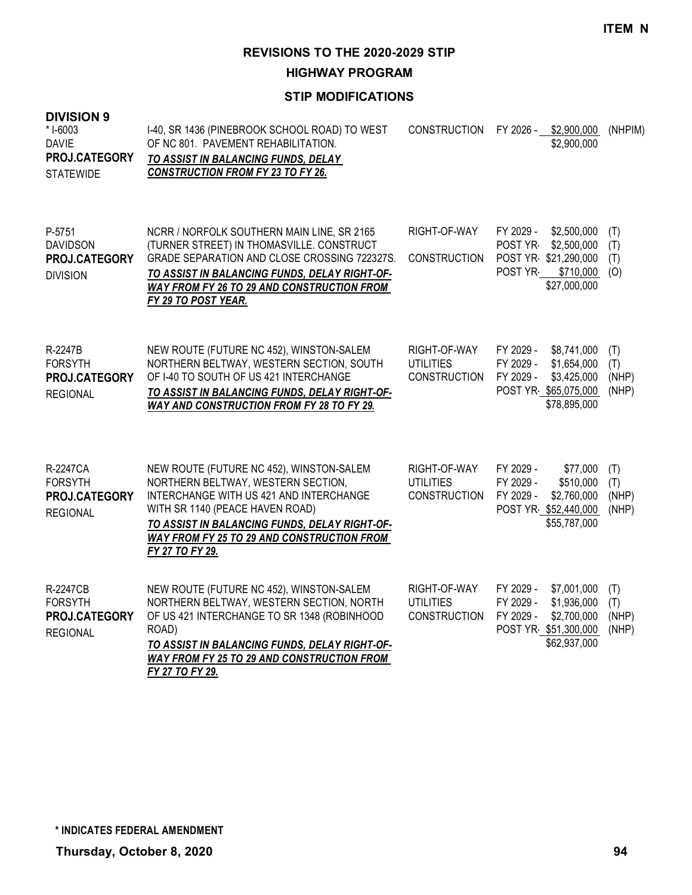ITEM N

# REVISIONS TO THE 2020-2029 STIP

## HIGHWAY PROGRAM

### STIP MODIFICATIONS

**DIVISION 9**

| Project | Description | Work Type | Fiscal Year | Amount | Fund |
|---|---|---|---|---|---|
| * I-6003<br>DAVIE<br>**PROJ.CATEGORY**<br>STATEWIDE | I-40, SR 1436 (PINEBROOK SCHOOL ROAD) TO WEST OF NC 801. PAVEMENT REHABILITATION.<br>***TO ASSIST IN BALANCING FUNDS, DELAY CONSTRUCTION FROM FY 23 TO FY 26.*** | CONSTRUCTION | FY 2026 - | $2,900,000 | (NHPIM) |
| | | | | $2,900,000 | |
| P-5751<br>DAVIDSON<br>**PROJ.CATEGORY**<br>DIVISION | NCRR / NORFOLK SOUTHERN MAIN LINE, SR 2165 (TURNER STREET) IN THOMASVILLE. CONSTRUCT GRADE SEPARATION AND CLOSE CROSSING 722327S.<br>***TO ASSIST IN BALANCING FUNDS, DELAY RIGHT-OF-WAY FROM FY 26 TO 29 AND CONSTRUCTION FROM FY 29 TO POST YEAR.*** | RIGHT-OF-WAY | FY 2029 - | $2,500,000 | (T) |
| | | | POST YR- | $2,500,000 | (T) |
| | | CONSTRUCTION | POST YR- | $21,290,000 | (T) |
| | | | POST YR- | $710,000 | (O) |
| | | | | $27,000,000 | |
| R-2247B<br>FORSYTH<br>**PROJ.CATEGORY**<br>REGIONAL | NEW ROUTE (FUTURE NC 452), WINSTON-SALEM NORTHERN BELTWAY, WESTERN SECTION, SOUTH OF I-40 TO SOUTH OF US 421 INTERCHANGE<br>***TO ASSIST IN BALANCING FUNDS, DELAY RIGHT-OF-WAY AND CONSTRUCTION FROM FY 28 TO FY 29.*** | RIGHT-OF-WAY | FY 2029 - | $8,741,000 | (T) |
| | | UTILITIES | FY 2029 - | $1,654,000 | (T) |
| | | CONSTRUCTION | FY 2029 - | $3,425,000 | (NHP) |
| | | | POST YR- | $65,075,000 | (NHP) |
| | | | | $78,895,000 | |
| R-2247CA<br>FORSYTH<br>**PROJ.CATEGORY**<br>REGIONAL | NEW ROUTE (FUTURE NC 452), WINSTON-SALEM NORTHERN BELTWAY, WESTERN SECTION, INTERCHANGE WITH US 421 AND INTERCHANGE WITH SR 1140 (PEACE HAVEN ROAD)<br>***TO ASSIST IN BALANCING FUNDS, DELAY RIGHT-OF-WAY FROM FY 25 TO 29 AND CONSTRUCTION FROM FY 27 TO FY 29.*** | RIGHT-OF-WAY | FY 2029 - | $77,000 | (T) |
| | | UTILITIES | FY 2029 - | $510,000 | (T) |
| | | CONSTRUCTION | FY 2029 - | $2,760,000 | (NHP) |
| | | | POST YR- | $52,440,000 | (NHP) |
| | | | | $55,787,000 | |
| R-2247CB<br>FORSYTH<br>**PROJ.CATEGORY**<br>REGIONAL | NEW ROUTE (FUTURE NC 452), WINSTON-SALEM NORTHERN BELTWAY, WESTERN SECTION, NORTH OF US 421 INTERCHANGE TO SR 1348 (ROBINHOOD ROAD)<br>***TO ASSIST IN BALANCING FUNDS, DELAY RIGHT-OF-WAY FROM FY 25 TO 29 AND CONSTRUCTION FROM FY 27 TO FY 29.*** | RIGHT-OF-WAY | FY 2029 - | $7,001,000 | (T) |
| | | UTILITIES | FY 2029 - | $1,936,000 | (T) |
| | | CONSTRUCTION | FY 2029 - | $2,700,000 | (NHP) |
| | | | POST YR- | $51,300,000 | (NHP) |
| | | | | $62,937,000 | |

**\* INDICATES FEDERAL AMENDMENT**

**Thursday, October 8, 2020**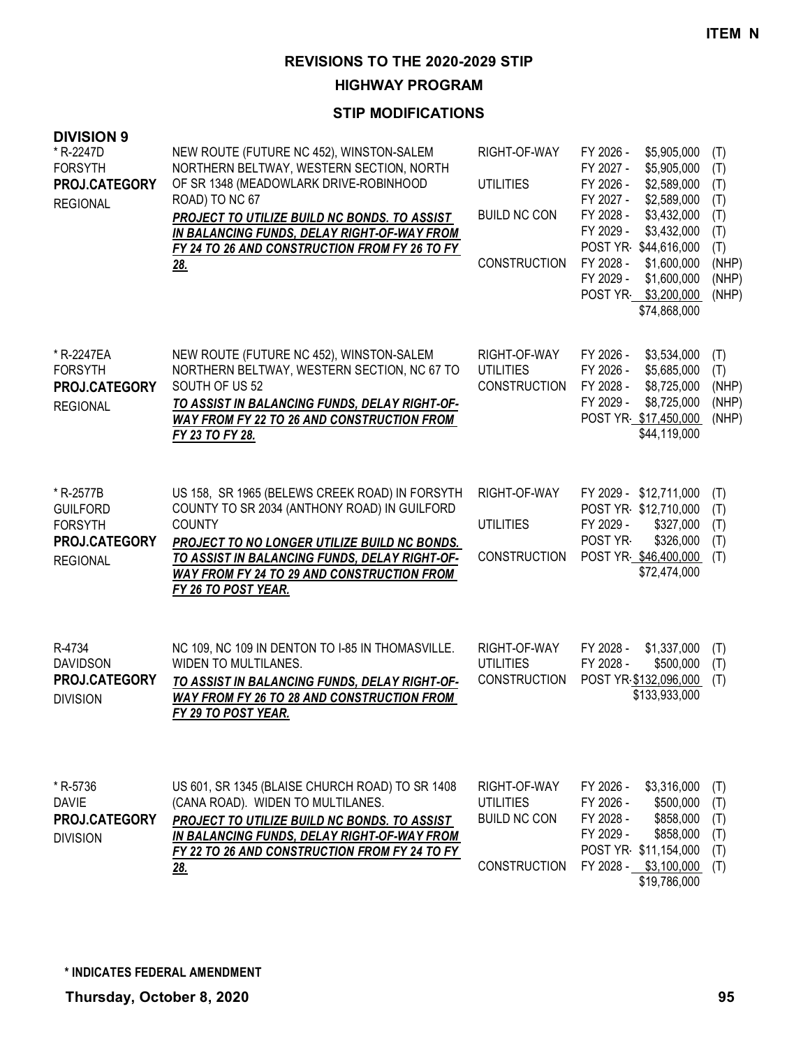**ITEM N**

# REVISIONS TO THE 2020-2029 STIP

## HIGHWAY PROGRAM

### STIP MODIFICATIONS

**DIVISION 9**

| Project | Description | Work Type | Fiscal Year / Amount | Fund |
|---|---|---|---|---|
| * R-2247D<br>FORSYTH<br>**PROJ.CATEGORY**<br>REGIONAL | NEW ROUTE (FUTURE NC 452), WINSTON-SALEM NORTHERN BELTWAY, WESTERN SECTION, NORTH OF SR 1348 (MEADOWLARK DRIVE-ROBINHOOD ROAD) TO NC 67<br>***PROJECT TO UTILIZE BUILD NC BONDS. TO ASSIST IN BALANCING FUNDS, DELAY RIGHT-OF-WAY FROM FY 24 TO 26 AND CONSTRUCTION FROM FY 26 TO FY 28.*** | RIGHT-OF-WAY | FY 2026 - $5,905,000 | (T) |
| | | | FY 2027 - $5,905,000 | (T) |
| | | UTILITIES | FY 2026 - $2,589,000 | (T) |
| | | | FY 2027 - $2,589,000 | (T) |
| | | BUILD NC CON | FY 2028 - $3,432,000 | (T) |
| | | | FY 2029 - $3,432,000 | (T) |
| | | | POST YR- $44,616,000 | (T) |
| | | CONSTRUCTION | FY 2028 - $1,600,000 | (NHP) |
| | | | FY 2029 - $1,600,000 | (NHP) |
| | | | POST YR- $3,200,000 | (NHP) |
| | | | $74,868,000 | |
| * R-2247EA<br>FORSYTH<br>**PROJ.CATEGORY**<br>REGIONAL | NEW ROUTE (FUTURE NC 452), WINSTON-SALEM NORTHERN BELTWAY, WESTERN SECTION, NC 67 TO SOUTH OF US 52<br>***TO ASSIST IN BALANCING FUNDS, DELAY RIGHT-OF-WAY FROM FY 22 TO 26 AND CONSTRUCTION FROM FY 23 TO FY 28.*** | RIGHT-OF-WAY | FY 2026 - $3,534,000 | (T) |
| | | UTILITIES | FY 2026 - $5,685,000 | (T) |
| | | CONSTRUCTION | FY 2028 - $8,725,000 | (NHP) |
| | | | FY 2029 - $8,725,000 | (NHP) |
| | | | POST YR- $17,450,000 | (NHP) |
| | | | $44,119,000 | |
| * R-2577B<br>GUILFORD<br>FORSYTH<br>**PROJ.CATEGORY**<br>REGIONAL | US 158, SR 1965 (BELEWS CREEK ROAD) IN FORSYTH COUNTY TO SR 2034 (ANTHONY ROAD) IN GUILFORD COUNTY<br>***PROJECT TO NO LONGER UTILIZE BUILD NC BONDS. TO ASSIST IN BALANCING FUNDS, DELAY RIGHT-OF-WAY FROM FY 24 TO 29 AND CONSTRUCTION FROM FY 26 TO POST YEAR.*** | RIGHT-OF-WAY | FY 2029 - $12,711,000 | (T) |
| | | | POST YR- $12,710,000 | (T) |
| | | UTILITIES | FY 2029 - $327,000 | (T) |
| | | | POST YR- $326,000 | (T) |
| | | CONSTRUCTION | POST YR- $46,400,000 | (T) |
| | | | $72,474,000 | |
| R-4734<br>DAVIDSON<br>**PROJ.CATEGORY**<br>DIVISION | NC 109, NC 109 IN DENTON TO I-85 IN THOMASVILLE. WIDEN TO MULTILANES.<br>***TO ASSIST IN BALANCING FUNDS, DELAY RIGHT-OF-WAY FROM FY 26 TO 28 AND CONSTRUCTION FROM FY 29 TO POST YEAR.*** | RIGHT-OF-WAY | FY 2028 - $1,337,000 | (T) |
| | | UTILITIES | FY 2028 - $500,000 | (T) |
| | | CONSTRUCTION | POST YR- $132,096,000 | (T) |
| | | | $133,933,000 | |
| * R-5736<br>DAVIE<br>**PROJ.CATEGORY**<br>DIVISION | US 601, SR 1345 (BLAISE CHURCH ROAD) TO SR 1408 (CANA ROAD). WIDEN TO MULTILANES.<br>***PROJECT TO UTILIZE BUILD NC BONDS. TO ASSIST IN BALANCING FUNDS, DELAY RIGHT-OF-WAY FROM FY 22 TO 26 AND CONSTRUCTION FROM FY 24 TO FY 28.*** | RIGHT-OF-WAY | FY 2026 - $3,316,000 | (T) |
| | | UTILITIES | FY 2026 - $500,000 | (T) |
| | | BUILD NC CON | FY 2028 - $858,000 | (T) |
| | | | FY 2029 - $858,000 | (T) |
| | | | POST YR- $11,154,000 | (T) |
| | | CONSTRUCTION | FY 2028 - $3,100,000 | (T) |
| | | | $19,786,000 | |

**\* INDICATES FEDERAL AMENDMENT**

**Thursday, October 8, 2020**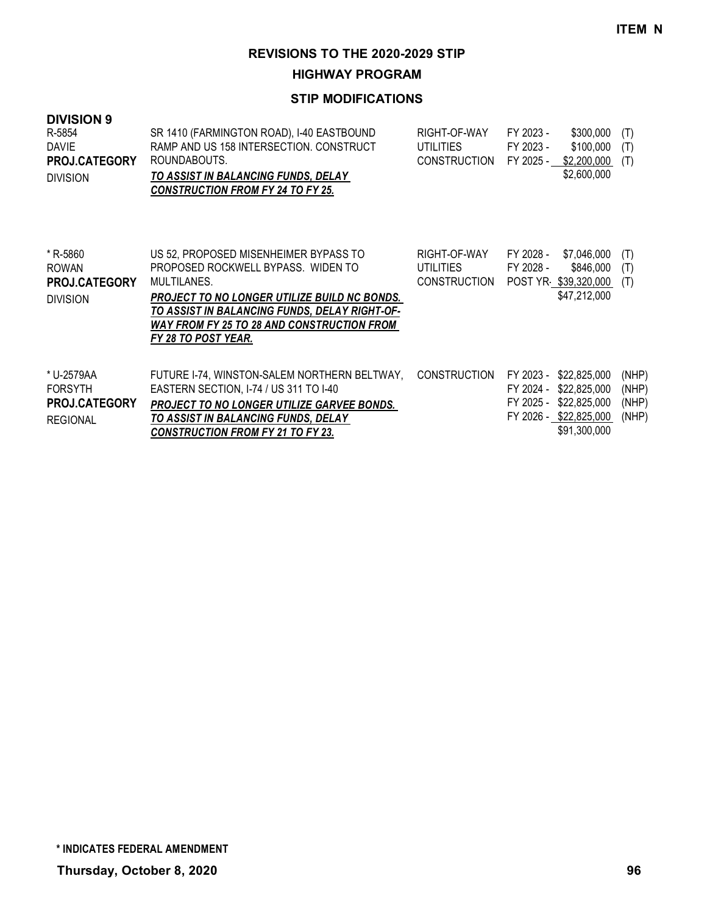**ITEM N**

## REVISIONS TO THE 2020-2029 STIP

### HIGHWAY PROGRAM

### STIP MODIFICATIONS

**DIVISION 9**

| Project | Description | Work Type | Year | Amount | Fund |
|---|---|---|---|---|---|
| R-5854<br>DAVIE<br>**PROJ.CATEGORY**<br>DIVISION | SR 1410 (FARMINGTON ROAD), I-40 EASTBOUND RAMP AND US 158 INTERSECTION. CONSTRUCT ROUNDABOUTS.<br>***TO ASSIST IN BALANCING FUNDS, DELAY CONSTRUCTION FROM FY 24 TO FY 25.*** | RIGHT-OF-WAY | FY 2023 - | $300,000 | (T) |
| | | UTILITIES | FY 2023 - | $100,000 | (T) |
| | | CONSTRUCTION | FY 2025 - | $2,200,000 | (T) |
| | | | | $2,600,000 | |
| * R-5860<br>ROWAN<br>**PROJ.CATEGORY**<br>DIVISION | US 52, PROPOSED MISENHEIMER BYPASS TO PROPOSED ROCKWELL BYPASS. WIDEN TO MULTILANES.<br>***PROJECT TO NO LONGER UTILIZE BUILD NC BONDS. TO ASSIST IN BALANCING FUNDS, DELAY RIGHT-OF-WAY FROM FY 25 TO 28 AND CONSTRUCTION FROM FY 28 TO POST YEAR.*** | RIGHT-OF-WAY | FY 2028 - | $7,046,000 | (T) |
| | | UTILITIES | FY 2028 - | $846,000 | (T) |
| | | CONSTRUCTION | POST YR- | $39,320,000 | (T) |
| | | | | $47,212,000 | |
| * U-2579AA<br>FORSYTH<br>**PROJ.CATEGORY**<br>REGIONAL | FUTURE I-74, WINSTON-SALEM NORTHERN BELTWAY, EASTERN SECTION, I-74 / US 311 TO I-40<br>***PROJECT TO NO LONGER UTILIZE GARVEE BONDS. TO ASSIST IN BALANCING FUNDS, DELAY CONSTRUCTION FROM FY 21 TO FY 23.*** | CONSTRUCTION | FY 2023 - | $22,825,000 | (NHP) |
| | | | FY 2024 - | $22,825,000 | (NHP) |
| | | | FY 2025 - | $22,825,000 | (NHP) |
| | | | FY 2026 - | $22,825,000 | (NHP) |
| | | | | $91,300,000 | |

**\* INDICATES FEDERAL AMENDMENT**

**Thursday, October 8, 2020**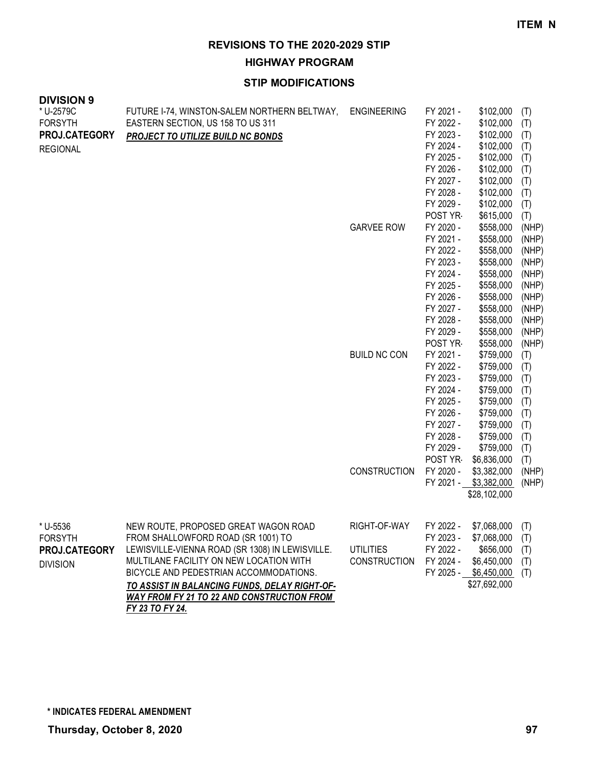**ITEM N**

## REVISIONS TO THE 2020-2029 STIP

### HIGHWAY PROGRAM

### STIP MODIFICATIONS

**DIVISION 9**

| Project | Description | Work Type | Fiscal Year | Amount | Fund |
|---|---|---|---|---|---|
| * U-2579C<br>FORSYTH<br>**PROJ.CATEGORY**<br>REGIONAL | FUTURE I-74, WINSTON-SALEM NORTHERN BELTWAY, EASTERN SECTION, US 158 TO US 311<br>***PROJECT TO UTILIZE BUILD NC BONDS*** | ENGINEERING | FY 2021 - | $102,000 | (T) |
| | | | FY 2022 - | $102,000 | (T) |
| | | | FY 2023 - | $102,000 | (T) |
| | | | FY 2024 - | $102,000 | (T) |
| | | | FY 2025 - | $102,000 | (T) |
| | | | FY 2026 - | $102,000 | (T) |
| | | | FY 2027 - | $102,000 | (T) |
| | | | FY 2028 - | $102,000 | (T) |
| | | | FY 2029 - | $102,000 | (T) |
| | | | POST YR- | $615,000 | (T) |
| | | GARVEE ROW | FY 2020 - | $558,000 | (NHP) |
| | | | FY 2021 - | $558,000 | (NHP) |
| | | | FY 2022 - | $558,000 | (NHP) |
| | | | FY 2023 - | $558,000 | (NHP) |
| | | | FY 2024 - | $558,000 | (NHP) |
| | | | FY 2025 - | $558,000 | (NHP) |
| | | | FY 2026 - | $558,000 | (NHP) |
| | | | FY 2027 - | $558,000 | (NHP) |
| | | | FY 2028 - | $558,000 | (NHP) |
| | | | FY 2029 - | $558,000 | (NHP) |
| | | | POST YR- | $558,000 | (NHP) |
| | | BUILD NC CON | FY 2021 - | $759,000 | (T) |
| | | | FY 2022 - | $759,000 | (T) |
| | | | FY 2023 - | $759,000 | (T) |
| | | | FY 2024 - | $759,000 | (T) |
| | | | FY 2025 - | $759,000 | (T) |
| | | | FY 2026 - | $759,000 | (T) |
| | | | FY 2027 - | $759,000 | (T) |
| | | | FY 2028 - | $759,000 | (T) |
| | | | FY 2029 - | $759,000 | (T) |
| | | | POST YR- | $6,836,000 | (T) |
| | | CONSTRUCTION | FY 2020 - | $3,382,000 | (NHP) |
| | | | FY 2021 - | $3,382,000 | (NHP) |
| | | | | $28,102,000 | |
| * U-5536<br>FORSYTH<br>**PROJ.CATEGORY**<br>DIVISION | NEW ROUTE, PROPOSED GREAT WAGON ROAD FROM SHALLOWFORD ROAD (SR 1001) TO LEWISVILLE-VIENNA ROAD (SR 1308) IN LEWISVILLE. MULTILANE FACILITY ON NEW LOCATION WITH BICYCLE AND PEDESTRIAN ACCOMMODATIONS.<br>***TO ASSIST IN BALANCING FUNDS, DELAY RIGHT-OF-WAY FROM FY 21 TO 22 AND CONSTRUCTION FROM FY 23 TO FY 24.*** | RIGHT-OF-WAY | FY 2022 - | $7,068,000 | (T) |
| | | | FY 2023 - | $7,068,000 | (T) |
| | | UTILITIES | FY 2022 - | $656,000 | (T) |
| | | CONSTRUCTION | FY 2024 - | $6,450,000 | (T) |
| | | | FY 2025 - | $6,450,000 | (T) |
| | | | | $27,692,000 | |

**\* INDICATES FEDERAL AMENDMENT**

**Thursday, October 8, 2020**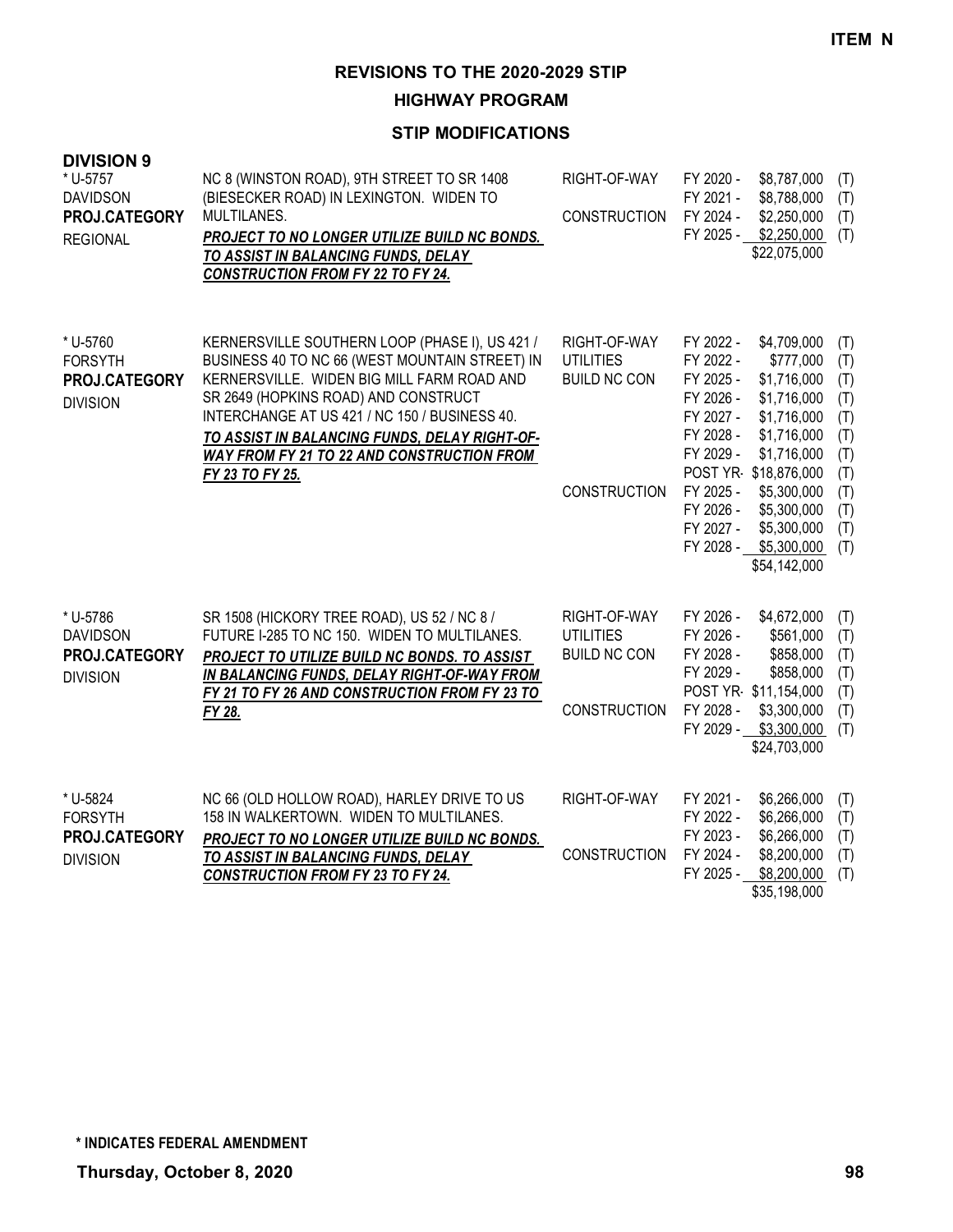**ITEM N**

# REVISIONS TO THE 2020-2029 STIP

## HIGHWAY PROGRAM

### STIP MODIFICATIONS

**DIVISION 9**

| Project | Description | Work Type | Fiscal Year | Amount | Fund |
|---|---|---|---|---|---|
| * U-5757<br>DAVIDSON<br>**PROJ.CATEGORY**<br>REGIONAL | NC 8 (WINSTON ROAD), 9TH STREET TO SR 1408 (BIESECKER ROAD) IN LEXINGTON. WIDEN TO MULTILANES.<br>***PROJECT TO NO LONGER UTILIZE BUILD NC BONDS. TO ASSIST IN BALANCING FUNDS, DELAY CONSTRUCTION FROM FY 22 TO FY 24.*** | RIGHT-OF-WAY | FY 2020 - | $8,787,000 | (T) |
| | | | FY 2021 - | $8,788,000 | (T) |
| | | CONSTRUCTION | FY 2024 - | $2,250,000 | (T) |
| | | | FY 2025 - | $2,250,000 | (T) |
| | | | | $22,075,000 | |
| * U-5760<br>FORSYTH<br>**PROJ.CATEGORY**<br>DIVISION | KERNERSVILLE SOUTHERN LOOP (PHASE I), US 421 / BUSINESS 40 TO NC 66 (WEST MOUNTAIN STREET) IN KERNERSVILLE. WIDEN BIG MILL FARM ROAD AND SR 2649 (HOPKINS ROAD) AND CONSTRUCT INTERCHANGE AT US 421 / NC 150 / BUSINESS 40.<br>***TO ASSIST IN BALANCING FUNDS, DELAY RIGHT-OF-WAY FROM FY 21 TO 22 AND CONSTRUCTION FROM FY 23 TO FY 25.*** | RIGHT-OF-WAY | FY 2022 - | $4,709,000 | (T) |
| | | UTILITIES | FY 2022 - | $777,000 | (T) |
| | | BUILD NC CON | FY 2025 - | $1,716,000 | (T) |
| | | | FY 2026 - | $1,716,000 | (T) |
| | | | FY 2027 - | $1,716,000 | (T) |
| | | | FY 2028 - | $1,716,000 | (T) |
| | | | FY 2029 - | $1,716,000 | (T) |
| | | | POST YR- | $18,876,000 | (T) |
| | | CONSTRUCTION | FY 2025 - | $5,300,000 | (T) |
| | | | FY 2026 - | $5,300,000 | (T) |
| | | | FY 2027 - | $5,300,000 | (T) |
| | | | FY 2028 - | $5,300,000 | (T) |
| | | | | $54,142,000 | |
| * U-5786<br>DAVIDSON<br>**PROJ.CATEGORY**<br>DIVISION | SR 1508 (HICKORY TREE ROAD), US 52 / NC 8 / FUTURE I-285 TO NC 150. WIDEN TO MULTILANES.<br>***PROJECT TO UTILIZE BUILD NC BONDS. TO ASSIST IN BALANCING FUNDS, DELAY RIGHT-OF-WAY FROM FY 21 TO FY 26 AND CONSTRUCTION FROM FY 23 TO FY 28.*** | RIGHT-OF-WAY | FY 2026 - | $4,672,000 | (T) |
| | | UTILITIES | FY 2026 - | $561,000 | (T) |
| | | BUILD NC CON | FY 2028 - | $858,000 | (T) |
| | | | FY 2029 - | $858,000 | (T) |
| | | | POST YR- | $11,154,000 | (T) |
| | | CONSTRUCTION | FY 2028 - | $3,300,000 | (T) |
| | | | FY 2029 - | $3,300,000 | (T) |
| | | | | $24,703,000 | |
| * U-5824<br>FORSYTH<br>**PROJ.CATEGORY**<br>DIVISION | NC 66 (OLD HOLLOW ROAD), HARLEY DRIVE TO US 158 IN WALKERTOWN. WIDEN TO MULTILANES.<br>***PROJECT TO NO LONGER UTILIZE BUILD NC BONDS. TO ASSIST IN BALANCING FUNDS, DELAY CONSTRUCTION FROM FY 23 TO FY 24.*** | RIGHT-OF-WAY | FY 2021 - | $6,266,000 | (T) |
| | | | FY 2022 - | $6,266,000 | (T) |
| | | | FY 2023 - | $6,266,000 | (T) |
| | | CONSTRUCTION | FY 2024 - | $8,200,000 | (T) |
| | | | FY 2025 - | $8,200,000 | (T) |
| | | | | $35,198,000 | |

**\* INDICATES FEDERAL AMENDMENT**

**Thursday, October 8, 2020**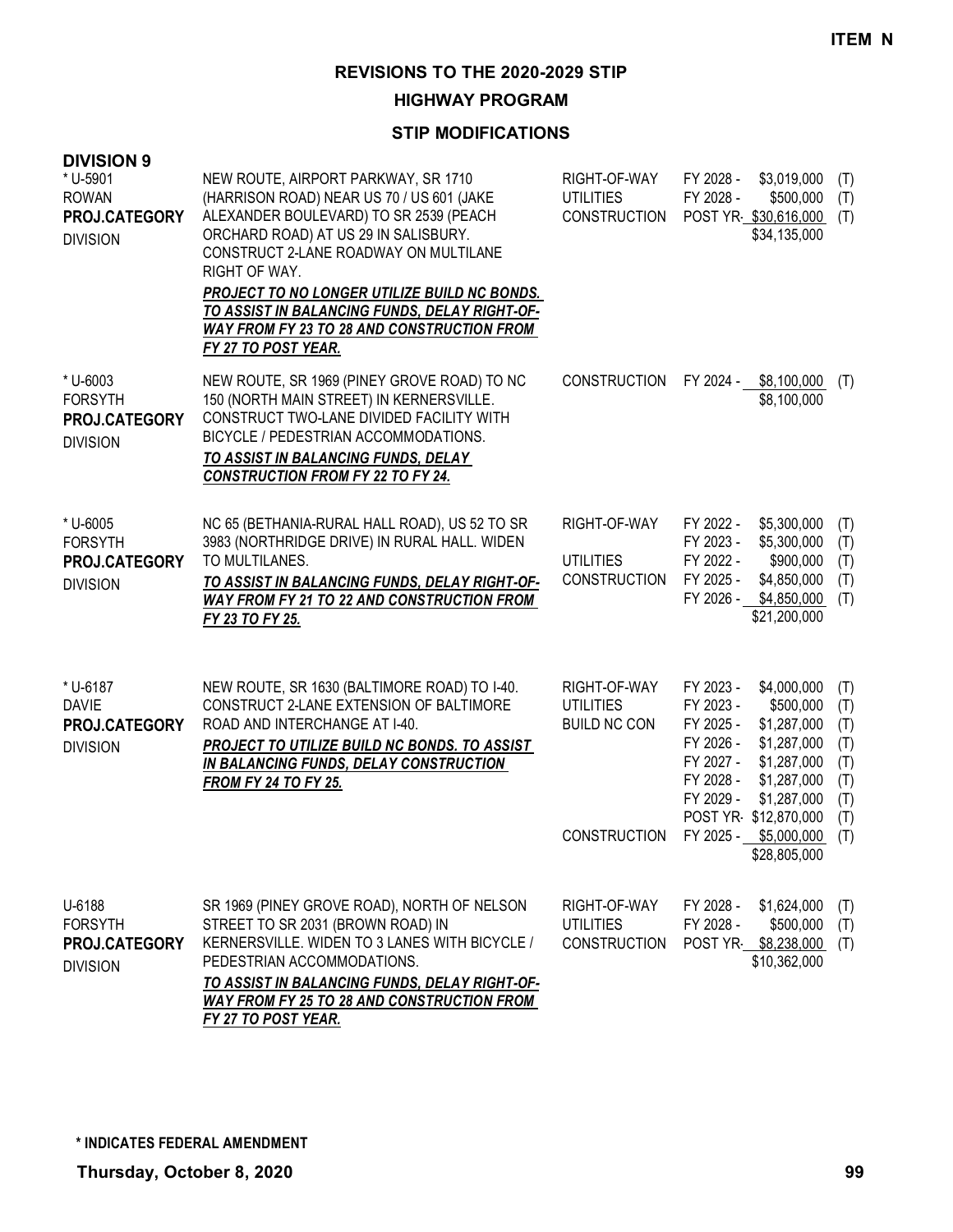**ITEM N**

# REVISIONS TO THE 2020-2029 STIP

## HIGHWAY PROGRAM

### STIP MODIFICATIONS

**DIVISION 9**

| Project | Description | Work Type | Fiscal Year | Amount | Fund |
|---|---|---|---|---|---|
| * U-5901<br>ROWAN<br>**PROJ.CATEGORY**<br>DIVISION | NEW ROUTE, AIRPORT PARKWAY, SR 1710 (HARRISON ROAD) NEAR US 70 / US 601 (JAKE ALEXANDER BOULEVARD) TO SR 2539 (PEACH ORCHARD ROAD) AT US 29 IN SALISBURY. CONSTRUCT 2-LANE ROADWAY ON MULTILANE RIGHT OF WAY.<br>***PROJECT TO NO LONGER UTILIZE BUILD NC BONDS. TO ASSIST IN BALANCING FUNDS, DELAY RIGHT-OF-WAY FROM FY 23 TO 28 AND CONSTRUCTION FROM FY 27 TO POST YEAR.*** | RIGHT-OF-WAY | FY 2028 - | $3,019,000 | (T) |
| | | UTILITIES | FY 2028 - | $500,000 | (T) |
| | | CONSTRUCTION | POST YR- | $30,616,000 | (T) |
| | | | | $34,135,000 | |
| * U-6003<br>FORSYTH<br>**PROJ.CATEGORY**<br>DIVISION | NEW ROUTE, SR 1969 (PINEY GROVE ROAD) TO NC 150 (NORTH MAIN STREET) IN KERNERSVILLE. CONSTRUCT TWO-LANE DIVIDED FACILITY WITH BICYCLE / PEDESTRIAN ACCOMMODATIONS.<br>***TO ASSIST IN BALANCING FUNDS, DELAY CONSTRUCTION FROM FY 22 TO FY 24.*** | CONSTRUCTION | FY 2024 - | $8,100,000 | (T) |
| | | | | $8,100,000 | |
| * U-6005<br>FORSYTH<br>**PROJ.CATEGORY**<br>DIVISION | NC 65 (BETHANIA-RURAL HALL ROAD), US 52 TO SR 3983 (NORTHRIDGE DRIVE) IN RURAL HALL. WIDEN TO MULTILANES.<br>***TO ASSIST IN BALANCING FUNDS, DELAY RIGHT-OF-WAY FROM FY 21 TO 22 AND CONSTRUCTION FROM FY 23 TO FY 25.*** | RIGHT-OF-WAY | FY 2022 - | $5,300,000 | (T) |
| | | | FY 2023 - | $5,300,000 | (T) |
| | | UTILITIES | FY 2022 - | $900,000 | (T) |
| | | CONSTRUCTION | FY 2025 - | $4,850,000 | (T) |
| | | | FY 2026 - | $4,850,000 | (T) |
| | | | | $21,200,000 | |
| * U-6187<br>DAVIE<br>**PROJ.CATEGORY**<br>DIVISION | NEW ROUTE, SR 1630 (BALTIMORE ROAD) TO I-40. CONSTRUCT 2-LANE EXTENSION OF BALTIMORE ROAD AND INTERCHANGE AT I-40.<br>***PROJECT TO UTILIZE BUILD NC BONDS. TO ASSIST IN BALANCING FUNDS, DELAY CONSTRUCTION FROM FY 24 TO FY 25.*** | RIGHT-OF-WAY | FY 2023 - | $4,000,000 | (T) |
| | | UTILITIES | FY 2023 - | $500,000 | (T) |
| | | BUILD NC CON | FY 2025 - | $1,287,000 | (T) |
| | | | FY 2026 - | $1,287,000 | (T) |
| | | | FY 2027 - | $1,287,000 | (T) |
| | | | FY 2028 - | $1,287,000 | (T) |
| | | | FY 2029 - | $1,287,000 | (T) |
| | | | POST YR- | $12,870,000 | (T) |
| | | CONSTRUCTION | FY 2025 - | $5,000,000 | (T) |
| | | | | $28,805,000 | |
| U-6188<br>FORSYTH<br>**PROJ.CATEGORY**<br>DIVISION | SR 1969 (PINEY GROVE ROAD), NORTH OF NELSON STREET TO SR 2031 (BROWN ROAD) IN KERNERSVILLE. WIDEN TO 3 LANES WITH BICYCLE / PEDESTRIAN ACCOMMODATIONS.<br>***TO ASSIST IN BALANCING FUNDS, DELAY RIGHT-OF-WAY FROM FY 25 TO 28 AND CONSTRUCTION FROM FY 27 TO POST YEAR.*** | RIGHT-OF-WAY | FY 2028 - | $1,624,000 | (T) |
| | | UTILITIES | FY 2028 - | $500,000 | (T) |
| | | CONSTRUCTION | POST YR- | $8,238,000 | (T) |
| | | | | $10,362,000 | |

**\* INDICATES FEDERAL AMENDMENT**

**Thursday, October 8, 2020**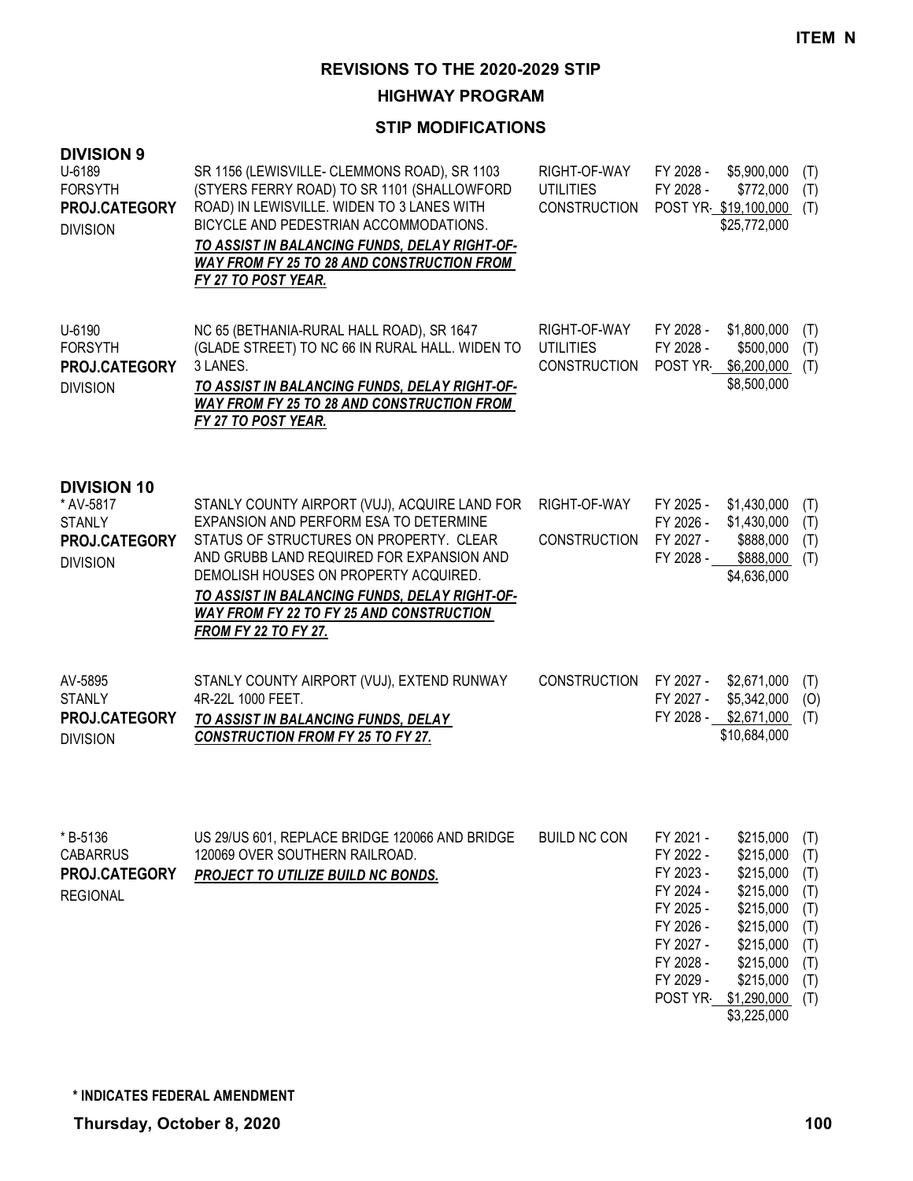**ITEM N**

# REVISIONS TO THE 2020-2029 STIP

## HIGHWAY PROGRAM

### STIP MODIFICATIONS

**DIVISION 9**

U-6189
FORSYTH
**PROJ.CATEGORY**
DIVISION

SR 1156 (LEWISVILLE- CLEMMONS ROAD), SR 1103 (STYERS FERRY ROAD) TO SR 1101 (SHALLOWFORD ROAD) IN LEWISVILLE. WIDEN TO 3 LANES WITH BICYCLE AND PEDESTRIAN ACCOMMODATIONS.
***TO ASSIST IN BALANCING FUNDS, DELAY RIGHT-OF-WAY FROM FY 25 TO 28 AND CONSTRUCTION FROM FY 27 TO POST YEAR.***

| Phase | Year | Amount | |
|---|---|---|---|
| RIGHT-OF-WAY | FY 2028 - | $5,900,000 | (T) |
| UTILITIES | FY 2028 - | $772,000 | (T) |
| CONSTRUCTION | POST YR- | $19,100,000 | (T) |
| | | $25,772,000 | |

U-6190
FORSYTH
**PROJ.CATEGORY**
DIVISION

NC 65 (BETHANIA-RURAL HALL ROAD), SR 1647 (GLADE STREET) TO NC 66 IN RURAL HALL. WIDEN TO 3 LANES.
***TO ASSIST IN BALANCING FUNDS, DELAY RIGHT-OF-WAY FROM FY 25 TO 28 AND CONSTRUCTION FROM FY 27 TO POST YEAR.***

| Phase | Year | Amount | |
|---|---|---|---|
| RIGHT-OF-WAY | FY 2028 - | $1,800,000 | (T) |
| UTILITIES | FY 2028 - | $500,000 | (T) |
| CONSTRUCTION | POST YR- | $6,200,000 | (T) |
| | | $8,500,000 | |

**DIVISION 10**

\* AV-5817
STANLY
**PROJ.CATEGORY**
DIVISION

STANLY COUNTY AIRPORT (VUJ), ACQUIRE LAND FOR EXPANSION AND PERFORM ESA TO DETERMINE STATUS OF STRUCTURES ON PROPERTY. CLEAR AND GRUBB LAND REQUIRED FOR EXPANSION AND DEMOLISH HOUSES ON PROPERTY ACQUIRED.
***TO ASSIST IN BALANCING FUNDS, DELAY RIGHT-OF-WAY FROM FY 22 TO FY 25 AND CONSTRUCTION FROM FY 22 TO FY 27.***

| Phase | Year | Amount | |
|---|---|---|---|
| RIGHT-OF-WAY | FY 2025 - | $1,430,000 | (T) |
| | FY 2026 - | $1,430,000 | (T) |
| CONSTRUCTION | FY 2027 - | $888,000 | (T) |
| | FY 2028 - | $888,000 | (T) |
| | | $4,636,000 | |

AV-5895
STANLY
**PROJ.CATEGORY**
DIVISION

STANLY COUNTY AIRPORT (VUJ), EXTEND RUNWAY 4R-22L 1000 FEET.
***TO ASSIST IN BALANCING FUNDS, DELAY CONSTRUCTION FROM FY 25 TO FY 27.***

| Phase | Year | Amount | |
|---|---|---|---|
| CONSTRUCTION | FY 2027 - | $2,671,000 | (T) |
| | FY 2027 - | $5,342,000 | (O) |
| | FY 2028 - | $2,671,000 | (T) |
| | | $10,684,000 | |

\* B-5136
CABARRUS
**PROJ.CATEGORY**
REGIONAL

US 29/US 601, REPLACE BRIDGE 120066 AND BRIDGE 120069 OVER SOUTHERN RAILROAD.
***PROJECT TO UTILIZE BUILD NC BONDS.***

| Phase | Year | Amount | |
|---|---|---|---|
| BUILD NC CON | FY 2021 - | $215,000 | (T) |
| | FY 2022 - | $215,000 | (T) |
| | FY 2023 - | $215,000 | (T) |
| | FY 2024 - | $215,000 | (T) |
| | FY 2025 - | $215,000 | (T) |
| | FY 2026 - | $215,000 | (T) |
| | FY 2027 - | $215,000 | (T) |
| | FY 2028 - | $215,000 | (T) |
| | FY 2029 - | $215,000 | (T) |
| | POST YR- | $1,290,000 | (T) |
| | | $3,225,000 | |

**\* INDICATES FEDERAL AMENDMENT**

**Thursday, October 8, 2020**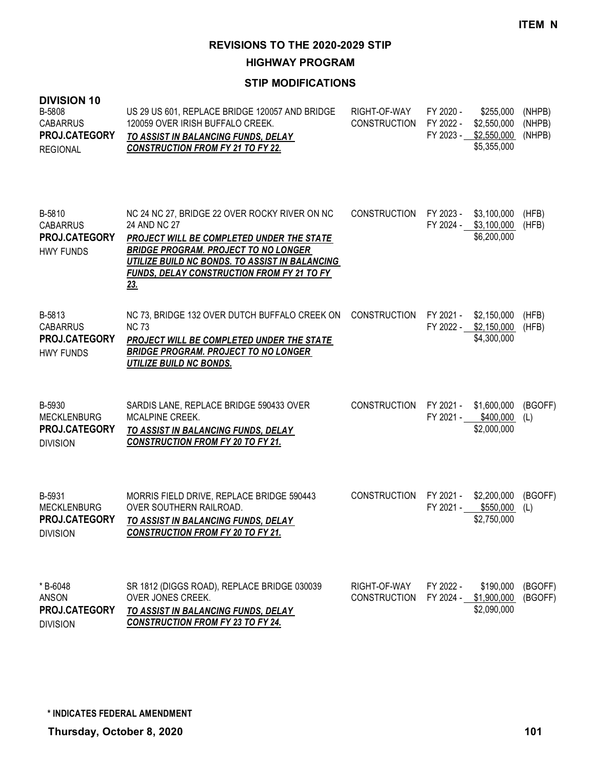**ITEM N**

# REVISIONS TO THE 2020-2029 STIP

## HIGHWAY PROGRAM

### STIP MODIFICATIONS

**DIVISION 10**

| Project | Description | Phase | FY | Amount | Fund |
|---|---|---|---|---|---|
| B-5808<br>CABARRUS<br>**PROJ.CATEGORY**<br>REGIONAL | US 29 US 601, REPLACE BRIDGE 120057 AND BRIDGE 120059 OVER IRISH BUFFALO CREEK.<br>***TO ASSIST IN BALANCING FUNDS, DELAY CONSTRUCTION FROM FY 21 TO FY 22.*** | RIGHT-OF-WAY<br>CONSTRUCTION | FY 2020 -<br>FY 2022 -<br>FY 2023 - | $255,000<br>$2,550,000<br>$2,550,000<br>$5,355,000 | (NHPB)<br>(NHPB)<br>(NHPB) |
| B-5810<br>CABARRUS<br>**PROJ.CATEGORY**<br>HWY FUNDS | NC 24 NC 27, BRIDGE 22 OVER ROCKY RIVER ON NC 24 AND NC 27<br>***PROJECT WILL BE COMPLETED UNDER THE STATE BRIDGE PROGRAM. PROJECT TO NO LONGER UTILIZE BUILD NC BONDS. TO ASSIST IN BALANCING FUNDS, DELAY CONSTRUCTION FROM FY 21 TO FY 23.*** | CONSTRUCTION | FY 2023 -<br>FY 2024 - | $3,100,000<br>$3,100,000<br>$6,200,000 | (HFB)<br>(HFB) |
| B-5813<br>CABARRUS<br>**PROJ.CATEGORY**<br>HWY FUNDS | NC 73, BRIDGE 132 OVER DUTCH BUFFALO CREEK ON NC 73<br>***PROJECT WILL BE COMPLETED UNDER THE STATE BRIDGE PROGRAM. PROJECT TO NO LONGER UTILIZE BUILD NC BONDS.*** | CONSTRUCTION | FY 2021 -<br>FY 2022 - | $2,150,000<br>$2,150,000<br>$4,300,000 | (HFB)<br>(HFB) |
| B-5930<br>MECKLENBURG<br>**PROJ.CATEGORY**<br>DIVISION | SARDIS LANE, REPLACE BRIDGE 590433 OVER MCALPINE CREEK.<br>***TO ASSIST IN BALANCING FUNDS, DELAY CONSTRUCTION FROM FY 20 TO FY 21.*** | CONSTRUCTION | FY 2021 -<br>FY 2021 - | $1,600,000<br>$400,000<br>$2,000,000 | (BGOFF)<br>(L) |
| B-5931<br>MECKLENBURG<br>**PROJ.CATEGORY**<br>DIVISION | MORRIS FIELD DRIVE, REPLACE BRIDGE 590443 OVER SOUTHERN RAILROAD.<br>***TO ASSIST IN BALANCING FUNDS, DELAY CONSTRUCTION FROM FY 20 TO FY 21.*** | CONSTRUCTION | FY 2021 -<br>FY 2021 - | $2,200,000<br>$550,000<br>$2,750,000 | (BGOFF)<br>(L) |
| * B-6048<br>ANSON<br>**PROJ.CATEGORY**<br>DIVISION | SR 1812 (DIGGS ROAD), REPLACE BRIDGE 030039 OVER JONES CREEK.<br>***TO ASSIST IN BALANCING FUNDS, DELAY CONSTRUCTION FROM FY 23 TO FY 24.*** | RIGHT-OF-WAY<br>CONSTRUCTION | FY 2022 -<br>FY 2024 - | $190,000<br>$1,900,000<br>$2,090,000 | (BGOFF)<br>(BGOFF) |

**\* INDICATES FEDERAL AMENDMENT**

**Thursday, October 8, 2020**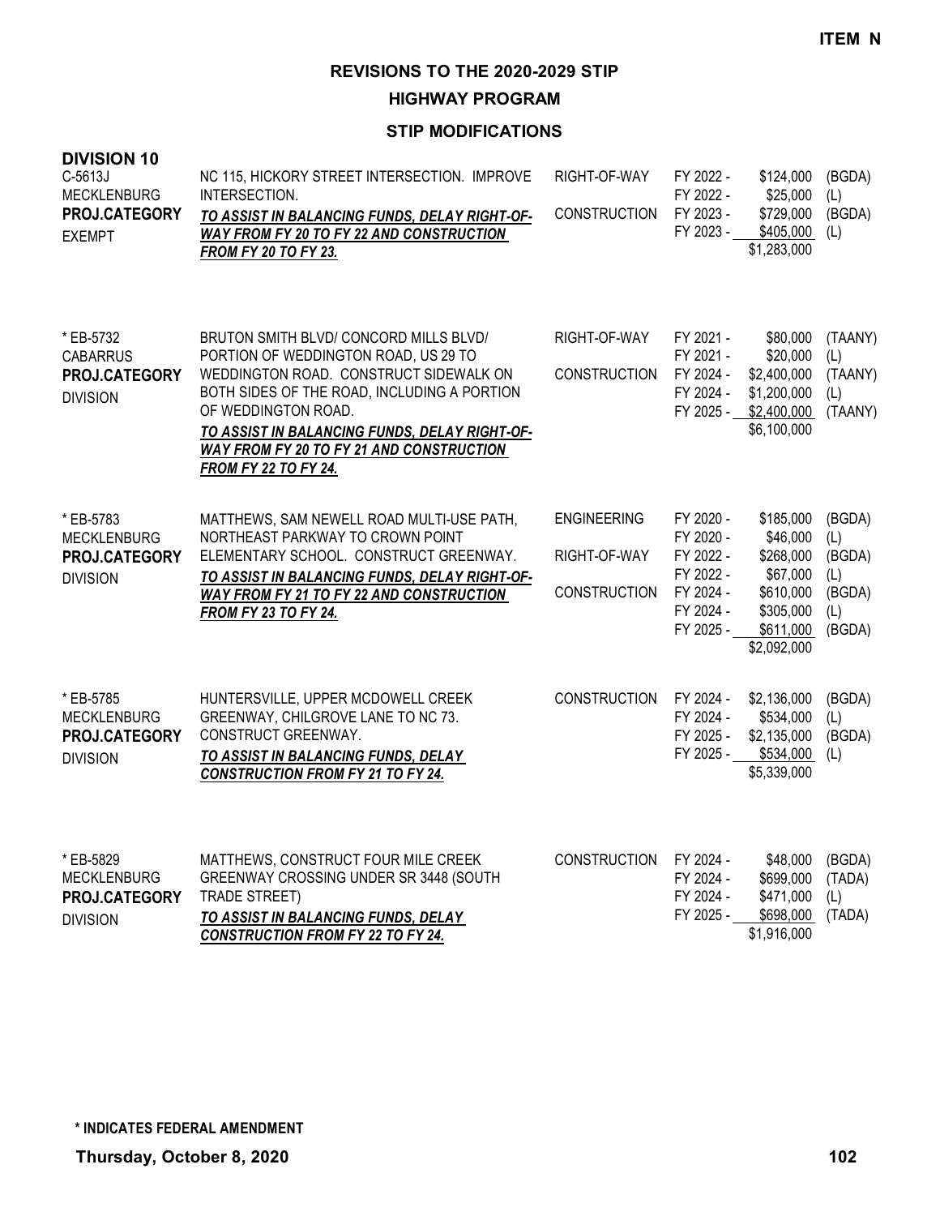**ITEM N**

# REVISIONS TO THE 2020-2029 STIP

## HIGHWAY PROGRAM

### STIP MODIFICATIONS

**DIVISION 10**

| Project | Description | Phase | Year | Amount | Source |
|---|---|---|---|---|---|
| C-5613J<br>MECKLENBURG<br>**PROJ.CATEGORY**<br>EXEMPT | NC 115, HICKORY STREET INTERSECTION. IMPROVE INTERSECTION.<br>***TO ASSIST IN BALANCING FUNDS, DELAY RIGHT-OF-WAY FROM FY 20 TO FY 22 AND CONSTRUCTION FROM FY 20 TO FY 23.*** | RIGHT-OF-WAY | FY 2022 - | $124,000 | (BGDA) |
| | | | FY 2022 - | $25,000 | (L) |
| | | CONSTRUCTION | FY 2023 - | $729,000 | (BGDA) |
| | | | FY 2023 - | $405,000 | (L) |
| | | | | $1,283,000 | |
| * EB-5732<br>CABARRUS<br>**PROJ.CATEGORY**<br>DIVISION | BRUTON SMITH BLVD/ CONCORD MILLS BLVD/ PORTION OF WEDDINGTON ROAD, US 29 TO WEDDINGTON ROAD. CONSTRUCT SIDEWALK ON BOTH SIDES OF THE ROAD, INCLUDING A PORTION OF WEDDINGTON ROAD.<br>***TO ASSIST IN BALANCING FUNDS, DELAY RIGHT-OF-WAY FROM FY 20 TO FY 21 AND CONSTRUCTION FROM FY 22 TO FY 24.*** | RIGHT-OF-WAY | FY 2021 - | $80,000 | (TAANY) |
| | | | FY 2021 - | $20,000 | (L) |
| | | CONSTRUCTION | FY 2024 - | $2,400,000 | (TAANY) |
| | | | FY 2024 - | $1,200,000 | (L) |
| | | | FY 2025 - | $2,400,000 | (TAANY) |
| | | | | $6,100,000 | |
| * EB-5783<br>MECKLENBURG<br>**PROJ.CATEGORY**<br>DIVISION | MATTHEWS, SAM NEWELL ROAD MULTI-USE PATH, NORTHEAST PARKWAY TO CROWN POINT ELEMENTARY SCHOOL. CONSTRUCT GREENWAY.<br>***TO ASSIST IN BALANCING FUNDS, DELAY RIGHT-OF-WAY FROM FY 21 TO FY 22 AND CONSTRUCTION FROM FY 23 TO FY 24.*** | ENGINEERING | FY 2020 - | $185,000 | (BGDA) |
| | | | FY 2020 - | $46,000 | (L) |
| | | RIGHT-OF-WAY | FY 2022 - | $268,000 | (BGDA) |
| | | | FY 2022 - | $67,000 | (L) |
| | | CONSTRUCTION | FY 2024 - | $610,000 | (BGDA) |
| | | | FY 2024 - | $305,000 | (L) |
| | | | FY 2025 - | $611,000 | (BGDA) |
| | | | | $2,092,000 | |
| * EB-5785<br>MECKLENBURG<br>**PROJ.CATEGORY**<br>DIVISION | HUNTERSVILLE, UPPER MCDOWELL CREEK GREENWAY, CHILGROVE LANE TO NC 73. CONSTRUCT GREENWAY.<br>***TO ASSIST IN BALANCING FUNDS, DELAY CONSTRUCTION FROM FY 21 TO FY 24.*** | CONSTRUCTION | FY 2024 - | $2,136,000 | (BGDA) |
| | | | FY 2024 - | $534,000 | (L) |
| | | | FY 2025 - | $2,135,000 | (BGDA) |
| | | | FY 2025 - | $534,000 | (L) |
| | | | | $5,339,000 | |
| * EB-5829<br>MECKLENBURG<br>**PROJ.CATEGORY**<br>DIVISION | MATTHEWS, CONSTRUCT FOUR MILE CREEK GREENWAY CROSSING UNDER SR 3448 (SOUTH TRADE STREET)<br>***TO ASSIST IN BALANCING FUNDS, DELAY CONSTRUCTION FROM FY 22 TO FY 24.*** | CONSTRUCTION | FY 2024 - | $48,000 | (BGDA) |
| | | | FY 2024 - | $699,000 | (TADA) |
| | | | FY 2024 - | $471,000 | (L) |
| | | | FY 2025 - | $698,000 | (TADA) |
| | | | | $1,916,000 | |

**\* INDICATES FEDERAL AMENDMENT**

**Thursday, October 8, 2020**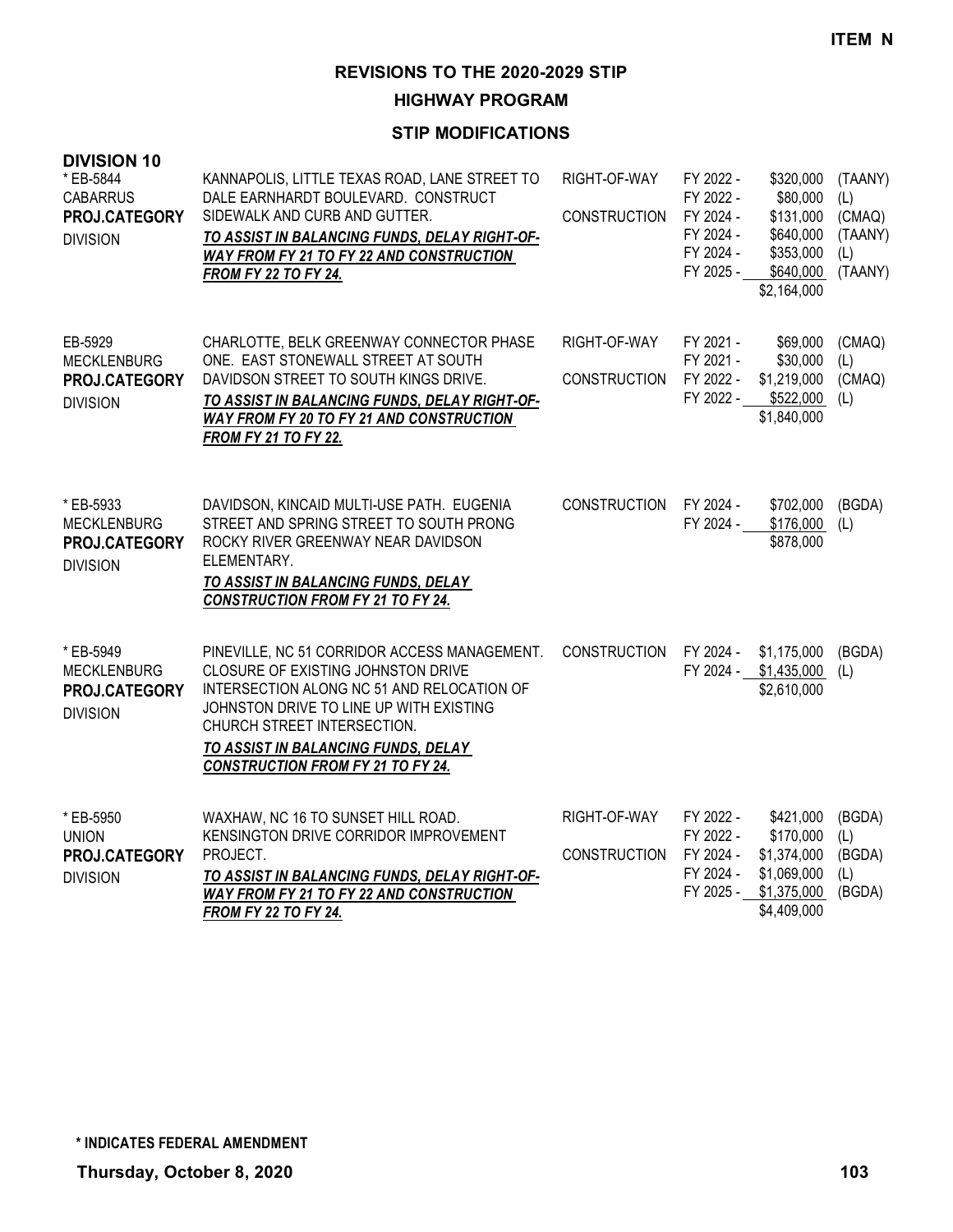**ITEM N**

# REVISIONS TO THE 2020-2029 STIP

## HIGHWAY PROGRAM

### STIP MODIFICATIONS

**DIVISION 10**

| Project | Description | Phase | Fiscal Year | Amount | Fund |
|---|---|---|---|---|---|
| * EB-5844<br>CABARRUS<br>**PROJ.CATEGORY**<br>DIVISION | KANNAPOLIS, LITTLE TEXAS ROAD, LANE STREET TO DALE EARNHARDT BOULEVARD. CONSTRUCT SIDEWALK AND CURB AND GUTTER.<br>***TO ASSIST IN BALANCING FUNDS, DELAY RIGHT-OF-WAY FROM FY 21 TO FY 22 AND CONSTRUCTION FROM FY 22 TO FY 24.*** | RIGHT-OF-WAY | FY 2022 - | $320,000 | (TAANY) |
| | | | FY 2022 - | $80,000 | (L) |
| | | CONSTRUCTION | FY 2024 - | $131,000 | (CMAQ) |
| | | | FY 2024 - | $640,000 | (TAANY) |
| | | | FY 2024 - | $353,000 | (L) |
| | | | FY 2025 - | $640,000 | (TAANY) |
| | | | | $2,164,000 | |
| EB-5929<br>MECKLENBURG<br>**PROJ.CATEGORY**<br>DIVISION | CHARLOTTE, BELK GREENWAY CONNECTOR PHASE ONE. EAST STONEWALL STREET AT SOUTH DAVIDSON STREET TO SOUTH KINGS DRIVE.<br>***TO ASSIST IN BALANCING FUNDS, DELAY RIGHT-OF-WAY FROM FY 20 TO FY 21 AND CONSTRUCTION FROM FY 21 TO FY 22.*** | RIGHT-OF-WAY | FY 2021 - | $69,000 | (CMAQ) |
| | | | FY 2021 - | $30,000 | (L) |
| | | CONSTRUCTION | FY 2022 - | $1,219,000 | (CMAQ) |
| | | | FY 2022 - | $522,000 | (L) |
| | | | | $1,840,000 | |
| * EB-5933<br>MECKLENBURG<br>**PROJ.CATEGORY**<br>DIVISION | DAVIDSON, KINCAID MULTI-USE PATH. EUGENIA STREET AND SPRING STREET TO SOUTH PRONG ROCKY RIVER GREENWAY NEAR DAVIDSON ELEMENTARY.<br>***TO ASSIST IN BALANCING FUNDS, DELAY CONSTRUCTION FROM FY 21 TO FY 24.*** | CONSTRUCTION | FY 2024 - | $702,000 | (BGDA) |
| | | | FY 2024 - | $176,000 | (L) |
| | | | | $878,000 | |
| * EB-5949<br>MECKLENBURG<br>**PROJ.CATEGORY**<br>DIVISION | PINEVILLE, NC 51 CORRIDOR ACCESS MANAGEMENT. CLOSURE OF EXISTING JOHNSTON DRIVE INTERSECTION ALONG NC 51 AND RELOCATION OF JOHNSTON DRIVE TO LINE UP WITH EXISTING CHURCH STREET INTERSECTION.<br>***TO ASSIST IN BALANCING FUNDS, DELAY CONSTRUCTION FROM FY 21 TO FY 24.*** | CONSTRUCTION | FY 2024 - | $1,175,000 | (BGDA) |
| | | | FY 2024 - | $1,435,000 | (L) |
| | | | | $2,610,000 | |
| * EB-5950<br>UNION<br>**PROJ.CATEGORY**<br>DIVISION | WAXHAW, NC 16 TO SUNSET HILL ROAD. KENSINGTON DRIVE CORRIDOR IMPROVEMENT PROJECT.<br>***TO ASSIST IN BALANCING FUNDS, DELAY RIGHT-OF-WAY FROM FY 21 TO FY 22 AND CONSTRUCTION FROM FY 22 TO FY 24.*** | RIGHT-OF-WAY | FY 2022 - | $421,000 | (BGDA) |
| | | | FY 2022 - | $170,000 | (L) |
| | | CONSTRUCTION | FY 2024 - | $1,374,000 | (BGDA) |
| | | | FY 2024 - | $1,069,000 | (L) |
| | | | FY 2025 - | $1,375,000 | (BGDA) |
| | | | | $4,409,000 | |

**\* INDICATES FEDERAL AMENDMENT**

**Thursday, October 8, 2020**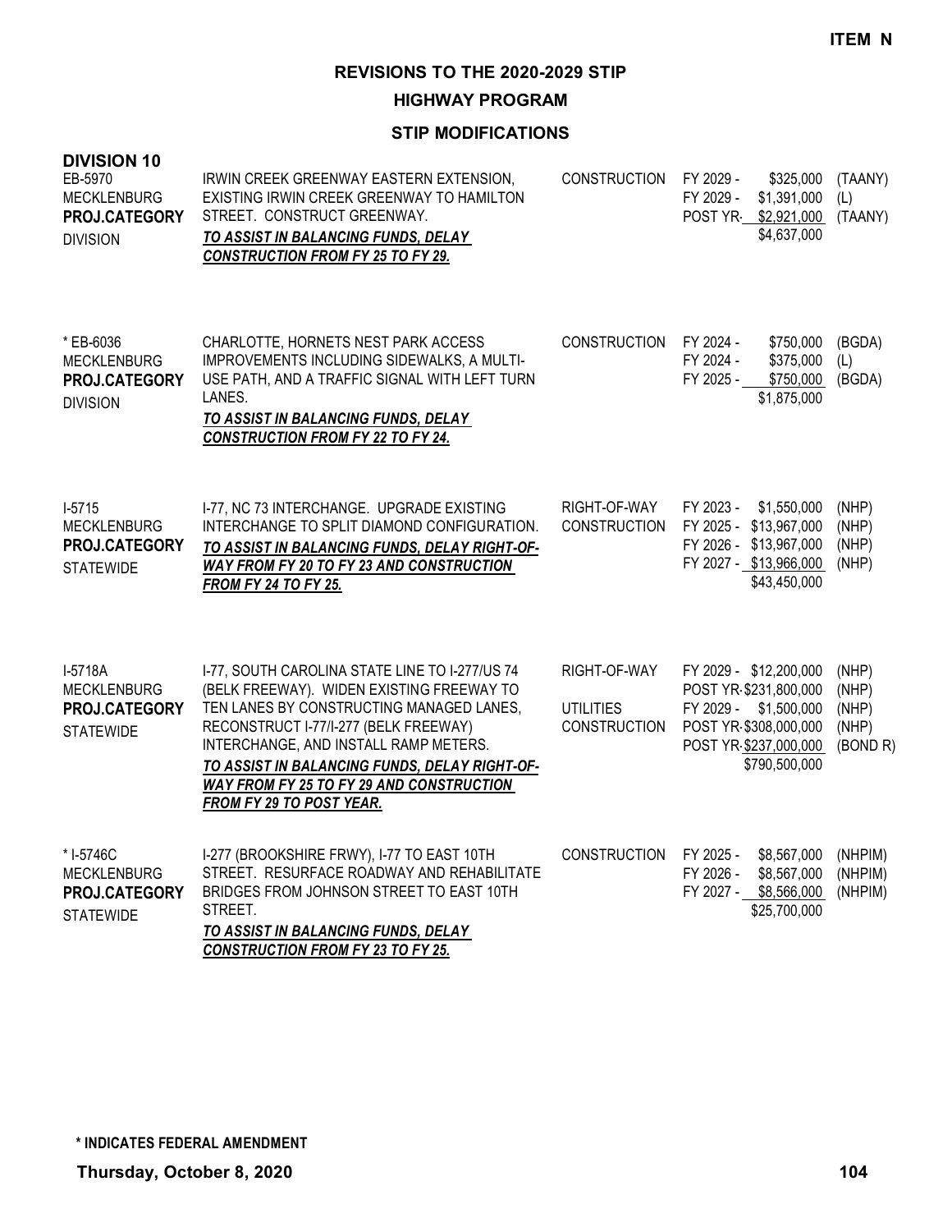**ITEM N**

# REVISIONS TO THE 2020-2029 STIP

## HIGHWAY PROGRAM

### STIP MODIFICATIONS

**DIVISION 10**

| Project | Description | Phase | Fiscal Year | Amount | Fund |
|---|---|---|---|---|---|
| EB-5970<br>MECKLENBURG<br>**PROJ.CATEGORY**<br>DIVISION | IRWIN CREEK GREENWAY EASTERN EXTENSION, EXISTING IRWIN CREEK GREENWAY TO HAMILTON STREET. CONSTRUCT GREENWAY.<br>***TO ASSIST IN BALANCING FUNDS, DELAY CONSTRUCTION FROM FY 25 TO FY 29.*** | CONSTRUCTION | FY 2029 -<br>FY 2029 -<br>POST YR- | \$325,000<br>\$1,391,000<br>\$2,921,000<br>\$4,637,000 | (TAANY)<br>(L)<br>(TAANY) |
| * EB-6036<br>MECKLENBURG<br>**PROJ.CATEGORY**<br>DIVISION | CHARLOTTE, HORNETS NEST PARK ACCESS IMPROVEMENTS INCLUDING SIDEWALKS, A MULTI-USE PATH, AND A TRAFFIC SIGNAL WITH LEFT TURN LANES.<br>***TO ASSIST IN BALANCING FUNDS, DELAY CONSTRUCTION FROM FY 22 TO FY 24.*** | CONSTRUCTION | FY 2024 -<br>FY 2024 -<br>FY 2025 - | \$750,000<br>\$375,000<br>\$750,000<br>\$1,875,000 | (BGDA)<br>(L)<br>(BGDA) |
| I-5715<br>MECKLENBURG<br>**PROJ.CATEGORY**<br>STATEWIDE | I-77, NC 73 INTERCHANGE. UPGRADE EXISTING INTERCHANGE TO SPLIT DIAMOND CONFIGURATION.<br>***TO ASSIST IN BALANCING FUNDS, DELAY RIGHT-OF-WAY FROM FY 20 TO FY 23 AND CONSTRUCTION FROM FY 24 TO FY 25.*** | RIGHT-OF-WAY<br>CONSTRUCTION | FY 2023 -<br>FY 2025 -<br>FY 2026 -<br>FY 2027 - | \$1,550,000<br>\$13,967,000<br>\$13,967,000<br>\$13,966,000<br>\$43,450,000 | (NHP)<br>(NHP)<br>(NHP)<br>(NHP) |
| I-5718A<br>MECKLENBURG<br>**PROJ.CATEGORY**<br>STATEWIDE | I-77, SOUTH CAROLINA STATE LINE TO I-277/US 74 (BELK FREEWAY). WIDEN EXISTING FREEWAY TO TEN LANES BY CONSTRUCTING MANAGED LANES, RECONSTRUCT I-77/I-277 (BELK FREEWAY) INTERCHANGE, AND INSTALL RAMP METERS.<br>***TO ASSIST IN BALANCING FUNDS, DELAY RIGHT-OF-WAY FROM FY 25 TO FY 29 AND CONSTRUCTION FROM FY 29 TO POST YEAR.*** | RIGHT-OF-WAY<br><br>UTILITIES<br>CONSTRUCTION | FY 2029 -<br>POST YR-<br>FY 2029 -<br>POST YR-<br>POST YR- | \$12,200,000<br>\$231,800,000<br>\$1,500,000<br>\$308,000,000<br>\$237,000,000<br>\$790,500,000 | (NHP)<br>(NHP)<br>(NHP)<br>(NHP)<br>(BOND R) |
| * I-5746C<br>MECKLENBURG<br>**PROJ.CATEGORY**<br>STATEWIDE | I-277 (BROOKSHIRE FRWY), I-77 TO EAST 10TH STREET. RESURFACE ROADWAY AND REHABILITATE BRIDGES FROM JOHNSON STREET TO EAST 10TH STREET.<br>***TO ASSIST IN BALANCING FUNDS, DELAY CONSTRUCTION FROM FY 23 TO FY 25.*** | CONSTRUCTION | FY 2025 -<br>FY 2026 -<br>FY 2027 - | \$8,567,000<br>\$8,567,000<br>\$8,566,000<br>\$25,700,000 | (NHPIM)<br>(NHPIM)<br>(NHPIM) |

**\* INDICATES FEDERAL AMENDMENT**

**Thursday, October 8, 2020**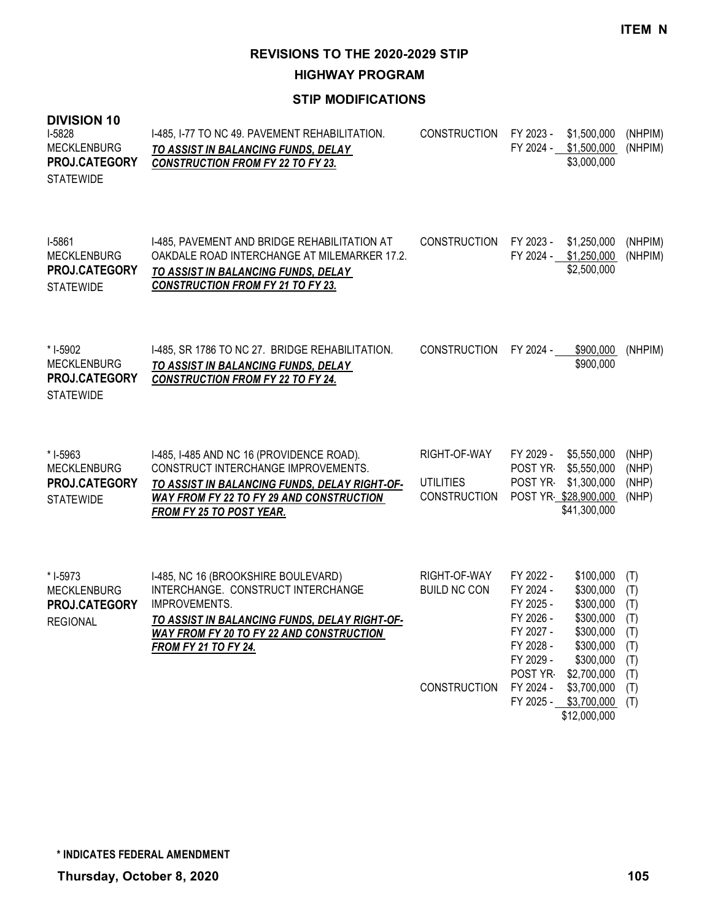**ITEM N**

# REVISIONS TO THE 2020-2029 STIP

## HIGHWAY PROGRAM

### STIP MODIFICATIONS

**DIVISION 10**

| Project | Description | Work Type | Fiscal Year | Amount | Fund |
|---|---|---|---|---|---|
| I-5828<br>MECKLENBURG<br>**PROJ.CATEGORY**<br>STATEWIDE | I-485, I-77 TO NC 49. PAVEMENT REHABILITATION.<br>***TO ASSIST IN BALANCING FUNDS, DELAY CONSTRUCTION FROM FY 22 TO FY 23.*** | CONSTRUCTION | FY 2023 - | $1,500,000 | (NHPIM) |
| | | | FY 2024 - | $1,500,000 | (NHPIM) |
| | | | | $3,000,000 | |
| I-5861<br>MECKLENBURG<br>**PROJ.CATEGORY**<br>STATEWIDE | I-485, PAVEMENT AND BRIDGE REHABILITATION AT OAKDALE ROAD INTERCHANGE AT MILEMARKER 17.2.<br>***TO ASSIST IN BALANCING FUNDS, DELAY CONSTRUCTION FROM FY 21 TO FY 23.*** | CONSTRUCTION | FY 2023 - | $1,250,000 | (NHPIM) |
| | | | FY 2024 - | $1,250,000 | (NHPIM) |
| | | | | $2,500,000 | |
| * I-5902<br>MECKLENBURG<br>**PROJ.CATEGORY**<br>STATEWIDE | I-485, SR 1786 TO NC 27. BRIDGE REHABILITATION.<br>***TO ASSIST IN BALANCING FUNDS, DELAY CONSTRUCTION FROM FY 22 TO FY 24.*** | CONSTRUCTION | FY 2024 - | $900,000 | (NHPIM) |
| | | | | $900,000 | |
| * I-5963<br>MECKLENBURG<br>**PROJ.CATEGORY**<br>STATEWIDE | I-485, I-485 AND NC 16 (PROVIDENCE ROAD). CONSTRUCT INTERCHANGE IMPROVEMENTS.<br>***TO ASSIST IN BALANCING FUNDS, DELAY RIGHT-OF-WAY FROM FY 22 TO FY 29 AND CONSTRUCTION FROM FY 25 TO POST YEAR.*** | RIGHT-OF-WAY | FY 2029 - | $5,550,000 | (NHP) |
| | | | POST YR- | $5,550,000 | (NHP) |
| | | UTILITIES | POST YR- | $1,300,000 | (NHP) |
| | | CONSTRUCTION | POST YR- | $28,900,000 | (NHP) |
| | | | | $41,300,000 | |
| * I-5973<br>MECKLENBURG<br>**PROJ.CATEGORY**<br>REGIONAL | I-485, NC 16 (BROOKSHIRE BOULEVARD) INTERCHANGE. CONSTRUCT INTERCHANGE IMPROVEMENTS.<br>***TO ASSIST IN BALANCING FUNDS, DELAY RIGHT-OF-WAY FROM FY 20 TO FY 22 AND CONSTRUCTION FROM FY 21 TO FY 24.*** | RIGHT-OF-WAY | FY 2022 - | $100,000 | (T) |
| | | BUILD NC CON | FY 2024 - | $300,000 | (T) |
| | | | FY 2025 - | $300,000 | (T) |
| | | | FY 2026 - | $300,000 | (T) |
| | | | FY 2027 - | $300,000 | (T) |
| | | | FY 2028 - | $300,000 | (T) |
| | | | FY 2029 - | $300,000 | (T) |
| | | | POST YR- | $2,700,000 | (T) |
| | | CONSTRUCTION | FY 2024 - | $3,700,000 | (T) |
| | | | FY 2025 - | $3,700,000 | (T) |
| | | | | $12,000,000 | |

**\* INDICATES FEDERAL AMENDMENT**

**Thursday, October 8, 2020**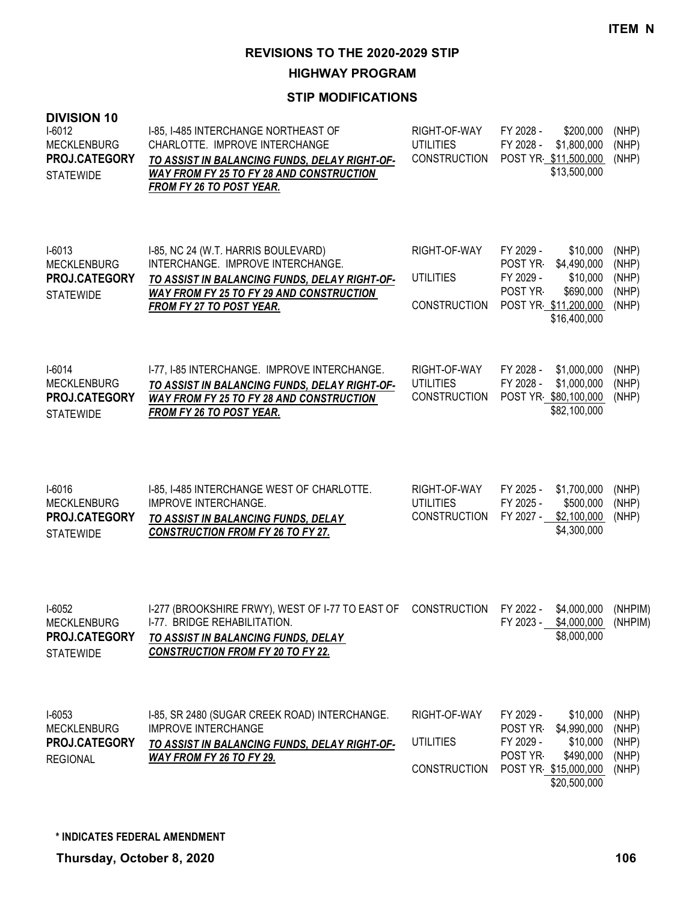**ITEM N**

# REVISIONS TO THE 2020-2029 STIP

## HIGHWAY PROGRAM

### STIP MODIFICATIONS

**DIVISION 10**

| Project | Description | Work Type | Fiscal Year | Amount | Fund |
|---|---|---|---|---|---|
| I-6012<br>MECKLENBURG<br>**PROJ.CATEGORY**<br>STATEWIDE | I-85, I-485 INTERCHANGE NORTHEAST OF CHARLOTTE. IMPROVE INTERCHANGE<br>***TO ASSIST IN BALANCING FUNDS, DELAY RIGHT-OF-WAY FROM FY 25 TO FY 28 AND CONSTRUCTION FROM FY 26 TO POST YEAR.*** | RIGHT-OF-WAY | FY 2028 - | $200,000 | (NHP) |
| | | UTILITIES | FY 2028 - | $1,800,000 | (NHP) |
| | | CONSTRUCTION | POST YR- | $11,500,000 | (NHP) |
| | | | | $13,500,000 | |
| I-6013<br>MECKLENBURG<br>**PROJ.CATEGORY**<br>STATEWIDE | I-85, NC 24 (W.T. HARRIS BOULEVARD) INTERCHANGE. IMPROVE INTERCHANGE.<br>***TO ASSIST IN BALANCING FUNDS, DELAY RIGHT-OF-WAY FROM FY 25 TO FY 29 AND CONSTRUCTION FROM FY 27 TO POST YEAR.*** | RIGHT-OF-WAY | FY 2029 - | $10,000 | (NHP) |
| | | | POST YR- | $4,490,000 | (NHP) |
| | | UTILITIES | FY 2029 - | $10,000 | (NHP) |
| | | | POST YR- | $690,000 | (NHP) |
| | | CONSTRUCTION | POST YR- | $11,200,000 | (NHP) |
| | | | | $16,400,000 | |
| I-6014<br>MECKLENBURG<br>**PROJ.CATEGORY**<br>STATEWIDE | I-77, I-85 INTERCHANGE. IMPROVE INTERCHANGE.<br>***TO ASSIST IN BALANCING FUNDS, DELAY RIGHT-OF-WAY FROM FY 25 TO FY 28 AND CONSTRUCTION FROM FY 26 TO POST YEAR.*** | RIGHT-OF-WAY | FY 2028 - | $1,000,000 | (NHP) |
| | | UTILITIES | FY 2028 - | $1,000,000 | (NHP) |
| | | CONSTRUCTION | POST YR- | $80,100,000 | (NHP) |
| | | | | $82,100,000 | |
| I-6016<br>MECKLENBURG<br>**PROJ.CATEGORY**<br>STATEWIDE | I-85, I-485 INTERCHANGE WEST OF CHARLOTTE. IMPROVE INTERCHANGE.<br>***TO ASSIST IN BALANCING FUNDS, DELAY CONSTRUCTION FROM FY 26 TO FY 27.*** | RIGHT-OF-WAY | FY 2025 - | $1,700,000 | (NHP) |
| | | UTILITIES | FY 2025 - | $500,000 | (NHP) |
| | | CONSTRUCTION | FY 2027 - | $2,100,000 | (NHP) |
| | | | | $4,300,000 | |
| I-6052<br>MECKLENBURG<br>**PROJ.CATEGORY**<br>STATEWIDE | I-277 (BROOKSHIRE FRWY), WEST OF I-77 TO EAST OF I-77. BRIDGE REHABILITATION.<br>***TO ASSIST IN BALANCING FUNDS, DELAY CONSTRUCTION FROM FY 20 TO FY 22.*** | CONSTRUCTION | FY 2022 - | $4,000,000 | (NHPIM) |
| | | | FY 2023 - | $4,000,000 | (NHPIM) |
| | | | | $8,000,000 | |
| I-6053<br>MECKLENBURG<br>**PROJ.CATEGORY**<br>REGIONAL | I-85, SR 2480 (SUGAR CREEK ROAD) INTERCHANGE. IMPROVE INTERCHANGE<br>***TO ASSIST IN BALANCING FUNDS, DELAY RIGHT-OF-WAY FROM FY 26 TO FY 29.*** | RIGHT-OF-WAY | FY 2029 - | $10,000 | (NHP) |
| | | | POST YR- | $4,990,000 | (NHP) |
| | | UTILITIES | FY 2029 - | $10,000 | (NHP) |
| | | | POST YR- | $490,000 | (NHP) |
| | | CONSTRUCTION | POST YR- | $15,000,000 | (NHP) |
| | | | | $20,500,000 | |

**\* INDICATES FEDERAL AMENDMENT**

**Thursday, October 8, 2020**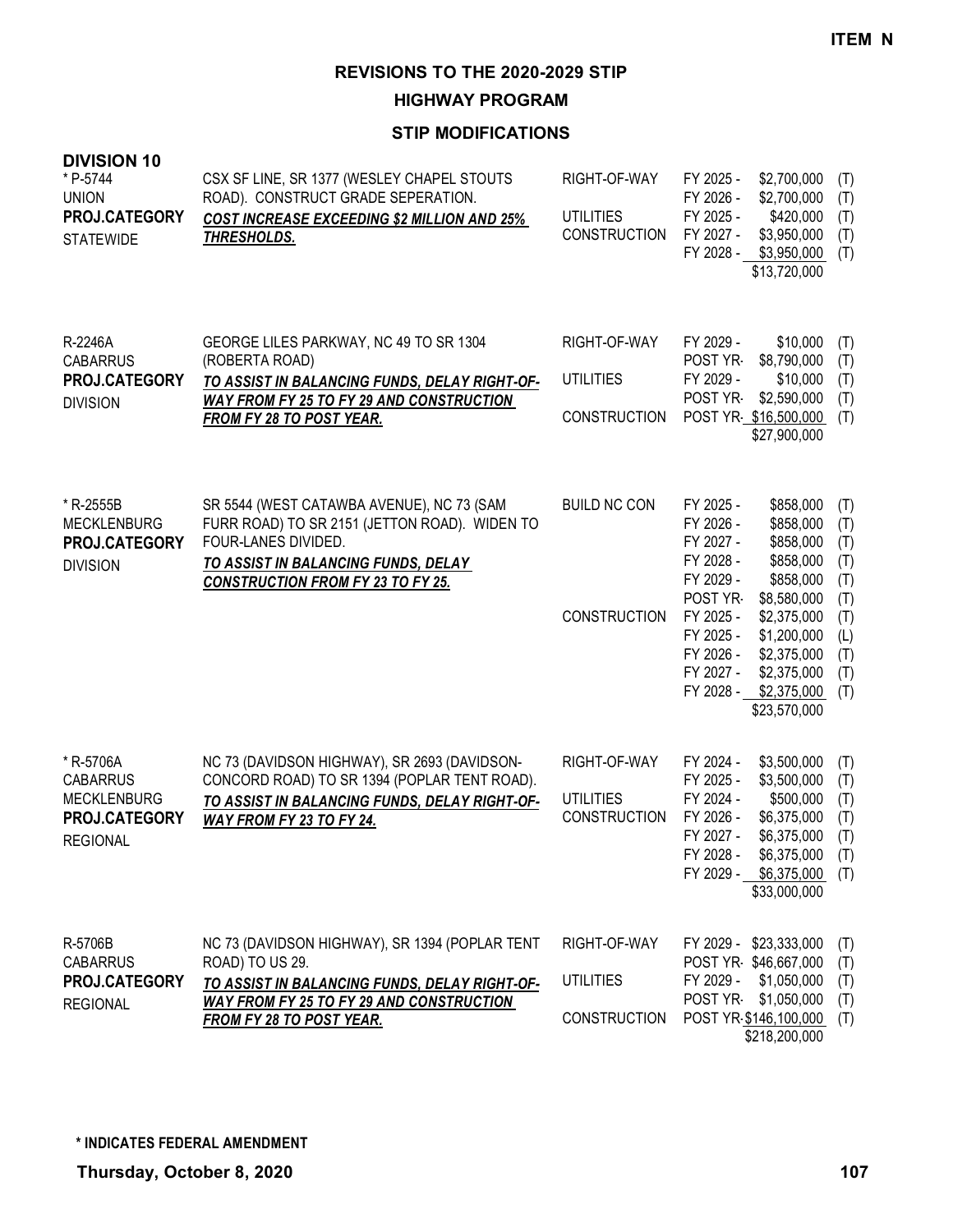**ITEM N**

# REVISIONS TO THE 2020-2029 STIP

## HIGHWAY PROGRAM

### STIP MODIFICATIONS

**DIVISION 10**

| Project | Description | Work Type | Fiscal Year | Amount | Fund |
|---|---|---|---|---|---|
| * P-5744<br>UNION<br>**PROJ.CATEGORY**<br>STATEWIDE | CSX SF LINE, SR 1377 (WESLEY CHAPEL STOUTS ROAD). CONSTRUCT GRADE SEPERATION.<br>***COST INCREASE EXCEEDING $2 MILLION AND 25% THRESHOLDS.*** | RIGHT-OF-WAY | FY 2025 - | $2,700,000 | (T) |
| | | | FY 2026 - | $2,700,000 | (T) |
| | | UTILITIES | FY 2025 - | $420,000 | (T) |
| | | CONSTRUCTION | FY 2027 - | $3,950,000 | (T) |
| | | | FY 2028 - | $3,950,000 | (T) |
| | | | | $13,720,000 | |
| R-2246A<br>CABARRUS<br>**PROJ.CATEGORY**<br>DIVISION | GEORGE LILES PARKWAY, NC 49 TO SR 1304 (ROBERTA ROAD)<br>***TO ASSIST IN BALANCING FUNDS, DELAY RIGHT-OF-WAY FROM FY 25 TO FY 29 AND CONSTRUCTION FROM FY 28 TO POST YEAR.*** | RIGHT-OF-WAY | FY 2029 - | $10,000 | (T) |
| | | | POST YR- | $8,790,000 | (T) |
| | | UTILITIES | FY 2029 - | $10,000 | (T) |
| | | | POST YR- | $2,590,000 | (T) |
| | | CONSTRUCTION | POST YR- | $16,500,000 | (T) |
| | | | | $27,900,000 | |
| * R-2555B<br>MECKLENBURG<br>**PROJ.CATEGORY**<br>DIVISION | SR 5544 (WEST CATAWBA AVENUE), NC 73 (SAM FURR ROAD) TO SR 2151 (JETTON ROAD). WIDEN TO FOUR-LANES DIVIDED.<br>***TO ASSIST IN BALANCING FUNDS, DELAY CONSTRUCTION FROM FY 23 TO FY 25.*** | BUILD NC CON | FY 2025 - | $858,000 | (T) |
| | | | FY 2026 - | $858,000 | (T) |
| | | | FY 2027 - | $858,000 | (T) |
| | | | FY 2028 - | $858,000 | (T) |
| | | | FY 2029 - | $858,000 | (T) |
| | | | POST YR- | $8,580,000 | (T) |
| | | CONSTRUCTION | FY 2025 - | $2,375,000 | (T) |
| | | | FY 2025 - | $1,200,000 | (L) |
| | | | FY 2026 - | $2,375,000 | (T) |
| | | | FY 2027 - | $2,375,000 | (T) |
| | | | FY 2028 - | $2,375,000 | (T) |
| | | | | $23,570,000 | |
| * R-5706A<br>CABARRUS<br>MECKLENBURG<br>**PROJ.CATEGORY**<br>REGIONAL | NC 73 (DAVIDSON HIGHWAY), SR 2693 (DAVIDSON-CONCORD ROAD) TO SR 1394 (POPLAR TENT ROAD).<br>***TO ASSIST IN BALANCING FUNDS, DELAY RIGHT-OF-WAY FROM FY 23 TO FY 24.*** | RIGHT-OF-WAY | FY 2024 - | $3,500,000 | (T) |
| | | | FY 2025 - | $3,500,000 | (T) |
| | | UTILITIES | FY 2024 - | $500,000 | (T) |
| | | CONSTRUCTION | FY 2026 - | $6,375,000 | (T) |
| | | | FY 2027 - | $6,375,000 | (T) |
| | | | FY 2028 - | $6,375,000 | (T) |
| | | | FY 2029 - | $6,375,000 | (T) |
| | | | | $33,000,000 | |
| R-5706B<br>CABARRUS<br>**PROJ.CATEGORY**<br>REGIONAL | NC 73 (DAVIDSON HIGHWAY), SR 1394 (POPLAR TENT ROAD) TO US 29.<br>***TO ASSIST IN BALANCING FUNDS, DELAY RIGHT-OF-WAY FROM FY 25 TO FY 29 AND CONSTRUCTION FROM FY 28 TO POST YEAR.*** | RIGHT-OF-WAY | FY 2029 - | $23,333,000 | (T) |
| | | | POST YR- | $46,667,000 | (T) |
| | | UTILITIES | FY 2029 - | $1,050,000 | (T) |
| | | | POST YR- | $1,050,000 | (T) |
| | | CONSTRUCTION | POST YR- | $146,100,000 | (T) |
| | | | | $218,200,000 | |

**\* INDICATES FEDERAL AMENDMENT**

**Thursday, October 8, 2020**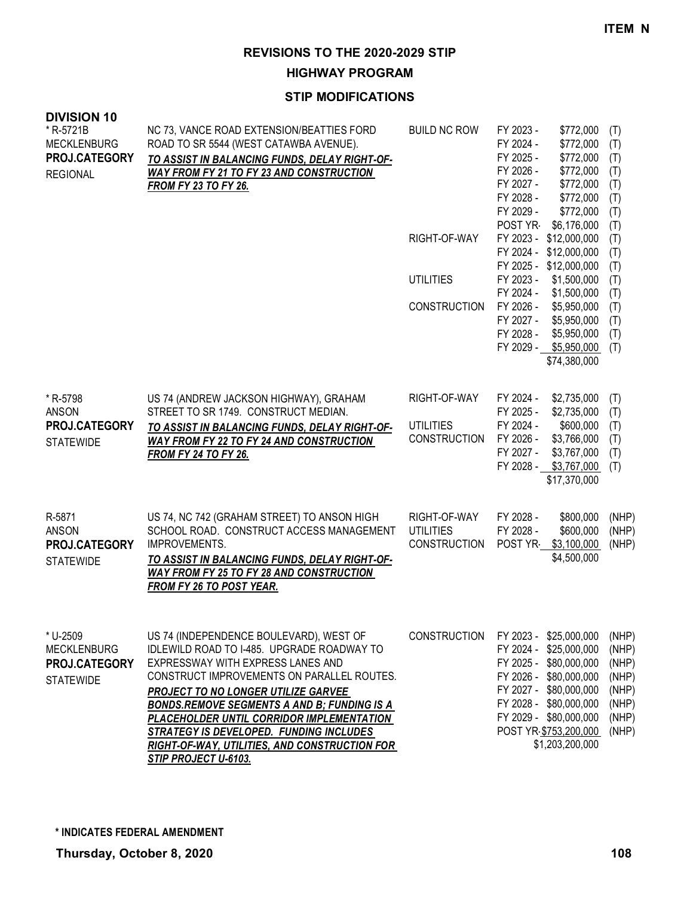**ITEM N**

# REVISIONS TO THE 2020-2029 STIP

## HIGHWAY PROGRAM

### STIP MODIFICATIONS

**DIVISION 10**

| Project | Description | Work Type | Fiscal Year | Amount | Funding |
|---|---|---|---|---|---|
| * R-5721B<br>MECKLENBURG<br>**PROJ.CATEGORY**<br>REGIONAL | NC 73, VANCE ROAD EXTENSION/BEATTIES FORD ROAD TO SR 5544 (WEST CATAWBA AVENUE).<br>***TO ASSIST IN BALANCING FUNDS, DELAY RIGHT-OF-WAY FROM FY 21 TO FY 23 AND CONSTRUCTION FROM FY 23 TO FY 26.*** | BUILD NC ROW | FY 2023 - | $772,000 | (T) |
| | | | FY 2024 - | $772,000 | (T) |
| | | | FY 2025 - | $772,000 | (T) |
| | | | FY 2026 - | $772,000 | (T) |
| | | | FY 2027 - | $772,000 | (T) |
| | | | FY 2028 - | $772,000 | (T) |
| | | | FY 2029 - | $772,000 | (T) |
| | | | POST YR- | $6,176,000 | (T) |
| | | RIGHT-OF-WAY | FY 2023 - | $12,000,000 | (T) |
| | | | FY 2024 - | $12,000,000 | (T) |
| | | | FY 2025 - | $12,000,000 | (T) |
| | | UTILITIES | FY 2023 - | $1,500,000 | (T) |
| | | | FY 2024 - | $1,500,000 | (T) |
| | | CONSTRUCTION | FY 2026 - | $5,950,000 | (T) |
| | | | FY 2027 - | $5,950,000 | (T) |
| | | | FY 2028 - | $5,950,000 | (T) |
| | | | FY 2029 - | $5,950,000 | (T) |
| | | | | $74,380,000 | |
| * R-5798<br>ANSON<br>**PROJ.CATEGORY**<br>STATEWIDE | US 74 (ANDREW JACKSON HIGHWAY), GRAHAM STREET TO SR 1749. CONSTRUCT MEDIAN.<br>***TO ASSIST IN BALANCING FUNDS, DELAY RIGHT-OF-WAY FROM FY 22 TO FY 24 AND CONSTRUCTION FROM FY 24 TO FY 26.*** | RIGHT-OF-WAY | FY 2024 - | $2,735,000 | (T) |
| | | | FY 2025 - | $2,735,000 | (T) |
| | | UTILITIES | FY 2024 - | $600,000 | (T) |
| | | CONSTRUCTION | FY 2026 - | $3,766,000 | (T) |
| | | | FY 2027 - | $3,767,000 | (T) |
| | | | FY 2028 - | $3,767,000 | (T) |
| | | | | $17,370,000 | |
| R-5871<br>ANSON<br>**PROJ.CATEGORY**<br>STATEWIDE | US 74, NC 742 (GRAHAM STREET) TO ANSON HIGH SCHOOL ROAD. CONSTRUCT ACCESS MANAGEMENT IMPROVEMENTS.<br>***TO ASSIST IN BALANCING FUNDS, DELAY RIGHT-OF-WAY FROM FY 25 TO FY 28 AND CONSTRUCTION FROM FY 26 TO POST YEAR.*** | RIGHT-OF-WAY | FY 2028 - | $800,000 | (NHP) |
| | | UTILITIES | FY 2028 - | $600,000 | (NHP) |
| | | CONSTRUCTION | POST YR- | $3,100,000 | (NHP) |
| | | | | $4,500,000 | |
| * U-2509<br>MECKLENBURG<br>**PROJ.CATEGORY**<br>STATEWIDE | US 74 (INDEPENDENCE BOULEVARD), WEST OF IDLEWILD ROAD TO I-485. UPGRADE ROADWAY TO EXPRESSWAY WITH EXPRESS LANES AND CONSTRUCT IMPROVEMENTS ON PARALLEL ROUTES.<br>***PROJECT TO NO LONGER UTILIZE GARVEE BONDS.REMOVE SEGMENTS A AND B; FUNDING IS A PLACEHOLDER UNTIL CORRIDOR IMPLEMENTATION STRATEGY IS DEVELOPED. FUNDING INCLUDES RIGHT-OF-WAY, UTILITIES, AND CONSTRUCTION FOR STIP PROJECT U-6103.*** | CONSTRUCTION | FY 2023 - | $25,000,000 | (NHP) |
| | | | FY 2024 - | $25,000,000 | (NHP) |
| | | | FY 2025 - | $80,000,000 | (NHP) |
| | | | FY 2026 - | $80,000,000 | (NHP) |
| | | | FY 2027 - | $80,000,000 | (NHP) |
| | | | FY 2028 - | $80,000,000 | (NHP) |
| | | | FY 2029 - | $80,000,000 | (NHP) |
| | | | POST YR- | $753,200,000 | (NHP) |
| | | | | $1,203,200,000 | |

**\* INDICATES FEDERAL AMENDMENT**

**Thursday, October 8, 2020**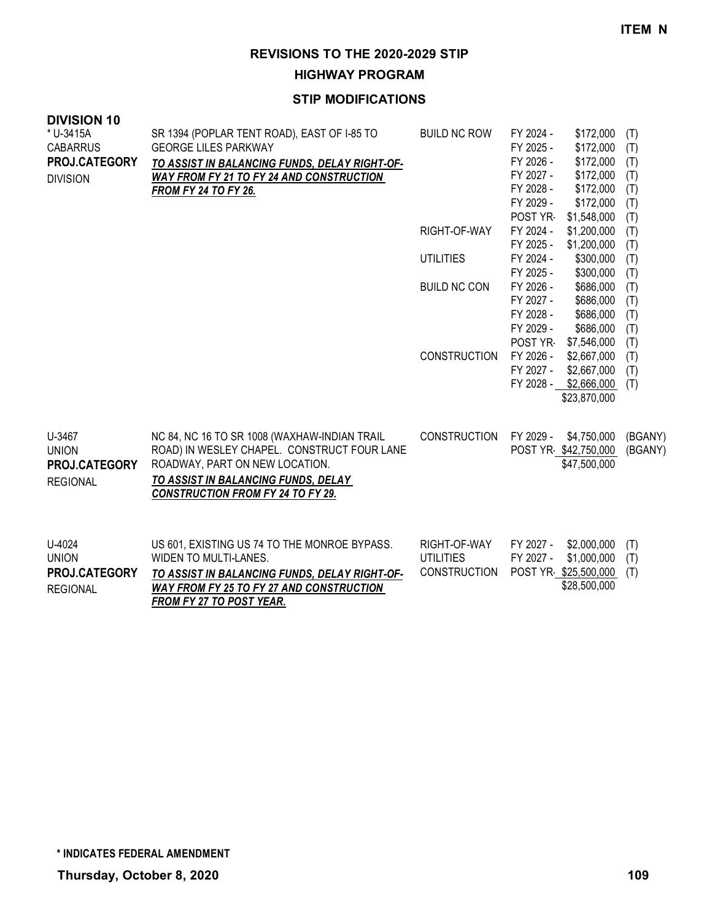**ITEM N**

## REVISIONS TO THE 2020-2029 STIP

### HIGHWAY PROGRAM

### STIP MODIFICATIONS

**DIVISION 10**

| Project | Description | Work Type | Fiscal Year | Amount | Funding |
|---|---|---|---|---|---|
| * U-3415A<br>CABARRUS<br>**PROJ.CATEGORY**<br>DIVISION | SR 1394 (POPLAR TENT ROAD), EAST OF I-85 TO GEORGE LILES PARKWAY<br>***TO ASSIST IN BALANCING FUNDS, DELAY RIGHT-OF-WAY FROM FY 21 TO FY 24 AND CONSTRUCTION FROM FY 24 TO FY 26.*** | BUILD NC ROW | FY 2024 - | $172,000 | (T) |
| | | | FY 2025 - | $172,000 | (T) |
| | | | FY 2026 - | $172,000 | (T) |
| | | | FY 2027 - | $172,000 | (T) |
| | | | FY 2028 - | $172,000 | (T) |
| | | | FY 2029 - | $172,000 | (T) |
| | | | POST YR- | $1,548,000 | (T) |
| | | RIGHT-OF-WAY | FY 2024 - | $1,200,000 | (T) |
| | | | FY 2025 - | $1,200,000 | (T) |
| | | UTILITIES | FY 2024 - | $300,000 | (T) |
| | | | FY 2025 - | $300,000 | (T) |
| | | BUILD NC CON | FY 2026 - | $686,000 | (T) |
| | | | FY 2027 - | $686,000 | (T) |
| | | | FY 2028 - | $686,000 | (T) |
| | | | FY 2029 - | $686,000 | (T) |
| | | | POST YR- | $7,546,000 | (T) |
| | | CONSTRUCTION | FY 2026 - | $2,667,000 | (T) |
| | | | FY 2027 - | $2,667,000 | (T) |
| | | | FY 2028 - | $2,666,000 | (T) |
| | | | | $23,870,000 | |
| U-3467<br>UNION<br>**PROJ.CATEGORY**<br>REGIONAL | NC 84, NC 16 TO SR 1008 (WAXHAW-INDIAN TRAIL ROAD) IN WESLEY CHAPEL. CONSTRUCT FOUR LANE ROADWAY, PART ON NEW LOCATION.<br>***TO ASSIST IN BALANCING FUNDS, DELAY CONSTRUCTION FROM FY 24 TO FY 29.*** | CONSTRUCTION | FY 2029 - | $4,750,000 | (BGANY) |
| | | | POST YR- | $42,750,000 | (BGANY) |
| | | | | $47,500,000 | |
| U-4024<br>UNION<br>**PROJ.CATEGORY**<br>REGIONAL | US 601, EXISTING US 74 TO THE MONROE BYPASS. WIDEN TO MULTI-LANES.<br>***TO ASSIST IN BALANCING FUNDS, DELAY RIGHT-OF-WAY FROM FY 25 TO FY 27 AND CONSTRUCTION FROM FY 27 TO POST YEAR.*** | RIGHT-OF-WAY | FY 2027 - | $2,000,000 | (T) |
| | | UTILITIES | FY 2027 - | $1,000,000 | (T) |
| | | CONSTRUCTION | POST YR- | $25,500,000 | (T) |
| | | | | $28,500,000 | |

**\* INDICATES FEDERAL AMENDMENT**

**Thursday, October 8, 2020**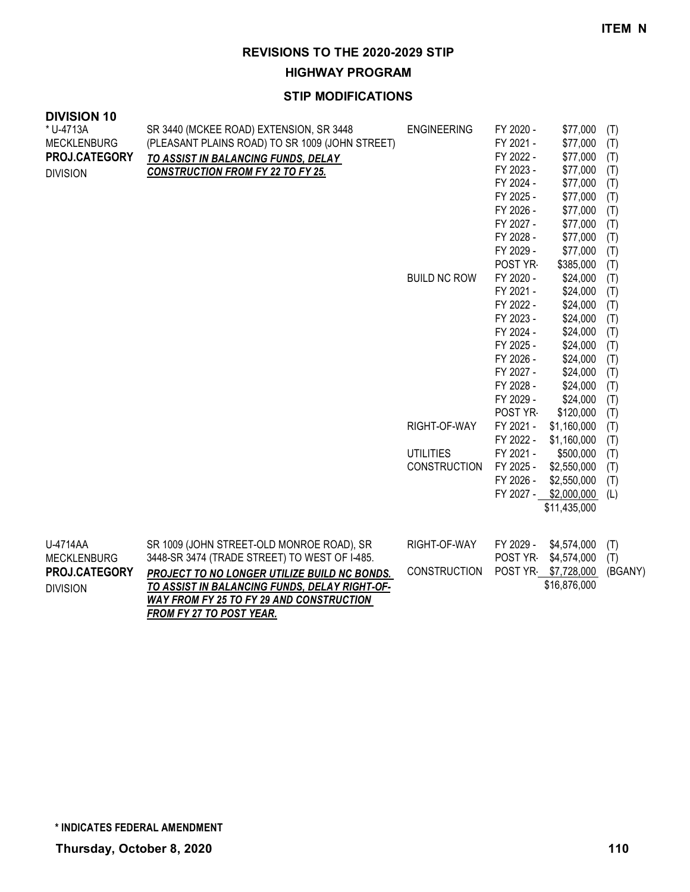**ITEM N**

## REVISIONS TO THE 2020-2029 STIP

### HIGHWAY PROGRAM

### STIP MODIFICATIONS

**DIVISION 10**

| Project | Description | Work Type | Fiscal Year | Amount | Source |
|---|---|---|---|---|---|
| * U-4713A<br>MECKLENBURG<br>**PROJ.CATEGORY**<br>DIVISION | SR 3440 (MCKEE ROAD) EXTENSION, SR 3448 (PLEASANT PLAINS ROAD) TO SR 1009 (JOHN STREET)<br>***TO ASSIST IN BALANCING FUNDS, DELAY CONSTRUCTION FROM FY 22 TO FY 25.*** | ENGINEERING | FY 2020 - | $77,000 | (T) |
| | | | FY 2021 - | $77,000 | (T) |
| | | | FY 2022 - | $77,000 | (T) |
| | | | FY 2023 - | $77,000 | (T) |
| | | | FY 2024 - | $77,000 | (T) |
| | | | FY 2025 - | $77,000 | (T) |
| | | | FY 2026 - | $77,000 | (T) |
| | | | FY 2027 - | $77,000 | (T) |
| | | | FY 2028 - | $77,000 | (T) |
| | | | FY 2029 - | $77,000 | (T) |
| | | | POST YR- | $385,000 | (T) |
| | | BUILD NC ROW | FY 2020 - | $24,000 | (T) |
| | | | FY 2021 - | $24,000 | (T) |
| | | | FY 2022 - | $24,000 | (T) |
| | | | FY 2023 - | $24,000 | (T) |
| | | | FY 2024 - | $24,000 | (T) |
| | | | FY 2025 - | $24,000 | (T) |
| | | | FY 2026 - | $24,000 | (T) |
| | | | FY 2027 - | $24,000 | (T) |
| | | | FY 2028 - | $24,000 | (T) |
| | | | FY 2029 - | $24,000 | (T) |
| | | | POST YR- | $120,000 | (T) |
| | | RIGHT-OF-WAY | FY 2021 - | $1,160,000 | (T) |
| | | | FY 2022 - | $1,160,000 | (T) |
| | | UTILITIES | FY 2021 - | $500,000 | (T) |
| | | CONSTRUCTION | FY 2025 - | $2,550,000 | (T) |
| | | | FY 2026 - | $2,550,000 | (T) |
| | | | FY 2027 - | $2,000,000 | (L) |
| | | | | $11,435,000 | |
| U-4714AA<br>MECKLENBURG<br>**PROJ.CATEGORY**<br>DIVISION | SR 1009 (JOHN STREET-OLD MONROE ROAD), SR 3448-SR 3474 (TRADE STREET) TO WEST OF I-485.<br>***PROJECT TO NO LONGER UTILIZE BUILD NC BONDS. TO ASSIST IN BALANCING FUNDS, DELAY RIGHT-OF-WAY FROM FY 25 TO FY 29 AND CONSTRUCTION FROM FY 27 TO POST YEAR.*** | RIGHT-OF-WAY | FY 2029 - | $4,574,000 | (T) |
| | | | POST YR- | $4,574,000 | (T) |
| | | CONSTRUCTION | POST YR- | $7,728,000 | (BGANY) |
| | | | | $16,876,000 | |

**\* INDICATES FEDERAL AMENDMENT**

**Thursday, October 8, 2020**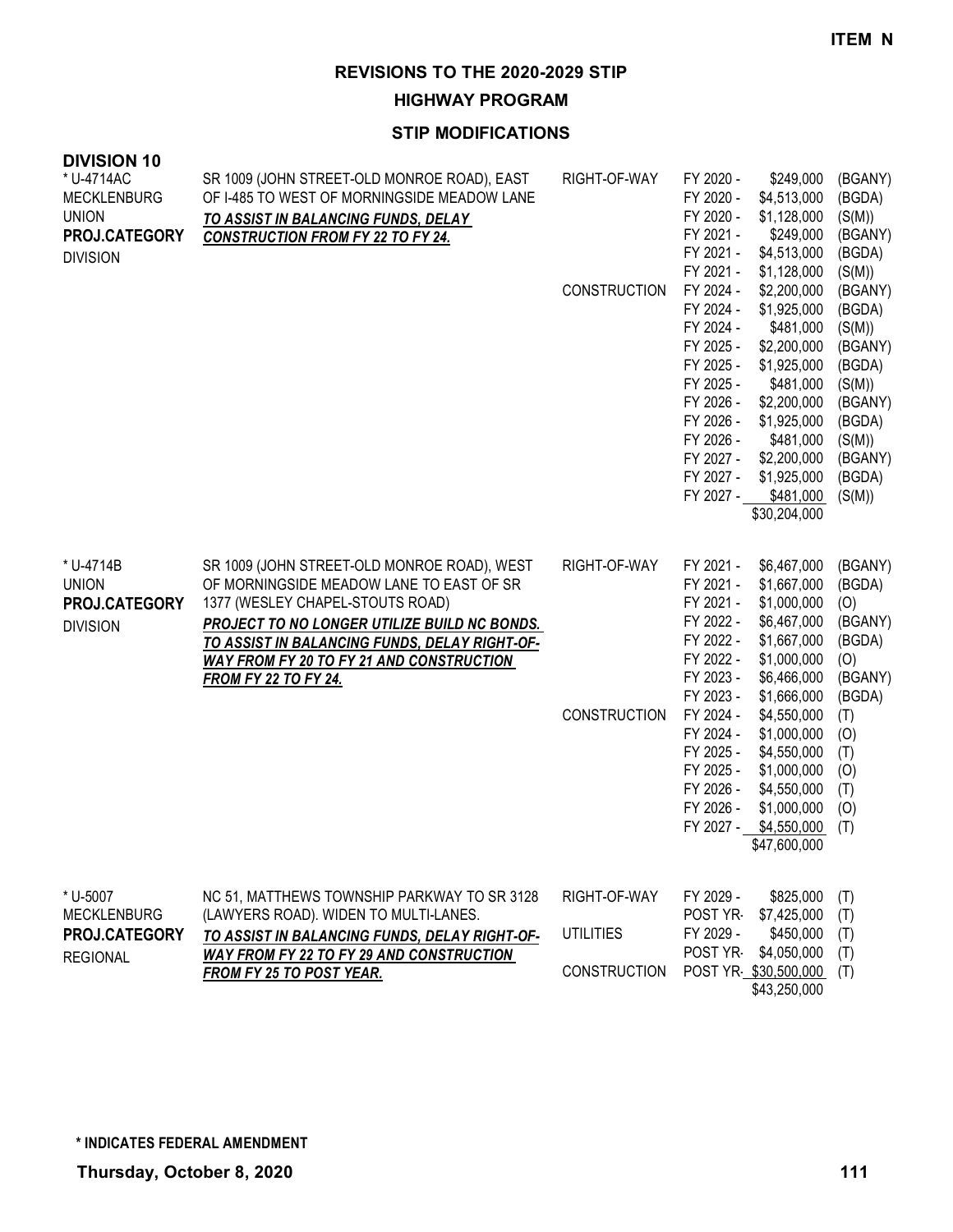**ITEM N**

# REVISIONS TO THE 2020-2029 STIP

## HIGHWAY PROGRAM

### STIP MODIFICATIONS

**DIVISION 10**

| Project | Description | Work Type | Fiscal Year | Amount | Funding |
|---|---|---|---|---|---|
| * U-4714AC<br>MECKLENBURG<br>UNION<br>**PROJ.CATEGORY**<br>DIVISION | SR 1009 (JOHN STREET-OLD MONROE ROAD), EAST OF I-485 TO WEST OF MORNINGSIDE MEADOW LANE<br>***TO ASSIST IN BALANCING FUNDS, DELAY CONSTRUCTION FROM FY 22 TO FY 24.*** | RIGHT-OF-WAY | FY 2020 - | $249,000 | (BGANY) |
| | | | FY 2020 - | $4,513,000 | (BGDA) |
| | | | FY 2020 - | $1,128,000 | (S(M)) |
| | | | FY 2021 - | $249,000 | (BGANY) |
| | | | FY 2021 - | $4,513,000 | (BGDA) |
| | | | FY 2021 - | $1,128,000 | (S(M)) |
| | | CONSTRUCTION | FY 2024 - | $2,200,000 | (BGANY) |
| | | | FY 2024 - | $1,925,000 | (BGDA) |
| | | | FY 2024 - | $481,000 | (S(M)) |
| | | | FY 2025 - | $2,200,000 | (BGANY) |
| | | | FY 2025 - | $1,925,000 | (BGDA) |
| | | | FY 2025 - | $481,000 | (S(M)) |
| | | | FY 2026 - | $2,200,000 | (BGANY) |
| | | | FY 2026 - | $1,925,000 | (BGDA) |
| | | | FY 2026 - | $481,000 | (S(M)) |
| | | | FY 2027 - | $2,200,000 | (BGANY) |
| | | | FY 2027 - | $1,925,000 | (BGDA) |
| | | | FY 2027 - | $481,000 | (S(M)) |
| | | | | $30,204,000 | |
| * U-4714B<br>UNION<br>**PROJ.CATEGORY**<br>DIVISION | SR 1009 (JOHN STREET-OLD MONROE ROAD), WEST OF MORNINGSIDE MEADOW LANE TO EAST OF SR 1377 (WESLEY CHAPEL-STOUTS ROAD)<br>***PROJECT TO NO LONGER UTILIZE BUILD NC BONDS. TO ASSIST IN BALANCING FUNDS, DELAY RIGHT-OF-WAY FROM FY 20 TO FY 21 AND CONSTRUCTION FROM FY 22 TO FY 24.*** | RIGHT-OF-WAY | FY 2021 - | $6,467,000 | (BGANY) |
| | | | FY 2021 - | $1,667,000 | (BGDA) |
| | | | FY 2021 - | $1,000,000 | (O) |
| | | | FY 2022 - | $6,467,000 | (BGANY) |
| | | | FY 2022 - | $1,667,000 | (BGDA) |
| | | | FY 2022 - | $1,000,000 | (O) |
| | | | FY 2023 - | $6,466,000 | (BGANY) |
| | | | FY 2023 - | $1,666,000 | (BGDA) |
| | | CONSTRUCTION | FY 2024 - | $4,550,000 | (T) |
| | | | FY 2024 - | $1,000,000 | (O) |
| | | | FY 2025 - | $4,550,000 | (T) |
| | | | FY 2025 - | $1,000,000 | (O) |
| | | | FY 2026 - | $4,550,000 | (T) |
| | | | FY 2026 - | $1,000,000 | (O) |
| | | | FY 2027 - | $4,550,000 | (T) |
| | | | | $47,600,000 | |
| * U-5007<br>MECKLENBURG<br>**PROJ.CATEGORY**<br>REGIONAL | NC 51, MATTHEWS TOWNSHIP PARKWAY TO SR 3128 (LAWYERS ROAD). WIDEN TO MULTI-LANES.<br>***TO ASSIST IN BALANCING FUNDS, DELAY RIGHT-OF-WAY FROM FY 22 TO FY 29 AND CONSTRUCTION FROM FY 25 TO POST YEAR.*** | RIGHT-OF-WAY | FY 2029 - | $825,000 | (T) |
| | | | POST YR- | $7,425,000 | (T) |
| | | UTILITIES | FY 2029 - | $450,000 | (T) |
| | | | POST YR- | $4,050,000 | (T) |
| | | CONSTRUCTION | POST YR- | $30,500,000 | (T) |
| | | | | $43,250,000 | |

**\* INDICATES FEDERAL AMENDMENT**

**Thursday, October 8, 2020**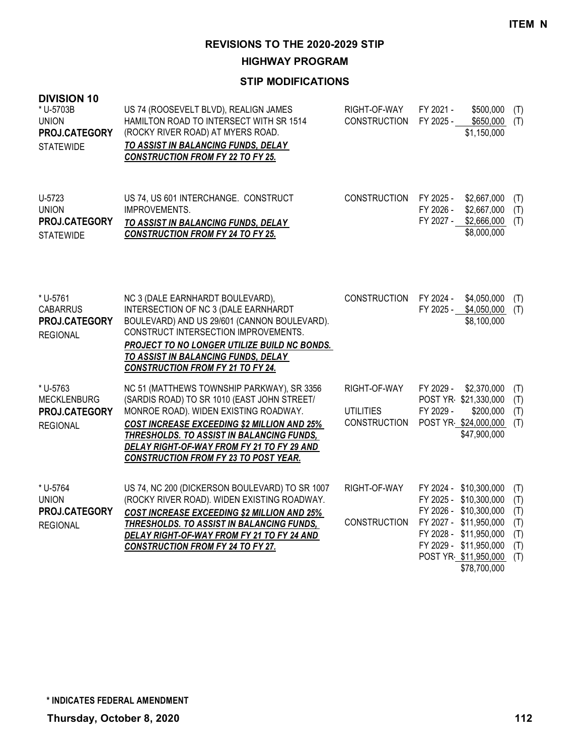ITEM N

# REVISIONS TO THE 2020-2029 STIP

## HIGHWAY PROGRAM

### STIP MODIFICATIONS

**DIVISION 10**

| Project | Description | Work Type | Fiscal Year | Amount | Fund |
|---|---|---|---|---|---|
| * U-5703B<br>UNION<br>**PROJ.CATEGORY**<br>STATEWIDE | US 74 (ROOSEVELT BLVD), REALIGN JAMES HAMILTON ROAD TO INTERSECT WITH SR 1514 (ROCKY RIVER ROAD) AT MYERS ROAD.<br>***TO ASSIST IN BALANCING FUNDS, DELAY CONSTRUCTION FROM FY 22 TO FY 25.*** | RIGHT-OF-WAY<br>CONSTRUCTION | FY 2021 -<br>FY 2025 - | \$500,000<br>\$650,000<br>\$1,150,000 | (T)<br>(T) |
| U-5723<br>UNION<br>**PROJ.CATEGORY**<br>STATEWIDE | US 74, US 601 INTERCHANGE. CONSTRUCT IMPROVEMENTS.<br>***TO ASSIST IN BALANCING FUNDS, DELAY CONSTRUCTION FROM FY 24 TO FY 25.*** | CONSTRUCTION | FY 2025 -<br>FY 2026 -<br>FY 2027 - | \$2,667,000<br>\$2,667,000<br>\$2,666,000<br>\$8,000,000 | (T)<br>(T)<br>(T) |
| * U-5761<br>CABARRUS<br>**PROJ.CATEGORY**<br>REGIONAL | NC 3 (DALE EARNHARDT BOULEVARD), INTERSECTION OF NC 3 (DALE EARNHARDT BOULEVARD) AND US 29/601 (CANNON BOULEVARD). CONSTRUCT INTERSECTION IMPROVEMENTS.<br>***PROJECT TO NO LONGER UTILIZE BUILD NC BONDS. TO ASSIST IN BALANCING FUNDS, DELAY CONSTRUCTION FROM FY 21 TO FY 24.*** | CONSTRUCTION | FY 2024 -<br>FY 2025 - | \$4,050,000<br>\$4,050,000<br>\$8,100,000 | (T)<br>(T) |
| * U-5763<br>MECKLENBURG<br>**PROJ.CATEGORY**<br>REGIONAL | NC 51 (MATTHEWS TOWNSHIP PARKWAY), SR 3356 (SARDIS ROAD) TO SR 1010 (EAST JOHN STREET/ MONROE ROAD). WIDEN EXISTING ROADWAY.<br>***COST INCREASE EXCEEDING \$2 MILLION AND 25% THRESHOLDS. TO ASSIST IN BALANCING FUNDS, DELAY RIGHT-OF-WAY FROM FY 21 TO FY 29 AND CONSTRUCTION FROM FY 23 TO POST YEAR.*** | RIGHT-OF-WAY<br><br>UTILITIES<br>CONSTRUCTION | FY 2029 -<br>POST YR-<br>FY 2029 -<br>POST YR- | \$2,370,000<br>\$21,330,000<br>\$200,000<br>\$24,000,000<br>\$47,900,000 | (T)<br>(T)<br>(T)<br>(T) |
| * U-5764<br>UNION<br>**PROJ.CATEGORY**<br>REGIONAL | US 74, NC 200 (DICKERSON BOULEVARD) TO SR 1007 (ROCKY RIVER ROAD). WIDEN EXISTING ROADWAY.<br>***COST INCREASE EXCEEDING \$2 MILLION AND 25% THRESHOLDS. TO ASSIST IN BALANCING FUNDS, DELAY RIGHT-OF-WAY FROM FY 21 TO FY 24 AND CONSTRUCTION FROM FY 24 TO FY 27.*** | RIGHT-OF-WAY<br><br><br>CONSTRUCTION | FY 2024 -<br>FY 2025 -<br>FY 2026 -<br>FY 2027 -<br>FY 2028 -<br>FY 2029 -<br>POST YR- | \$10,300,000<br>\$10,300,000<br>\$10,300,000<br>\$11,950,000<br>\$11,950,000<br>\$11,950,000<br>\$11,950,000<br>\$78,700,000 | (T)<br>(T)<br>(T)<br>(T)<br>(T)<br>(T)<br>(T) |

**\* INDICATES FEDERAL AMENDMENT**

**Thursday, October 8, 2020**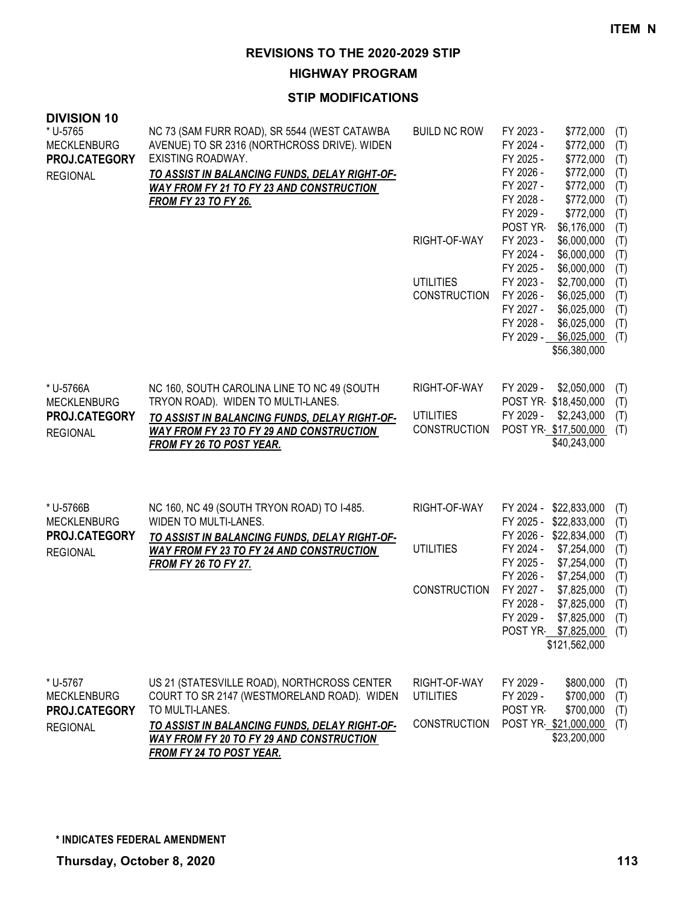**ITEM N**

# REVISIONS TO THE 2020-2029 STIP

## HIGHWAY PROGRAM

### STIP MODIFICATIONS

**DIVISION 10**

| Project | Description | Work Type | Fiscal Year | Amount | Fund |
|---|---|---|---|---|---|
| * U-5765<br>MECKLENBURG<br>**PROJ.CATEGORY**<br>REGIONAL | NC 73 (SAM FURR ROAD), SR 5544 (WEST CATAWBA AVENUE) TO SR 2316 (NORTHCROSS DRIVE). WIDEN EXISTING ROADWAY.<br>***TO ASSIST IN BALANCING FUNDS, DELAY RIGHT-OF-WAY FROM FY 21 TO FY 23 AND CONSTRUCTION FROM FY 23 TO FY 26.*** | BUILD NC ROW | FY 2023 - | $772,000 | (T) |
| | | | FY 2024 - | $772,000 | (T) |
| | | | FY 2025 - | $772,000 | (T) |
| | | | FY 2026 - | $772,000 | (T) |
| | | | FY 2027 - | $772,000 | (T) |
| | | | FY 2028 - | $772,000 | (T) |
| | | | FY 2029 - | $772,000 | (T) |
| | | | POST YR- | $6,176,000 | (T) |
| | | RIGHT-OF-WAY | FY 2023 - | $6,000,000 | (T) |
| | | | FY 2024 - | $6,000,000 | (T) |
| | | | FY 2025 - | $6,000,000 | (T) |
| | | UTILITIES | FY 2023 - | $2,700,000 | (T) |
| | | CONSTRUCTION | FY 2026 - | $6,025,000 | (T) |
| | | | FY 2027 - | $6,025,000 | (T) |
| | | | FY 2028 - | $6,025,000 | (T) |
| | | | FY 2029 - | $6,025,000 | (T) |
| | | | | $56,380,000 | |
| * U-5766A<br>MECKLENBURG<br>**PROJ.CATEGORY**<br>REGIONAL | NC 160, SOUTH CAROLINA LINE TO NC 49 (SOUTH TRYON ROAD). WIDEN TO MULTI-LANES.<br>***TO ASSIST IN BALANCING FUNDS, DELAY RIGHT-OF-WAY FROM FY 23 TO FY 29 AND CONSTRUCTION FROM FY 26 TO POST YEAR.*** | RIGHT-OF-WAY | FY 2029 - | $2,050,000 | (T) |
| | | | POST YR- | $18,450,000 | (T) |
| | | UTILITIES | FY 2029 - | $2,243,000 | (T) |
| | | CONSTRUCTION | POST YR- | $17,500,000 | (T) |
| | | | | $40,243,000 | |
| * U-5766B<br>MECKLENBURG<br>**PROJ.CATEGORY**<br>REGIONAL | NC 160, NC 49 (SOUTH TRYON ROAD) TO I-485. WIDEN TO MULTI-LANES.<br>***TO ASSIST IN BALANCING FUNDS, DELAY RIGHT-OF-WAY FROM FY 23 TO FY 24 AND CONSTRUCTION FROM FY 26 TO FY 27.*** | RIGHT-OF-WAY | FY 2024 - | $22,833,000 | (T) |
| | | | FY 2025 - | $22,833,000 | (T) |
| | | | FY 2026 - | $22,834,000 | (T) |
| | | UTILITIES | FY 2024 - | $7,254,000 | (T) |
| | | | FY 2025 - | $7,254,000 | (T) |
| | | | FY 2026 - | $7,254,000 | (T) |
| | | CONSTRUCTION | FY 2027 - | $7,825,000 | (T) |
| | | | FY 2028 - | $7,825,000 | (T) |
| | | | FY 2029 - | $7,825,000 | (T) |
| | | | POST YR- | $7,825,000 | (T) |
| | | | | $121,562,000 | |
| * U-5767<br>MECKLENBURG<br>**PROJ.CATEGORY**<br>REGIONAL | US 21 (STATESVILLE ROAD), NORTHCROSS CENTER COURT TO SR 2147 (WESTMORELAND ROAD). WIDEN TO MULTI-LANES.<br>***TO ASSIST IN BALANCING FUNDS, DELAY RIGHT-OF-WAY FROM FY 20 TO FY 29 AND CONSTRUCTION FROM FY 24 TO POST YEAR.*** | RIGHT-OF-WAY | FY 2029 - | $800,000 | (T) |
| | | UTILITIES | FY 2029 - | $700,000 | (T) |
| | | | POST YR- | $700,000 | (T) |
| | | CONSTRUCTION | POST YR- | $21,000,000 | (T) |
| | | | | $23,200,000 | |

**\* INDICATES FEDERAL AMENDMENT**

**Thursday, October 8, 2020**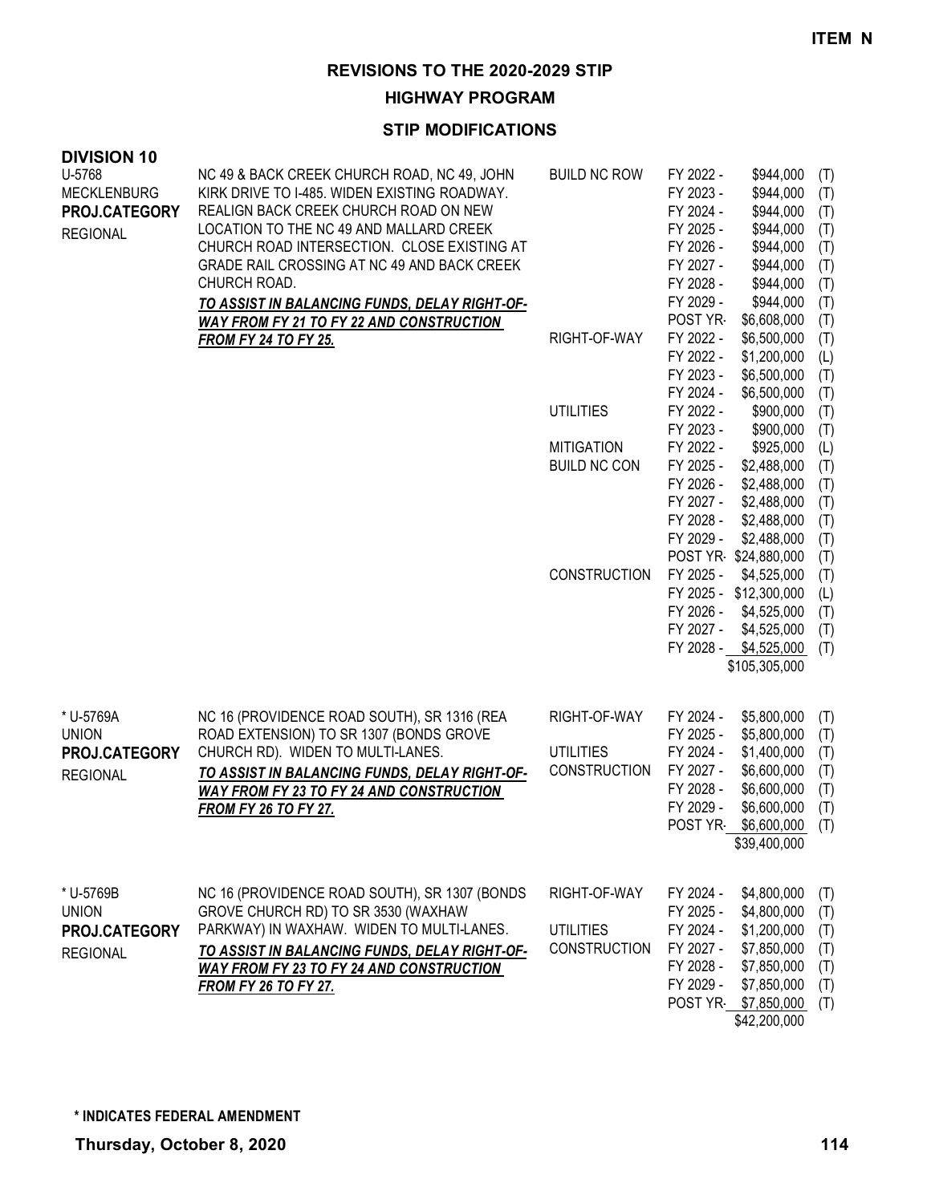ITEM N

# REVISIONS TO THE 2020-2029 STIP

## HIGHWAY PROGRAM

### STIP MODIFICATIONS

**DIVISION 10**

| Project | Description | Work Type | Fiscal Year | Amount | Fund |
|---|---|---|---|---|---|
| U-5768<br>MECKLENBURG<br>**PROJ.CATEGORY**<br>REGIONAL | NC 49 & BACK CREEK CHURCH ROAD, NC 49, JOHN KIRK DRIVE TO I-485. WIDEN EXISTING ROADWAY. REALIGN BACK CREEK CHURCH ROAD ON NEW LOCATION TO THE NC 49 AND MALLARD CREEK CHURCH ROAD INTERSECTION. CLOSE EXISTING AT GRADE RAIL CROSSING AT NC 49 AND BACK CREEK CHURCH ROAD.<br>***TO ASSIST IN BALANCING FUNDS, DELAY RIGHT-OF-WAY FROM FY 21 TO FY 22 AND CONSTRUCTION FROM FY 24 TO FY 25.*** | BUILD NC ROW | FY 2022 - | $944,000 | (T) |
| | | | FY 2023 - | $944,000 | (T) |
| | | | FY 2024 - | $944,000 | (T) |
| | | | FY 2025 - | $944,000 | (T) |
| | | | FY 2026 - | $944,000 | (T) |
| | | | FY 2027 - | $944,000 | (T) |
| | | | FY 2028 - | $944,000 | (T) |
| | | | FY 2029 - | $944,000 | (T) |
| | | | POST YR- | $6,608,000 | (T) |
| | | RIGHT-OF-WAY | FY 2022 - | $6,500,000 | (T) |
| | | | FY 2022 - | $1,200,000 | (L) |
| | | | FY 2023 - | $6,500,000 | (T) |
| | | | FY 2024 - | $6,500,000 | (T) |
| | | UTILITIES | FY 2022 - | $900,000 | (T) |
| | | | FY 2023 - | $900,000 | (T) |
| | | MITIGATION | FY 2022 - | $925,000 | (L) |
| | | BUILD NC CON | FY 2025 - | $2,488,000 | (T) |
| | | | FY 2026 - | $2,488,000 | (T) |
| | | | FY 2027 - | $2,488,000 | (T) |
| | | | FY 2028 - | $2,488,000 | (T) |
| | | | FY 2029 - | $2,488,000 | (T) |
| | | | POST YR- | $24,880,000 | (T) |
| | | CONSTRUCTION | FY 2025 - | $4,525,000 | (T) |
| | | | FY 2025 - | $12,300,000 | (L) |
| | | | FY 2026 - | $4,525,000 | (T) |
| | | | FY 2027 - | $4,525,000 | (T) |
| | | | FY 2028 - | $4,525,000 | (T) |
| | | | | $105,305,000 | |
| * U-5769A<br>UNION<br>**PROJ.CATEGORY**<br>REGIONAL | NC 16 (PROVIDENCE ROAD SOUTH), SR 1316 (REA ROAD EXTENSION) TO SR 1307 (BONDS GROVE CHURCH RD). WIDEN TO MULTI-LANES.<br>***TO ASSIST IN BALANCING FUNDS, DELAY RIGHT-OF-WAY FROM FY 23 TO FY 24 AND CONSTRUCTION FROM FY 26 TO FY 27.*** | RIGHT-OF-WAY | FY 2024 - | $5,800,000 | (T) |
| | | | FY 2025 - | $5,800,000 | (T) |
| | | UTILITIES | FY 2024 - | $1,400,000 | (T) |
| | | CONSTRUCTION | FY 2027 - | $6,600,000 | (T) |
| | | | FY 2028 - | $6,600,000 | (T) |
| | | | FY 2029 - | $6,600,000 | (T) |
| | | | POST YR- | $6,600,000 | (T) |
| | | | | $39,400,000 | |
| * U-5769B<br>UNION<br>**PROJ.CATEGORY**<br>REGIONAL | NC 16 (PROVIDENCE ROAD SOUTH), SR 1307 (BONDS GROVE CHURCH RD) TO SR 3530 (WAXHAW PARKWAY) IN WAXHAW. WIDEN TO MULTI-LANES.<br>***TO ASSIST IN BALANCING FUNDS, DELAY RIGHT-OF-WAY FROM FY 23 TO FY 24 AND CONSTRUCTION FROM FY 26 TO FY 27.*** | RIGHT-OF-WAY | FY 2024 - | $4,800,000 | (T) |
| | | | FY 2025 - | $4,800,000 | (T) |
| | | UTILITIES | FY 2024 - | $1,200,000 | (T) |
| | | CONSTRUCTION | FY 2027 - | $7,850,000 | (T) |
| | | | FY 2028 - | $7,850,000 | (T) |
| | | | FY 2029 - | $7,850,000 | (T) |
| | | | POST YR- | $7,850,000 | (T) |
| | | | | $42,200,000 | |

**\* INDICATES FEDERAL AMENDMENT**

**Thursday, October 8, 2020**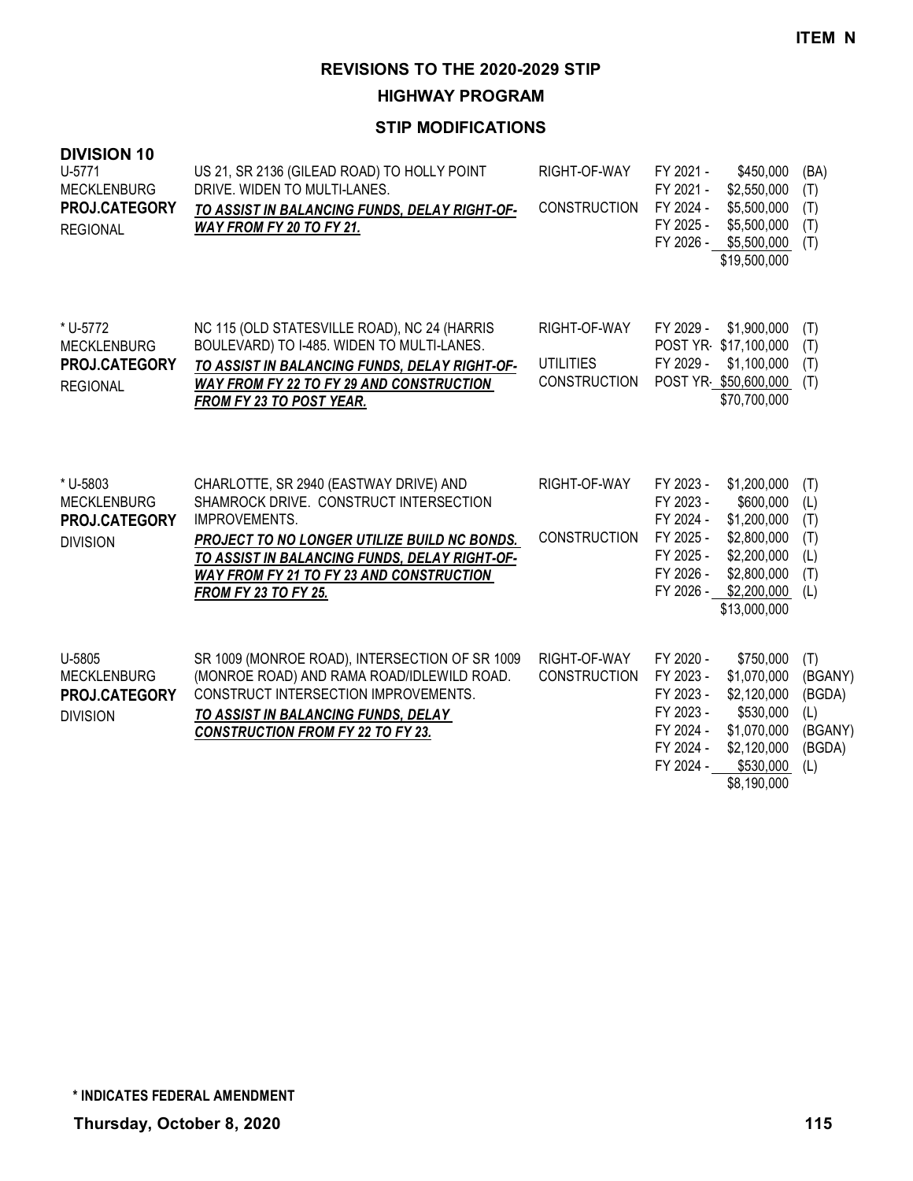**ITEM N**

# REVISIONS TO THE 2020-2029 STIP

## HIGHWAY PROGRAM

### STIP MODIFICATIONS

**DIVISION 10**

U-5771
MECKLENBURG
**PROJ.CATEGORY**
REGIONAL

US 21, SR 2136 (GILEAD ROAD) TO HOLLY POINT DRIVE. WIDEN TO MULTI-LANES.
***TO ASSIST IN BALANCING FUNDS, DELAY RIGHT-OF-WAY FROM FY 20 TO FY 21.***

| Phase | Year | Amount | Fund |
|---|---|---|---|
| RIGHT-OF-WAY | FY 2021 - | $450,000 | (BA) |
| | FY 2021 - | $2,550,000 | (T) |
| CONSTRUCTION | FY 2024 - | $5,500,000 | (T) |
| | FY 2025 - | $5,500,000 | (T) |
| | FY 2026 - | $5,500,000 | (T) |
| | | $19,500,000 | |

\* U-5772
MECKLENBURG
**PROJ.CATEGORY**
REGIONAL

NC 115 (OLD STATESVILLE ROAD), NC 24 (HARRIS BOULEVARD) TO I-485. WIDEN TO MULTI-LANES.
***TO ASSIST IN BALANCING FUNDS, DELAY RIGHT-OF-WAY FROM FY 22 TO FY 29 AND CONSTRUCTION FROM FY 23 TO POST YEAR.***

| Phase | Year | Amount | Fund |
|---|---|---|---|
| RIGHT-OF-WAY | FY 2029 - | $1,900,000 | (T) |
| | POST YR- | $17,100,000 | (T) |
| UTILITIES | FY 2029 - | $1,100,000 | (T) |
| CONSTRUCTION | POST YR- | $50,600,000 | (T) |
| | | $70,700,000 | |

\* U-5803
MECKLENBURG
**PROJ.CATEGORY**
DIVISION

CHARLOTTE, SR 2940 (EASTWAY DRIVE) AND SHAMROCK DRIVE. CONSTRUCT INTERSECTION IMPROVEMENTS.
***PROJECT TO NO LONGER UTILIZE BUILD NC BONDS. TO ASSIST IN BALANCING FUNDS, DELAY RIGHT-OF-WAY FROM FY 21 TO FY 23 AND CONSTRUCTION FROM FY 23 TO FY 25.***

| Phase | Year | Amount | Fund |
|---|---|---|---|
| RIGHT-OF-WAY | FY 2023 - | $1,200,000 | (T) |
| | FY 2023 - | $600,000 | (L) |
| | FY 2024 - | $1,200,000 | (T) |
| CONSTRUCTION | FY 2025 - | $2,800,000 | (T) |
| | FY 2025 - | $2,200,000 | (L) |
| | FY 2026 - | $2,800,000 | (T) |
| | FY 2026 - | $2,200,000 | (L) |
| | | $13,000,000 | |

U-5805
MECKLENBURG
**PROJ.CATEGORY**
DIVISION

SR 1009 (MONROE ROAD), INTERSECTION OF SR 1009 (MONROE ROAD) AND RAMA ROAD/IDLEWILD ROAD. CONSTRUCT INTERSECTION IMPROVEMENTS.
***TO ASSIST IN BALANCING FUNDS, DELAY CONSTRUCTION FROM FY 22 TO FY 23.***

| Phase | Year | Amount | Fund |
|---|---|---|---|
| RIGHT-OF-WAY | FY 2020 - | $750,000 | (T) |
| CONSTRUCTION | FY 2023 - | $1,070,000 | (BGANY) |
| | FY 2023 - | $2,120,000 | (BGDA) |
| | FY 2023 - | $530,000 | (L) |
| | FY 2024 - | $1,070,000 | (BGANY) |
| | FY 2024 - | $2,120,000 | (BGDA) |
| | FY 2024 - | $530,000 | (L) |
| | | $8,190,000 | |

**\* INDICATES FEDERAL AMENDMENT**

**Thursday, October 8, 2020**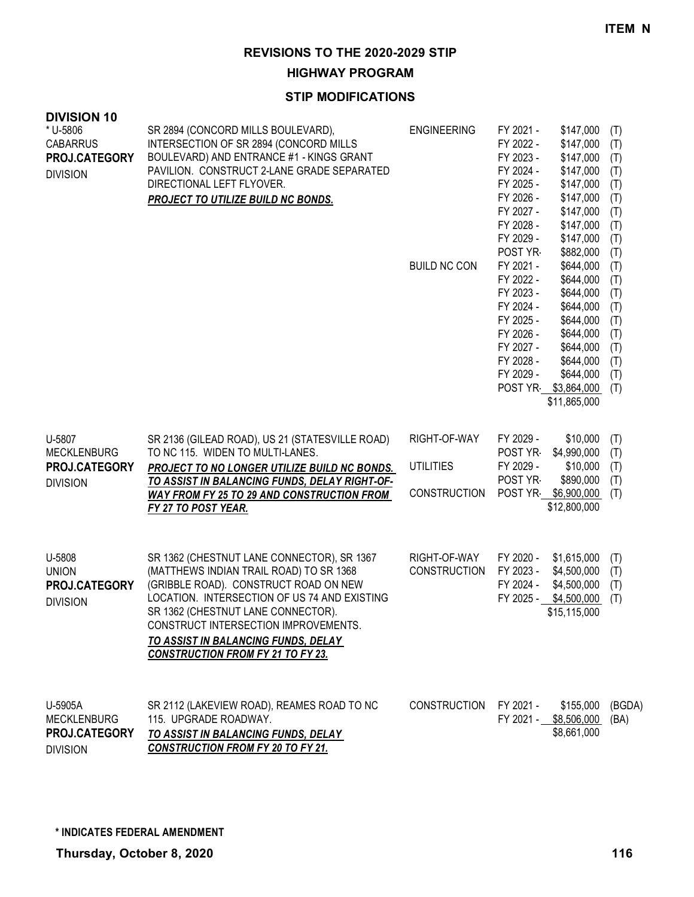ITEM N

# REVISIONS TO THE 2020-2029 STIP

## HIGHWAY PROGRAM

### STIP MODIFICATIONS

**DIVISION 10**

| Project | Description | Phase | Year | Amount | Fund |
|---|---|---|---|---|---|
| * U-5806<br>CABARRUS<br>**PROJ.CATEGORY**<br>DIVISION | SR 2894 (CONCORD MILLS BOULEVARD), INTERSECTION OF SR 2894 (CONCORD MILLS BOULEVARD) AND ENTRANCE #1 - KINGS GRANT PAVILION. CONSTRUCT 2-LANE GRADE SEPARATED DIRECTIONAL LEFT FLYOVER.<br>***PROJECT TO UTILIZE BUILD NC BONDS.*** | ENGINEERING | FY 2021 - | $147,000 | (T) |
| | | | FY 2022 - | $147,000 | (T) |
| | | | FY 2023 - | $147,000 | (T) |
| | | | FY 2024 - | $147,000 | (T) |
| | | | FY 2025 - | $147,000 | (T) |
| | | | FY 2026 - | $147,000 | (T) |
| | | | FY 2027 - | $147,000 | (T) |
| | | | FY 2028 - | $147,000 | (T) |
| | | | FY 2029 - | $147,000 | (T) |
| | | | POST YR- | $882,000 | (T) |
| | | BUILD NC CON | FY 2021 - | $644,000 | (T) |
| | | | FY 2022 - | $644,000 | (T) |
| | | | FY 2023 - | $644,000 | (T) |
| | | | FY 2024 - | $644,000 | (T) |
| | | | FY 2025 - | $644,000 | (T) |
| | | | FY 2026 - | $644,000 | (T) |
| | | | FY 2027 - | $644,000 | (T) |
| | | | FY 2028 - | $644,000 | (T) |
| | | | FY 2029 - | $644,000 | (T) |
| | | | POST YR- | $3,864,000 | (T) |
| | | | | $11,865,000 | |
| U-5807<br>MECKLENBURG<br>**PROJ.CATEGORY**<br>DIVISION | SR 2136 (GILEAD ROAD), US 21 (STATESVILLE ROAD) TO NC 115. WIDEN TO MULTI-LANES.<br>***PROJECT TO NO LONGER UTILIZE BUILD NC BONDS. TO ASSIST IN BALANCING FUNDS, DELAY RIGHT-OF-WAY FROM FY 25 TO 29 AND CONSTRUCTION FROM FY 27 TO POST YEAR.*** | RIGHT-OF-WAY | FY 2029 - | $10,000 | (T) |
| | | | POST YR- | $4,990,000 | (T) |
| | | UTILITIES | FY 2029 - | $10,000 | (T) |
| | | | POST YR- | $890,000 | (T) |
| | | CONSTRUCTION | POST YR- | $6,900,000 | (T) |
| | | | | $12,800,000 | |
| U-5808<br>UNION<br>**PROJ.CATEGORY**<br>DIVISION | SR 1362 (CHESTNUT LANE CONNECTOR), SR 1367 (MATTHEWS INDIAN TRAIL ROAD) TO SR 1368 (GRIBBLE ROAD). CONSTRUCT ROAD ON NEW LOCATION. INTERSECTION OF US 74 AND EXISTING SR 1362 (CHESTNUT LANE CONNECTOR). CONSTRUCT INTERSECTION IMPROVEMENTS.<br>***TO ASSIST IN BALANCING FUNDS, DELAY CONSTRUCTION FROM FY 21 TO FY 23.*** | RIGHT-OF-WAY | FY 2020 - | $1,615,000 | (T) |
| | | CONSTRUCTION | FY 2023 - | $4,500,000 | (T) |
| | | | FY 2024 - | $4,500,000 | (T) |
| | | | FY 2025 - | $4,500,000 | (T) |
| | | | | $15,115,000 | |
| U-5905A<br>MECKLENBURG<br>**PROJ.CATEGORY**<br>DIVISION | SR 2112 (LAKEVIEW ROAD), REAMES ROAD TO NC 115. UPGRADE ROADWAY.<br>***TO ASSIST IN BALANCING FUNDS, DELAY CONSTRUCTION FROM FY 20 TO FY 21.*** | CONSTRUCTION | FY 2021 - | $155,000 | (BGDA) |
| | | | FY 2021 - | $8,506,000 | (BA) |
| | | | | $8,661,000 | |

**\* INDICATES FEDERAL AMENDMENT**

**Thursday, October 8, 2020**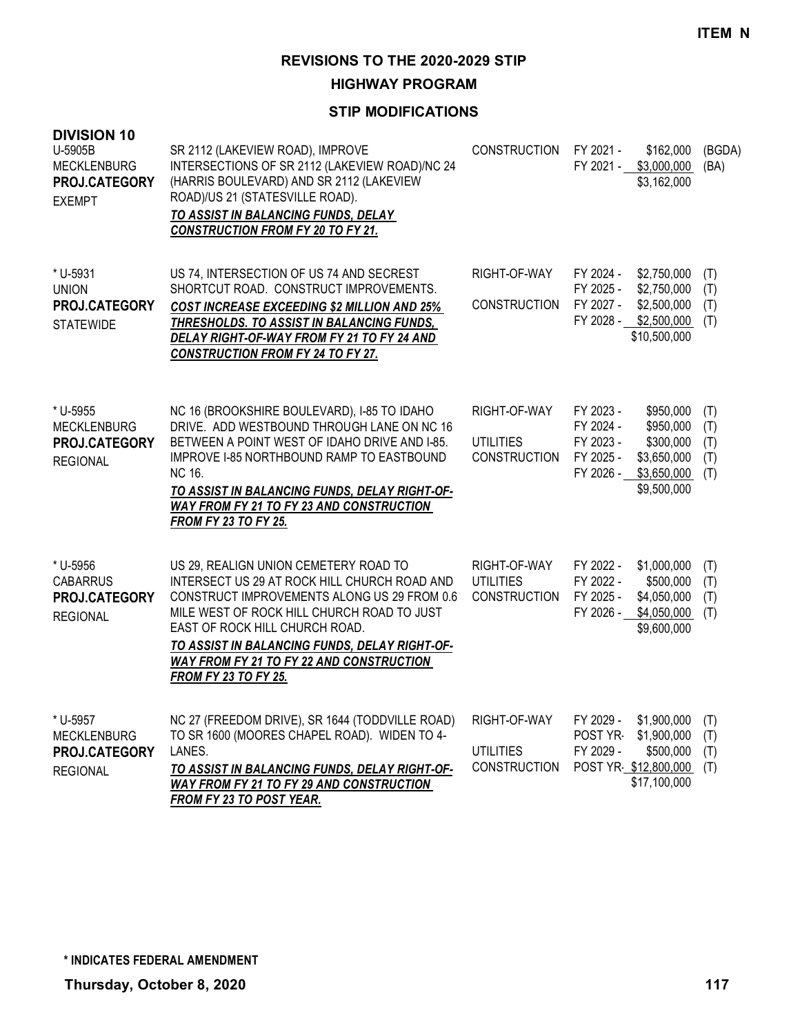**ITEM N**

# REVISIONS TO THE 2020-2029 STIP

## HIGHWAY PROGRAM

### STIP MODIFICATIONS

**DIVISION 10**

| Project | Description | Phase | Year | Amount | Fund |
|---|---|---|---|---|---|
| U-5905B<br>MECKLENBURG<br>**PROJ.CATEGORY**<br>EXEMPT | SR 2112 (LAKEVIEW ROAD), IMPROVE INTERSECTIONS OF SR 2112 (LAKEVIEW ROAD)/NC 24 (HARRIS BOULEVARD) AND SR 2112 (LAKEVIEW ROAD)/US 21 (STATESVILLE ROAD).<br>***TO ASSIST IN BALANCING FUNDS, DELAY CONSTRUCTION FROM FY 20 TO FY 21.*** | CONSTRUCTION | FY 2021 - | $162,000 | (BGDA) |
| | | | FY 2021 - | $3,000,000 | (BA) |
| | | | | $3,162,000 | |
| * U-5931<br>UNION<br>**PROJ.CATEGORY**<br>STATEWIDE | US 74, INTERSECTION OF US 74 AND SECREST SHORTCUT ROAD. CONSTRUCT IMPROVEMENTS.<br>***COST INCREASE EXCEEDING $2 MILLION AND 25% THRESHOLDS. TO ASSIST IN BALANCING FUNDS, DELAY RIGHT-OF-WAY FROM FY 21 TO FY 24 AND CONSTRUCTION FROM FY 24 TO FY 27.*** | RIGHT-OF-WAY | FY 2024 - | $2,750,000 | (T) |
| | | | FY 2025 - | $2,750,000 | (T) |
| | | CONSTRUCTION | FY 2027 - | $2,500,000 | (T) |
| | | | FY 2028 - | $2,500,000 | (T) |
| | | | | $10,500,000 | |
| * U-5955<br>MECKLENBURG<br>**PROJ.CATEGORY**<br>REGIONAL | NC 16 (BROOKSHIRE BOULEVARD), I-85 TO IDAHO DRIVE. ADD WESTBOUND THROUGH LANE ON NC 16 BETWEEN A POINT WEST OF IDAHO DRIVE AND I-85. IMPROVE I-85 NORTHBOUND RAMP TO EASTBOUND NC 16.<br>***TO ASSIST IN BALANCING FUNDS, DELAY RIGHT-OF-WAY FROM FY 21 TO FY 23 AND CONSTRUCTION FROM FY 23 TO FY 25.*** | RIGHT-OF-WAY | FY 2023 - | $950,000 | (T) |
| | | | FY 2024 - | $950,000 | (T) |
| | | UTILITIES | FY 2023 - | $300,000 | (T) |
| | | CONSTRUCTION | FY 2025 - | $3,650,000 | (T) |
| | | | FY 2026 - | $3,650,000 | (T) |
| | | | | $9,500,000 | |
| * U-5956<br>CABARRUS<br>**PROJ.CATEGORY**<br>REGIONAL | US 29, REALIGN UNION CEMETERY ROAD TO INTERSECT US 29 AT ROCK HILL CHURCH ROAD AND CONSTRUCT IMPROVEMENTS ALONG US 29 FROM 0.6 MILE WEST OF ROCK HILL CHURCH ROAD TO JUST EAST OF ROCK HILL CHURCH ROAD.<br>***TO ASSIST IN BALANCING FUNDS, DELAY RIGHT-OF-WAY FROM FY 21 TO FY 22 AND CONSTRUCTION FROM FY 23 TO FY 25.*** | RIGHT-OF-WAY | FY 2022 - | $1,000,000 | (T) |
| | | UTILITIES | FY 2022 - | $500,000 | (T) |
| | | CONSTRUCTION | FY 2025 - | $4,050,000 | (T) |
| | | | FY 2026 - | $4,050,000 | (T) |
| | | | | $9,600,000 | |
| * U-5957<br>MECKLENBURG<br>**PROJ.CATEGORY**<br>REGIONAL | NC 27 (FREEDOM DRIVE), SR 1644 (TODDVILLE ROAD) TO SR 1600 (MOORES CHAPEL ROAD). WIDEN TO 4-LANES.<br>***TO ASSIST IN BALANCING FUNDS, DELAY RIGHT-OF-WAY FROM FY 21 TO FY 29 AND CONSTRUCTION FROM FY 23 TO POST YEAR.*** | RIGHT-OF-WAY | FY 2029 - | $1,900,000 | (T) |
| | | | POST YR- | $1,900,000 | (T) |
| | | UTILITIES | FY 2029 - | $500,000 | (T) |
| | | CONSTRUCTION | POST YR- | $12,800,000 | (T) |
| | | | | $17,100,000 | |

**\* INDICATES FEDERAL AMENDMENT**

**Thursday, October 8, 2020**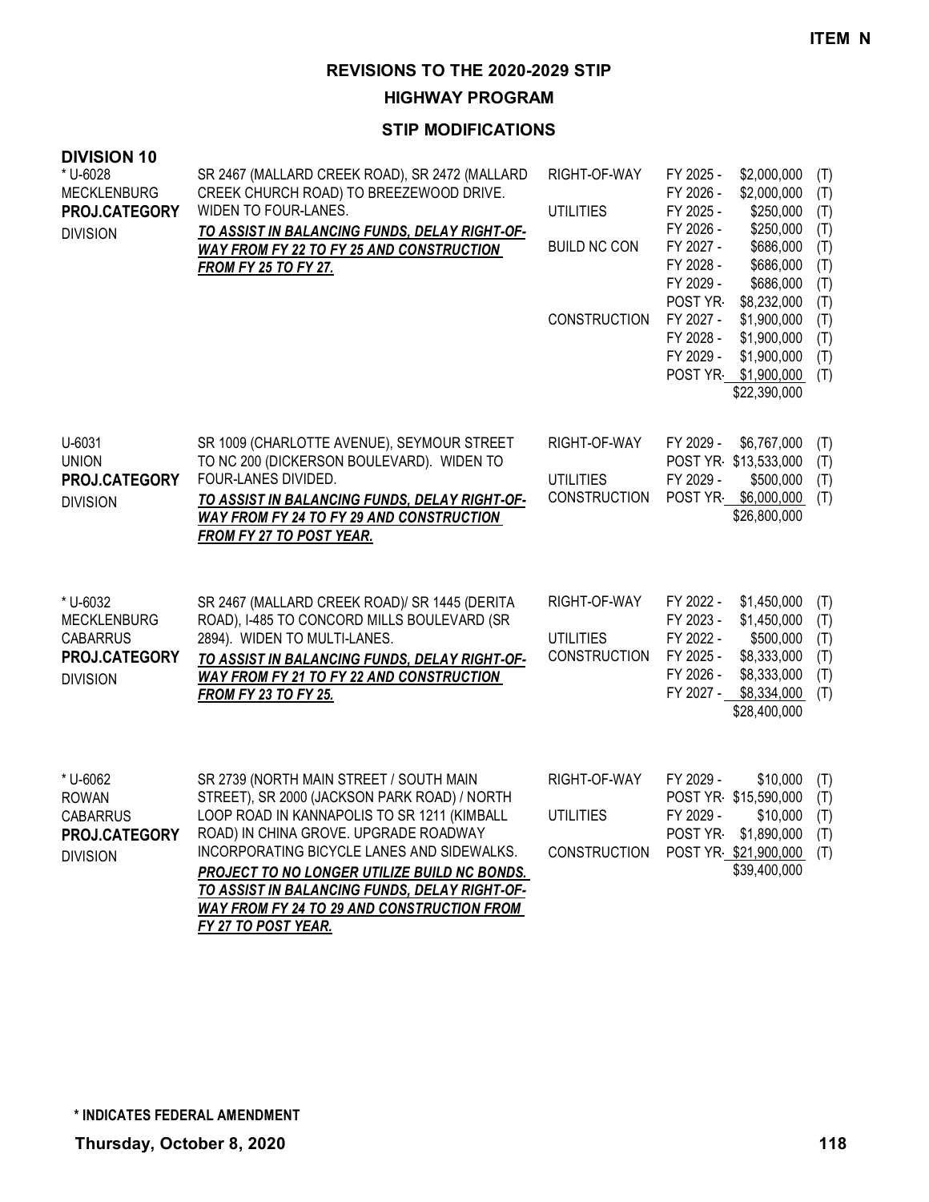**ITEM N**

## REVISIONS TO THE 2020-2029 STIP

### HIGHWAY PROGRAM

### STIP MODIFICATIONS

**DIVISION 10**

| Project | Description | Phase | Year | Amount | |
|---|---|---|---|---|---|
| * U-6028<br>MECKLENBURG<br>**PROJ.CATEGORY**<br>DIVISION | SR 2467 (MALLARD CREEK ROAD), SR 2472 (MALLARD CREEK CHURCH ROAD) TO BREEZEWOOD DRIVE. WIDEN TO FOUR-LANES.<br>***TO ASSIST IN BALANCING FUNDS, DELAY RIGHT-OF-WAY FROM FY 22 TO FY 25 AND CONSTRUCTION FROM FY 25 TO FY 27.*** | RIGHT-OF-WAY | FY 2025 - | $2,000,000 | (T) |
| | | | FY 2026 - | $2,000,000 | (T) |
| | | UTILITIES | FY 2025 - | $250,000 | (T) |
| | | | FY 2026 - | $250,000 | (T) |
| | | BUILD NC CON | FY 2027 - | $686,000 | (T) |
| | | | FY 2028 - | $686,000 | (T) |
| | | | FY 2029 - | $686,000 | (T) |
| | | | POST YR- | $8,232,000 | (T) |
| | | CONSTRUCTION | FY 2027 - | $1,900,000 | (T) |
| | | | FY 2028 - | $1,900,000 | (T) |
| | | | FY 2029 - | $1,900,000 | (T) |
| | | | POST YR- | $1,900,000 | (T) |
| | | | | $22,390,000 | |
| U-6031<br>UNION<br>**PROJ.CATEGORY**<br>DIVISION | SR 1009 (CHARLOTTE AVENUE), SEYMOUR STREET TO NC 200 (DICKERSON BOULEVARD). WIDEN TO FOUR-LANES DIVIDED.<br>***TO ASSIST IN BALANCING FUNDS, DELAY RIGHT-OF-WAY FROM FY 24 TO FY 29 AND CONSTRUCTION FROM FY 27 TO POST YEAR.*** | RIGHT-OF-WAY | FY 2029 - | $6,767,000 | (T) |
| | | | POST YR- | $13,533,000 | (T) |
| | | UTILITIES | FY 2029 - | $500,000 | (T) |
| | | CONSTRUCTION | POST YR- | $6,000,000 | (T) |
| | | | | $26,800,000 | |
| * U-6032<br>MECKLENBURG<br>CABARRUS<br>**PROJ.CATEGORY**<br>DIVISION | SR 2467 (MALLARD CREEK ROAD)/ SR 1445 (DERITA ROAD), I-485 TO CONCORD MILLS BOULEVARD (SR 2894). WIDEN TO MULTI-LANES.<br>***TO ASSIST IN BALANCING FUNDS, DELAY RIGHT-OF-WAY FROM FY 21 TO FY 22 AND CONSTRUCTION FROM FY 23 TO FY 25.*** | RIGHT-OF-WAY | FY 2022 - | $1,450,000 | (T) |
| | | | FY 2023 - | $1,450,000 | (T) |
| | | UTILITIES | FY 2022 - | $500,000 | (T) |
| | | CONSTRUCTION | FY 2025 - | $8,333,000 | (T) |
| | | | FY 2026 - | $8,333,000 | (T) |
| | | | FY 2027 - | $8,334,000 | (T) |
| | | | | $28,400,000 | |
| * U-6062<br>ROWAN<br>CABARRUS<br>**PROJ.CATEGORY**<br>DIVISION | SR 2739 (NORTH MAIN STREET / SOUTH MAIN STREET), SR 2000 (JACKSON PARK ROAD) / NORTH LOOP ROAD IN KANNAPOLIS TO SR 1211 (KIMBALL ROAD) IN CHINA GROVE. UPGRADE ROADWAY INCORPORATING BICYCLE LANES AND SIDEWALKS.<br>***PROJECT TO NO LONGER UTILIZE BUILD NC BONDS. TO ASSIST IN BALANCING FUNDS, DELAY RIGHT-OF-WAY FROM FY 24 TO 29 AND CONSTRUCTION FROM FY 27 TO POST YEAR.*** | RIGHT-OF-WAY | FY 2029 - | $10,000 | (T) |
| | | | POST YR- | $15,590,000 | (T) |
| | | UTILITIES | FY 2029 - | $10,000 | (T) |
| | | | POST YR- | $1,890,000 | (T) |
| | | CONSTRUCTION | POST YR- | $21,900,000 | (T) |
| | | | | $39,400,000 | |

**\* INDICATES FEDERAL AMENDMENT**

**Thursday, October 8, 2020**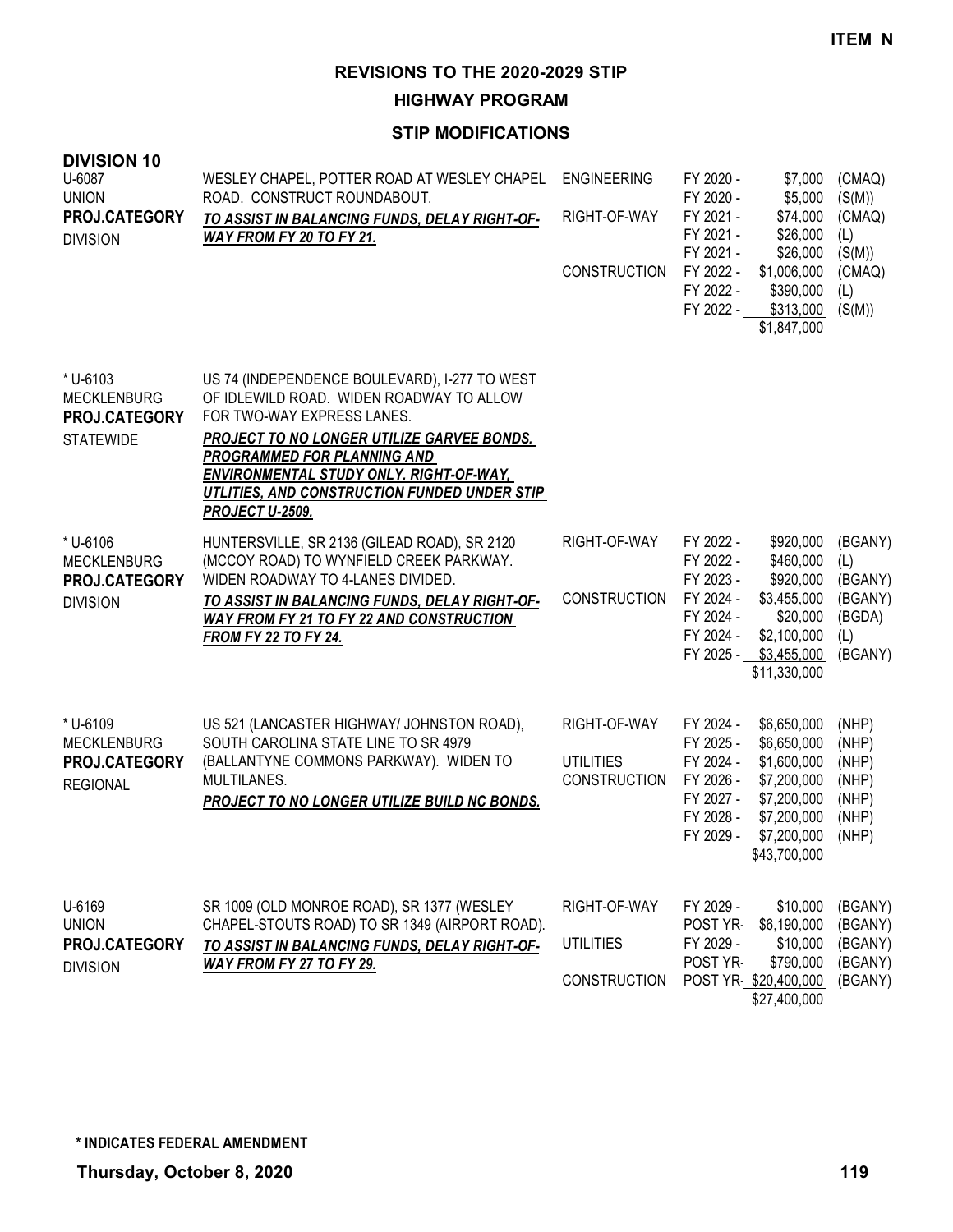**ITEM N**

# REVISIONS TO THE 2020-2029 STIP

## HIGHWAY PROGRAM

### STIP MODIFICATIONS

**DIVISION 10**

| Project | Description | Phase | Year | Amount | Fund |
|---|---|---|---|---|---|
| U-6087<br>UNION<br>**PROJ.CATEGORY**<br>DIVISION | WESLEY CHAPEL, POTTER ROAD AT WESLEY CHAPEL ROAD. CONSTRUCT ROUNDABOUT.<br>***TO ASSIST IN BALANCING FUNDS, DELAY RIGHT-OF-WAY FROM FY 20 TO FY 21.*** | ENGINEERING | FY 2020 - | $7,000 | (CMAQ) |
| | | | FY 2020 - | $5,000 | (S(M)) |
| | | RIGHT-OF-WAY | FY 2021 - | $74,000 | (CMAQ) |
| | | | FY 2021 - | $26,000 | (L) |
| | | | FY 2021 - | $26,000 | (S(M)) |
| | | CONSTRUCTION | FY 2022 - | $1,006,000 | (CMAQ) |
| | | | FY 2022 - | $390,000 | (L) |
| | | | FY 2022 - | $313,000 | (S(M)) |
| | | | | $1,847,000 | |
| * U-6103<br>MECKLENBURG<br>**PROJ.CATEGORY**<br>STATEWIDE | US 74 (INDEPENDENCE BOULEVARD), I-277 TO WEST OF IDLEWILD ROAD. WIDEN ROADWAY TO ALLOW FOR TWO-WAY EXPRESS LANES.<br>***PROJECT TO NO LONGER UTILIZE GARVEE BONDS. PROGRAMMED FOR PLANNING AND ENVIRONMENTAL STUDY ONLY. RIGHT-OF-WAY, UTLITIES, AND CONSTRUCTION FUNDED UNDER STIP PROJECT U-2509.*** | | | | |
| * U-6106<br>MECKLENBURG<br>**PROJ.CATEGORY**<br>DIVISION | HUNTERSVILLE, SR 2136 (GILEAD ROAD), SR 2120 (MCCOY ROAD) TO WYNFIELD CREEK PARKWAY. WIDEN ROADWAY TO 4-LANES DIVIDED.<br>***TO ASSIST IN BALANCING FUNDS, DELAY RIGHT-OF-WAY FROM FY 21 TO FY 22 AND CONSTRUCTION FROM FY 22 TO FY 24.*** | RIGHT-OF-WAY | FY 2022 - | $920,000 | (BGANY) |
| | | | FY 2022 - | $460,000 | (L) |
| | | | FY 2023 - | $920,000 | (BGANY) |
| | | CONSTRUCTION | FY 2024 - | $3,455,000 | (BGANY) |
| | | | FY 2024 - | $20,000 | (BGDA) |
| | | | FY 2024 - | $2,100,000 | (L) |
| | | | FY 2025 - | $3,455,000 | (BGANY) |
| | | | | $11,330,000 | |
| * U-6109<br>MECKLENBURG<br>**PROJ.CATEGORY**<br>REGIONAL | US 521 (LANCASTER HIGHWAY/ JOHNSTON ROAD), SOUTH CAROLINA STATE LINE TO SR 4979 (BALLANTYNE COMMONS PARKWAY). WIDEN TO MULTILANES.<br>***PROJECT TO NO LONGER UTILIZE BUILD NC BONDS.*** | RIGHT-OF-WAY | FY 2024 - | $6,650,000 | (NHP) |
| | | | FY 2025 - | $6,650,000 | (NHP) |
| | | UTILITIES | FY 2024 - | $1,600,000 | (NHP) |
| | | CONSTRUCTION | FY 2026 - | $7,200,000 | (NHP) |
| | | | FY 2027 - | $7,200,000 | (NHP) |
| | | | FY 2028 - | $7,200,000 | (NHP) |
| | | | FY 2029 - | $7,200,000 | (NHP) |
| | | | | $43,700,000 | |
| U-6169<br>UNION<br>**PROJ.CATEGORY**<br>DIVISION | SR 1009 (OLD MONROE ROAD), SR 1377 (WESLEY CHAPEL-STOUTS ROAD) TO SR 1349 (AIRPORT ROAD).<br>***TO ASSIST IN BALANCING FUNDS, DELAY RIGHT-OF-WAY FROM FY 27 TO FY 29.*** | RIGHT-OF-WAY | FY 2029 - | $10,000 | (BGANY) |
| | | | POST YR- | $6,190,000 | (BGANY) |
| | | UTILITIES | FY 2029 - | $10,000 | (BGANY) |
| | | | POST YR- | $790,000 | (BGANY) |
| | | CONSTRUCTION | POST YR- | $20,400,000 | (BGANY) |
| | | | | $27,400,000 | |

**\* INDICATES FEDERAL AMENDMENT**

**Thursday, October 8, 2020**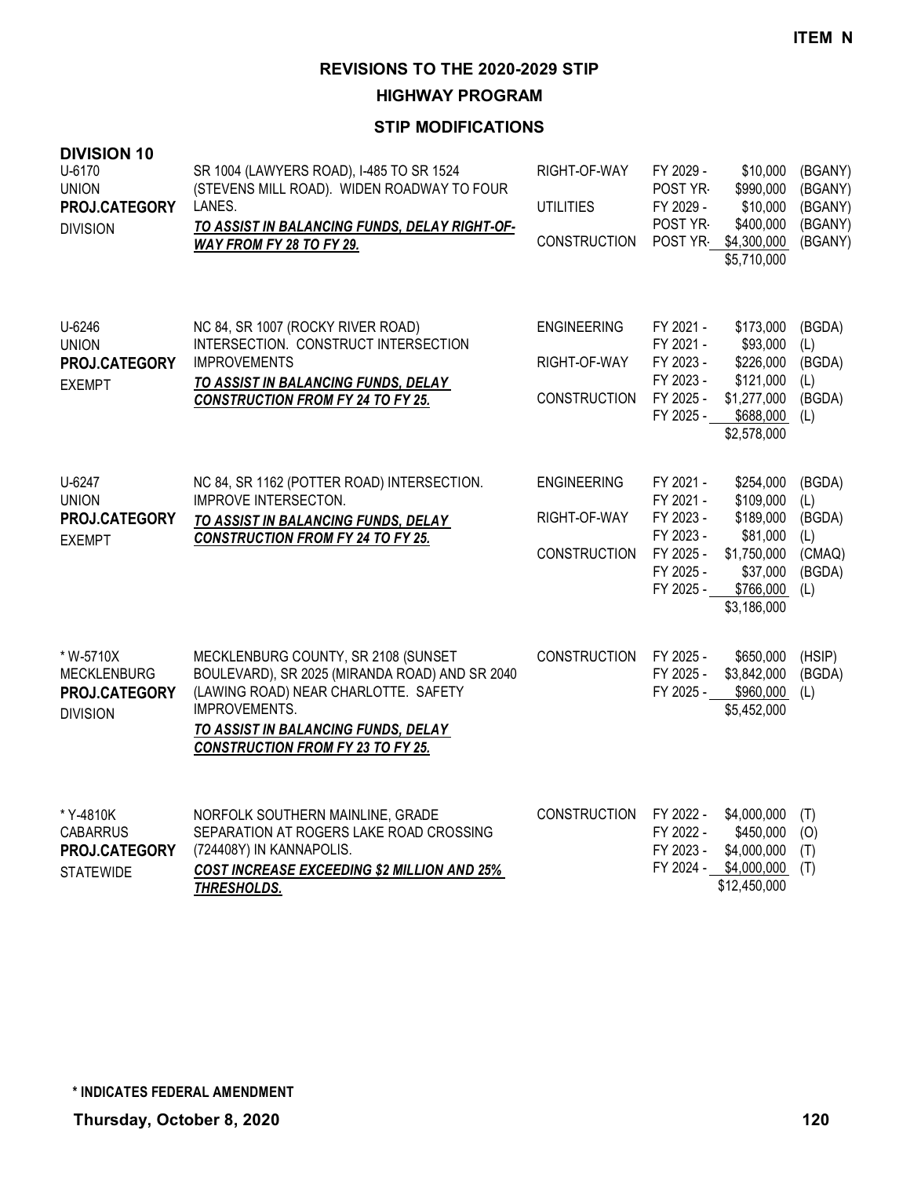ITEM N

# REVISIONS TO THE 2020-2029 STIP

## HIGHWAY PROGRAM

### STIP MODIFICATIONS

**DIVISION 10**

| Project | Description | Phase | Year | Amount | Fund |
|---|---|---|---|---|---|
| U-6170<br>UNION<br>**PROJ.CATEGORY**<br>DIVISION | SR 1004 (LAWYERS ROAD), I-485 TO SR 1524 (STEVENS MILL ROAD). WIDEN ROADWAY TO FOUR LANES.<br>***TO ASSIST IN BALANCING FUNDS, DELAY RIGHT-OF-WAY FROM FY 28 TO FY 29.*** | RIGHT-OF-WAY | FY 2029 - | $10,000 | (BGANY) |
| | | | POST YR- | $990,000 | (BGANY) |
| | | UTILITIES | FY 2029 - | $10,000 | (BGANY) |
| | | | POST YR- | $400,000 | (BGANY) |
| | | CONSTRUCTION | POST YR- | $4,300,000 | (BGANY) |
| | | | | $5,710,000 | |
| U-6246<br>UNION<br>**PROJ.CATEGORY**<br>EXEMPT | NC 84, SR 1007 (ROCKY RIVER ROAD) INTERSECTION. CONSTRUCT INTERSECTION IMPROVEMENTS<br>***TO ASSIST IN BALANCING FUNDS, DELAY CONSTRUCTION FROM FY 24 TO FY 25.*** | ENGINEERING | FY 2021 - | $173,000 | (BGDA) |
| | | | FY 2021 - | $93,000 | (L) |
| | | RIGHT-OF-WAY | FY 2023 - | $226,000 | (BGDA) |
| | | | FY 2023 - | $121,000 | (L) |
| | | CONSTRUCTION | FY 2025 - | $1,277,000 | (BGDA) |
| | | | FY 2025 - | $688,000 | (L) |
| | | | | $2,578,000 | |
| U-6247<br>UNION<br>**PROJ.CATEGORY**<br>EXEMPT | NC 84, SR 1162 (POTTER ROAD) INTERSECTION. IMPROVE INTERSECTON.<br>***TO ASSIST IN BALANCING FUNDS, DELAY CONSTRUCTION FROM FY 24 TO FY 25.*** | ENGINEERING | FY 2021 - | $254,000 | (BGDA) |
| | | | FY 2021 - | $109,000 | (L) |
| | | RIGHT-OF-WAY | FY 2023 - | $189,000 | (BGDA) |
| | | | FY 2023 - | $81,000 | (L) |
| | | CONSTRUCTION | FY 2025 - | $1,750,000 | (CMAQ) |
| | | | FY 2025 - | $37,000 | (BGDA) |
| | | | FY 2025 - | $766,000 | (L) |
| | | | | $3,186,000 | |
| * W-5710X<br>MECKLENBURG<br>**PROJ.CATEGORY**<br>DIVISION | MECKLENBURG COUNTY, SR 2108 (SUNSET BOULEVARD), SR 2025 (MIRANDA ROAD) AND SR 2040 (LAWING ROAD) NEAR CHARLOTTE. SAFETY IMPROVEMENTS.<br>***TO ASSIST IN BALANCING FUNDS, DELAY CONSTRUCTION FROM FY 23 TO FY 25.*** | CONSTRUCTION | FY 2025 - | $650,000 | (HSIP) |
| | | | FY 2025 - | $3,842,000 | (BGDA) |
| | | | FY 2025 - | $960,000 | (L) |
| | | | | $5,452,000 | |
| * Y-4810K<br>CABARRUS<br>**PROJ.CATEGORY**<br>STATEWIDE | NORFOLK SOUTHERN MAINLINE, GRADE SEPARATION AT ROGERS LAKE ROAD CROSSING (724408Y) IN KANNAPOLIS.<br>***COST INCREASE EXCEEDING $2 MILLION AND 25% THRESHOLDS.*** | CONSTRUCTION | FY 2022 - | $4,000,000 | (T) |
| | | | FY 2022 - | $450,000 | (O) |
| | | | FY 2023 - | $4,000,000 | (T) |
| | | | FY 2024 - | $4,000,000 | (T) |
| | | | | $12,450,000 | |

**\* INDICATES FEDERAL AMENDMENT**

**Thursday, October 8, 2020**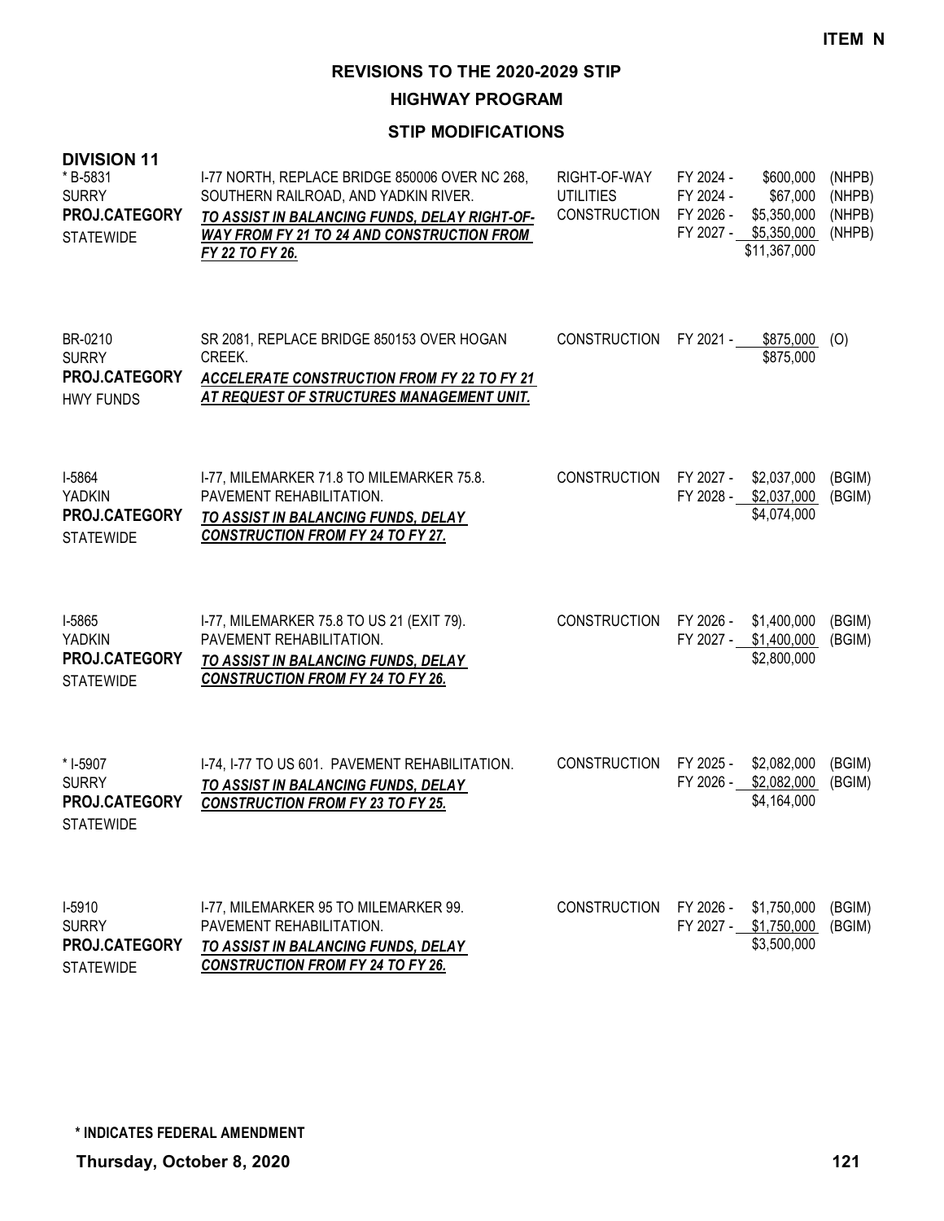**ITEM N**

# REVISIONS TO THE 2020-2029 STIP

## HIGHWAY PROGRAM

### STIP MODIFICATIONS

**DIVISION 11**

| Project | Description | Work Type | Fiscal Year | Amount | Fund |
|---|---|---|---|---|---|
| * B-5831<br>SURRY<br>**PROJ.CATEGORY**<br>STATEWIDE | I-77 NORTH, REPLACE BRIDGE 850006 OVER NC 268, SOUTHERN RAILROAD, AND YADKIN RIVER.<br>***TO ASSIST IN BALANCING FUNDS, DELAY RIGHT-OF-WAY FROM FY 21 TO 24 AND CONSTRUCTION FROM FY 22 TO FY 26.*** | RIGHT-OF-WAY<br>UTILITIES<br>CONSTRUCTION | FY 2024 -<br>FY 2024 -<br>FY 2026 -<br>FY 2027 - | $600,000<br>$67,000<br>$5,350,000<br>$5,350,000<br>$11,367,000 | (NHPB)<br>(NHPB)<br>(NHPB)<br>(NHPB) |
| BR-0210<br>SURRY<br>**PROJ.CATEGORY**<br>HWY FUNDS | SR 2081, REPLACE BRIDGE 850153 OVER HOGAN CREEK.<br>***ACCELERATE CONSTRUCTION FROM FY 22 TO FY 21 AT REQUEST OF STRUCTURES MANAGEMENT UNIT.*** | CONSTRUCTION | FY 2021 - | $875,000<br>$875,000 | (O) |
| I-5864<br>YADKIN<br>**PROJ.CATEGORY**<br>STATEWIDE | I-77, MILEMARKER 71.8 TO MILEMARKER 75.8. PAVEMENT REHABILITATION.<br>***TO ASSIST IN BALANCING FUNDS, DELAY CONSTRUCTION FROM FY 24 TO FY 27.*** | CONSTRUCTION | FY 2027 -<br>FY 2028 - | $2,037,000<br>$2,037,000<br>$4,074,000 | (BGIM)<br>(BGIM) |
| I-5865<br>YADKIN<br>**PROJ.CATEGORY**<br>STATEWIDE | I-77, MILEMARKER 75.8 TO US 21 (EXIT 79). PAVEMENT REHABILITATION.<br>***TO ASSIST IN BALANCING FUNDS, DELAY CONSTRUCTION FROM FY 24 TO FY 26.*** | CONSTRUCTION | FY 2026 -<br>FY 2027 - | $1,400,000<br>$1,400,000<br>$2,800,000 | (BGIM)<br>(BGIM) |
| * I-5907<br>SURRY<br>**PROJ.CATEGORY**<br>STATEWIDE | I-74, I-77 TO US 601. PAVEMENT REHABILITATION.<br>***TO ASSIST IN BALANCING FUNDS, DELAY CONSTRUCTION FROM FY 23 TO FY 25.*** | CONSTRUCTION | FY 2025 -<br>FY 2026 - | $2,082,000<br>$2,082,000<br>$4,164,000 | (BGIM)<br>(BGIM) |
| I-5910<br>SURRY<br>**PROJ.CATEGORY**<br>STATEWIDE | I-77, MILEMARKER 95 TO MILEMARKER 99. PAVEMENT REHABILITATION.<br>***TO ASSIST IN BALANCING FUNDS, DELAY CONSTRUCTION FROM FY 24 TO FY 26.*** | CONSTRUCTION | FY 2026 -<br>FY 2027 - | $1,750,000<br>$1,750,000<br>$3,500,000 | (BGIM)<br>(BGIM) |

**\* INDICATES FEDERAL AMENDMENT**

**Thursday, October 8, 2020**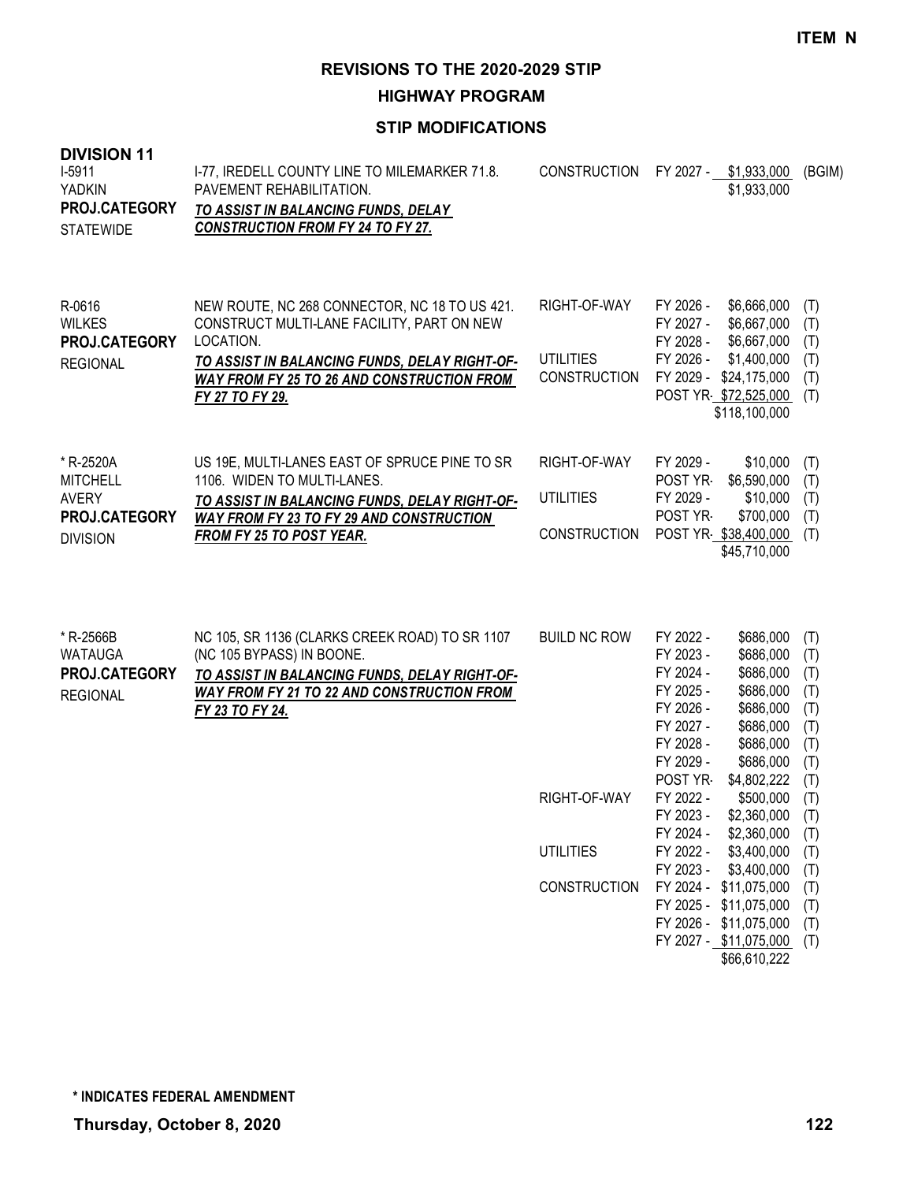**ITEM N**

# REVISIONS TO THE 2020-2029 STIP

## HIGHWAY PROGRAM

### STIP MODIFICATIONS

**DIVISION 11**

| Project | Description | Work Type | Fiscal Year / Amount | Fund |
|---|---|---|---|---|
| I-5911<br>YADKIN<br>**PROJ.CATEGORY**<br>STATEWIDE | I-77, IREDELL COUNTY LINE TO MILEMARKER 71.8. PAVEMENT REHABILITATION.<br>***TO ASSIST IN BALANCING FUNDS, DELAY CONSTRUCTION FROM FY 24 TO FY 27.*** | CONSTRUCTION | FY 2027 - $1,933,000 | (BGIM) |
| | | | $1,933,000 | |
| R-0616<br>WILKES<br>**PROJ.CATEGORY**<br>REGIONAL | NEW ROUTE, NC 268 CONNECTOR, NC 18 TO US 421. CONSTRUCT MULTI-LANE FACILITY, PART ON NEW LOCATION.<br>***TO ASSIST IN BALANCING FUNDS, DELAY RIGHT-OF-WAY FROM FY 25 TO 26 AND CONSTRUCTION FROM FY 27 TO FY 29.*** | RIGHT-OF-WAY | FY 2026 - $6,666,000 | (T) |
| | | | FY 2027 - $6,667,000 | (T) |
| | | | FY 2028 - $6,667,000 | (T) |
| | | UTILITIES | FY 2026 - $1,400,000 | (T) |
| | | CONSTRUCTION | FY 2029 - $24,175,000 | (T) |
| | | | POST YR- $72,525,000 | (T) |
| | | | $118,100,000 | |
| * R-2520A<br>MITCHELL<br>AVERY<br>**PROJ.CATEGORY**<br>DIVISION | US 19E, MULTI-LANES EAST OF SPRUCE PINE TO SR 1106. WIDEN TO MULTI-LANES.<br>***TO ASSIST IN BALANCING FUNDS, DELAY RIGHT-OF-WAY FROM FY 23 TO FY 29 AND CONSTRUCTION FROM FY 25 TO POST YEAR.*** | RIGHT-OF-WAY | FY 2029 - $10,000 | (T) |
| | | | POST YR- $6,590,000 | (T) |
| | | UTILITIES | FY 2029 - $10,000 | (T) |
| | | | POST YR- $700,000 | (T) |
| | | CONSTRUCTION | POST YR- $38,400,000 | (T) |
| | | | $45,710,000 | |
| * R-2566B<br>WATAUGA<br>**PROJ.CATEGORY**<br>REGIONAL | NC 105, SR 1136 (CLARKS CREEK ROAD) TO SR 1107 (NC 105 BYPASS) IN BOONE.<br>***TO ASSIST IN BALANCING FUNDS, DELAY RIGHT-OF-WAY FROM FY 21 TO 22 AND CONSTRUCTION FROM FY 23 TO FY 24.*** | BUILD NC ROW | FY 2022 - $686,000 | (T) |
| | | | FY 2023 - $686,000 | (T) |
| | | | FY 2024 - $686,000 | (T) |
| | | | FY 2025 - $686,000 | (T) |
| | | | FY 2026 - $686,000 | (T) |
| | | | FY 2027 - $686,000 | (T) |
| | | | FY 2028 - $686,000 | (T) |
| | | | FY 2029 - $686,000 | (T) |
| | | | POST YR- $4,802,222 | (T) |
| | | RIGHT-OF-WAY | FY 2022 - $500,000 | (T) |
| | | | FY 2023 - $2,360,000 | (T) |
| | | | FY 2024 - $2,360,000 | (T) |
| | | UTILITIES | FY 2022 - $3,400,000 | (T) |
| | | | FY 2023 - $3,400,000 | (T) |
| | | CONSTRUCTION | FY 2024 - $11,075,000 | (T) |
| | | | FY 2025 - $11,075,000 | (T) |
| | | | FY 2026 - $11,075,000 | (T) |
| | | | FY 2027 - $11,075,000 | (T) |
| | | | $66,610,222 | |

**\* INDICATES FEDERAL AMENDMENT**

**Thursday, October 8, 2020**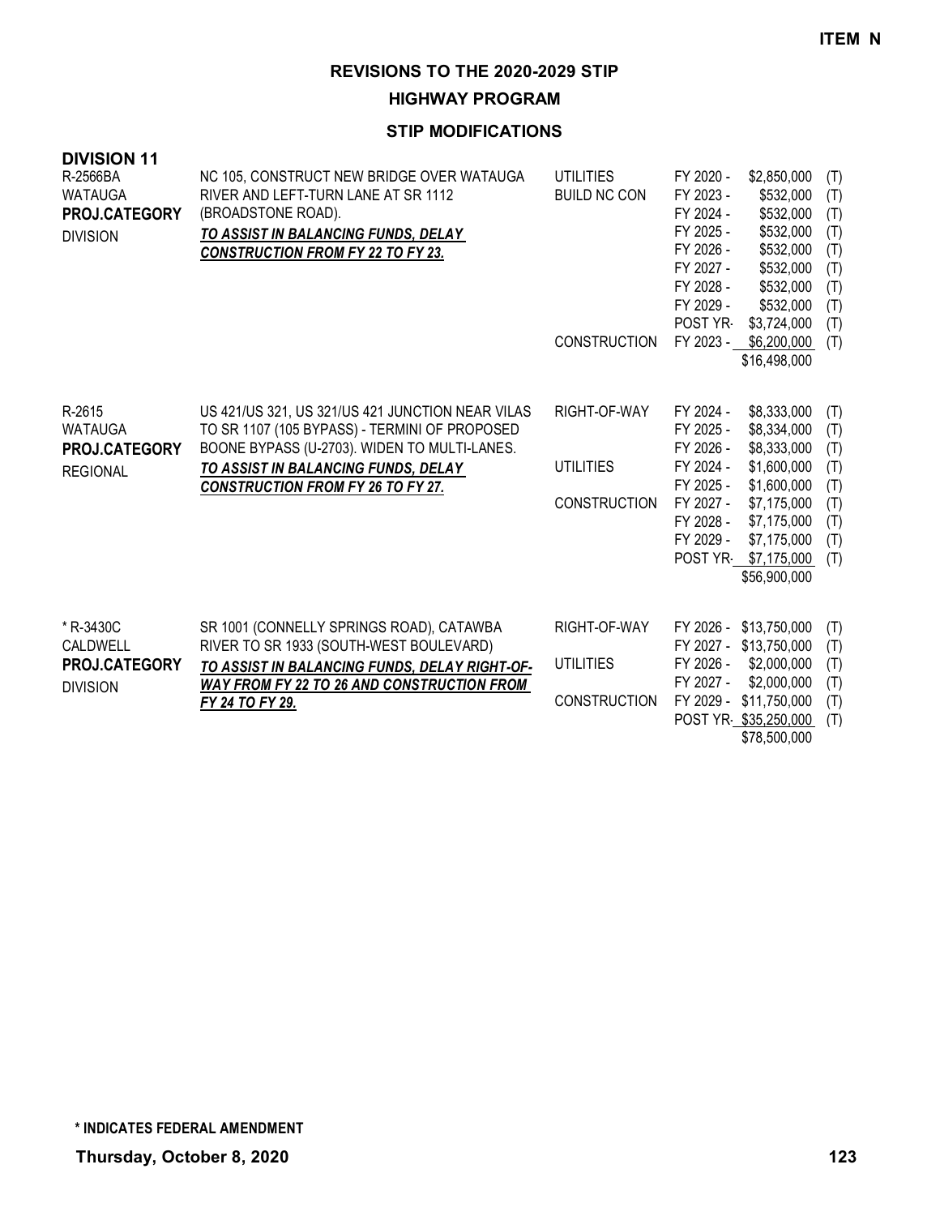**ITEM N**

# REVISIONS TO THE 2020-2029 STIP

## HIGHWAY PROGRAM

### STIP MODIFICATIONS

**DIVISION 11**

| Project | Description | Phase | Year | Amount | |
|---|---|---|---|---|---|
| R-2566BA<br>WATAUGA<br>**PROJ.CATEGORY**<br>DIVISION | NC 105, CONSTRUCT NEW BRIDGE OVER WATAUGA RIVER AND LEFT-TURN LANE AT SR 1112 (BROADSTONE ROAD).<br>***TO ASSIST IN BALANCING FUNDS, DELAY CONSTRUCTION FROM FY 22 TO FY 23.*** | UTILITIES | FY 2020 - | $2,850,000 | (T) |
| | | BUILD NC CON | FY 2023 - | $532,000 | (T) |
| | | | FY 2024 - | $532,000 | (T) |
| | | | FY 2025 - | $532,000 | (T) |
| | | | FY 2026 - | $532,000 | (T) |
| | | | FY 2027 - | $532,000 | (T) |
| | | | FY 2028 - | $532,000 | (T) |
| | | | FY 2029 - | $532,000 | (T) |
| | | | POST YR- | $3,724,000 | (T) |
| | | CONSTRUCTION | FY 2023 - | $6,200,000 | (T) |
| | | | | $16,498,000 | |
| R-2615<br>WATAUGA<br>**PROJ.CATEGORY**<br>REGIONAL | US 421/US 321, US 321/US 421 JUNCTION NEAR VILAS TO SR 1107 (105 BYPASS) - TERMINI OF PROPOSED BOONE BYPASS (U-2703). WIDEN TO MULTI-LANES.<br>***TO ASSIST IN BALANCING FUNDS, DELAY CONSTRUCTION FROM FY 26 TO FY 27.*** | RIGHT-OF-WAY | FY 2024 - | $8,333,000 | (T) |
| | | | FY 2025 - | $8,334,000 | (T) |
| | | | FY 2026 - | $8,333,000 | (T) |
| | | UTILITIES | FY 2024 - | $1,600,000 | (T) |
| | | | FY 2025 - | $1,600,000 | (T) |
| | | CONSTRUCTION | FY 2027 - | $7,175,000 | (T) |
| | | | FY 2028 - | $7,175,000 | (T) |
| | | | FY 2029 - | $7,175,000 | (T) |
| | | | POST YR- | $7,175,000 | (T) |
| | | | | $56,900,000 | |
| * R-3430C<br>CALDWELL<br>**PROJ.CATEGORY**<br>DIVISION | SR 1001 (CONNELLY SPRINGS ROAD), CATAWBA RIVER TO SR 1933 (SOUTH-WEST BOULEVARD)<br>***TO ASSIST IN BALANCING FUNDS, DELAY RIGHT-OF-WAY FROM FY 22 TO 26 AND CONSTRUCTION FROM FY 24 TO FY 29.*** | RIGHT-OF-WAY | FY 2026 - | $13,750,000 | (T) |
| | | | FY 2027 - | $13,750,000 | (T) |
| | | UTILITIES | FY 2026 - | $2,000,000 | (T) |
| | | | FY 2027 - | $2,000,000 | (T) |
| | | CONSTRUCTION | FY 2029 - | $11,750,000 | (T) |
| | | | POST YR- | $35,250,000 | (T) |
| | | | | $78,500,000 | |

**\* INDICATES FEDERAL AMENDMENT**

**Thursday, October 8, 2020**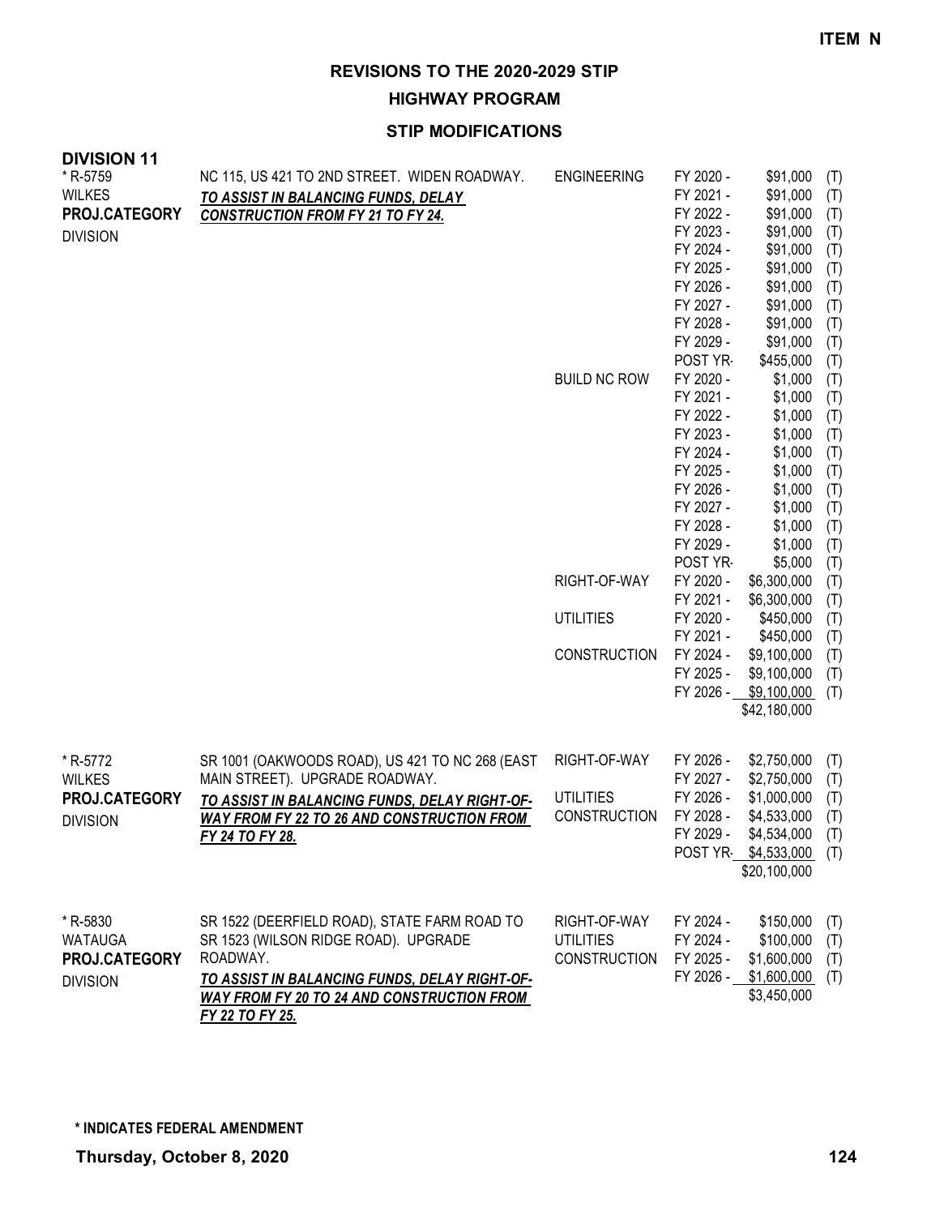**ITEM N**

# REVISIONS TO THE 2020-2029 STIP

## HIGHWAY PROGRAM

### STIP MODIFICATIONS

**DIVISION 11**

| Project | Description | Work Type | Fiscal Year | Amount | Funding |
|---|---|---|---|---|---|
| * R-5759<br>WILKES<br>**PROJ.CATEGORY**<br>DIVISION | NC 115, US 421 TO 2ND STREET. WIDEN ROADWAY.<br>***TO ASSIST IN BALANCING FUNDS, DELAY CONSTRUCTION FROM FY 21 TO FY 24.*** | ENGINEERING | FY 2020 - | $91,000 | (T) |
| | | | FY 2021 - | $91,000 | (T) |
| | | | FY 2022 - | $91,000 | (T) |
| | | | FY 2023 - | $91,000 | (T) |
| | | | FY 2024 - | $91,000 | (T) |
| | | | FY 2025 - | $91,000 | (T) |
| | | | FY 2026 - | $91,000 | (T) |
| | | | FY 2027 - | $91,000 | (T) |
| | | | FY 2028 - | $91,000 | (T) |
| | | | FY 2029 - | $91,000 | (T) |
| | | | POST YR- | $455,000 | (T) |
| | | BUILD NC ROW | FY 2020 - | $1,000 | (T) |
| | | | FY 2021 - | $1,000 | (T) |
| | | | FY 2022 - | $1,000 | (T) |
| | | | FY 2023 - | $1,000 | (T) |
| | | | FY 2024 - | $1,000 | (T) |
| | | | FY 2025 - | $1,000 | (T) |
| | | | FY 2026 - | $1,000 | (T) |
| | | | FY 2027 - | $1,000 | (T) |
| | | | FY 2028 - | $1,000 | (T) |
| | | | FY 2029 - | $1,000 | (T) |
| | | | POST YR- | $5,000 | (T) |
| | | RIGHT-OF-WAY | FY 2020 - | $6,300,000 | (T) |
| | | | FY 2021 - | $6,300,000 | (T) |
| | | UTILITIES | FY 2020 - | $450,000 | (T) |
| | | | FY 2021 - | $450,000 | (T) |
| | | CONSTRUCTION | FY 2024 - | $9,100,000 | (T) |
| | | | FY 2025 - | $9,100,000 | (T) |
| | | | FY 2026 - | $9,100,000 | (T) |
| | | | | $42,180,000 | |
| * R-5772<br>WILKES<br>**PROJ.CATEGORY**<br>DIVISION | SR 1001 (OAKWOODS ROAD), US 421 TO NC 268 (EAST MAIN STREET). UPGRADE ROADWAY.<br>***TO ASSIST IN BALANCING FUNDS, DELAY RIGHT-OF-WAY FROM FY 22 TO 26 AND CONSTRUCTION FROM FY 24 TO FY 28.*** | RIGHT-OF-WAY | FY 2026 - | $2,750,000 | (T) |
| | | | FY 2027 - | $2,750,000 | (T) |
| | | UTILITIES | FY 2026 - | $1,000,000 | (T) |
| | | CONSTRUCTION | FY 2028 - | $4,533,000 | (T) |
| | | | FY 2029 - | $4,534,000 | (T) |
| | | | POST YR- | $4,533,000 | (T) |
| | | | | $20,100,000 | |
| * R-5830<br>WATAUGA<br>**PROJ.CATEGORY**<br>DIVISION | SR 1522 (DEERFIELD ROAD), STATE FARM ROAD TO SR 1523 (WILSON RIDGE ROAD). UPGRADE ROADWAY.<br>***TO ASSIST IN BALANCING FUNDS, DELAY RIGHT-OF-WAY FROM FY 20 TO 24 AND CONSTRUCTION FROM FY 22 TO FY 25.*** | RIGHT-OF-WAY | FY 2024 - | $150,000 | (T) |
| | | UTILITIES | FY 2024 - | $100,000 | (T) |
| | | CONSTRUCTION | FY 2025 - | $1,600,000 | (T) |
| | | | FY 2026 - | $1,600,000 | (T) |
| | | | | $3,450,000 | |

**\* INDICATES FEDERAL AMENDMENT**

**Thursday, October 8, 2020**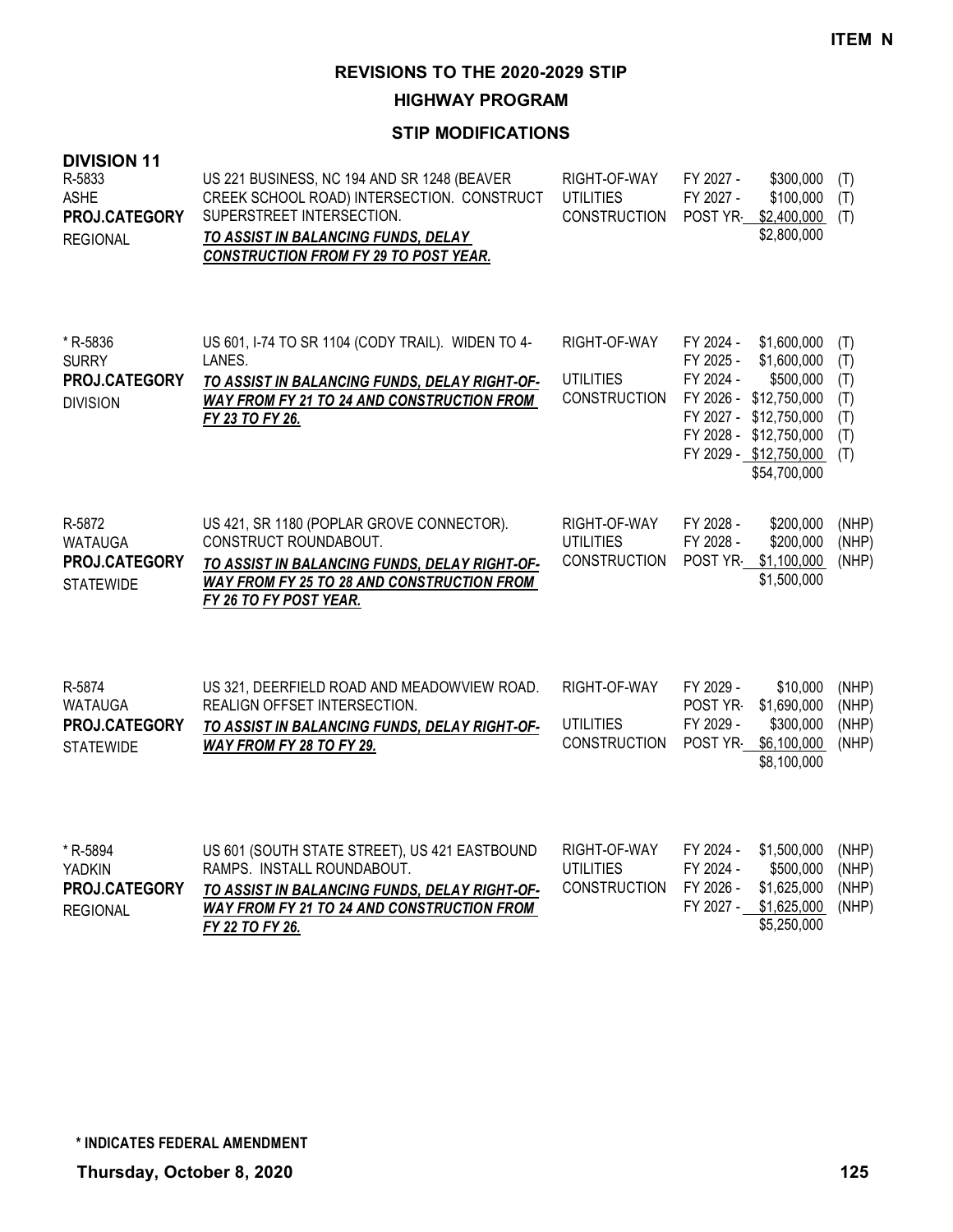**ITEM N**

# REVISIONS TO THE 2020-2029 STIP

## HIGHWAY PROGRAM

### STIP MODIFICATIONS

**DIVISION 11**

| Project | Description | Work Type | Year | Amount | Fund |
|---|---|---|---|---|---|
| R-5833<br>ASHE<br>**PROJ.CATEGORY**<br>REGIONAL | US 221 BUSINESS, NC 194 AND SR 1248 (BEAVER CREEK SCHOOL ROAD) INTERSECTION. CONSTRUCT SUPERSTREET INTERSECTION.<br>***TO ASSIST IN BALANCING FUNDS, DELAY CONSTRUCTION FROM FY 29 TO POST YEAR.*** | RIGHT-OF-WAY | FY 2027 - | $300,000 | (T) |
| | | UTILITIES | FY 2027 - | $100,000 | (T) |
| | | CONSTRUCTION | POST YR- | $2,400,000 | (T) |
| | | | | $2,800,000 | |
| * R-5836<br>SURRY<br>**PROJ.CATEGORY**<br>DIVISION | US 601, I-74 TO SR 1104 (CODY TRAIL). WIDEN TO 4-LANES.<br>***TO ASSIST IN BALANCING FUNDS, DELAY RIGHT-OF-WAY FROM FY 21 TO 24 AND CONSTRUCTION FROM FY 23 TO FY 26.*** | RIGHT-OF-WAY | FY 2024 - | $1,600,000 | (T) |
| | | | FY 2025 - | $1,600,000 | (T) |
| | | UTILITIES | FY 2024 - | $500,000 | (T) |
| | | CONSTRUCTION | FY 2026 - | $12,750,000 | (T) |
| | | | FY 2027 - | $12,750,000 | (T) |
| | | | FY 2028 - | $12,750,000 | (T) |
| | | | FY 2029 - | $12,750,000 | (T) |
| | | | | $54,700,000 | |
| R-5872<br>WATAUGA<br>**PROJ.CATEGORY**<br>STATEWIDE | US 421, SR 1180 (POPLAR GROVE CONNECTOR). CONSTRUCT ROUNDABOUT.<br>***TO ASSIST IN BALANCING FUNDS, DELAY RIGHT-OF-WAY FROM FY 25 TO 28 AND CONSTRUCTION FROM FY 26 TO FY POST YEAR.*** | RIGHT-OF-WAY | FY 2028 - | $200,000 | (NHP) |
| | | UTILITIES | FY 2028 - | $200,000 | (NHP) |
| | | CONSTRUCTION | POST YR- | $1,100,000 | (NHP) |
| | | | | $1,500,000 | |
| R-5874<br>WATAUGA<br>**PROJ.CATEGORY**<br>STATEWIDE | US 321, DEERFIELD ROAD AND MEADOWVIEW ROAD. REALIGN OFFSET INTERSECTION.<br>***TO ASSIST IN BALANCING FUNDS, DELAY RIGHT-OF-WAY FROM FY 28 TO FY 29.*** | RIGHT-OF-WAY | FY 2029 - | $10,000 | (NHP) |
| | | | POST YR- | $1,690,000 | (NHP) |
| | | UTILITIES | FY 2029 - | $300,000 | (NHP) |
| | | CONSTRUCTION | POST YR- | $6,100,000 | (NHP) |
| | | | | $8,100,000 | |
| * R-5894<br>YADKIN<br>**PROJ.CATEGORY**<br>REGIONAL | US 601 (SOUTH STATE STREET), US 421 EASTBOUND RAMPS. INSTALL ROUNDABOUT.<br>***TO ASSIST IN BALANCING FUNDS, DELAY RIGHT-OF-WAY FROM FY 21 TO 24 AND CONSTRUCTION FROM FY 22 TO FY 26.*** | RIGHT-OF-WAY | FY 2024 - | $1,500,000 | (NHP) |
| | | UTILITIES | FY 2024 - | $500,000 | (NHP) |
| | | CONSTRUCTION | FY 2026 - | $1,625,000 | (NHP) |
| | | | FY 2027 - | $1,625,000 | (NHP) |
| | | | | $5,250,000 | |

**\* INDICATES FEDERAL AMENDMENT**

**Thursday, October 8, 2020**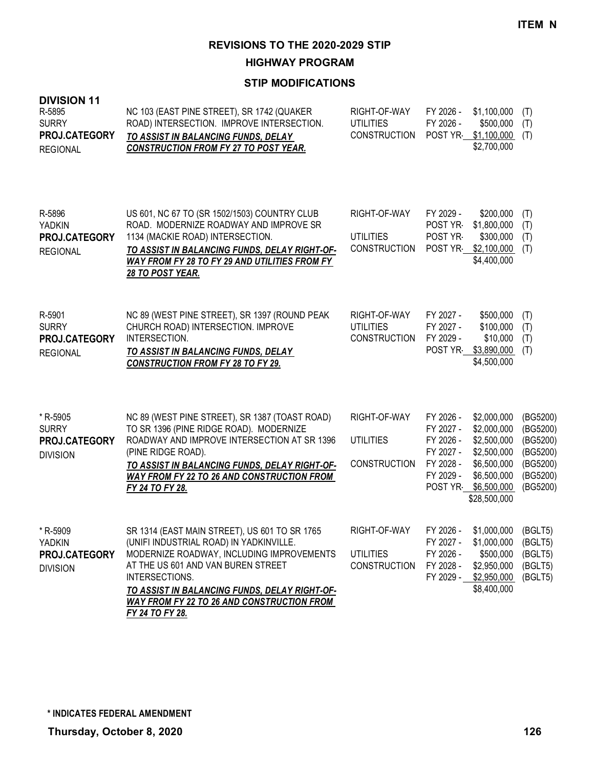**ITEM N**

# REVISIONS TO THE 2020-2029 STIP

## HIGHWAY PROGRAM

### STIP MODIFICATIONS

**DIVISION 11**

| Project | Description | Phase | Year | Amount | Fund |
|---|---|---|---|---|---|
| R-5895<br>SURRY<br>**PROJ.CATEGORY**<br>REGIONAL | NC 103 (EAST PINE STREET), SR 1742 (QUAKER ROAD) INTERSECTION. IMPROVE INTERSECTION.<br>***TO ASSIST IN BALANCING FUNDS, DELAY CONSTRUCTION FROM FY 27 TO POST YEAR.*** | RIGHT-OF-WAY | FY 2026 - | $1,100,000 | (T) |
| | | UTILITIES | FY 2026 - | $500,000 | (T) |
| | | CONSTRUCTION | POST YR- | $1,100,000 | (T) |
| | | | | $2,700,000 | |
| R-5896<br>YADKIN<br>**PROJ.CATEGORY**<br>REGIONAL | US 601, NC 67 TO (SR 1502/1503) COUNTRY CLUB ROAD. MODERNIZE ROADWAY AND IMPROVE SR 1134 (MACKIE ROAD) INTERSECTION.<br>***TO ASSIST IN BALANCING FUNDS, DELAY RIGHT-OF-WAY FROM FY 28 TO FY 29 AND UTILITIES FROM FY 28 TO POST YEAR.*** | RIGHT-OF-WAY | FY 2029 - | $200,000 | (T) |
| | | | POST YR- | $1,800,000 | (T) |
| | | UTILITIES | POST YR- | $300,000 | (T) |
| | | CONSTRUCTION | POST YR- | $2,100,000 | (T) |
| | | | | $4,400,000 | |
| R-5901<br>SURRY<br>**PROJ.CATEGORY**<br>REGIONAL | NC 89 (WEST PINE STREET), SR 1397 (ROUND PEAK CHURCH ROAD) INTERSECTION. IMPROVE INTERSECTION.<br>***TO ASSIST IN BALANCING FUNDS, DELAY CONSTRUCTION FROM FY 28 TO FY 29.*** | RIGHT-OF-WAY | FY 2027 - | $500,000 | (T) |
| | | UTILITIES | FY 2027 - | $100,000 | (T) |
| | | CONSTRUCTION | FY 2029 - | $10,000 | (T) |
| | | | POST YR- | $3,890,000 | (T) |
| | | | | $4,500,000 | |
| * R-5905<br>SURRY<br>**PROJ.CATEGORY**<br>DIVISION | NC 89 (WEST PINE STREET), SR 1387 (TOAST ROAD) TO SR 1396 (PINE RIDGE ROAD). MODERNIZE ROADWAY AND IMPROVE INTERSECTION AT SR 1396 (PINE RIDGE ROAD).<br>***TO ASSIST IN BALANCING FUNDS, DELAY RIGHT-OF-WAY FROM FY 22 TO 26 AND CONSTRUCTION FROM FY 24 TO FY 28.*** | RIGHT-OF-WAY | FY 2026 - | $2,000,000 | (BG5200) |
| | | | FY 2027 - | $2,000,000 | (BG5200) |
| | | UTILITIES | FY 2026 - | $2,500,000 | (BG5200) |
| | | | FY 2027 - | $2,500,000 | (BG5200) |
| | | CONSTRUCTION | FY 2028 - | $6,500,000 | (BG5200) |
| | | | FY 2029 - | $6,500,000 | (BG5200) |
| | | | POST YR- | $6,500,000 | (BG5200) |
| | | | | $28,500,000 | |
| * R-5909<br>YADKIN<br>**PROJ.CATEGORY**<br>DIVISION | SR 1314 (EAST MAIN STREET), US 601 TO SR 1765 (UNIFI INDUSTRIAL ROAD) IN YADKINVILLE. MODERNIZE ROADWAY, INCLUDING IMPROVEMENTS AT THE US 601 AND VAN BUREN STREET INTERSECTIONS.<br>***TO ASSIST IN BALANCING FUNDS, DELAY RIGHT-OF-WAY FROM FY 22 TO 26 AND CONSTRUCTION FROM FY 24 TO FY 28.*** | RIGHT-OF-WAY | FY 2026 - | $1,000,000 | (BGLT5) |
| | | | FY 2027 - | $1,000,000 | (BGLT5) |
| | | UTILITIES | FY 2026 - | $500,000 | (BGLT5) |
| | | CONSTRUCTION | FY 2028 - | $2,950,000 | (BGLT5) |
| | | | FY 2029 - | $2,950,000 | (BGLT5) |
| | | | | $8,400,000 | |

**\* INDICATES FEDERAL AMENDMENT**

**Thursday, October 8, 2020**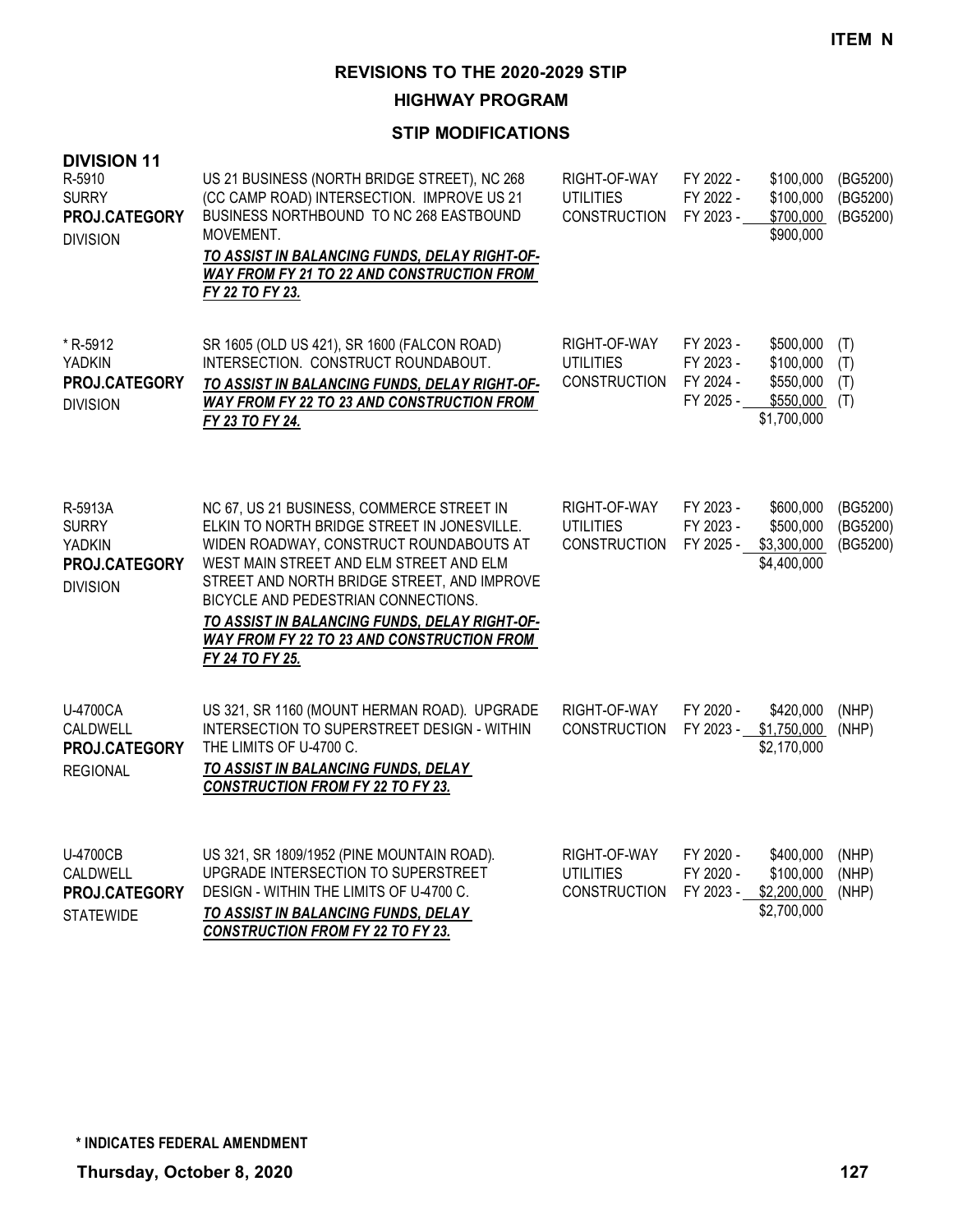**ITEM N**

# REVISIONS TO THE 2020-2029 STIP

## HIGHWAY PROGRAM

### STIP MODIFICATIONS

**DIVISION 11**

| Project | Description | Phase | Fiscal Year | Amount | Funding |
|---|---|---|---|---|---|
| R-5910<br>SURRY<br>**PROJ.CATEGORY**<br>DIVISION | US 21 BUSINESS (NORTH BRIDGE STREET), NC 268 (CC CAMP ROAD) INTERSECTION. IMPROVE US 21 BUSINESS NORTHBOUND TO NC 268 EASTBOUND MOVEMENT.<br>***TO ASSIST IN BALANCING FUNDS, DELAY RIGHT-OF-WAY FROM FY 21 TO 22 AND CONSTRUCTION FROM FY 22 TO FY 23.*** | RIGHT-OF-WAY<br>UTILITIES<br>CONSTRUCTION | FY 2022 -<br>FY 2022 -<br>FY 2023 - | $100,000<br>$100,000<br>$700,000<br>$900,000 | (BG5200)<br>(BG5200)<br>(BG5200) |
| * R-5912<br>YADKIN<br>**PROJ.CATEGORY**<br>DIVISION | SR 1605 (OLD US 421), SR 1600 (FALCON ROAD) INTERSECTION. CONSTRUCT ROUNDABOUT.<br>***TO ASSIST IN BALANCING FUNDS, DELAY RIGHT-OF-WAY FROM FY 22 TO 23 AND CONSTRUCTION FROM FY 23 TO FY 24.*** | RIGHT-OF-WAY<br>UTILITIES<br>CONSTRUCTION | FY 2023 -<br>FY 2023 -<br>FY 2024 -<br>FY 2025 - | $500,000<br>$100,000<br>$550,000<br>$550,000<br>$1,700,000 | (T)<br>(T)<br>(T)<br>(T) |
| R-5913A<br>SURRY<br>YADKIN<br>**PROJ.CATEGORY**<br>DIVISION | NC 67, US 21 BUSINESS, COMMERCE STREET IN ELKIN TO NORTH BRIDGE STREET IN JONESVILLE. WIDEN ROADWAY, CONSTRUCT ROUNDABOUTS AT WEST MAIN STREET AND ELM STREET AND ELM STREET AND NORTH BRIDGE STREET, AND IMPROVE BICYCLE AND PEDESTRIAN CONNECTIONS.<br>***TO ASSIST IN BALANCING FUNDS, DELAY RIGHT-OF-WAY FROM FY 22 TO 23 AND CONSTRUCTION FROM FY 24 TO FY 25.*** | RIGHT-OF-WAY<br>UTILITIES<br>CONSTRUCTION | FY 2023 -<br>FY 2023 -<br>FY 2025 - | $600,000<br>$500,000<br>$3,300,000<br>$4,400,000 | (BG5200)<br>(BG5200)<br>(BG5200) |
| U-4700CA<br>CALDWELL<br>**PROJ.CATEGORY**<br>REGIONAL | US 321, SR 1160 (MOUNT HERMAN ROAD). UPGRADE INTERSECTION TO SUPERSTREET DESIGN - WITHIN THE LIMITS OF U-4700 C.<br>***TO ASSIST IN BALANCING FUNDS, DELAY CONSTRUCTION FROM FY 22 TO FY 23.*** | RIGHT-OF-WAY<br>CONSTRUCTION | FY 2020 -<br>FY 2023 - | $420,000<br>$1,750,000<br>$2,170,000 | (NHP)<br>(NHP) |
| U-4700CB<br>CALDWELL<br>**PROJ.CATEGORY**<br>STATEWIDE | US 321, SR 1809/1952 (PINE MOUNTAIN ROAD). UPGRADE INTERSECTION TO SUPERSTREET DESIGN - WITHIN THE LIMITS OF U-4700 C.<br>***TO ASSIST IN BALANCING FUNDS, DELAY CONSTRUCTION FROM FY 22 TO FY 23.*** | RIGHT-OF-WAY<br>UTILITIES<br>CONSTRUCTION | FY 2020 -<br>FY 2020 -<br>FY 2023 - | $400,000<br>$100,000<br>$2,200,000<br>$2,700,000 | (NHP)<br>(NHP)<br>(NHP) |

**\* INDICATES FEDERAL AMENDMENT**

**Thursday, October 8, 2020**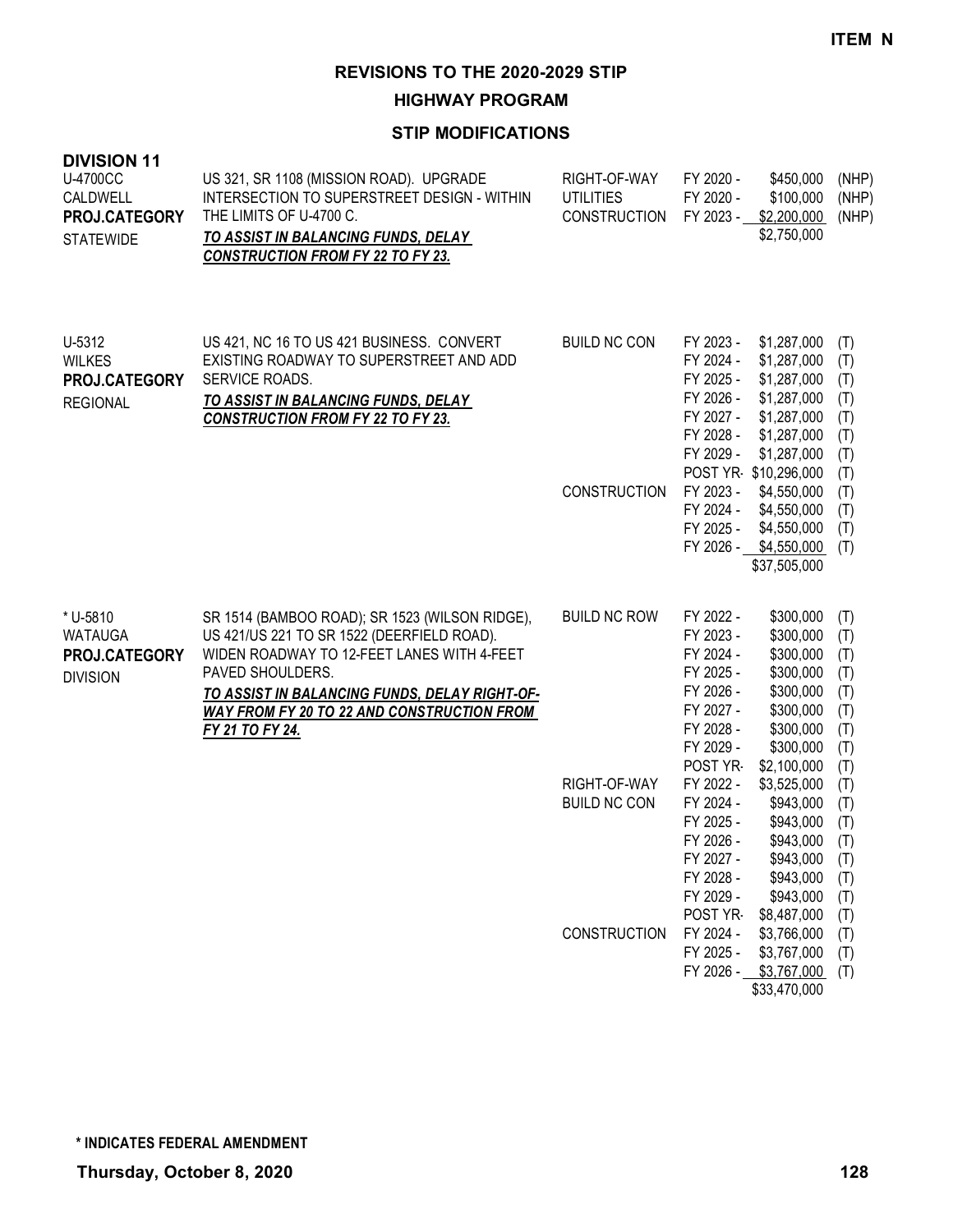**ITEM N**

# REVISIONS TO THE 2020-2029 STIP

## HIGHWAY PROGRAM

### STIP MODIFICATIONS

**DIVISION 11**

| Project | Description | Work Type | Fiscal Year | Amount | Fund |
|---|---|---|---|---|---|
| U-4700CC<br>CALDWELL<br>**PROJ.CATEGORY**<br>STATEWIDE | US 321, SR 1108 (MISSION ROAD). UPGRADE INTERSECTION TO SUPERSTREET DESIGN - WITHIN THE LIMITS OF U-4700 C.<br>***TO ASSIST IN BALANCING FUNDS, DELAY CONSTRUCTION FROM FY 22 TO FY 23.*** | RIGHT-OF-WAY | FY 2020 - | $450,000 | (NHP) |
| | | UTILITIES | FY 2020 - | $100,000 | (NHP) |
| | | CONSTRUCTION | FY 2023 - | $2,200,000 | (NHP) |
| | | | | $2,750,000 | |
| U-5312<br>WILKES<br>**PROJ.CATEGORY**<br>REGIONAL | US 421, NC 16 TO US 421 BUSINESS. CONVERT EXISTING ROADWAY TO SUPERSTREET AND ADD SERVICE ROADS.<br>***TO ASSIST IN BALANCING FUNDS, DELAY CONSTRUCTION FROM FY 22 TO FY 23.*** | BUILD NC CON | FY 2023 - | $1,287,000 | (T) |
| | | | FY 2024 - | $1,287,000 | (T) |
| | | | FY 2025 - | $1,287,000 | (T) |
| | | | FY 2026 - | $1,287,000 | (T) |
| | | | FY 2027 - | $1,287,000 | (T) |
| | | | FY 2028 - | $1,287,000 | (T) |
| | | | FY 2029 - | $1,287,000 | (T) |
| | | | POST YR- | $10,296,000 | (T) |
| | | CONSTRUCTION | FY 2023 - | $4,550,000 | (T) |
| | | | FY 2024 - | $4,550,000 | (T) |
| | | | FY 2025 - | $4,550,000 | (T) |
| | | | FY 2026 - | $4,550,000 | (T) |
| | | | | $37,505,000 | |
| * U-5810<br>WATAUGA<br>**PROJ.CATEGORY**<br>DIVISION | SR 1514 (BAMBOO ROAD); SR 1523 (WILSON RIDGE), US 421/US 221 TO SR 1522 (DEERFIELD ROAD). WIDEN ROADWAY TO 12-FEET LANES WITH 4-FEET PAVED SHOULDERS.<br>***TO ASSIST IN BALANCING FUNDS, DELAY RIGHT-OF-WAY FROM FY 20 TO 22 AND CONSTRUCTION FROM FY 21 TO FY 24.*** | BUILD NC ROW | FY 2022 - | $300,000 | (T) |
| | | | FY 2023 - | $300,000 | (T) |
| | | | FY 2024 - | $300,000 | (T) |
| | | | FY 2025 - | $300,000 | (T) |
| | | | FY 2026 - | $300,000 | (T) |
| | | | FY 2027 - | $300,000 | (T) |
| | | | FY 2028 - | $300,000 | (T) |
| | | | FY 2029 - | $300,000 | (T) |
| | | | POST YR- | $2,100,000 | (T) |
| | | RIGHT-OF-WAY | FY 2022 - | $3,525,000 | (T) |
| | | BUILD NC CON | FY 2024 - | $943,000 | (T) |
| | | | FY 2025 - | $943,000 | (T) |
| | | | FY 2026 - | $943,000 | (T) |
| | | | FY 2027 - | $943,000 | (T) |
| | | | FY 2028 - | $943,000 | (T) |
| | | | FY 2029 - | $943,000 | (T) |
| | | | POST YR- | $8,487,000 | (T) |
| | | CONSTRUCTION | FY 2024 - | $3,766,000 | (T) |
| | | | FY 2025 - | $3,767,000 | (T) |
| | | | FY 2026 - | $3,767,000 | (T) |
| | | | | $33,470,000 | |

**\* INDICATES FEDERAL AMENDMENT**

**Thursday, October 8, 2020**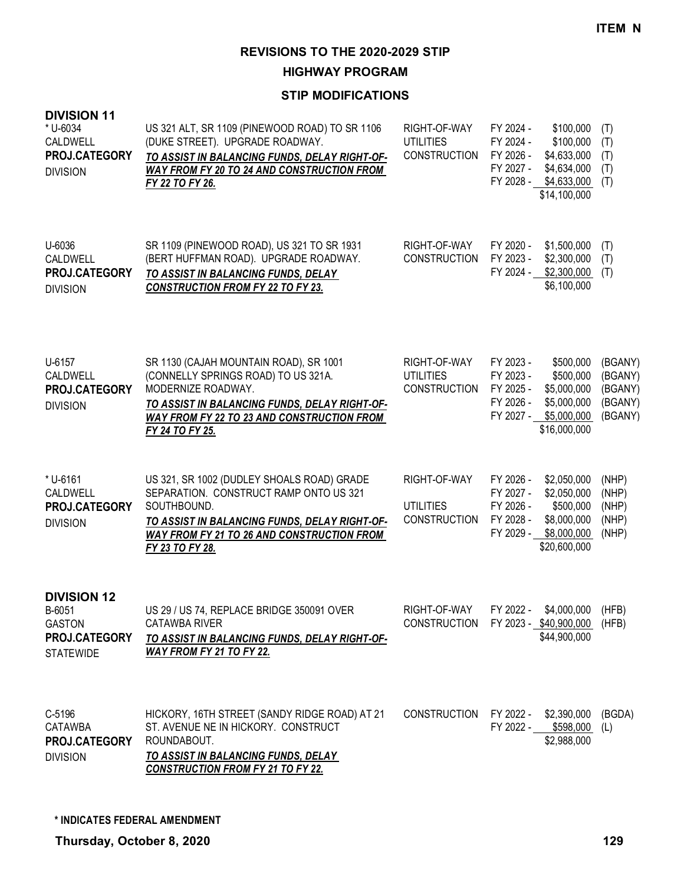**ITEM N**

# REVISIONS TO THE 2020-2029 STIP

## HIGHWAY PROGRAM

### STIP MODIFICATIONS

**DIVISION 11**

| Project | Description | Work Type | Fiscal Year | Amount | Fund |
|---|---|---|---|---|---|
| * U-6034<br>CALDWELL<br>**PROJ.CATEGORY**<br>DIVISION | US 321 ALT, SR 1109 (PINEWOOD ROAD) TO SR 1106 (DUKE STREET). UPGRADE ROADWAY.<br>***TO ASSIST IN BALANCING FUNDS, DELAY RIGHT-OF-WAY FROM FY 20 TO 24 AND CONSTRUCTION FROM FY 22 TO FY 26.*** | RIGHT-OF-WAY | FY 2024 - | $100,000 | (T) |
| | | UTILITIES | FY 2024 - | $100,000 | (T) |
| | | CONSTRUCTION | FY 2026 - | $4,633,000 | (T) |
| | | | FY 2027 - | $4,634,000 | (T) |
| | | | FY 2028 - | $4,633,000 | (T) |
| | | | | $14,100,000 | |
| U-6036<br>CALDWELL<br>**PROJ.CATEGORY**<br>DIVISION | SR 1109 (PINEWOOD ROAD), US 321 TO SR 1931 (BERT HUFFMAN ROAD). UPGRADE ROADWAY.<br>***TO ASSIST IN BALANCING FUNDS, DELAY CONSTRUCTION FROM FY 22 TO FY 23.*** | RIGHT-OF-WAY | FY 2020 - | $1,500,000 | (T) |
| | | CONSTRUCTION | FY 2023 - | $2,300,000 | (T) |
| | | | FY 2024 - | $2,300,000 | (T) |
| | | | | $6,100,000 | |
| U-6157<br>CALDWELL<br>**PROJ.CATEGORY**<br>DIVISION | SR 1130 (CAJAH MOUNTAIN ROAD), SR 1001 (CONNELLY SPRINGS ROAD) TO US 321A. MODERNIZE ROADWAY.<br>***TO ASSIST IN BALANCING FUNDS, DELAY RIGHT-OF-WAY FROM FY 22 TO 23 AND CONSTRUCTION FROM FY 24 TO FY 25.*** | RIGHT-OF-WAY | FY 2023 - | $500,000 | (BGANY) |
| | | UTILITIES | FY 2023 - | $500,000 | (BGANY) |
| | | CONSTRUCTION | FY 2025 - | $5,000,000 | (BGANY) |
| | | | FY 2026 - | $5,000,000 | (BGANY) |
| | | | FY 2027 - | $5,000,000 | (BGANY) |
| | | | | $16,000,000 | |
| * U-6161<br>CALDWELL<br>**PROJ.CATEGORY**<br>DIVISION | US 321, SR 1002 (DUDLEY SHOALS ROAD) GRADE SEPARATION. CONSTRUCT RAMP ONTO US 321 SOUTHBOUND.<br>***TO ASSIST IN BALANCING FUNDS, DELAY RIGHT-OF-WAY FROM FY 21 TO 26 AND CONSTRUCTION FROM FY 23 TO FY 28.*** | RIGHT-OF-WAY | FY 2026 - | $2,050,000 | (NHP) |
| | | | FY 2027 - | $2,050,000 | (NHP) |
| | | UTILITIES | FY 2026 - | $500,000 | (NHP) |
| | | CONSTRUCTION | FY 2028 - | $8,000,000 | (NHP) |
| | | | FY 2029 - | $8,000,000 | (NHP) |
| | | | | $20,600,000 | |

**DIVISION 12**

| Project | Description | Work Type | Fiscal Year | Amount | Fund |
|---|---|---|---|---|---|
| B-6051<br>GASTON<br>**PROJ.CATEGORY**<br>STATEWIDE | US 29 / US 74, REPLACE BRIDGE 350091 OVER CATAWBA RIVER<br>***TO ASSIST IN BALANCING FUNDS, DELAY RIGHT-OF-WAY FROM FY 21 TO FY 22.*** | RIGHT-OF-WAY | FY 2022 - | $4,000,000 | (HFB) |
| | | CONSTRUCTION | FY 2023 - | $40,900,000 | (HFB) |
| | | | | $44,900,000 | |
| C-5196<br>CATAWBA<br>**PROJ.CATEGORY**<br>DIVISION | HICKORY, 16TH STREET (SANDY RIDGE ROAD) AT 21 ST. AVENUE NE IN HICKORY. CONSTRUCT ROUNDABOUT.<br>***TO ASSIST IN BALANCING FUNDS, DELAY CONSTRUCTION FROM FY 21 TO FY 22.*** | CONSTRUCTION | FY 2022 - | $2,390,000 | (BGDA) |
| | | | FY 2022 - | $598,000 | (L) |
| | | | | $2,988,000 | |

**\* INDICATES FEDERAL AMENDMENT**

**Thursday, October 8, 2020**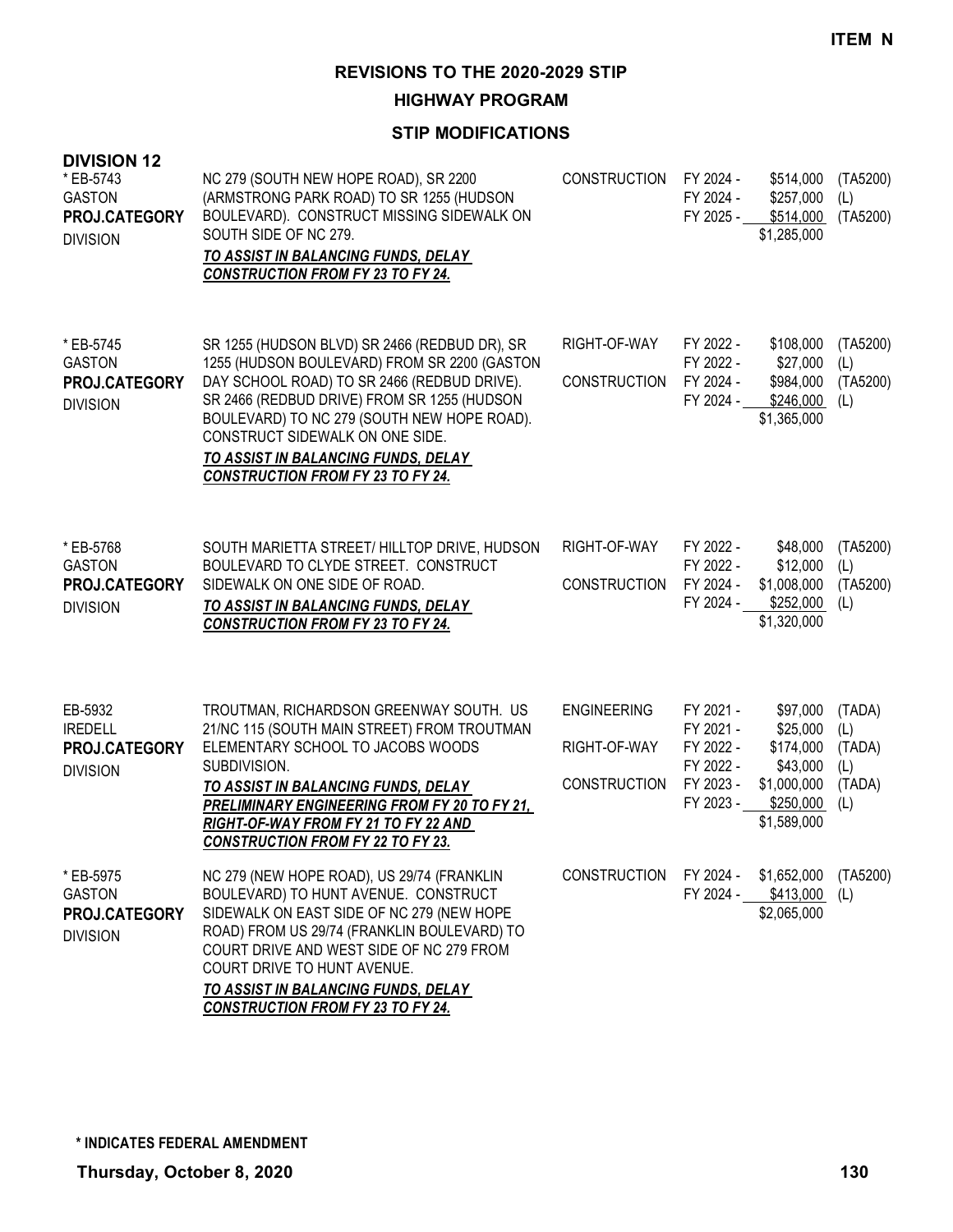**ITEM N**

# REVISIONS TO THE 2020-2029 STIP

## HIGHWAY PROGRAM

### STIP MODIFICATIONS

**DIVISION 12**

| Project | Description | Phase | Fiscal Year | Amount | Source |
|---|---|---|---|---|---|
| * EB-5743<br>GASTON<br>**PROJ.CATEGORY**<br>DIVISION | NC 279 (SOUTH NEW HOPE ROAD), SR 2200 (ARMSTRONG PARK ROAD) TO SR 1255 (HUDSON BOULEVARD). CONSTRUCT MISSING SIDEWALK ON SOUTH SIDE OF NC 279.<br>***TO ASSIST IN BALANCING FUNDS, DELAY CONSTRUCTION FROM FY 23 TO FY 24.*** | CONSTRUCTION | FY 2024 - | $514,000 | (TA5200) |
| | | | FY 2024 - | $257,000 | (L) |
| | | | FY 2025 - | $514,000 | (TA5200) |
| | | | | $1,285,000 | |
| * EB-5745<br>GASTON<br>**PROJ.CATEGORY**<br>DIVISION | SR 1255 (HUDSON BLVD) SR 2466 (REDBUD DR), SR 1255 (HUDSON BOULEVARD) FROM SR 2200 (GASTON DAY SCHOOL ROAD) TO SR 2466 (REDBUD DRIVE). SR 2466 (REDBUD DRIVE) FROM SR 1255 (HUDSON BOULEVARD) TO NC 279 (SOUTH NEW HOPE ROAD). CONSTRUCT SIDEWALK ON ONE SIDE.<br>***TO ASSIST IN BALANCING FUNDS, DELAY CONSTRUCTION FROM FY 23 TO FY 24.*** | RIGHT-OF-WAY | FY 2022 - | $108,000 | (TA5200) |
| | | | FY 2022 - | $27,000 | (L) |
| | | CONSTRUCTION | FY 2024 - | $984,000 | (TA5200) |
| | | | FY 2024 - | $246,000 | (L) |
| | | | | $1,365,000 | |
| * EB-5768<br>GASTON<br>**PROJ.CATEGORY**<br>DIVISION | SOUTH MARIETTA STREET/ HILLTOP DRIVE, HUDSON BOULEVARD TO CLYDE STREET. CONSTRUCT SIDEWALK ON ONE SIDE OF ROAD.<br>***TO ASSIST IN BALANCING FUNDS, DELAY CONSTRUCTION FROM FY 23 TO FY 24.*** | RIGHT-OF-WAY | FY 2022 - | $48,000 | (TA5200) |
| | | | FY 2022 - | $12,000 | (L) |
| | | CONSTRUCTION | FY 2024 - | $1,008,000 | (TA5200) |
| | | | FY 2024 - | $252,000 | (L) |
| | | | | $1,320,000 | |
| EB-5932<br>IREDELL<br>**PROJ.CATEGORY**<br>DIVISION | TROUTMAN, RICHARDSON GREENWAY SOUTH. US 21/NC 115 (SOUTH MAIN STREET) FROM TROUTMAN ELEMENTARY SCHOOL TO JACOBS WOODS SUBDIVISION.<br>***TO ASSIST IN BALANCING FUNDS, DELAY PRELIMINARY ENGINEERING FROM FY 20 TO FY 21, RIGHT-OF-WAY FROM FY 21 TO FY 22 AND CONSTRUCTION FROM FY 22 TO FY 23.*** | ENGINEERING | FY 2021 - | $97,000 | (TADA) |
| | | | FY 2021 - | $25,000 | (L) |
| | | RIGHT-OF-WAY | FY 2022 - | $174,000 | (TADA) |
| | | | FY 2022 - | $43,000 | (L) |
| | | CONSTRUCTION | FY 2023 - | $1,000,000 | (TADA) |
| | | | FY 2023 - | $250,000 | (L) |
| | | | | $1,589,000 | |
| * EB-5975<br>GASTON<br>**PROJ.CATEGORY**<br>DIVISION | NC 279 (NEW HOPE ROAD), US 29/74 (FRANKLIN BOULEVARD) TO HUNT AVENUE. CONSTRUCT SIDEWALK ON EAST SIDE OF NC 279 (NEW HOPE ROAD) FROM US 29/74 (FRANKLIN BOULEVARD) TO COURT DRIVE AND WEST SIDE OF NC 279 FROM COURT DRIVE TO HUNT AVENUE.<br>***TO ASSIST IN BALANCING FUNDS, DELAY CONSTRUCTION FROM FY 23 TO FY 24.*** | CONSTRUCTION | FY 2024 - | $1,652,000 | (TA5200) |
| | | | FY 2024 - | $413,000 | (L) |
| | | | | $2,065,000 | |

**\* INDICATES FEDERAL AMENDMENT**

**Thursday, October 8, 2020**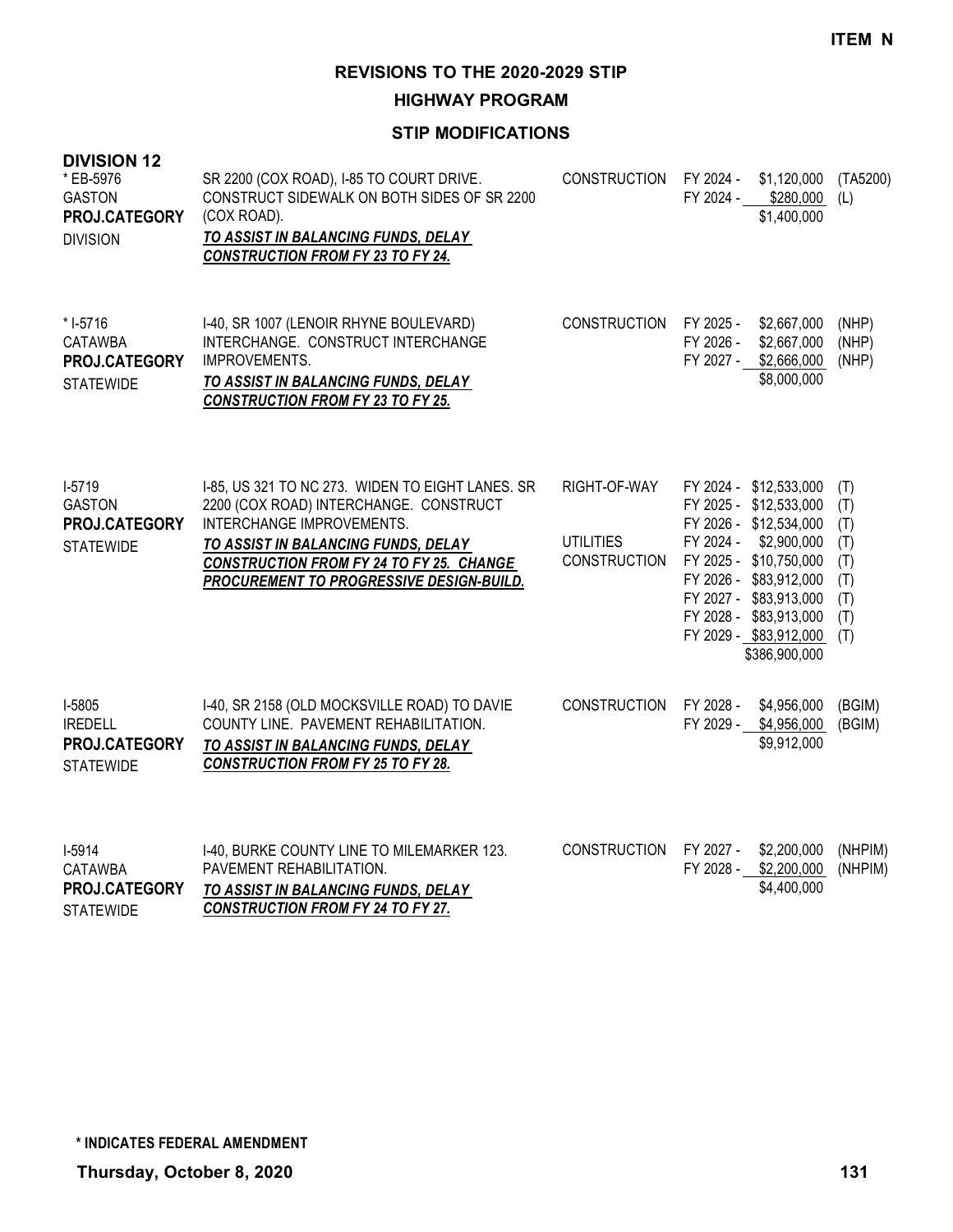**ITEM N**

# REVISIONS TO THE 2020-2029 STIP

## HIGHWAY PROGRAM

### STIP MODIFICATIONS

**DIVISION 12**

| Project | Description | Work Type | Fiscal Year | Amount | Fund |
|---|---|---|---|---|---|
| * EB-5976<br>GASTON<br>**PROJ.CATEGORY**<br>DIVISION | SR 2200 (COX ROAD), I-85 TO COURT DRIVE. CONSTRUCT SIDEWALK ON BOTH SIDES OF SR 2200 (COX ROAD).<br>***TO ASSIST IN BALANCING FUNDS, DELAY CONSTRUCTION FROM FY 23 TO FY 24.*** | CONSTRUCTION | FY 2024 - | $1,120,000 | (TA5200) |
| | | | FY 2024 - | $280,000 | (L) |
| | | | | $1,400,000 | |
| * I-5716<br>CATAWBA<br>**PROJ.CATEGORY**<br>STATEWIDE | I-40, SR 1007 (LENOIR RHYNE BOULEVARD) INTERCHANGE. CONSTRUCT INTERCHANGE IMPROVEMENTS.<br>***TO ASSIST IN BALANCING FUNDS, DELAY CONSTRUCTION FROM FY 23 TO FY 25.*** | CONSTRUCTION | FY 2025 - | $2,667,000 | (NHP) |
| | | | FY 2026 - | $2,667,000 | (NHP) |
| | | | FY 2027 - | $2,666,000 | (NHP) |
| | | | | $8,000,000 | |
| I-5719<br>GASTON<br>**PROJ.CATEGORY**<br>STATEWIDE | I-85, US 321 TO NC 273. WIDEN TO EIGHT LANES. SR 2200 (COX ROAD) INTERCHANGE. CONSTRUCT INTERCHANGE IMPROVEMENTS.<br>***TO ASSIST IN BALANCING FUNDS, DELAY CONSTRUCTION FROM FY 24 TO FY 25. CHANGE PROCUREMENT TO PROGRESSIVE DESIGN-BUILD.*** | RIGHT-OF-WAY | FY 2024 - | $12,533,000 | (T) |
| | | | FY 2025 - | $12,533,000 | (T) |
| | | | FY 2026 - | $12,534,000 | (T) |
| | | UTILITIES | FY 2024 - | $2,900,000 | (T) |
| | | CONSTRUCTION | FY 2025 - | $10,750,000 | (T) |
| | | | FY 2026 - | $83,912,000 | (T) |
| | | | FY 2027 - | $83,913,000 | (T) |
| | | | FY 2028 - | $83,913,000 | (T) |
| | | | FY 2029 - | $83,912,000 | (T) |
| | | | | $386,900,000 | |
| I-5805<br>IREDELL<br>**PROJ.CATEGORY**<br>STATEWIDE | I-40, SR 2158 (OLD MOCKSVILLE ROAD) TO DAVIE COUNTY LINE. PAVEMENT REHABILITATION.<br>***TO ASSIST IN BALANCING FUNDS, DELAY CONSTRUCTION FROM FY 25 TO FY 28.*** | CONSTRUCTION | FY 2028 - | $4,956,000 | (BGIM) |
| | | | FY 2029 - | $4,956,000 | (BGIM) |
| | | | | $9,912,000 | |
| I-5914<br>CATAWBA<br>**PROJ.CATEGORY**<br>STATEWIDE | I-40, BURKE COUNTY LINE TO MILEMARKER 123. PAVEMENT REHABILITATION.<br>***TO ASSIST IN BALANCING FUNDS, DELAY CONSTRUCTION FROM FY 24 TO FY 27.*** | CONSTRUCTION | FY 2027 - | $2,200,000 | (NHPIM) |
| | | | FY 2028 - | $2,200,000 | (NHPIM) |
| | | | | $4,400,000 | |

**\* INDICATES FEDERAL AMENDMENT**

**Thursday, October 8, 2020**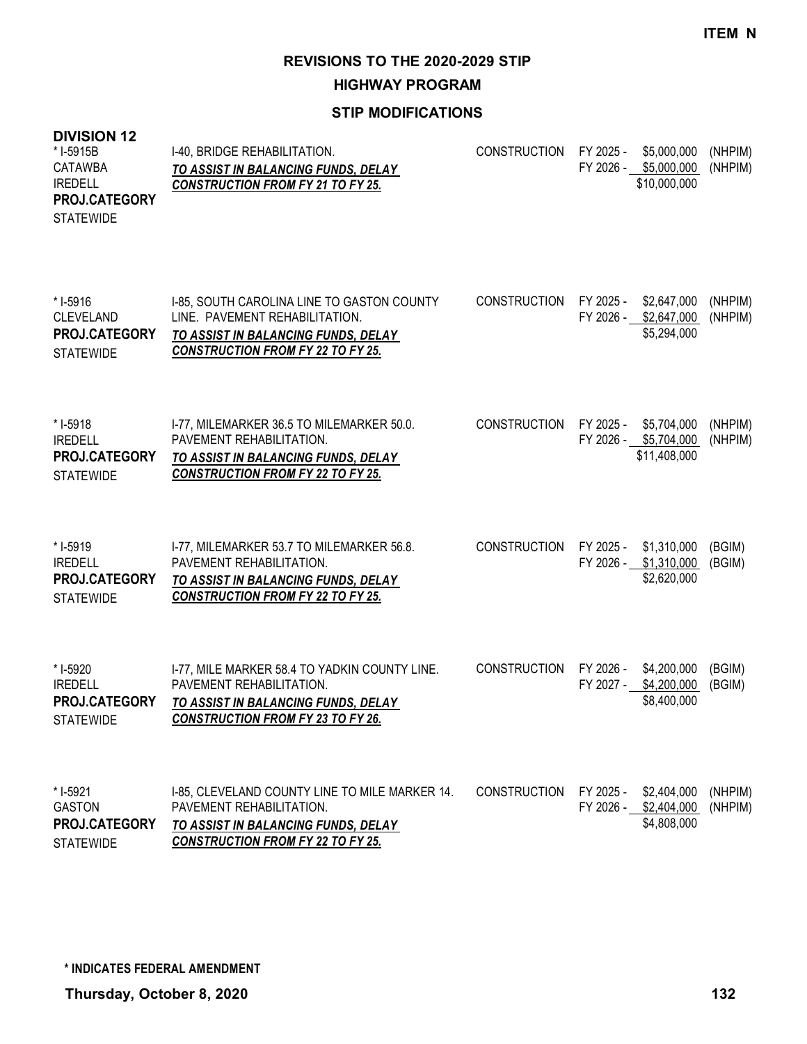ITEM N

# REVISIONS TO THE 2020-2029 STIP

## HIGHWAY PROGRAM

### STIP MODIFICATIONS

**DIVISION 12**

| Project | Description | Work Type | Fiscal Year | Amount | Funding |
|---|---|---|---|---|---|
| * I-5915B<br>CATAWBA<br>IREDELL<br>**PROJ.CATEGORY**<br>STATEWIDE | I-40, BRIDGE REHABILITATION.<br>***TO ASSIST IN BALANCING FUNDS, DELAY CONSTRUCTION FROM FY 21 TO FY 25.*** | CONSTRUCTION | FY 2025 -<br>FY 2026 - | $5,000,000<br>$5,000,000<br>$10,000,000 | (NHPIM)<br>(NHPIM) |
| * I-5916<br>CLEVELAND<br>**PROJ.CATEGORY**<br>STATEWIDE | I-85, SOUTH CAROLINA LINE TO GASTON COUNTY LINE. PAVEMENT REHABILITATION.<br>***TO ASSIST IN BALANCING FUNDS, DELAY CONSTRUCTION FROM FY 22 TO FY 25.*** | CONSTRUCTION | FY 2025 -<br>FY 2026 - | $2,647,000<br>$2,647,000<br>$5,294,000 | (NHPIM)<br>(NHPIM) |
| * I-5918<br>IREDELL<br>**PROJ.CATEGORY**<br>STATEWIDE | I-77, MILEMARKER 36.5 TO MILEMARKER 50.0. PAVEMENT REHABILITATION.<br>***TO ASSIST IN BALANCING FUNDS, DELAY CONSTRUCTION FROM FY 22 TO FY 25.*** | CONSTRUCTION | FY 2025 -<br>FY 2026 - | $5,704,000<br>$5,704,000<br>$11,408,000 | (NHPIM)<br>(NHPIM) |
| * I-5919<br>IREDELL<br>**PROJ.CATEGORY**<br>STATEWIDE | I-77, MILEMARKER 53.7 TO MILEMARKER 56.8. PAVEMENT REHABILITATION.<br>***TO ASSIST IN BALANCING FUNDS, DELAY CONSTRUCTION FROM FY 22 TO FY 25.*** | CONSTRUCTION | FY 2025 -<br>FY 2026 - | $1,310,000<br>$1,310,000<br>$2,620,000 | (BGIM)<br>(BGIM) |
| * I-5920<br>IREDELL<br>**PROJ.CATEGORY**<br>STATEWIDE | I-77, MILE MARKER 58.4 TO YADKIN COUNTY LINE. PAVEMENT REHABILITATION.<br>***TO ASSIST IN BALANCING FUNDS, DELAY CONSTRUCTION FROM FY 23 TO FY 26.*** | CONSTRUCTION | FY 2026 -<br>FY 2027 - | $4,200,000<br>$4,200,000<br>$8,400,000 | (BGIM)<br>(BGIM) |
| * I-5921<br>GASTON<br>**PROJ.CATEGORY**<br>STATEWIDE | I-85, CLEVELAND COUNTY LINE TO MILE MARKER 14. PAVEMENT REHABILITATION.<br>***TO ASSIST IN BALANCING FUNDS, DELAY CONSTRUCTION FROM FY 22 TO FY 25.*** | CONSTRUCTION | FY 2025 -<br>FY 2026 - | $2,404,000<br>$2,404,000<br>$4,808,000 | (NHPIM)<br>(NHPIM) |

**\* INDICATES FEDERAL AMENDMENT**

**Thursday, October 8, 2020**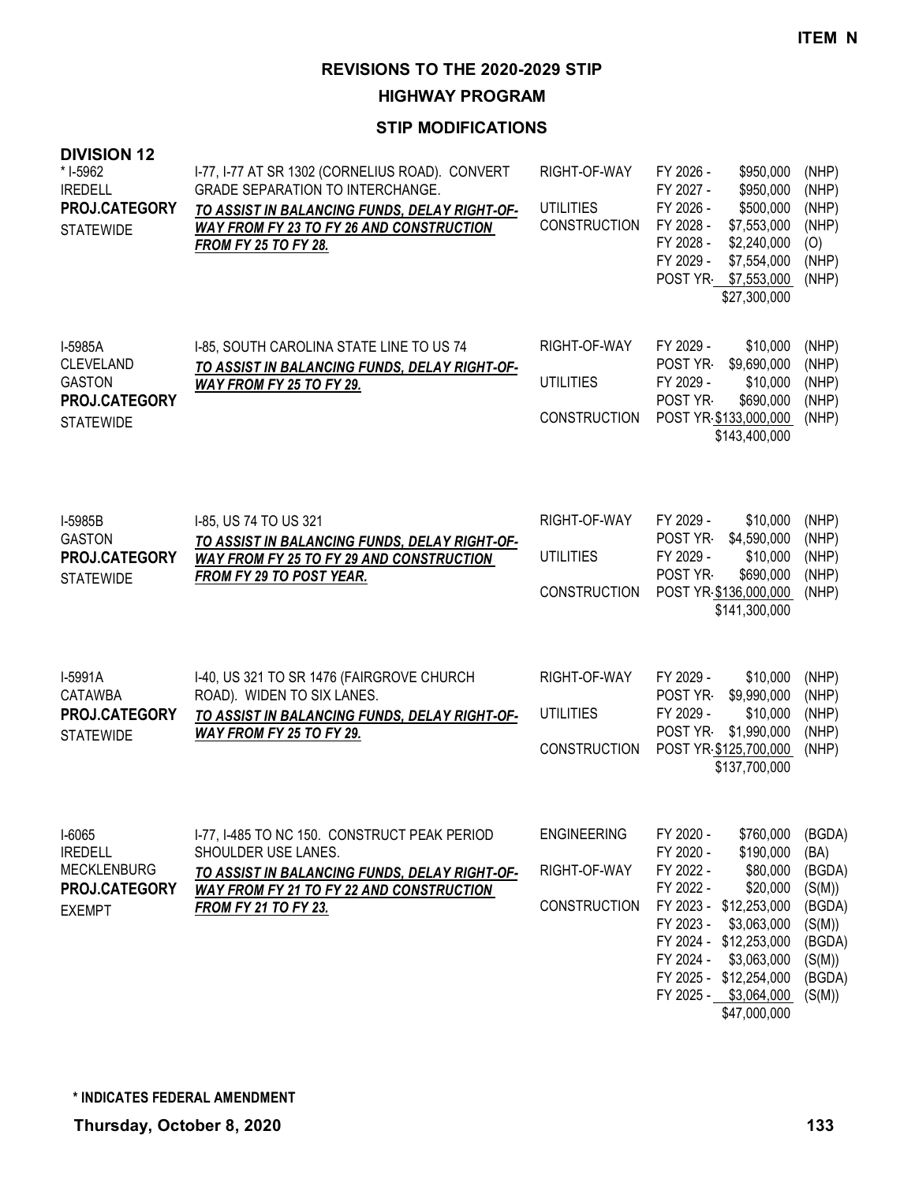ITEM N

# REVISIONS TO THE 2020-2029 STIP

## HIGHWAY PROGRAM

### STIP MODIFICATIONS

**DIVISION 12**

| Project | Description | Phase | Year | Amount | Fund |
|---|---|---|---|---|---|
| * I-5962<br>IREDELL<br>**PROJ.CATEGORY**<br>STATEWIDE | I-77, I-77 AT SR 1302 (CORNELIUS ROAD). CONVERT GRADE SEPARATION TO INTERCHANGE.<br>***TO ASSIST IN BALANCING FUNDS, DELAY RIGHT-OF-WAY FROM FY 23 TO FY 26 AND CONSTRUCTION FROM FY 25 TO FY 28.*** | RIGHT-OF-WAY | FY 2026 - | $950,000 | (NHP) |
| | | | FY 2027 - | $950,000 | (NHP) |
| | | UTILITIES | FY 2026 - | $500,000 | (NHP) |
| | | CONSTRUCTION | FY 2028 - | $7,553,000 | (NHP) |
| | | | FY 2028 - | $2,240,000 | (O) |
| | | | FY 2029 - | $7,554,000 | (NHP) |
| | | | POST YR- | $7,553,000 | (NHP) |
| | | | | $27,300,000 | |
| I-5985A<br>CLEVELAND<br>GASTON<br>**PROJ.CATEGORY**<br>STATEWIDE | I-85, SOUTH CAROLINA STATE LINE TO US 74<br>***TO ASSIST IN BALANCING FUNDS, DELAY RIGHT-OF-WAY FROM FY 25 TO FY 29.*** | RIGHT-OF-WAY | FY 2029 - | $10,000 | (NHP) |
| | | | POST YR- | $9,690,000 | (NHP) |
| | | UTILITIES | FY 2029 - | $10,000 | (NHP) |
| | | | POST YR- | $690,000 | (NHP) |
| | | CONSTRUCTION | POST YR- | $133,000,000 | (NHP) |
| | | | | $143,400,000 | |
| I-5985B<br>GASTON<br>**PROJ.CATEGORY**<br>STATEWIDE | I-85, US 74 TO US 321<br>***TO ASSIST IN BALANCING FUNDS, DELAY RIGHT-OF-WAY FROM FY 25 TO FY 29 AND CONSTRUCTION FROM FY 29 TO POST YEAR.*** | RIGHT-OF-WAY | FY 2029 - | $10,000 | (NHP) |
| | | | POST YR- | $4,590,000 | (NHP) |
| | | UTILITIES | FY 2029 - | $10,000 | (NHP) |
| | | | POST YR- | $690,000 | (NHP) |
| | | CONSTRUCTION | POST YR- | $136,000,000 | (NHP) |
| | | | | $141,300,000 | |
| I-5991A<br>CATAWBA<br>**PROJ.CATEGORY**<br>STATEWIDE | I-40, US 321 TO SR 1476 (FAIRGROVE CHURCH ROAD). WIDEN TO SIX LANES.<br>***TO ASSIST IN BALANCING FUNDS, DELAY RIGHT-OF-WAY FROM FY 25 TO FY 29.*** | RIGHT-OF-WAY | FY 2029 - | $10,000 | (NHP) |
| | | | POST YR- | $9,990,000 | (NHP) |
| | | UTILITIES | FY 2029 - | $10,000 | (NHP) |
| | | | POST YR- | $1,990,000 | (NHP) |
| | | CONSTRUCTION | POST YR- | $125,700,000 | (NHP) |
| | | | | $137,700,000 | |
| I-6065<br>IREDELL<br>MECKLENBURG<br>**PROJ.CATEGORY**<br>EXEMPT | I-77, I-485 TO NC 150. CONSTRUCT PEAK PERIOD SHOULDER USE LANES.<br>***TO ASSIST IN BALANCING FUNDS, DELAY RIGHT-OF-WAY FROM FY 21 TO FY 22 AND CONSTRUCTION FROM FY 21 TO FY 23.*** | ENGINEERING | FY 2020 - | $760,000 | (BGDA) |
| | | | FY 2020 - | $190,000 | (BA) |
| | | RIGHT-OF-WAY | FY 2022 - | $80,000 | (BGDA) |
| | | | FY 2022 - | $20,000 | (S(M)) |
| | | CONSTRUCTION | FY 2023 - | $12,253,000 | (BGDA) |
| | | | FY 2023 - | $3,063,000 | (S(M)) |
| | | | FY 2024 - | $12,253,000 | (BGDA) |
| | | | FY 2024 - | $3,063,000 | (S(M)) |
| | | | FY 2025 - | $12,254,000 | (BGDA) |
| | | | FY 2025 - | $3,064,000 | (S(M)) |
| | | | | $47,000,000 | |

**\* INDICATES FEDERAL AMENDMENT**

**Thursday, October 8, 2020**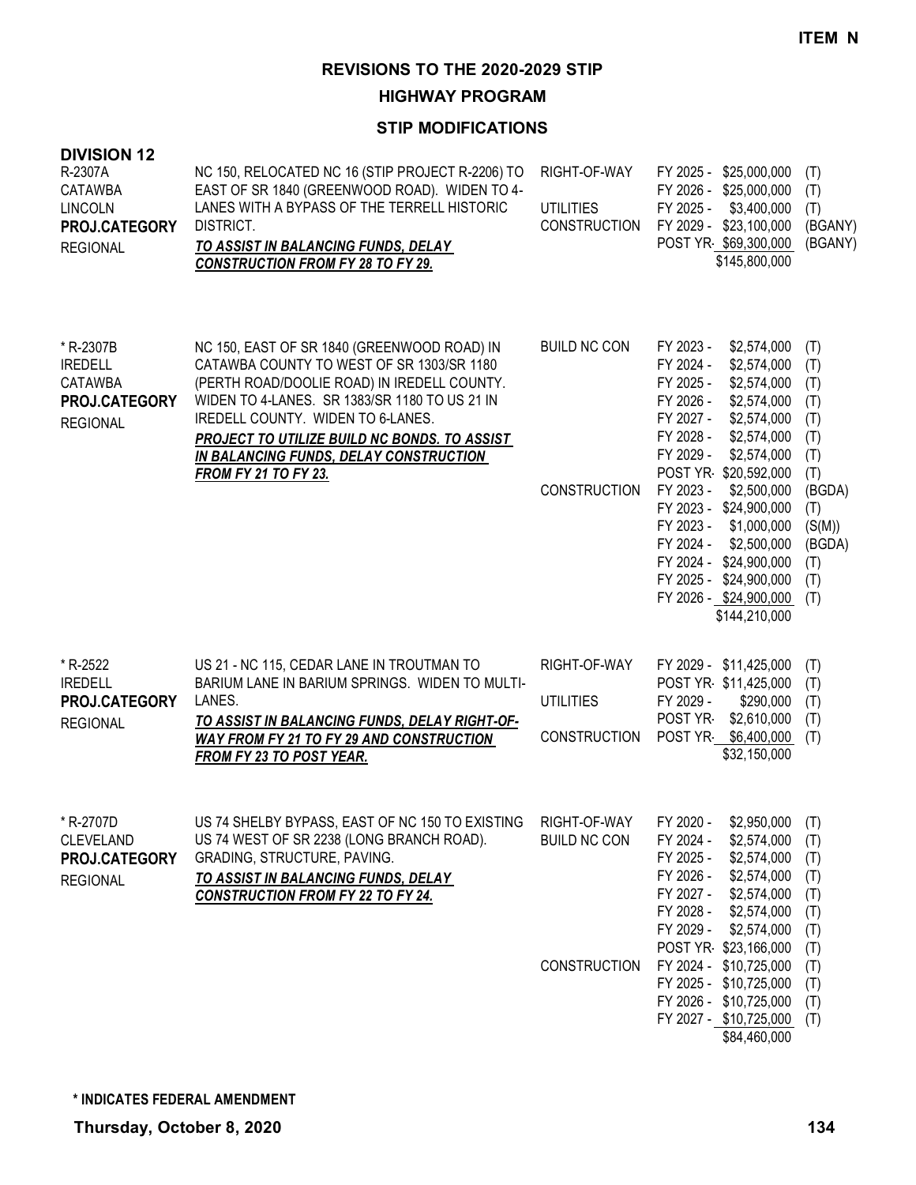**ITEM N**

# REVISIONS TO THE 2020-2029 STIP

## HIGHWAY PROGRAM

### STIP MODIFICATIONS

**DIVISION 12**

| Project | Description | Work Type | Funding | Source |
|---|---|---|---|---|
| R-2307A<br>CATAWBA<br>LINCOLN<br>**PROJ.CATEGORY**<br>REGIONAL | NC 150, RELOCATED NC 16 (STIP PROJECT R-2206) TO EAST OF SR 1840 (GREENWOOD ROAD). WIDEN TO 4-LANES WITH A BYPASS OF THE TERRELL HISTORIC DISTRICT.<br>***TO ASSIST IN BALANCING FUNDS, DELAY CONSTRUCTION FROM FY 28 TO FY 29.*** | RIGHT-OF-WAY | FY 2025 - $25,000,000 | (T) |
| | | | FY 2026 - $25,000,000 | (T) |
| | | UTILITIES | FY 2025 - $3,400,000 | (T) |
| | | CONSTRUCTION | FY 2029 - $23,100,000 | (BGANY) |
| | | | POST YR- $69,300,000 | (BGANY) |
| | | | $145,800,000 | |
| * R-2307B<br>IREDELL<br>CATAWBA<br>**PROJ.CATEGORY**<br>REGIONAL | NC 150, EAST OF SR 1840 (GREENWOOD ROAD) IN CATAWBA COUNTY TO WEST OF SR 1303/SR 1180 (PERTH ROAD/DOOLIE ROAD) IN IREDELL COUNTY. WIDEN TO 4-LANES. SR 1383/SR 1180 TO US 21 IN IREDELL COUNTY. WIDEN TO 6-LANES.<br>***PROJECT TO UTILIZE BUILD NC BONDS. TO ASSIST IN BALANCING FUNDS, DELAY CONSTRUCTION FROM FY 21 TO FY 23.*** | BUILD NC CON | FY 2023 - $2,574,000 | (T) |
| | | | FY 2024 - $2,574,000 | (T) |
| | | | FY 2025 - $2,574,000 | (T) |
| | | | FY 2026 - $2,574,000 | (T) |
| | | | FY 2027 - $2,574,000 | (T) |
| | | | FY 2028 - $2,574,000 | (T) |
| | | | FY 2029 - $2,574,000 | (T) |
| | | | POST YR- $20,592,000 | (T) |
| | | CONSTRUCTION | FY 2023 - $2,500,000 | (BGDA) |
| | | | FY 2023 - $24,900,000 | (T) |
| | | | FY 2023 - $1,000,000 | (S(M)) |
| | | | FY 2024 - $2,500,000 | (BGDA) |
| | | | FY 2024 - $24,900,000 | (T) |
| | | | FY 2025 - $24,900,000 | (T) |
| | | | FY 2026 - $24,900,000 | (T) |
| | | | $144,210,000 | |
| * R-2522<br>IREDELL<br>**PROJ.CATEGORY**<br>REGIONAL | US 21 - NC 115, CEDAR LANE IN TROUTMAN TO BARIUM LANE IN BARIUM SPRINGS. WIDEN TO MULTI-LANES.<br>***TO ASSIST IN BALANCING FUNDS, DELAY RIGHT-OF-WAY FROM FY 21 TO FY 29 AND CONSTRUCTION FROM FY 23 TO POST YEAR.*** | RIGHT-OF-WAY | FY 2029 - $11,425,000 | (T) |
| | | | POST YR- $11,425,000 | (T) |
| | | UTILITIES | FY 2029 - $290,000 | (T) |
| | | | POST YR- $2,610,000 | (T) |
| | | CONSTRUCTION | POST YR- $6,400,000 | (T) |
| | | | $32,150,000 | |
| * R-2707D<br>CLEVELAND<br>**PROJ.CATEGORY**<br>REGIONAL | US 74 SHELBY BYPASS, EAST OF NC 150 TO EXISTING US 74 WEST OF SR 2238 (LONG BRANCH ROAD). GRADING, STRUCTURE, PAVING.<br>***TO ASSIST IN BALANCING FUNDS, DELAY CONSTRUCTION FROM FY 22 TO FY 24.*** | RIGHT-OF-WAY | FY 2020 - $2,950,000 | (T) |
| | | BUILD NC CON | FY 2024 - $2,574,000 | (T) |
| | | | FY 2025 - $2,574,000 | (T) |
| | | | FY 2026 - $2,574,000 | (T) |
| | | | FY 2027 - $2,574,000 | (T) |
| | | | FY 2028 - $2,574,000 | (T) |
| | | | FY 2029 - $2,574,000 | (T) |
| | | | POST YR- $23,166,000 | (T) |
| | | CONSTRUCTION | FY 2024 - $10,725,000 | (T) |
| | | | FY 2025 - $10,725,000 | (T) |
| | | | FY 2026 - $10,725,000 | (T) |
| | | | FY 2027 - $10,725,000 | (T) |
| | | | $84,460,000 | |

**\* INDICATES FEDERAL AMENDMENT**

**Thursday, October 8, 2020**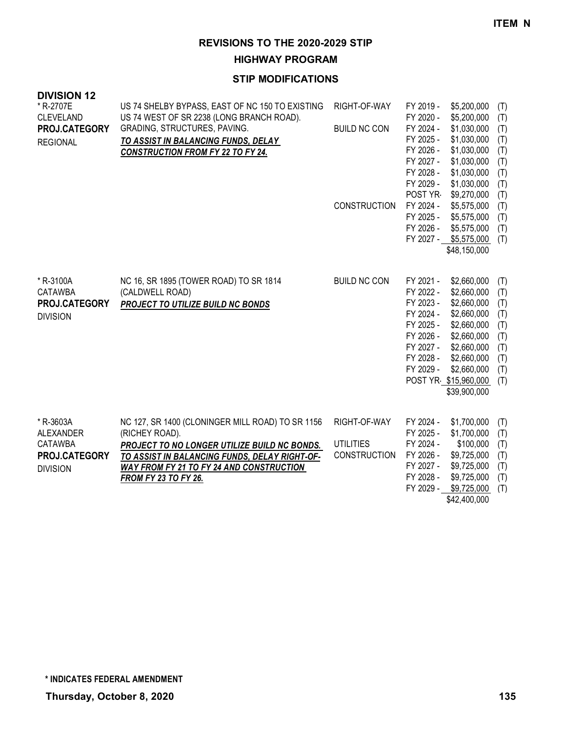**ITEM N**

# REVISIONS TO THE 2020-2029 STIP

## HIGHWAY PROGRAM

### STIP MODIFICATIONS

**DIVISION 12**

| Project | Description | Phase | Fiscal Year | Amount | Fund |
|---|---|---|---|---|---|
| * R-2707E<br>CLEVELAND<br>**PROJ.CATEGORY**<br>REGIONAL | US 74 SHELBY BYPASS, EAST OF NC 150 TO EXISTING US 74 WEST OF SR 2238 (LONG BRANCH ROAD). GRADING, STRUCTURES, PAVING.<br>***TO ASSIST IN BALANCING FUNDS, DELAY CONSTRUCTION FROM FY 22 TO FY 24.*** | RIGHT-OF-WAY | FY 2019 - | $5,200,000 | (T) |
| | | | FY 2020 - | $5,200,000 | (T) |
| | | BUILD NC CON | FY 2024 - | $1,030,000 | (T) |
| | | | FY 2025 - | $1,030,000 | (T) |
| | | | FY 2026 - | $1,030,000 | (T) |
| | | | FY 2027 - | $1,030,000 | (T) |
| | | | FY 2028 - | $1,030,000 | (T) |
| | | | FY 2029 - | $1,030,000 | (T) |
| | | | POST YR- | $9,270,000 | (T) |
| | | CONSTRUCTION | FY 2024 - | $5,575,000 | (T) |
| | | | FY 2025 - | $5,575,000 | (T) |
| | | | FY 2026 - | $5,575,000 | (T) |
| | | | FY 2027 - | $5,575,000 | (T) |
| | | | | $48,150,000 | |
| * R-3100A<br>CATAWBA<br>**PROJ.CATEGORY**<br>DIVISION | NC 16, SR 1895 (TOWER ROAD) TO SR 1814 (CALDWELL ROAD)<br>***PROJECT TO UTILIZE BUILD NC BONDS*** | BUILD NC CON | FY 2021 - | $2,660,000 | (T) |
| | | | FY 2022 - | $2,660,000 | (T) |
| | | | FY 2023 - | $2,660,000 | (T) |
| | | | FY 2024 - | $2,660,000 | (T) |
| | | | FY 2025 - | $2,660,000 | (T) |
| | | | FY 2026 - | $2,660,000 | (T) |
| | | | FY 2027 - | $2,660,000 | (T) |
| | | | FY 2028 - | $2,660,000 | (T) |
| | | | FY 2029 - | $2,660,000 | (T) |
| | | | POST YR- | $15,960,000 | (T) |
| | | | | $39,900,000 | |
| * R-3603A<br>ALEXANDER<br>CATAWBA<br>**PROJ.CATEGORY**<br>DIVISION | NC 127, SR 1400 (CLONINGER MILL ROAD) TO SR 1156 (RICHEY ROAD).<br>***PROJECT TO NO LONGER UTILIZE BUILD NC BONDS. TO ASSIST IN BALANCING FUNDS, DELAY RIGHT-OF-WAY FROM FY 21 TO FY 24 AND CONSTRUCTION FROM FY 23 TO FY 26.*** | RIGHT-OF-WAY | FY 2024 - | $1,700,000 | (T) |
| | | | FY 2025 - | $1,700,000 | (T) |
| | | UTILITIES | FY 2024 - | $100,000 | (T) |
| | | CONSTRUCTION | FY 2026 - | $9,725,000 | (T) |
| | | | FY 2027 - | $9,725,000 | (T) |
| | | | FY 2028 - | $9,725,000 | (T) |
| | | | FY 2029 - | $9,725,000 | (T) |
| | | | | $42,400,000 | |

**\* INDICATES FEDERAL AMENDMENT**

**Thursday, October 8, 2020**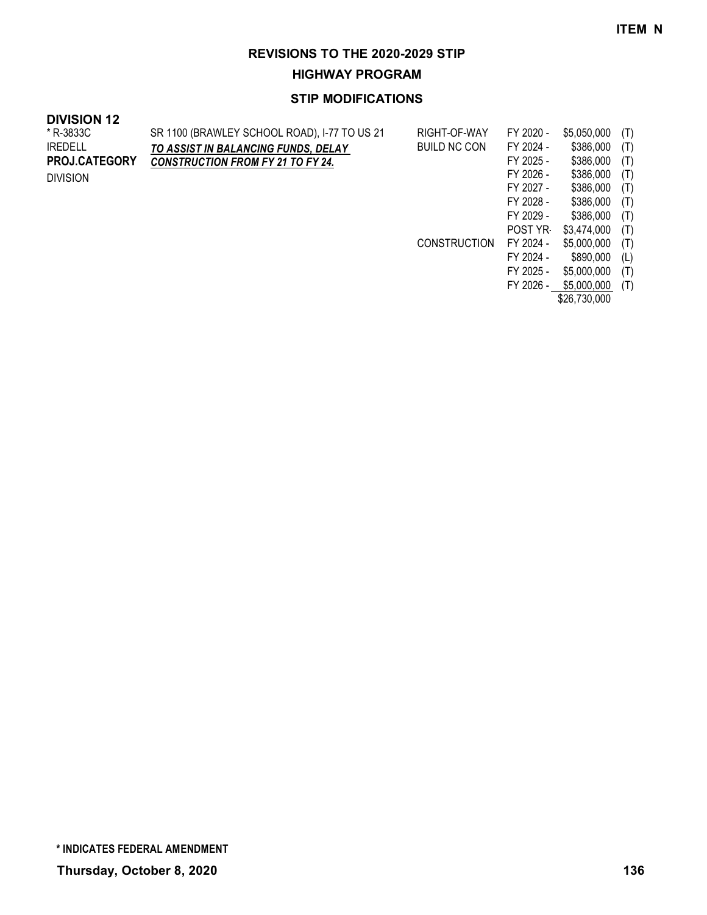**ITEM N**

## REVISIONS TO THE 2020-2029 STIP

### HIGHWAY PROGRAM

### STIP MODIFICATIONS

**DIVISION 12**

| | | | | | |
|---|---|---|---|---|---|
| * R-3833C | SR 1100 (BRAWLEY SCHOOL ROAD), I-77 TO US 21 | RIGHT-OF-WAY | FY 2020 - | $5,050,000 | (T) |
| IREDELL | ***TO ASSIST IN BALANCING FUNDS, DELAY*** | BUILD NC CON | FY 2024 - | $386,000 | (T) |
| **PROJ.CATEGORY** | ***CONSTRUCTION FROM FY 21 TO FY 24.*** | | FY 2025 - | $386,000 | (T) |
| DIVISION | | | FY 2026 - | $386,000 | (T) |
| | | | FY 2027 - | $386,000 | (T) |
| | | | FY 2028 - | $386,000 | (T) |
| | | | FY 2029 - | $386,000 | (T) |
| | | | POST YR- | $3,474,000 | (T) |
| | | CONSTRUCTION | FY 2024 - | $5,000,000 | (T) |
| | | | FY 2024 - | $890,000 | (L) |
| | | | FY 2025 - | $5,000,000 | (T) |
| | | | FY 2026 - | $5,000,000 | (T) |
| | | | | $26,730,000 | |

**\* INDICATES FEDERAL AMENDMENT**

**Thursday, October 8, 2020**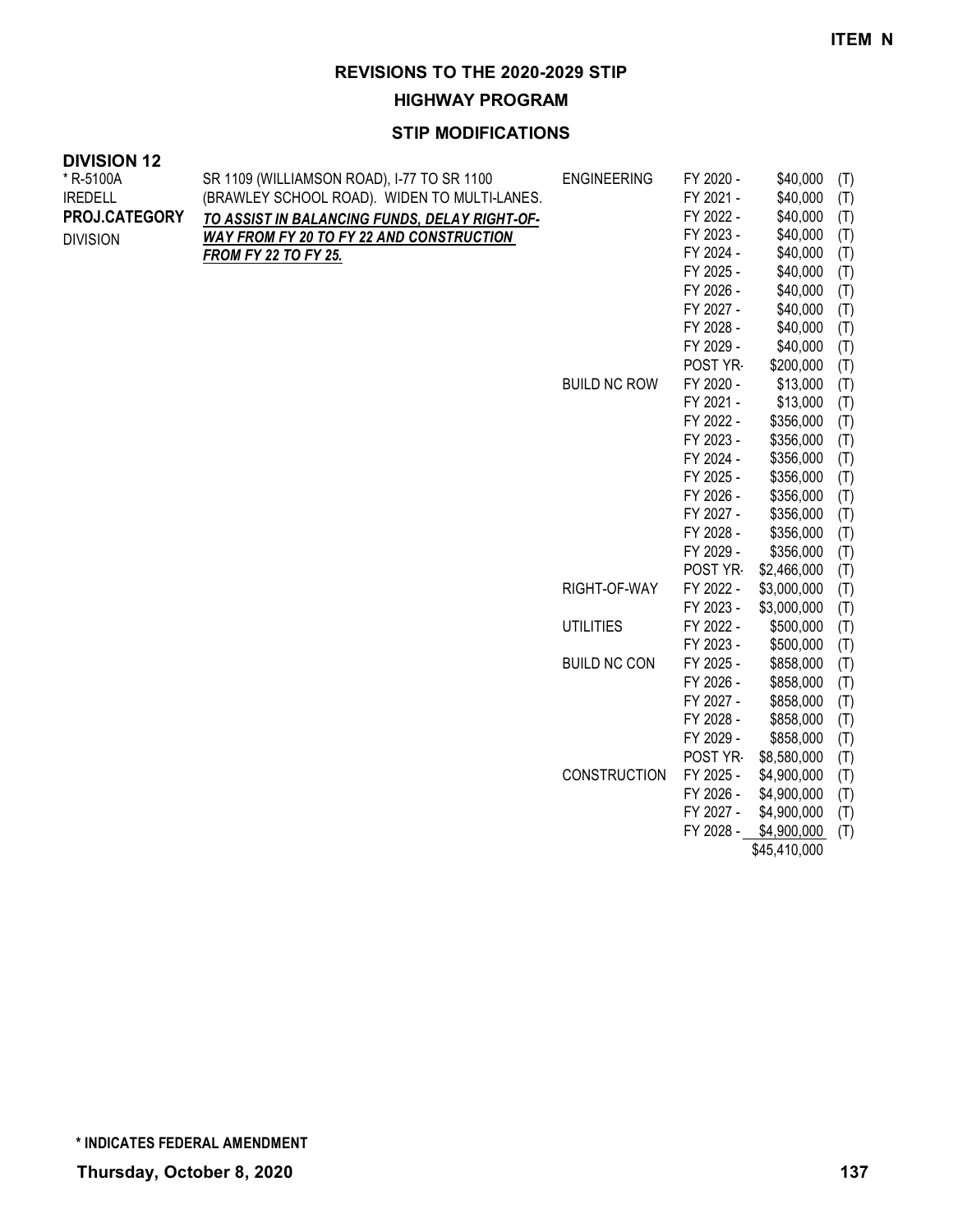**ITEM N**

# REVISIONS TO THE 2020-2029 STIP

## HIGHWAY PROGRAM

### STIP MODIFICATIONS

**DIVISION 12**

| Project | Description | Category | Year | Amount | |
|---|---|---|---|---|---|
| * R-5100A<br>IREDELL<br>**PROJ.CATEGORY**<br>DIVISION | SR 1109 (WILLIAMSON ROAD), I-77 TO SR 1100 (BRAWLEY SCHOOL ROAD). WIDEN TO MULTI-LANES.<br>***TO ASSIST IN BALANCING FUNDS, DELAY RIGHT-OF-WAY FROM FY 20 TO FY 22 AND CONSTRUCTION FROM FY 22 TO FY 25.*** | ENGINEERING | FY 2020 - | $40,000 | (T) |
| | | | FY 2021 - | $40,000 | (T) |
| | | | FY 2022 - | $40,000 | (T) |
| | | | FY 2023 - | $40,000 | (T) |
| | | | FY 2024 - | $40,000 | (T) |
| | | | FY 2025 - | $40,000 | (T) |
| | | | FY 2026 - | $40,000 | (T) |
| | | | FY 2027 - | $40,000 | (T) |
| | | | FY 2028 - | $40,000 | (T) |
| | | | FY 2029 - | $40,000 | (T) |
| | | | POST YR- | $200,000 | (T) |
| | | BUILD NC ROW | FY 2020 - | $13,000 | (T) |
| | | | FY 2021 - | $13,000 | (T) |
| | | | FY 2022 - | $356,000 | (T) |
| | | | FY 2023 - | $356,000 | (T) |
| | | | FY 2024 - | $356,000 | (T) |
| | | | FY 2025 - | $356,000 | (T) |
| | | | FY 2026 - | $356,000 | (T) |
| | | | FY 2027 - | $356,000 | (T) |
| | | | FY 2028 - | $356,000 | (T) |
| | | | FY 2029 - | $356,000 | (T) |
| | | | POST YR- | $2,466,000 | (T) |
| | | RIGHT-OF-WAY | FY 2022 - | $3,000,000 | (T) |
| | | | FY 2023 - | $3,000,000 | (T) |
| | | UTILITIES | FY 2022 - | $500,000 | (T) |
| | | | FY 2023 - | $500,000 | (T) |
| | | BUILD NC CON | FY 2025 - | $858,000 | (T) |
| | | | FY 2026 - | $858,000 | (T) |
| | | | FY 2027 - | $858,000 | (T) |
| | | | FY 2028 - | $858,000 | (T) |
| | | | FY 2029 - | $858,000 | (T) |
| | | | POST YR- | $8,580,000 | (T) |
| | | CONSTRUCTION | FY 2025 - | $4,900,000 | (T) |
| | | | FY 2026 - | $4,900,000 | (T) |
| | | | FY 2027 - | $4,900,000 | (T) |
| | | | FY 2028 - | $4,900,000 | (T) |
| | | | | $45,410,000 | |

**\* INDICATES FEDERAL AMENDMENT**

**Thursday, October 8, 2020**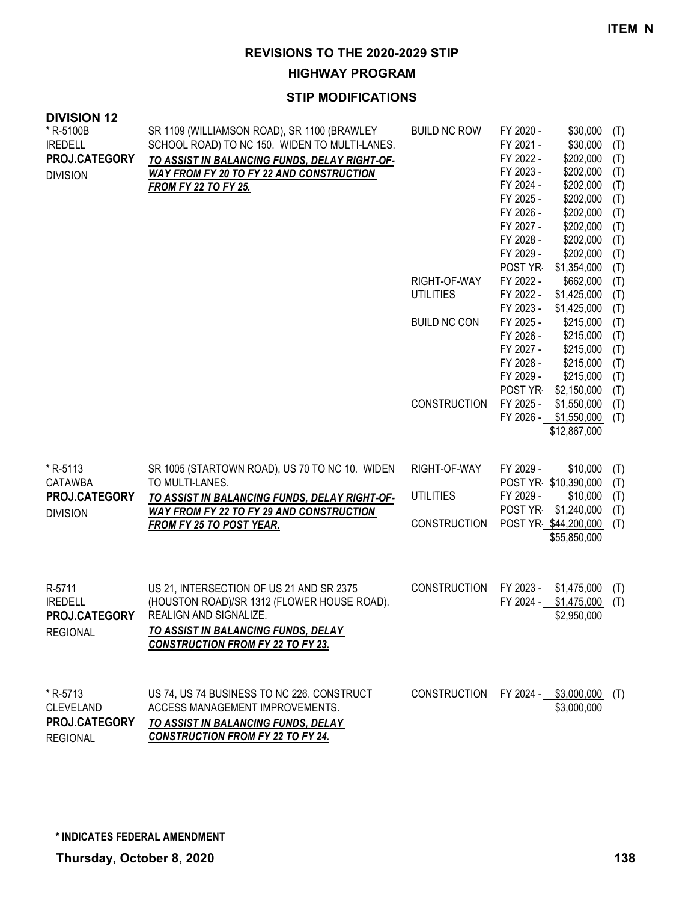**ITEM N**

# REVISIONS TO THE 2020-2029 STIP

## HIGHWAY PROGRAM

### STIP MODIFICATIONS

**DIVISION 12**

| Project | Description | Work Type | Fiscal Year | Amount | Fund |
|---|---|---|---|---|---|
| * R-5100B<br>IREDELL<br>**PROJ.CATEGORY**<br>DIVISION | SR 1109 (WILLIAMSON ROAD), SR 1100 (BRAWLEY SCHOOL ROAD) TO NC 150. WIDEN TO MULTI-LANES.<br>***TO ASSIST IN BALANCING FUNDS, DELAY RIGHT-OF-WAY FROM FY 20 TO FY 22 AND CONSTRUCTION FROM FY 22 TO FY 25.*** | BUILD NC ROW | FY 2020 - | $30,000 | (T) |
| | | | FY 2021 - | $30,000 | (T) |
| | | | FY 2022 - | $202,000 | (T) |
| | | | FY 2023 - | $202,000 | (T) |
| | | | FY 2024 - | $202,000 | (T) |
| | | | FY 2025 - | $202,000 | (T) |
| | | | FY 2026 - | $202,000 | (T) |
| | | | FY 2027 - | $202,000 | (T) |
| | | | FY 2028 - | $202,000 | (T) |
| | | | FY 2029 - | $202,000 | (T) |
| | | | POST YR- | $1,354,000 | (T) |
| | | RIGHT-OF-WAY | FY 2022 - | $662,000 | (T) |
| | | UTILITIES | FY 2022 - | $1,425,000 | (T) |
| | | | FY 2023 - | $1,425,000 | (T) |
| | | BUILD NC CON | FY 2025 - | $215,000 | (T) |
| | | | FY 2026 - | $215,000 | (T) |
| | | | FY 2027 - | $215,000 | (T) |
| | | | FY 2028 - | $215,000 | (T) |
| | | | FY 2029 - | $215,000 | (T) |
| | | | POST YR- | $2,150,000 | (T) |
| | | CONSTRUCTION | FY 2025 - | $1,550,000 | (T) |
| | | | FY 2026 - | $1,550,000 | (T) |
| | | | | $12,867,000 | |
| * R-5113<br>CATAWBA<br>**PROJ.CATEGORY**<br>DIVISION | SR 1005 (STARTOWN ROAD), US 70 TO NC 10. WIDEN TO MULTI-LANES.<br>***TO ASSIST IN BALANCING FUNDS, DELAY RIGHT-OF-WAY FROM FY 22 TO FY 29 AND CONSTRUCTION FROM FY 25 TO POST YEAR.*** | RIGHT-OF-WAY | FY 2029 - | $10,000 | (T) |
| | | | POST YR- | $10,390,000 | (T) |
| | | UTILITIES | FY 2029 - | $10,000 | (T) |
| | | | POST YR- | $1,240,000 | (T) |
| | | CONSTRUCTION | POST YR- | $44,200,000 | (T) |
| | | | | $55,850,000 | |
| R-5711<br>IREDELL<br>**PROJ.CATEGORY**<br>REGIONAL | US 21, INTERSECTION OF US 21 AND SR 2375 (HOUSTON ROAD)/SR 1312 (FLOWER HOUSE ROAD). REALIGN AND SIGNALIZE.<br>***TO ASSIST IN BALANCING FUNDS, DELAY CONSTRUCTION FROM FY 22 TO FY 23.*** | CONSTRUCTION | FY 2023 - | $1,475,000 | (T) |
| | | | FY 2024 - | $1,475,000 | (T) |
| | | | | $2,950,000 | |
| * R-5713<br>CLEVELAND<br>**PROJ.CATEGORY**<br>REGIONAL | US 74, US 74 BUSINESS TO NC 226. CONSTRUCT ACCESS MANAGEMENT IMPROVEMENTS.<br>***TO ASSIST IN BALANCING FUNDS, DELAY CONSTRUCTION FROM FY 22 TO FY 24.*** | CONSTRUCTION | FY 2024 - | $3,000,000 | (T) |
| | | | | $3,000,000 | |

**\* INDICATES FEDERAL AMENDMENT**

**Thursday, October 8, 2020**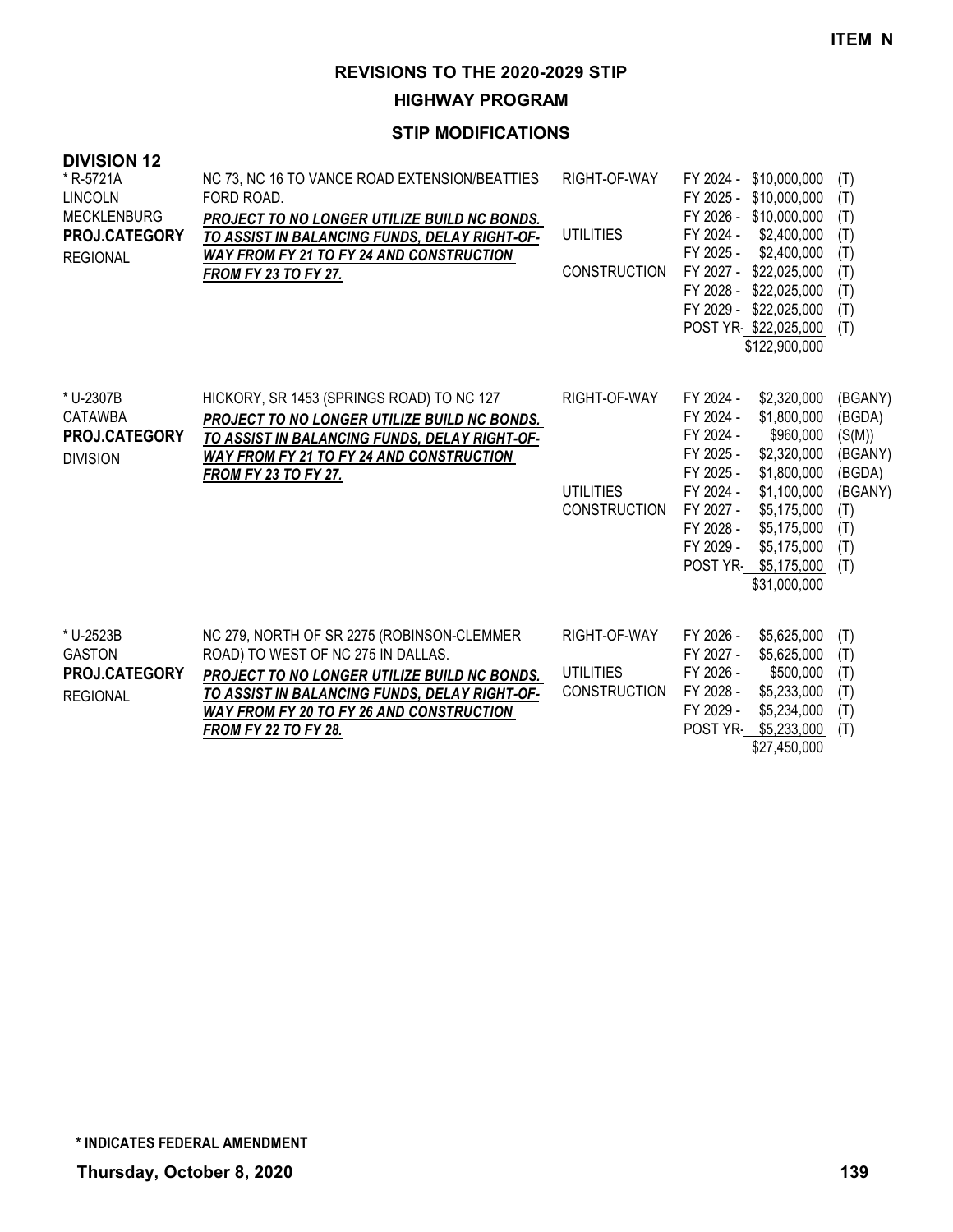ITEM N

# REVISIONS TO THE 2020-2029 STIP

## HIGHWAY PROGRAM

### STIP MODIFICATIONS

**DIVISION 12**

| Project | Description | Phase | Fiscal Year | Amount | Fund |
|---|---|---|---|---|---|
| * R-5721A<br>LINCOLN<br>MECKLENBURG<br>**PROJ.CATEGORY**<br>REGIONAL | NC 73, NC 16 TO VANCE ROAD EXTENSION/BEATTIES FORD ROAD.<br>***PROJECT TO NO LONGER UTILIZE BUILD NC BONDS. TO ASSIST IN BALANCING FUNDS, DELAY RIGHT-OF-WAY FROM FY 21 TO FY 24 AND CONSTRUCTION FROM FY 23 TO FY 27.*** | RIGHT-OF-WAY | FY 2024 - | $10,000,000 | (T) |
| | | | FY 2025 - | $10,000,000 | (T) |
| | | | FY 2026 - | $10,000,000 | (T) |
| | | UTILITIES | FY 2024 - | $2,400,000 | (T) |
| | | | FY 2025 - | $2,400,000 | (T) |
| | | CONSTRUCTION | FY 2027 - | $22,025,000 | (T) |
| | | | FY 2028 - | $22,025,000 | (T) |
| | | | FY 2029 - | $22,025,000 | (T) |
| | | | POST YR- | $22,025,000 | (T) |
| | | | | $122,900,000 | |
| * U-2307B<br>CATAWBA<br>**PROJ.CATEGORY**<br>DIVISION | HICKORY, SR 1453 (SPRINGS ROAD) TO NC 127<br>***PROJECT TO NO LONGER UTILIZE BUILD NC BONDS. TO ASSIST IN BALANCING FUNDS, DELAY RIGHT-OF-WAY FROM FY 21 TO FY 24 AND CONSTRUCTION FROM FY 23 TO FY 27.*** | RIGHT-OF-WAY | FY 2024 - | $2,320,000 | (BGANY) |
| | | | FY 2024 - | $1,800,000 | (BGDA) |
| | | | FY 2024 - | $960,000 | (S(M)) |
| | | | FY 2025 - | $2,320,000 | (BGANY) |
| | | | FY 2025 - | $1,800,000 | (BGDA) |
| | | UTILITIES | FY 2024 - | $1,100,000 | (BGANY) |
| | | CONSTRUCTION | FY 2027 - | $5,175,000 | (T) |
| | | | FY 2028 - | $5,175,000 | (T) |
| | | | FY 2029 - | $5,175,000 | (T) |
| | | | POST YR- | $5,175,000 | (T) |
| | | | | $31,000,000 | |
| * U-2523B<br>GASTON<br>**PROJ.CATEGORY**<br>REGIONAL | NC 279, NORTH OF SR 2275 (ROBINSON-CLEMMER ROAD) TO WEST OF NC 275 IN DALLAS.<br>***PROJECT TO NO LONGER UTILIZE BUILD NC BONDS. TO ASSIST IN BALANCING FUNDS, DELAY RIGHT-OF-WAY FROM FY 20 TO FY 26 AND CONSTRUCTION FROM FY 22 TO FY 28.*** | RIGHT-OF-WAY | FY 2026 - | $5,625,000 | (T) |
| | | | FY 2027 - | $5,625,000 | (T) |
| | | UTILITIES | FY 2026 - | $500,000 | (T) |
| | | CONSTRUCTION | FY 2028 - | $5,233,000 | (T) |
| | | | FY 2029 - | $5,234,000 | (T) |
| | | | POST YR- | $5,233,000 | (T) |
| | | | | $27,450,000 | |

**\* INDICATES FEDERAL AMENDMENT**

**Thursday, October 8, 2020**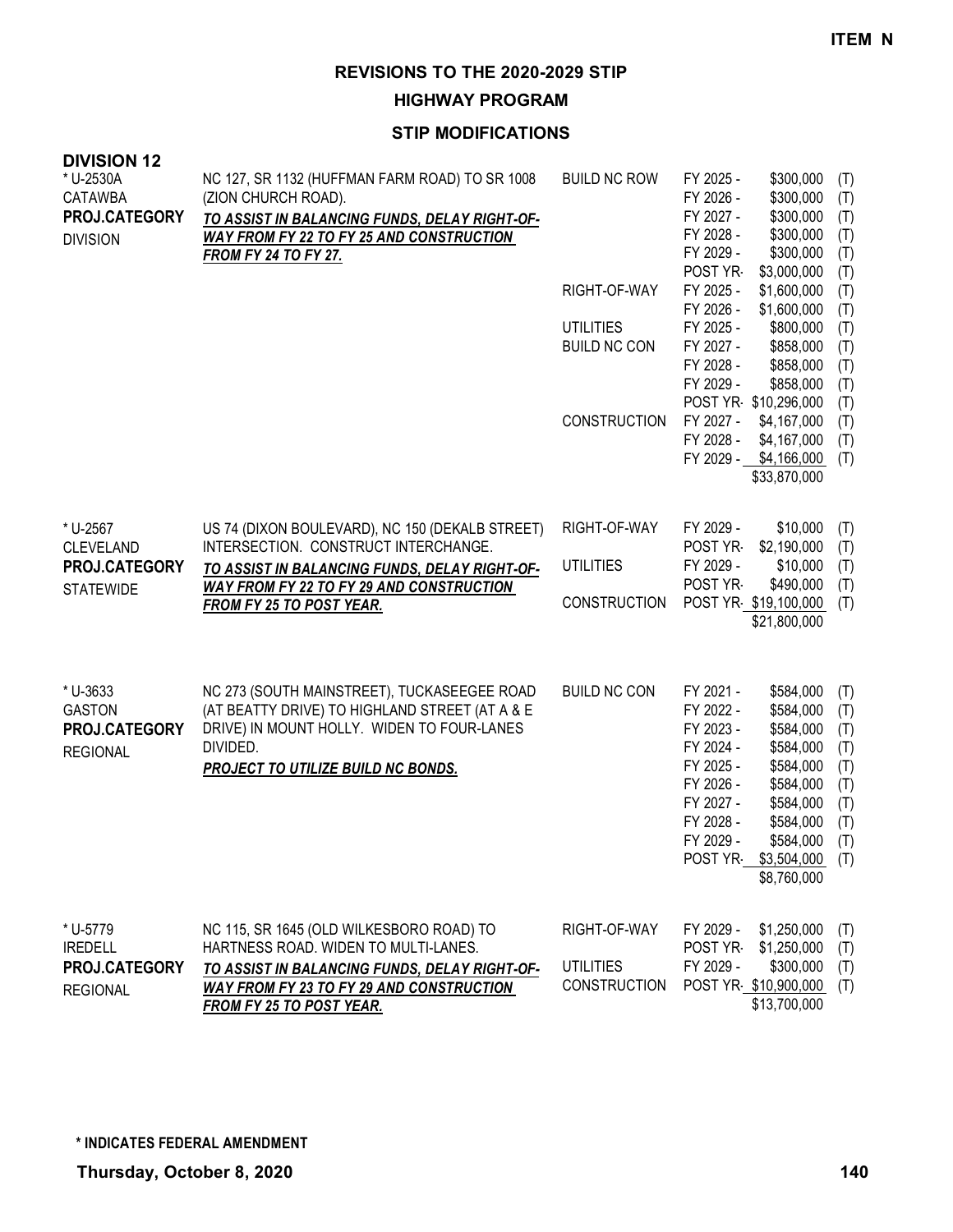**ITEM N**

# REVISIONS TO THE 2020-2029 STIP

## HIGHWAY PROGRAM

### STIP MODIFICATIONS

**DIVISION 12**

| Project | Description | Category | Year | Amount | |
|---|---|---|---|---|---|
| * U-2530A<br>CATAWBA<br>**PROJ.CATEGORY**<br>DIVISION | NC 127, SR 1132 (HUFFMAN FARM ROAD) TO SR 1008 (ZION CHURCH ROAD).<br>***TO ASSIST IN BALANCING FUNDS, DELAY RIGHT-OF-WAY FROM FY 22 TO FY 25 AND CONSTRUCTION FROM FY 24 TO FY 27.*** | BUILD NC ROW | FY 2025 - | $300,000 | (T) |
| | | | FY 2026 - | $300,000 | (T) |
| | | | FY 2027 - | $300,000 | (T) |
| | | | FY 2028 - | $300,000 | (T) |
| | | | FY 2029 - | $300,000 | (T) |
| | | | POST YR- | $3,000,000 | (T) |
| | | RIGHT-OF-WAY | FY 2025 - | $1,600,000 | (T) |
| | | | FY 2026 - | $1,600,000 | (T) |
| | | UTILITIES | FY 2025 - | $800,000 | (T) |
| | | BUILD NC CON | FY 2027 - | $858,000 | (T) |
| | | | FY 2028 - | $858,000 | (T) |
| | | | FY 2029 - | $858,000 | (T) |
| | | | POST YR- | $10,296,000 | (T) |
| | | CONSTRUCTION | FY 2027 - | $4,167,000 | (T) |
| | | | FY 2028 - | $4,167,000 | (T) |
| | | | FY 2029 - | $4,166,000 | (T) |
| | | | | $33,870,000 | |
| * U-2567<br>CLEVELAND<br>**PROJ.CATEGORY**<br>STATEWIDE | US 74 (DIXON BOULEVARD), NC 150 (DEKALB STREET) INTERSECTION. CONSTRUCT INTERCHANGE.<br>***TO ASSIST IN BALANCING FUNDS, DELAY RIGHT-OF-WAY FROM FY 22 TO FY 29 AND CONSTRUCTION FROM FY 25 TO POST YEAR.*** | RIGHT-OF-WAY | FY 2029 - | $10,000 | (T) |
| | | | POST YR- | $2,190,000 | (T) |
| | | UTILITIES | FY 2029 - | $10,000 | (T) |
| | | | POST YR- | $490,000 | (T) |
| | | CONSTRUCTION | POST YR- | $19,100,000 | (T) |
| | | | | $21,800,000 | |
| * U-3633<br>GASTON<br>**PROJ.CATEGORY**<br>REGIONAL | NC 273 (SOUTH MAINSTREET), TUCKASEEGEE ROAD (AT BEATTY DRIVE) TO HIGHLAND STREET (AT A & E DRIVE) IN MOUNT HOLLY. WIDEN TO FOUR-LANES DIVIDED.<br>***PROJECT TO UTILIZE BUILD NC BONDS.*** | BUILD NC CON | FY 2021 - | $584,000 | (T) |
| | | | FY 2022 - | $584,000 | (T) |
| | | | FY 2023 - | $584,000 | (T) |
| | | | FY 2024 - | $584,000 | (T) |
| | | | FY 2025 - | $584,000 | (T) |
| | | | FY 2026 - | $584,000 | (T) |
| | | | FY 2027 - | $584,000 | (T) |
| | | | FY 2028 - | $584,000 | (T) |
| | | | FY 2029 - | $584,000 | (T) |
| | | | POST YR- | $3,504,000 | (T) |
| | | | | $8,760,000 | |
| * U-5779<br>IREDELL<br>**PROJ.CATEGORY**<br>REGIONAL | NC 115, SR 1645 (OLD WILKESBORO ROAD) TO HARTNESS ROAD. WIDEN TO MULTI-LANES.<br>***TO ASSIST IN BALANCING FUNDS, DELAY RIGHT-OF-WAY FROM FY 23 TO FY 29 AND CONSTRUCTION FROM FY 25 TO POST YEAR.*** | RIGHT-OF-WAY | FY 2029 - | $1,250,000 | (T) |
| | | | POST YR- | $1,250,000 | (T) |
| | | UTILITIES | FY 2029 - | $300,000 | (T) |
| | | CONSTRUCTION | POST YR- | $10,900,000 | (T) |
| | | | | $13,700,000 | |

**\* INDICATES FEDERAL AMENDMENT**

**Thursday, October 8, 2020**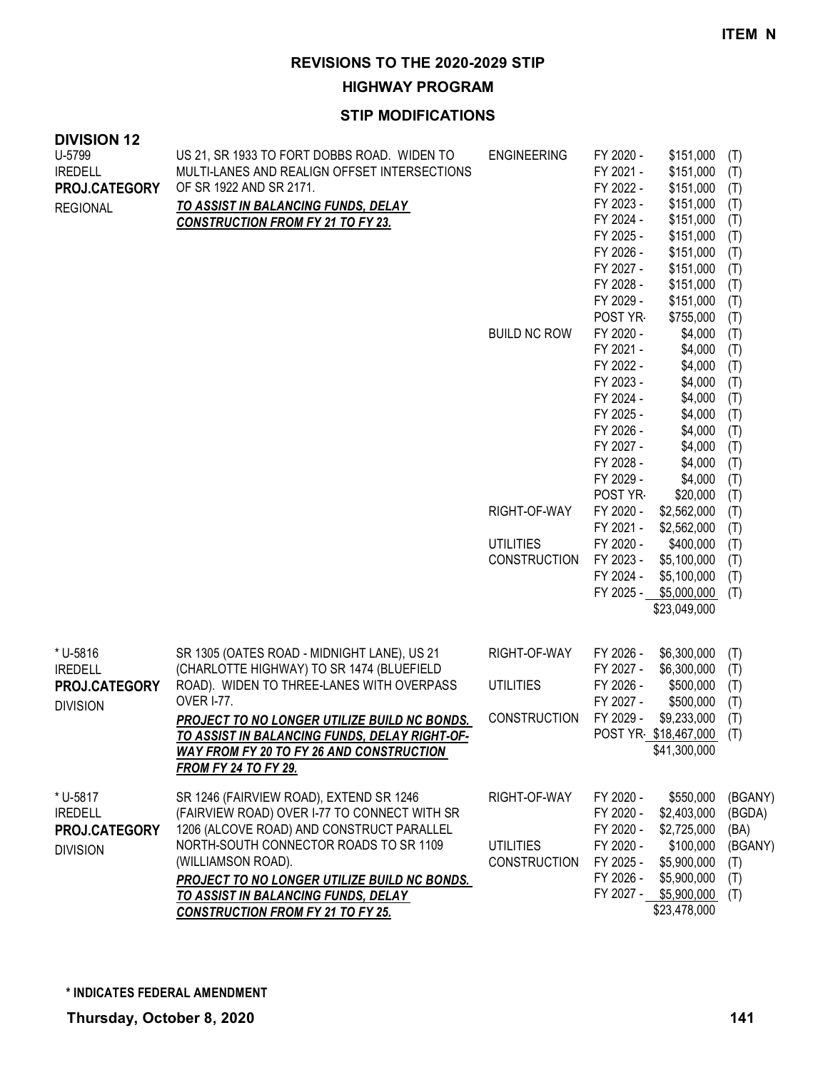**ITEM N**

# REVISIONS TO THE 2020-2029 STIP

## HIGHWAY PROGRAM

### STIP MODIFICATIONS

**DIVISION 12**

| Project | Description | Phase | Year | Amount | Fund |
|---|---|---|---|---|---|
| U-5799<br>IREDELL<br>**PROJ.CATEGORY**<br>REGIONAL | US 21, SR 1933 TO FORT DOBBS ROAD. WIDEN TO MULTI-LANES AND REALIGN OFFSET INTERSECTIONS OF SR 1922 AND SR 2171.<br>***TO ASSIST IN BALANCING FUNDS, DELAY CONSTRUCTION FROM FY 21 TO FY 23.*** | ENGINEERING | FY 2020 - | $151,000 | (T) |
| | | | FY 2021 - | $151,000 | (T) |
| | | | FY 2022 - | $151,000 | (T) |
| | | | FY 2023 - | $151,000 | (T) |
| | | | FY 2024 - | $151,000 | (T) |
| | | | FY 2025 - | $151,000 | (T) |
| | | | FY 2026 - | $151,000 | (T) |
| | | | FY 2027 - | $151,000 | (T) |
| | | | FY 2028 - | $151,000 | (T) |
| | | | FY 2029 - | $151,000 | (T) |
| | | | POST YR- | $755,000 | (T) |
| | | BUILD NC ROW | FY 2020 - | $4,000 | (T) |
| | | | FY 2021 - | $4,000 | (T) |
| | | | FY 2022 - | $4,000 | (T) |
| | | | FY 2023 - | $4,000 | (T) |
| | | | FY 2024 - | $4,000 | (T) |
| | | | FY 2025 - | $4,000 | (T) |
| | | | FY 2026 - | $4,000 | (T) |
| | | | FY 2027 - | $4,000 | (T) |
| | | | FY 2028 - | $4,000 | (T) |
| | | | FY 2029 - | $4,000 | (T) |
| | | | POST YR- | $20,000 | (T) |
| | | RIGHT-OF-WAY | FY 2020 - | $2,562,000 | (T) |
| | | | FY 2021 - | $2,562,000 | (T) |
| | | UTILITIES | FY 2020 - | $400,000 | (T) |
| | | CONSTRUCTION | FY 2023 - | $5,100,000 | (T) |
| | | | FY 2024 - | $5,100,000 | (T) |
| | | | FY 2025 - | $5,000,000 | (T) |
| | | | | $23,049,000 | |
| * U-5816<br>IREDELL<br>**PROJ.CATEGORY**<br>DIVISION | SR 1305 (OATES ROAD - MIDNIGHT LANE), US 21 (CHARLOTTE HIGHWAY) TO SR 1474 (BLUEFIELD ROAD). WIDEN TO THREE-LANES WITH OVERPASS OVER I-77.<br>***PROJECT TO NO LONGER UTILIZE BUILD NC BONDS. TO ASSIST IN BALANCING FUNDS, DELAY RIGHT-OF-WAY FROM FY 20 TO FY 26 AND CONSTRUCTION FROM FY 24 TO FY 29.*** | RIGHT-OF-WAY | FY 2026 - | $6,300,000 | (T) |
| | | | FY 2027 - | $6,300,000 | (T) |
| | | UTILITIES | FY 2026 - | $500,000 | (T) |
| | | | FY 2027 - | $500,000 | (T) |
| | | CONSTRUCTION | FY 2029 - | $9,233,000 | (T) |
| | | | POST YR- | $18,467,000 | (T) |
| | | | | $41,300,000 | |
| * U-5817<br>IREDELL<br>**PROJ.CATEGORY**<br>DIVISION | SR 1246 (FAIRVIEW ROAD), EXTEND SR 1246 (FAIRVIEW ROAD) OVER I-77 TO CONNECT WITH SR 1206 (ALCOVE ROAD) AND CONSTRUCT PARALLEL NORTH-SOUTH CONNECTOR ROADS TO SR 1109 (WILLIAMSON ROAD).<br>***PROJECT TO NO LONGER UTILIZE BUILD NC BONDS. TO ASSIST IN BALANCING FUNDS, DELAY CONSTRUCTION FROM FY 21 TO FY 25.*** | RIGHT-OF-WAY | FY 2020 - | $550,000 | (BGANY) |
| | | | FY 2020 - | $2,403,000 | (BGDA) |
| | | | FY 2020 - | $2,725,000 | (BA) |
| | | UTILITIES | FY 2020 - | $100,000 | (BGANY) |
| | | CONSTRUCTION | FY 2025 - | $5,900,000 | (T) |
| | | | FY 2026 - | $5,900,000 | (T) |
| | | | FY 2027 - | $5,900,000 | (T) |
| | | | | $23,478,000 | |

**\* INDICATES FEDERAL AMENDMENT**

**Thursday, October 8, 2020**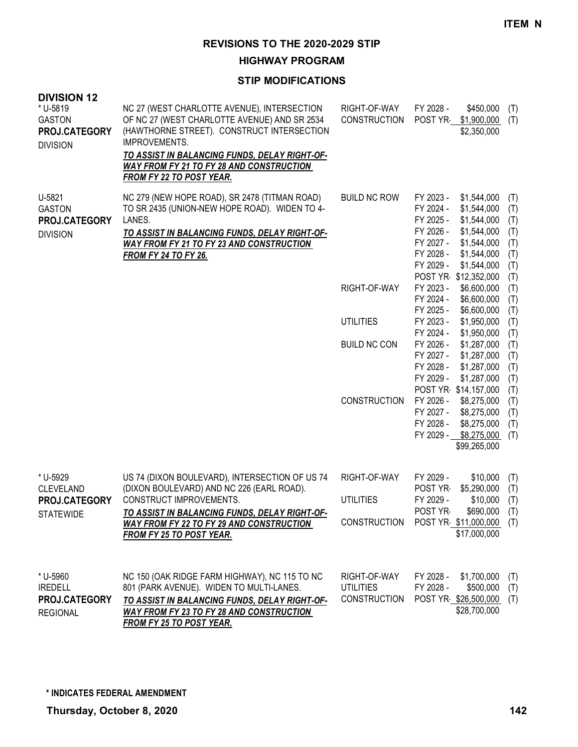**ITEM N**

# REVISIONS TO THE 2020-2029 STIP

## HIGHWAY PROGRAM

### STIP MODIFICATIONS

**DIVISION 12**

| Project | Description | Work Type | Fiscal Year | Amount | Funding |
|---|---|---|---|---|---|
| * U-5819<br>GASTON<br>**PROJ.CATEGORY**<br>DIVISION | NC 27 (WEST CHARLOTTE AVENUE), INTERSECTION OF NC 27 (WEST CHARLOTTE AVENUE) AND SR 2534 (HAWTHORNE STREET). CONSTRUCT INTERSECTION IMPROVEMENTS.<br>***TO ASSIST IN BALANCING FUNDS, DELAY RIGHT-OF-WAY FROM FY 21 TO FY 28 AND CONSTRUCTION FROM FY 22 TO POST YEAR.*** | RIGHT-OF-WAY | FY 2028 - | $450,000 | (T) |
| | | CONSTRUCTION | POST YR- | $1,900,000 | (T) |
| | | | | $2,350,000 | |
| U-5821<br>GASTON<br>**PROJ.CATEGORY**<br>DIVISION | NC 279 (NEW HOPE ROAD), SR 2478 (TITMAN ROAD) TO SR 2435 (UNION-NEW HOPE ROAD). WIDEN TO 4-LANES.<br>***TO ASSIST IN BALANCING FUNDS, DELAY RIGHT-OF-WAY FROM FY 21 TO FY 23 AND CONSTRUCTION FROM FY 24 TO FY 26.*** | BUILD NC ROW | FY 2023 - | $1,544,000 | (T) |
| | | | FY 2024 - | $1,544,000 | (T) |
| | | | FY 2025 - | $1,544,000 | (T) |
| | | | FY 2026 - | $1,544,000 | (T) |
| | | | FY 2027 - | $1,544,000 | (T) |
| | | | FY 2028 - | $1,544,000 | (T) |
| | | | FY 2029 - | $1,544,000 | (T) |
| | | | POST YR- | $12,352,000 | (T) |
| | | RIGHT-OF-WAY | FY 2023 - | $6,600,000 | (T) |
| | | | FY 2024 - | $6,600,000 | (T) |
| | | | FY 2025 - | $6,600,000 | (T) |
| | | UTILITIES | FY 2023 - | $1,950,000 | (T) |
| | | | FY 2024 - | $1,950,000 | (T) |
| | | BUILD NC CON | FY 2026 - | $1,287,000 | (T) |
| | | | FY 2027 - | $1,287,000 | (T) |
| | | | FY 2028 - | $1,287,000 | (T) |
| | | | FY 2029 - | $1,287,000 | (T) |
| | | | POST YR- | $14,157,000 | (T) |
| | | CONSTRUCTION | FY 2026 - | $8,275,000 | (T) |
| | | | FY 2027 - | $8,275,000 | (T) |
| | | | FY 2028 - | $8,275,000 | (T) |
| | | | FY 2029 - | $8,275,000 | (T) |
| | | | | $99,265,000 | |
| * U-5929<br>CLEVELAND<br>**PROJ.CATEGORY**<br>STATEWIDE | US 74 (DIXON BOULEVARD), INTERSECTION OF US 74 (DIXON BOULEVARD) AND NC 226 (EARL ROAD). CONSTRUCT IMPROVEMENTS.<br>***TO ASSIST IN BALANCING FUNDS, DELAY RIGHT-OF-WAY FROM FY 22 TO FY 29 AND CONSTRUCTION FROM FY 25 TO POST YEAR.*** | RIGHT-OF-WAY | FY 2029 - | $10,000 | (T) |
| | | | POST YR- | $5,290,000 | (T) |
| | | UTILITIES | FY 2029 - | $10,000 | (T) |
| | | | POST YR- | $690,000 | (T) |
| | | CONSTRUCTION | POST YR- | $11,000,000 | (T) |
| | | | | $17,000,000 | |
| * U-5960<br>IREDELL<br>**PROJ.CATEGORY**<br>REGIONAL | NC 150 (OAK RIDGE FARM HIGHWAY), NC 115 TO NC 801 (PARK AVENUE). WIDEN TO MULTI-LANES.<br>***TO ASSIST IN BALANCING FUNDS, DELAY RIGHT-OF-WAY FROM FY 23 TO FY 28 AND CONSTRUCTION FROM FY 25 TO POST YEAR.*** | RIGHT-OF-WAY | FY 2028 - | $1,700,000 | (T) |
| | | UTILITIES | FY 2028 - | $500,000 | (T) |
| | | CONSTRUCTION | POST YR- | $26,500,000 | (T) |
| | | | | $28,700,000 | |

**\* INDICATES FEDERAL AMENDMENT**

**Thursday, October 8, 2020**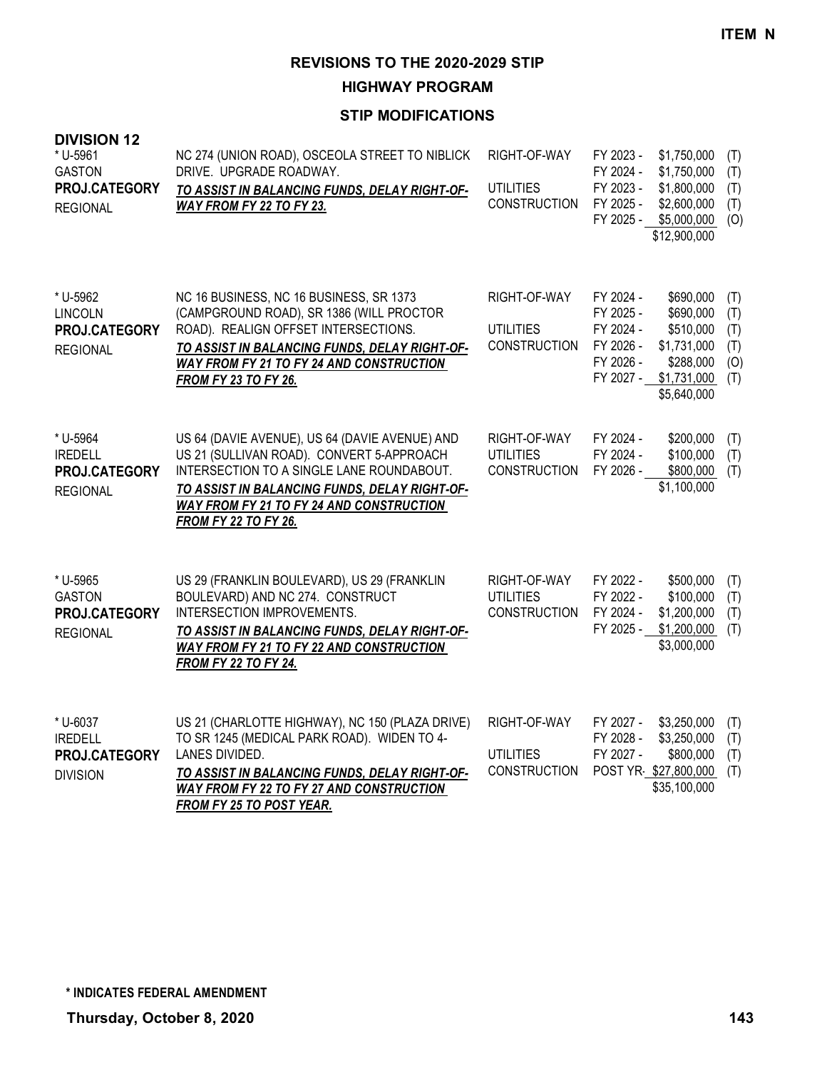ITEM N

# REVISIONS TO THE 2020-2029 STIP

## HIGHWAY PROGRAM

### STIP MODIFICATIONS

**DIVISION 12**

| Project | Description | Work Type | Year | Amount | Fund |
|---|---|---|---|---|---|
| * U-5961<br>GASTON<br>**PROJ.CATEGORY**<br>REGIONAL | NC 274 (UNION ROAD), OSCEOLA STREET TO NIBLICK DRIVE. UPGRADE ROADWAY.<br>***TO ASSIST IN BALANCING FUNDS, DELAY RIGHT-OF-WAY FROM FY 22 TO FY 23.*** | RIGHT-OF-WAY | FY 2023 - | $1,750,000 | (T) |
| | | | FY 2024 - | $1,750,000 | (T) |
| | | UTILITIES | FY 2023 - | $1,800,000 | (T) |
| | | CONSTRUCTION | FY 2025 - | $2,600,000 | (T) |
| | | | FY 2025 - | $5,000,000 | (O) |
| | | | | $12,900,000 | |
| * U-5962<br>LINCOLN<br>**PROJ.CATEGORY**<br>REGIONAL | NC 16 BUSINESS, NC 16 BUSINESS, SR 1373 (CAMPGROUND ROAD), SR 1386 (WILL PROCTOR ROAD). REALIGN OFFSET INTERSECTIONS.<br>***TO ASSIST IN BALANCING FUNDS, DELAY RIGHT-OF-WAY FROM FY 21 TO FY 24 AND CONSTRUCTION FROM FY 23 TO FY 26.*** | RIGHT-OF-WAY | FY 2024 - | $690,000 | (T) |
| | | | FY 2025 - | $690,000 | (T) |
| | | UTILITIES | FY 2024 - | $510,000 | (T) |
| | | CONSTRUCTION | FY 2026 - | $1,731,000 | (T) |
| | | | FY 2026 - | $288,000 | (O) |
| | | | FY 2027 - | $1,731,000 | (T) |
| | | | | $5,640,000 | |
| * U-5964<br>IREDELL<br>**PROJ.CATEGORY**<br>REGIONAL | US 64 (DAVIE AVENUE), US 64 (DAVIE AVENUE) AND US 21 (SULLIVAN ROAD). CONVERT 5-APPROACH INTERSECTION TO A SINGLE LANE ROUNDABOUT.<br>***TO ASSIST IN BALANCING FUNDS, DELAY RIGHT-OF-WAY FROM FY 21 TO FY 24 AND CONSTRUCTION FROM FY 22 TO FY 26.*** | RIGHT-OF-WAY | FY 2024 - | $200,000 | (T) |
| | | UTILITIES | FY 2024 - | $100,000 | (T) |
| | | CONSTRUCTION | FY 2026 - | $800,000 | (T) |
| | | | | $1,100,000 | |
| * U-5965<br>GASTON<br>**PROJ.CATEGORY**<br>REGIONAL | US 29 (FRANKLIN BOULEVARD), US 29 (FRANKLIN BOULEVARD) AND NC 274. CONSTRUCT INTERSECTION IMPROVEMENTS.<br>***TO ASSIST IN BALANCING FUNDS, DELAY RIGHT-OF-WAY FROM FY 21 TO FY 22 AND CONSTRUCTION FROM FY 22 TO FY 24.*** | RIGHT-OF-WAY | FY 2022 - | $500,000 | (T) |
| | | UTILITIES | FY 2022 - | $100,000 | (T) |
| | | CONSTRUCTION | FY 2024 - | $1,200,000 | (T) |
| | | | FY 2025 - | $1,200,000 | (T) |
| | | | | $3,000,000 | |
| * U-6037<br>IREDELL<br>**PROJ.CATEGORY**<br>DIVISION | US 21 (CHARLOTTE HIGHWAY), NC 150 (PLAZA DRIVE) TO SR 1245 (MEDICAL PARK ROAD). WIDEN TO 4-LANES DIVIDED.<br>***TO ASSIST IN BALANCING FUNDS, DELAY RIGHT-OF-WAY FROM FY 22 TO FY 27 AND CONSTRUCTION FROM FY 25 TO POST YEAR.*** | RIGHT-OF-WAY | FY 2027 - | $3,250,000 | (T) |
| | | | FY 2028 - | $3,250,000 | (T) |
| | | UTILITIES | FY 2027 - | $800,000 | (T) |
| | | CONSTRUCTION | POST YR- | $27,800,000 | (T) |
| | | | | $35,100,000 | |

**\* INDICATES FEDERAL AMENDMENT**

**Thursday, October 8, 2020**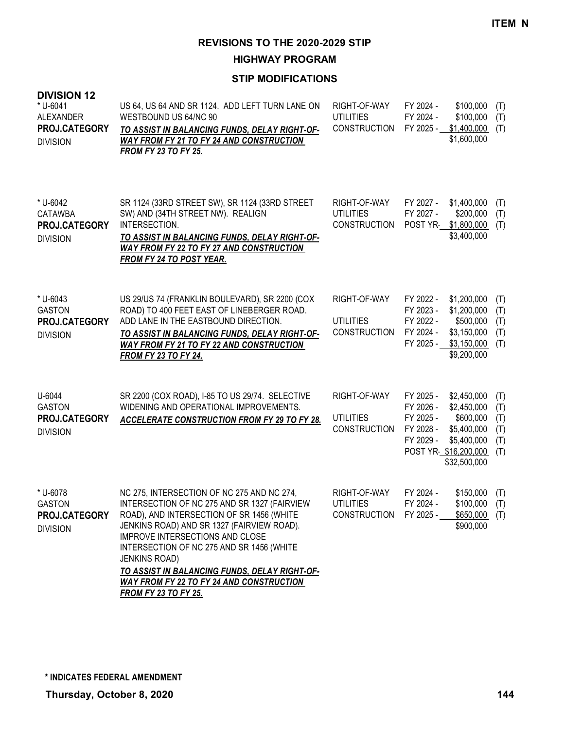ITEM N

# REVISIONS TO THE 2020-2029 STIP

## HIGHWAY PROGRAM

### STIP MODIFICATIONS

**DIVISION 12**

| Project | Description | Work | Fiscal Year | Amount | Fund |
|---|---|---|---|---|---|
| * U-6041<br>ALEXANDER<br>**PROJ.CATEGORY**<br>DIVISION | US 64, US 64 AND SR 1124. ADD LEFT TURN LANE ON WESTBOUND US 64/NC 90<br>***TO ASSIST IN BALANCING FUNDS, DELAY RIGHT-OF-WAY FROM FY 21 TO FY 24 AND CONSTRUCTION FROM FY 23 TO FY 25.*** | RIGHT-OF-WAY | FY 2024 - | $100,000 | (T) |
| | | UTILITIES | FY 2024 - | $100,000 | (T) |
| | | CONSTRUCTION | FY 2025 - | $1,400,000 | (T) |
| | | | | $1,600,000 | |
| * U-6042<br>CATAWBA<br>**PROJ.CATEGORY**<br>DIVISION | SR 1124 (33RD STREET SW), SR 1124 (33RD STREET SW) AND (34TH STREET NW). REALIGN INTERSECTION.<br>***TO ASSIST IN BALANCING FUNDS, DELAY RIGHT-OF-WAY FROM FY 22 TO FY 27 AND CONSTRUCTION FROM FY 24 TO POST YEAR.*** | RIGHT-OF-WAY | FY 2027 - | $1,400,000 | (T) |
| | | UTILITIES | FY 2027 - | $200,000 | (T) |
| | | CONSTRUCTION | POST YR- | $1,800,000 | (T) |
| | | | | $3,400,000 | |
| * U-6043<br>GASTON<br>**PROJ.CATEGORY**<br>DIVISION | US 29/US 74 (FRANKLIN BOULEVARD), SR 2200 (COX ROAD) TO 400 FEET EAST OF LINEBERGER ROAD. ADD LANE IN THE EASTBOUND DIRECTION.<br>***TO ASSIST IN BALANCING FUNDS, DELAY RIGHT-OF-WAY FROM FY 21 TO FY 22 AND CONSTRUCTION FROM FY 23 TO FY 24.*** | RIGHT-OF-WAY | FY 2022 - | $1,200,000 | (T) |
| | | | FY 2023 - | $1,200,000 | (T) |
| | | UTILITIES | FY 2022 - | $500,000 | (T) |
| | | CONSTRUCTION | FY 2024 - | $3,150,000 | (T) |
| | | | FY 2025 - | $3,150,000 | (T) |
| | | | | $9,200,000 | |
| U-6044<br>GASTON<br>**PROJ.CATEGORY**<br>DIVISION | SR 2200 (COX ROAD), I-85 TO US 29/74. SELECTIVE WIDENING AND OPERATIONAL IMPROVEMENTS.<br>***ACCELERATE CONSTRUCTION FROM FY 29 TO FY 28.*** | RIGHT-OF-WAY | FY 2025 - | $2,450,000 | (T) |
| | | | FY 2026 - | $2,450,000 | (T) |
| | | UTILITIES | FY 2025 - | $600,000 | (T) |
| | | CONSTRUCTION | FY 2028 - | $5,400,000 | (T) |
| | | | FY 2029 - | $5,400,000 | (T) |
| | | | POST YR- | $16,200,000 | (T) |
| | | | | $32,500,000 | |
| * U-6078<br>GASTON<br>**PROJ.CATEGORY**<br>DIVISION | NC 275, INTERSECTION OF NC 275 AND NC 274, INTERSECTION OF NC 275 AND SR 1327 (FAIRVIEW ROAD), AND INTERSECTION OF SR 1456 (WHITE JENKINS ROAD) AND SR 1327 (FAIRVIEW ROAD). IMPROVE INTERSECTIONS AND CLOSE INTERSECTION OF NC 275 AND SR 1456 (WHITE JENKINS ROAD)<br>***TO ASSIST IN BALANCING FUNDS, DELAY RIGHT-OF-WAY FROM FY 22 TO FY 24 AND CONSTRUCTION FROM FY 23 TO FY 25.*** | RIGHT-OF-WAY | FY 2024 - | $150,000 | (T) |
| | | UTILITIES | FY 2024 - | $100,000 | (T) |
| | | CONSTRUCTION | FY 2025 - | $650,000 | (T) |
| | | | | $900,000 | |

**\* INDICATES FEDERAL AMENDMENT**

**Thursday, October 8, 2020**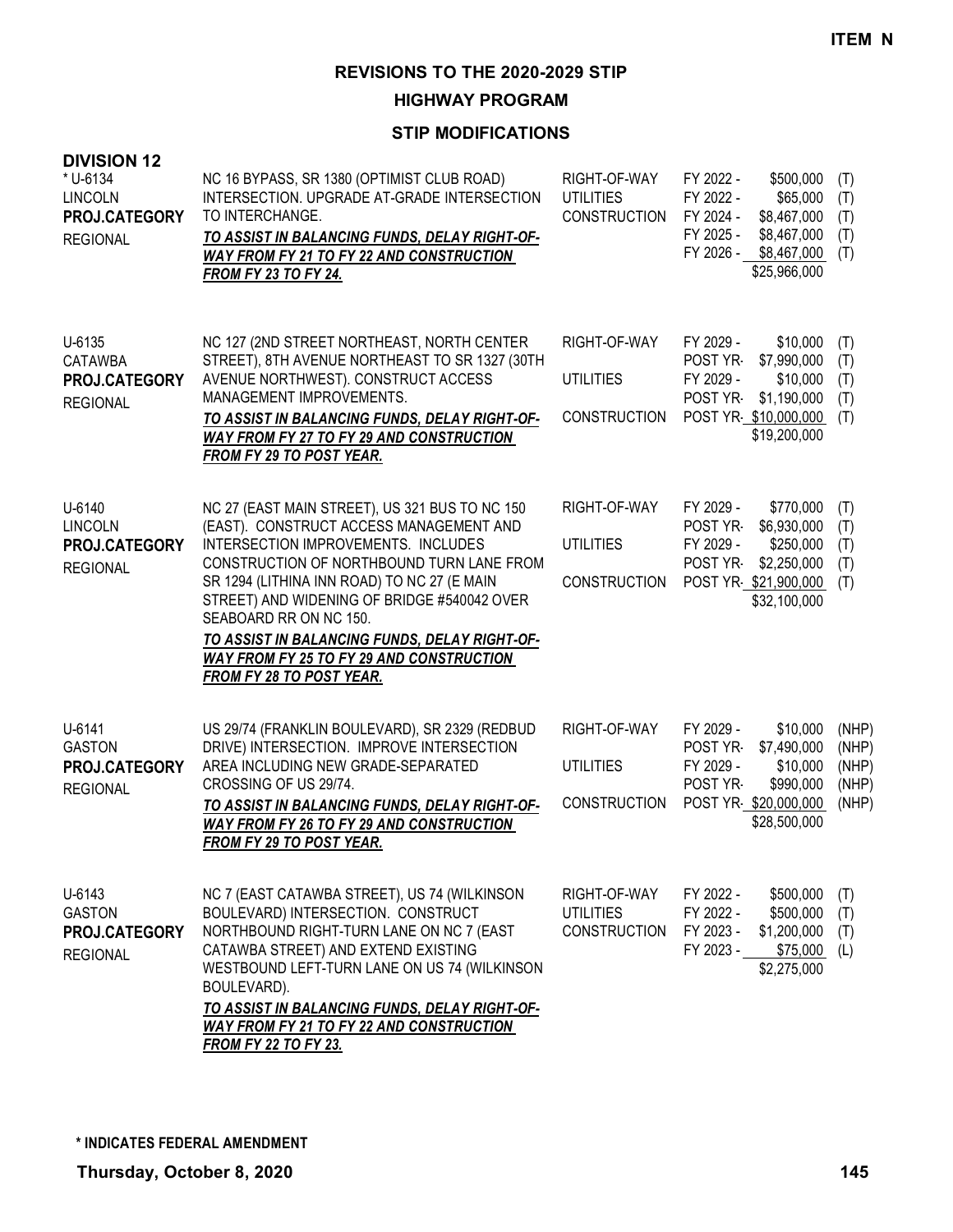**ITEM N**

## REVISIONS TO THE 2020-2029 STIP

### HIGHWAY PROGRAM

### STIP MODIFICATIONS

**DIVISION 12**

| Project | Description | Work Type | Schedule | Cost | Fund |
|---|---|---|---|---|---|
| * U-6134<br>LINCOLN<br>**PROJ.CATEGORY**<br>REGIONAL | NC 16 BYPASS, SR 1380 (OPTIMIST CLUB ROAD) INTERSECTION. UPGRADE AT-GRADE INTERSECTION TO INTERCHANGE.<br>***TO ASSIST IN BALANCING FUNDS, DELAY RIGHT-OF-WAY FROM FY 21 TO FY 22 AND CONSTRUCTION FROM FY 23 TO FY 24.*** | RIGHT-OF-WAY | FY 2022 - | $500,000 | (T) |
| | | UTILITIES | FY 2022 - | $65,000 | (T) |
| | | CONSTRUCTION | FY 2024 - | $8,467,000 | (T) |
| | | | FY 2025 - | $8,467,000 | (T) |
| | | | FY 2026 - | $8,467,000 | (T) |
| | | | | $25,966,000 | |
| U-6135<br>CATAWBA<br>**PROJ.CATEGORY**<br>REGIONAL | NC 127 (2ND STREET NORTHEAST, NORTH CENTER STREET), 8TH AVENUE NORTHEAST TO SR 1327 (30TH AVENUE NORTHWEST). CONSTRUCT ACCESS MANAGEMENT IMPROVEMENTS.<br>***TO ASSIST IN BALANCING FUNDS, DELAY RIGHT-OF-WAY FROM FY 27 TO FY 29 AND CONSTRUCTION FROM FY 29 TO POST YEAR.*** | RIGHT-OF-WAY | FY 2029 - | $10,000 | (T) |
| | | | POST YR- | $7,990,000 | (T) |
| | | UTILITIES | FY 2029 - | $10,000 | (T) |
| | | | POST YR- | $1,190,000 | (T) |
| | | CONSTRUCTION | POST YR- | $10,000,000 | (T) |
| | | | | $19,200,000 | |
| U-6140<br>LINCOLN<br>**PROJ.CATEGORY**<br>REGIONAL | NC 27 (EAST MAIN STREET), US 321 BUS TO NC 150 (EAST). CONSTRUCT ACCESS MANAGEMENT AND INTERSECTION IMPROVEMENTS. INCLUDES CONSTRUCTION OF NORTHBOUND TURN LANE FROM SR 1294 (LITHINA INN ROAD) TO NC 27 (E MAIN STREET) AND WIDENING OF BRIDGE #540042 OVER SEABOARD RR ON NC 150.<br>***TO ASSIST IN BALANCING FUNDS, DELAY RIGHT-OF-WAY FROM FY 25 TO FY 29 AND CONSTRUCTION FROM FY 28 TO POST YEAR.*** | RIGHT-OF-WAY | FY 2029 - | $770,000 | (T) |
| | | | POST YR- | $6,930,000 | (T) |
| | | UTILITIES | FY 2029 - | $250,000 | (T) |
| | | | POST YR- | $2,250,000 | (T) |
| | | CONSTRUCTION | POST YR- | $21,900,000 | (T) |
| | | | | $32,100,000 | |
| U-6141<br>GASTON<br>**PROJ.CATEGORY**<br>REGIONAL | US 29/74 (FRANKLIN BOULEVARD), SR 2329 (REDBUD DRIVE) INTERSECTION. IMPROVE INTERSECTION AREA INCLUDING NEW GRADE-SEPARATED CROSSING OF US 29/74.<br>***TO ASSIST IN BALANCING FUNDS, DELAY RIGHT-OF-WAY FROM FY 26 TO FY 29 AND CONSTRUCTION FROM FY 29 TO POST YEAR.*** | RIGHT-OF-WAY | FY 2029 - | $10,000 | (NHP) |
| | | | POST YR- | $7,490,000 | (NHP) |
| | | UTILITIES | FY 2029 - | $10,000 | (NHP) |
| | | | POST YR- | $990,000 | (NHP) |
| | | CONSTRUCTION | POST YR- | $20,000,000 | (NHP) |
| | | | | $28,500,000 | |
| U-6143<br>GASTON<br>**PROJ.CATEGORY**<br>REGIONAL | NC 7 (EAST CATAWBA STREET), US 74 (WILKINSON BOULEVARD) INTERSECTION. CONSTRUCT NORTHBOUND RIGHT-TURN LANE ON NC 7 (EAST CATAWBA STREET) AND EXTEND EXISTING WESTBOUND LEFT-TURN LANE ON US 74 (WILKINSON BOULEVARD).<br>***TO ASSIST IN BALANCING FUNDS, DELAY RIGHT-OF-WAY FROM FY 21 TO FY 22 AND CONSTRUCTION FROM FY 22 TO FY 23.*** | RIGHT-OF-WAY | FY 2022 - | $500,000 | (T) |
| | | UTILITIES | FY 2022 - | $500,000 | (T) |
| | | CONSTRUCTION | FY 2023 - | $1,200,000 | (T) |
| | | | FY 2023 - | $75,000 | (L) |
| | | | | $2,275,000 | |

**\* INDICATES FEDERAL AMENDMENT**

**Thursday, October 8, 2020**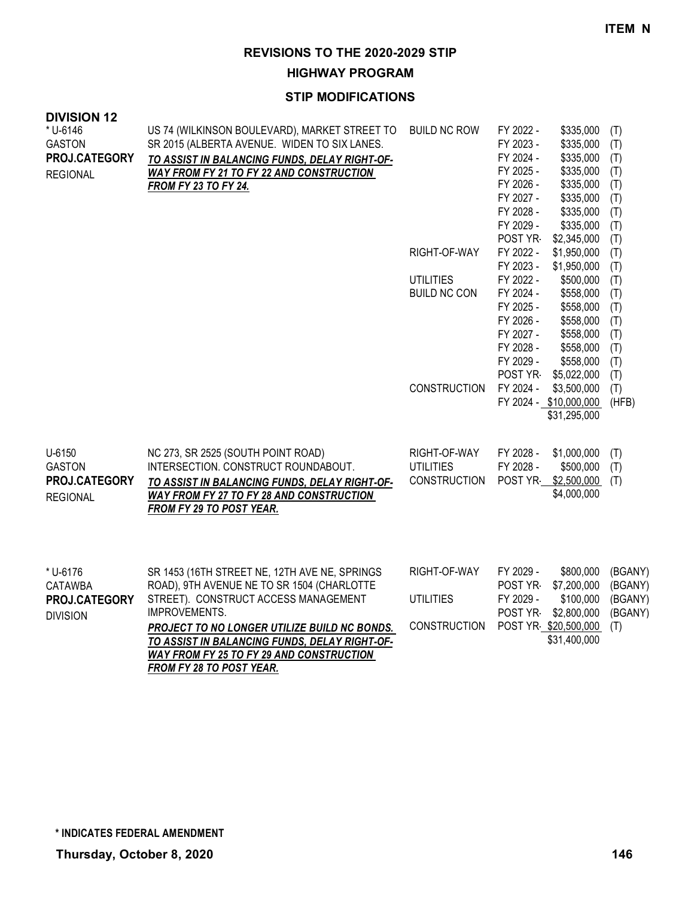**ITEM N**

# REVISIONS TO THE 2020-2029 STIP

## HIGHWAY PROGRAM

### STIP MODIFICATIONS

**DIVISION 12**

| Project | Description | Work Type | Year | Amount | Fund |
|---|---|---|---|---|---|
| * U-6146<br>GASTON<br>**PROJ.CATEGORY**<br>REGIONAL | US 74 (WILKINSON BOULEVARD), MARKET STREET TO SR 2015 (ALBERTA AVENUE. WIDEN TO SIX LANES.<br>***TO ASSIST IN BALANCING FUNDS, DELAY RIGHT-OF-WAY FROM FY 21 TO FY 22 AND CONSTRUCTION FROM FY 23 TO FY 24.*** | BUILD NC ROW | FY 2022 - | $335,000 | (T) |
| | | | FY 2023 - | $335,000 | (T) |
| | | | FY 2024 - | $335,000 | (T) |
| | | | FY 2025 - | $335,000 | (T) |
| | | | FY 2026 - | $335,000 | (T) |
| | | | FY 2027 - | $335,000 | (T) |
| | | | FY 2028 - | $335,000 | (T) |
| | | | FY 2029 - | $335,000 | (T) |
| | | | POST YR- | $2,345,000 | (T) |
| | | RIGHT-OF-WAY | FY 2022 - | $1,950,000 | (T) |
| | | | FY 2023 - | $1,950,000 | (T) |
| | | UTILITIES | FY 2022 - | $500,000 | (T) |
| | | BUILD NC CON | FY 2024 - | $558,000 | (T) |
| | | | FY 2025 - | $558,000 | (T) |
| | | | FY 2026 - | $558,000 | (T) |
| | | | FY 2027 - | $558,000 | (T) |
| | | | FY 2028 - | $558,000 | (T) |
| | | | FY 2029 - | $558,000 | (T) |
| | | | POST YR- | $5,022,000 | (T) |
| | | CONSTRUCTION | FY 2024 - | $3,500,000 | (T) |
| | | | FY 2024 - | $10,000,000 | (HFB) |
| | | | | $31,295,000 | |
| U-6150<br>GASTON<br>**PROJ.CATEGORY**<br>REGIONAL | NC 273, SR 2525 (SOUTH POINT ROAD) INTERSECTION. CONSTRUCT ROUNDABOUT.<br>***TO ASSIST IN BALANCING FUNDS, DELAY RIGHT-OF-WAY FROM FY 27 TO FY 28 AND CONSTRUCTION FROM FY 29 TO POST YEAR.*** | RIGHT-OF-WAY | FY 2028 - | $1,000,000 | (T) |
| | | UTILITIES | FY 2028 - | $500,000 | (T) |
| | | CONSTRUCTION | POST YR- | $2,500,000 | (T) |
| | | | | $4,000,000 | |
| * U-6176<br>CATAWBA<br>**PROJ.CATEGORY**<br>DIVISION | SR 1453 (16TH STREET NE, 12TH AVE NE, SPRINGS ROAD), 9TH AVENUE NE TO SR 1504 (CHARLOTTE STREET). CONSTRUCT ACCESS MANAGEMENT IMPROVEMENTS.<br>***PROJECT TO NO LONGER UTILIZE BUILD NC BONDS. TO ASSIST IN BALANCING FUNDS, DELAY RIGHT-OF-WAY FROM FY 25 TO FY 29 AND CONSTRUCTION FROM FY 28 TO POST YEAR.*** | RIGHT-OF-WAY | FY 2029 - | $800,000 | (BGANY) |
| | | | POST YR- | $7,200,000 | (BGANY) |
| | | UTILITIES | FY 2029 - | $100,000 | (BGANY) |
| | | | POST YR- | $2,800,000 | (BGANY) |
| | | CONSTRUCTION | POST YR- | $20,500,000 | (T) |
| | | | | $31,400,000 | |

**\* INDICATES FEDERAL AMENDMENT**

**Thursday, October 8, 2020**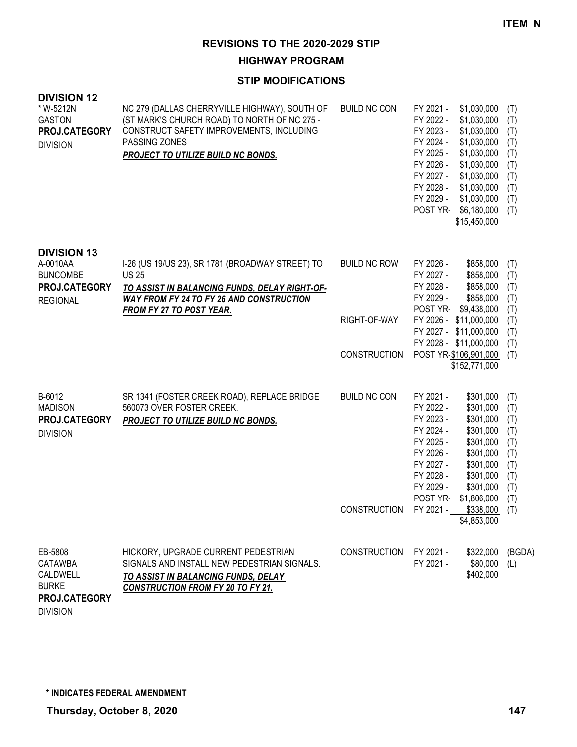**ITEM N**

## REVISIONS TO THE 2020-2029 STIP

### HIGHWAY PROGRAM

### STIP MODIFICATIONS

**DIVISION 12**

| Project | Description | Work Type | Fiscal Year | Amount | Fund |
|---|---|---|---|---|---|
| * W-5212N<br>GASTON<br>**PROJ.CATEGORY**<br>DIVISION | NC 279 (DALLAS CHERRYVILLE HIGHWAY), SOUTH OF (ST MARK'S CHURCH ROAD) TO NORTH OF NC 275 - CONSTRUCT SAFETY IMPROVEMENTS, INCLUDING PASSING ZONES<br>***PROJECT TO UTILIZE BUILD NC BONDS.*** | BUILD NC CON | FY 2021 - | $1,030,000 | (T) |
| | | | FY 2022 - | $1,030,000 | (T) |
| | | | FY 2023 - | $1,030,000 | (T) |
| | | | FY 2024 - | $1,030,000 | (T) |
| | | | FY 2025 - | $1,030,000 | (T) |
| | | | FY 2026 - | $1,030,000 | (T) |
| | | | FY 2027 - | $1,030,000 | (T) |
| | | | FY 2028 - | $1,030,000 | (T) |
| | | | FY 2029 - | $1,030,000 | (T) |
| | | | POST YR- | $6,180,000 | (T) |
| | | | | $15,450,000 | |

**DIVISION 13**

| Project | Description | Work Type | Fiscal Year | Amount | Fund |
|---|---|---|---|---|---|
| A-0010AA<br>BUNCOMBE<br>**PROJ.CATEGORY**<br>REGIONAL | I-26 (US 19/US 23), SR 1781 (BROADWAY STREET) TO US 25<br>***TO ASSIST IN BALANCING FUNDS, DELAY RIGHT-OF-WAY FROM FY 24 TO FY 26 AND CONSTRUCTION FROM FY 27 TO POST YEAR.*** | BUILD NC ROW | FY 2026 - | $858,000 | (T) |
| | | | FY 2027 - | $858,000 | (T) |
| | | | FY 2028 - | $858,000 | (T) |
| | | | FY 2029 - | $858,000 | (T) |
| | | | POST YR- | $9,438,000 | (T) |
| | | RIGHT-OF-WAY | FY 2026 - | $11,000,000 | (T) |
| | | | FY 2027 - | $11,000,000 | (T) |
| | | | FY 2028 - | $11,000,000 | (T) |
| | | CONSTRUCTION | POST YR- | $106,901,000 | (T) |
| | | | | $152,771,000 | |
| B-6012<br>MADISON<br>**PROJ.CATEGORY**<br>DIVISION | SR 1341 (FOSTER CREEK ROAD), REPLACE BRIDGE 560073 OVER FOSTER CREEK.<br>***PROJECT TO UTILIZE BUILD NC BONDS.*** | BUILD NC CON | FY 2021 - | $301,000 | (T) |
| | | | FY 2022 - | $301,000 | (T) |
| | | | FY 2023 - | $301,000 | (T) |
| | | | FY 2024 - | $301,000 | (T) |
| | | | FY 2025 - | $301,000 | (T) |
| | | | FY 2026 - | $301,000 | (T) |
| | | | FY 2027 - | $301,000 | (T) |
| | | | FY 2028 - | $301,000 | (T) |
| | | | FY 2029 - | $301,000 | (T) |
| | | | POST YR- | $1,806,000 | (T) |
| | | CONSTRUCTION | FY 2021 - | $338,000 | (T) |
| | | | | $4,853,000 | |
| EB-5808<br>CATAWBA<br>CALDWELL<br>BURKE<br>**PROJ.CATEGORY**<br>DIVISION | HICKORY, UPGRADE CURRENT PEDESTRIAN SIGNALS AND INSTALL NEW PEDESTRIAN SIGNALS.<br>***TO ASSIST IN BALANCING FUNDS, DELAY CONSTRUCTION FROM FY 20 TO FY 21.*** | CONSTRUCTION | FY 2021 - | $322,000 | (BGDA) |
| | | | FY 2021 - | $80,000 | (L) |
| | | | | $402,000 | |

**\* INDICATES FEDERAL AMENDMENT**

**Thursday, October 8, 2020**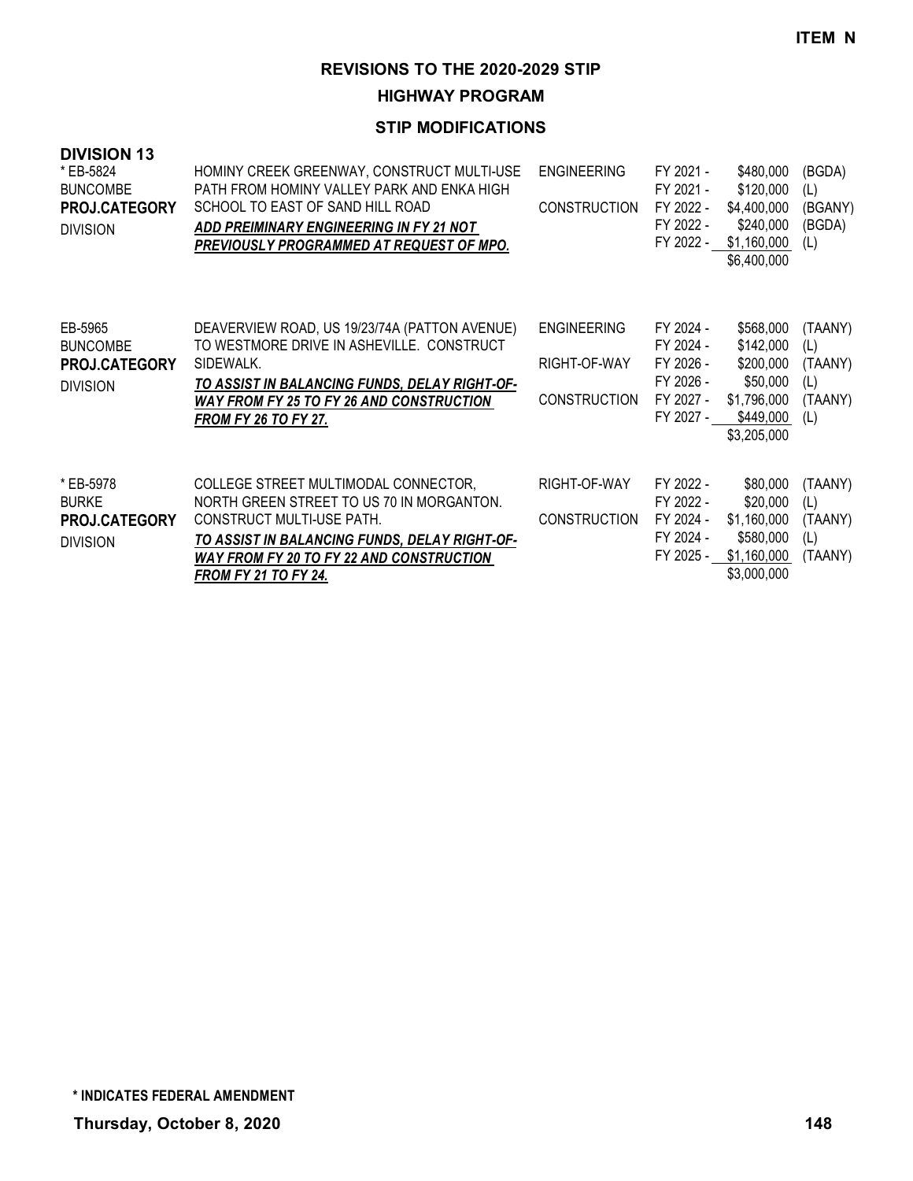**ITEM N**

# REVISIONS TO THE 2020-2029 STIP

## HIGHWAY PROGRAM

### STIP MODIFICATIONS

**DIVISION 13**

| Project | Description | Phase | Fiscal Year | Amount | Source |
|---|---|---|---|---|---|
| * EB-5824<br>BUNCOMBE<br>**PROJ.CATEGORY**<br>DIVISION | HOMINY CREEK GREENWAY, CONSTRUCT MULTI-USE PATH FROM HOMINY VALLEY PARK AND ENKA HIGH SCHOOL TO EAST OF SAND HILL ROAD<br>***ADD PREIMINARY ENGINEERING IN FY 21 NOT PREVIOUSLY PROGRAMMED AT REQUEST OF MPO.*** | ENGINEERING | FY 2021 - | $480,000 | (BGDA) |
| | | | FY 2021 - | $120,000 | (L) |
| | | CONSTRUCTION | FY 2022 - | $4,400,000 | (BGANY) |
| | | | FY 2022 - | $240,000 | (BGDA) |
| | | | FY 2022 - | $1,160,000 | (L) |
| | | | | $6,400,000 | |
| EB-5965<br>BUNCOMBE<br>**PROJ.CATEGORY**<br>DIVISION | DEAVERVIEW ROAD, US 19/23/74A (PATTON AVENUE) TO WESTMORE DRIVE IN ASHEVILLE. CONSTRUCT SIDEWALK.<br>***TO ASSIST IN BALANCING FUNDS, DELAY RIGHT-OF-WAY FROM FY 25 TO FY 26 AND CONSTRUCTION FROM FY 26 TO FY 27.*** | ENGINEERING | FY 2024 - | $568,000 | (TAANY) |
| | | | FY 2024 - | $142,000 | (L) |
| | | RIGHT-OF-WAY | FY 2026 - | $200,000 | (TAANY) |
| | | | FY 2026 - | $50,000 | (L) |
| | | CONSTRUCTION | FY 2027 - | $1,796,000 | (TAANY) |
| | | | FY 2027 - | $449,000 | (L) |
| | | | | $3,205,000 | |
| * EB-5978<br>BURKE<br>**PROJ.CATEGORY**<br>DIVISION | COLLEGE STREET MULTIMODAL CONNECTOR, NORTH GREEN STREET TO US 70 IN MORGANTON. CONSTRUCT MULTI-USE PATH.<br>***TO ASSIST IN BALANCING FUNDS, DELAY RIGHT-OF-WAY FROM FY 20 TO FY 22 AND CONSTRUCTION FROM FY 21 TO FY 24.*** | RIGHT-OF-WAY | FY 2022 - | $80,000 | (TAANY) |
| | | | FY 2022 - | $20,000 | (L) |
| | | CONSTRUCTION | FY 2024 - | $1,160,000 | (TAANY) |
| | | | FY 2024 - | $580,000 | (L) |
| | | | FY 2025 - | $1,160,000 | (TAANY) |
| | | | | $3,000,000 | |

**\* INDICATES FEDERAL AMENDMENT**

**Thursday, October 8, 2020**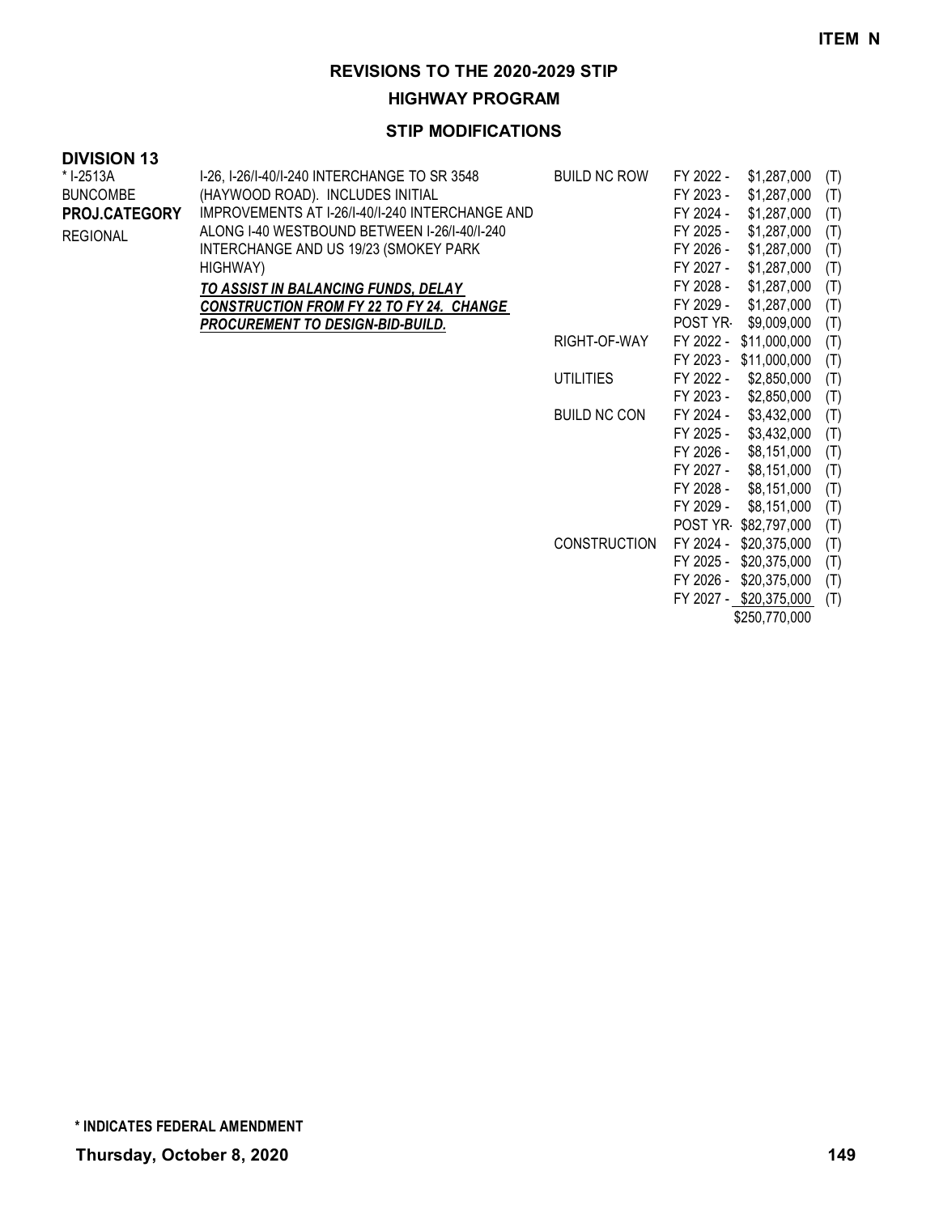**ITEM N**

# REVISIONS TO THE 2020-2029 STIP

## HIGHWAY PROGRAM

### STIP MODIFICATIONS

**DIVISION 13**

| Project | Description | Work Type | Fiscal Year | Amount | Fund |
|---|---|---|---|---|---|
| * I-2513A<br>BUNCOMBE<br>**PROJ.CATEGORY**<br>REGIONAL | I-26, I-26/I-40/I-240 INTERCHANGE TO SR 3548 (HAYWOOD ROAD). INCLUDES INITIAL IMPROVEMENTS AT I-26/I-40/I-240 INTERCHANGE AND ALONG I-40 WESTBOUND BETWEEN I-26/I-40/I-240 INTERCHANGE AND US 19/23 (SMOKEY PARK HIGHWAY)<br>***TO ASSIST IN BALANCING FUNDS, DELAY CONSTRUCTION FROM FY 22 TO FY 24. CHANGE PROCUREMENT TO DESIGN-BID-BUILD.*** | BUILD NC ROW | FY 2022 - | $1,287,000 | (T) |
| | | | FY 2023 - | $1,287,000 | (T) |
| | | | FY 2024 - | $1,287,000 | (T) |
| | | | FY 2025 - | $1,287,000 | (T) |
| | | | FY 2026 - | $1,287,000 | (T) |
| | | | FY 2027 - | $1,287,000 | (T) |
| | | | FY 2028 - | $1,287,000 | (T) |
| | | | FY 2029 - | $1,287,000 | (T) |
| | | | POST YR- | $9,009,000 | (T) |
| | | RIGHT-OF-WAY | FY 2022 - | $11,000,000 | (T) |
| | | | FY 2023 - | $11,000,000 | (T) |
| | | UTILITIES | FY 2022 - | $2,850,000 | (T) |
| | | | FY 2023 - | $2,850,000 | (T) |
| | | BUILD NC CON | FY 2024 - | $3,432,000 | (T) |
| | | | FY 2025 - | $3,432,000 | (T) |
| | | | FY 2026 - | $8,151,000 | (T) |
| | | | FY 2027 - | $8,151,000 | (T) |
| | | | FY 2028 - | $8,151,000 | (T) |
| | | | FY 2029 - | $8,151,000 | (T) |
| | | | POST YR- | $82,797,000 | (T) |
| | | CONSTRUCTION | FY 2024 - | $20,375,000 | (T) |
| | | | FY 2025 - | $20,375,000 | (T) |
| | | | FY 2026 - | $20,375,000 | (T) |
| | | | FY 2027 - | $20,375,000 | (T) |
| | | | | $250,770,000 | |

**\* INDICATES FEDERAL AMENDMENT**

**Thursday, October 8, 2020**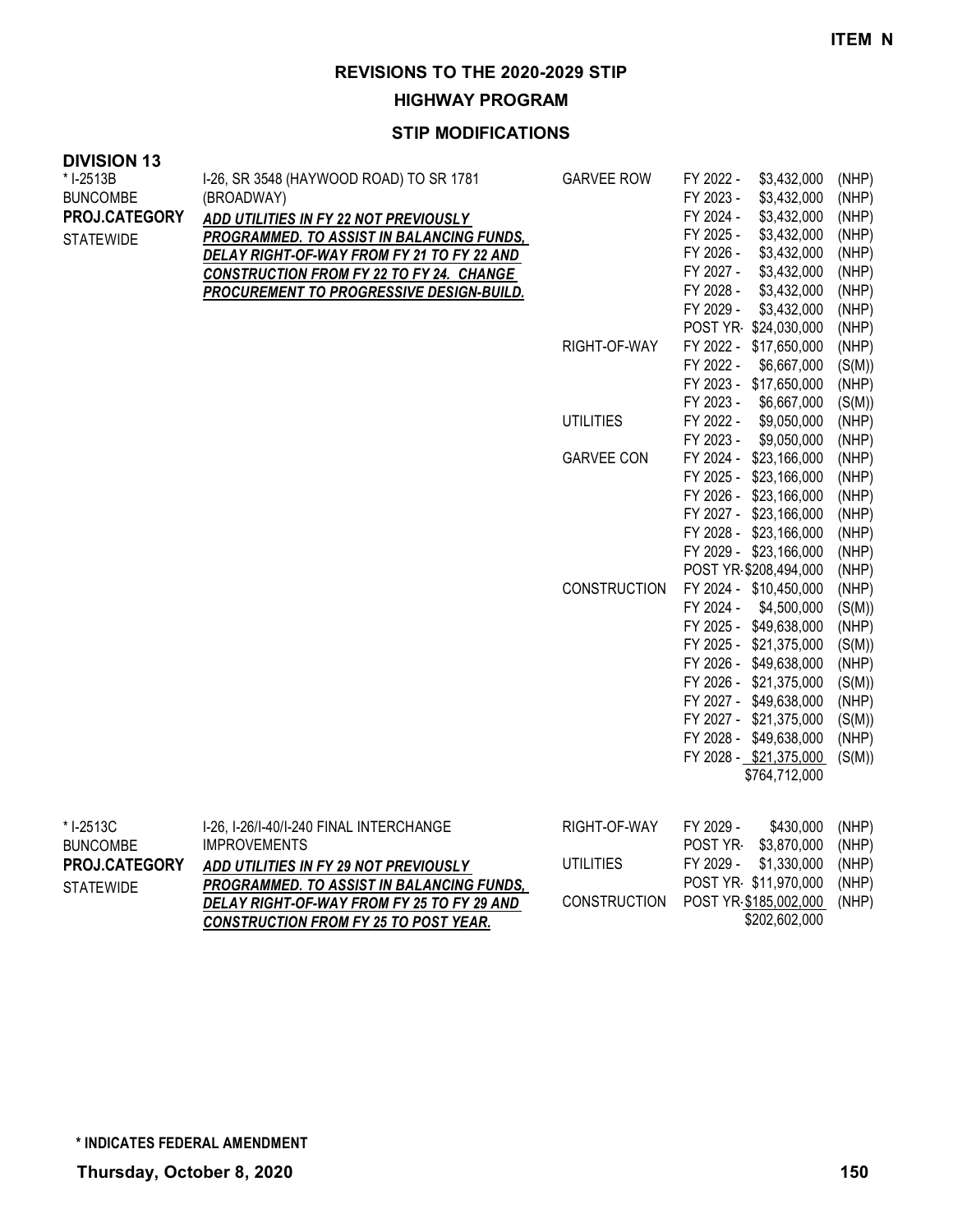**ITEM N**

# REVISIONS TO THE 2020-2029 STIP

## HIGHWAY PROGRAM

### STIP MODIFICATIONS

**DIVISION 13**

| Project | Description | Category | Fiscal Year / Amount | Fund |
|---|---|---|---|---|
| * I-2513B | I-26, SR 3548 (HAYWOOD ROAD) TO SR 1781 (BROADWAY) | GARVEE ROW | FY 2022 - $3,432,000 | (NHP) |
| BUNCOMBE | ***ADD UTILITIES IN FY 22 NOT PREVIOUSLY PROGRAMMED. TO ASSIST IN BALANCING FUNDS, DELAY RIGHT-OF-WAY FROM FY 21 TO FY 22 AND CONSTRUCTION FROM FY 22 TO FY 24. CHANGE PROCUREMENT TO PROGRESSIVE DESIGN-BUILD.*** | | FY 2023 - $3,432,000 | (NHP) |
| **PROJ.CATEGORY** | | | FY 2024 - $3,432,000 | (NHP) |
| STATEWIDE | | | FY 2025 - $3,432,000 | (NHP) |
| | | | FY 2026 - $3,432,000 | (NHP) |
| | | | FY 2027 - $3,432,000 | (NHP) |
| | | | FY 2028 - $3,432,000 | (NHP) |
| | | | FY 2029 - $3,432,000 | (NHP) |
| | | | POST YR - $24,030,000 | (NHP) |
| | | RIGHT-OF-WAY | FY 2022 - $17,650,000 | (NHP) |
| | | | FY 2022 - $6,667,000 | (S(M)) |
| | | | FY 2023 - $17,650,000 | (NHP) |
| | | | FY 2023 - $6,667,000 | (S(M)) |
| | | UTILITIES | FY 2022 - $9,050,000 | (NHP) |
| | | | FY 2023 - $9,050,000 | (NHP) |
| | | GARVEE CON | FY 2024 - $23,166,000 | (NHP) |
| | | | FY 2025 - $23,166,000 | (NHP) |
| | | | FY 2026 - $23,166,000 | (NHP) |
| | | | FY 2027 - $23,166,000 | (NHP) |
| | | | FY 2028 - $23,166,000 | (NHP) |
| | | | FY 2029 - $23,166,000 | (NHP) |
| | | | POST YR - $208,494,000 | (NHP) |
| | | CONSTRUCTION | FY 2024 - $10,450,000 | (NHP) |
| | | | FY 2024 - $4,500,000 | (S(M)) |
| | | | FY 2025 - $49,638,000 | (NHP) |
| | | | FY 2025 - $21,375,000 | (S(M)) |
| | | | FY 2026 - $49,638,000 | (NHP) |
| | | | FY 2026 - $21,375,000 | (S(M)) |
| | | | FY 2027 - $49,638,000 | (NHP) |
| | | | FY 2027 - $21,375,000 | (S(M)) |
| | | | FY 2028 - $49,638,000 | (NHP) |
| | | | FY 2028 - $21,375,000 | (S(M)) |
| | | | $764,712,000 | |

| Project | Description | Category | Fiscal Year / Amount | Fund |
|---|---|---|---|---|
| * I-2513C | I-26, I-26/I-40/I-240 FINAL INTERCHANGE IMPROVEMENTS | RIGHT-OF-WAY | FY 2029 - $430,000 | (NHP) |
| BUNCOMBE | ***ADD UTILITIES IN FY 29 NOT PREVIOUSLY PROGRAMMED. TO ASSIST IN BALANCING FUNDS, DELAY RIGHT-OF-WAY FROM FY 25 TO FY 29 AND CONSTRUCTION FROM FY 25 TO POST YEAR.*** | | POST YR - $3,870,000 | (NHP) |
| **PROJ.CATEGORY** | | UTILITIES | FY 2029 - $1,330,000 | (NHP) |
| STATEWIDE | | | POST YR - $11,970,000 | (NHP) |
| | | CONSTRUCTION | POST YR - $185,002,000 | (NHP) |
| | | | $202,602,000 | |

**\* INDICATES FEDERAL AMENDMENT**

**Thursday, October 8, 2020**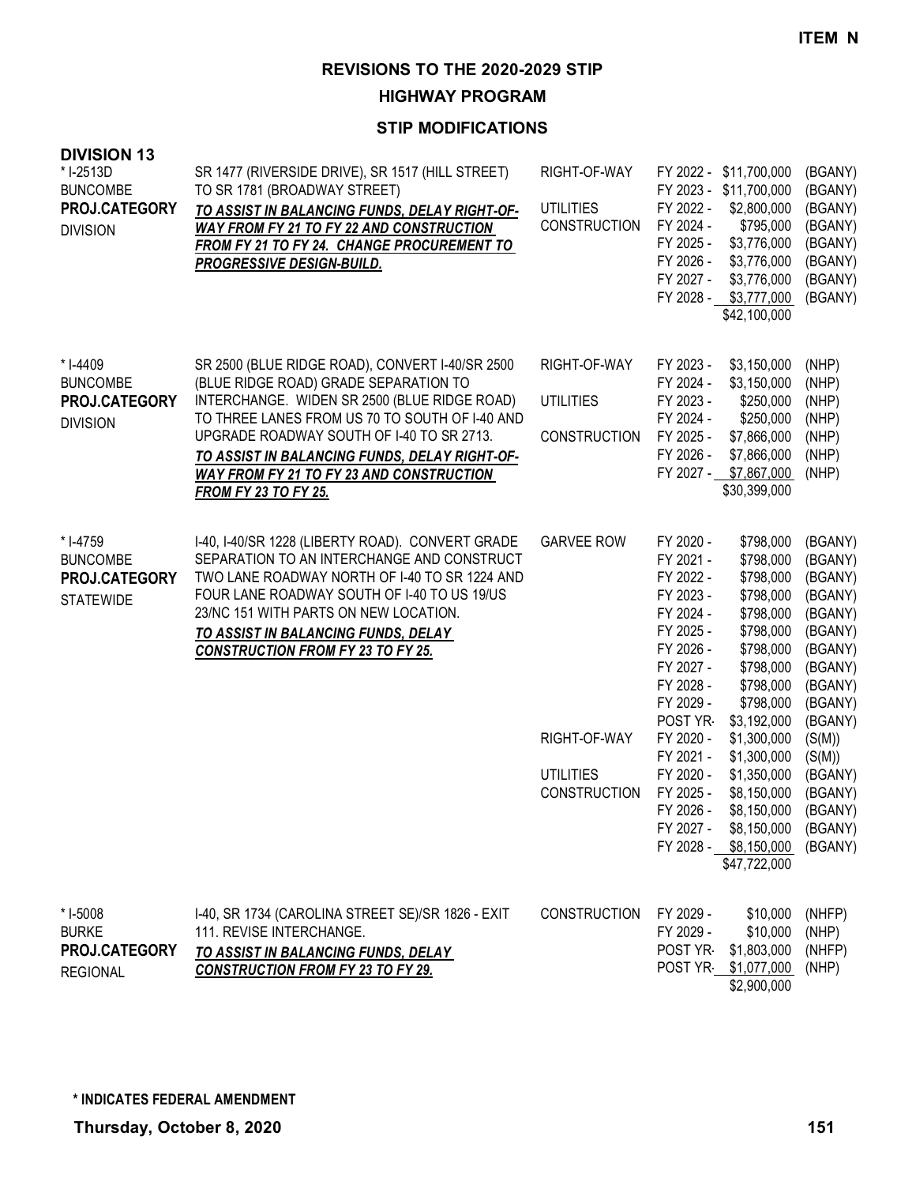**ITEM N**

## REVISIONS TO THE 2020-2029 STIP

### HIGHWAY PROGRAM

### STIP MODIFICATIONS

**DIVISION 13**

| Project | Description | Work Type | Fiscal Year | Amount | Funding |
|---|---|---|---|---|---|
| * I-2513D<br>BUNCOMBE<br>**PROJ.CATEGORY**<br>DIVISION | SR 1477 (RIVERSIDE DRIVE), SR 1517 (HILL STREET) TO SR 1781 (BROADWAY STREET)<br>***TO ASSIST IN BALANCING FUNDS, DELAY RIGHT-OF-WAY FROM FY 21 TO FY 22 AND CONSTRUCTION FROM FY 21 TO FY 24. CHANGE PROCUREMENT TO PROGRESSIVE DESIGN-BUILD.*** | RIGHT-OF-WAY | FY 2022 - | $11,700,000 | (BGANY) |
| | | | FY 2023 - | $11,700,000 | (BGANY) |
| | | UTILITIES | FY 2022 - | $2,800,000 | (BGANY) |
| | | CONSTRUCTION | FY 2024 - | $795,000 | (BGANY) |
| | | | FY 2025 - | $3,776,000 | (BGANY) |
| | | | FY 2026 - | $3,776,000 | (BGANY) |
| | | | FY 2027 - | $3,776,000 | (BGANY) |
| | | | FY 2028 - | $3,777,000 | (BGANY) |
| | | | | $42,100,000 | |
| * I-4409<br>BUNCOMBE<br>**PROJ.CATEGORY**<br>DIVISION | SR 2500 (BLUE RIDGE ROAD), CONVERT I-40/SR 2500 (BLUE RIDGE ROAD) GRADE SEPARATION TO INTERCHANGE. WIDEN SR 2500 (BLUE RIDGE ROAD) TO THREE LANES FROM US 70 TO SOUTH OF I-40 AND UPGRADE ROADWAY SOUTH OF I-40 TO SR 2713.<br>***TO ASSIST IN BALANCING FUNDS, DELAY RIGHT-OF-WAY FROM FY 21 TO FY 23 AND CONSTRUCTION FROM FY 23 TO FY 25.*** | RIGHT-OF-WAY | FY 2023 - | $3,150,000 | (NHP) |
| | | | FY 2024 - | $3,150,000 | (NHP) |
| | | UTILITIES | FY 2023 - | $250,000 | (NHP) |
| | | | FY 2024 - | $250,000 | (NHP) |
| | | CONSTRUCTION | FY 2025 - | $7,866,000 | (NHP) |
| | | | FY 2026 - | $7,866,000 | (NHP) |
| | | | FY 2027 - | $7,867,000 | (NHP) |
| | | | | $30,399,000 | |
| * I-4759<br>BUNCOMBE<br>**PROJ.CATEGORY**<br>STATEWIDE | I-40, I-40/SR 1228 (LIBERTY ROAD). CONVERT GRADE SEPARATION TO AN INTERCHANGE AND CONSTRUCT TWO LANE ROADWAY NORTH OF I-40 TO SR 1224 AND FOUR LANE ROADWAY SOUTH OF I-40 TO US 19/US 23/NC 151 WITH PARTS ON NEW LOCATION.<br>***TO ASSIST IN BALANCING FUNDS, DELAY CONSTRUCTION FROM FY 23 TO FY 25.*** | GARVEE ROW | FY 2020 - | $798,000 | (BGANY) |
| | | | FY 2021 - | $798,000 | (BGANY) |
| | | | FY 2022 - | $798,000 | (BGANY) |
| | | | FY 2023 - | $798,000 | (BGANY) |
| | | | FY 2024 - | $798,000 | (BGANY) |
| | | | FY 2025 - | $798,000 | (BGANY) |
| | | | FY 2026 - | $798,000 | (BGANY) |
| | | | FY 2027 - | $798,000 | (BGANY) |
| | | | FY 2028 - | $798,000 | (BGANY) |
| | | | FY 2029 - | $798,000 | (BGANY) |
| | | | POST YR- | $3,192,000 | (BGANY) |
| | | RIGHT-OF-WAY | FY 2020 - | $1,300,000 | (S(M)) |
| | | | FY 2021 - | $1,300,000 | (S(M)) |
| | | UTILITIES | FY 2020 - | $1,350,000 | (BGANY) |
| | | CONSTRUCTION | FY 2025 - | $8,150,000 | (BGANY) |
| | | | FY 2026 - | $8,150,000 | (BGANY) |
| | | | FY 2027 - | $8,150,000 | (BGANY) |
| | | | FY 2028 - | $8,150,000 | (BGANY) |
| | | | | $47,722,000 | |
| * I-5008<br>BURKE<br>**PROJ.CATEGORY**<br>REGIONAL | I-40, SR 1734 (CAROLINA STREET SE)/SR 1826 - EXIT 111. REVISE INTERCHANGE.<br>***TO ASSIST IN BALANCING FUNDS, DELAY CONSTRUCTION FROM FY 23 TO FY 29.*** | CONSTRUCTION | FY 2029 - | $10,000 | (NHFP) |
| | | | FY 2029 - | $10,000 | (NHP) |
| | | | POST YR- | $1,803,000 | (NHFP) |
| | | | POST YR- | $1,077,000 | (NHP) |
| | | | | $2,900,000 | |

**\* INDICATES FEDERAL AMENDMENT**

**Thursday, October 8, 2020**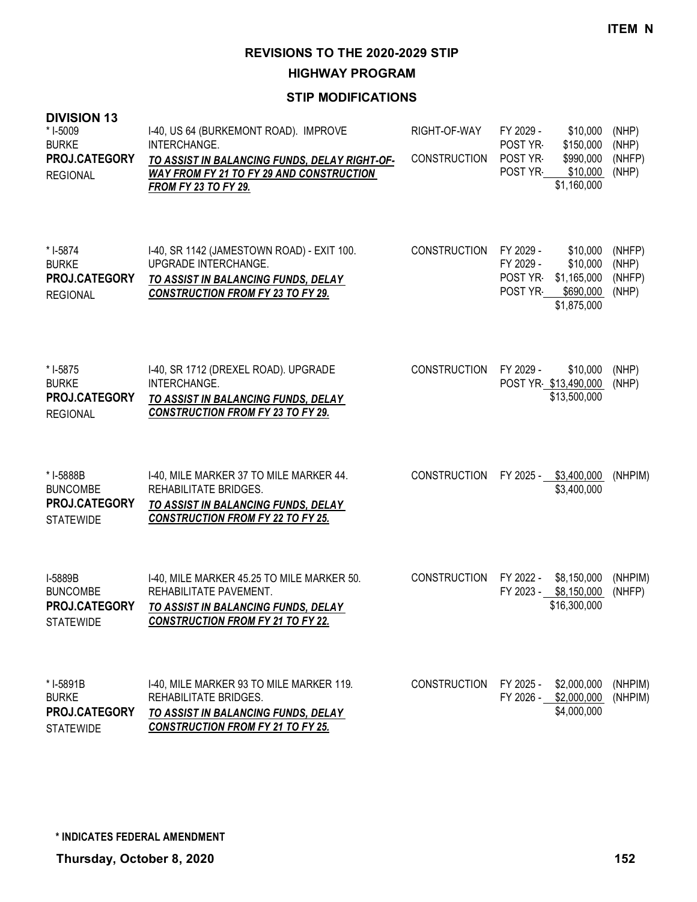**ITEM N**

# REVISIONS TO THE 2020-2029 STIP

## HIGHWAY PROGRAM

### STIP MODIFICATIONS

**DIVISION 13**

| Project | Description | Work Type | Fiscal Year | Amount | Fund |
|---|---|---|---|---|---|
| * I-5009<br>BURKE<br>**PROJ.CATEGORY**<br>REGIONAL | I-40, US 64 (BURKEMONT ROAD). IMPROVE INTERCHANGE.<br>***TO ASSIST IN BALANCING FUNDS, DELAY RIGHT-OF-WAY FROM FY 21 TO FY 29 AND CONSTRUCTION FROM FY 23 TO FY 29.*** | RIGHT-OF-WAY | FY 2029 - | $10,000 | (NHP) |
| | | | POST YR- | $150,000 | (NHP) |
| | | CONSTRUCTION | POST YR- | $990,000 | (NHFP) |
| | | | POST YR- | $10,000 | (NHP) |
| | | | | $1,160,000 | |
| * I-5874<br>BURKE<br>**PROJ.CATEGORY**<br>REGIONAL | I-40, SR 1142 (JAMESTOWN ROAD) - EXIT 100. UPGRADE INTERCHANGE.<br>***TO ASSIST IN BALANCING FUNDS, DELAY CONSTRUCTION FROM FY 23 TO FY 29.*** | CONSTRUCTION | FY 2029 - | $10,000 | (NHFP) |
| | | | FY 2029 - | $10,000 | (NHP) |
| | | | POST YR- | $1,165,000 | (NHFP) |
| | | | POST YR- | $690,000 | (NHP) |
| | | | | $1,875,000 | |
| * I-5875<br>BURKE<br>**PROJ.CATEGORY**<br>REGIONAL | I-40, SR 1712 (DREXEL ROAD). UPGRADE INTERCHANGE.<br>***TO ASSIST IN BALANCING FUNDS, DELAY CONSTRUCTION FROM FY 23 TO FY 29.*** | CONSTRUCTION | FY 2029 - | $10,000 | (NHP) |
| | | | POST YR- | $13,490,000 | (NHP) |
| | | | | $13,500,000 | |
| * I-5888B<br>BUNCOMBE<br>**PROJ.CATEGORY**<br>STATEWIDE | I-40, MILE MARKER 37 TO MILE MARKER 44. REHABILITATE BRIDGES.<br>***TO ASSIST IN BALANCING FUNDS, DELAY CONSTRUCTION FROM FY 22 TO FY 25.*** | CONSTRUCTION | FY 2025 - | $3,400,000 | (NHPIM) |
| | | | | $3,400,000 | |
| I-5889B<br>BUNCOMBE<br>**PROJ.CATEGORY**<br>STATEWIDE | I-40, MILE MARKER 45.25 TO MILE MARKER 50. REHABILITATE PAVEMENT.<br>***TO ASSIST IN BALANCING FUNDS, DELAY CONSTRUCTION FROM FY 21 TO FY 22.*** | CONSTRUCTION | FY 2022 - | $8,150,000 | (NHPIM) |
| | | | FY 2023 - | $8,150,000 | (NHFP) |
| | | | | $16,300,000 | |
| * I-5891B<br>BURKE<br>**PROJ.CATEGORY**<br>STATEWIDE | I-40, MILE MARKER 93 TO MILE MARKER 119. REHABILITATE BRIDGES.<br>***TO ASSIST IN BALANCING FUNDS, DELAY CONSTRUCTION FROM FY 21 TO FY 25.*** | CONSTRUCTION | FY 2025 - | $2,000,000 | (NHPIM) |
| | | | FY 2026 - | $2,000,000 | (NHPIM) |
| | | | | $4,000,000 | |

**\* INDICATES FEDERAL AMENDMENT**

**Thursday, October 8, 2020**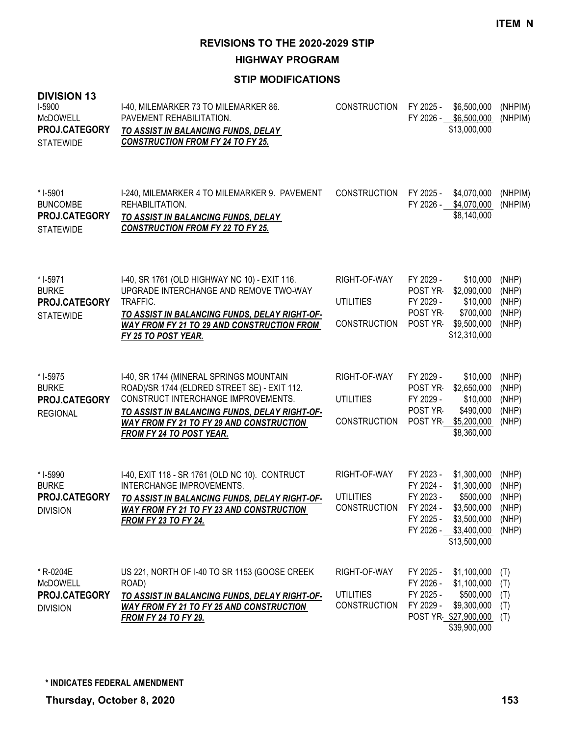**ITEM N**

# REVISIONS TO THE 2020-2029 STIP

## HIGHWAY PROGRAM

### STIP MODIFICATIONS

**DIVISION 13**

| Project | Description | Work Type | Fiscal Year | Amount | Fund |
|---|---|---|---|---|---|
| I-5900<br>McDOWELL<br>**PROJ.CATEGORY**<br>STATEWIDE | I-40, MILEMARKER 73 TO MILEMARKER 86. PAVEMENT REHABILITATION.<br>***TO ASSIST IN BALANCING FUNDS, DELAY CONSTRUCTION FROM FY 24 TO FY 25.*** | CONSTRUCTION | FY 2025 - | $6,500,000 | (NHPIM) |
| | | | FY 2026 - | $6,500,000 | (NHPIM) |
| | | | | $13,000,000 | |
| * I-5901<br>BUNCOMBE<br>**PROJ.CATEGORY**<br>STATEWIDE | I-240, MILEMARKER 4 TO MILEMARKER 9. PAVEMENT REHABILITATION.<br>***TO ASSIST IN BALANCING FUNDS, DELAY CONSTRUCTION FROM FY 22 TO FY 25.*** | CONSTRUCTION | FY 2025 - | $4,070,000 | (NHPIM) |
| | | | FY 2026 - | $4,070,000 | (NHPIM) |
| | | | | $8,140,000 | |
| * I-5971<br>BURKE<br>**PROJ.CATEGORY**<br>STATEWIDE | I-40, SR 1761 (OLD HIGHWAY NC 10) - EXIT 116. UPGRADE INTERCHANGE AND REMOVE TWO-WAY TRAFFIC.<br>***TO ASSIST IN BALANCING FUNDS, DELAY RIGHT-OF-WAY FROM FY 21 TO 29 AND CONSTRUCTION FROM FY 25 TO POST YEAR.*** | RIGHT-OF-WAY | FY 2029 - | $10,000 | (NHP) |
| | | | POST YR- | $2,090,000 | (NHP) |
| | | UTILITIES | FY 2029 - | $10,000 | (NHP) |
| | | | POST YR- | $700,000 | (NHP) |
| | | CONSTRUCTION | POST YR- | $9,500,000 | (NHP) |
| | | | | $12,310,000 | |
| * I-5975<br>BURKE<br>**PROJ.CATEGORY**<br>REGIONAL | I-40, SR 1744 (MINERAL SPRINGS MOUNTAIN ROAD)/SR 1744 (ELDRED STREET SE) - EXIT 112. CONSTRUCT INTERCHANGE IMPROVEMENTS.<br>***TO ASSIST IN BALANCING FUNDS, DELAY RIGHT-OF-WAY FROM FY 21 TO FY 29 AND CONSTRUCTION FROM FY 24 TO POST YEAR.*** | RIGHT-OF-WAY | FY 2029 - | $10,000 | (NHP) |
| | | | POST YR- | $2,650,000 | (NHP) |
| | | UTILITIES | FY 2029 - | $10,000 | (NHP) |
| | | | POST YR- | $490,000 | (NHP) |
| | | CONSTRUCTION | POST YR- | $5,200,000 | (NHP) |
| | | | | $8,360,000 | |
| * I-5990<br>BURKE<br>**PROJ.CATEGORY**<br>DIVISION | I-40, EXIT 118 - SR 1761 (OLD NC 10). CONTRUCT INTERCHANGE IMPROVEMENTS.<br>***TO ASSIST IN BALANCING FUNDS, DELAY RIGHT-OF-WAY FROM FY 21 TO FY 23 AND CONSTRUCTION FROM FY 23 TO FY 24.*** | RIGHT-OF-WAY | FY 2023 - | $1,300,000 | (NHP) |
| | | | FY 2024 - | $1,300,000 | (NHP) |
| | | UTILITIES | FY 2023 - | $500,000 | (NHP) |
| | | CONSTRUCTION | FY 2024 - | $3,500,000 | (NHP) |
| | | | FY 2025 - | $3,500,000 | (NHP) |
| | | | FY 2026 - | $3,400,000 | (NHP) |
| | | | | $13,500,000 | |
| * R-0204E<br>McDOWELL<br>**PROJ.CATEGORY**<br>DIVISION | US 221, NORTH OF I-40 TO SR 1153 (GOOSE CREEK ROAD)<br>***TO ASSIST IN BALANCING FUNDS, DELAY RIGHT-OF-WAY FROM FY 21 TO FY 25 AND CONSTRUCTION FROM FY 24 TO FY 29.*** | RIGHT-OF-WAY | FY 2025 - | $1,100,000 | (T) |
| | | | FY 2026 - | $1,100,000 | (T) |
| | | UTILITIES | FY 2025 - | $500,000 | (T) |
| | | CONSTRUCTION | FY 2029 - | $9,300,000 | (T) |
| | | | POST YR- | $27,900,000 | (T) |
| | | | | $39,900,000 | |

**\* INDICATES FEDERAL AMENDMENT**

**Thursday, October 8, 2020**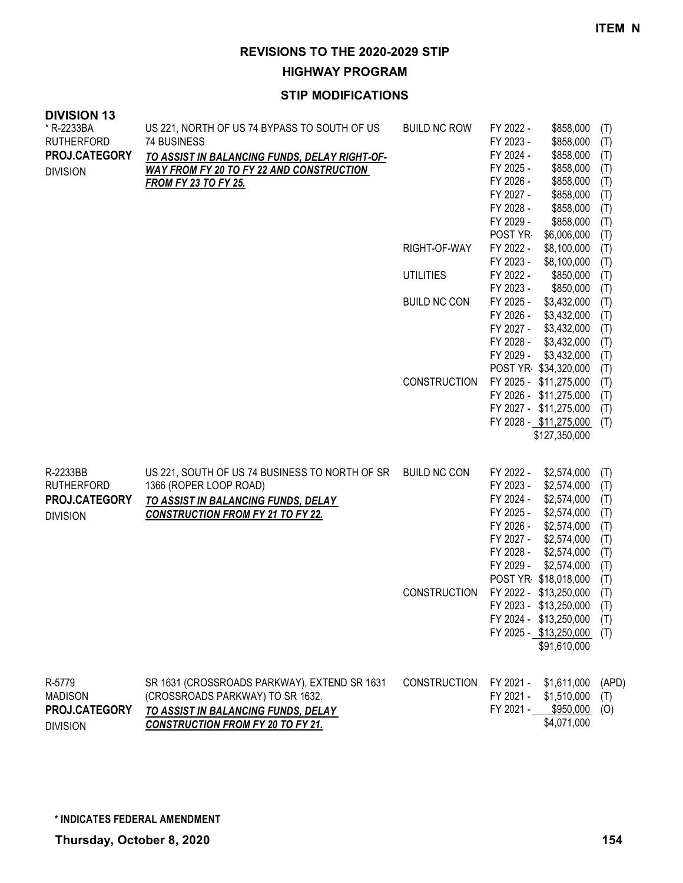**ITEM N**

## REVISIONS TO THE 2020-2029 STIP

### HIGHWAY PROGRAM

### STIP MODIFICATIONS

**DIVISION 13**

| Project | Description | Work Type | Fiscal Year | Amount | Fund |
|---|---|---|---|---|---|
| * R-2233BA<br>RUTHERFORD<br>**PROJ.CATEGORY**<br>DIVISION | US 221, NORTH OF US 74 BYPASS TO SOUTH OF US 74 BUSINESS<br>***TO ASSIST IN BALANCING FUNDS, DELAY RIGHT-OF-WAY FROM FY 20 TO FY 22 AND CONSTRUCTION FROM FY 23 TO FY 25.*** | BUILD NC ROW | FY 2022 - | $858,000 | (T) |
| | | | FY 2023 - | $858,000 | (T) |
| | | | FY 2024 - | $858,000 | (T) |
| | | | FY 2025 - | $858,000 | (T) |
| | | | FY 2026 - | $858,000 | (T) |
| | | | FY 2027 - | $858,000 | (T) |
| | | | FY 2028 - | $858,000 | (T) |
| | | | FY 2029 - | $858,000 | (T) |
| | | | POST YR- | $6,006,000 | (T) |
| | | RIGHT-OF-WAY | FY 2022 - | $8,100,000 | (T) |
| | | | FY 2023 - | $8,100,000 | (T) |
| | | UTILITIES | FY 2022 - | $850,000 | (T) |
| | | | FY 2023 - | $850,000 | (T) |
| | | BUILD NC CON | FY 2025 - | $3,432,000 | (T) |
| | | | FY 2026 - | $3,432,000 | (T) |
| | | | FY 2027 - | $3,432,000 | (T) |
| | | | FY 2028 - | $3,432,000 | (T) |
| | | | FY 2029 - | $3,432,000 | (T) |
| | | | POST YR- | $34,320,000 | (T) |
| | | CONSTRUCTION | FY 2025 - | $11,275,000 | (T) |
| | | | FY 2026 - | $11,275,000 | (T) |
| | | | FY 2027 - | $11,275,000 | (T) |
| | | | FY 2028 - | $11,275,000 | (T) |
| | | | | $127,350,000 | |
| R-2233BB<br>RUTHERFORD<br>**PROJ.CATEGORY**<br>DIVISION | US 221, SOUTH OF US 74 BUSINESS TO NORTH OF SR 1366 (ROPER LOOP ROAD)<br>***TO ASSIST IN BALANCING FUNDS, DELAY CONSTRUCTION FROM FY 21 TO FY 22.*** | BUILD NC CON | FY 2022 - | $2,574,000 | (T) |
| | | | FY 2023 - | $2,574,000 | (T) |
| | | | FY 2024 - | $2,574,000 | (T) |
| | | | FY 2025 - | $2,574,000 | (T) |
| | | | FY 2026 - | $2,574,000 | (T) |
| | | | FY 2027 - | $2,574,000 | (T) |
| | | | FY 2028 - | $2,574,000 | (T) |
| | | | FY 2029 - | $2,574,000 | (T) |
| | | | POST YR- | $18,018,000 | (T) |
| | | CONSTRUCTION | FY 2022 - | $13,250,000 | (T) |
| | | | FY 2023 - | $13,250,000 | (T) |
| | | | FY 2024 - | $13,250,000 | (T) |
| | | | FY 2025 - | $13,250,000 | (T) |
| | | | | $91,610,000 | |
| R-5779<br>MADISON<br>**PROJ.CATEGORY**<br>DIVISION | SR 1631 (CROSSROADS PARKWAY), EXTEND SR 1631 (CROSSROADS PARKWAY) TO SR 1632.<br>***TO ASSIST IN BALANCING FUNDS, DELAY CONSTRUCTION FROM FY 20 TO FY 21.*** | CONSTRUCTION | FY 2021 - | $1,611,000 | (APD) |
| | | | FY 2021 - | $1,510,000 | (T) |
| | | | FY 2021 - | $950,000 | (O) |
| | | | | $4,071,000 | |

**\* INDICATES FEDERAL AMENDMENT**

**Thursday, October 8, 2020**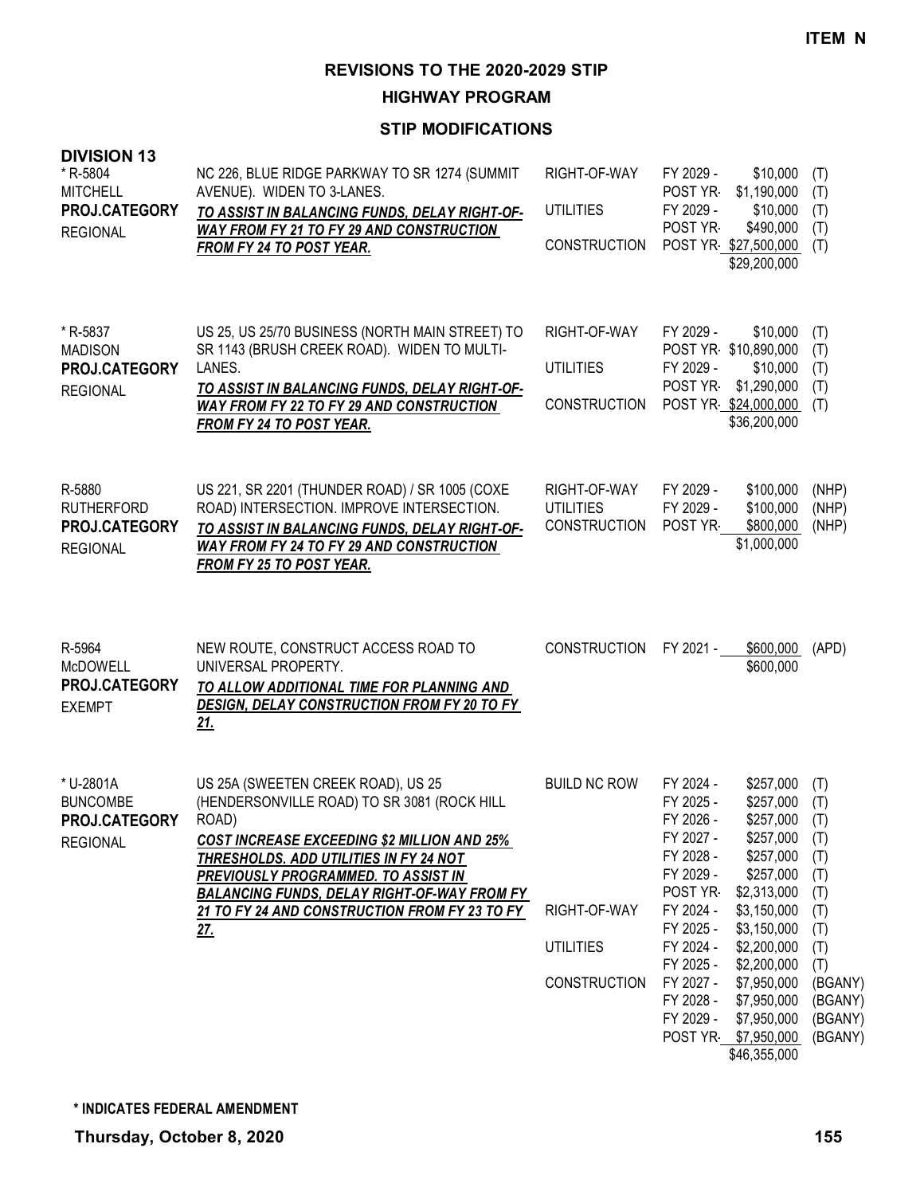**ITEM N**

# REVISIONS TO THE 2020-2029 STIP

## HIGHWAY PROGRAM

### STIP MODIFICATIONS

**DIVISION 13**

| Project | Description | Work Type | Year | Amount | Fund |
|---|---|---|---|---|---|
| * R-5804<br>MITCHELL<br>**PROJ.CATEGORY**<br>REGIONAL | NC 226, BLUE RIDGE PARKWAY TO SR 1274 (SUMMIT AVENUE). WIDEN TO 3-LANES.<br>***TO ASSIST IN BALANCING FUNDS, DELAY RIGHT-OF-WAY FROM FY 21 TO FY 29 AND CONSTRUCTION FROM FY 24 TO POST YEAR.*** | RIGHT-OF-WAY | FY 2029 - | $10,000 | (T) |
| | | | POST YR- | $1,190,000 | (T) |
| | | UTILITIES | FY 2029 - | $10,000 | (T) |
| | | | POST YR- | $490,000 | (T) |
| | | CONSTRUCTION | POST YR- | $27,500,000 | (T) |
| | | | | $29,200,000 | |
| * R-5837<br>MADISON<br>**PROJ.CATEGORY**<br>REGIONAL | US 25, US 25/70 BUSINESS (NORTH MAIN STREET) TO SR 1143 (BRUSH CREEK ROAD). WIDEN TO MULTI-LANES.<br>***TO ASSIST IN BALANCING FUNDS, DELAY RIGHT-OF-WAY FROM FY 22 TO FY 29 AND CONSTRUCTION FROM FY 24 TO POST YEAR.*** | RIGHT-OF-WAY | FY 2029 - | $10,000 | (T) |
| | | | POST YR- | $10,890,000 | (T) |
| | | UTILITIES | FY 2029 - | $10,000 | (T) |
| | | | POST YR- | $1,290,000 | (T) |
| | | CONSTRUCTION | POST YR- | $24,000,000 | (T) |
| | | | | $36,200,000 | |
| R-5880<br>RUTHERFORD<br>**PROJ.CATEGORY**<br>REGIONAL | US 221, SR 2201 (THUNDER ROAD) / SR 1005 (COXE ROAD) INTERSECTION. IMPROVE INTERSECTION.<br>***TO ASSIST IN BALANCING FUNDS, DELAY RIGHT-OF-WAY FROM FY 24 TO FY 29 AND CONSTRUCTION FROM FY 25 TO POST YEAR.*** | RIGHT-OF-WAY | FY 2029 - | $100,000 | (NHP) |
| | | UTILITIES | FY 2029 - | $100,000 | (NHP) |
| | | CONSTRUCTION | POST YR- | $800,000 | (NHP) |
| | | | | $1,000,000 | |
| R-5964<br>McDOWELL<br>**PROJ.CATEGORY**<br>EXEMPT | NEW ROUTE, CONSTRUCT ACCESS ROAD TO UNIVERSAL PROPERTY.<br>***TO ALLOW ADDITIONAL TIME FOR PLANNING AND DESIGN, DELAY CONSTRUCTION FROM FY 20 TO FY 21.*** | CONSTRUCTION | FY 2021 - | $600,000 | (APD) |
| | | | | $600,000 | |
| * U-2801A<br>BUNCOMBE<br>**PROJ.CATEGORY**<br>REGIONAL | US 25A (SWEETEN CREEK ROAD), US 25 (HENDERSONVILLE ROAD) TO SR 3081 (ROCK HILL ROAD)<br>***COST INCREASE EXCEEDING $2 MILLION AND 25% THRESHOLDS. ADD UTILITIES IN FY 24 NOT PREVIOUSLY PROGRAMMED. TO ASSIST IN BALANCING FUNDS, DELAY RIGHT-OF-WAY FROM FY 21 TO FY 24 AND CONSTRUCTION FROM FY 23 TO FY 27.*** | BUILD NC ROW | FY 2024 - | $257,000 | (T) |
| | | | FY 2025 - | $257,000 | (T) |
| | | | FY 2026 - | $257,000 | (T) |
| | | | FY 2027 - | $257,000 | (T) |
| | | | FY 2028 - | $257,000 | (T) |
| | | | FY 2029 - | $257,000 | (T) |
| | | | POST YR- | $2,313,000 | (T) |
| | | RIGHT-OF-WAY | FY 2024 - | $3,150,000 | (T) |
| | | | FY 2025 - | $3,150,000 | (T) |
| | | UTILITIES | FY 2024 - | $2,200,000 | (T) |
| | | | FY 2025 - | $2,200,000 | (T) |
| | | CONSTRUCTION | FY 2027 - | $7,950,000 | (BGANY) |
| | | | FY 2028 - | $7,950,000 | (BGANY) |
| | | | FY 2029 - | $7,950,000 | (BGANY) |
| | | | POST YR- | $7,950,000 | (BGANY) |
| | | | | $46,355,000 | |

**\* INDICATES FEDERAL AMENDMENT**

**Thursday, October 8, 2020**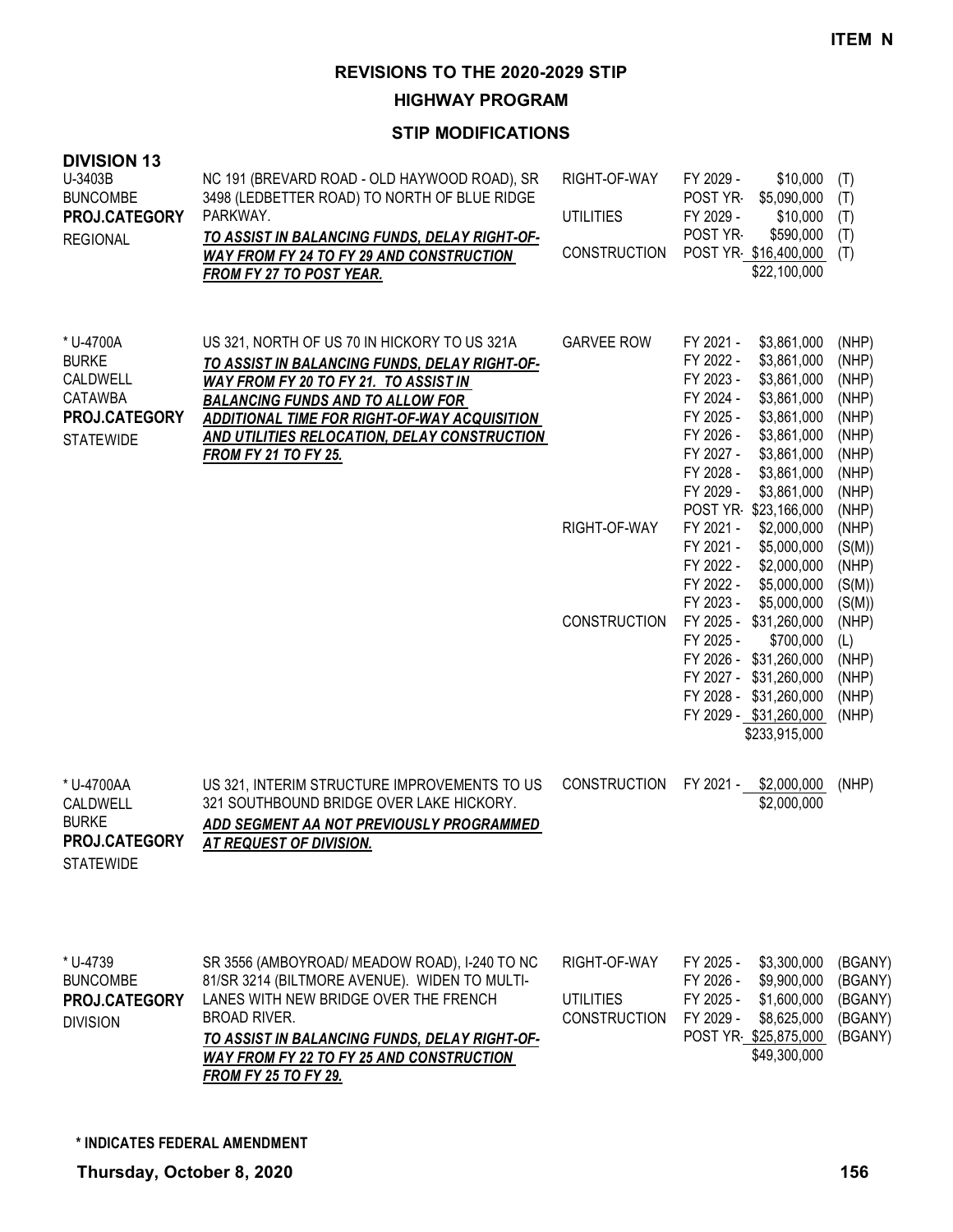**ITEM N**

# REVISIONS TO THE 2020-2029 STIP

## HIGHWAY PROGRAM

### STIP MODIFICATIONS

**DIVISION 13**

| Project | Description | Work Type | Fiscal Year / Amount | Fund |
|---|---|---|---|---|
| U-3403B<br>BUNCOMBE<br>**PROJ.CATEGORY**<br>REGIONAL | NC 191 (BREVARD ROAD - OLD HAYWOOD ROAD), SR 3498 (LEDBETTER ROAD) TO NORTH OF BLUE RIDGE PARKWAY.<br>***TO ASSIST IN BALANCING FUNDS, DELAY RIGHT-OF-WAY FROM FY 24 TO FY 29 AND CONSTRUCTION FROM FY 27 TO POST YEAR.*** | RIGHT-OF-WAY | FY 2029 - $10,000 | (T) |
| | | | POST YR- $5,090,000 | (T) |
| | | UTILITIES | FY 2029 - $10,000 | (T) |
| | | | POST YR- $590,000 | (T) |
| | | CONSTRUCTION | POST YR- $16,400,000 | (T) |
| | | | $22,100,000 | |
| * U-4700A<br>BURKE<br>CALDWELL<br>CATAWBA<br>**PROJ.CATEGORY**<br>STATEWIDE | US 321, NORTH OF US 70 IN HICKORY TO US 321A<br>***TO ASSIST IN BALANCING FUNDS, DELAY RIGHT-OF-WAY FROM FY 20 TO FY 21. TO ASSIST IN BALANCING FUNDS AND TO ALLOW FOR ADDITIONAL TIME FOR RIGHT-OF-WAY ACQUISITION AND UTILITIES RELOCATION, DELAY CONSTRUCTION FROM FY 21 TO FY 25.*** | GARVEE ROW | FY 2021 - $3,861,000 | (NHP) |
| | | | FY 2022 - $3,861,000 | (NHP) |
| | | | FY 2023 - $3,861,000 | (NHP) |
| | | | FY 2024 - $3,861,000 | (NHP) |
| | | | FY 2025 - $3,861,000 | (NHP) |
| | | | FY 2026 - $3,861,000 | (NHP) |
| | | | FY 2027 - $3,861,000 | (NHP) |
| | | | FY 2028 - $3,861,000 | (NHP) |
| | | | FY 2029 - $3,861,000 | (NHP) |
| | | | POST YR- $23,166,000 | (NHP) |
| | | RIGHT-OF-WAY | FY 2021 - $2,000,000 | (NHP) |
| | | | FY 2021 - $5,000,000 | (S(M)) |
| | | | FY 2022 - $2,000,000 | (NHP) |
| | | | FY 2022 - $5,000,000 | (S(M)) |
| | | | FY 2023 - $5,000,000 | (S(M)) |
| | | CONSTRUCTION | FY 2025 - $31,260,000 | (NHP) |
| | | | FY 2025 - $700,000 | (L) |
| | | | FY 2026 - $31,260,000 | (NHP) |
| | | | FY 2027 - $31,260,000 | (NHP) |
| | | | FY 2028 - $31,260,000 | (NHP) |
| | | | FY 2029 - $31,260,000 | (NHP) |
| | | | $233,915,000 | |
| * U-4700AA<br>CALDWELL<br>BURKE<br>**PROJ.CATEGORY**<br>STATEWIDE | US 321, INTERIM STRUCTURE IMPROVEMENTS TO US 321 SOUTHBOUND BRIDGE OVER LAKE HICKORY.<br>***ADD SEGMENT AA NOT PREVIOUSLY PROGRAMMED AT REQUEST OF DIVISION.*** | CONSTRUCTION | FY 2021 - $2,000,000 | (NHP) |
| | | | $2,000,000 | |
| * U-4739<br>BUNCOMBE<br>**PROJ.CATEGORY**<br>DIVISION | SR 3556 (AMBOYROAD/ MEADOW ROAD), I-240 TO NC 81/SR 3214 (BILTMORE AVENUE). WIDEN TO MULTI-LANES WITH NEW BRIDGE OVER THE FRENCH BROAD RIVER.<br>***TO ASSIST IN BALANCING FUNDS, DELAY RIGHT-OF-WAY FROM FY 22 TO FY 25 AND CONSTRUCTION FROM FY 25 TO FY 29.*** | RIGHT-OF-WAY | FY 2025 - $3,300,000 | (BGANY) |
| | | | FY 2026 - $9,900,000 | (BGANY) |
| | | UTILITIES | FY 2025 - $1,600,000 | (BGANY) |
| | | CONSTRUCTION | FY 2029 - $8,625,000 | (BGANY) |
| | | | POST YR- $25,875,000 | (BGANY) |
| | | | $49,300,000 | |

**\* INDICATES FEDERAL AMENDMENT**

**Thursday, October 8, 2020**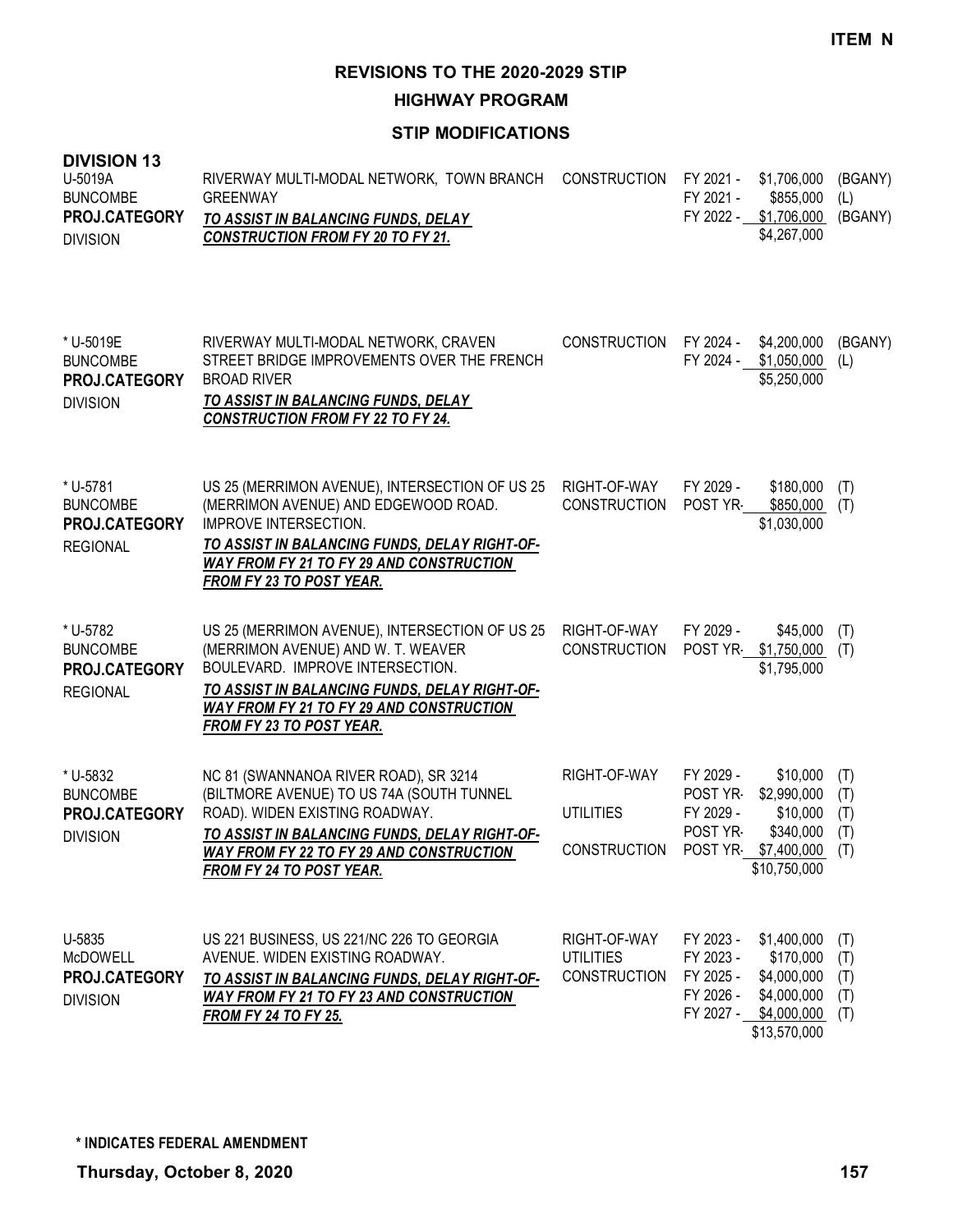**ITEM N**

# REVISIONS TO THE 2020-2029 STIP

## HIGHWAY PROGRAM

### STIP MODIFICATIONS

**DIVISION 13**

| Project | Description | Work Type | Fiscal Year | Amount | Fund |
|---|---|---|---|---|---|
| U-5019A<br>BUNCOMBE<br>**PROJ.CATEGORY**<br>DIVISION | RIVERWAY MULTI-MODAL NETWORK, TOWN BRANCH GREENWAY<br>***TO ASSIST IN BALANCING FUNDS, DELAY CONSTRUCTION FROM FY 20 TO FY 21.*** | CONSTRUCTION | FY 2021 -<br>FY 2021 -<br>FY 2022 - | \$1,706,000<br>\$855,000<br>\$1,706,000<br>\$4,267,000 | (BGANY)<br>(L)<br>(BGANY) |
| * U-5019E<br>BUNCOMBE<br>**PROJ.CATEGORY**<br>DIVISION | RIVERWAY MULTI-MODAL NETWORK, CRAVEN STREET BRIDGE IMPROVEMENTS OVER THE FRENCH BROAD RIVER<br>***TO ASSIST IN BALANCING FUNDS, DELAY CONSTRUCTION FROM FY 22 TO FY 24.*** | CONSTRUCTION | FY 2024 -<br>FY 2024 - | \$4,200,000<br>\$1,050,000<br>\$5,250,000 | (BGANY)<br>(L) |
| * U-5781<br>BUNCOMBE<br>**PROJ.CATEGORY**<br>REGIONAL | US 25 (MERRIMON AVENUE), INTERSECTION OF US 25 (MERRIMON AVENUE) AND EDGEWOOD ROAD. IMPROVE INTERSECTION.<br>***TO ASSIST IN BALANCING FUNDS, DELAY RIGHT-OF-WAY FROM FY 21 TO FY 29 AND CONSTRUCTION FROM FY 23 TO POST YEAR.*** | RIGHT-OF-WAY<br>CONSTRUCTION | FY 2029 -<br>POST YR- | \$180,000<br>\$850,000<br>\$1,030,000 | (T)<br>(T) |
| * U-5782<br>BUNCOMBE<br>**PROJ.CATEGORY**<br>REGIONAL | US 25 (MERRIMON AVENUE), INTERSECTION OF US 25 (MERRIMON AVENUE) AND W. T. WEAVER BOULEVARD. IMPROVE INTERSECTION.<br>***TO ASSIST IN BALANCING FUNDS, DELAY RIGHT-OF-WAY FROM FY 21 TO FY 29 AND CONSTRUCTION FROM FY 23 TO POST YEAR.*** | RIGHT-OF-WAY<br>CONSTRUCTION | FY 2029 -<br>POST YR- | \$45,000<br>\$1,750,000<br>\$1,795,000 | (T)<br>(T) |
| * U-5832<br>BUNCOMBE<br>**PROJ.CATEGORY**<br>DIVISION | NC 81 (SWANNANOA RIVER ROAD), SR 3214 (BILTMORE AVENUE) TO US 74A (SOUTH TUNNEL ROAD). WIDEN EXISTING ROADWAY.<br>***TO ASSIST IN BALANCING FUNDS, DELAY RIGHT-OF-WAY FROM FY 22 TO FY 29 AND CONSTRUCTION FROM FY 24 TO POST YEAR.*** | RIGHT-OF-WAY<br><br>UTILITIES<br><br>CONSTRUCTION | FY 2029 -<br>POST YR-<br>FY 2029 -<br>POST YR-<br>POST YR- | \$10,000<br>\$2,990,000<br>\$10,000<br>\$340,000<br>\$7,400,000<br>\$10,750,000 | (T)<br>(T)<br>(T)<br>(T)<br>(T) |
| U-5835<br>McDOWELL<br>**PROJ.CATEGORY**<br>DIVISION | US 221 BUSINESS, US 221/NC 226 TO GEORGIA AVENUE. WIDEN EXISTING ROADWAY.<br>***TO ASSIST IN BALANCING FUNDS, DELAY RIGHT-OF-WAY FROM FY 21 TO FY 23 AND CONSTRUCTION FROM FY 24 TO FY 25.*** | RIGHT-OF-WAY<br>UTILITIES<br>CONSTRUCTION | FY 2023 -<br>FY 2023 -<br>FY 2025 -<br>FY 2026 -<br>FY 2027 - | \$1,400,000<br>\$170,000<br>\$4,000,000<br>\$4,000,000<br>\$4,000,000<br>\$13,570,000 | (T)<br>(T)<br>(T)<br>(T)<br>(T) |

**\* INDICATES FEDERAL AMENDMENT**

**Thursday, October 8, 2020**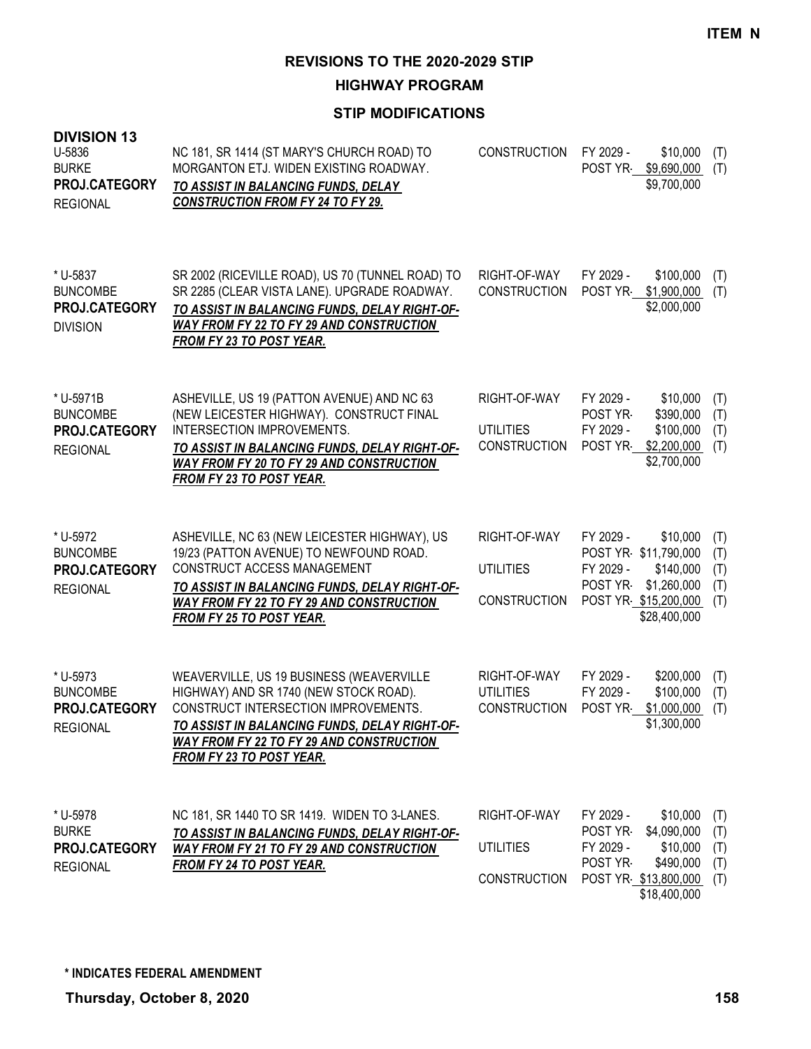**ITEM N**

# REVISIONS TO THE 2020-2029 STIP

## HIGHWAY PROGRAM

### STIP MODIFICATIONS

**DIVISION 13**

| Project | Description | Work Type | Fiscal Year | Amount | |
|---|---|---|---|---|---|
| U-5836<br>BURKE<br>**PROJ.CATEGORY**<br>REGIONAL | NC 181, SR 1414 (ST MARY'S CHURCH ROAD) TO MORGANTON ETJ. WIDEN EXISTING ROADWAY.<br>***TO ASSIST IN BALANCING FUNDS, DELAY CONSTRUCTION FROM FY 24 TO FY 29.*** | CONSTRUCTION | FY 2029 - | $10,000 | (T) |
| | | | POST YR- | $9,690,000 | (T) |
| | | | | $9,700,000 | |
| * U-5837<br>BUNCOMBE<br>**PROJ.CATEGORY**<br>DIVISION | SR 2002 (RICEVILLE ROAD), US 70 (TUNNEL ROAD) TO SR 2285 (CLEAR VISTA LANE). UPGRADE ROADWAY.<br>***TO ASSIST IN BALANCING FUNDS, DELAY RIGHT-OF-WAY FROM FY 22 TO FY 29 AND CONSTRUCTION FROM FY 23 TO POST YEAR.*** | RIGHT-OF-WAY | FY 2029 - | $100,000 | (T) |
| | | CONSTRUCTION | POST YR- | $1,900,000 | (T) |
| | | | | $2,000,000 | |
| * U-5971B<br>BUNCOMBE<br>**PROJ.CATEGORY**<br>REGIONAL | ASHEVILLE, US 19 (PATTON AVENUE) AND NC 63 (NEW LEICESTER HIGHWAY). CONSTRUCT FINAL INTERSECTION IMPROVEMENTS.<br>***TO ASSIST IN BALANCING FUNDS, DELAY RIGHT-OF-WAY FROM FY 20 TO FY 29 AND CONSTRUCTION FROM FY 23 TO POST YEAR.*** | RIGHT-OF-WAY | FY 2029 - | $10,000 | (T) |
| | | | POST YR- | $390,000 | (T) |
| | | UTILITIES | FY 2029 - | $100,000 | (T) |
| | | CONSTRUCTION | POST YR- | $2,200,000 | (T) |
| | | | | $2,700,000 | |
| * U-5972<br>BUNCOMBE<br>**PROJ.CATEGORY**<br>REGIONAL | ASHEVILLE, NC 63 (NEW LEICESTER HIGHWAY), US 19/23 (PATTON AVENUE) TO NEWFOUND ROAD. CONSTRUCT ACCESS MANAGEMENT<br>***TO ASSIST IN BALANCING FUNDS, DELAY RIGHT-OF-WAY FROM FY 22 TO FY 29 AND CONSTRUCTION FROM FY 25 TO POST YEAR.*** | RIGHT-OF-WAY | FY 2029 - | $10,000 | (T) |
| | | | POST YR- | $11,790,000 | (T) |
| | | UTILITIES | FY 2029 - | $140,000 | (T) |
| | | | POST YR- | $1,260,000 | (T) |
| | | CONSTRUCTION | POST YR- | $15,200,000 | (T) |
| | | | | $28,400,000 | |
| * U-5973<br>BUNCOMBE<br>**PROJ.CATEGORY**<br>REGIONAL | WEAVERVILLE, US 19 BUSINESS (WEAVERVILLE HIGHWAY) AND SR 1740 (NEW STOCK ROAD). CONSTRUCT INTERSECTION IMPROVEMENTS.<br>***TO ASSIST IN BALANCING FUNDS, DELAY RIGHT-OF-WAY FROM FY 22 TO FY 29 AND CONSTRUCTION FROM FY 23 TO POST YEAR.*** | RIGHT-OF-WAY | FY 2029 - | $200,000 | (T) |
| | | UTILITIES | FY 2029 - | $100,000 | (T) |
| | | CONSTRUCTION | POST YR- | $1,000,000 | (T) |
| | | | | $1,300,000 | |
| * U-5978<br>BURKE<br>**PROJ.CATEGORY**<br>REGIONAL | NC 181, SR 1440 TO SR 1419. WIDEN TO 3-LANES.<br>***TO ASSIST IN BALANCING FUNDS, DELAY RIGHT-OF-WAY FROM FY 21 TO FY 29 AND CONSTRUCTION FROM FY 24 TO POST YEAR.*** | RIGHT-OF-WAY | FY 2029 - | $10,000 | (T) |
| | | | POST YR- | $4,090,000 | (T) |
| | | UTILITIES | FY 2029 - | $10,000 | (T) |
| | | | POST YR- | $490,000 | (T) |
| | | CONSTRUCTION | POST YR- | $13,800,000 | (T) |
| | | | | $18,400,000 | |

**\* INDICATES FEDERAL AMENDMENT**

**Thursday, October 8, 2020**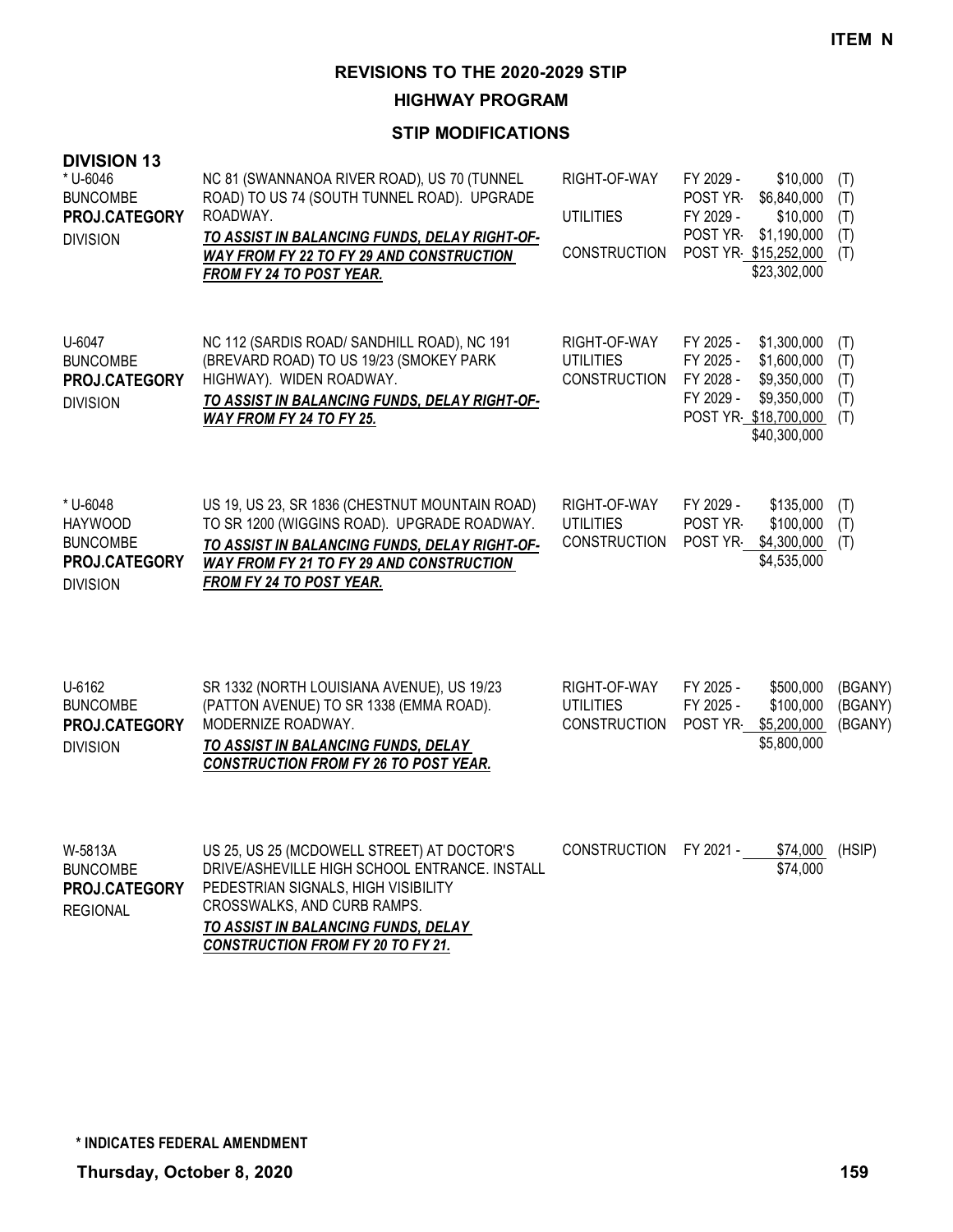ITEM N

# REVISIONS TO THE 2020-2029 STIP

## HIGHWAY PROGRAM

### STIP MODIFICATIONS

**DIVISION 13**

| Project | Description | Phase | Year | Amount | Fund |
|---|---|---|---|---|---|
| * U-6046<br>BUNCOMBE<br>**PROJ.CATEGORY**<br>DIVISION | NC 81 (SWANNANOA RIVER ROAD), US 70 (TUNNEL ROAD) TO US 74 (SOUTH TUNNEL ROAD). UPGRADE ROADWAY.<br>***TO ASSIST IN BALANCING FUNDS, DELAY RIGHT-OF-WAY FROM FY 22 TO FY 29 AND CONSTRUCTION FROM FY 24 TO POST YEAR.*** | RIGHT-OF-WAY | FY 2029 - | $10,000 | (T) |
| | | | POST YR- | $6,840,000 | (T) |
| | | UTILITIES | FY 2029 - | $10,000 | (T) |
| | | | POST YR- | $1,190,000 | (T) |
| | | CONSTRUCTION | POST YR- | $15,252,000 | (T) |
| | | | | $23,302,000 | |
| U-6047<br>BUNCOMBE<br>**PROJ.CATEGORY**<br>DIVISION | NC 112 (SARDIS ROAD/ SANDHILL ROAD), NC 191 (BREVARD ROAD) TO US 19/23 (SMOKEY PARK HIGHWAY). WIDEN ROADWAY.<br>***TO ASSIST IN BALANCING FUNDS, DELAY RIGHT-OF-WAY FROM FY 24 TO FY 25.*** | RIGHT-OF-WAY | FY 2025 - | $1,300,000 | (T) |
| | | UTILITIES | FY 2025 - | $1,600,000 | (T) |
| | | CONSTRUCTION | FY 2028 - | $9,350,000 | (T) |
| | | | FY 2029 - | $9,350,000 | (T) |
| | | | POST YR- | $18,700,000 | (T) |
| | | | | $40,300,000 | |
| * U-6048<br>HAYWOOD<br>BUNCOMBE<br>**PROJ.CATEGORY**<br>DIVISION | US 19, US 23, SR 1836 (CHESTNUT MOUNTAIN ROAD) TO SR 1200 (WIGGINS ROAD). UPGRADE ROADWAY.<br>***TO ASSIST IN BALANCING FUNDS, DELAY RIGHT-OF-WAY FROM FY 21 TO FY 29 AND CONSTRUCTION FROM FY 24 TO POST YEAR.*** | RIGHT-OF-WAY | FY 2029 - | $135,000 | (T) |
| | | UTILITIES | POST YR- | $100,000 | (T) |
| | | CONSTRUCTION | POST YR- | $4,300,000 | (T) |
| | | | | $4,535,000 | |
| U-6162<br>BUNCOMBE<br>**PROJ.CATEGORY**<br>DIVISION | SR 1332 (NORTH LOUISIANA AVENUE), US 19/23 (PATTON AVENUE) TO SR 1338 (EMMA ROAD). MODERNIZE ROADWAY.<br>***TO ASSIST IN BALANCING FUNDS, DELAY CONSTRUCTION FROM FY 26 TO POST YEAR.*** | RIGHT-OF-WAY | FY 2025 - | $500,000 | (BGANY) |
| | | UTILITIES | FY 2025 - | $100,000 | (BGANY) |
| | | CONSTRUCTION | POST YR- | $5,200,000 | (BGANY) |
| | | | | $5,800,000 | |
| W-5813A<br>BUNCOMBE<br>**PROJ.CATEGORY**<br>REGIONAL | US 25, US 25 (MCDOWELL STREET) AT DOCTOR'S DRIVE/ASHEVILLE HIGH SCHOOL ENTRANCE. INSTALL PEDESTRIAN SIGNALS, HIGH VISIBILITY CROSSWALKS, AND CURB RAMPS.<br>***TO ASSIST IN BALANCING FUNDS, DELAY CONSTRUCTION FROM FY 20 TO FY 21.*** | CONSTRUCTION | FY 2021 - | $74,000 | (HSIP) |
| | | | | $74,000 | |

**\* INDICATES FEDERAL AMENDMENT**

**Thursday, October 8, 2020**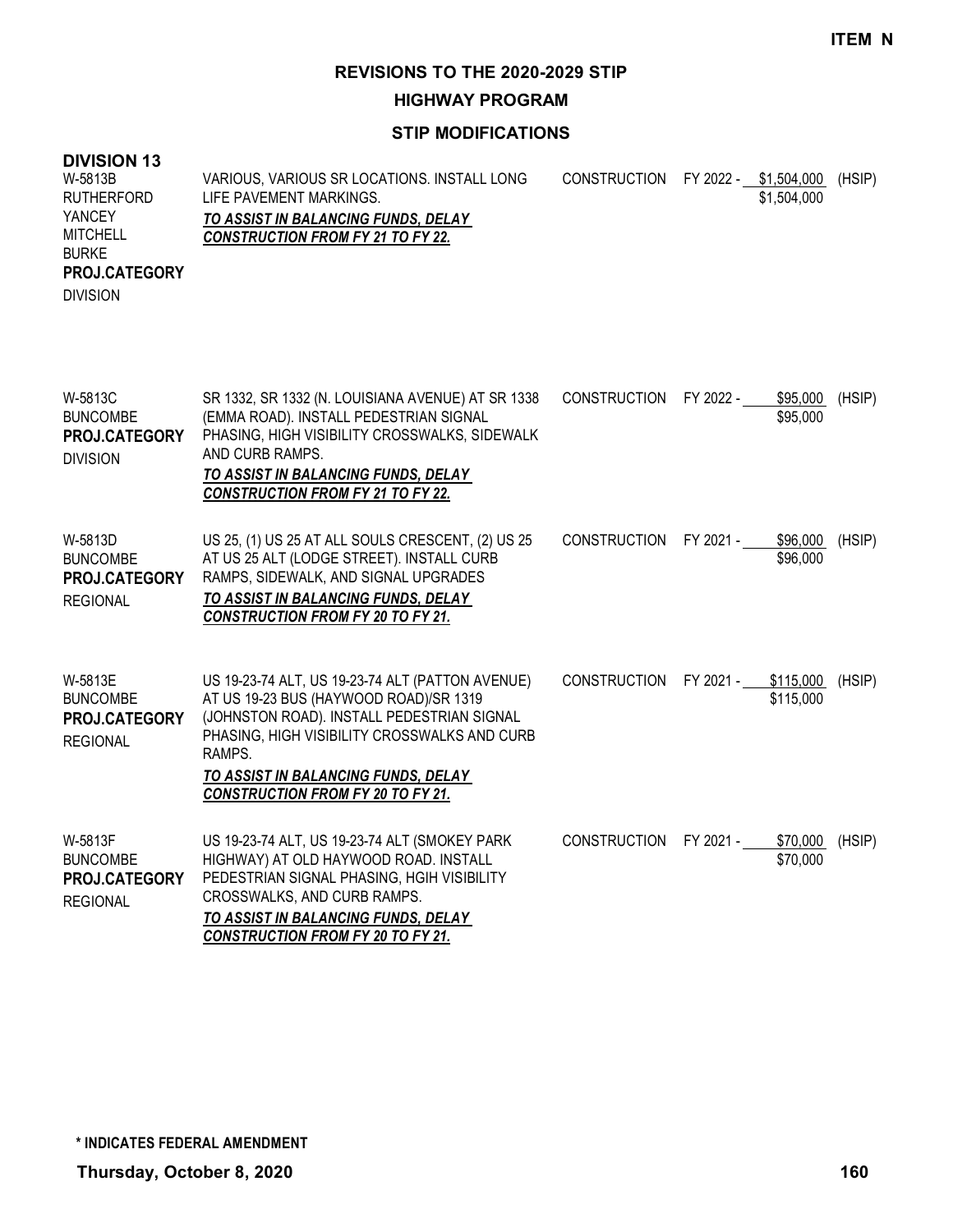**ITEM N**

# REVISIONS TO THE 2020-2029 STIP

## HIGHWAY PROGRAM

### STIP MODIFICATIONS

**DIVISION 13**

| Project | Description | Phase | Year / Amount | Fund |
|---|---|---|---|---|
| W-5813B<br>RUTHERFORD<br>YANCEY<br>MITCHELL<br>BURKE<br>**PROJ.CATEGORY**<br>DIVISION | VARIOUS, VARIOUS SR LOCATIONS. INSTALL LONG LIFE PAVEMENT MARKINGS.<br>***TO ASSIST IN BALANCING FUNDS, DELAY CONSTRUCTION FROM FY 21 TO FY 22.*** | CONSTRUCTION | FY 2022 - $1,504,000<br>$1,504,000 | (HSIP) |
| W-5813C<br>BUNCOMBE<br>**PROJ.CATEGORY**<br>DIVISION | SR 1332, SR 1332 (N. LOUISIANA AVENUE) AT SR 1338 (EMMA ROAD). INSTALL PEDESTRIAN SIGNAL PHASING, HIGH VISIBILITY CROSSWALKS, SIDEWALK AND CURB RAMPS.<br>***TO ASSIST IN BALANCING FUNDS, DELAY CONSTRUCTION FROM FY 21 TO FY 22.*** | CONSTRUCTION | FY 2022 - $95,000<br>$95,000 | (HSIP) |
| W-5813D<br>BUNCOMBE<br>**PROJ.CATEGORY**<br>REGIONAL | US 25, (1) US 25 AT ALL SOULS CRESCENT, (2) US 25 AT US 25 ALT (LODGE STREET). INSTALL CURB RAMPS, SIDEWALK, AND SIGNAL UPGRADES<br>***TO ASSIST IN BALANCING FUNDS, DELAY CONSTRUCTION FROM FY 20 TO FY 21.*** | CONSTRUCTION | FY 2021 - $96,000<br>$96,000 | (HSIP) |
| W-5813E<br>BUNCOMBE<br>**PROJ.CATEGORY**<br>REGIONAL | US 19-23-74 ALT, US 19-23-74 ALT (PATTON AVENUE) AT US 19-23 BUS (HAYWOOD ROAD)/SR 1319 (JOHNSTON ROAD). INSTALL PEDESTRIAN SIGNAL PHASING, HIGH VISIBILITY CROSSWALKS AND CURB RAMPS.<br>***TO ASSIST IN BALANCING FUNDS, DELAY CONSTRUCTION FROM FY 20 TO FY 21.*** | CONSTRUCTION | FY 2021 - $115,000<br>$115,000 | (HSIP) |
| W-5813F<br>BUNCOMBE<br>**PROJ.CATEGORY**<br>REGIONAL | US 19-23-74 ALT, US 19-23-74 ALT (SMOKEY PARK HIGHWAY) AT OLD HAYWOOD ROAD. INSTALL PEDESTRIAN SIGNAL PHASING, HGIH VISIBILITY CROSSWALKS, AND CURB RAMPS.<br>***TO ASSIST IN BALANCING FUNDS, DELAY CONSTRUCTION FROM FY 20 TO FY 21.*** | CONSTRUCTION | FY 2021 - $70,000<br>$70,000 | (HSIP) |

**\* INDICATES FEDERAL AMENDMENT**

**Thursday, October 8, 2020**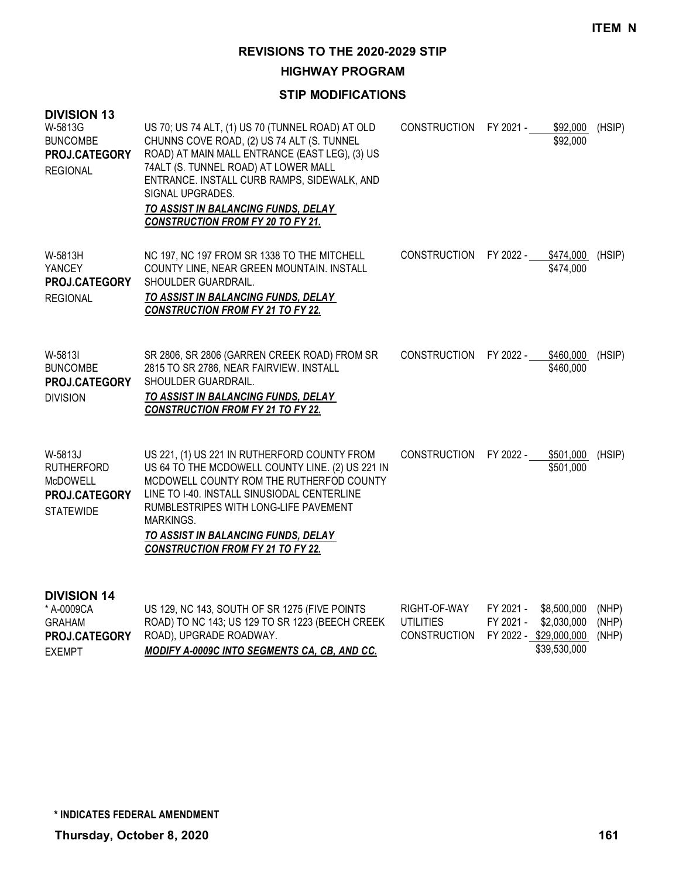**ITEM N**

# REVISIONS TO THE 2020-2029 STIP

## HIGHWAY PROGRAM

### STIP MODIFICATIONS

**DIVISION 13**

| Project | Description | Work | FY | Cost | Fund |
|---|---|---|---|---|---|
| W-5813G<br>BUNCOMBE<br>**PROJ.CATEGORY**<br>REGIONAL | US 70; US 74 ALT, (1) US 70 (TUNNEL ROAD) AT OLD CHUNNS COVE ROAD, (2) US 74 ALT (S. TUNNEL ROAD) AT MAIN MALL ENTRANCE (EAST LEG), (3) US 74ALT (S. TUNNEL ROAD) AT LOWER MALL ENTRANCE. INSTALL CURB RAMPS, SIDEWALK, AND SIGNAL UPGRADES.<br>***TO ASSIST IN BALANCING FUNDS, DELAY CONSTRUCTION FROM FY 20 TO FY 21.*** | CONSTRUCTION | FY 2021 - | \$92,000<br>\$92,000 | (HSIP) |
| W-5813H<br>YANCEY<br>**PROJ.CATEGORY**<br>REGIONAL | NC 197, NC 197 FROM SR 1338 TO THE MITCHELL COUNTY LINE, NEAR GREEN MOUNTAIN. INSTALL SHOULDER GUARDRAIL.<br>***TO ASSIST IN BALANCING FUNDS, DELAY CONSTRUCTION FROM FY 21 TO FY 22.*** | CONSTRUCTION | FY 2022 - | \$474,000<br>\$474,000 | (HSIP) |
| W-5813I<br>BUNCOMBE<br>**PROJ.CATEGORY**<br>DIVISION | SR 2806, SR 2806 (GARREN CREEK ROAD) FROM SR 2815 TO SR 2786, NEAR FAIRVIEW. INSTALL SHOULDER GUARDRAIL.<br>***TO ASSIST IN BALANCING FUNDS, DELAY CONSTRUCTION FROM FY 21 TO FY 22.*** | CONSTRUCTION | FY 2022 - | \$460,000<br>\$460,000 | (HSIP) |
| W-5813J<br>RUTHERFORD<br>McDOWELL<br>**PROJ.CATEGORY**<br>STATEWIDE | US 221, (1) US 221 IN RUTHERFORD COUNTY FROM US 64 TO THE MCDOWELL COUNTY LINE. (2) US 221 IN MCDOWELL COUNTY ROM THE RUTHERFOD COUNTY LINE TO I-40. INSTALL SINUSIODAL CENTERLINE RUMBLESTRIPES WITH LONG-LIFE PAVEMENT MARKINGS.<br>***TO ASSIST IN BALANCING FUNDS, DELAY CONSTRUCTION FROM FY 21 TO FY 22.*** | CONSTRUCTION | FY 2022 - | \$501,000<br>\$501,000 | (HSIP) |

**DIVISION 14**

| Project | Description | Work | FY | Cost | Fund |
|---|---|---|---|---|---|
| * A-0009CA<br>GRAHAM<br>**PROJ.CATEGORY**<br>EXEMPT | US 129, NC 143, SOUTH OF SR 1275 (FIVE POINTS ROAD) TO NC 143; US 129 TO SR 1223 (BEECH CREEK ROAD), UPGRADE ROADWAY.<br>***MODIFY A-0009C INTO SEGMENTS CA, CB, AND CC.*** | RIGHT-OF-WAY<br>UTILITIES<br>CONSTRUCTION | FY 2021 -<br>FY 2021 -<br>FY 2022 - | \$8,500,000<br>\$2,030,000<br>\$29,000,000<br>\$39,530,000 | (NHP)<br>(NHP)<br>(NHP) |

**\* INDICATES FEDERAL AMENDMENT**

**Thursday, October 8, 2020**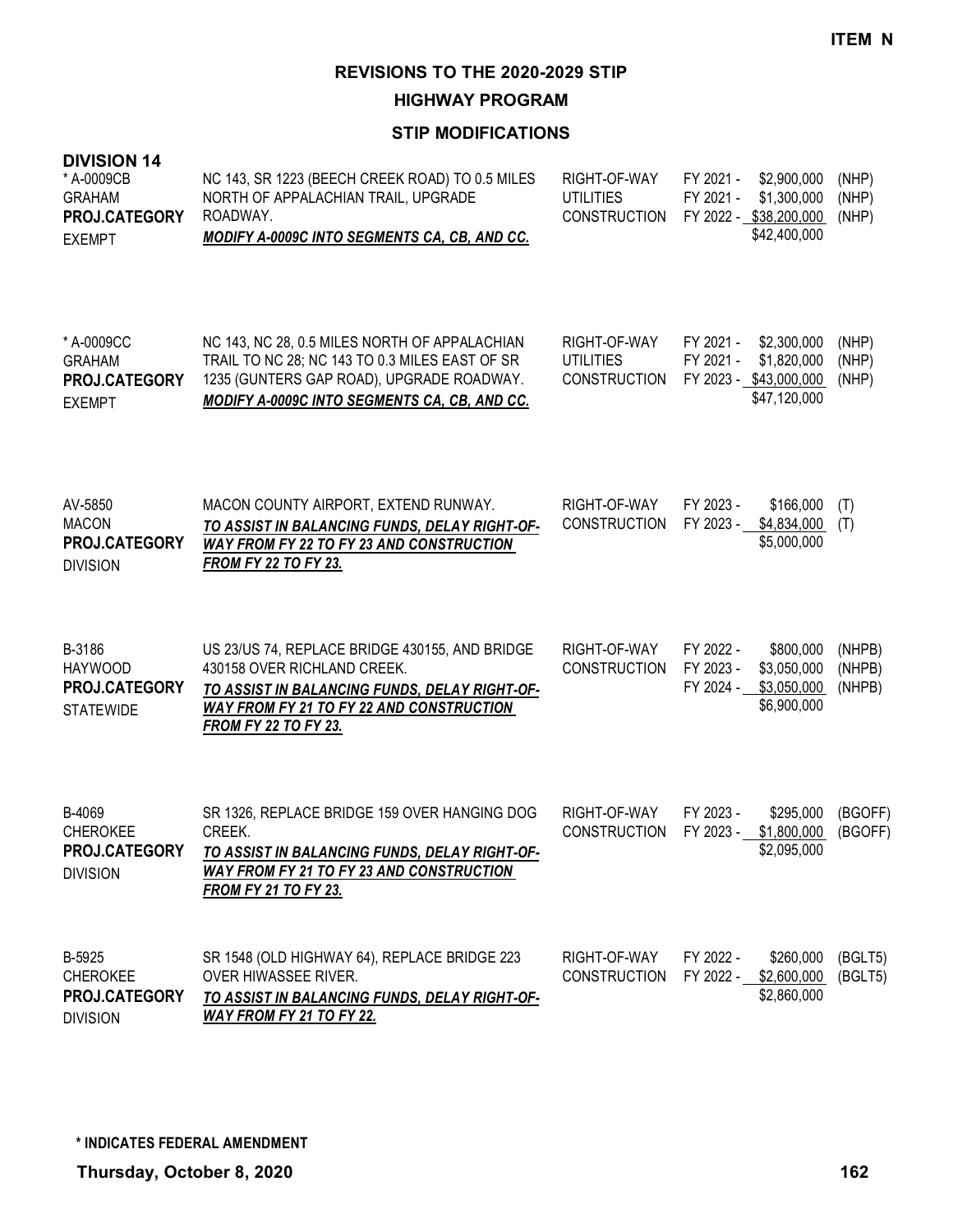**ITEM N**

# REVISIONS TO THE 2020-2029 STIP

## HIGHWAY PROGRAM

### STIP MODIFICATIONS

**DIVISION 14**

| Project | Description | Phase | Year / Cost | Fund |
|---|---|---|---|---|
| * A-0009CB<br>GRAHAM<br>**PROJ.CATEGORY**<br>EXEMPT | NC 143, SR 1223 (BEECH CREEK ROAD) TO 0.5 MILES NORTH OF APPALACHIAN TRAIL, UPGRADE ROADWAY.<br>***MODIFY A-0009C INTO SEGMENTS CA, CB, AND CC.*** | RIGHT-OF-WAY<br>UTILITIES<br>CONSTRUCTION | FY 2021 - $2,900,000<br>FY 2021 - $1,300,000<br>FY 2022 - $38,200,000<br>$42,400,000 | (NHP)<br>(NHP)<br>(NHP) |
| * A-0009CC<br>GRAHAM<br>**PROJ.CATEGORY**<br>EXEMPT | NC 143, NC 28, 0.5 MILES NORTH OF APPALACHIAN TRAIL TO NC 28; NC 143 TO 0.3 MILES EAST OF SR 1235 (GUNTERS GAP ROAD), UPGRADE ROADWAY.<br>***MODIFY A-0009C INTO SEGMENTS CA, CB, AND CC.*** | RIGHT-OF-WAY<br>UTILITIES<br>CONSTRUCTION | FY 2021 - $2,300,000<br>FY 2021 - $1,820,000<br>FY 2023 - $43,000,000<br>$47,120,000 | (NHP)<br>(NHP)<br>(NHP) |
| AV-5850<br>MACON<br>**PROJ.CATEGORY**<br>DIVISION | MACON COUNTY AIRPORT, EXTEND RUNWAY.<br>***TO ASSIST IN BALANCING FUNDS, DELAY RIGHT-OF-WAY FROM FY 22 TO FY 23 AND CONSTRUCTION FROM FY 22 TO FY 23.*** | RIGHT-OF-WAY<br>CONSTRUCTION | FY 2023 - $166,000<br>FY 2023 - $4,834,000<br>$5,000,000 | (T)<br>(T) |
| B-3186<br>HAYWOOD<br>**PROJ.CATEGORY**<br>STATEWIDE | US 23/US 74, REPLACE BRIDGE 430155, AND BRIDGE 430158 OVER RICHLAND CREEK.<br>***TO ASSIST IN BALANCING FUNDS, DELAY RIGHT-OF-WAY FROM FY 21 TO FY 22 AND CONSTRUCTION FROM FY 22 TO FY 23.*** | RIGHT-OF-WAY<br>CONSTRUCTION | FY 2022 - $800,000<br>FY 2023 - $3,050,000<br>FY 2024 - $3,050,000<br>$6,900,000 | (NHPB)<br>(NHPB)<br>(NHPB) |
| B-4069<br>CHEROKEE<br>**PROJ.CATEGORY**<br>DIVISION | SR 1326, REPLACE BRIDGE 159 OVER HANGING DOG CREEK.<br>***TO ASSIST IN BALANCING FUNDS, DELAY RIGHT-OF-WAY FROM FY 21 TO FY 23 AND CONSTRUCTION FROM FY 21 TO FY 23.*** | RIGHT-OF-WAY<br>CONSTRUCTION | FY 2023 - $295,000<br>FY 2023 - $1,800,000<br>$2,095,000 | (BGOFF)<br>(BGOFF) |
| B-5925<br>CHEROKEE<br>**PROJ.CATEGORY**<br>DIVISION | SR 1548 (OLD HIGHWAY 64), REPLACE BRIDGE 223 OVER HIWASSEE RIVER.<br>***TO ASSIST IN BALANCING FUNDS, DELAY RIGHT-OF-WAY FROM FY 21 TO FY 22.*** | RIGHT-OF-WAY<br>CONSTRUCTION | FY 2022 - $260,000<br>FY 2022 - $2,600,000<br>$2,860,000 | (BGLT5)<br>(BGLT5) |

**\* INDICATES FEDERAL AMENDMENT**

**Thursday, October 8, 2020**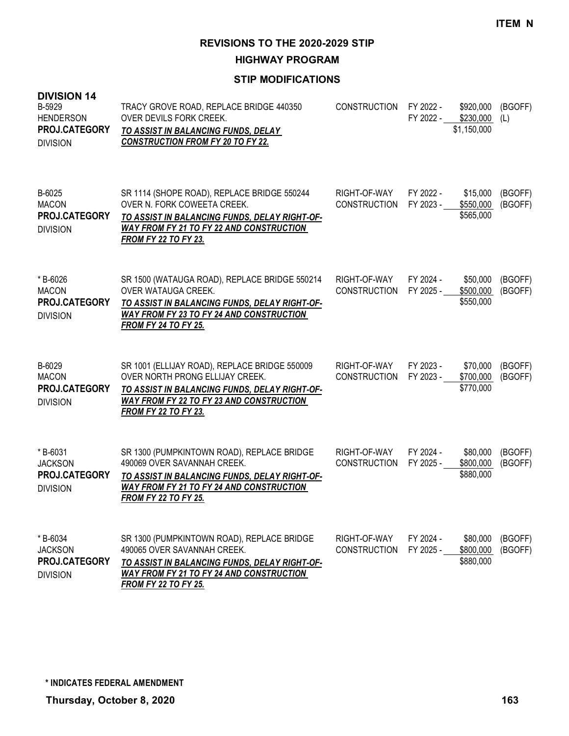**ITEM N**

# REVISIONS TO THE 2020-2029 STIP

## HIGHWAY PROGRAM

### STIP MODIFICATIONS

**DIVISION 14**

B-5929
HENDERSON
**PROJ.CATEGORY**
DIVISION

TRACY GROVE ROAD, REPLACE BRIDGE 440350 OVER DEVILS FORK CREEK.
***TO ASSIST IN BALANCING FUNDS, DELAY CONSTRUCTION FROM FY 20 TO FY 22.***

| | | | |
|---|---|---|---|
| CONSTRUCTION | FY 2022 - | $920,000 | (BGOFF) |
| | FY 2022 - | $230,000 | (L) |
| | | $1,150,000 | |

B-6025
MACON
**PROJ.CATEGORY**
DIVISION

SR 1114 (SHOPE ROAD), REPLACE BRIDGE 550244 OVER N. FORK COWEETA CREEK.
***TO ASSIST IN BALANCING FUNDS, DELAY RIGHT-OF-WAY FROM FY 21 TO FY 22 AND CONSTRUCTION FROM FY 22 TO FY 23.***

| | | | |
|---|---|---|---|
| RIGHT-OF-WAY | FY 2022 - | $15,000 | (BGOFF) |
| CONSTRUCTION | FY 2023 - | $550,000 | (BGOFF) |
| | | $565,000 | |

\* B-6026
MACON
**PROJ.CATEGORY**
DIVISION

SR 1500 (WATAUGA ROAD), REPLACE BRIDGE 550214 OVER WATAUGA CREEK.
***TO ASSIST IN BALANCING FUNDS, DELAY RIGHT-OF-WAY FROM FY 23 TO FY 24 AND CONSTRUCTION FROM FY 24 TO FY 25.***

| | | | |
|---|---|---|---|
| RIGHT-OF-WAY | FY 2024 - | $50,000 | (BGOFF) |
| CONSTRUCTION | FY 2025 - | $500,000 | (BGOFF) |
| | | $550,000 | |

B-6029
MACON
**PROJ.CATEGORY**
DIVISION

SR 1001 (ELLIJAY ROAD), REPLACE BRIDGE 550009 OVER NORTH PRONG ELLIJAY CREEK.
***TO ASSIST IN BALANCING FUNDS, DELAY RIGHT-OF-WAY FROM FY 22 TO FY 23 AND CONSTRUCTION FROM FY 22 TO FY 23.***

| | | | |
|---|---|---|---|
| RIGHT-OF-WAY | FY 2023 - | $70,000 | (BGOFF) |
| CONSTRUCTION | FY 2023 - | $700,000 | (BGOFF) |
| | | $770,000 | |

\* B-6031
JACKSON
**PROJ.CATEGORY**
DIVISION

SR 1300 (PUMPKINTOWN ROAD), REPLACE BRIDGE 490069 OVER SAVANNAH CREEK.
***TO ASSIST IN BALANCING FUNDS, DELAY RIGHT-OF-WAY FROM FY 21 TO FY 24 AND CONSTRUCTION FROM FY 22 TO FY 25.***

| | | | |
|---|---|---|---|
| RIGHT-OF-WAY | FY 2024 - | $80,000 | (BGOFF) |
| CONSTRUCTION | FY 2025 - | $800,000 | (BGOFF) |
| | | $880,000 | |

\* B-6034
JACKSON
**PROJ.CATEGORY**
DIVISION

SR 1300 (PUMPKINTOWN ROAD), REPLACE BRIDGE 490065 OVER SAVANNAH CREEK.
***TO ASSIST IN BALANCING FUNDS, DELAY RIGHT-OF-WAY FROM FY 21 TO FY 24 AND CONSTRUCTION FROM FY 22 TO FY 25.***

| | | | |
|---|---|---|---|
| RIGHT-OF-WAY | FY 2024 - | $80,000 | (BGOFF) |
| CONSTRUCTION | FY 2025 - | $800,000 | (BGOFF) |
| | | $880,000 | |

**\* INDICATES FEDERAL AMENDMENT**

**Thursday, October 8, 2020**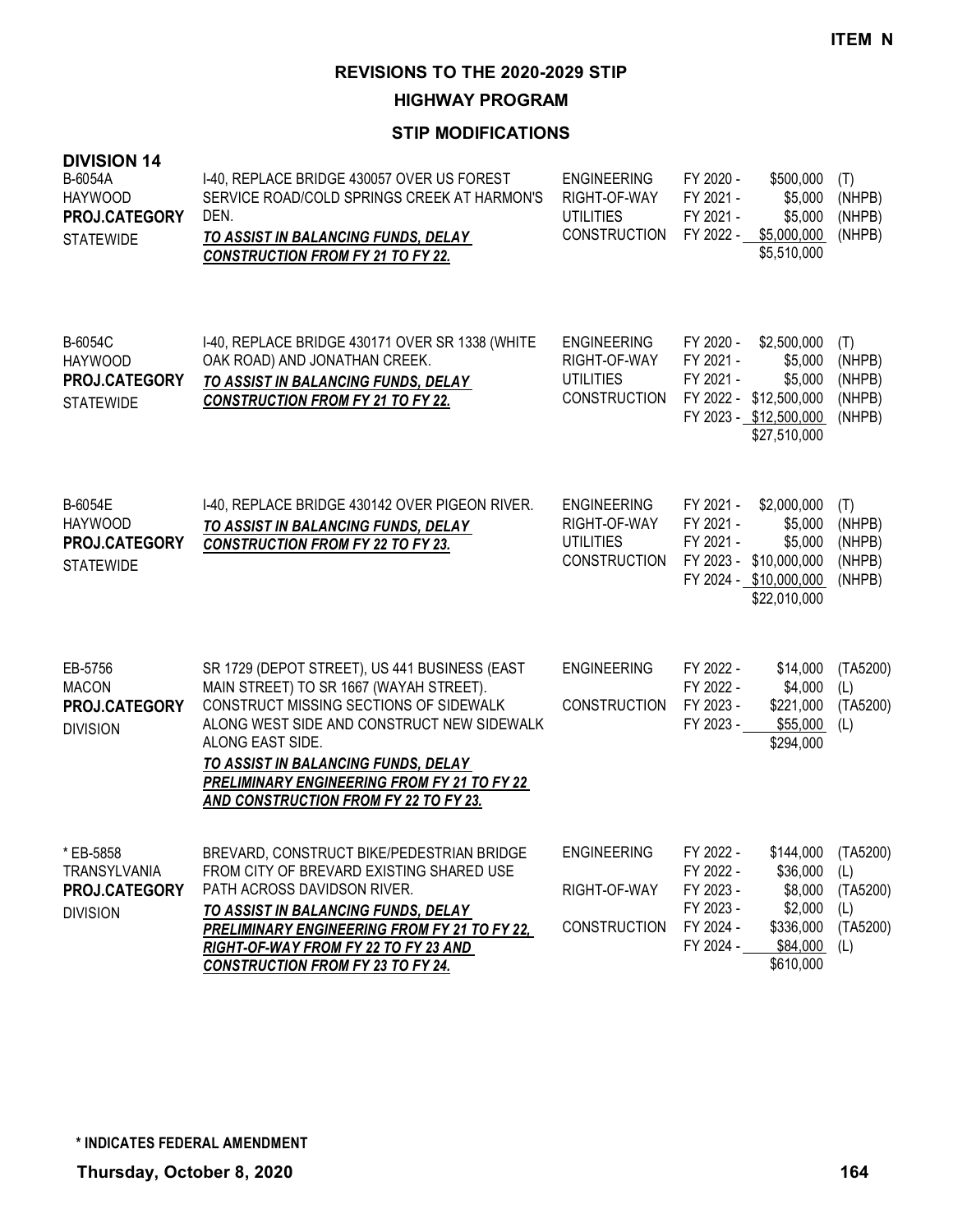**ITEM N**

# REVISIONS TO THE 2020-2029 STIP

## HIGHWAY PROGRAM

### STIP MODIFICATIONS

**DIVISION 14**

| Project | Description | Phase | Fiscal Year | Amount | Fund |
|---|---|---|---|---|---|
| B-6054A<br>HAYWOOD<br>**PROJ.CATEGORY**<br>STATEWIDE | I-40, REPLACE BRIDGE 430057 OVER US FOREST SERVICE ROAD/COLD SPRINGS CREEK AT HARMON'S DEN.<br>***TO ASSIST IN BALANCING FUNDS, DELAY CONSTRUCTION FROM FY 21 TO FY 22.*** | ENGINEERING | FY 2020 - | $500,000 | (T) |
| | | RIGHT-OF-WAY | FY 2021 - | $5,000 | (NHPB) |
| | | UTILITIES | FY 2021 - | $5,000 | (NHPB) |
| | | CONSTRUCTION | FY 2022 - | $5,000,000 | (NHPB) |
| | | | | $5,510,000 | |
| B-6054C<br>HAYWOOD<br>**PROJ.CATEGORY**<br>STATEWIDE | I-40, REPLACE BRIDGE 430171 OVER SR 1338 (WHITE OAK ROAD) AND JONATHAN CREEK.<br>***TO ASSIST IN BALANCING FUNDS, DELAY CONSTRUCTION FROM FY 21 TO FY 22.*** | ENGINEERING | FY 2020 - | $2,500,000 | (T) |
| | | RIGHT-OF-WAY | FY 2021 - | $5,000 | (NHPB) |
| | | UTILITIES | FY 2021 - | $5,000 | (NHPB) |
| | | CONSTRUCTION | FY 2022 - | $12,500,000 | (NHPB) |
| | | | FY 2023 - | $12,500,000 | (NHPB) |
| | | | | $27,510,000 | |
| B-6054E<br>HAYWOOD<br>**PROJ.CATEGORY**<br>STATEWIDE | I-40, REPLACE BRIDGE 430142 OVER PIGEON RIVER.<br>***TO ASSIST IN BALANCING FUNDS, DELAY CONSTRUCTION FROM FY 22 TO FY 23.*** | ENGINEERING | FY 2021 - | $2,000,000 | (T) |
| | | RIGHT-OF-WAY | FY 2021 - | $5,000 | (NHPB) |
| | | UTILITIES | FY 2021 - | $5,000 | (NHPB) |
| | | CONSTRUCTION | FY 2023 - | $10,000,000 | (NHPB) |
| | | | FY 2024 - | $10,000,000 | (NHPB) |
| | | | | $22,010,000 | |
| EB-5756<br>MACON<br>**PROJ.CATEGORY**<br>DIVISION | SR 1729 (DEPOT STREET), US 441 BUSINESS (EAST MAIN STREET) TO SR 1667 (WAYAH STREET). CONSTRUCT MISSING SECTIONS OF SIDEWALK ALONG WEST SIDE AND CONSTRUCT NEW SIDEWALK ALONG EAST SIDE.<br>***TO ASSIST IN BALANCING FUNDS, DELAY PRELIMINARY ENGINEERING FROM FY 21 TO FY 22 AND CONSTRUCTION FROM FY 22 TO FY 23.*** | ENGINEERING | FY 2022 - | $14,000 | (TA5200) |
| | | | FY 2022 - | $4,000 | (L) |
| | | CONSTRUCTION | FY 2023 - | $221,000 | (TA5200) |
| | | | FY 2023 - | $55,000 | (L) |
| | | | | $294,000 | |
| * EB-5858<br>TRANSYLVANIA<br>**PROJ.CATEGORY**<br>DIVISION | BREVARD, CONSTRUCT BIKE/PEDESTRIAN BRIDGE FROM CITY OF BREVARD EXISTING SHARED USE PATH ACROSS DAVIDSON RIVER.<br>***TO ASSIST IN BALANCING FUNDS, DELAY PRELIMINARY ENGINEERING FROM FY 21 TO FY 22, RIGHT-OF-WAY FROM FY 22 TO FY 23 AND CONSTRUCTION FROM FY 23 TO FY 24.*** | ENGINEERING | FY 2022 - | $144,000 | (TA5200) |
| | | | FY 2022 - | $36,000 | (L) |
| | | RIGHT-OF-WAY | FY 2023 - | $8,000 | (TA5200) |
| | | | FY 2023 - | $2,000 | (L) |
| | | CONSTRUCTION | FY 2024 - | $336,000 | (TA5200) |
| | | | FY 2024 - | $84,000 | (L) |
| | | | | $610,000 | |

**\* INDICATES FEDERAL AMENDMENT**

**Thursday, October 8, 2020**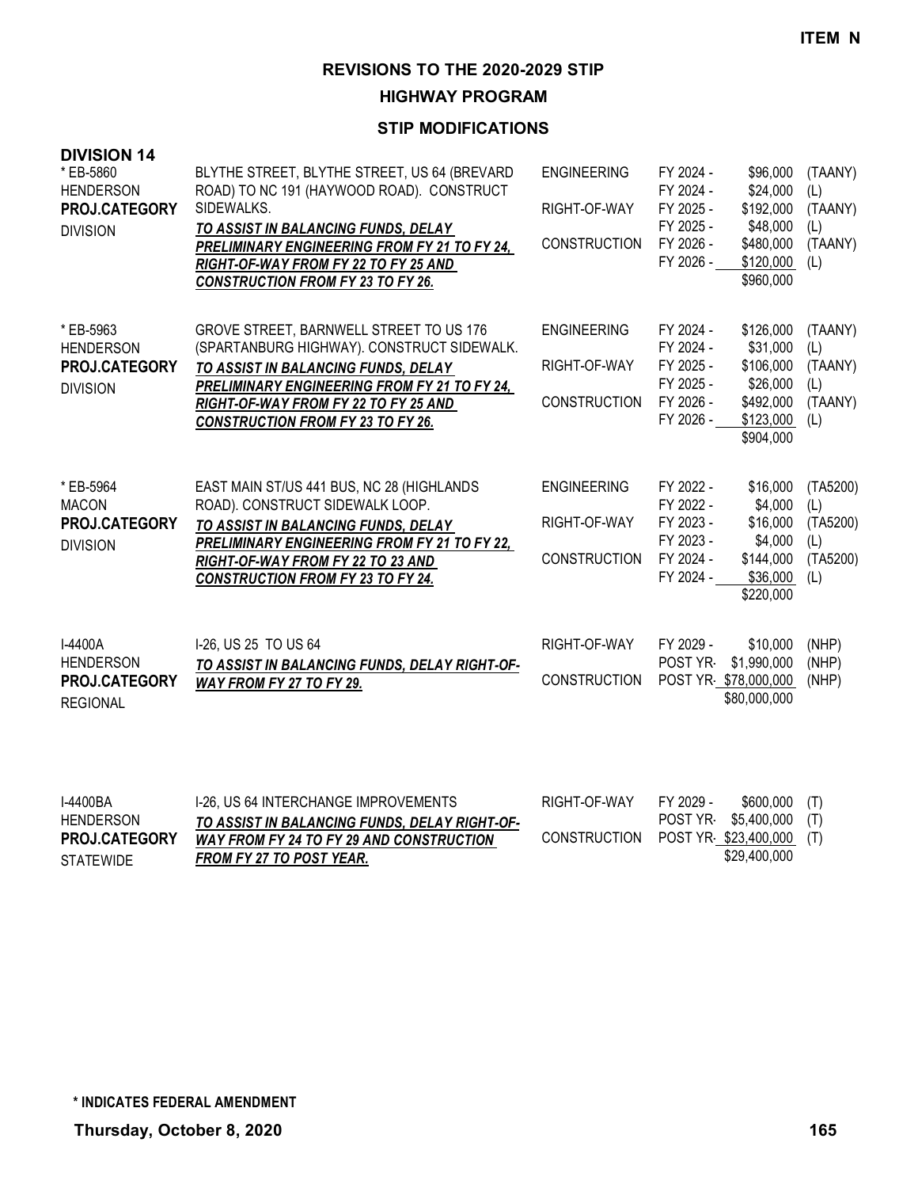**ITEM N**

## REVISIONS TO THE 2020-2029 STIP

### HIGHWAY PROGRAM

### STIP MODIFICATIONS

**DIVISION 14**

| Project | Description | Phase | Year | Amount | Fund |
|---|---|---|---|---|---|
| * EB-5860<br>HENDERSON<br>**PROJ.CATEGORY**<br>DIVISION | BLYTHE STREET, BLYTHE STREET, US 64 (BREVARD ROAD) TO NC 191 (HAYWOOD ROAD). CONSTRUCT SIDEWALKS.<br>***TO ASSIST IN BALANCING FUNDS, DELAY PRELIMINARY ENGINEERING FROM FY 21 TO FY 24, RIGHT-OF-WAY FROM FY 22 TO FY 25 AND CONSTRUCTION FROM FY 23 TO FY 26.*** | ENGINEERING | FY 2024 - | $96,000 | (TAANY) |
| | | | FY 2024 - | $24,000 | (L) |
| | | RIGHT-OF-WAY | FY 2025 - | $192,000 | (TAANY) |
| | | | FY 2025 - | $48,000 | (L) |
| | | CONSTRUCTION | FY 2026 - | $480,000 | (TAANY) |
| | | | FY 2026 - | $120,000 | (L) |
| | | | | $960,000 | |
| * EB-5963<br>HENDERSON<br>**PROJ.CATEGORY**<br>DIVISION | GROVE STREET, BARNWELL STREET TO US 176 (SPARTANBURG HIGHWAY). CONSTRUCT SIDEWALK.<br>***TO ASSIST IN BALANCING FUNDS, DELAY PRELIMINARY ENGINEERING FROM FY 21 TO FY 24, RIGHT-OF-WAY FROM FY 22 TO FY 25 AND CONSTRUCTION FROM FY 23 TO FY 26.*** | ENGINEERING | FY 2024 - | $126,000 | (TAANY) |
| | | | FY 2024 - | $31,000 | (L) |
| | | RIGHT-OF-WAY | FY 2025 - | $106,000 | (TAANY) |
| | | | FY 2025 - | $26,000 | (L) |
| | | CONSTRUCTION | FY 2026 - | $492,000 | (TAANY) |
| | | | FY 2026 - | $123,000 | (L) |
| | | | | $904,000 | |
| * EB-5964<br>MACON<br>**PROJ.CATEGORY**<br>DIVISION | EAST MAIN ST/US 441 BUS, NC 28 (HIGHLANDS ROAD). CONSTRUCT SIDEWALK LOOP.<br>***TO ASSIST IN BALANCING FUNDS, DELAY PRELIMINARY ENGINEERING FROM FY 21 TO FY 22, RIGHT-OF-WAY FROM FY 22 TO 23 AND CONSTRUCTION FROM FY 23 TO FY 24.*** | ENGINEERING | FY 2022 - | $16,000 | (TA5200) |
| | | | FY 2022 - | $4,000 | (L) |
| | | RIGHT-OF-WAY | FY 2023 - | $16,000 | (TA5200) |
| | | | FY 2023 - | $4,000 | (L) |
| | | CONSTRUCTION | FY 2024 - | $144,000 | (TA5200) |
| | | | FY 2024 - | $36,000 | (L) |
| | | | | $220,000 | |
| I-4400A<br>HENDERSON<br>**PROJ.CATEGORY**<br>REGIONAL | I-26, US 25 TO US 64<br>***TO ASSIST IN BALANCING FUNDS, DELAY RIGHT-OF-WAY FROM FY 27 TO FY 29.*** | RIGHT-OF-WAY | FY 2029 - | $10,000 | (NHP) |
| | | | POST YR- | $1,990,000 | (NHP) |
| | | CONSTRUCTION | POST YR- | $78,000,000 | (NHP) |
| | | | | $80,000,000 | |
| I-4400BA<br>HENDERSON<br>**PROJ.CATEGORY**<br>STATEWIDE | I-26, US 64 INTERCHANGE IMPROVEMENTS<br>***TO ASSIST IN BALANCING FUNDS, DELAY RIGHT-OF-WAY FROM FY 24 TO FY 29 AND CONSTRUCTION FROM FY 27 TO POST YEAR.*** | RIGHT-OF-WAY | FY 2029 - | $600,000 | (T) |
| | | | POST YR- | $5,400,000 | (T) |
| | | CONSTRUCTION | POST YR- | $23,400,000 | (T) |
| | | | | $29,400,000 | |

**\* INDICATES FEDERAL AMENDMENT**

**Thursday, October 8, 2020**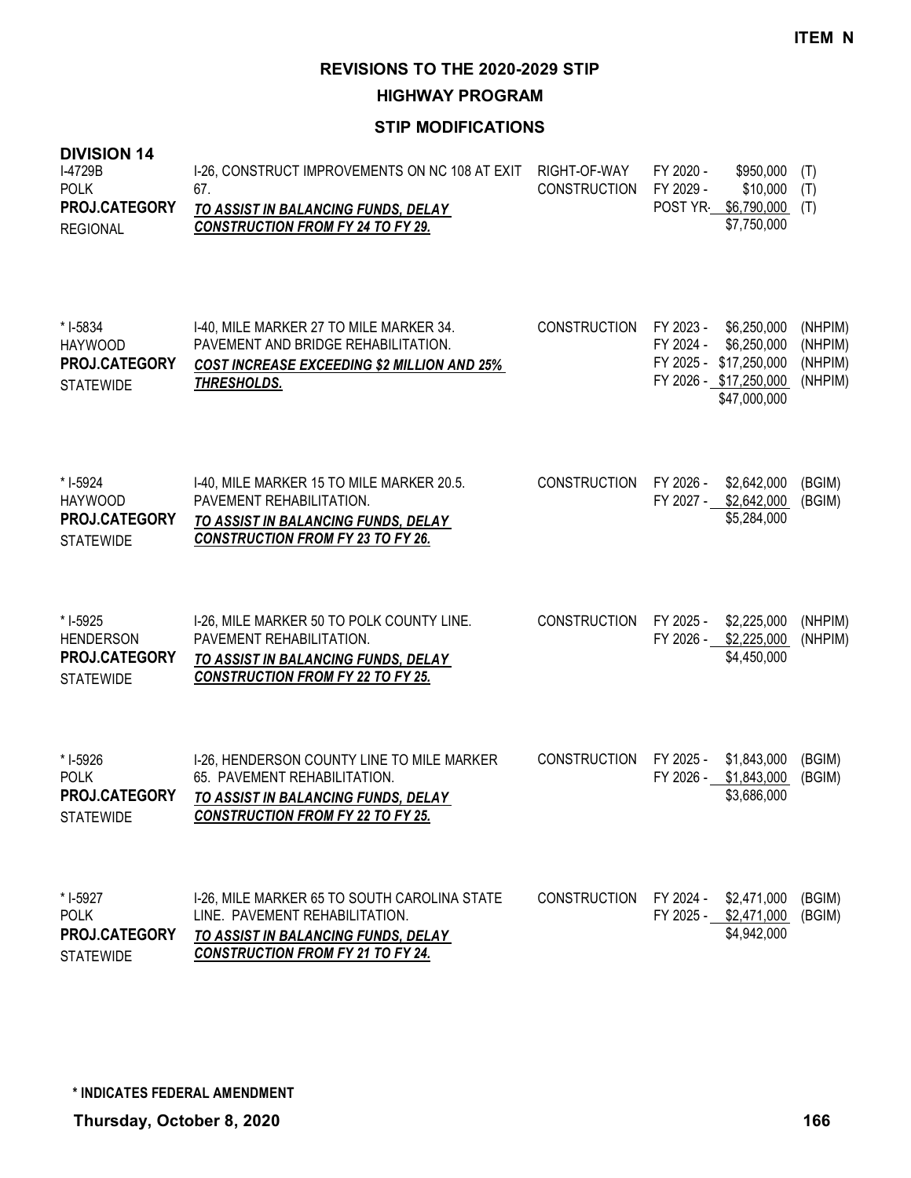**ITEM N**

# REVISIONS TO THE 2020-2029 STIP

## HIGHWAY PROGRAM

### STIP MODIFICATIONS

**DIVISION 14**

| Project | Description | Work Type | Fiscal Year | Amount | Fund |
|---|---|---|---|---|---|
| I-4729B<br>POLK<br>**PROJ.CATEGORY**<br>REGIONAL | I-26, CONSTRUCT IMPROVEMENTS ON NC 108 AT EXIT 67.<br>***TO ASSIST IN BALANCING FUNDS, DELAY CONSTRUCTION FROM FY 24 TO FY 29.*** | RIGHT-OF-WAY<br>CONSTRUCTION | FY 2020 -<br>FY 2029 -<br>POST YR- | $950,000<br>$10,000<br>$6,790,000<br>$7,750,000 | (T)<br>(T)<br>(T) |
| * I-5834<br>HAYWOOD<br>**PROJ.CATEGORY**<br>STATEWIDE | I-40, MILE MARKER 27 TO MILE MARKER 34. PAVEMENT AND BRIDGE REHABILITATION.<br>***COST INCREASE EXCEEDING $2 MILLION AND 25% THRESHOLDS.*** | CONSTRUCTION | FY 2023 -<br>FY 2024 -<br>FY 2025 -<br>FY 2026 - | $6,250,000<br>$6,250,000<br>$17,250,000<br>$17,250,000<br>$47,000,000 | (NHPIM)<br>(NHPIM)<br>(NHPIM)<br>(NHPIM) |
| * I-5924<br>HAYWOOD<br>**PROJ.CATEGORY**<br>STATEWIDE | I-40, MILE MARKER 15 TO MILE MARKER 20.5. PAVEMENT REHABILITATION.<br>***TO ASSIST IN BALANCING FUNDS, DELAY CONSTRUCTION FROM FY 23 TO FY 26.*** | CONSTRUCTION | FY 2026 -<br>FY 2027 - | $2,642,000<br>$2,642,000<br>$5,284,000 | (BGIM)<br>(BGIM) |
| * I-5925<br>HENDERSON<br>**PROJ.CATEGORY**<br>STATEWIDE | I-26, MILE MARKER 50 TO POLK COUNTY LINE. PAVEMENT REHABILITATION.<br>***TO ASSIST IN BALANCING FUNDS, DELAY CONSTRUCTION FROM FY 22 TO FY 25.*** | CONSTRUCTION | FY 2025 -<br>FY 2026 - | $2,225,000<br>$2,225,000<br>$4,450,000 | (NHPIM)<br>(NHPIM) |
| * I-5926<br>POLK<br>**PROJ.CATEGORY**<br>STATEWIDE | I-26, HENDERSON COUNTY LINE TO MILE MARKER 65. PAVEMENT REHABILITATION.<br>***TO ASSIST IN BALANCING FUNDS, DELAY CONSTRUCTION FROM FY 22 TO FY 25.*** | CONSTRUCTION | FY 2025 -<br>FY 2026 - | $1,843,000<br>$1,843,000<br>$3,686,000 | (BGIM)<br>(BGIM) |
| * I-5927<br>POLK<br>**PROJ.CATEGORY**<br>STATEWIDE | I-26, MILE MARKER 65 TO SOUTH CAROLINA STATE LINE. PAVEMENT REHABILITATION.<br>***TO ASSIST IN BALANCING FUNDS, DELAY CONSTRUCTION FROM FY 21 TO FY 24.*** | CONSTRUCTION | FY 2024 -<br>FY 2025 - | $2,471,000<br>$2,471,000<br>$4,942,000 | (BGIM)<br>(BGIM) |

**\* INDICATES FEDERAL AMENDMENT**

**Thursday, October 8, 2020**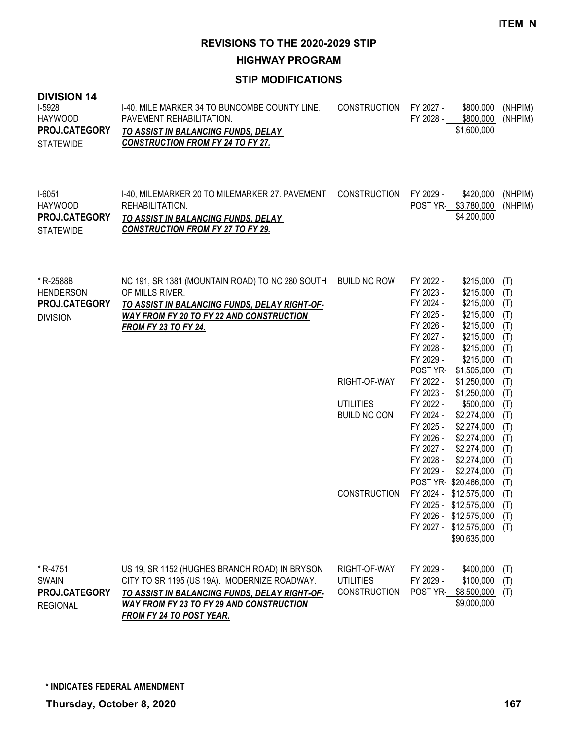**ITEM N**

# REVISIONS TO THE 2020-2029 STIP

## HIGHWAY PROGRAM

### STIP MODIFICATIONS

**DIVISION 14**

| Project | Description | Work Type | Year | Amount | Fund |
|---|---|---|---|---|---|
| I-5928<br>HAYWOOD<br>**PROJ.CATEGORY**<br>STATEWIDE | I-40, MILE MARKER 34 TO BUNCOMBE COUNTY LINE. PAVEMENT REHABILITATION.<br>***TO ASSIST IN BALANCING FUNDS, DELAY CONSTRUCTION FROM FY 24 TO FY 27.*** | CONSTRUCTION | FY 2027 - | $800,000 | (NHPIM) |
| | | | FY 2028 - | $800,000 | (NHPIM) |
| | | | | $1,600,000 | |
| I-6051<br>HAYWOOD<br>**PROJ.CATEGORY**<br>STATEWIDE | I-40, MILEMARKER 20 TO MILEMARKER 27. PAVEMENT REHABILITATION.<br>***TO ASSIST IN BALANCING FUNDS, DELAY CONSTRUCTION FROM FY 27 TO FY 29.*** | CONSTRUCTION | FY 2029 - | $420,000 | (NHPIM) |
| | | | POST YR- | $3,780,000 | (NHPIM) |
| | | | | $4,200,000 | |
| * R-2588B<br>HENDERSON<br>**PROJ.CATEGORY**<br>DIVISION | NC 191, SR 1381 (MOUNTAIN ROAD) TO NC 280 SOUTH OF MILLS RIVER.<br>***TO ASSIST IN BALANCING FUNDS, DELAY RIGHT-OF-WAY FROM FY 20 TO FY 22 AND CONSTRUCTION FROM FY 23 TO FY 24.*** | BUILD NC ROW | FY 2022 - | $215,000 | (T) |
| | | | FY 2023 - | $215,000 | (T) |
| | | | FY 2024 - | $215,000 | (T) |
| | | | FY 2025 - | $215,000 | (T) |
| | | | FY 2026 - | $215,000 | (T) |
| | | | FY 2027 - | $215,000 | (T) |
| | | | FY 2028 - | $215,000 | (T) |
| | | | FY 2029 - | $215,000 | (T) |
| | | | POST YR- | $1,505,000 | (T) |
| | | RIGHT-OF-WAY | FY 2022 - | $1,250,000 | (T) |
| | | | FY 2023 - | $1,250,000 | (T) |
| | | UTILITIES | FY 2022 - | $500,000 | (T) |
| | | BUILD NC CON | FY 2024 - | $2,274,000 | (T) |
| | | | FY 2025 - | $2,274,000 | (T) |
| | | | FY 2026 - | $2,274,000 | (T) |
| | | | FY 2027 - | $2,274,000 | (T) |
| | | | FY 2028 - | $2,274,000 | (T) |
| | | | FY 2029 - | $2,274,000 | (T) |
| | | | POST YR- | $20,466,000 | (T) |
| | | CONSTRUCTION | FY 2024 - | $12,575,000 | (T) |
| | | | FY 2025 - | $12,575,000 | (T) |
| | | | FY 2026 - | $12,575,000 | (T) |
| | | | FY 2027 - | $12,575,000 | (T) |
| | | | | $90,635,000 | |
| * R-4751<br>SWAIN<br>**PROJ.CATEGORY**<br>REGIONAL | US 19, SR 1152 (HUGHES BRANCH ROAD) IN BRYSON CITY TO SR 1195 (US 19A). MODERNIZE ROADWAY.<br>***TO ASSIST IN BALANCING FUNDS, DELAY RIGHT-OF-WAY FROM FY 23 TO FY 29 AND CONSTRUCTION FROM FY 24 TO POST YEAR.*** | RIGHT-OF-WAY | FY 2029 - | $400,000 | (T) |
| | | UTILITIES | FY 2029 - | $100,000 | (T) |
| | | CONSTRUCTION | POST YR- | $8,500,000 | (T) |
| | | | | $9,000,000 | |

**\* INDICATES FEDERAL AMENDMENT**

**Thursday, October 8, 2020**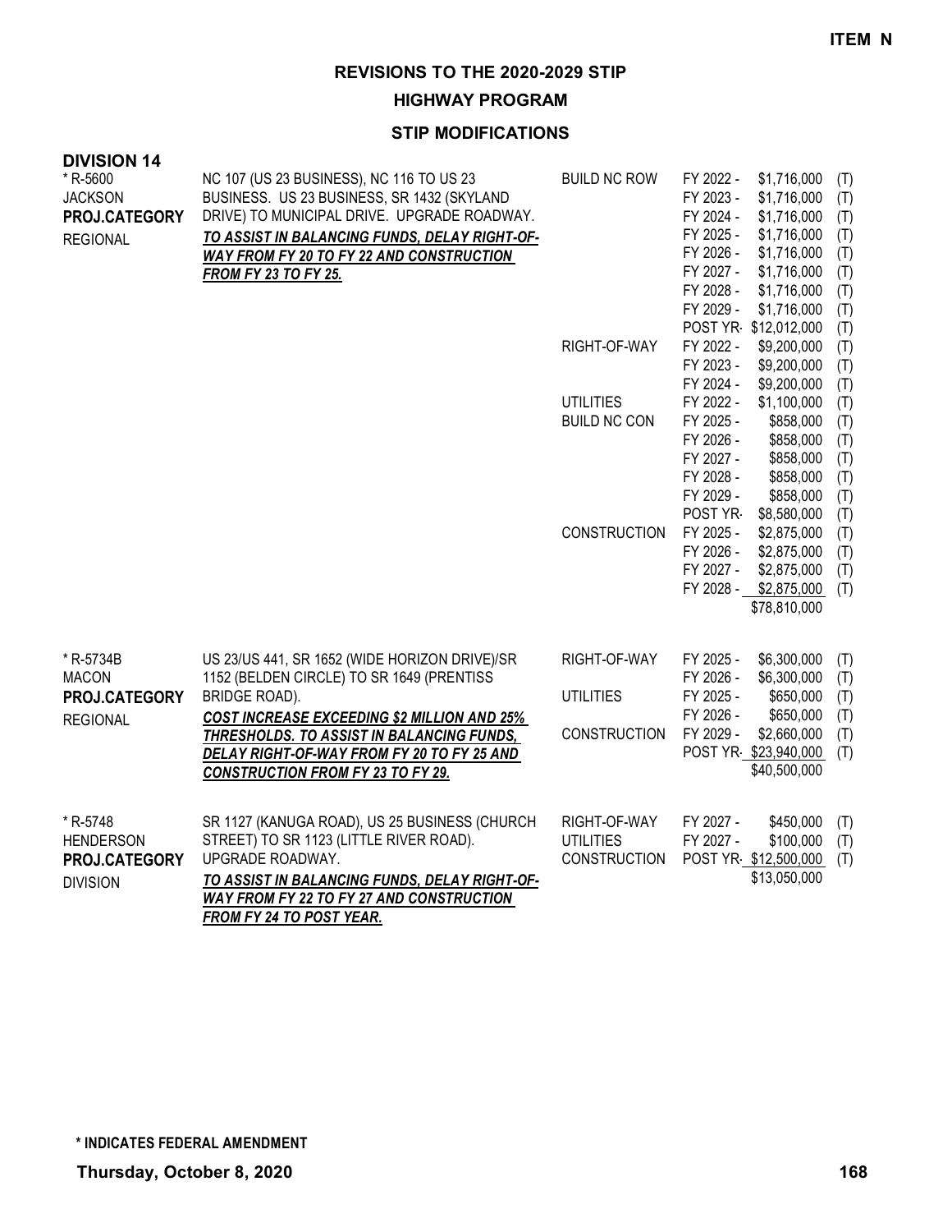**ITEM N**

# REVISIONS TO THE 2020-2029 STIP

## HIGHWAY PROGRAM

### STIP MODIFICATIONS

**DIVISION 14**

| Project | Description | Category | Year | Amount | Source |
|---|---|---|---|---|---|
| * R-5600<br>JACKSON<br>**PROJ.CATEGORY**<br>REGIONAL | NC 107 (US 23 BUSINESS), NC 116 TO US 23 BUSINESS. US 23 BUSINESS, SR 1432 (SKYLAND DRIVE) TO MUNICIPAL DRIVE. UPGRADE ROADWAY.<br>***TO ASSIST IN BALANCING FUNDS, DELAY RIGHT-OF-WAY FROM FY 20 TO FY 22 AND CONSTRUCTION FROM FY 23 TO FY 25.*** | BUILD NC ROW | FY 2022 - | $1,716,000 | (T) |
| | | | FY 2023 - | $1,716,000 | (T) |
| | | | FY 2024 - | $1,716,000 | (T) |
| | | | FY 2025 - | $1,716,000 | (T) |
| | | | FY 2026 - | $1,716,000 | (T) |
| | | | FY 2027 - | $1,716,000 | (T) |
| | | | FY 2028 - | $1,716,000 | (T) |
| | | | FY 2029 - | $1,716,000 | (T) |
| | | | POST YR- | $12,012,000 | (T) |
| | | RIGHT-OF-WAY | FY 2022 - | $9,200,000 | (T) |
| | | | FY 2023 - | $9,200,000 | (T) |
| | | | FY 2024 - | $9,200,000 | (T) |
| | | UTILITIES | FY 2022 - | $1,100,000 | (T) |
| | | BUILD NC CON | FY 2025 - | $858,000 | (T) |
| | | | FY 2026 - | $858,000 | (T) |
| | | | FY 2027 - | $858,000 | (T) |
| | | | FY 2028 - | $858,000 | (T) |
| | | | FY 2029 - | $858,000 | (T) |
| | | | POST YR- | $8,580,000 | (T) |
| | | CONSTRUCTION | FY 2025 - | $2,875,000 | (T) |
| | | | FY 2026 - | $2,875,000 | (T) |
| | | | FY 2027 - | $2,875,000 | (T) |
| | | | FY 2028 - | $2,875,000 | (T) |
| | | | | $78,810,000 | |
| * R-5734B<br>MACON<br>**PROJ.CATEGORY**<br>REGIONAL | US 23/US 441, SR 1652 (WIDE HORIZON DRIVE)/SR 1152 (BELDEN CIRCLE) TO SR 1649 (PRENTISS BRIDGE ROAD).<br>***COST INCREASE EXCEEDING $2 MILLION AND 25% THRESHOLDS. TO ASSIST IN BALANCING FUNDS, DELAY RIGHT-OF-WAY FROM FY 20 TO FY 25 AND CONSTRUCTION FROM FY 23 TO FY 29.*** | RIGHT-OF-WAY | FY 2025 - | $6,300,000 | (T) |
| | | | FY 2026 - | $6,300,000 | (T) |
| | | UTILITIES | FY 2025 - | $650,000 | (T) |
| | | | FY 2026 - | $650,000 | (T) |
| | | CONSTRUCTION | FY 2029 - | $2,660,000 | (T) |
| | | | POST YR- | $23,940,000 | (T) |
| | | | | $40,500,000 | |
| * R-5748<br>HENDERSON<br>**PROJ.CATEGORY**<br>DIVISION | SR 1127 (KANUGA ROAD), US 25 BUSINESS (CHURCH STREET) TO SR 1123 (LITTLE RIVER ROAD). UPGRADE ROADWAY.<br>***TO ASSIST IN BALANCING FUNDS, DELAY RIGHT-OF-WAY FROM FY 22 TO FY 27 AND CONSTRUCTION FROM FY 24 TO POST YEAR.*** | RIGHT-OF-WAY | FY 2027 - | $450,000 | (T) |
| | | UTILITIES | FY 2027 - | $100,000 | (T) |
| | | CONSTRUCTION | POST YR- | $12,500,000 | (T) |
| | | | | $13,050,000 | |

**\* INDICATES FEDERAL AMENDMENT**

**Thursday, October 8, 2020**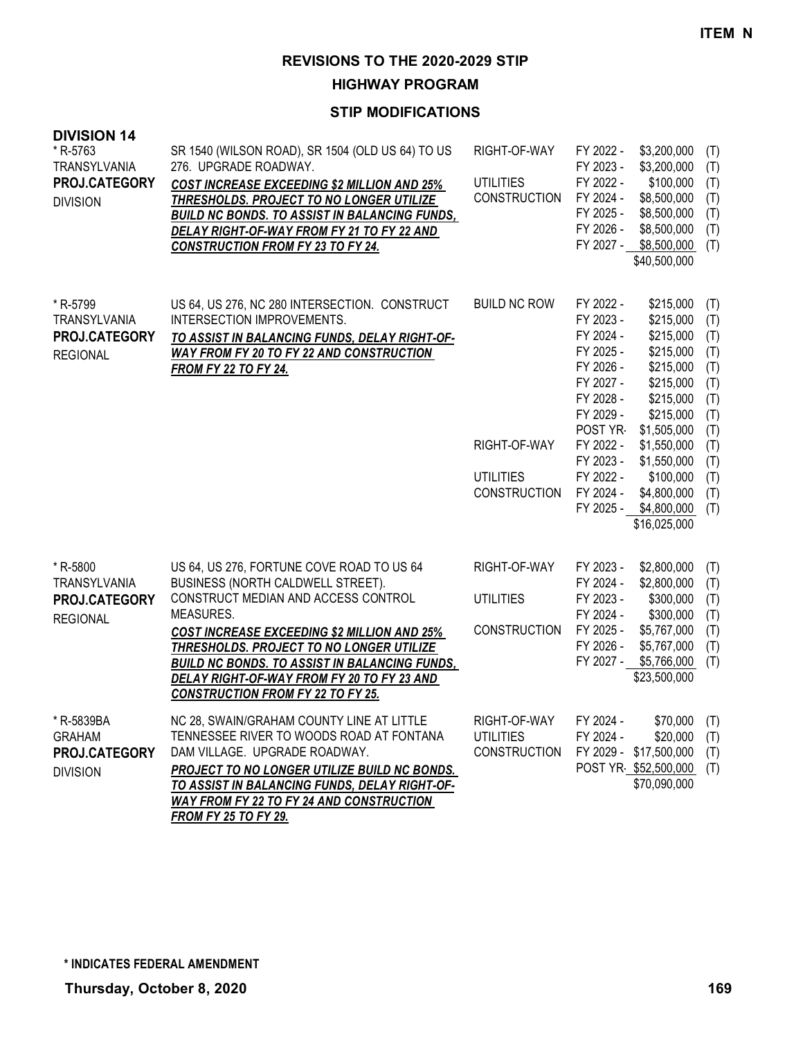**ITEM N**

# REVISIONS TO THE 2020-2029 STIP

## HIGHWAY PROGRAM

### STIP MODIFICATIONS

**DIVISION 14**

| Project | Description | Work Type | Fiscal Year | Cost | Fund |
|---|---|---|---|---|---|
| * R-5763<br>TRANSYLVANIA<br>**PROJ.CATEGORY**<br>DIVISION | SR 1540 (WILSON ROAD), SR 1504 (OLD US 64) TO US 276. UPGRADE ROADWAY.<br>***COST INCREASE EXCEEDING $2 MILLION AND 25% THRESHOLDS. PROJECT TO NO LONGER UTILIZE BUILD NC BONDS. TO ASSIST IN BALANCING FUNDS, DELAY RIGHT-OF-WAY FROM FY 21 TO FY 22 AND CONSTRUCTION FROM FY 23 TO FY 24.*** | RIGHT-OF-WAY | FY 2022 - | $3,200,000 | (T) |
| | | | FY 2023 - | $3,200,000 | (T) |
| | | UTILITIES | FY 2022 - | $100,000 | (T) |
| | | CONSTRUCTION | FY 2024 - | $8,500,000 | (T) |
| | | | FY 2025 - | $8,500,000 | (T) |
| | | | FY 2026 - | $8,500,000 | (T) |
| | | | FY 2027 - | $8,500,000 | (T) |
| | | | | $40,500,000 | |
| * R-5799<br>TRANSYLVANIA<br>**PROJ.CATEGORY**<br>REGIONAL | US 64, US 276, NC 280 INTERSECTION. CONSTRUCT INTERSECTION IMPROVEMENTS.<br>***TO ASSIST IN BALANCING FUNDS, DELAY RIGHT-OF-WAY FROM FY 20 TO FY 22 AND CONSTRUCTION FROM FY 22 TO FY 24.*** | BUILD NC ROW | FY 2022 - | $215,000 | (T) |
| | | | FY 2023 - | $215,000 | (T) |
| | | | FY 2024 - | $215,000 | (T) |
| | | | FY 2025 - | $215,000 | (T) |
| | | | FY 2026 - | $215,000 | (T) |
| | | | FY 2027 - | $215,000 | (T) |
| | | | FY 2028 - | $215,000 | (T) |
| | | | FY 2029 - | $215,000 | (T) |
| | | | POST YR- | $1,505,000 | (T) |
| | | RIGHT-OF-WAY | FY 2022 - | $1,550,000 | (T) |
| | | | FY 2023 - | $1,550,000 | (T) |
| | | UTILITIES | FY 2022 - | $100,000 | (T) |
| | | CONSTRUCTION | FY 2024 - | $4,800,000 | (T) |
| | | | FY 2025 - | $4,800,000 | (T) |
| | | | | $16,025,000 | |
| * R-5800<br>TRANSYLVANIA<br>**PROJ.CATEGORY**<br>REGIONAL | US 64, US 276, FORTUNE COVE ROAD TO US 64 BUSINESS (NORTH CALDWELL STREET). CONSTRUCT MEDIAN AND ACCESS CONTROL MEASURES.<br>***COST INCREASE EXCEEDING $2 MILLION AND 25% THRESHOLDS. PROJECT TO NO LONGER UTILIZE BUILD NC BONDS. TO ASSIST IN BALANCING FUNDS, DELAY RIGHT-OF-WAY FROM FY 20 TO FY 23 AND CONSTRUCTION FROM FY 22 TO FY 25.*** | RIGHT-OF-WAY | FY 2023 - | $2,800,000 | (T) |
| | | | FY 2024 - | $2,800,000 | (T) |
| | | UTILITIES | FY 2023 - | $300,000 | (T) |
| | | | FY 2024 - | $300,000 | (T) |
| | | CONSTRUCTION | FY 2025 - | $5,767,000 | (T) |
| | | | FY 2026 - | $5,767,000 | (T) |
| | | | FY 2027 - | $5,766,000 | (T) |
| | | | | $23,500,000 | |
| * R-5839BA<br>GRAHAM<br>**PROJ.CATEGORY**<br>DIVISION | NC 28, SWAIN/GRAHAM COUNTY LINE AT LITTLE TENNESSEE RIVER TO WOODS ROAD AT FONTANA DAM VILLAGE. UPGRADE ROADWAY.<br>***PROJECT TO NO LONGER UTILIZE BUILD NC BONDS. TO ASSIST IN BALANCING FUNDS, DELAY RIGHT-OF-WAY FROM FY 22 TO FY 24 AND CONSTRUCTION FROM FY 25 TO FY 29.*** | RIGHT-OF-WAY | FY 2024 - | $70,000 | (T) |
| | | UTILITIES | FY 2024 - | $20,000 | (T) |
| | | CONSTRUCTION | FY 2029 - | $17,500,000 | (T) |
| | | | POST YR- | $52,500,000 | (T) |
| | | | | $70,090,000 | |

**\* INDICATES FEDERAL AMENDMENT**

**Thursday, October 8, 2020**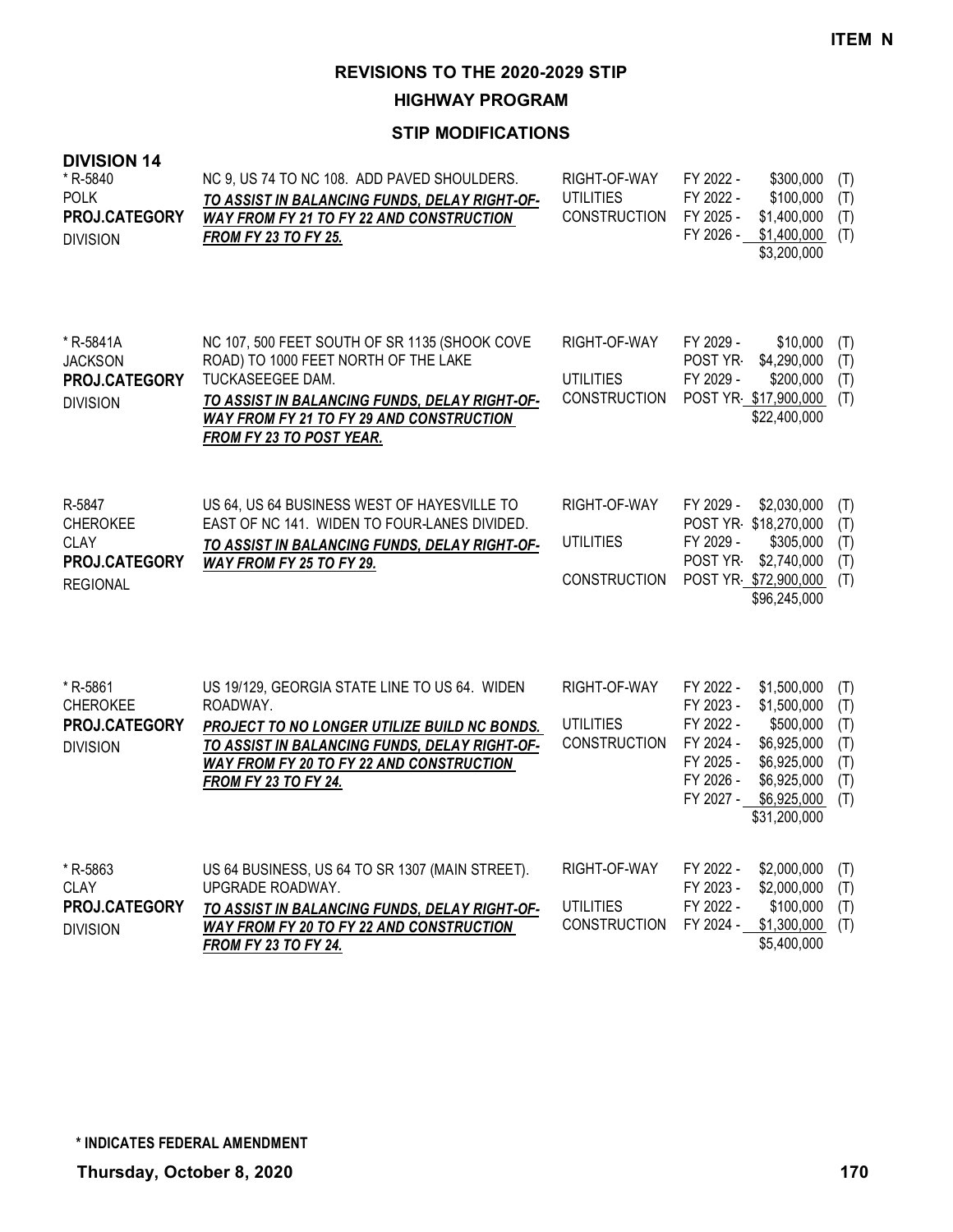**ITEM N**

# REVISIONS TO THE 2020-2029 STIP

## HIGHWAY PROGRAM

### STIP MODIFICATIONS

**DIVISION 14**

| Project | Description | Work Type | Fiscal Year | Cost | |
|---|---|---|---|---|---|
| * R-5840<br>POLK<br>**PROJ.CATEGORY**<br>DIVISION | NC 9, US 74 TO NC 108. ADD PAVED SHOULDERS.<br>***TO ASSIST IN BALANCING FUNDS, DELAY RIGHT-OF-WAY FROM FY 21 TO FY 22 AND CONSTRUCTION FROM FY 23 TO FY 25.*** | RIGHT-OF-WAY | FY 2022 - | $300,000 | (T) |
| | | UTILITIES | FY 2022 - | $100,000 | (T) |
| | | CONSTRUCTION | FY 2025 - | $1,400,000 | (T) |
| | | | FY 2026 - | $1,400,000 | (T) |
| | | | | $3,200,000 | |
| * R-5841A<br>JACKSON<br>**PROJ.CATEGORY**<br>DIVISION | NC 107, 500 FEET SOUTH OF SR 1135 (SHOOK COVE ROAD) TO 1000 FEET NORTH OF THE LAKE TUCKASEEGEE DAM.<br>***TO ASSIST IN BALANCING FUNDS, DELAY RIGHT-OF-WAY FROM FY 21 TO FY 29 AND CONSTRUCTION FROM FY 23 TO POST YEAR.*** | RIGHT-OF-WAY | FY 2029 - | $10,000 | (T) |
| | | | POST YR- | $4,290,000 | (T) |
| | | UTILITIES | FY 2029 - | $200,000 | (T) |
| | | CONSTRUCTION | POST YR- | $17,900,000 | (T) |
| | | | | $22,400,000 | |
| R-5847<br>CHEROKEE<br>CLAY<br>**PROJ.CATEGORY**<br>REGIONAL | US 64, US 64 BUSINESS WEST OF HAYESVILLE TO EAST OF NC 141. WIDEN TO FOUR-LANES DIVIDED.<br>***TO ASSIST IN BALANCING FUNDS, DELAY RIGHT-OF-WAY FROM FY 25 TO FY 29.*** | RIGHT-OF-WAY | FY 2029 - | $2,030,000 | (T) |
| | | | POST YR- | $18,270,000 | (T) |
| | | UTILITIES | FY 2029 - | $305,000 | (T) |
| | | | POST YR- | $2,740,000 | (T) |
| | | CONSTRUCTION | POST YR- | $72,900,000 | (T) |
| | | | | $96,245,000 | |
| * R-5861<br>CHEROKEE<br>**PROJ.CATEGORY**<br>DIVISION | US 19/129, GEORGIA STATE LINE TO US 64. WIDEN ROADWAY.<br>***PROJECT TO NO LONGER UTILIZE BUILD NC BONDS.***<br>***TO ASSIST IN BALANCING FUNDS, DELAY RIGHT-OF-WAY FROM FY 20 TO FY 22 AND CONSTRUCTION FROM FY 23 TO FY 24.*** | RIGHT-OF-WAY | FY 2022 - | $1,500,000 | (T) |
| | | | FY 2023 - | $1,500,000 | (T) |
| | | UTILITIES | FY 2022 - | $500,000 | (T) |
| | | CONSTRUCTION | FY 2024 - | $6,925,000 | (T) |
| | | | FY 2025 - | $6,925,000 | (T) |
| | | | FY 2026 - | $6,925,000 | (T) |
| | | | FY 2027 - | $6,925,000 | (T) |
| | | | | $31,200,000 | |
| * R-5863<br>CLAY<br>**PROJ.CATEGORY**<br>DIVISION | US 64 BUSINESS, US 64 TO SR 1307 (MAIN STREET). UPGRADE ROADWAY.<br>***TO ASSIST IN BALANCING FUNDS, DELAY RIGHT-OF-WAY FROM FY 20 TO FY 22 AND CONSTRUCTION FROM FY 23 TO FY 24.*** | RIGHT-OF-WAY | FY 2022 - | $2,000,000 | (T) |
| | | | FY 2023 - | $2,000,000 | (T) |
| | | UTILITIES | FY 2022 - | $100,000 | (T) |
| | | CONSTRUCTION | FY 2024 - | $1,300,000 | (T) |
| | | | | $5,400,000 | |

**\* INDICATES FEDERAL AMENDMENT**

**Thursday, October 8, 2020**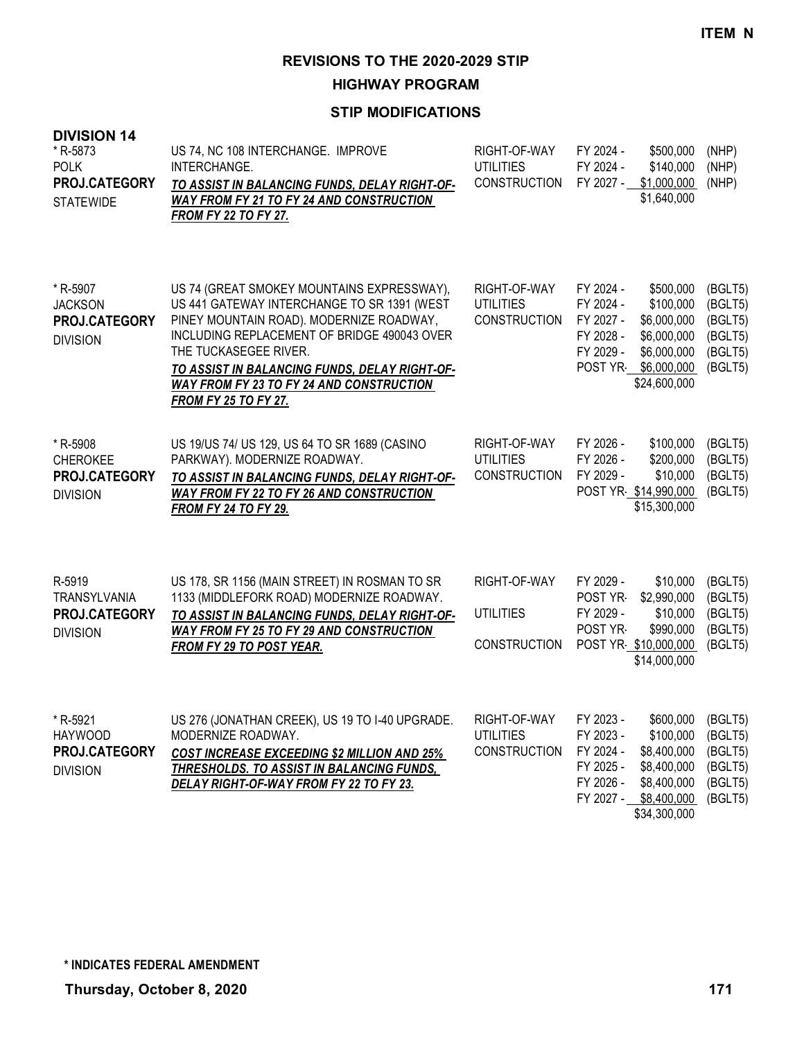**ITEM N**

# REVISIONS TO THE 2020-2029 STIP

## HIGHWAY PROGRAM

### STIP MODIFICATIONS

**DIVISION 14**

| Project | Description | Work Type | Fiscal Year | Amount | Fund |
|---|---|---|---|---|---|
| * R-5873<br>POLK<br>**PROJ.CATEGORY**<br>STATEWIDE | US 74, NC 108 INTERCHANGE. IMPROVE INTERCHANGE.<br>***TO ASSIST IN BALANCING FUNDS, DELAY RIGHT-OF-WAY FROM FY 21 TO FY 24 AND CONSTRUCTION FROM FY 22 TO FY 27.*** | RIGHT-OF-WAY<br>UTILITIES<br>CONSTRUCTION | FY 2024 -<br>FY 2024 -<br>FY 2027 - | \$500,000<br>\$140,000<br>\$1,000,000<br>\$1,640,000 | (NHP)<br>(NHP)<br>(NHP) |
| * R-5907<br>JACKSON<br>**PROJ.CATEGORY**<br>DIVISION | US 74 (GREAT SMOKEY MOUNTAINS EXPRESSWAY), US 441 GATEWAY INTERCHANGE TO SR 1391 (WEST PINEY MOUNTAIN ROAD). MODERNIZE ROADWAY, INCLUDING REPLACEMENT OF BRIDGE 490043 OVER THE TUCKASEGEE RIVER.<br>***TO ASSIST IN BALANCING FUNDS, DELAY RIGHT-OF-WAY FROM FY 23 TO FY 24 AND CONSTRUCTION FROM FY 25 TO FY 27.*** | RIGHT-OF-WAY<br>UTILITIES<br>CONSTRUCTION | FY 2024 -<br>FY 2024 -<br>FY 2027 -<br>FY 2028 -<br>FY 2029 -<br>POST YR- | \$500,000<br>\$100,000<br>\$6,000,000<br>\$6,000,000<br>\$6,000,000<br>\$6,000,000<br>\$24,600,000 | (BGLT5)<br>(BGLT5)<br>(BGLT5)<br>(BGLT5)<br>(BGLT5)<br>(BGLT5) |
| * R-5908<br>CHEROKEE<br>**PROJ.CATEGORY**<br>DIVISION | US 19/US 74/ US 129, US 64 TO SR 1689 (CASINO PARKWAY). MODERNIZE ROADWAY.<br>***TO ASSIST IN BALANCING FUNDS, DELAY RIGHT-OF-WAY FROM FY 22 TO FY 26 AND CONSTRUCTION FROM FY 24 TO FY 29.*** | RIGHT-OF-WAY<br>UTILITIES<br>CONSTRUCTION | FY 2026 -<br>FY 2026 -<br>FY 2029 -<br>POST YR- | \$100,000<br>\$200,000<br>\$10,000<br>\$14,990,000<br>\$15,300,000 | (BGLT5)<br>(BGLT5)<br>(BGLT5)<br>(BGLT5) |
| R-5919<br>TRANSYLVANIA<br>**PROJ.CATEGORY**<br>DIVISION | US 178, SR 1156 (MAIN STREET) IN ROSMAN TO SR 1133 (MIDDLEFORK ROAD) MODERNIZE ROADWAY.<br>***TO ASSIST IN BALANCING FUNDS, DELAY RIGHT-OF-WAY FROM FY 25 TO FY 29 AND CONSTRUCTION FROM FY 29 TO POST YEAR.*** | RIGHT-OF-WAY<br><br>UTILITIES<br><br>CONSTRUCTION | FY 2029 -<br>POST YR-<br>FY 2029 -<br>POST YR-<br>POST YR- | \$10,000<br>\$2,990,000<br>\$10,000<br>\$990,000<br>\$10,000,000<br>\$14,000,000 | (BGLT5)<br>(BGLT5)<br>(BGLT5)<br>(BGLT5)<br>(BGLT5) |
| * R-5921<br>HAYWOOD<br>**PROJ.CATEGORY**<br>DIVISION | US 276 (JONATHAN CREEK), US 19 TO I-40 UPGRADE. MODERNIZE ROADWAY.<br>***COST INCREASE EXCEEDING \$2 MILLION AND 25% THRESHOLDS. TO ASSIST IN BALANCING FUNDS, DELAY RIGHT-OF-WAY FROM FY 22 TO FY 23.*** | RIGHT-OF-WAY<br>UTILITIES<br>CONSTRUCTION | FY 2023 -<br>FY 2023 -<br>FY 2024 -<br>FY 2025 -<br>FY 2026 -<br>FY 2027 - | \$600,000<br>\$100,000<br>\$8,400,000<br>\$8,400,000<br>\$8,400,000<br>\$8,400,000<br>\$34,300,000 | (BGLT5)<br>(BGLT5)<br>(BGLT5)<br>(BGLT5)<br>(BGLT5)<br>(BGLT5) |

**\* INDICATES FEDERAL AMENDMENT**

**Thursday, October 8, 2020**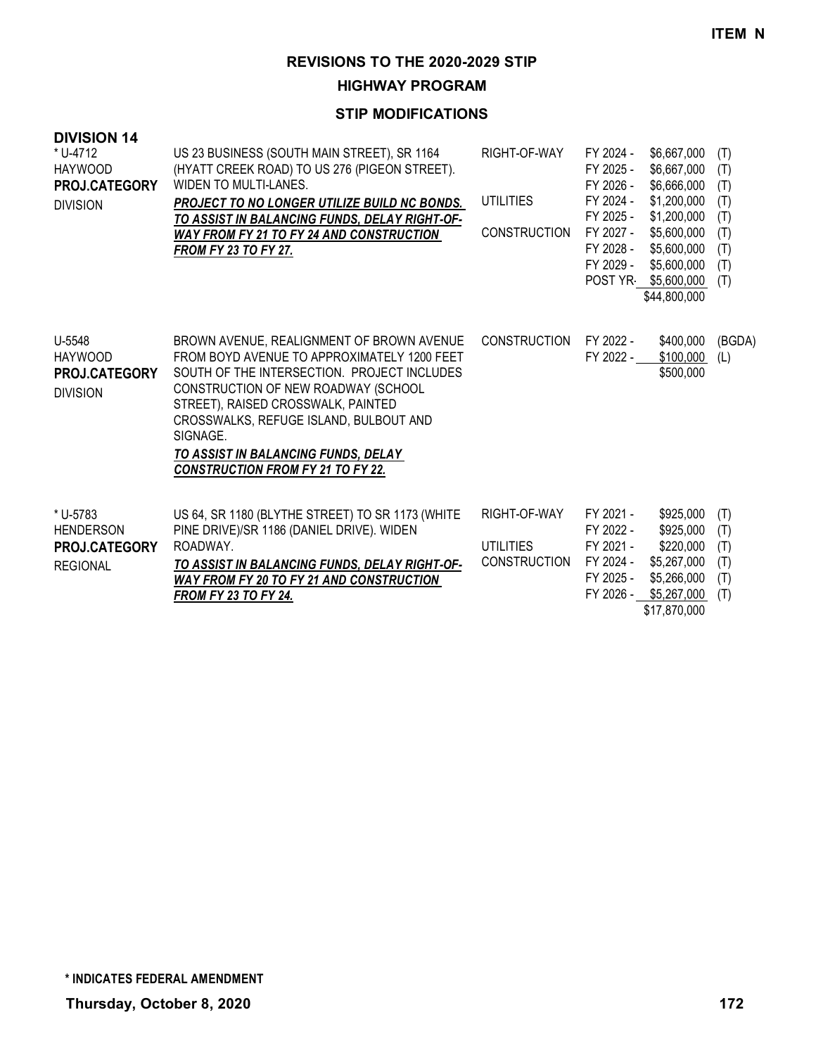**ITEM N**

# REVISIONS TO THE 2020-2029 STIP

## HIGHWAY PROGRAM

### STIP MODIFICATIONS

**DIVISION 14**

| Project | Description | Work Type | Fiscal Year | Amount | Fund |
|---|---|---|---|---|---|
| * U-4712<br>HAYWOOD<br>**PROJ.CATEGORY**<br>DIVISION | US 23 BUSINESS (SOUTH MAIN STREET), SR 1164 (HYATT CREEK ROAD) TO US 276 (PIGEON STREET). WIDEN TO MULTI-LANES.<br>***PROJECT TO NO LONGER UTILIZE BUILD NC BONDS. TO ASSIST IN BALANCING FUNDS, DELAY RIGHT-OF-WAY FROM FY 21 TO FY 24 AND CONSTRUCTION FROM FY 23 TO FY 27.*** | RIGHT-OF-WAY | FY 2024 - | $6,667,000 | (T) |
| | | | FY 2025 - | $6,667,000 | (T) |
| | | | FY 2026 - | $6,666,000 | (T) |
| | | UTILITIES | FY 2024 - | $1,200,000 | (T) |
| | | | FY 2025 - | $1,200,000 | (T) |
| | | CONSTRUCTION | FY 2027 - | $5,600,000 | (T) |
| | | | FY 2028 - | $5,600,000 | (T) |
| | | | FY 2029 - | $5,600,000 | (T) |
| | | | POST YR- | $5,600,000 | (T) |
| | | | | $44,800,000 | |
| U-5548<br>HAYWOOD<br>**PROJ.CATEGORY**<br>DIVISION | BROWN AVENUE, REALIGNMENT OF BROWN AVENUE FROM BOYD AVENUE TO APPROXIMATELY 1200 FEET SOUTH OF THE INTERSECTION. PROJECT INCLUDES CONSTRUCTION OF NEW ROADWAY (SCHOOL STREET), RAISED CROSSWALK, PAINTED CROSSWALKS, REFUGE ISLAND, BULBOUT AND SIGNAGE.<br>***TO ASSIST IN BALANCING FUNDS, DELAY CONSTRUCTION FROM FY 21 TO FY 22.*** | CONSTRUCTION | FY 2022 - | $400,000 | (BGDA) |
| | | | FY 2022 - | $100,000 | (L) |
| | | | | $500,000 | |
| * U-5783<br>HENDERSON<br>**PROJ.CATEGORY**<br>REGIONAL | US 64, SR 1180 (BLYTHE STREET) TO SR 1173 (WHITE PINE DRIVE)/SR 1186 (DANIEL DRIVE). WIDEN ROADWAY.<br>***TO ASSIST IN BALANCING FUNDS, DELAY RIGHT-OF-WAY FROM FY 20 TO FY 21 AND CONSTRUCTION FROM FY 23 TO FY 24.*** | RIGHT-OF-WAY | FY 2021 - | $925,000 | (T) |
| | | | FY 2022 - | $925,000 | (T) |
| | | UTILITIES | FY 2021 - | $220,000 | (T) |
| | | CONSTRUCTION | FY 2024 - | $5,267,000 | (T) |
| | | | FY 2025 - | $5,266,000 | (T) |
| | | | FY 2026 - | $5,267,000 | (T) |
| | | | | $17,870,000 | |

**\* INDICATES FEDERAL AMENDMENT**

**Thursday, October 8, 2020**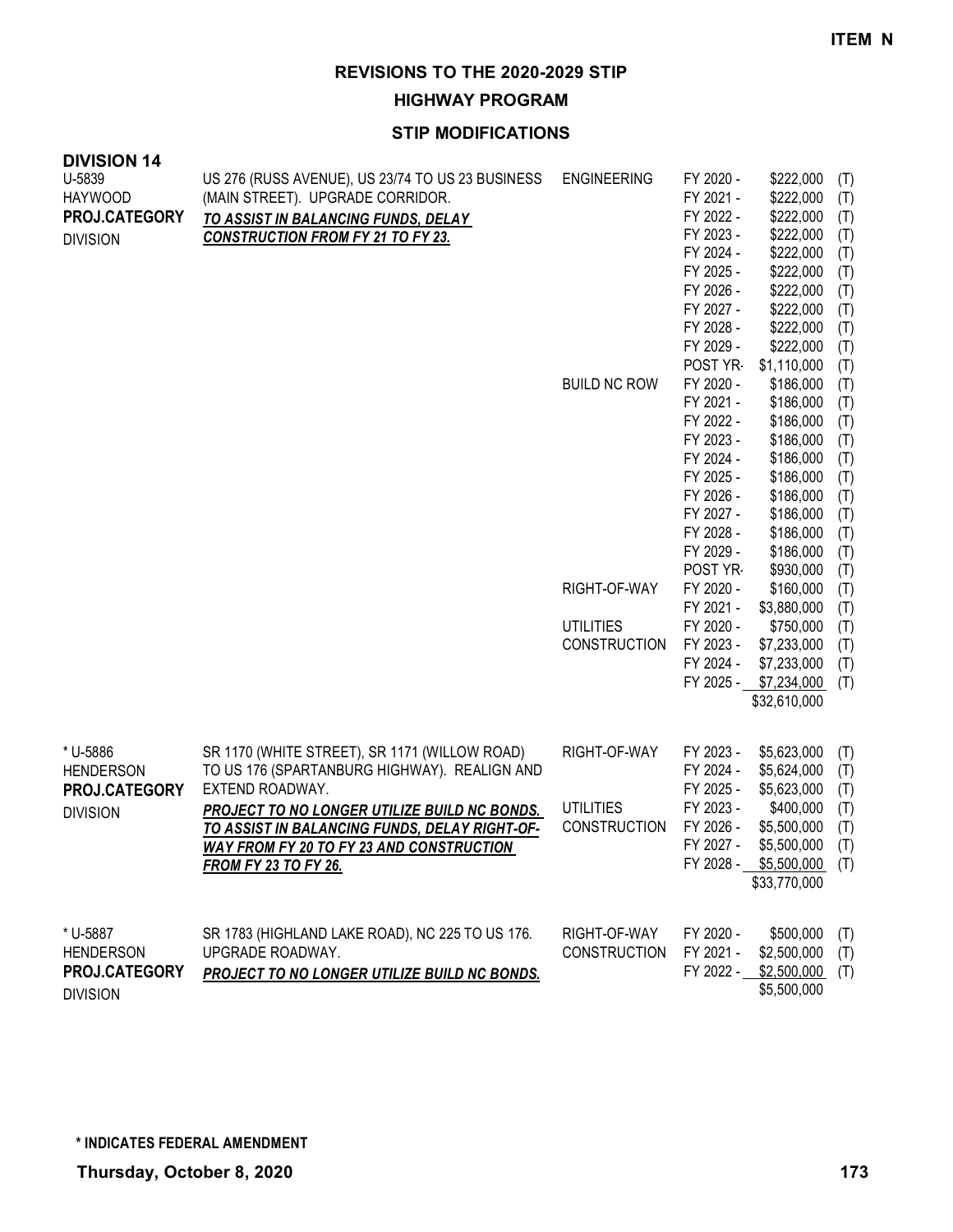**ITEM N**

# REVISIONS TO THE 2020-2029 STIP

## HIGHWAY PROGRAM

### STIP MODIFICATIONS

**DIVISION 14**

| Project | Description | Phase | Year | Amount | Source |
|---|---|---|---|---|---|
| U-5839<br>HAYWOOD<br>**PROJ.CATEGORY**<br>DIVISION | US 276 (RUSS AVENUE), US 23/74 TO US 23 BUSINESS (MAIN STREET). UPGRADE CORRIDOR.<br>***TO ASSIST IN BALANCING FUNDS, DELAY CONSTRUCTION FROM FY 21 TO FY 23.*** | ENGINEERING | FY 2020 - | $222,000 | (T) |
| | | | FY 2021 - | $222,000 | (T) |
| | | | FY 2022 - | $222,000 | (T) |
| | | | FY 2023 - | $222,000 | (T) |
| | | | FY 2024 - | $222,000 | (T) |
| | | | FY 2025 - | $222,000 | (T) |
| | | | FY 2026 - | $222,000 | (T) |
| | | | FY 2027 - | $222,000 | (T) |
| | | | FY 2028 - | $222,000 | (T) |
| | | | FY 2029 - | $222,000 | (T) |
| | | | POST YR- | $1,110,000 | (T) |
| | | BUILD NC ROW | FY 2020 - | $186,000 | (T) |
| | | | FY 2021 - | $186,000 | (T) |
| | | | FY 2022 - | $186,000 | (T) |
| | | | FY 2023 - | $186,000 | (T) |
| | | | FY 2024 - | $186,000 | (T) |
| | | | FY 2025 - | $186,000 | (T) |
| | | | FY 2026 - | $186,000 | (T) |
| | | | FY 2027 - | $186,000 | (T) |
| | | | FY 2028 - | $186,000 | (T) |
| | | | FY 2029 - | $186,000 | (T) |
| | | | POST YR- | $930,000 | (T) |
| | | RIGHT-OF-WAY | FY 2020 - | $160,000 | (T) |
| | | | FY 2021 - | $3,880,000 | (T) |
| | | UTILITIES | FY 2020 - | $750,000 | (T) |
| | | CONSTRUCTION | FY 2023 - | $7,233,000 | (T) |
| | | | FY 2024 - | $7,233,000 | (T) |
| | | | FY 2025 - | $7,234,000 | (T) |
| | | | | $32,610,000 | |
| * U-5886<br>HENDERSON<br>**PROJ.CATEGORY**<br>DIVISION | SR 1170 (WHITE STREET), SR 1171 (WILLOW ROAD) TO US 176 (SPARTANBURG HIGHWAY). REALIGN AND EXTEND ROADWAY.<br>***PROJECT TO NO LONGER UTILIZE BUILD NC BONDS. TO ASSIST IN BALANCING FUNDS, DELAY RIGHT-OF-WAY FROM FY 20 TO FY 23 AND CONSTRUCTION FROM FY 23 TO FY 26.*** | RIGHT-OF-WAY | FY 2023 - | $5,623,000 | (T) |
| | | | FY 2024 - | $5,624,000 | (T) |
| | | | FY 2025 - | $5,623,000 | (T) |
| | | UTILITIES | FY 2023 - | $400,000 | (T) |
| | | CONSTRUCTION | FY 2026 - | $5,500,000 | (T) |
| | | | FY 2027 - | $5,500,000 | (T) |
| | | | FY 2028 - | $5,500,000 | (T) |
| | | | | $33,770,000 | |
| * U-5887<br>HENDERSON<br>**PROJ.CATEGORY**<br>DIVISION | SR 1783 (HIGHLAND LAKE ROAD), NC 225 TO US 176. UPGRADE ROADWAY.<br>***PROJECT TO NO LONGER UTILIZE BUILD NC BONDS.*** | RIGHT-OF-WAY | FY 2020 - | $500,000 | (T) |
| | | CONSTRUCTION | FY 2021 - | $2,500,000 | (T) |
| | | | FY 2022 - | $2,500,000 | (T) |
| | | | | $5,500,000 | |

**\* INDICATES FEDERAL AMENDMENT**

**Thursday, October 8, 2020**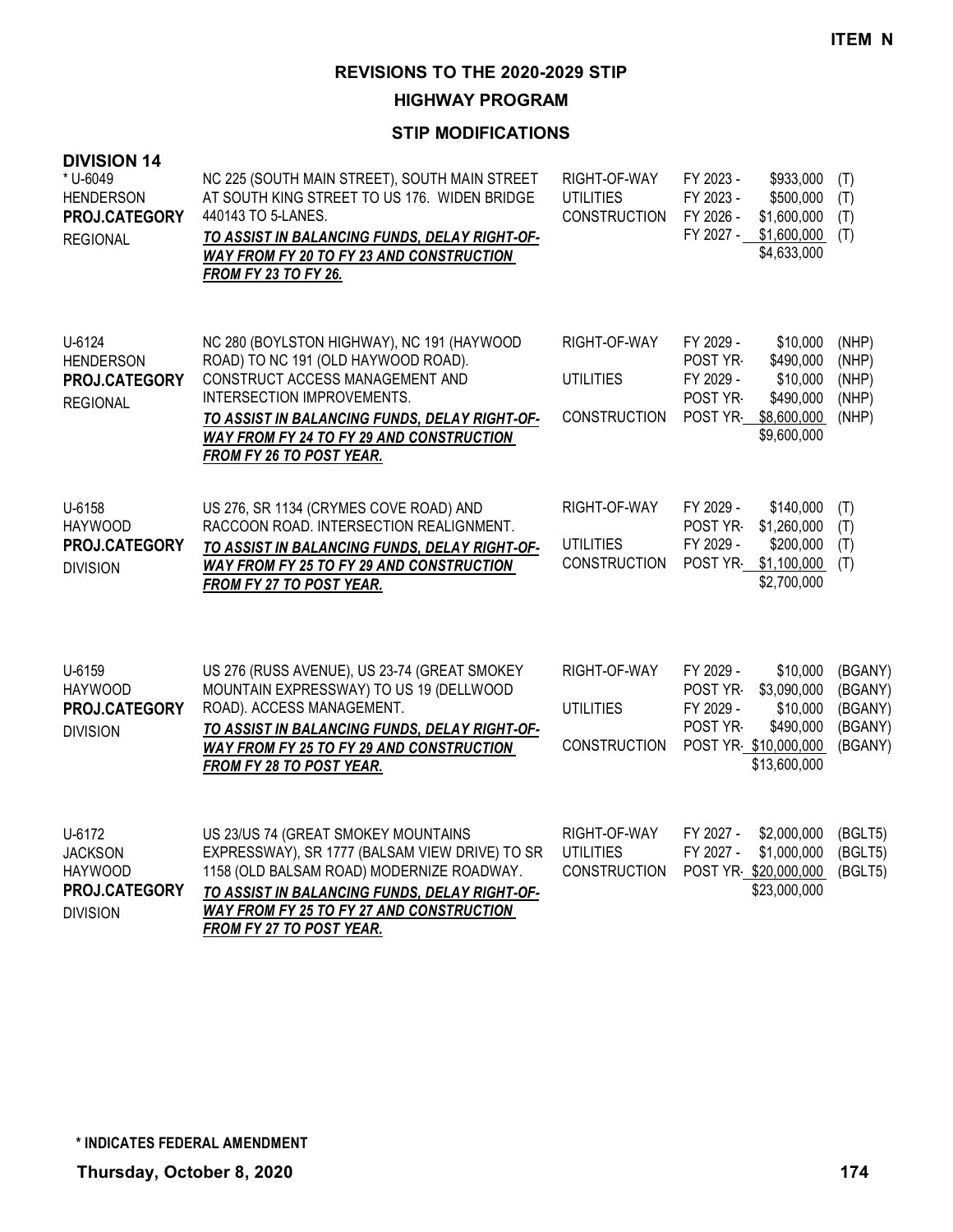**ITEM N**

# REVISIONS TO THE 2020-2029 STIP

## HIGHWAY PROGRAM

### STIP MODIFICATIONS

**DIVISION 14**

| Project | Description | Phase | Year | Amount | Funding |
|---|---|---|---|---|---|
| * U-6049<br>HENDERSON<br>**PROJ.CATEGORY**<br>REGIONAL | NC 225 (SOUTH MAIN STREET), SOUTH MAIN STREET AT SOUTH KING STREET TO US 176. WIDEN BRIDGE 440143 TO 5-LANES.<br>***TO ASSIST IN BALANCING FUNDS, DELAY RIGHT-OF-WAY FROM FY 20 TO FY 23 AND CONSTRUCTION FROM FY 23 TO FY 26.*** | RIGHT-OF-WAY<br>UTILITIES<br>CONSTRUCTION | FY 2023 -<br>FY 2023 -<br>FY 2026 -<br>FY 2027 - | $933,000<br>$500,000<br>$1,600,000<br>$1,600,000<br>$4,633,000 | (T)<br>(T)<br>(T)<br>(T) |
| U-6124<br>HENDERSON<br>**PROJ.CATEGORY**<br>REGIONAL | NC 280 (BOYLSTON HIGHWAY), NC 191 (HAYWOOD ROAD) TO NC 191 (OLD HAYWOOD ROAD). CONSTRUCT ACCESS MANAGEMENT AND INTERSECTION IMPROVEMENTS.<br>***TO ASSIST IN BALANCING FUNDS, DELAY RIGHT-OF-WAY FROM FY 24 TO FY 29 AND CONSTRUCTION FROM FY 26 TO POST YEAR.*** | RIGHT-OF-WAY<br><br>UTILITIES<br><br>CONSTRUCTION | FY 2029 -<br>POST YR-<br>FY 2029 -<br>POST YR-<br>POST YR- | $10,000<br>$490,000<br>$10,000<br>$490,000<br>$8,600,000<br>$9,600,000 | (NHP)<br>(NHP)<br>(NHP)<br>(NHP)<br>(NHP) |
| U-6158<br>HAYWOOD<br>**PROJ.CATEGORY**<br>DIVISION | US 276, SR 1134 (CRYMES COVE ROAD) AND RACCOON ROAD. INTERSECTION REALIGNMENT.<br>***TO ASSIST IN BALANCING FUNDS, DELAY RIGHT-OF-WAY FROM FY 25 TO FY 29 AND CONSTRUCTION FROM FY 27 TO POST YEAR.*** | RIGHT-OF-WAY<br><br>UTILITIES<br>CONSTRUCTION | FY 2029 -<br>POST YR-<br>FY 2029 -<br>POST YR- | $140,000<br>$1,260,000<br>$200,000<br>$1,100,000<br>$2,700,000 | (T)<br>(T)<br>(T)<br>(T) |
| U-6159<br>HAYWOOD<br>**PROJ.CATEGORY**<br>DIVISION | US 276 (RUSS AVENUE), US 23-74 (GREAT SMOKEY MOUNTAIN EXPRESSWAY) TO US 19 (DELLWOOD ROAD). ACCESS MANAGEMENT.<br>***TO ASSIST IN BALANCING FUNDS, DELAY RIGHT-OF-WAY FROM FY 25 TO FY 29 AND CONSTRUCTION FROM FY 28 TO POST YEAR.*** | RIGHT-OF-WAY<br><br>UTILITIES<br><br>CONSTRUCTION | FY 2029 -<br>POST YR-<br>FY 2029 -<br>POST YR-<br>POST YR- | $10,000<br>$3,090,000<br>$10,000<br>$490,000<br>$10,000,000<br>$13,600,000 | (BGANY)<br>(BGANY)<br>(BGANY)<br>(BGANY)<br>(BGANY) |
| U-6172<br>JACKSON<br>HAYWOOD<br>**PROJ.CATEGORY**<br>DIVISION | US 23/US 74 (GREAT SMOKEY MOUNTAINS EXPRESSWAY), SR 1777 (BALSAM VIEW DRIVE) TO SR 1158 (OLD BALSAM ROAD) MODERNIZE ROADWAY.<br>***TO ASSIST IN BALANCING FUNDS, DELAY RIGHT-OF-WAY FROM FY 25 TO FY 27 AND CONSTRUCTION FROM FY 27 TO POST YEAR.*** | RIGHT-OF-WAY<br>UTILITIES<br>CONSTRUCTION | FY 2027 -<br>FY 2027 -<br>POST YR- | $2,000,000<br>$1,000,000<br>$20,000,000<br>$23,000,000 | (BGLT5)<br>(BGLT5)<br>(BGLT5) |

**\* INDICATES FEDERAL AMENDMENT**

**Thursday, October 8, 2020**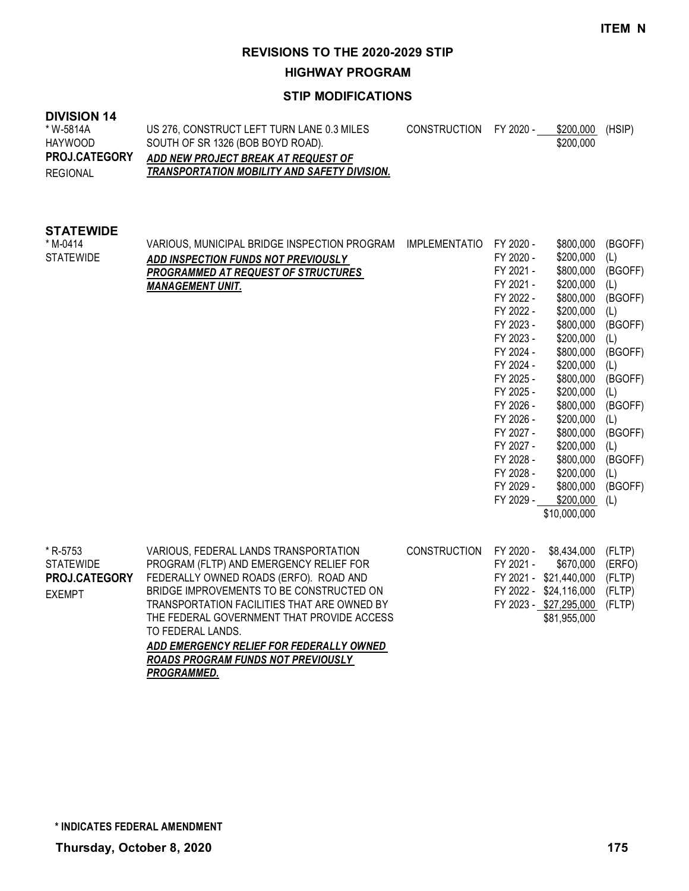**ITEM N**

# REVISIONS TO THE 2020-2029 STIP

## HIGHWAY PROGRAM

### STIP MODIFICATIONS

**DIVISION 14**

| | | | | | |
|---|---|---|---|---|---|
| * W-5814A<br>HAYWOOD<br>**PROJ.CATEGORY**<br>REGIONAL | US 276, CONSTRUCT LEFT TURN LANE 0.3 MILES SOUTH OF SR 1326 (BOB BOYD ROAD).<br>***ADD NEW PROJECT BREAK AT REQUEST OF TRANSPORTATION MOBILITY AND SAFETY DIVISION.*** | CONSTRUCTION | FY 2020 - | $200,000 | (HSIP) |
| | | | | $200,000 | |

**STATEWIDE**

| | | | | | |
|---|---|---|---|---|---|
| * M-0414<br>STATEWIDE | VARIOUS, MUNICIPAL BRIDGE INSPECTION PROGRAM<br>***ADD INSPECTION FUNDS NOT PREVIOUSLY PROGRAMMED AT REQUEST OF STRUCTURES MANAGEMENT UNIT.*** | IMPLEMENTATIO | FY 2020 - | $800,000 | (BGOFF) |
| | | | FY 2020 - | $200,000 | (L) |
| | | | FY 2021 - | $800,000 | (BGOFF) |
| | | | FY 2021 - | $200,000 | (L) |
| | | | FY 2022 - | $800,000 | (BGOFF) |
| | | | FY 2022 - | $200,000 | (L) |
| | | | FY 2023 - | $800,000 | (BGOFF) |
| | | | FY 2023 - | $200,000 | (L) |
| | | | FY 2024 - | $800,000 | (BGOFF) |
| | | | FY 2024 - | $200,000 | (L) |
| | | | FY 2025 - | $800,000 | (BGOFF) |
| | | | FY 2025 - | $200,000 | (L) |
| | | | FY 2026 - | $800,000 | (BGOFF) |
| | | | FY 2026 - | $200,000 | (L) |
| | | | FY 2027 - | $800,000 | (BGOFF) |
| | | | FY 2027 - | $200,000 | (L) |
| | | | FY 2028 - | $800,000 | (BGOFF) |
| | | | FY 2028 - | $200,000 | (L) |
| | | | FY 2029 - | $800,000 | (BGOFF) |
| | | | FY 2029 - | $200,000 | (L) |
| | | | | $10,000,000 | |
| * R-5753<br>STATEWIDE<br>**PROJ.CATEGORY**<br>EXEMPT | VARIOUS, FEDERAL LANDS TRANSPORTATION PROGRAM (FLTP) AND EMERGENCY RELIEF FOR FEDERALLY OWNED ROADS (ERFO). ROAD AND BRIDGE IMPROVEMENTS TO BE CONSTRUCTED ON TRANSPORTATION FACILITIES THAT ARE OWNED BY THE FEDERAL GOVERNMENT THAT PROVIDE ACCESS TO FEDERAL LANDS.<br>***ADD EMERGENCY RELIEF FOR FEDERALLY OWNED ROADS PROGRAM FUNDS NOT PREVIOUSLY PROGRAMMED.*** | CONSTRUCTION | FY 2020 - | $8,434,000 | (FLTP) |
| | | | FY 2021 - | $670,000 | (ERFO) |
| | | | FY 2021 - | $21,440,000 | (FLTP) |
| | | | FY 2022 - | $24,116,000 | (FLTP) |
| | | | FY 2023 - | $27,295,000 | (FLTP) |
| | | | | $81,955,000 | |

**\* INDICATES FEDERAL AMENDMENT**

**Thursday, October 8, 2020**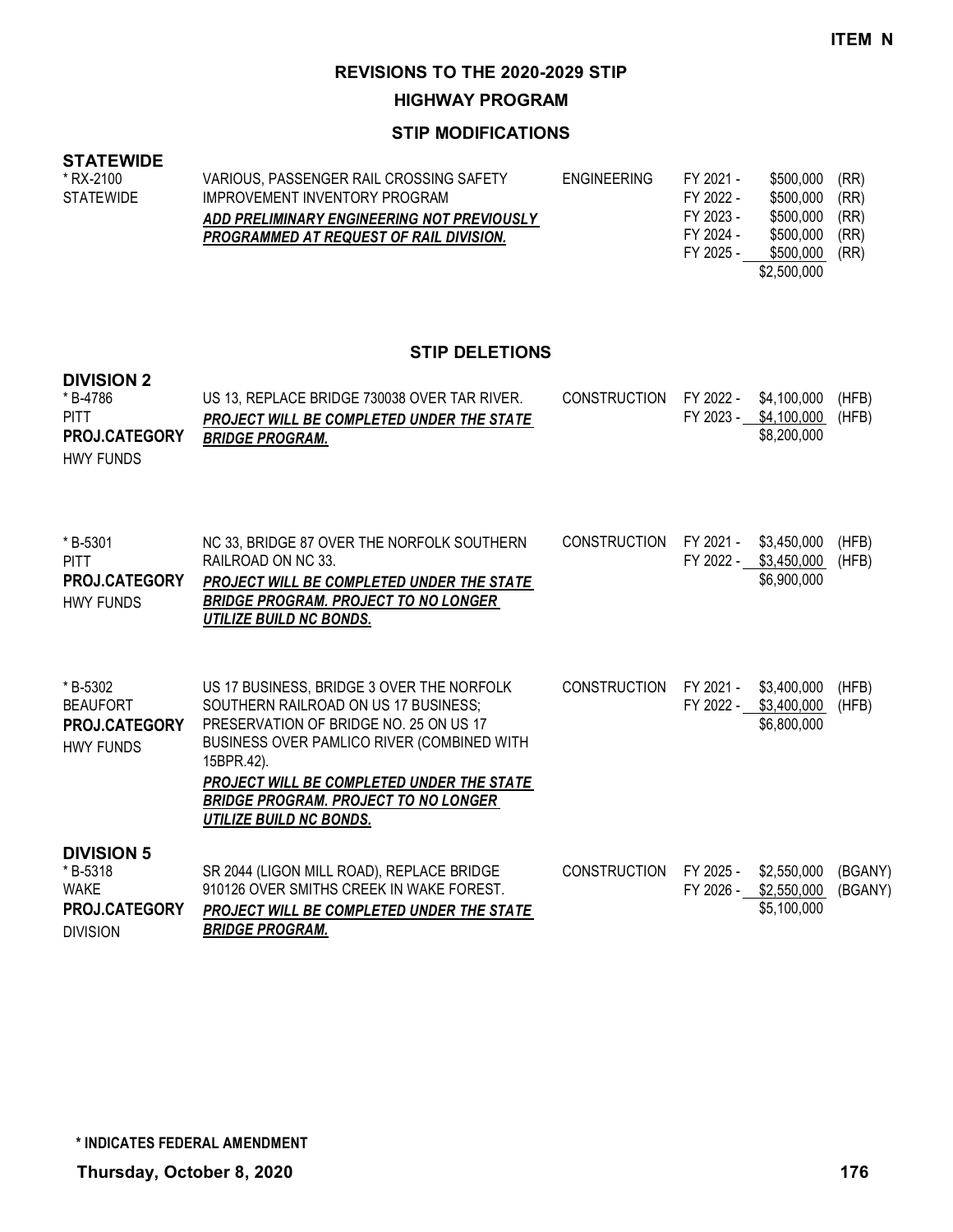**ITEM N**

# REVISIONS TO THE 2020-2029 STIP

## HIGHWAY PROGRAM

### STIP MODIFICATIONS

**STATEWIDE**

| | | | | | |
|---|---|---|---|---|---|
| * RX-2100<br>STATEWIDE | VARIOUS, PASSENGER RAIL CROSSING SAFETY IMPROVEMENT INVENTORY PROGRAM<br>***ADD PRELIMINARY ENGINEERING NOT PREVIOUSLY PROGRAMMED AT REQUEST OF RAIL DIVISION.*** | ENGINEERING | FY 2021 -<br>FY 2022 -<br>FY 2023 -<br>FY 2024 -<br>FY 2025 - | \$500,000<br>\$500,000<br>\$500,000<br>\$500,000<br>\$500,000<br>\$2,500,000 | (RR)<br>(RR)<br>(RR)<br>(RR)<br>(RR) |

### STIP DELETIONS

**DIVISION 2**

| | | | | | |
|---|---|---|---|---|---|
| * B-4786<br>PITT<br>**PROJ.CATEGORY**<br>HWY FUNDS | US 13, REPLACE BRIDGE 730038 OVER TAR RIVER.<br>***PROJECT WILL BE COMPLETED UNDER THE STATE BRIDGE PROGRAM.*** | CONSTRUCTION | FY 2022 -<br>FY 2023 - | \$4,100,000<br>\$4,100,000<br>\$8,200,000 | (HFB)<br>(HFB) |
| * B-5301<br>PITT<br>**PROJ.CATEGORY**<br>HWY FUNDS | NC 33, BRIDGE 87 OVER THE NORFOLK SOUTHERN RAILROAD ON NC 33.<br>***PROJECT WILL BE COMPLETED UNDER THE STATE BRIDGE PROGRAM. PROJECT TO NO LONGER UTILIZE BUILD NC BONDS.*** | CONSTRUCTION | FY 2021 -<br>FY 2022 - | \$3,450,000<br>\$3,450,000<br>\$6,900,000 | (HFB)<br>(HFB) |
| * B-5302<br>BEAUFORT<br>**PROJ.CATEGORY**<br>HWY FUNDS | US 17 BUSINESS, BRIDGE 3 OVER THE NORFOLK SOUTHERN RAILROAD ON US 17 BUSINESS; PRESERVATION OF BRIDGE NO. 25 ON US 17 BUSINESS OVER PAMLICO RIVER (COMBINED WITH 15BPR.42).<br>***PROJECT WILL BE COMPLETED UNDER THE STATE BRIDGE PROGRAM. PROJECT TO NO LONGER UTILIZE BUILD NC BONDS.*** | CONSTRUCTION | FY 2021 -<br>FY 2022 - | \$3,400,000<br>\$3,400,000<br>\$6,800,000 | (HFB)<br>(HFB) |

**DIVISION 5**

| | | | | | |
|---|---|---|---|---|---|
| * B-5318<br>WAKE<br>**PROJ.CATEGORY**<br>DIVISION | SR 2044 (LIGON MILL ROAD), REPLACE BRIDGE 910126 OVER SMITHS CREEK IN WAKE FOREST.<br>***PROJECT WILL BE COMPLETED UNDER THE STATE BRIDGE PROGRAM.*** | CONSTRUCTION | FY 2025 -<br>FY 2026 - | \$2,550,000<br>\$2,550,000<br>\$5,100,000 | (BGANY)<br>(BGANY) |

**\* INDICATES FEDERAL AMENDMENT**

**Thursday, October 8, 2020**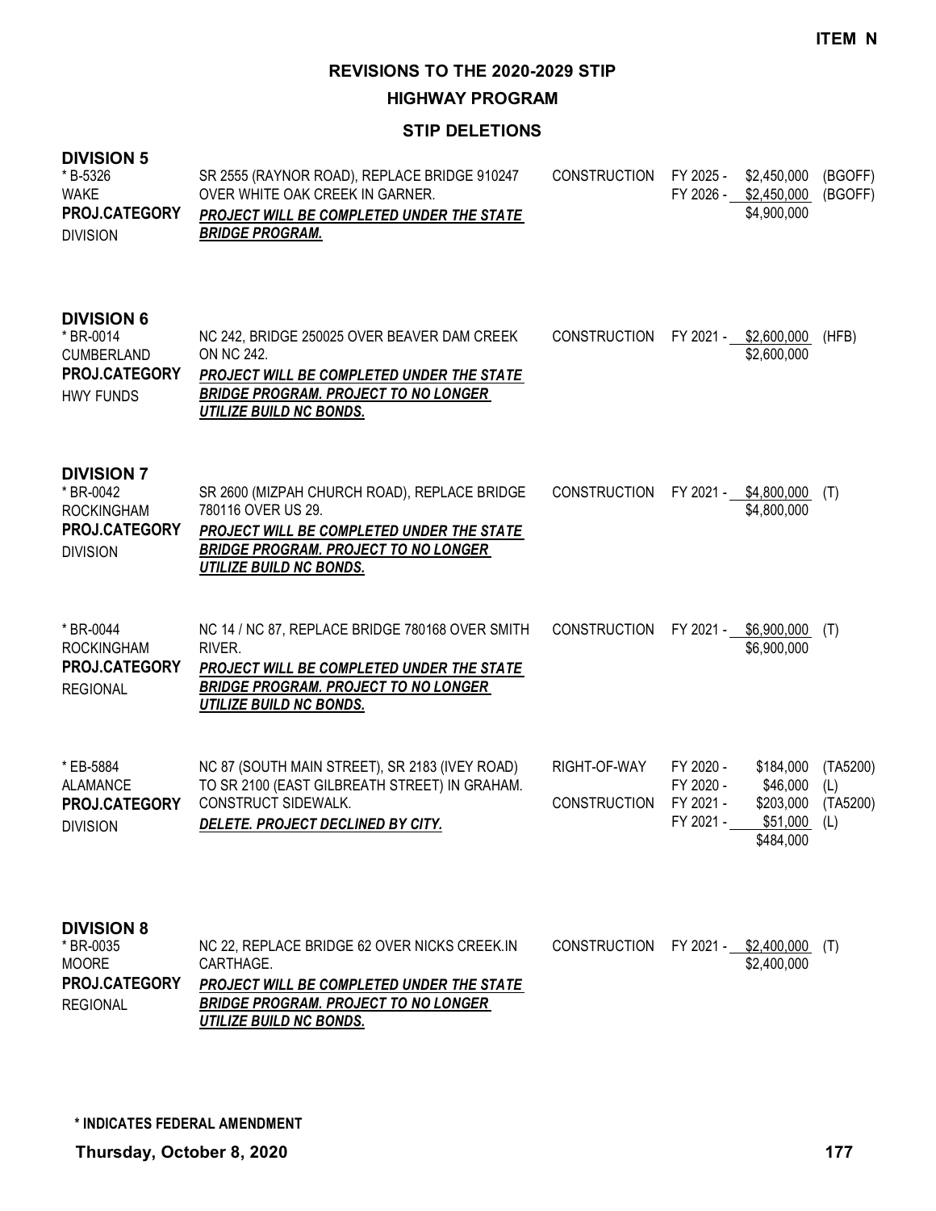**ITEM N**

## REVISIONS TO THE 2020-2029 STIP

### HIGHWAY PROGRAM

### STIP DELETIONS

**DIVISION 5**

| | | | | | |
|---|---|---|---|---|---|
| * B-5326<br>WAKE<br>**PROJ.CATEGORY**<br>DIVISION | SR 2555 (RAYNOR ROAD), REPLACE BRIDGE 910247 OVER WHITE OAK CREEK IN GARNER.<br>***PROJECT WILL BE COMPLETED UNDER THE STATE BRIDGE PROGRAM.*** | CONSTRUCTION | FY 2025 -<br>FY 2026 - | \$2,450,000<br>\$2,450,000<br>\$4,900,000 | (BGOFF)<br>(BGOFF) |

**DIVISION 6**

| | | | | | |
|---|---|---|---|---|---|
| * BR-0014<br>CUMBERLAND<br>**PROJ.CATEGORY**<br>HWY FUNDS | NC 242, BRIDGE 250025 OVER BEAVER DAM CREEK ON NC 242.<br>***PROJECT WILL BE COMPLETED UNDER THE STATE BRIDGE PROGRAM. PROJECT TO NO LONGER UTILIZE BUILD NC BONDS.*** | CONSTRUCTION | FY 2021 - | \$2,600,000<br>\$2,600,000 | (HFB) |

**DIVISION 7**

| | | | | | |
|---|---|---|---|---|---|
| * BR-0042<br>ROCKINGHAM<br>**PROJ.CATEGORY**<br>DIVISION | SR 2600 (MIZPAH CHURCH ROAD), REPLACE BRIDGE 780116 OVER US 29.<br>***PROJECT WILL BE COMPLETED UNDER THE STATE BRIDGE PROGRAM. PROJECT TO NO LONGER UTILIZE BUILD NC BONDS.*** | CONSTRUCTION | FY 2021 - | \$4,800,000<br>\$4,800,000 | (T) |
| * BR-0044<br>ROCKINGHAM<br>**PROJ.CATEGORY**<br>REGIONAL | NC 14 / NC 87, REPLACE BRIDGE 780168 OVER SMITH RIVER.<br>***PROJECT WILL BE COMPLETED UNDER THE STATE BRIDGE PROGRAM. PROJECT TO NO LONGER UTILIZE BUILD NC BONDS.*** | CONSTRUCTION | FY 2021 - | \$6,900,000<br>\$6,900,000 | (T) |
| * EB-5884<br>ALAMANCE<br>**PROJ.CATEGORY**<br>DIVISION | NC 87 (SOUTH MAIN STREET), SR 2183 (IVEY ROAD) TO SR 2100 (EAST GILBREATH STREET) IN GRAHAM. CONSTRUCT SIDEWALK.<br>***DELETE. PROJECT DECLINED BY CITY.*** | RIGHT-OF-WAY<br><br>CONSTRUCTION | FY 2020 -<br>FY 2020 -<br>FY 2021 -<br>FY 2021 - | \$184,000<br>\$46,000<br>\$203,000<br>\$51,000<br>\$484,000 | (TA5200)<br>(L)<br>(TA5200)<br>(L) |

**DIVISION 8**

| | | | | | |
|---|---|---|---|---|---|
| * BR-0035<br>MOORE<br>**PROJ.CATEGORY**<br>REGIONAL | NC 22, REPLACE BRIDGE 62 OVER NICKS CREEK.IN CARTHAGE.<br>***PROJECT WILL BE COMPLETED UNDER THE STATE BRIDGE PROGRAM. PROJECT TO NO LONGER UTILIZE BUILD NC BONDS.*** | CONSTRUCTION | FY 2021 - | \$2,400,000<br>\$2,400,000 | (T) |

**\* INDICATES FEDERAL AMENDMENT**

**Thursday, October 8, 2020**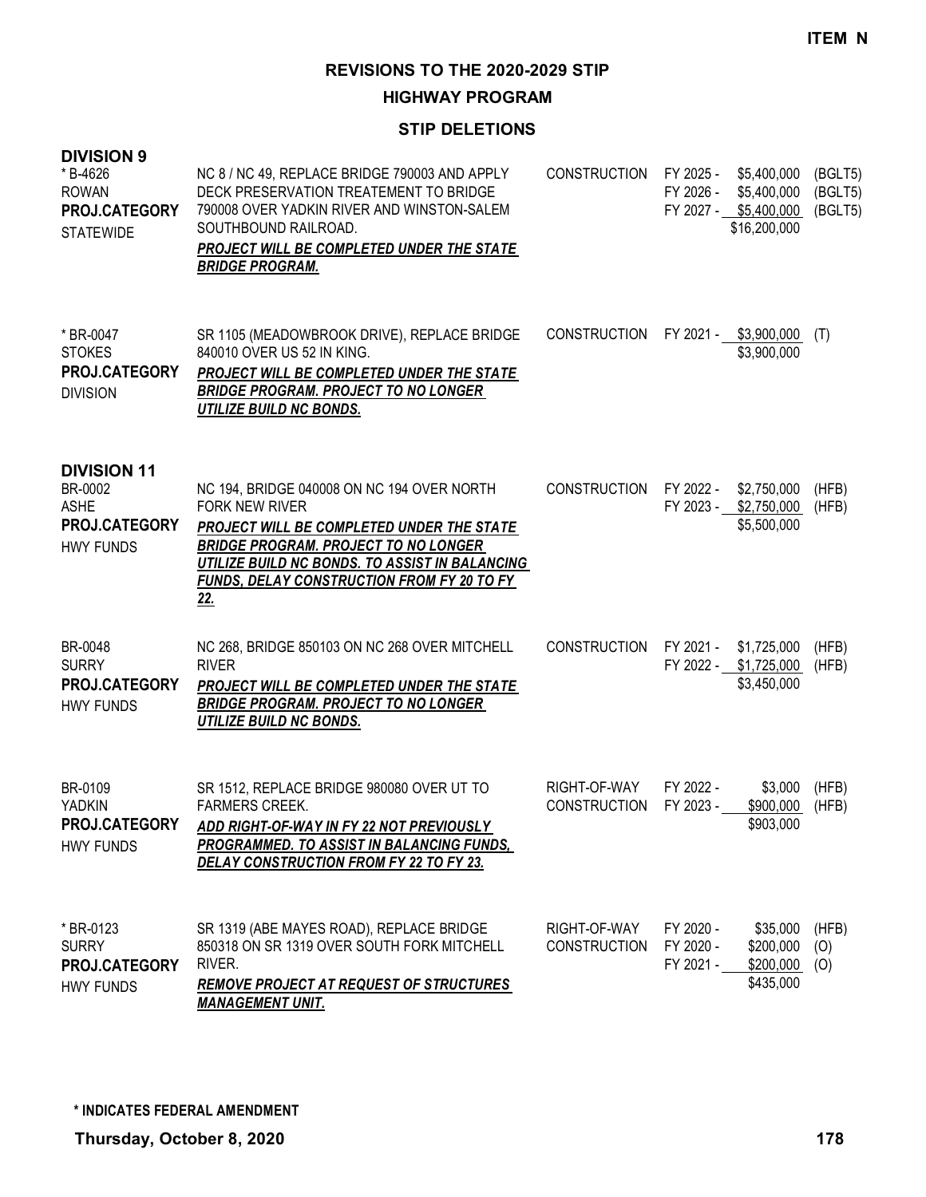**ITEM N**

## REVISIONS TO THE 2020-2029 STIP

### HIGHWAY PROGRAM

### STIP DELETIONS

### DIVISION 9

| Project | Description | Work Type | Fiscal Year | Amount | Fund |
|---|---|---|---|---|---|
| * B-4626<br>ROWAN<br>**PROJ.CATEGORY**<br>STATEWIDE | NC 8 / NC 49, REPLACE BRIDGE 790003 AND APPLY DECK PRESERVATION TREATEMENT TO BRIDGE 790008 OVER YADKIN RIVER AND WINSTON-SALEM SOUTHBOUND RAILROAD.<br>***PROJECT WILL BE COMPLETED UNDER THE STATE BRIDGE PROGRAM.*** | CONSTRUCTION | FY 2025 -<br>FY 2026 -<br>FY 2027 - | $5,400,000<br>$5,400,000<br>$5,400,000<br>$16,200,000 | (BGLT5)<br>(BGLT5)<br>(BGLT5) |
| * BR-0047<br>STOKES<br>**PROJ.CATEGORY**<br>DIVISION | SR 1105 (MEADOWBROOK DRIVE), REPLACE BRIDGE 840010 OVER US 52 IN KING.<br>***PROJECT WILL BE COMPLETED UNDER THE STATE BRIDGE PROGRAM. PROJECT TO NO LONGER UTILIZE BUILD NC BONDS.*** | CONSTRUCTION | FY 2021 - | $3,900,000<br>$3,900,000 | (T) |

### DIVISION 11

| Project | Description | Work Type | Fiscal Year | Amount | Fund |
|---|---|---|---|---|---|
| BR-0002<br>ASHE<br>**PROJ.CATEGORY**<br>HWY FUNDS | NC 194, BRIDGE 040008 ON NC 194 OVER NORTH FORK NEW RIVER<br>***PROJECT WILL BE COMPLETED UNDER THE STATE BRIDGE PROGRAM. PROJECT TO NO LONGER UTILIZE BUILD NC BONDS. TO ASSIST IN BALANCING FUNDS, DELAY CONSTRUCTION FROM FY 20 TO FY 22.*** | CONSTRUCTION | FY 2022 -<br>FY 2023 - | $2,750,000<br>$2,750,000<br>$5,500,000 | (HFB)<br>(HFB) |
| BR-0048<br>SURRY<br>**PROJ.CATEGORY**<br>HWY FUNDS | NC 268, BRIDGE 850103 ON NC 268 OVER MITCHELL RIVER<br>***PROJECT WILL BE COMPLETED UNDER THE STATE BRIDGE PROGRAM. PROJECT TO NO LONGER UTILIZE BUILD NC BONDS.*** | CONSTRUCTION | FY 2021 -<br>FY 2022 - | $1,725,000<br>$1,725,000<br>$3,450,000 | (HFB)<br>(HFB) |
| BR-0109<br>YADKIN<br>**PROJ.CATEGORY**<br>HWY FUNDS | SR 1512, REPLACE BRIDGE 980080 OVER UT TO FARMERS CREEK.<br>***ADD RIGHT-OF-WAY IN FY 22 NOT PREVIOUSLY PROGRAMMED. TO ASSIST IN BALANCING FUNDS, DELAY CONSTRUCTION FROM FY 22 TO FY 23.*** | RIGHT-OF-WAY<br>CONSTRUCTION | FY 2022 -<br>FY 2023 - | $3,000<br>$900,000<br>$903,000 | (HFB)<br>(HFB) |
| * BR-0123<br>SURRY<br>**PROJ.CATEGORY**<br>HWY FUNDS | SR 1319 (ABE MAYES ROAD), REPLACE BRIDGE 850318 ON SR 1319 OVER SOUTH FORK MITCHELL RIVER.<br>***REMOVE PROJECT AT REQUEST OF STRUCTURES MANAGEMENT UNIT.*** | RIGHT-OF-WAY<br>CONSTRUCTION | FY 2020 -<br>FY 2020 -<br>FY 2021 - | $35,000<br>$200,000<br>$200,000<br>$435,000 | (HFB)<br>(O)<br>(O) |

**\* INDICATES FEDERAL AMENDMENT**

**Thursday, October 8, 2020**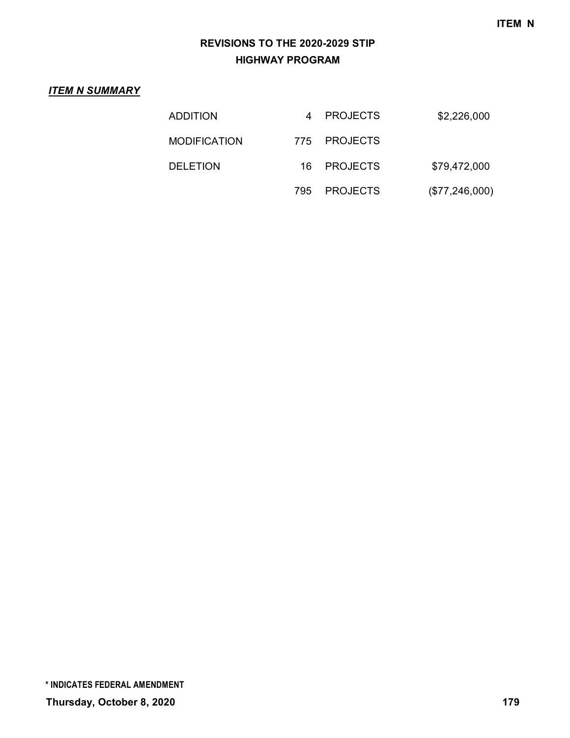**ITEM N**

**REVISIONS TO THE 2020-2029 STIP**
**HIGHWAY PROGRAM**

***ITEM N SUMMARY***

| | | | |
|---|---|---|---|
| ADDITION | 4 | PROJECTS | $2,226,000 |
| MODIFICATION | 775 | PROJECTS | |
| DELETION | 16 | PROJECTS | $79,472,000 |
| | 795 | PROJECTS | ($77,246,000) |

**\* INDICATES FEDERAL AMENDMENT**

**Thursday, October 8, 2020**